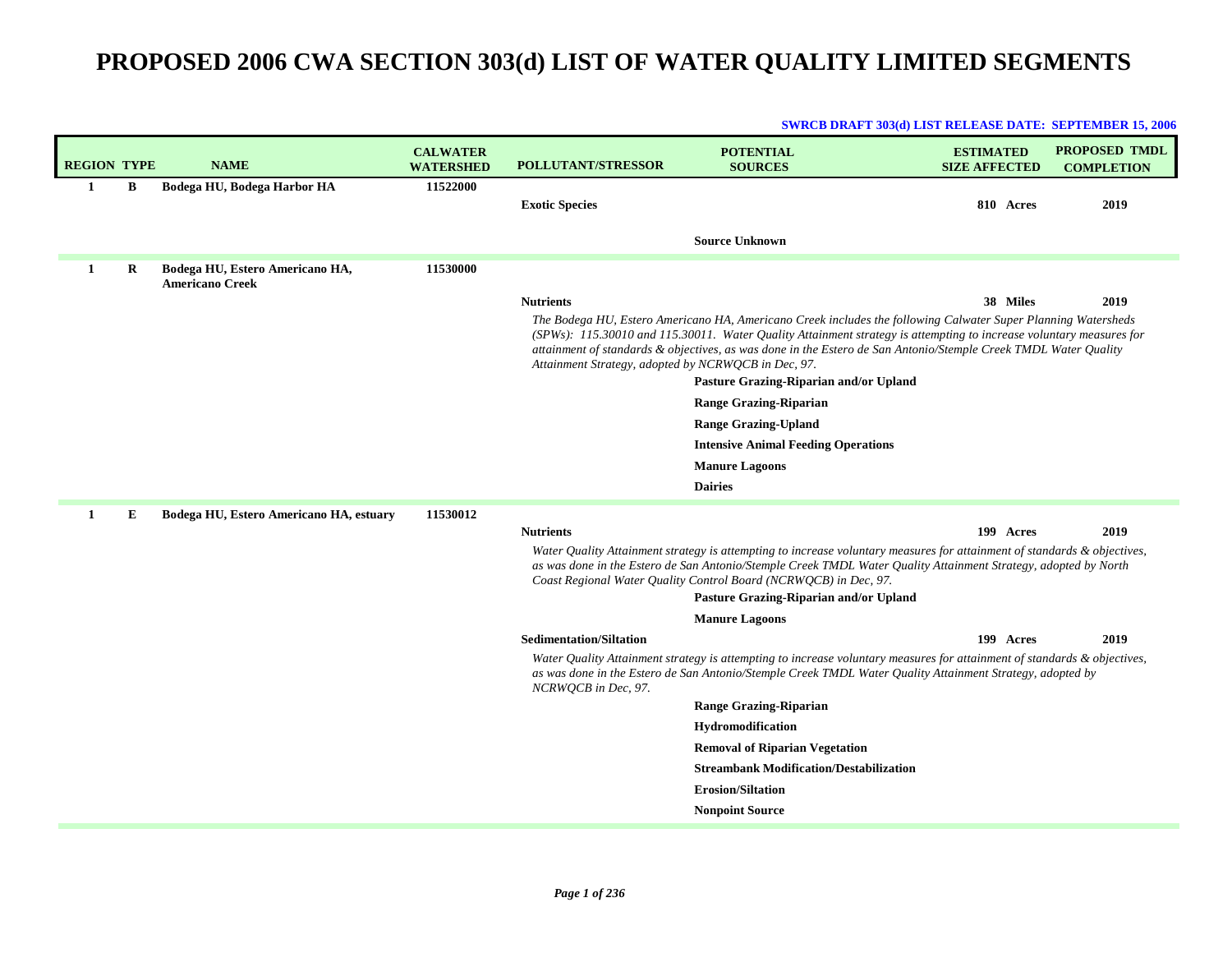# PROPOSED 2006 CWA SECTION 303(d) LIST OF WATER QUALITY LIMITED SEGMENTS

**SWRCB DRAFT 303(d) LIST RELEASE DATE: SEPTEMBER 15, 2006**

| REGION | TYPE | NAME | CALWATER WATERSHED | POLLUTANT/STRESSOR | POTENTIAL SOURCES | ESTIMATED SIZE AFFECTED | PROPOSED TMDL COMPLETION |
|---|---|---|---|---|---|---|---|
| **1** | **B** | **Bodega HU, Bodega Harbor HA** | **11522000** | | | | |
| | | | | **Exotic Species** | | **810 Acres** | **2019** |
| | | | | | **Source Unknown** | | |
| **1** | **R** | **Bodega HU, Estero Americano HA, Americano Creek** | **11530000** | | | | |
| | | | | **Nutrients** | | **38 Miles** | **2019** |
| | | | | *The Bodega HU, Estero Americano HA, Americano Creek includes the following Calwater Super Planning Watersheds (SPWs): 115.30010 and 115.30011. Water Quality Attainment strategy is attempting to increase voluntary measures for attainment of standards & objectives, as was done in the Estero de San Antonio/Stemple Creek TMDL Water Quality Attainment Strategy, adopted by NCRWQCB in Dec, 97.* | | | |
| | | | | | **Pasture Grazing-Riparian and/or Upland** | | |
| | | | | | **Range Grazing-Riparian** | | |
| | | | | | **Range Grazing-Upland** | | |
| | | | | | **Intensive Animal Feeding Operations** | | |
| | | | | | **Manure Lagoons** | | |
| | | | | | **Dairies** | | |
| **1** | **E** | **Bodega HU, Estero Americano HA, estuary** | **11530012** | | | | |
| | | | | **Nutrients** | | **199 Acres** | **2019** |
| | | | | *Water Quality Attainment strategy is attempting to increase voluntary measures for attainment of standards & objectives, as was done in the Estero de San Antonio/Stemple Creek TMDL Water Quality Attainment Strategy, adopted by North Coast Regional Water Quality Control Board (NCRWQCB) in Dec, 97.* | | | |
| | | | | | **Pasture Grazing-Riparian and/or Upland** | | |
| | | | | | **Manure Lagoons** | | |
| | | | | **Sedimentation/Siltation** | | **199 Acres** | **2019** |
| | | | | *Water Quality Attainment strategy is attempting to increase voluntary measures for attainment of standards & objectives, as was done in the Estero de San Antonio/Stemple Creek TMDL Water Quality Attainment Strategy, adopted by NCRWQCB in Dec, 97.* | | | |
| | | | | | **Range Grazing-Riparian** | | |
| | | | | | **Hydromodification** | | |
| | | | | | **Removal of Riparian Vegetation** | | |
| | | | | | **Streambank Modification/Destabilization** | | |
| | | | | | **Erosion/Siltation** | | |
| | | | | | **Nonpoint Source** | | |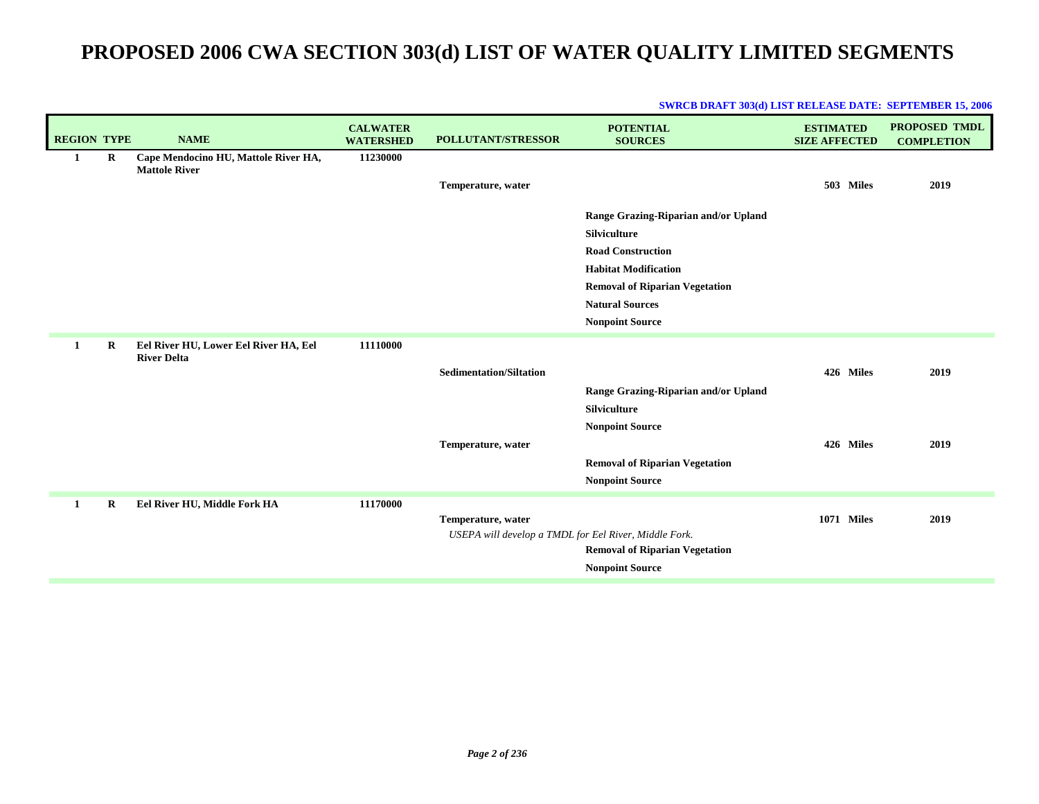# PROPOSED 2006 CWA SECTION 303(d) LIST OF WATER QUALITY LIMITED SEGMENTS

**SWRCB DRAFT 303(d) LIST RELEASE DATE: SEPTEMBER 15, 2006**

| REGION | TYPE | NAME | CALWATER WATERSHED | POLLUTANT/STRESSOR | POTENTIAL SOURCES | ESTIMATED SIZE AFFECTED | PROPOSED TMDL COMPLETION |
|---|---|---|---|---|---|---|---|
| 1 | R | Cape Mendocino HU, Mattole River HA, Mattole River | 11230000 | | | | |
| | | | | Temperature, water | | 503 Miles | 2019 |
| | | | | | Range Grazing-Riparian and/or Upland | | |
| | | | | | Silviculture | | |
| | | | | | Road Construction | | |
| | | | | | Habitat Modification | | |
| | | | | | Removal of Riparian Vegetation | | |
| | | | | | Natural Sources | | |
| | | | | | Nonpoint Source | | |
| 1 | R | Eel River HU, Lower Eel River HA, Eel River Delta | 11110000 | | | | |
| | | | | Sedimentation/Siltation | | 426 Miles | 2019 |
| | | | | | Range Grazing-Riparian and/or Upland | | |
| | | | | | Silviculture | | |
| | | | | | Nonpoint Source | | |
| | | | | Temperature, water | | 426 Miles | 2019 |
| | | | | | Removal of Riparian Vegetation | | |
| | | | | | Nonpoint Source | | |
| 1 | R | Eel River HU, Middle Fork HA | 11170000 | | | | |
| | | | | Temperature, water | | 1071 Miles | 2019 |
| | | | | *USEPA will develop a TMDL for Eel River, Middle Fork.* | | | |
| | | | | | Removal of Riparian Vegetation | | |
| | | | | | Nonpoint Source | | |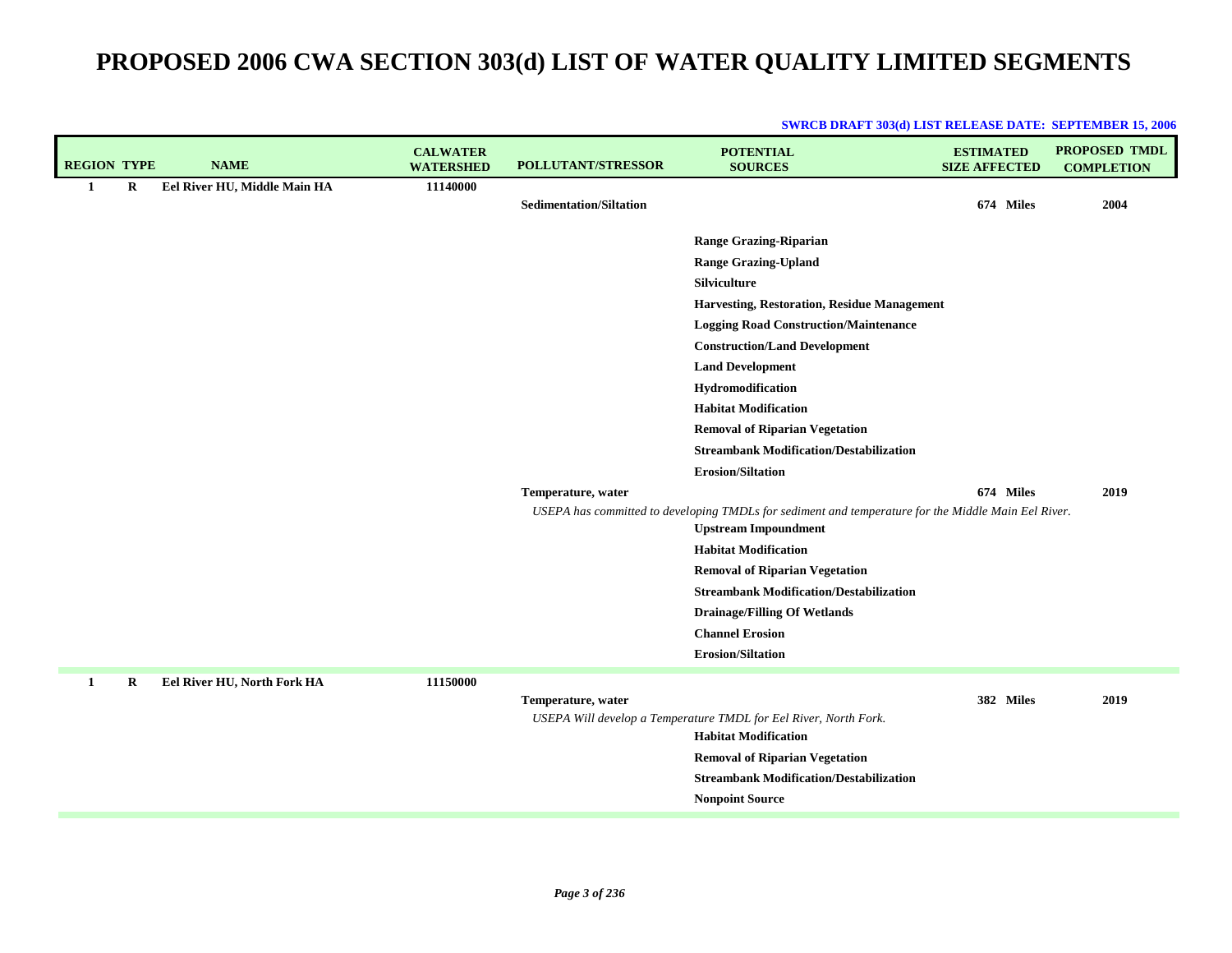# PROPOSED 2006 CWA SECTION 303(d) LIST OF WATER QUALITY LIMITED SEGMENTS

**SWRCB DRAFT 303(d) LIST RELEASE DATE: SEPTEMBER 15, 2006**

| REGION | TYPE | NAME | CALWATER WATERSHED | POLLUTANT/STRESSOR | POTENTIAL SOURCES | ESTIMATED SIZE AFFECTED | PROPOSED TMDL COMPLETION |
|---|---|---|---|---|---|---|---|
| 1 | R | Eel River HU, Middle Main HA | 11140000 | | | | |
| | | | | Sedimentation/Siltation | | 674 Miles | 2004 |
| | | | | | Range Grazing-Riparian | | |
| | | | | | Range Grazing-Upland | | |
| | | | | | Silviculture | | |
| | | | | | Harvesting, Restoration, Residue Management | | |
| | | | | | Logging Road Construction/Maintenance | | |
| | | | | | Construction/Land Development | | |
| | | | | | Land Development | | |
| | | | | | Hydromodification | | |
| | | | | | Habitat Modification | | |
| | | | | | Removal of Riparian Vegetation | | |
| | | | | | Streambank Modification/Destabilization | | |
| | | | | | Erosion/Siltation | | |
| | | | | Temperature, water<br>*USEPA has committed to developing TMDLs for sediment and temperature for the Middle Main Eel River.* | | 674 Miles | 2019 |
| | | | | | Upstream Impoundment | | |
| | | | | | Habitat Modification | | |
| | | | | | Removal of Riparian Vegetation | | |
| | | | | | Streambank Modification/Destabilization | | |
| | | | | | Drainage/Filling Of Wetlands | | |
| | | | | | Channel Erosion | | |
| | | | | | Erosion/Siltation | | |
| 1 | R | Eel River HU, North Fork HA | 11150000 | | | | |
| | | | | Temperature, water<br>*USEPA Will develop a Temperature TMDL for Eel River, North Fork.* | | 382 Miles | 2019 |
| | | | | | Habitat Modification | | |
| | | | | | Removal of Riparian Vegetation | | |
| | | | | | Streambank Modification/Destabilization | | |
| | | | | | Nonpoint Source | | |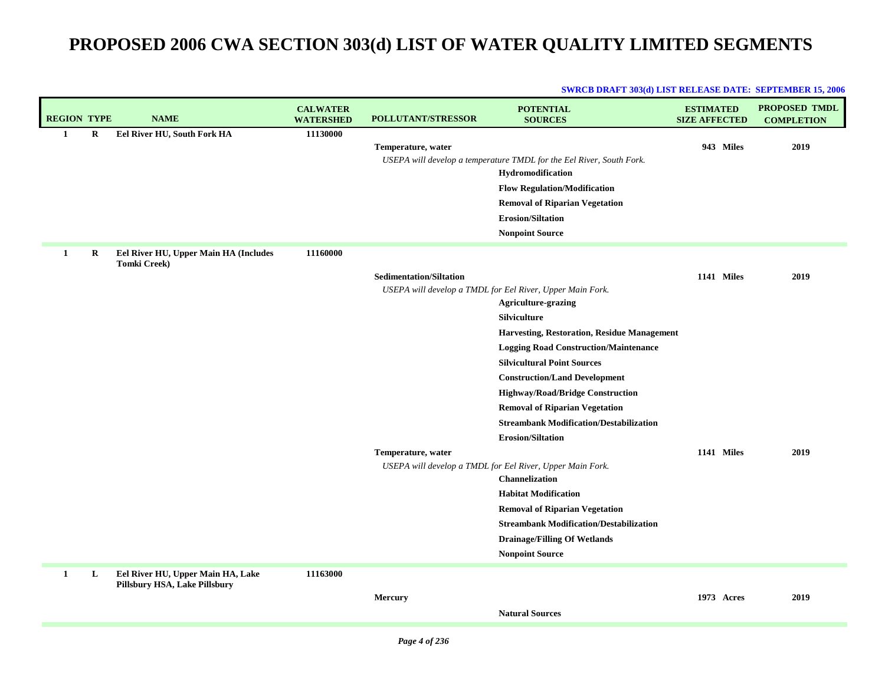# PROPOSED 2006 CWA SECTION 303(d) LIST OF WATER QUALITY LIMITED SEGMENTS

**SWRCB DRAFT 303(d) LIST RELEASE DATE: SEPTEMBER 15, 2006**

| REGION | TYPE | NAME | CALWATER WATERSHED | POLLUTANT/STRESSOR | POTENTIAL SOURCES | ESTIMATED SIZE AFFECTED | PROPOSED TMDL COMPLETION |
|---|---|---|---|---|---|---|---|
| **1** | **R** | **Eel River HU, South Fork HA** | **11130000** | | | | |
| | | | | **Temperature, water** | | **943 Miles** | **2019** |
| | | | | *USEPA will develop a temperature TMDL for the Eel River, South Fork.* | | | |
| | | | | | **Hydromodification** | | |
| | | | | | **Flow Regulation/Modification** | | |
| | | | | | **Removal of Riparian Vegetation** | | |
| | | | | | **Erosion/Siltation** | | |
| | | | | | **Nonpoint Source** | | |
| **1** | **R** | **Eel River HU, Upper Main HA (Includes Tomki Creek)** | **11160000** | | | | |
| | | | | **Sedimentation/Siltation** | | **1141 Miles** | **2019** |
| | | | | *USEPA will develop a TMDL for Eel River, Upper Main Fork.* | | | |
| | | | | | **Agriculture-grazing** | | |
| | | | | | **Silviculture** | | |
| | | | | | **Harvesting, Restoration, Residue Management** | | |
| | | | | | **Logging Road Construction/Maintenance** | | |
| | | | | | **Silvicultural Point Sources** | | |
| | | | | | **Construction/Land Development** | | |
| | | | | | **Highway/Road/Bridge Construction** | | |
| | | | | | **Removal of Riparian Vegetation** | | |
| | | | | | **Streambank Modification/Destabilization** | | |
| | | | | | **Erosion/Siltation** | | |
| | | | | **Temperature, water** | | **1141 Miles** | **2019** |
| | | | | *USEPA will develop a TMDL for Eel River, Upper Main Fork.* | | | |
| | | | | | **Channelization** | | |
| | | | | | **Habitat Modification** | | |
| | | | | | **Removal of Riparian Vegetation** | | |
| | | | | | **Streambank Modification/Destabilization** | | |
| | | | | | **Drainage/Filling Of Wetlands** | | |
| | | | | | **Nonpoint Source** | | |
| **1** | **L** | **Eel River HU, Upper Main HA, Lake Pillsbury HSA, Lake Pillsbury** | **11163000** | | | | |
| | | | | **Mercury** | | **1973 Acres** | **2019** |
| | | | | | **Natural Sources** | | |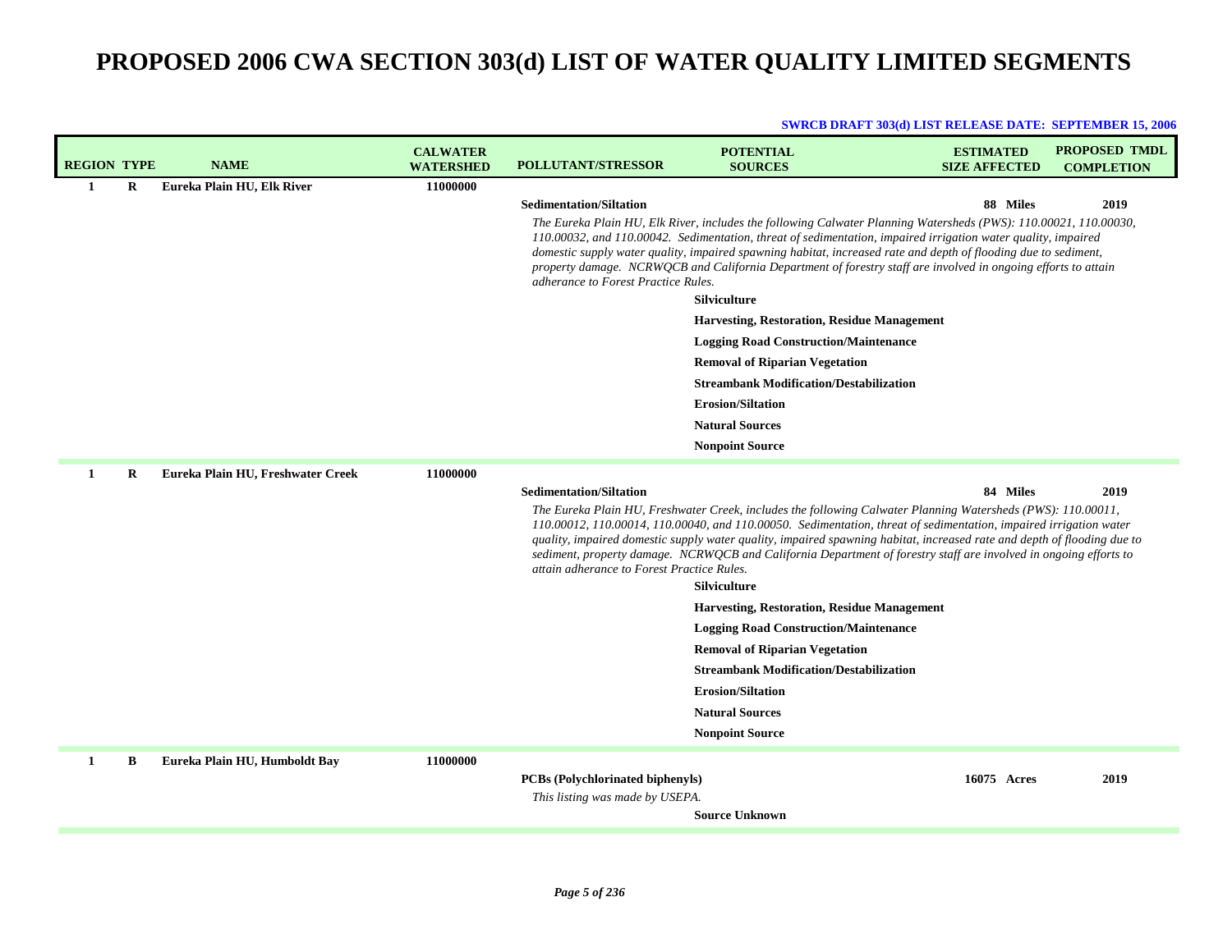# PROPOSED 2006 CWA SECTION 303(d) LIST OF WATER QUALITY LIMITED SEGMENTS

**SWRCB DRAFT 303(d) LIST RELEASE DATE: SEPTEMBER 15, 2006**

| REGION | TYPE | NAME | CALWATER WATERSHED | POLLUTANT/STRESSOR | POTENTIAL SOURCES | ESTIMATED SIZE AFFECTED | PROPOSED TMDL COMPLETION |
|---|---|---|---|---|---|---|---|
| 1 | R | Eureka Plain HU, Elk River | 11000000 | | | | |
| | | | | **Sedimentation/Siltation** | | 88 Miles | 2019 |
| | | | | *The Eureka Plain HU, Elk River, includes the following Calwater Planning Watersheds (PWS): 110.00021, 110.00030, 110.00032, and 110.00042. Sedimentation, threat of sedimentation, impaired irrigation water quality, impaired domestic supply water quality, impaired spawning habitat, increased rate and depth of flooding due to sediment, property damage. NCRWQCB and California Department of forestry staff are involved in ongoing efforts to attain adherance to Forest Practice Rules.* | | | |
| | | | | | Silviculture | | |
| | | | | | Harvesting, Restoration, Residue Management | | |
| | | | | | Logging Road Construction/Maintenance | | |
| | | | | | Removal of Riparian Vegetation | | |
| | | | | | Streambank Modification/Destabilization | | |
| | | | | | Erosion/Siltation | | |
| | | | | | Natural Sources | | |
| | | | | | Nonpoint Source | | |
| 1 | R | Eureka Plain HU, Freshwater Creek | 11000000 | | | | |
| | | | | **Sedimentation/Siltation** | | 84 Miles | 2019 |
| | | | | *The Eureka Plain HU, Freshwater Creek, includes the following Calwater Planning Watersheds (PWS): 110.00011, 110.00012, 110.00014, 110.00040, and 110.00050. Sedimentation, threat of sedimentation, impaired irrigation water quality, impaired domestic supply water quality, impaired spawning habitat, increased rate and depth of flooding due to sediment, property damage. NCRWQCB and California Department of forestry staff are involved in ongoing efforts to attain adherance to Forest Practice Rules.* | | | |
| | | | | | Silviculture | | |
| | | | | | Harvesting, Restoration, Residue Management | | |
| | | | | | Logging Road Construction/Maintenance | | |
| | | | | | Removal of Riparian Vegetation | | |
| | | | | | Streambank Modification/Destabilization | | |
| | | | | | Erosion/Siltation | | |
| | | | | | Natural Sources | | |
| | | | | | Nonpoint Source | | |
| 1 | B | Eureka Plain HU, Humboldt Bay | 11000000 | | | | |
| | | | | **PCBs (Polychlorinated biphenyls)** | | 16075 Acres | 2019 |
| | | | | *This listing was made by USEPA.* | | | |
| | | | | | Source Unknown | | |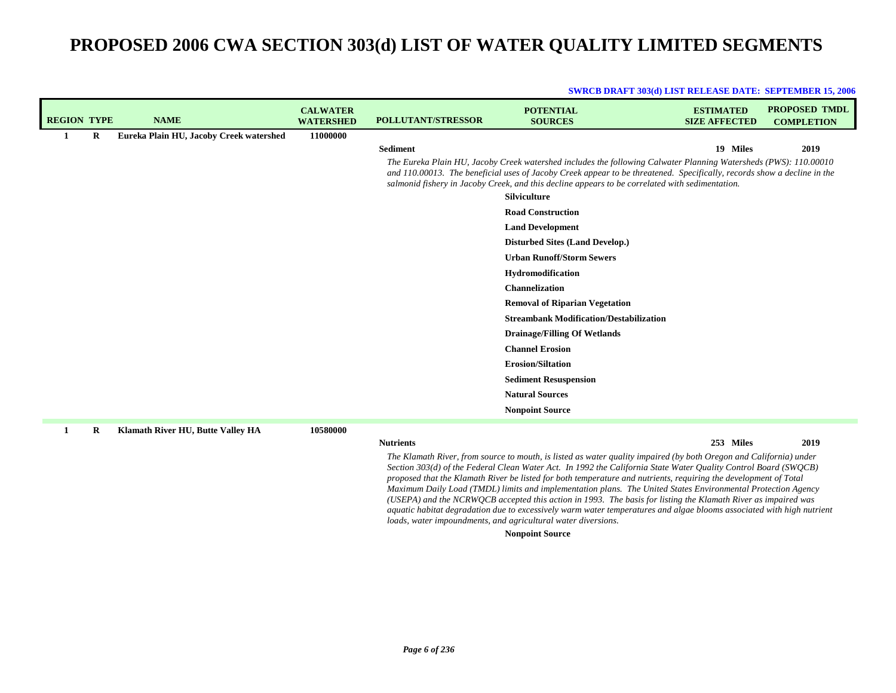# PROPOSED 2006 CWA SECTION 303(d) LIST OF WATER QUALITY LIMITED SEGMENTS

**SWRCB DRAFT 303(d) LIST RELEASE DATE: SEPTEMBER 15, 2006**

| REGION | TYPE | NAME | CALWATER WATERSHED | POLLUTANT/STRESSOR | POTENTIAL SOURCES | ESTIMATED SIZE AFFECTED | PROPOSED TMDL COMPLETION |
|---|---|---|---|---|---|---|---|
| **1** | **R** | **Eureka Plain HU, Jacoby Creek watershed** | **11000000** | | | | |
| | | | | **Sediment** | | **19 Miles** | **2019** |
| | | | | *The Eureka Plain HU, Jacoby Creek watershed includes the following Calwater Planning Watersheds (PWS): 110.00010 and 110.00013. The beneficial uses of Jacoby Creek appear to be threatened. Specifically, records show a decline in the salmonid fishery in Jacoby Creek, and this decline appears to be correlated with sedimentation.* | | | |
| | | | | | **Silviculture** | | |
| | | | | | **Road Construction** | | |
| | | | | | **Land Development** | | |
| | | | | | **Disturbed Sites (Land Develop.)** | | |
| | | | | | **Urban Runoff/Storm Sewers** | | |
| | | | | | **Hydromodification** | | |
| | | | | | **Channelization** | | |
| | | | | | **Removal of Riparian Vegetation** | | |
| | | | | | **Streambank Modification/Destabilization** | | |
| | | | | | **Drainage/Filling Of Wetlands** | | |
| | | | | | **Channel Erosion** | | |
| | | | | | **Erosion/Siltation** | | |
| | | | | | **Sediment Resuspension** | | |
| | | | | | **Natural Sources** | | |
| | | | | | **Nonpoint Source** | | |
| **1** | **R** | **Klamath River HU, Butte Valley HA** | **10580000** | | | | |
| | | | | **Nutrients** | | **253 Miles** | **2019** |
| | | | | *The Klamath River, from source to mouth, is listed as water quality impaired (by both Oregon and California) under Section 303(d) of the Federal Clean Water Act. In 1992 the California State Water Quality Control Board (SWQCB) proposed that the Klamath River be listed for both temperature and nutrients, requiring the development of Total Maximum Daily Load (TMDL) limits and implementation plans. The United States Environmental Protection Agency (USEPA) and the NCRWQCB accepted this action in 1993. The basis for listing the Klamath River as impaired was aquatic habitat degradation due to excessively warm water temperatures and algae blooms associated with high nutrient loads, water impoundments, and agricultural water diversions.* | | | |
| | | | | | **Nonpoint Source** | | |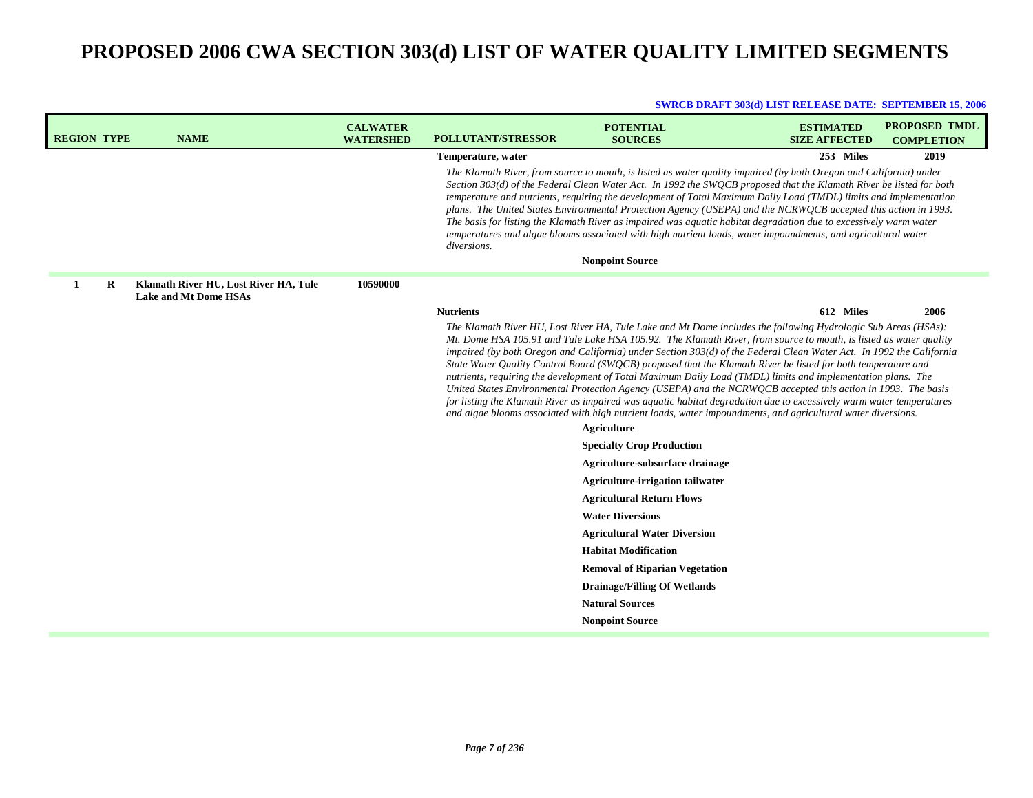# PROPOSED 2006 CWA SECTION 303(d) LIST OF WATER QUALITY LIMITED SEGMENTS

**SWRCB DRAFT 303(d) LIST RELEASE DATE: SEPTEMBER 15, 2006**

| REGION | TYPE | NAME | CALWATER WATERSHED | POLLUTANT/STRESSOR | POTENTIAL SOURCES | ESTIMATED SIZE AFFECTED | PROPOSED TMDL COMPLETION |
|---|---|---|---|---|---|---|---|
| | | | | **Temperature, water** | | **253 Miles** | **2019** |
| | | | | *The Klamath River, from source to mouth, is listed as water quality impaired (by both Oregon and California) under Section 303(d) of the Federal Clean Water Act. In 1992 the SWQCB proposed that the Klamath River be listed for both temperature and nutrients, requiring the development of Total Maximum Daily Load (TMDL) limits and implementation plans. The United States Environmental Protection Agency (USEPA) and the NCRWQCB accepted this action in 1993. The basis for listing the Klamath River as impaired was aquatic habitat degradation due to excessively warm water temperatures and algae blooms associated with high nutrient loads, water impoundments, and agricultural water diversions.* | | | |
| | | | | | **Nonpoint Source** | | |
| **1** | **R** | **Klamath River HU, Lost River HA, Tule Lake and Mt Dome HSAs** | **10590000** | | | | |
| | | | | **Nutrients** | | **612 Miles** | **2006** |
| | | | | *The Klamath River HU, Lost River HA, Tule Lake and Mt Dome includes the following Hydrologic Sub Areas (HSAs): Mt. Dome HSA 105.91 and Tule Lake HSA 105.92. The Klamath River, from source to mouth, is listed as water quality impaired (by both Oregon and California) under Section 303(d) of the Federal Clean Water Act. In 1992 the California State Water Quality Control Board (SWQCB) proposed that the Klamath River be listed for both temperature and nutrients, requiring the development of Total Maximum Daily Load (TMDL) limits and implementation plans. The United States Environmental Protection Agency (USEPA) and the NCRWQCB accepted this action in 1993. The basis for listing the Klamath River as impaired was aquatic habitat degradation due to excessively warm water temperatures and algae blooms associated with high nutrient loads, water impoundments, and agricultural water diversions.* | | | |
| | | | | | **Agriculture** | | |
| | | | | | **Specialty Crop Production** | | |
| | | | | | **Agriculture-subsurface drainage** | | |
| | | | | | **Agriculture-irrigation tailwater** | | |
| | | | | | **Agricultural Return Flows** | | |
| | | | | | **Water Diversions** | | |
| | | | | | **Agricultural Water Diversion** | | |
| | | | | | **Habitat Modification** | | |
| | | | | | **Removal of Riparian Vegetation** | | |
| | | | | | **Drainage/Filling Of Wetlands** | | |
| | | | | | **Natural Sources** | | |
| | | | | | **Nonpoint Source** | | |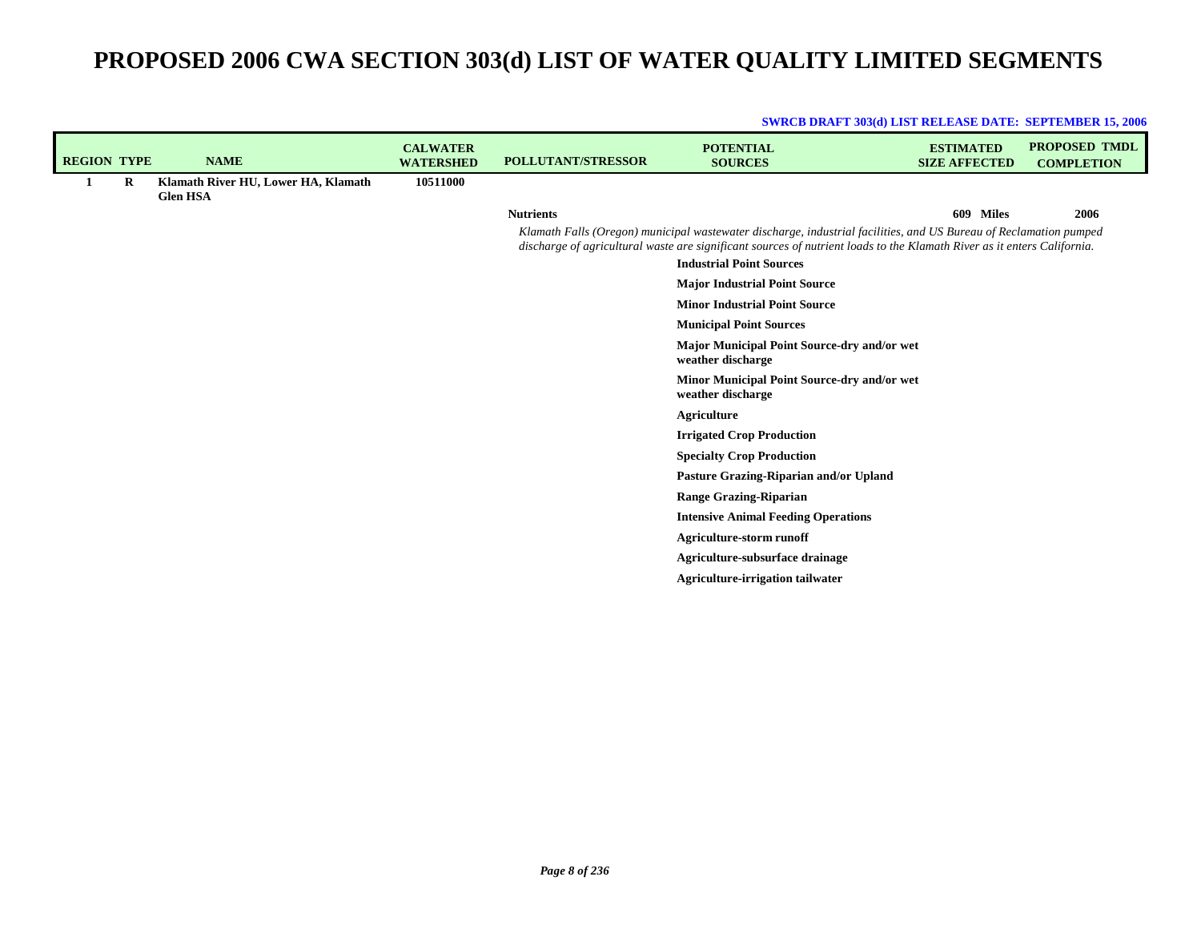# PROPOSED 2006 CWA SECTION 303(d) LIST OF WATER QUALITY LIMITED SEGMENTS

**SWRCB DRAFT 303(d) LIST RELEASE DATE: SEPTEMBER 15, 2006**

| REGION | TYPE | NAME | CALWATER WATERSHED | POLLUTANT/STRESSOR | POTENTIAL SOURCES | ESTIMATED SIZE AFFECTED | PROPOSED TMDL COMPLETION |
|---|---|---|---|---|---|---|---|
| 1 | R | Klamath River HU, Lower HA, Klamath Glen HSA | 10511000 | | | | |
| | | | | Nutrients | | 609 Miles | 2006 |
| | | | | *Klamath Falls (Oregon) municipal wastewater discharge, industrial facilities, and US Bureau of Reclamation pumped discharge of agricultural waste are significant sources of nutrient loads to the Klamath River as it enters California.* | | | |
| | | | | | Industrial Point Sources | | |
| | | | | | Major Industrial Point Source | | |
| | | | | | Minor Industrial Point Source | | |
| | | | | | Municipal Point Sources | | |
| | | | | | Major Municipal Point Source-dry and/or wet weather discharge | | |
| | | | | | Minor Municipal Point Source-dry and/or wet weather discharge | | |
| | | | | | Agriculture | | |
| | | | | | Irrigated Crop Production | | |
| | | | | | Specialty Crop Production | | |
| | | | | | Pasture Grazing-Riparian and/or Upland | | |
| | | | | | Range Grazing-Riparian | | |
| | | | | | Intensive Animal Feeding Operations | | |
| | | | | | Agriculture-storm runoff | | |
| | | | | | Agriculture-subsurface drainage | | |
| | | | | | Agriculture-irrigation tailwater | | |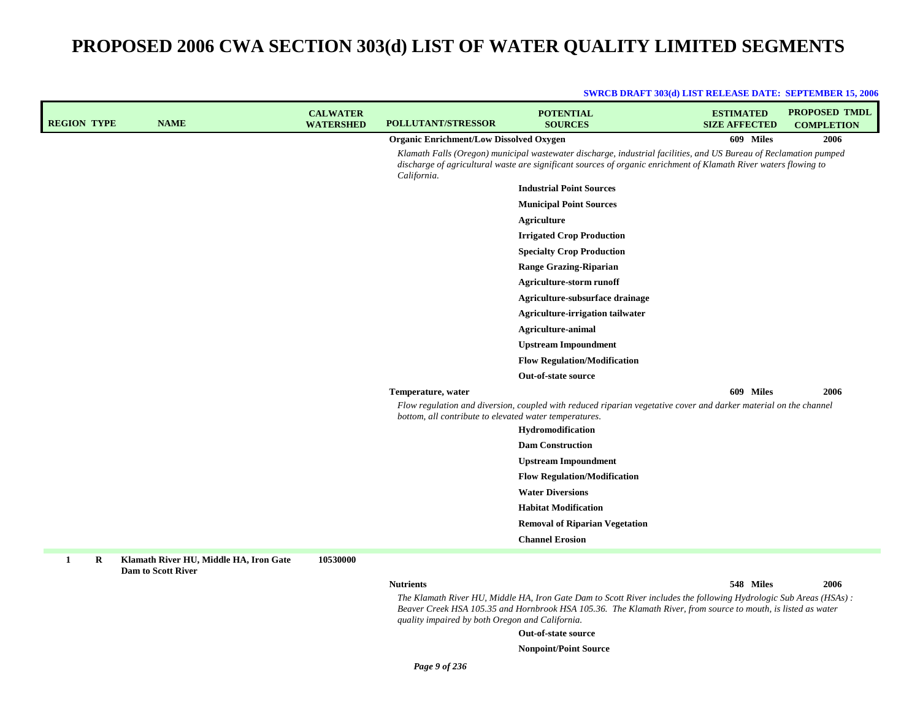# PROPOSED 2006 CWA SECTION 303(d) LIST OF WATER QUALITY LIMITED SEGMENTS

**SWRCB DRAFT 303(d) LIST RELEASE DATE: SEPTEMBER 15, 2006**

| REGION | TYPE | NAME | CALWATER WATERSHED | POLLUTANT/STRESSOR | POTENTIAL SOURCES | ESTIMATED SIZE AFFECTED | PROPOSED TMDL COMPLETION |
|---|---|---|---|---|---|---|---|
| | | | | **Organic Enrichment/Low Dissolved Oxygen** | | **609 Miles** | **2006** |
| | | | | *Klamath Falls (Oregon) municipal wastewater discharge, industrial facilities, and US Bureau of Reclamation pumped discharge of agricultural waste are significant sources of organic enrichment of Klamath River waters flowing to California.* | | | |
| | | | | | **Industrial Point Sources** | | |
| | | | | | **Municipal Point Sources** | | |
| | | | | | **Agriculture** | | |
| | | | | | **Irrigated Crop Production** | | |
| | | | | | **Specialty Crop Production** | | |
| | | | | | **Range Grazing-Riparian** | | |
| | | | | | **Agriculture-storm runoff** | | |
| | | | | | **Agriculture-subsurface drainage** | | |
| | | | | | **Agriculture-irrigation tailwater** | | |
| | | | | | **Agriculture-animal** | | |
| | | | | | **Upstream Impoundment** | | |
| | | | | | **Flow Regulation/Modification** | | |
| | | | | | **Out-of-state source** | | |
| | | | | **Temperature, water** | | **609 Miles** | **2006** |
| | | | | *Flow regulation and diversion, coupled with reduced riparian vegetative cover and darker material on the channel bottom, all contribute to elevated water temperatures.* | | | |
| | | | | | **Hydromodification** | | |
| | | | | | **Dam Construction** | | |
| | | | | | **Upstream Impoundment** | | |
| | | | | | **Flow Regulation/Modification** | | |
| | | | | | **Water Diversions** | | |
| | | | | | **Habitat Modification** | | |
| | | | | | **Removal of Riparian Vegetation** | | |
| | | | | | **Channel Erosion** | | |
| **1** | **R** | **Klamath River HU, Middle HA, Iron Gate Dam to Scott River** | **10530000** | | | | |
| | | | | **Nutrients** | | **548 Miles** | **2006** |
| | | | | *The Klamath River HU, Middle HA, Iron Gate Dam to Scott River includes the following Hydrologic Sub Areas (HSAs) : Beaver Creek HSA 105.35 and Hornbrook HSA 105.36. The Klamath River, from source to mouth, is listed as water quality impaired by both Oregon and California.* | | | |
| | | | | | **Out-of-state source** | | |
| | | | | | **Nonpoint/Point Source** | | |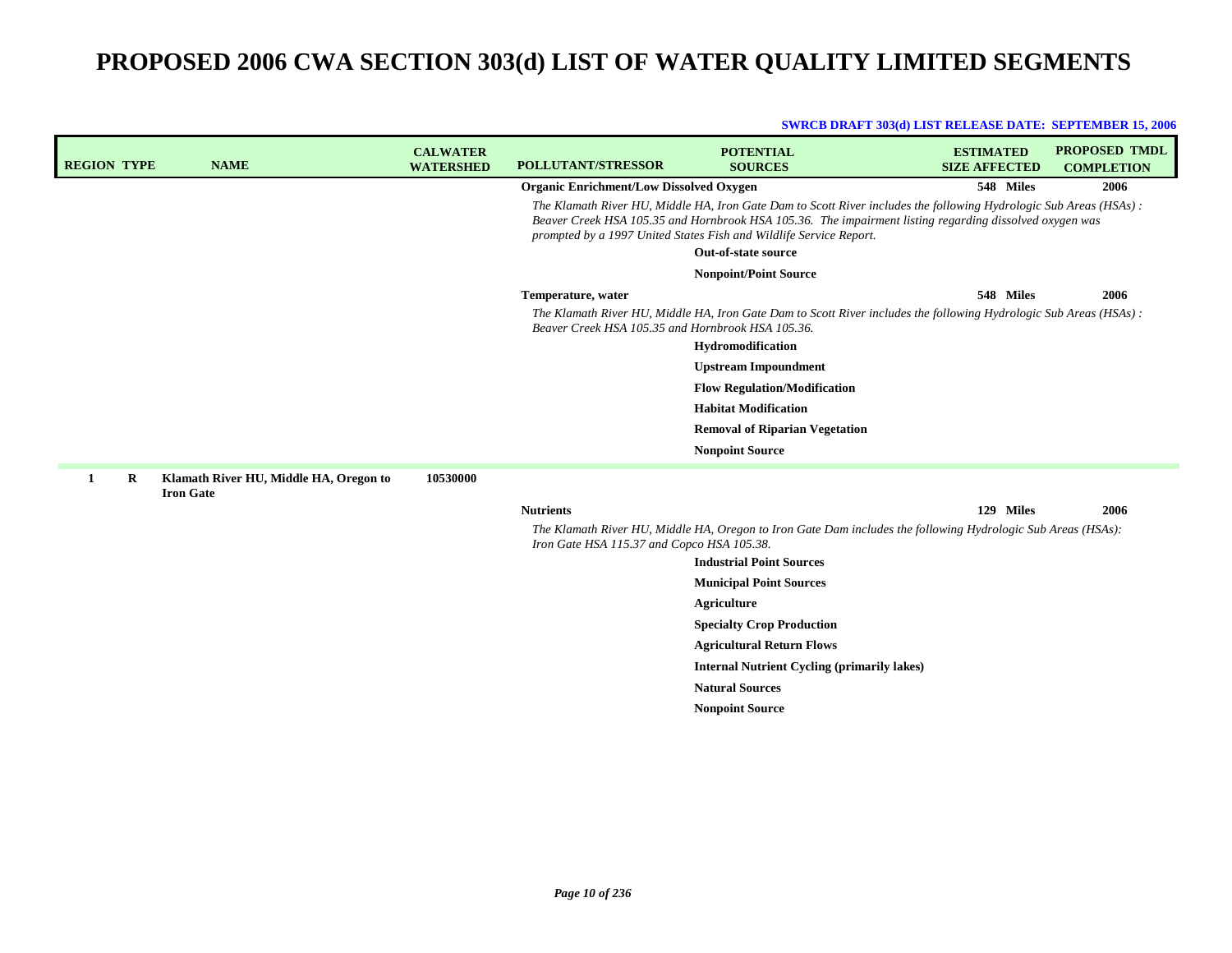# PROPOSED 2006 CWA SECTION 303(d) LIST OF WATER QUALITY LIMITED SEGMENTS

**SWRCB DRAFT 303(d) LIST RELEASE DATE: SEPTEMBER 15, 2006**

| REGION | TYPE | NAME | CALWATER WATERSHED | POLLUTANT/STRESSOR | POTENTIAL SOURCES | ESTIMATED SIZE AFFECTED | PROPOSED TMDL COMPLETION |
|---|---|---|---|---|---|---|---|
| | | | | **Organic Enrichment/Low Dissolved Oxygen** | | **548 Miles** | **2006** |
| | | | | *The Klamath River HU, Middle HA, Iron Gate Dam to Scott River includes the following Hydrologic Sub Areas (HSAs) : Beaver Creek HSA 105.35 and Hornbrook HSA 105.36. The impairment listing regarding dissolved oxygen was prompted by a 1997 United States Fish and Wildlife Service Report.* | | | |
| | | | | | **Out-of-state source** | | |
| | | | | | **Nonpoint/Point Source** | | |
| | | | | **Temperature, water** | | **548 Miles** | **2006** |
| | | | | *The Klamath River HU, Middle HA, Iron Gate Dam to Scott River includes the following Hydrologic Sub Areas (HSAs) : Beaver Creek HSA 105.35 and Hornbrook HSA 105.36.* | | | |
| | | | | | **Hydromodification** | | |
| | | | | | **Upstream Impoundment** | | |
| | | | | | **Flow Regulation/Modification** | | |
| | | | | | **Habitat Modification** | | |
| | | | | | **Removal of Riparian Vegetation** | | |
| | | | | | **Nonpoint Source** | | |
| **1** | **R** | **Klamath River HU, Middle HA, Oregon to Iron Gate** | **10530000** | | | | |
| | | | | **Nutrients** | | **129 Miles** | **2006** |
| | | | | *The Klamath River HU, Middle HA, Oregon to Iron Gate Dam includes the following Hydrologic Sub Areas (HSAs): Iron Gate HSA 115.37 and Copco HSA 105.38.* | | | |
| | | | | | **Industrial Point Sources** | | |
| | | | | | **Municipal Point Sources** | | |
| | | | | | **Agriculture** | | |
| | | | | | **Specialty Crop Production** | | |
| | | | | | **Agricultural Return Flows** | | |
| | | | | | **Internal Nutrient Cycling (primarily lakes)** | | |
| | | | | | **Natural Sources** | | |
| | | | | | **Nonpoint Source** | | |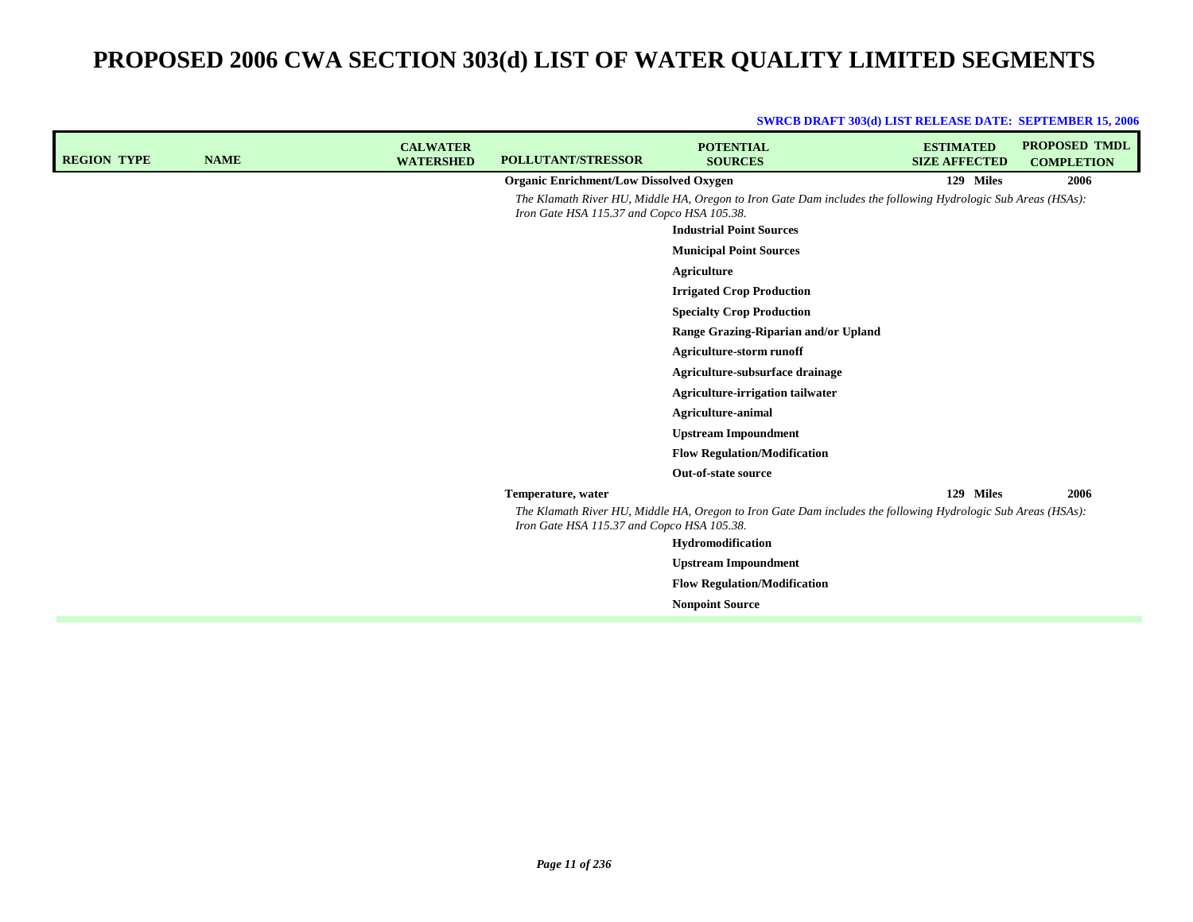# PROPOSED 2006 CWA SECTION 303(d) LIST OF WATER QUALITY LIMITED SEGMENTS

**SWRCB DRAFT 303(d) LIST RELEASE DATE: SEPTEMBER 15, 2006**

| REGION | TYPE | NAME | CALWATER WATERSHED | POLLUTANT/STRESSOR | POTENTIAL SOURCES | ESTIMATED SIZE AFFECTED | PROPOSED TMDL COMPLETION |
|---|---|---|---|---|---|---|---|
| | | | | **Organic Enrichment/Low Dissolved Oxygen** | | **129 Miles** | **2006** |
| | | | | *The Klamath River HU, Middle HA, Oregon to Iron Gate Dam includes the following Hydrologic Sub Areas (HSAs): Iron Gate HSA 115.37 and Copco HSA 105.38.* | | | |
| | | | | | **Industrial Point Sources** | | |
| | | | | | **Municipal Point Sources** | | |
| | | | | | **Agriculture** | | |
| | | | | | **Irrigated Crop Production** | | |
| | | | | | **Specialty Crop Production** | | |
| | | | | | **Range Grazing-Riparian and/or Upland** | | |
| | | | | | **Agriculture-storm runoff** | | |
| | | | | | **Agriculture-subsurface drainage** | | |
| | | | | | **Agriculture-irrigation tailwater** | | |
| | | | | | **Agriculture-animal** | | |
| | | | | | **Upstream Impoundment** | | |
| | | | | | **Flow Regulation/Modification** | | |
| | | | | | **Out-of-state source** | | |
| | | | | **Temperature, water** | | **129 Miles** | **2006** |
| | | | | *The Klamath River HU, Middle HA, Oregon to Iron Gate Dam includes the following Hydrologic Sub Areas (HSAs): Iron Gate HSA 115.37 and Copco HSA 105.38.* | | | |
| | | | | | **Hydromodification** | | |
| | | | | | **Upstream Impoundment** | | |
| | | | | | **Flow Regulation/Modification** | | |
| | | | | | **Nonpoint Source** | | |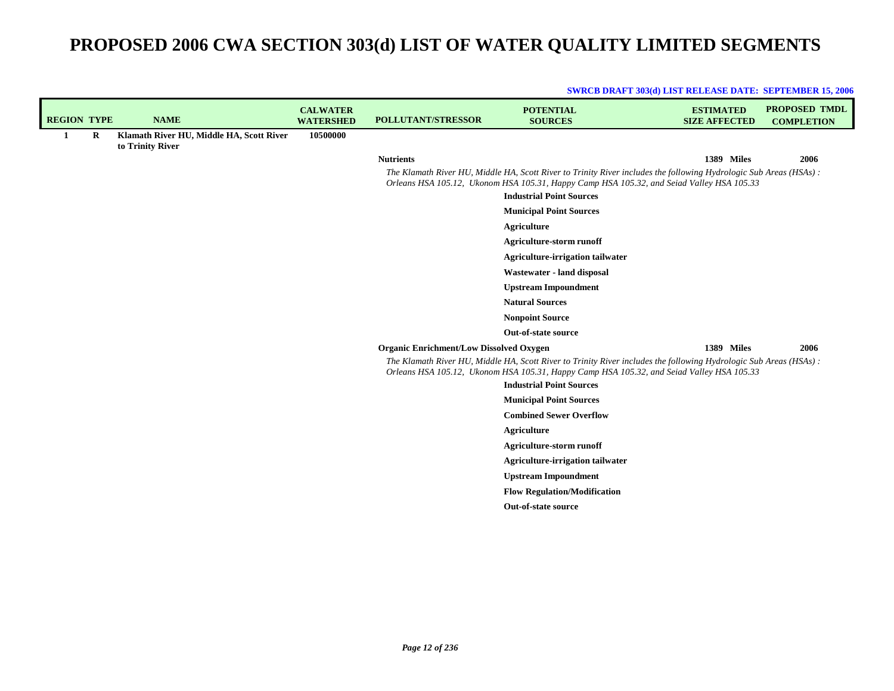# PROPOSED 2006 CWA SECTION 303(d) LIST OF WATER QUALITY LIMITED SEGMENTS

**SWRCB DRAFT 303(d) LIST RELEASE DATE: SEPTEMBER 15, 2006**

| REGION | TYPE | NAME | CALWATER WATERSHED | POLLUTANT/STRESSOR | POTENTIAL SOURCES | ESTIMATED SIZE AFFECTED | PROPOSED TMDL COMPLETION |
|---|---|---|---|---|---|---|---|
| 1 | R | Klamath River HU, Middle HA, Scott River to Trinity River | 10500000 | | | | |
| | | | | **Nutrients** | | 1389 Miles | 2006 |
| | | | | *The Klamath River HU, Middle HA, Scott River to Trinity River includes the following Hydrologic Sub Areas (HSAs) : Orleans HSA 105.12, Ukonom HSA 105.31, Happy Camp HSA 105.32, and Seiad Valley HSA 105.33* | | | |
| | | | | | Industrial Point Sources | | |
| | | | | | Municipal Point Sources | | |
| | | | | | Agriculture | | |
| | | | | | Agriculture-storm runoff | | |
| | | | | | Agriculture-irrigation tailwater | | |
| | | | | | Wastewater - land disposal | | |
| | | | | | Upstream Impoundment | | |
| | | | | | Natural Sources | | |
| | | | | | Nonpoint Source | | |
| | | | | | Out-of-state source | | |
| | | | | **Organic Enrichment/Low Dissolved Oxygen** | | 1389 Miles | 2006 |
| | | | | *The Klamath River HU, Middle HA, Scott River to Trinity River includes the following Hydrologic Sub Areas (HSAs) : Orleans HSA 105.12, Ukonom HSA 105.31, Happy Camp HSA 105.32, and Seiad Valley HSA 105.33* | | | |
| | | | | | Industrial Point Sources | | |
| | | | | | Municipal Point Sources | | |
| | | | | | Combined Sewer Overflow | | |
| | | | | | Agriculture | | |
| | | | | | Agriculture-storm runoff | | |
| | | | | | Agriculture-irrigation tailwater | | |
| | | | | | Upstream Impoundment | | |
| | | | | | Flow Regulation/Modification | | |
| | | | | | Out-of-state source | | |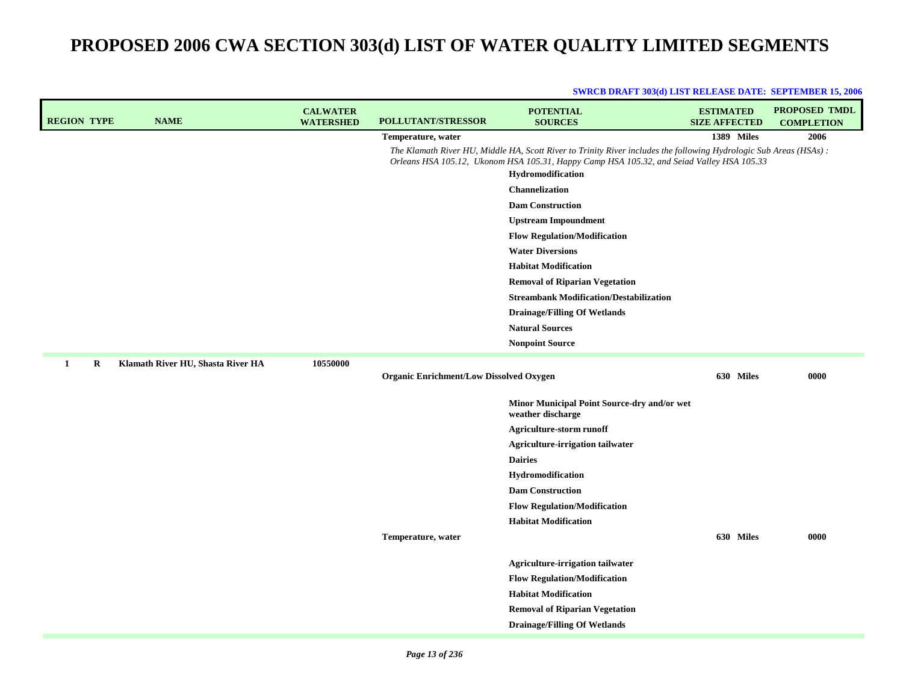# PROPOSED 2006 CWA SECTION 303(d) LIST OF WATER QUALITY LIMITED SEGMENTS

**SWRCB DRAFT 303(d) LIST RELEASE DATE: SEPTEMBER 15, 2006**

| REGION | TYPE | NAME | CALWATER WATERSHED | POLLUTANT/STRESSOR | POTENTIAL SOURCES | ESTIMATED SIZE AFFECTED | PROPOSED TMDL COMPLETION |
|---|---|---|---|---|---|---|---|
| | | | | Temperature, water | | 1389 Miles | 2006 |
| | | | | *The Klamath River HU, Middle HA, Scott River to Trinity River includes the following Hydrologic Sub Areas (HSAs) : Orleans HSA 105.12, Ukonom HSA 105.31, Happy Camp HSA 105.32, and Seiad Valley HSA 105.33* | | | |
| | | | | | Hydromodification | | |
| | | | | | Channelization | | |
| | | | | | Dam Construction | | |
| | | | | | Upstream Impoundment | | |
| | | | | | Flow Regulation/Modification | | |
| | | | | | Water Diversions | | |
| | | | | | Habitat Modification | | |
| | | | | | Removal of Riparian Vegetation | | |
| | | | | | Streambank Modification/Destabilization | | |
| | | | | | Drainage/Filling Of Wetlands | | |
| | | | | | Natural Sources | | |
| | | | | | Nonpoint Source | | |
| 1 | R | Klamath River HU, Shasta River HA | 10550000 | | | | |
| | | | | Organic Enrichment/Low Dissolved Oxygen | | 630 Miles | 0000 |
| | | | | | Minor Municipal Point Source-dry and/or wet weather discharge | | |
| | | | | | Agriculture-storm runoff | | |
| | | | | | Agriculture-irrigation tailwater | | |
| | | | | | Dairies | | |
| | | | | | Hydromodification | | |
| | | | | | Dam Construction | | |
| | | | | | Flow Regulation/Modification | | |
| | | | | | Habitat Modification | | |
| | | | | Temperature, water | | 630 Miles | 0000 |
| | | | | | Agriculture-irrigation tailwater | | |
| | | | | | Flow Regulation/Modification | | |
| | | | | | Habitat Modification | | |
| | | | | | Removal of Riparian Vegetation | | |
| | | | | | Drainage/Filling Of Wetlands | | |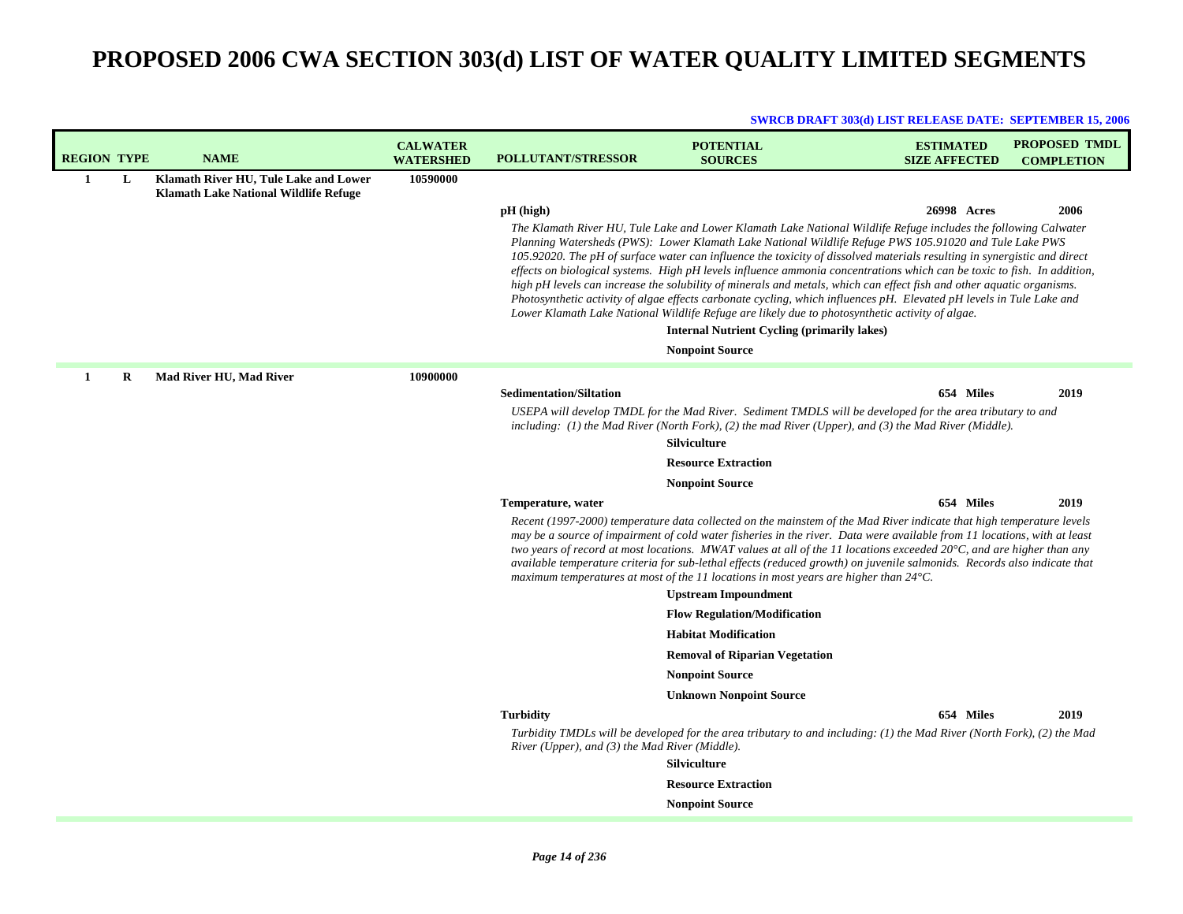# PROPOSED 2006 CWA SECTION 303(d) LIST OF WATER QUALITY LIMITED SEGMENTS

**SWRCB DRAFT 303(d) LIST RELEASE DATE: SEPTEMBER 15, 2006**

| REGION | TYPE | NAME | CALWATER WATERSHED | POLLUTANT/STRESSOR | POTENTIAL SOURCES | ESTIMATED SIZE AFFECTED | PROPOSED TMDL COMPLETION |
|---|---|---|---|---|---|---|---|
| **1** | **L** | **Klamath River HU, Tule Lake and Lower Klamath Lake National Wildlife Refuge** | **10590000** | | | | |
| | | | | **pH (high)** | | **26998 Acres** | **2006** |
| | | | | *The Klamath River HU, Tule Lake and Lower Klamath Lake National Wildlife Refuge includes the following Calwater Planning Watersheds (PWS): Lower Klamath Lake National Wildlife Refuge PWS 105.91020 and Tule Lake PWS 105.92020. The pH of surface water can influence the toxicity of dissolved materials resulting in synergistic and direct effects on biological systems. High pH levels influence ammonia concentrations which can be toxic to fish. In addition, high pH levels can increase the solubility of minerals and metals, which can effect fish and other aquatic organisms. Photosynthetic activity of algae effects carbonate cycling, which influences pH. Elevated pH levels in Tule Lake and Lower Klamath Lake National Wildlife Refuge are likely due to photosynthetic activity of algae.* | | | |
| | | | | | **Internal Nutrient Cycling (primarily lakes)** | | |
| | | | | | **Nonpoint Source** | | |
| **1** | **R** | **Mad River HU, Mad River** | **10900000** | | | | |
| | | | | **Sedimentation/Siltation** | | **654 Miles** | **2019** |
| | | | | *USEPA will develop TMDL for the Mad River. Sediment TMDLS will be developed for the area tributary to and including: (1) the Mad River (North Fork), (2) the mad River (Upper), and (3) the Mad River (Middle).* | | | |
| | | | | | **Silviculture** | | |
| | | | | | **Resource Extraction** | | |
| | | | | | **Nonpoint Source** | | |
| | | | | **Temperature, water** | | **654 Miles** | **2019** |
| | | | | *Recent (1997-2000) temperature data collected on the mainstem of the Mad River indicate that high temperature levels may be a source of impairment of cold water fisheries in the river. Data were available from 11 locations, with at least two years of record at most locations. MWAT values at all of the 11 locations exceeded 20°C, and are higher than any available temperature criteria for sub-lethal effects (reduced growth) on juvenile salmonids. Records also indicate that maximum temperatures at most of the 11 locations in most years are higher than 24°C.* | | | |
| | | | | | **Upstream Impoundment** | | |
| | | | | | **Flow Regulation/Modification** | | |
| | | | | | **Habitat Modification** | | |
| | | | | | **Removal of Riparian Vegetation** | | |
| | | | | | **Nonpoint Source** | | |
| | | | | | **Unknown Nonpoint Source** | | |
| | | | | **Turbidity** | | **654 Miles** | **2019** |
| | | | | *Turbidity TMDLs will be developed for the area tributary to and including: (1) the Mad River (North Fork), (2) the Mad River (Upper), and (3) the Mad River (Middle).* | | | |
| | | | | | **Silviculture** | | |
| | | | | | **Resource Extraction** | | |
| | | | | | **Nonpoint Source** | | |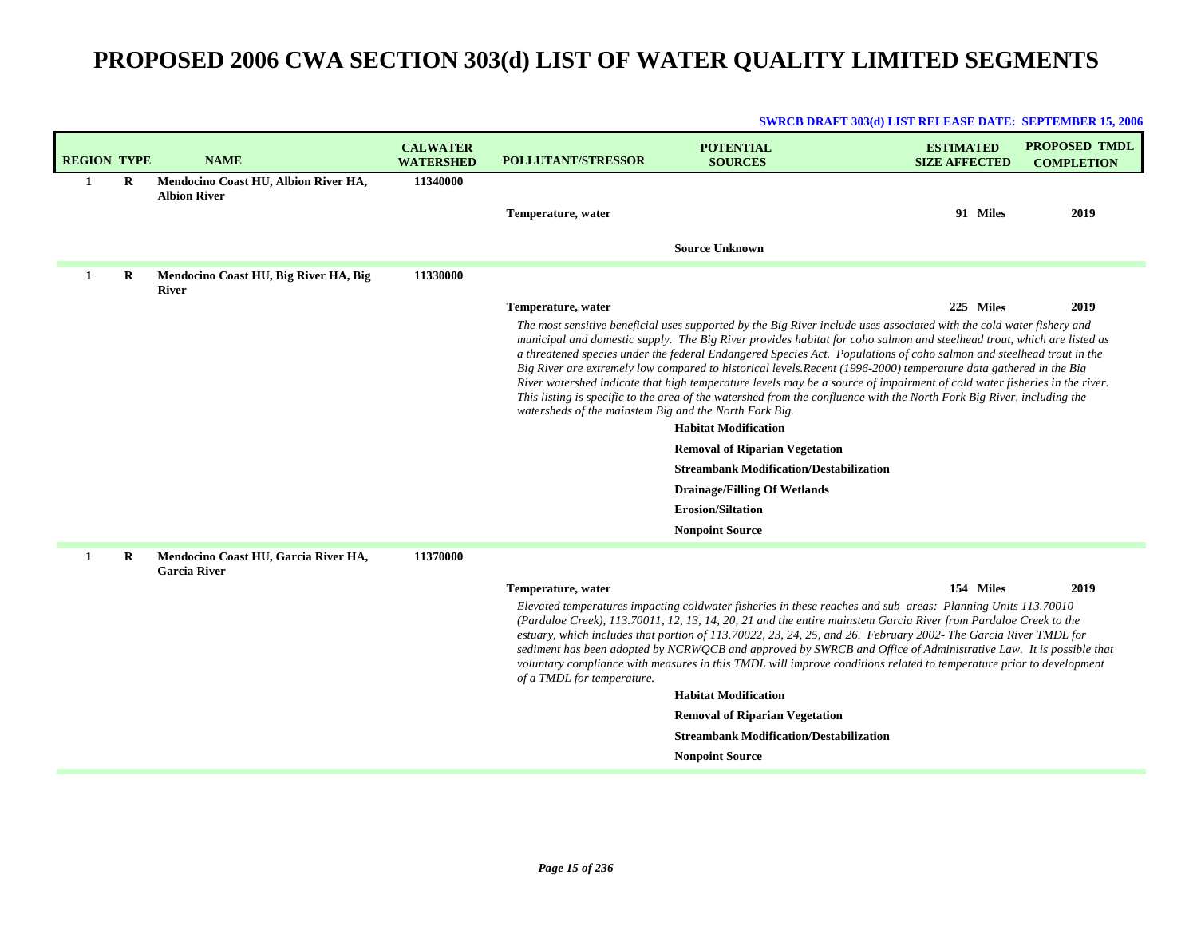# PROPOSED 2006 CWA SECTION 303(d) LIST OF WATER QUALITY LIMITED SEGMENTS

**SWRCB DRAFT 303(d) LIST RELEASE DATE: SEPTEMBER 15, 2006**

| REGION | TYPE | NAME | CALWATER WATERSHED | POLLUTANT/STRESSOR | POTENTIAL SOURCES | ESTIMATED SIZE AFFECTED | PROPOSED TMDL COMPLETION |
|---|---|---|---|---|---|---|---|
| **1** | **R** | **Mendocino Coast HU, Albion River HA, Albion River** | **11340000** | | | | |
| | | | | **Temperature, water** | | **91 Miles** | **2019** |
| | | | | | **Source Unknown** | | |
| **1** | **R** | **Mendocino Coast HU, Big River HA, Big River** | **11330000** | | | | |
| | | | | **Temperature, water** | | **225 Miles** | **2019** |
| | | | | *The most sensitive beneficial uses supported by the Big River include uses associated with the cold water fishery and municipal and domestic supply. The Big River provides habitat for coho salmon and steelhead trout, which are listed as a threatened species under the federal Endangered Species Act. Populations of coho salmon and steelhead trout in the Big River are extremely low compared to historical levels.Recent (1996-2000) temperature data gathered in the Big River watershed indicate that high temperature levels may be a source of impairment of cold water fisheries in the river. This listing is specific to the area of the watershed from the confluence with the North Fork Big River, including the watersheds of the mainstem Big and the North Fork Big.* | | | |
| | | | | | **Habitat Modification** | | |
| | | | | | **Removal of Riparian Vegetation** | | |
| | | | | | **Streambank Modification/Destabilization** | | |
| | | | | | **Drainage/Filling Of Wetlands** | | |
| | | | | | **Erosion/Siltation** | | |
| | | | | | **Nonpoint Source** | | |
| **1** | **R** | **Mendocino Coast HU, Garcia River HA, Garcia River** | **11370000** | | | | |
| | | | | **Temperature, water** | | **154 Miles** | **2019** |
| | | | | *Elevated temperatures impacting coldwater fisheries in these reaches and sub_areas: Planning Units 113.70010 (Pardaloe Creek), 113.70011, 12, 13, 14, 20, 21 and the entire mainstem Garcia River from Pardaloe Creek to the estuary, which includes that portion of 113.70022, 23, 24, 25, and 26. February 2002- The Garcia River TMDL for sediment has been adopted by NCRWQCB and approved by SWRCB and Office of Administrative Law. It is possible that voluntary compliance with measures in this TMDL will improve conditions related to temperature prior to development of a TMDL for temperature.* | | | |
| | | | | | **Habitat Modification** | | |
| | | | | | **Removal of Riparian Vegetation** | | |
| | | | | | **Streambank Modification/Destabilization** | | |
| | | | | | **Nonpoint Source** | | |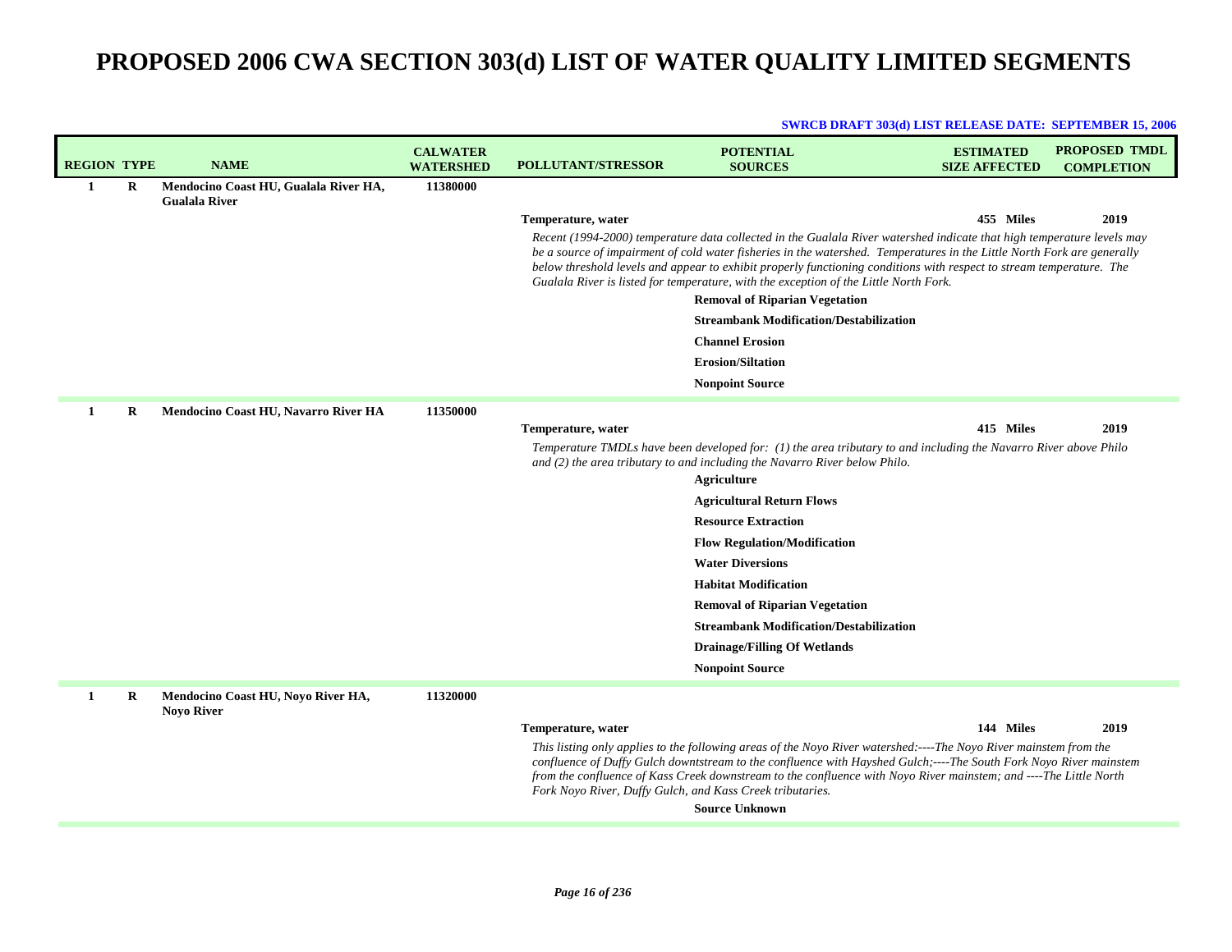# PROPOSED 2006 CWA SECTION 303(d) LIST OF WATER QUALITY LIMITED SEGMENTS

**SWRCB DRAFT 303(d) LIST RELEASE DATE: SEPTEMBER 15, 2006**

| REGION | TYPE | NAME | CALWATER WATERSHED | POLLUTANT/STRESSOR | POTENTIAL SOURCES | ESTIMATED SIZE AFFECTED | PROPOSED TMDL COMPLETION |
|---|---|---|---|---|---|---|---|
| 1 | R | Mendocino Coast HU, Gualala River HA, Gualala River | 11380000 | | | | |
| | | | | Temperature, water | | 455 Miles | 2019 |
| | | | | *Recent (1994-2000) temperature data collected in the Gualala River watershed indicate that high temperature levels may be a source of impairment of cold water fisheries in the watershed. Temperatures in the Little North Fork are generally below threshold levels and appear to exhibit properly functioning conditions with respect to stream temperature. The Gualala River is listed for temperature, with the exception of the Little North Fork.* | | | |
| | | | | | Removal of Riparian Vegetation | | |
| | | | | | Streambank Modification/Destabilization | | |
| | | | | | Channel Erosion | | |
| | | | | | Erosion/Siltation | | |
| | | | | | Nonpoint Source | | |
| 1 | R | Mendocino Coast HU, Navarro River HA | 11350000 | | | | |
| | | | | Temperature, water | | 415 Miles | 2019 |
| | | | | *Temperature TMDLs have been developed for: (1) the area tributary to and including the Navarro River above Philo and (2) the area tributary to and including the Navarro River below Philo.* | | | |
| | | | | | Agriculture | | |
| | | | | | Agricultural Return Flows | | |
| | | | | | Resource Extraction | | |
| | | | | | Flow Regulation/Modification | | |
| | | | | | Water Diversions | | |
| | | | | | Habitat Modification | | |
| | | | | | Removal of Riparian Vegetation | | |
| | | | | | Streambank Modification/Destabilization | | |
| | | | | | Drainage/Filling Of Wetlands | | |
| | | | | | Nonpoint Source | | |
| 1 | R | Mendocino Coast HU, Noyo River HA, Noyo River | 11320000 | | | | |
| | | | | Temperature, water | | 144 Miles | 2019 |
| | | | | *This listing only applies to the following areas of the Noyo River watershed:----The Noyo River mainstem from the confluence of Duffy Gulch downtstream to the confluence with Hayshed Gulch;----The South Fork Noyo River mainstem from the confluence of Kass Creek downstream to the confluence with Noyo River mainstem; and ----The Little North Fork Noyo River, Duffy Gulch, and Kass Creek tributaries.* | | | |
| | | | | | Source Unknown | | |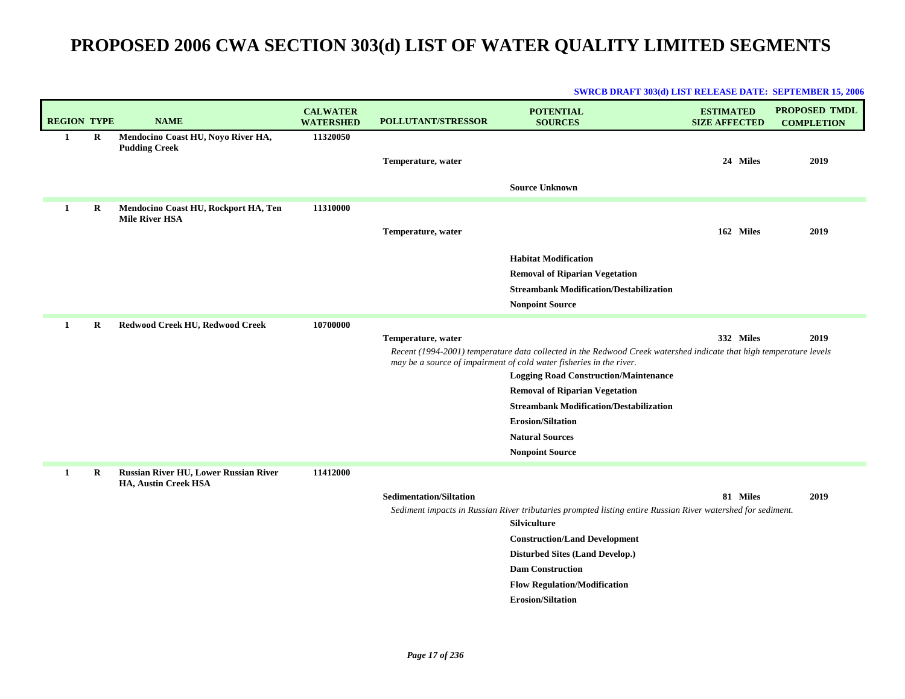# PROPOSED 2006 CWA SECTION 303(d) LIST OF WATER QUALITY LIMITED SEGMENTS

**SWRCB DRAFT 303(d) LIST RELEASE DATE: SEPTEMBER 15, 2006**

| REGION | TYPE | NAME | CALWATER WATERSHED | POLLUTANT/STRESSOR | POTENTIAL SOURCES | ESTIMATED SIZE AFFECTED | PROPOSED TMDL COMPLETION |
|---|---|---|---|---|---|---|---|
| 1 | R | Mendocino Coast HU, Noyo River HA, Pudding Creek | 11320050 | | | | |
| | | | | Temperature, water | | 24 Miles | 2019 |
| | | | | | Source Unknown | | |
| 1 | R | Mendocino Coast HU, Rockport HA, Ten Mile River HSA | 11310000 | | | | |
| | | | | Temperature, water | | 162 Miles | 2019 |
| | | | | | Habitat Modification | | |
| | | | | | Removal of Riparian Vegetation | | |
| | | | | | Streambank Modification/Destabilization | | |
| | | | | | Nonpoint Source | | |
| 1 | R | Redwood Creek HU, Redwood Creek | 10700000 | | | | |
| | | | | Temperature, water | | 332 Miles | 2019 |
| | | | | *Recent (1994-2001) temperature data collected in the Redwood Creek watershed indicate that high temperature levels may be a source of impairment of cold water fisheries in the river.* | | | |
| | | | | | Logging Road Construction/Maintenance | | |
| | | | | | Removal of Riparian Vegetation | | |
| | | | | | Streambank Modification/Destabilization | | |
| | | | | | Erosion/Siltation | | |
| | | | | | Natural Sources | | |
| | | | | | Nonpoint Source | | |
| 1 | R | Russian River HU, Lower Russian River HA, Austin Creek HSA | 11412000 | | | | |
| | | | | Sedimentation/Siltation | | 81 Miles | 2019 |
| | | | | *Sediment impacts in Russian River tributaries prompted listing entire Russian River watershed for sediment.* | | | |
| | | | | | Silviculture | | |
| | | | | | Construction/Land Development | | |
| | | | | | Disturbed Sites (Land Develop.) | | |
| | | | | | Dam Construction | | |
| | | | | | Flow Regulation/Modification | | |
| | | | | | Erosion/Siltation | | |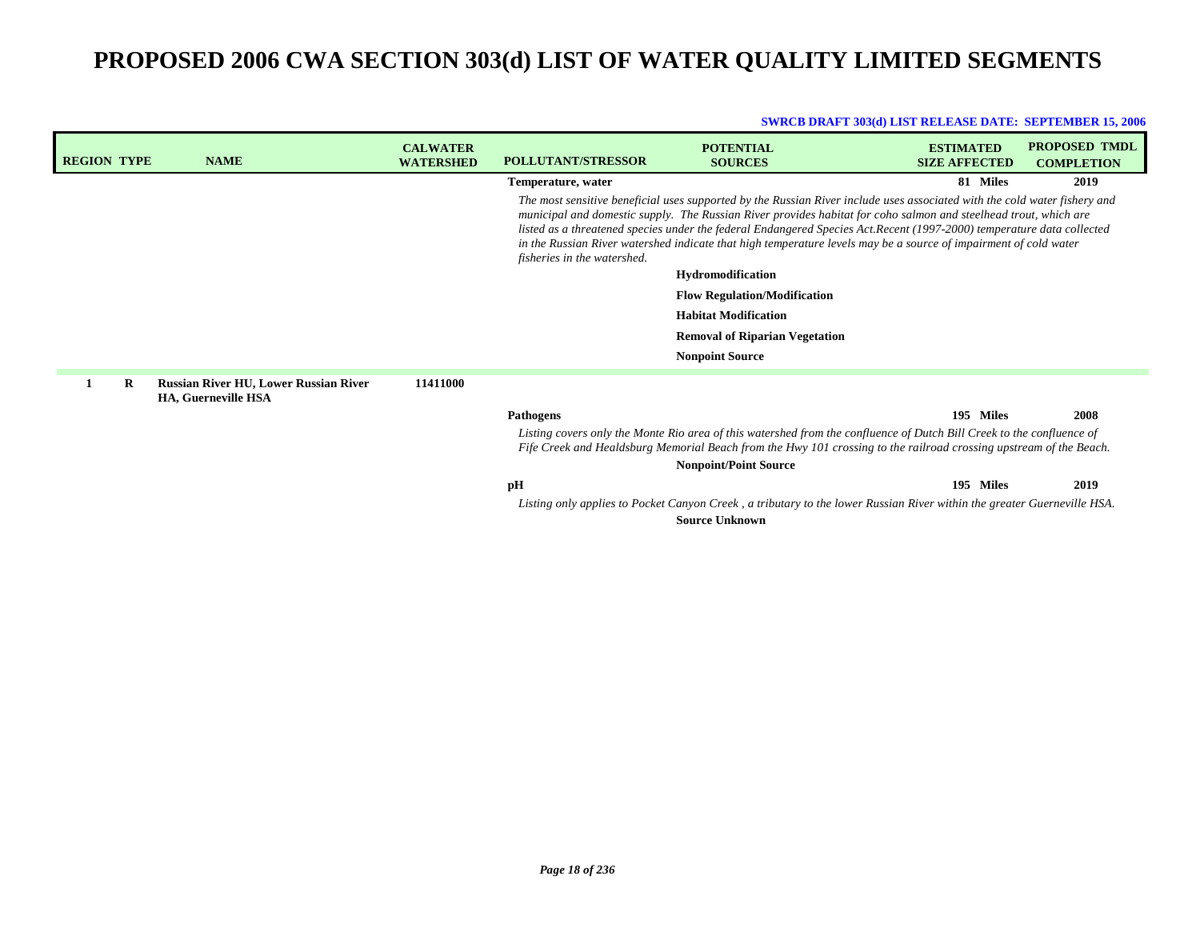# PROPOSED 2006 CWA SECTION 303(d) LIST OF WATER QUALITY LIMITED SEGMENTS

**SWRCB DRAFT 303(d) LIST RELEASE DATE: SEPTEMBER 15, 2006**

| REGION | TYPE | NAME | CALWATER WATERSHED | POLLUTANT/STRESSOR | POTENTIAL SOURCES | ESTIMATED SIZE AFFECTED | PROPOSED TMDL COMPLETION |
|---|---|---|---|---|---|---|---|
| | | | | **Temperature, water** | | **81 Miles** | **2019** |
| | | | | *The most sensitive beneficial uses supported by the Russian River include uses associated with the cold water fishery and municipal and domestic supply. The Russian River provides habitat for coho salmon and steelhead trout, which are listed as a threatened species under the federal Endangered Species Act.Recent (1997-2000) temperature data collected in the Russian River watershed indicate that high temperature levels may be a source of impairment of cold water fisheries in the watershed.* | | | |
| | | | | | **Hydromodification** | | |
| | | | | | **Flow Regulation/Modification** | | |
| | | | | | **Habitat Modification** | | |
| | | | | | **Removal of Riparian Vegetation** | | |
| | | | | | **Nonpoint Source** | | |
| **1** | **R** | **Russian River HU, Lower Russian River HA, Guerneville HSA** | **11411000** | | | | |
| | | | | **Pathogens** | | **195 Miles** | **2008** |
| | | | | *Listing covers only the Monte Rio area of this watershed from the confluence of Dutch Bill Creek to the confluence of Fife Creek and Healdsburg Memorial Beach from the Hwy 101 crossing to the railroad crossing upstream of the Beach.* | | | |
| | | | | | **Nonpoint/Point Source** | | |
| | | | | **pH** | | **195 Miles** | **2019** |
| | | | | *Listing only applies to Pocket Canyon Creek , a tributary to the lower Russian River within the greater Guerneville HSA.* | | | |
| | | | | | **Source Unknown** | | |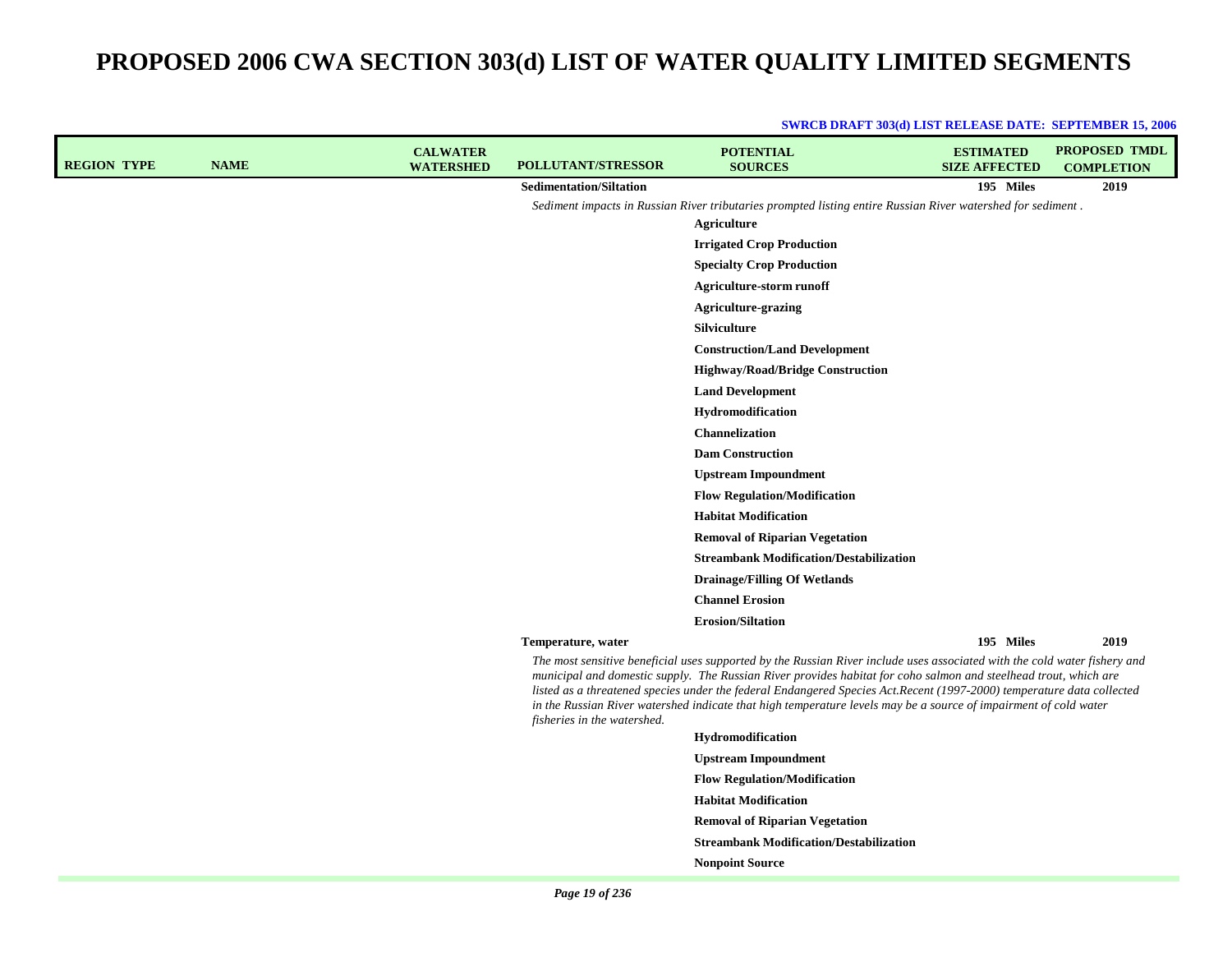# PROPOSED 2006 CWA SECTION 303(d) LIST OF WATER QUALITY LIMITED SEGMENTS

**SWRCB DRAFT 303(d) LIST RELEASE DATE: SEPTEMBER 15, 2006**

| REGION | TYPE | NAME | CALWATER WATERSHED | POLLUTANT/STRESSOR | POTENTIAL SOURCES | ESTIMATED SIZE AFFECTED | PROPOSED TMDL COMPLETION |
|---|---|---|---|---|---|---|---|
| | | | | **Sedimentation/Siltation** | | **195 Miles** | **2019** |
| | | | | *Sediment impacts in Russian River tributaries prompted listing entire Russian River watershed for sediment .* | | | |
| | | | | | **Agriculture** | | |
| | | | | | **Irrigated Crop Production** | | |
| | | | | | **Specialty Crop Production** | | |
| | | | | | **Agriculture-storm runoff** | | |
| | | | | | **Agriculture-grazing** | | |
| | | | | | **Silviculture** | | |
| | | | | | **Construction/Land Development** | | |
| | | | | | **Highway/Road/Bridge Construction** | | |
| | | | | | **Land Development** | | |
| | | | | | **Hydromodification** | | |
| | | | | | **Channelization** | | |
| | | | | | **Dam Construction** | | |
| | | | | | **Upstream Impoundment** | | |
| | | | | | **Flow Regulation/Modification** | | |
| | | | | | **Habitat Modification** | | |
| | | | | | **Removal of Riparian Vegetation** | | |
| | | | | | **Streambank Modification/Destabilization** | | |
| | | | | | **Drainage/Filling Of Wetlands** | | |
| | | | | | **Channel Erosion** | | |
| | | | | | **Erosion/Siltation** | | |
| | | | | **Temperature, water** | | **195 Miles** | **2019** |
| | | | | *The most sensitive beneficial uses supported by the Russian River include uses associated with the cold water fishery and municipal and domestic supply. The Russian River provides habitat for coho salmon and steelhead trout, which are listed as a threatened species under the federal Endangered Species Act.Recent (1997-2000) temperature data collected in the Russian River watershed indicate that high temperature levels may be a source of impairment of cold water fisheries in the watershed.* | | | |
| | | | | | **Hydromodification** | | |
| | | | | | **Upstream Impoundment** | | |
| | | | | | **Flow Regulation/Modification** | | |
| | | | | | **Habitat Modification** | | |
| | | | | | **Removal of Riparian Vegetation** | | |
| | | | | | **Streambank Modification/Destabilization** | | |
| | | | | | **Nonpoint Source** | | |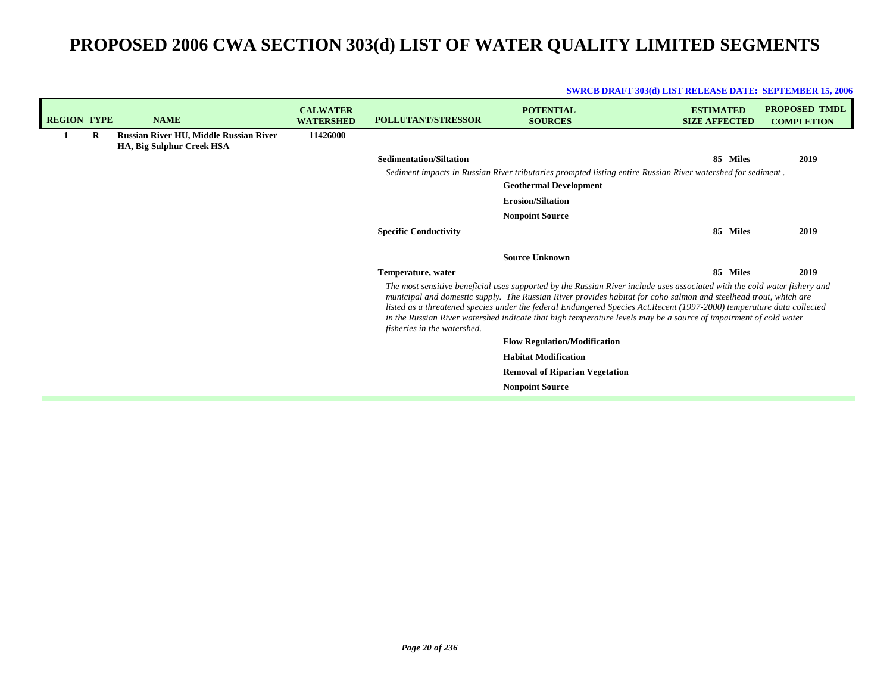# PROPOSED 2006 CWA SECTION 303(d) LIST OF WATER QUALITY LIMITED SEGMENTS

**SWRCB DRAFT 303(d) LIST RELEASE DATE: SEPTEMBER 15, 2006**

| REGION | TYPE | NAME | CALWATER WATERSHED | POLLUTANT/STRESSOR | POTENTIAL SOURCES | ESTIMATED SIZE AFFECTED | PROPOSED TMDL COMPLETION |
|---|---|---|---|---|---|---|---|
| **1** | **R** | **Russian River HU, Middle Russian River HA, Big Sulphur Creek HSA** | **11426000** | | | | |
| | | | | **Sedimentation/Siltation** | | **85 Miles** | **2019** |
| | | | | *Sediment impacts in Russian River tributaries prompted listing entire Russian River watershed for sediment .* | | | |
| | | | | | **Geothermal Development** | | |
| | | | | | **Erosion/Siltation** | | |
| | | | | | **Nonpoint Source** | | |
| | | | | **Specific Conductivity** | | **85 Miles** | **2019** |
| | | | | | **Source Unknown** | | |
| | | | | **Temperature, water** | | **85 Miles** | **2019** |
| | | | | *The most sensitive beneficial uses supported by the Russian River include uses associated with the cold water fishery and municipal and domestic supply. The Russian River provides habitat for coho salmon and steelhead trout, which are listed as a threatened species under the federal Endangered Species Act.Recent (1997-2000) temperature data collected in the Russian River watershed indicate that high temperature levels may be a source of impairment of cold water fisheries in the watershed.* | | | |
| | | | | | **Flow Regulation/Modification** | | |
| | | | | | **Habitat Modification** | | |
| | | | | | **Removal of Riparian Vegetation** | | |
| | | | | | **Nonpoint Source** | | |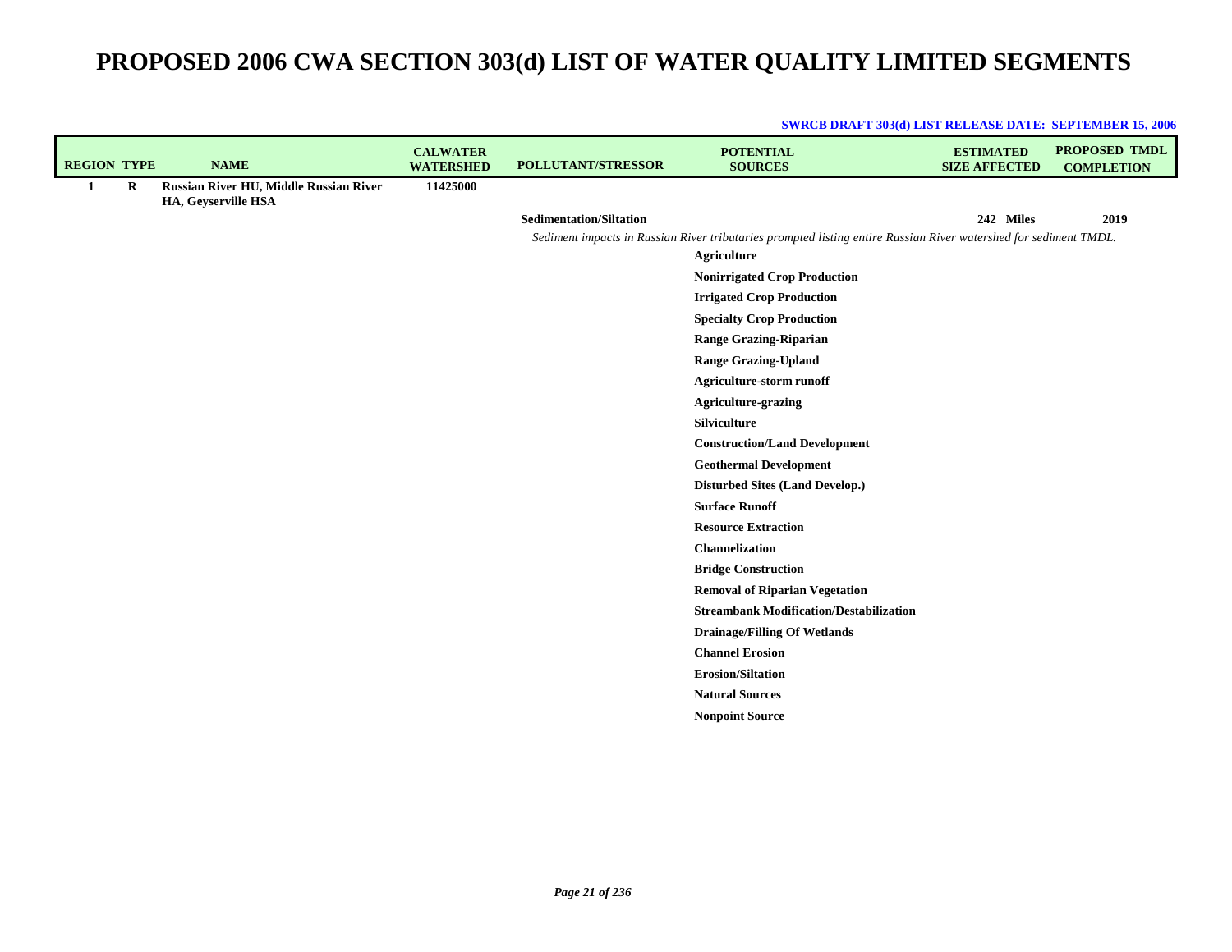# PROPOSED 2006 CWA SECTION 303(d) LIST OF WATER QUALITY LIMITED SEGMENTS

**SWRCB DRAFT 303(d) LIST RELEASE DATE: SEPTEMBER 15, 2006**

| REGION | TYPE | NAME | CALWATER WATERSHED | POLLUTANT/STRESSOR | POTENTIAL SOURCES | ESTIMATED SIZE AFFECTED | PROPOSED TMDL COMPLETION |
|---|---|---|---|---|---|---|---|
| 1 | R | Russian River HU, Middle Russian River HA, Geyserville HSA | 11425000 | | | | |
| | | | | Sedimentation/Siltation | | 242 Miles | 2019 |
| | | | | *Sediment impacts in Russian River tributaries prompted listing entire Russian River watershed for sediment TMDL.* | | | |
| | | | | | Agriculture | | |
| | | | | | Nonirrigated Crop Production | | |
| | | | | | Irrigated Crop Production | | |
| | | | | | Specialty Crop Production | | |
| | | | | | Range Grazing-Riparian | | |
| | | | | | Range Grazing-Upland | | |
| | | | | | Agriculture-storm runoff | | |
| | | | | | Agriculture-grazing | | |
| | | | | | Silviculture | | |
| | | | | | Construction/Land Development | | |
| | | | | | Geothermal Development | | |
| | | | | | Disturbed Sites (Land Develop.) | | |
| | | | | | Surface Runoff | | |
| | | | | | Resource Extraction | | |
| | | | | | Channelization | | |
| | | | | | Bridge Construction | | |
| | | | | | Removal of Riparian Vegetation | | |
| | | | | | Streambank Modification/Destabilization | | |
| | | | | | Drainage/Filling Of Wetlands | | |
| | | | | | Channel Erosion | | |
| | | | | | Erosion/Siltation | | |
| | | | | | Natural Sources | | |
| | | | | | Nonpoint Source | | |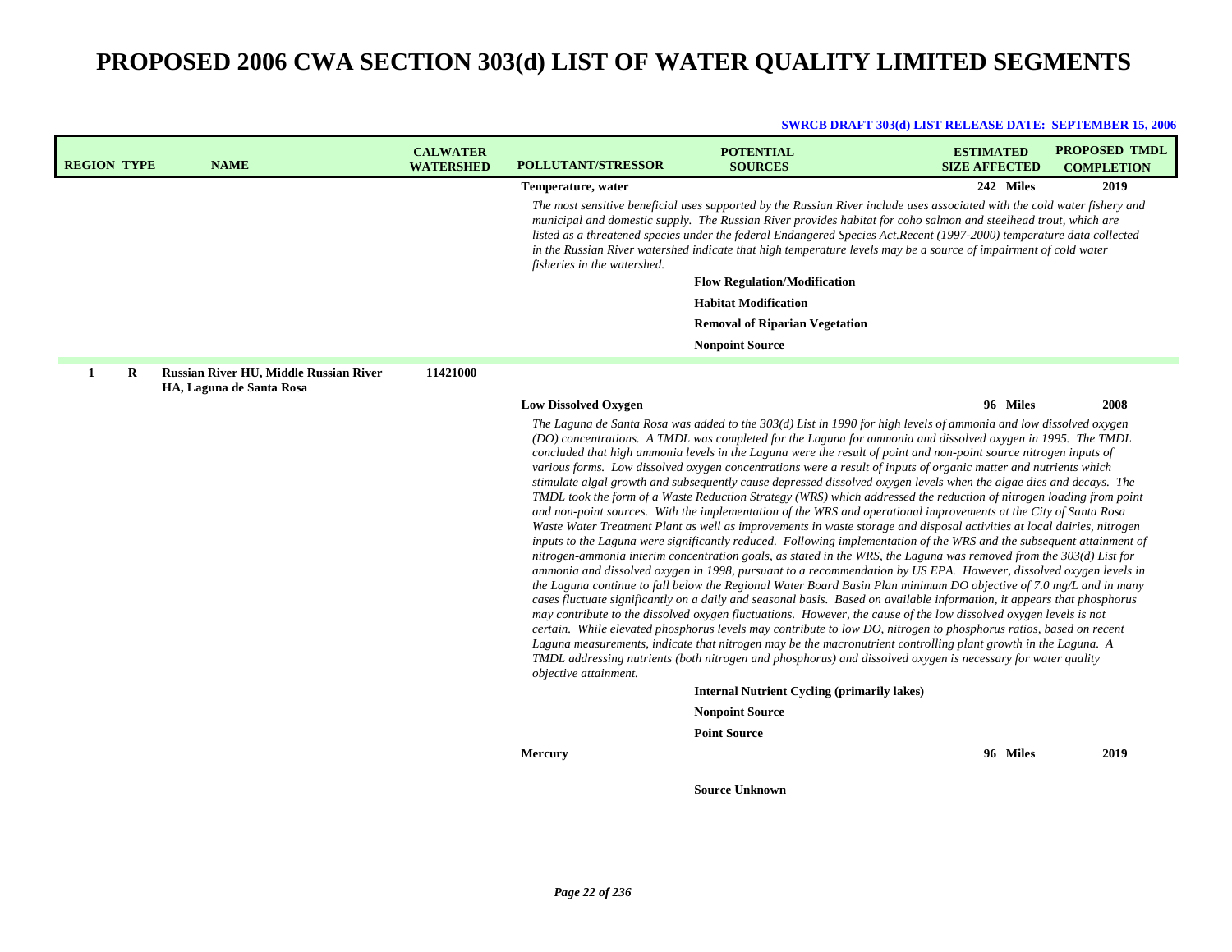# PROPOSED 2006 CWA SECTION 303(d) LIST OF WATER QUALITY LIMITED SEGMENTS

**SWRCB DRAFT 303(d) LIST RELEASE DATE: SEPTEMBER 15, 2006**

| REGION | TYPE | NAME | CALWATER WATERSHED | POLLUTANT/STRESSOR | POTENTIAL SOURCES | ESTIMATED SIZE AFFECTED | PROPOSED TMDL COMPLETION |
|---|---|---|---|---|---|---|---|
| | | | | **Temperature, water** | | **242 Miles** | **2019** |
| | | | | *The most sensitive beneficial uses supported by the Russian River include uses associated with the cold water fishery and municipal and domestic supply. The Russian River provides habitat for coho salmon and steelhead trout, which are listed as a threatened species under the federal Endangered Species Act.Recent (1997-2000) temperature data collected in the Russian River watershed indicate that high temperature levels may be a source of impairment of cold water fisheries in the watershed.* | | | |
| | | | | | **Flow Regulation/Modification** | | |
| | | | | | **Habitat Modification** | | |
| | | | | | **Removal of Riparian Vegetation** | | |
| | | | | | **Nonpoint Source** | | |
| **1** | **R** | **Russian River HU, Middle Russian River HA, Laguna de Santa Rosa** | **11421000** | | | | |
| | | | | **Low Dissolved Oxygen** | | **96 Miles** | **2008** |
| | | | | *The Laguna de Santa Rosa was added to the 303(d) List in 1990 for high levels of ammonia and low dissolved oxygen (DO) concentrations. A TMDL was completed for the Laguna for ammonia and dissolved oxygen in 1995. The TMDL concluded that high ammonia levels in the Laguna were the result of point and non-point source nitrogen inputs of various forms. Low dissolved oxygen concentrations were a result of inputs of organic matter and nutrients which stimulate algal growth and subsequently cause depressed dissolved oxygen levels when the algae dies and decays. The TMDL took the form of a Waste Reduction Strategy (WRS) which addressed the reduction of nitrogen loading from point and non-point sources. With the implementation of the WRS and operational improvements at the City of Santa Rosa Waste Water Treatment Plant as well as improvements in waste storage and disposal activities at local dairies, nitrogen inputs to the Laguna were significantly reduced. Following implementation of the WRS and the subsequent attainment of nitrogen-ammonia interim concentration goals, as stated in the WRS, the Laguna was removed from the 303(d) List for ammonia and dissolved oxygen in 1998, pursuant to a recommendation by US EPA. However, dissolved oxygen levels in the Laguna continue to fall below the Regional Water Board Basin Plan minimum DO objective of 7.0 mg/L and in many cases fluctuate significantly on a daily and seasonal basis. Based on available information, it appears that phosphorus may contribute to the dissolved oxygen fluctuations. However, the cause of the low dissolved oxygen levels is not certain. While elevated phosphorus levels may contribute to low DO, nitrogen to phosphorus ratios, based on recent Laguna measurements, indicate that nitrogen may be the macronutrient controlling plant growth in the Laguna. A TMDL addressing nutrients (both nitrogen and phosphorus) and dissolved oxygen is necessary for water quality objective attainment.* | | | |
| | | | | | **Internal Nutrient Cycling (primarily lakes)** | | |
| | | | | | **Nonpoint Source** | | |
| | | | | | **Point Source** | | |
| | | | | **Mercury** | | **96 Miles** | **2019** |
| | | | | | **Source Unknown** | | |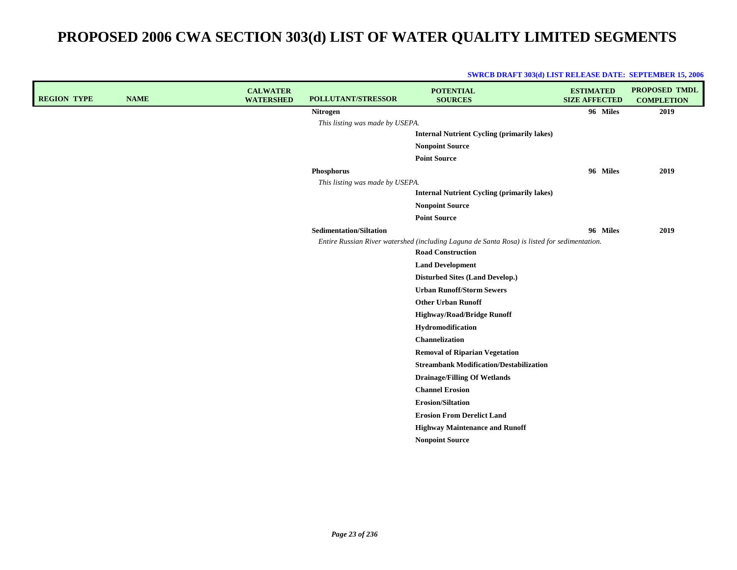# PROPOSED 2006 CWA SECTION 303(d) LIST OF WATER QUALITY LIMITED SEGMENTS

**SWRCB DRAFT 303(d) LIST RELEASE DATE: SEPTEMBER 15, 2006**

| REGION | TYPE | NAME | CALWATER WATERSHED | POLLUTANT/STRESSOR | POTENTIAL SOURCES | ESTIMATED SIZE AFFECTED | PROPOSED TMDL COMPLETION |
|---|---|---|---|---|---|---|---|
| | | | | **Nitrogen** | | **96 Miles** | **2019** |
| | | | | *This listing was made by USEPA.* | | | |
| | | | | | **Internal Nutrient Cycling (primarily lakes)** | | |
| | | | | | **Nonpoint Source** | | |
| | | | | | **Point Source** | | |
| | | | | **Phosphorus** | | **96 Miles** | **2019** |
| | | | | *This listing was made by USEPA.* | | | |
| | | | | | **Internal Nutrient Cycling (primarily lakes)** | | |
| | | | | | **Nonpoint Source** | | |
| | | | | | **Point Source** | | |
| | | | | **Sedimentation/Siltation** | | **96 Miles** | **2019** |
| | | | | *Entire Russian River watershed (including Laguna de Santa Rosa) is listed for sedimentation.* | | | |
| | | | | | **Road Construction** | | |
| | | | | | **Land Development** | | |
| | | | | | **Disturbed Sites (Land Develop.)** | | |
| | | | | | **Urban Runoff/Storm Sewers** | | |
| | | | | | **Other Urban Runoff** | | |
| | | | | | **Highway/Road/Bridge Runoff** | | |
| | | | | | **Hydromodification** | | |
| | | | | | **Channelization** | | |
| | | | | | **Removal of Riparian Vegetation** | | |
| | | | | | **Streambank Modification/Destabilization** | | |
| | | | | | **Drainage/Filling Of Wetlands** | | |
| | | | | | **Channel Erosion** | | |
| | | | | | **Erosion/Siltation** | | |
| | | | | | **Erosion From Derelict Land** | | |
| | | | | | **Highway Maintenance and Runoff** | | |
| | | | | | **Nonpoint Source** | | |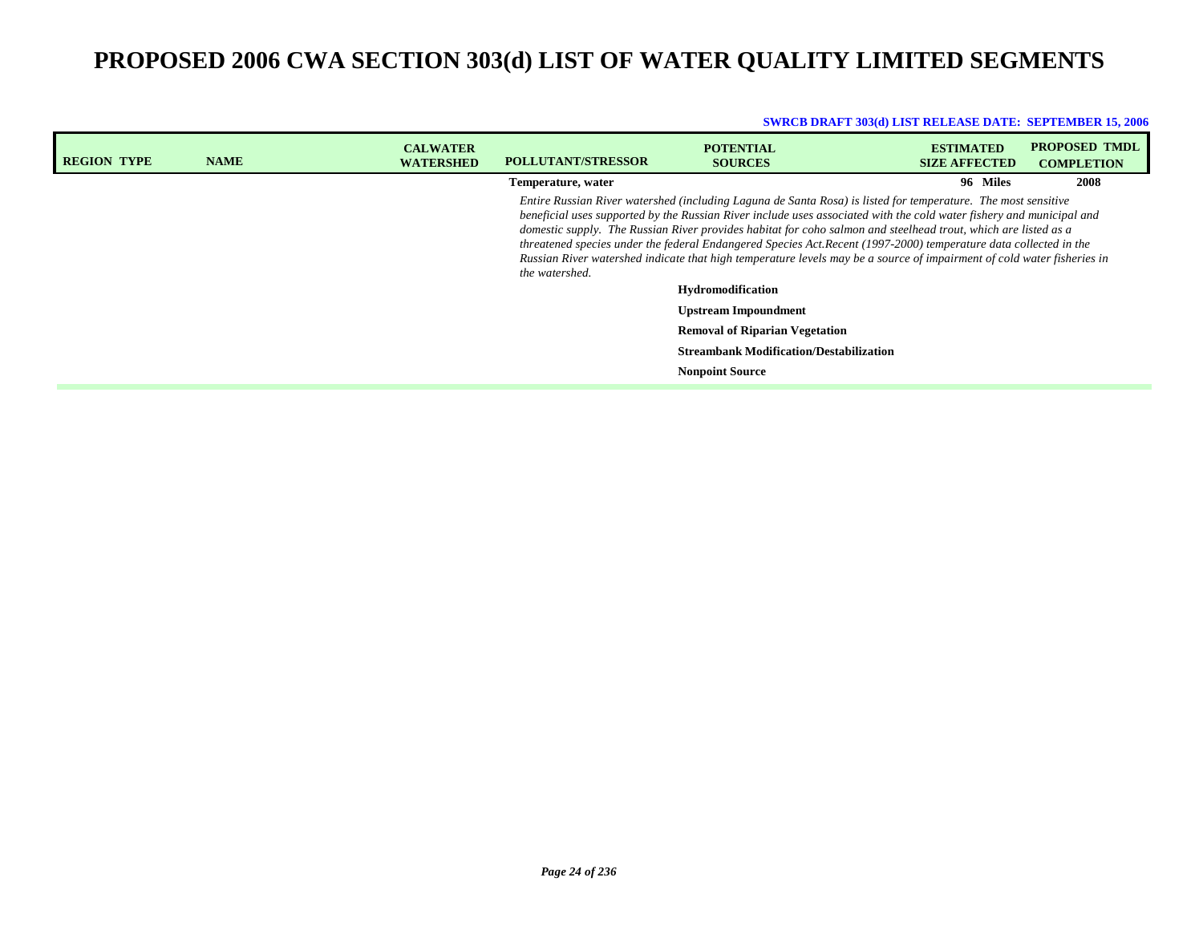# PROPOSED 2006 CWA SECTION 303(d) LIST OF WATER QUALITY LIMITED SEGMENTS

**SWRCB DRAFT 303(d) LIST RELEASE DATE: SEPTEMBER 15, 2006**

| REGION | TYPE | NAME | CALWATER WATERSHED | POLLUTANT/STRESSOR | POTENTIAL SOURCES | ESTIMATED SIZE AFFECTED | PROPOSED TMDL COMPLETION |
|---|---|---|---|---|---|---|---|
| | | | | **Temperature, water** | | **96 Miles** | **2008** |
| | | | | *Entire Russian River watershed (including Laguna de Santa Rosa) is listed for temperature. The most sensitive beneficial uses supported by the Russian River include uses associated with the cold water fishery and municipal and domestic supply. The Russian River provides habitat for coho salmon and steelhead trout, which are listed as a threatened species under the federal Endangered Species Act.Recent (1997-2000) temperature data collected in the Russian River watershed indicate that high temperature levels may be a source of impairment of cold water fisheries in the watershed.* | | | |
| | | | | | **Hydromodification** | | |
| | | | | | **Upstream Impoundment** | | |
| | | | | | **Removal of Riparian Vegetation** | | |
| | | | | | **Streambank Modification/Destabilization** | | |
| | | | | | **Nonpoint Source** | | |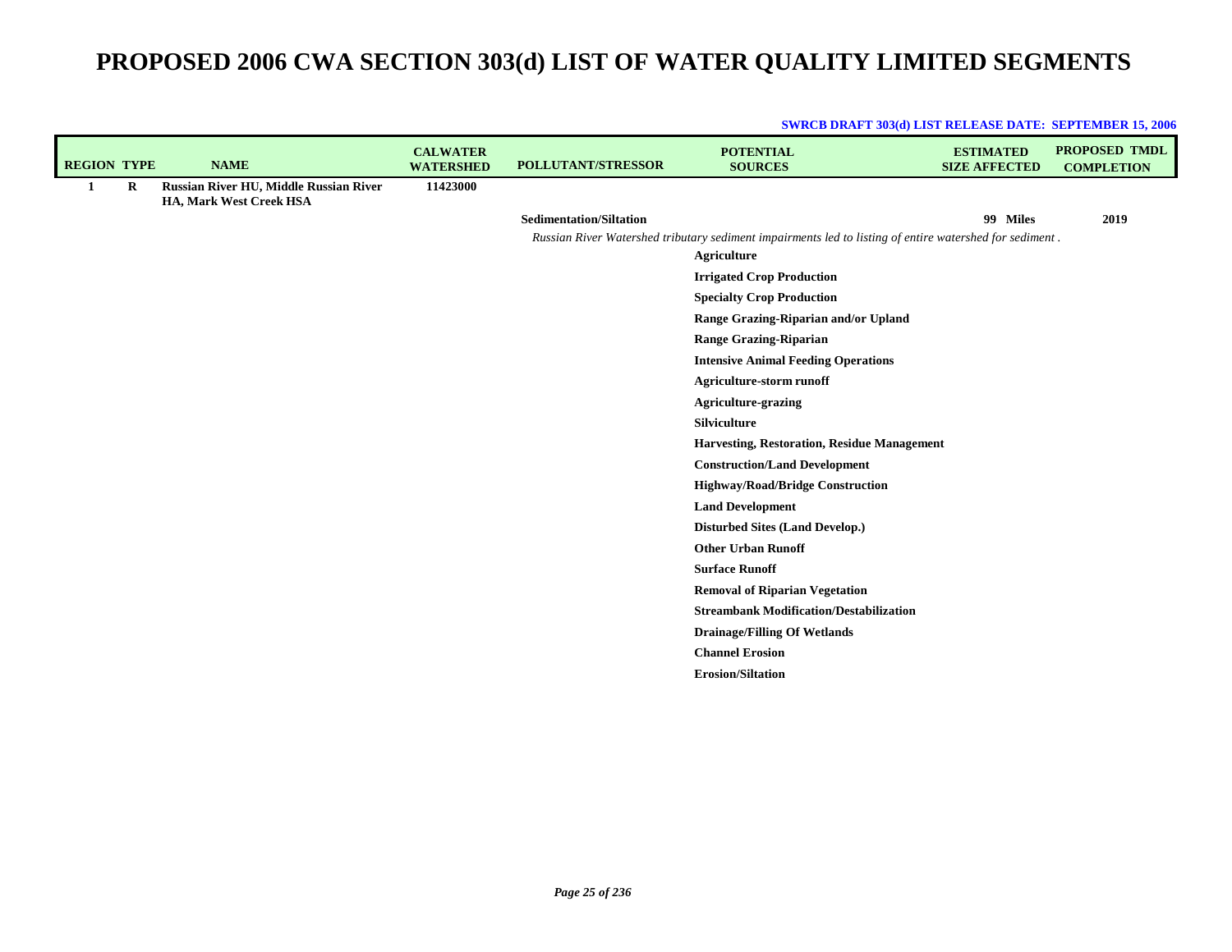# PROPOSED 2006 CWA SECTION 303(d) LIST OF WATER QUALITY LIMITED SEGMENTS

**SWRCB DRAFT 303(d) LIST RELEASE DATE: SEPTEMBER 15, 2006**

| REGION | TYPE | NAME | CALWATER WATERSHED | POLLUTANT/STRESSOR | POTENTIAL SOURCES | ESTIMATED SIZE AFFECTED | PROPOSED TMDL COMPLETION |
|---|---|---|---|---|---|---|---|
| 1 | R | Russian River HU, Middle Russian River HA, Mark West Creek HSA | 11423000 | | | | |
| | | | | Sedimentation/Siltation | | 99 Miles | 2019 |
| | | | | *Russian River Watershed tributary sediment impairments led to listing of entire watershed for sediment .* | | | |
| | | | | | Agriculture | | |
| | | | | | Irrigated Crop Production | | |
| | | | | | Specialty Crop Production | | |
| | | | | | Range Grazing-Riparian and/or Upland | | |
| | | | | | Range Grazing-Riparian | | |
| | | | | | Intensive Animal Feeding Operations | | |
| | | | | | Agriculture-storm runoff | | |
| | | | | | Agriculture-grazing | | |
| | | | | | Silviculture | | |
| | | | | | Harvesting, Restoration, Residue Management | | |
| | | | | | Construction/Land Development | | |
| | | | | | Highway/Road/Bridge Construction | | |
| | | | | | Land Development | | |
| | | | | | Disturbed Sites (Land Develop.) | | |
| | | | | | Other Urban Runoff | | |
| | | | | | Surface Runoff | | |
| | | | | | Removal of Riparian Vegetation | | |
| | | | | | Streambank Modification/Destabilization | | |
| | | | | | Drainage/Filling Of Wetlands | | |
| | | | | | Channel Erosion | | |
| | | | | | Erosion/Siltation | | |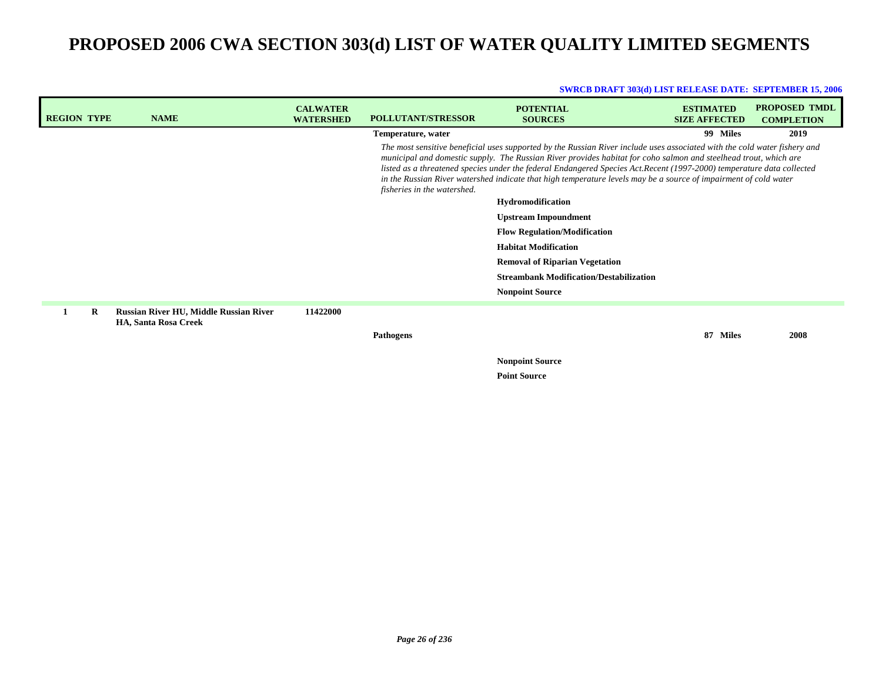# PROPOSED 2006 CWA SECTION 303(d) LIST OF WATER QUALITY LIMITED SEGMENTS

**SWRCB DRAFT 303(d) LIST RELEASE DATE: SEPTEMBER 15, 2006**

| REGION | TYPE | NAME | CALWATER WATERSHED | POLLUTANT/STRESSOR | POTENTIAL SOURCES | ESTIMATED SIZE AFFECTED | PROPOSED TMDL COMPLETION |
|---|---|---|---|---|---|---|---|
| | | | | **Temperature, water** | | **99 Miles** | **2019** |
| | | | | *The most sensitive beneficial uses supported by the Russian River include uses associated with the cold water fishery and municipal and domestic supply. The Russian River provides habitat for coho salmon and steelhead trout, which are listed as a threatened species under the federal Endangered Species Act.Recent (1997-2000) temperature data collected in the Russian River watershed indicate that high temperature levels may be a source of impairment of cold water fisheries in the watershed.* | | | |
| | | | | | **Hydromodification** | | |
| | | | | | **Upstream Impoundment** | | |
| | | | | | **Flow Regulation/Modification** | | |
| | | | | | **Habitat Modification** | | |
| | | | | | **Removal of Riparian Vegetation** | | |
| | | | | | **Streambank Modification/Destabilization** | | |
| | | | | | **Nonpoint Source** | | |
| **1** | **R** | **Russian River HU, Middle Russian River HA, Santa Rosa Creek** | **11422000** | | | | |
| | | | | **Pathogens** | | **87 Miles** | **2008** |
| | | | | | **Nonpoint Source** | | |
| | | | | | **Point Source** | | |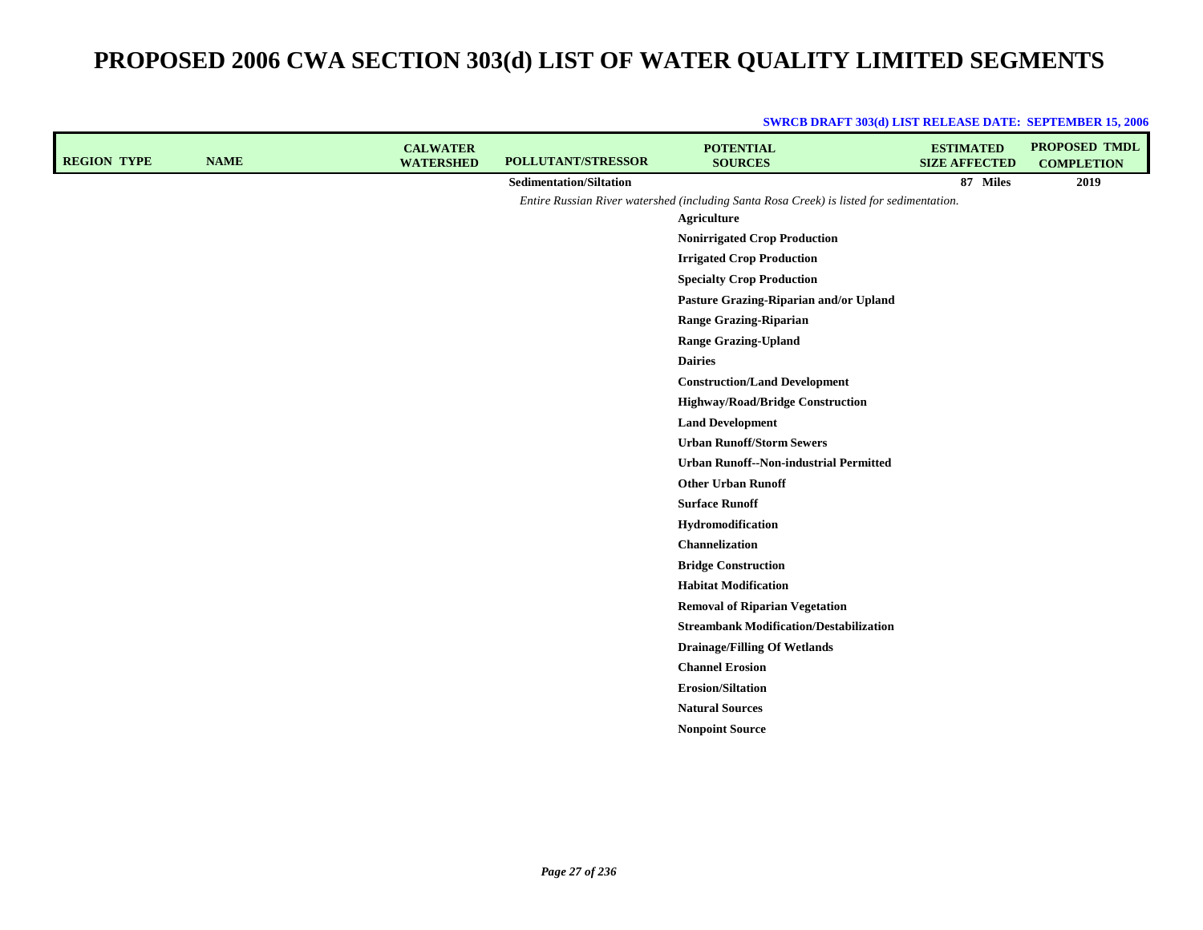# PROPOSED 2006 CWA SECTION 303(d) LIST OF WATER QUALITY LIMITED SEGMENTS

**SWRCB DRAFT 303(d) LIST RELEASE DATE: SEPTEMBER 15, 2006**

| REGION | TYPE | NAME | CALWATER WATERSHED | POLLUTANT/STRESSOR | POTENTIAL SOURCES | ESTIMATED SIZE AFFECTED | PROPOSED TMDL COMPLETION |
|---|---|---|---|---|---|---|---|
| | | | | **Sedimentation/Siltation** | | **87 Miles** | **2019** |
| | | | | *Entire Russian River watershed (including Santa Rosa Creek) is listed for sedimentation.* | | | |
| | | | | | **Agriculture** | | |
| | | | | | **Nonirrigated Crop Production** | | |
| | | | | | **Irrigated Crop Production** | | |
| | | | | | **Specialty Crop Production** | | |
| | | | | | **Pasture Grazing-Riparian and/or Upland** | | |
| | | | | | **Range Grazing-Riparian** | | |
| | | | | | **Range Grazing-Upland** | | |
| | | | | | **Dairies** | | |
| | | | | | **Construction/Land Development** | | |
| | | | | | **Highway/Road/Bridge Construction** | | |
| | | | | | **Land Development** | | |
| | | | | | **Urban Runoff/Storm Sewers** | | |
| | | | | | **Urban Runoff--Non-industrial Permitted** | | |
| | | | | | **Other Urban Runoff** | | |
| | | | | | **Surface Runoff** | | |
| | | | | | **Hydromodification** | | |
| | | | | | **Channelization** | | |
| | | | | | **Bridge Construction** | | |
| | | | | | **Habitat Modification** | | |
| | | | | | **Removal of Riparian Vegetation** | | |
| | | | | | **Streambank Modification/Destabilization** | | |
| | | | | | **Drainage/Filling Of Wetlands** | | |
| | | | | | **Channel Erosion** | | |
| | | | | | **Erosion/Siltation** | | |
| | | | | | **Natural Sources** | | |
| | | | | | **Nonpoint Source** | | |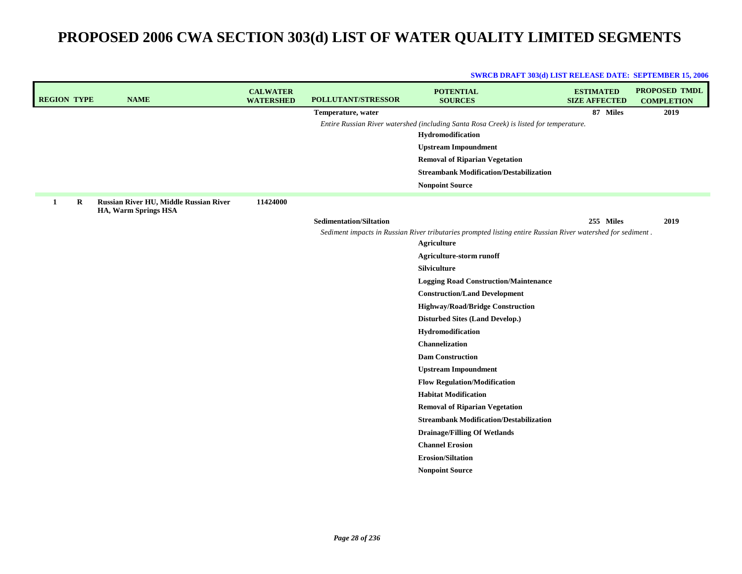# PROPOSED 2006 CWA SECTION 303(d) LIST OF WATER QUALITY LIMITED SEGMENTS

**SWRCB DRAFT 303(d) LIST RELEASE DATE: SEPTEMBER 15, 2006**

| REGION | TYPE | NAME | CALWATER WATERSHED | POLLUTANT/STRESSOR | POTENTIAL SOURCES | ESTIMATED SIZE AFFECTED | PROPOSED TMDL COMPLETION |
|---|---|---|---|---|---|---|---|
| | | | | **Temperature, water** | | **87 Miles** | **2019** |
| | | | | *Entire Russian River watershed (including Santa Rosa Creek) is listed for temperature.* | | | |
| | | | | | **Hydromodification** | | |
| | | | | | **Upstream Impoundment** | | |
| | | | | | **Removal of Riparian Vegetation** | | |
| | | | | | **Streambank Modification/Destabilization** | | |
| | | | | | **Nonpoint Source** | | |
| **1** | **R** | **Russian River HU, Middle Russian River HA, Warm Springs HSA** | **11424000** | | | | |
| | | | | **Sedimentation/Siltation** | | **255 Miles** | **2019** |
| | | | | *Sediment impacts in Russian River tributaries prompted listing entire Russian River watershed for sediment .* | | | |
| | | | | | **Agriculture** | | |
| | | | | | **Agriculture-storm runoff** | | |
| | | | | | **Silviculture** | | |
| | | | | | **Logging Road Construction/Maintenance** | | |
| | | | | | **Construction/Land Development** | | |
| | | | | | **Highway/Road/Bridge Construction** | | |
| | | | | | **Disturbed Sites (Land Develop.)** | | |
| | | | | | **Hydromodification** | | |
| | | | | | **Channelization** | | |
| | | | | | **Dam Construction** | | |
| | | | | | **Upstream Impoundment** | | |
| | | | | | **Flow Regulation/Modification** | | |
| | | | | | **Habitat Modification** | | |
| | | | | | **Removal of Riparian Vegetation** | | |
| | | | | | **Streambank Modification/Destabilization** | | |
| | | | | | **Drainage/Filling Of Wetlands** | | |
| | | | | | **Channel Erosion** | | |
| | | | | | **Erosion/Siltation** | | |
| | | | | | **Nonpoint Source** | | |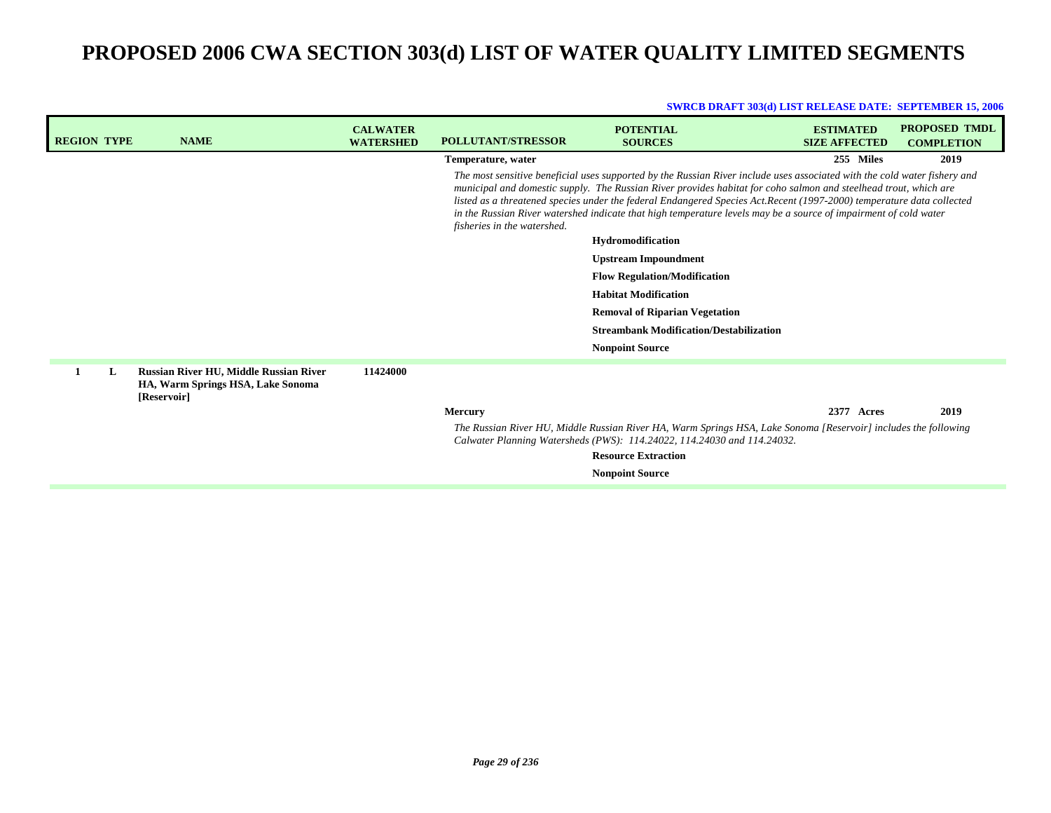# PROPOSED 2006 CWA SECTION 303(d) LIST OF WATER QUALITY LIMITED SEGMENTS

**SWRCB DRAFT 303(d) LIST RELEASE DATE: SEPTEMBER 15, 2006**

| REGION | TYPE | NAME | CALWATER WATERSHED | POLLUTANT/STRESSOR | POTENTIAL SOURCES | ESTIMATED SIZE AFFECTED | PROPOSED TMDL COMPLETION |
|---|---|---|---|---|---|---|---|
| | | | | **Temperature, water** | | **255 Miles** | **2019** |
| | | | | *The most sensitive beneficial uses supported by the Russian River include uses associated with the cold water fishery and municipal and domestic supply. The Russian River provides habitat for coho salmon and steelhead trout, which are listed as a threatened species under the federal Endangered Species Act.Recent (1997-2000) temperature data collected in the Russian River watershed indicate that high temperature levels may be a source of impairment of cold water fisheries in the watershed.* | | | |
| | | | | | **Hydromodification** | | |
| | | | | | **Upstream Impoundment** | | |
| | | | | | **Flow Regulation/Modification** | | |
| | | | | | **Habitat Modification** | | |
| | | | | | **Removal of Riparian Vegetation** | | |
| | | | | | **Streambank Modification/Destabilization** | | |
| | | | | | **Nonpoint Source** | | |
| **1** | **L** | **Russian River HU, Middle Russian River HA, Warm Springs HSA, Lake Sonoma [Reservoir]** | **11424000** | | | | |
| | | | | **Mercury** | | **2377 Acres** | **2019** |
| | | | | *The Russian River HU, Middle Russian River HA, Warm Springs HSA, Lake Sonoma [Reservoir] includes the following Calwater Planning Watersheds (PWS): 114.24022, 114.24030 and 114.24032.* | | | |
| | | | | | **Resource Extraction** | | |
| | | | | | **Nonpoint Source** | | |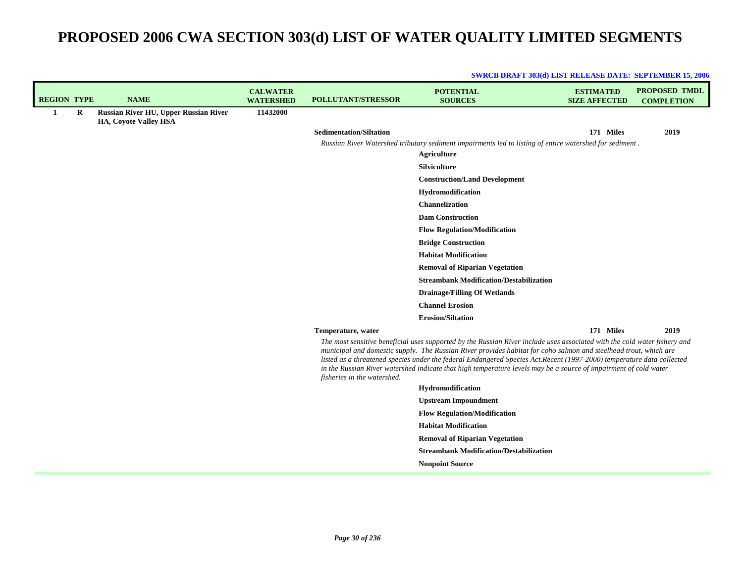# PROPOSED 2006 CWA SECTION 303(d) LIST OF WATER QUALITY LIMITED SEGMENTS

**SWRCB DRAFT 303(d) LIST RELEASE DATE: SEPTEMBER 15, 2006**

| REGION | TYPE | NAME | CALWATER WATERSHED | POLLUTANT/STRESSOR | POTENTIAL SOURCES | ESTIMATED SIZE AFFECTED | PROPOSED TMDL COMPLETION |
|---|---|---|---|---|---|---|---|
| 1 | R | **Russian River HU, Upper Russian River HA, Coyote Valley HSA** | 11432000 | | | | |
| | | | | **Sedimentation/Siltation** | | 171 Miles | 2019 |
| | | | | *Russian River Watershed tributary sediment impairments led to listing of entire watershed for sediment .* | | | |
| | | | | | Agriculture | | |
| | | | | | Silviculture | | |
| | | | | | Construction/Land Development | | |
| | | | | | Hydromodification | | |
| | | | | | Channelization | | |
| | | | | | Dam Construction | | |
| | | | | | Flow Regulation/Modification | | |
| | | | | | Bridge Construction | | |
| | | | | | Habitat Modification | | |
| | | | | | Removal of Riparian Vegetation | | |
| | | | | | Streambank Modification/Destabilization | | |
| | | | | | Drainage/Filling Of Wetlands | | |
| | | | | | Channel Erosion | | |
| | | | | | Erosion/Siltation | | |
| | | | | **Temperature, water** | | 171 Miles | 2019 |
| | | | | *The most sensitive beneficial uses supported by the Russian River include uses associated with the cold water fishery and municipal and domestic supply. The Russian River provides habitat for coho salmon and steelhead trout, which are listed as a threatened species under the federal Endangered Species Act.Recent (1997-2000) temperature data collected in the Russian River watershed indicate that high temperature levels may be a source of impairment of cold water fisheries in the watershed.* | | | |
| | | | | | Hydromodification | | |
| | | | | | Upstream Impoundment | | |
| | | | | | Flow Regulation/Modification | | |
| | | | | | Habitat Modification | | |
| | | | | | Removal of Riparian Vegetation | | |
| | | | | | Streambank Modification/Destabilization | | |
| | | | | | Nonpoint Source | | |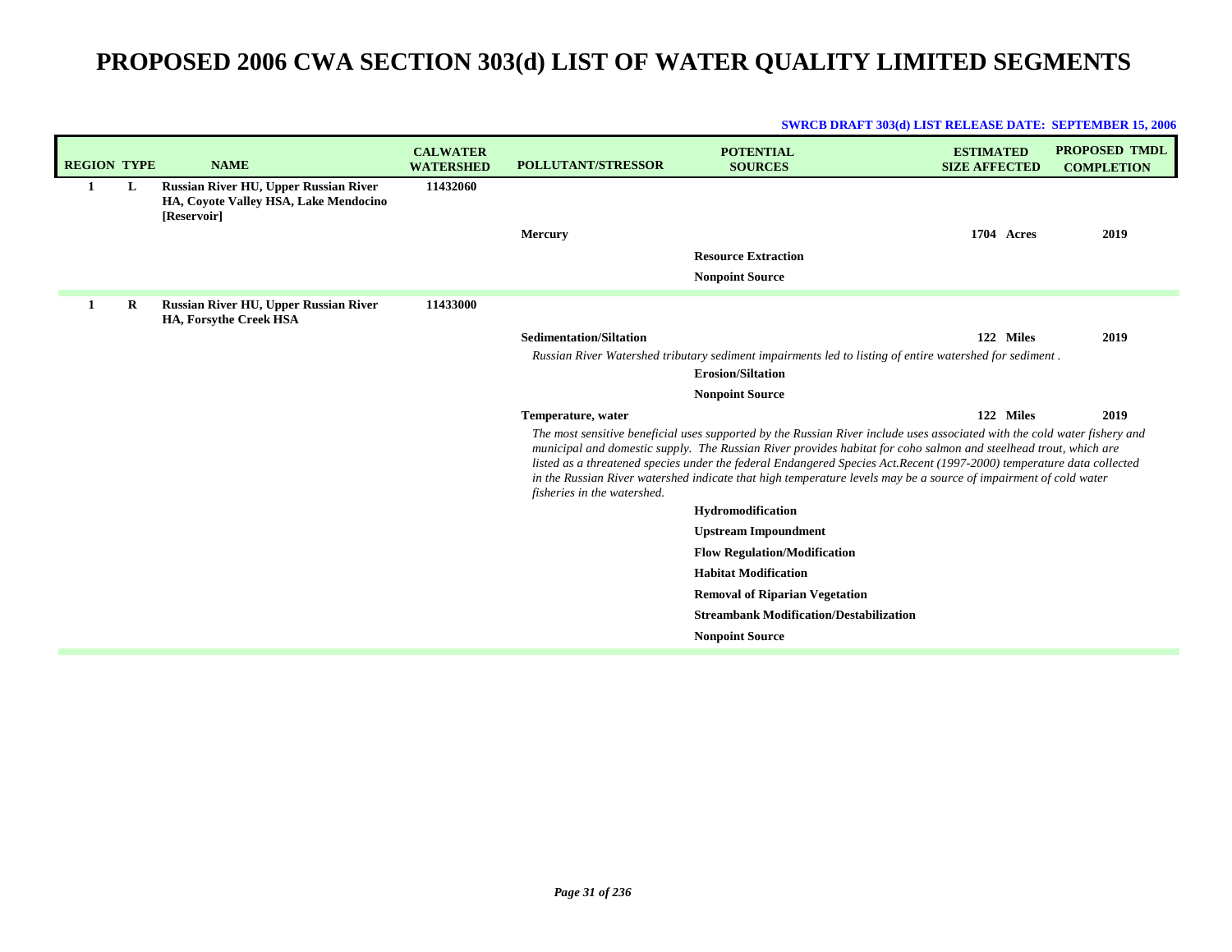# PROPOSED 2006 CWA SECTION 303(d) LIST OF WATER QUALITY LIMITED SEGMENTS

**SWRCB DRAFT 303(d) LIST RELEASE DATE: SEPTEMBER 15, 2006**

| REGION | TYPE | NAME | CALWATER WATERSHED | POLLUTANT/STRESSOR | POTENTIAL SOURCES | ESTIMATED SIZE AFFECTED | PROPOSED TMDL COMPLETION |
|---|---|---|---|---|---|---|---|
| **1** | **L** | **Russian River HU, Upper Russian River HA, Coyote Valley HSA, Lake Mendocino [Reservoir]** | **11432060** | | | | |
| | | | | **Mercury** | | **1704 Acres** | **2019** |
| | | | | | **Resource Extraction** | | |
| | | | | | **Nonpoint Source** | | |
| **1** | **R** | **Russian River HU, Upper Russian River HA, Forsythe Creek HSA** | **11433000** | | | | |
| | | | | **Sedimentation/Siltation** | | **122 Miles** | **2019** |
| | | | | *Russian River Watershed tributary sediment impairments led to listing of entire watershed for sediment .* | | | |
| | | | | | **Erosion/Siltation** | | |
| | | | | | **Nonpoint Source** | | |
| | | | | **Temperature, water** | | **122 Miles** | **2019** |
| | | | | *The most sensitive beneficial uses supported by the Russian River include uses associated with the cold water fishery and municipal and domestic supply. The Russian River provides habitat for coho salmon and steelhead trout, which are listed as a threatened species under the federal Endangered Species Act.Recent (1997-2000) temperature data collected in the Russian River watershed indicate that high temperature levels may be a source of impairment of cold water fisheries in the watershed.* | | | |
| | | | | | **Hydromodification** | | |
| | | | | | **Upstream Impoundment** | | |
| | | | | | **Flow Regulation/Modification** | | |
| | | | | | **Habitat Modification** | | |
| | | | | | **Removal of Riparian Vegetation** | | |
| | | | | | **Streambank Modification/Destabilization** | | |
| | | | | | **Nonpoint Source** | | |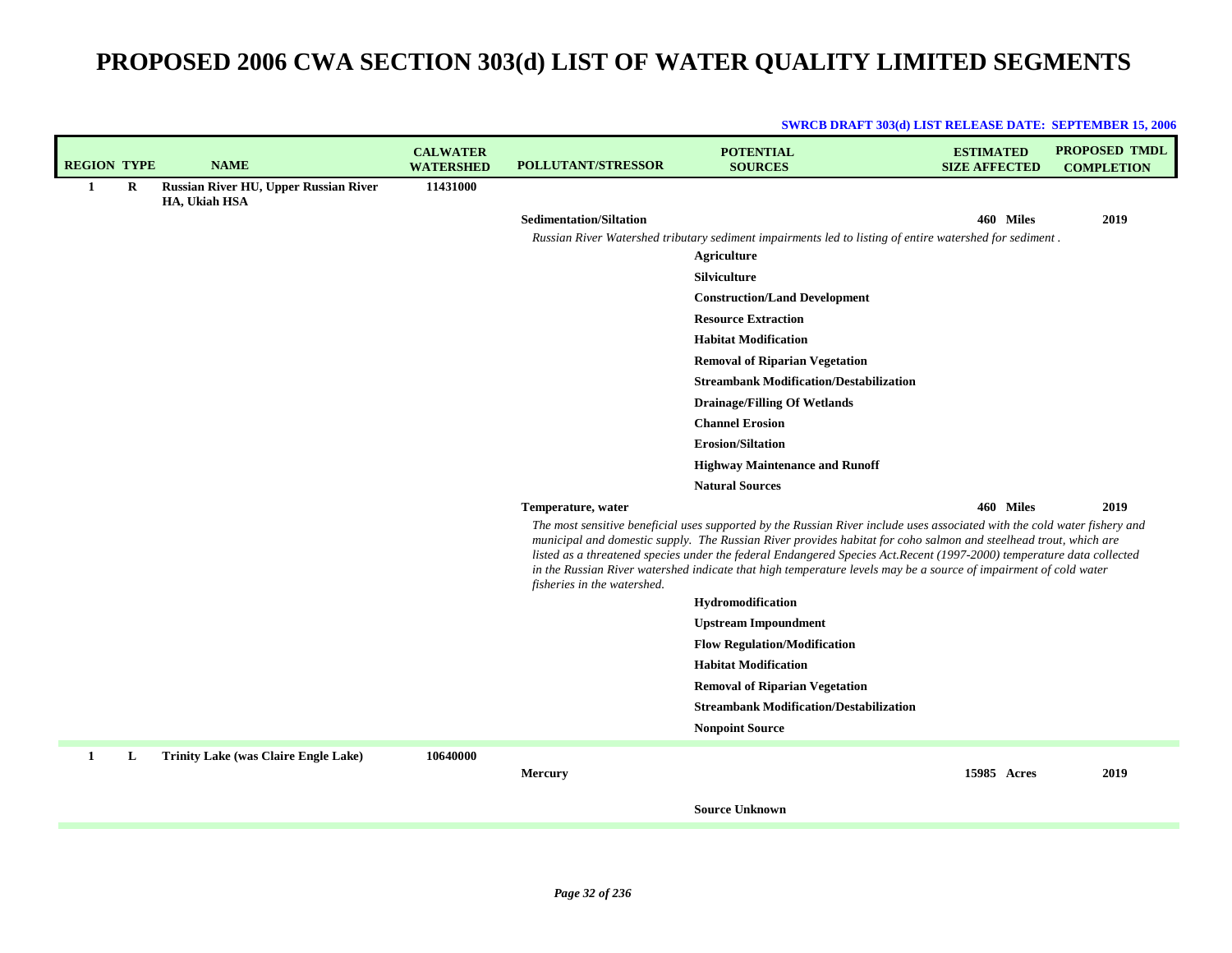# PROPOSED 2006 CWA SECTION 303(d) LIST OF WATER QUALITY LIMITED SEGMENTS

**SWRCB DRAFT 303(d) LIST RELEASE DATE: SEPTEMBER 15, 2006**

| REGION | TYPE | NAME | CALWATER WATERSHED | POLLUTANT/STRESSOR | POTENTIAL SOURCES | ESTIMATED SIZE AFFECTED | PROPOSED TMDL COMPLETION |
|---|---|---|---|---|---|---|---|
| 1 | R | Russian River HU, Upper Russian River HA, Ukiah HSA | 11431000 | | | | |
| | | | | Sedimentation/Siltation | | 460 Miles | 2019 |
| | | | | *Russian River Watershed tributary sediment impairments led to listing of entire watershed for sediment .* | | | |
| | | | | | Agriculture | | |
| | | | | | Silviculture | | |
| | | | | | Construction/Land Development | | |
| | | | | | Resource Extraction | | |
| | | | | | Habitat Modification | | |
| | | | | | Removal of Riparian Vegetation | | |
| | | | | | Streambank Modification/Destabilization | | |
| | | | | | Drainage/Filling Of Wetlands | | |
| | | | | | Channel Erosion | | |
| | | | | | Erosion/Siltation | | |
| | | | | | Highway Maintenance and Runoff | | |
| | | | | | Natural Sources | | |
| | | | | Temperature, water | | 460 Miles | 2019 |
| | | | | *The most sensitive beneficial uses supported by the Russian River include uses associated with the cold water fishery and municipal and domestic supply. The Russian River provides habitat for coho salmon and steelhead trout, which are listed as a threatened species under the federal Endangered Species Act.Recent (1997-2000) temperature data collected in the Russian River watershed indicate that high temperature levels may be a source of impairment of cold water fisheries in the watershed.* | | | |
| | | | | | Hydromodification | | |
| | | | | | Upstream Impoundment | | |
| | | | | | Flow Regulation/Modification | | |
| | | | | | Habitat Modification | | |
| | | | | | Removal of Riparian Vegetation | | |
| | | | | | Streambank Modification/Destabilization | | |
| | | | | | Nonpoint Source | | |
| 1 | L | Trinity Lake (was Claire Engle Lake) | 10640000 | | | | |
| | | | | Mercury | | 15985 Acres | 2019 |
| | | | | | Source Unknown | | |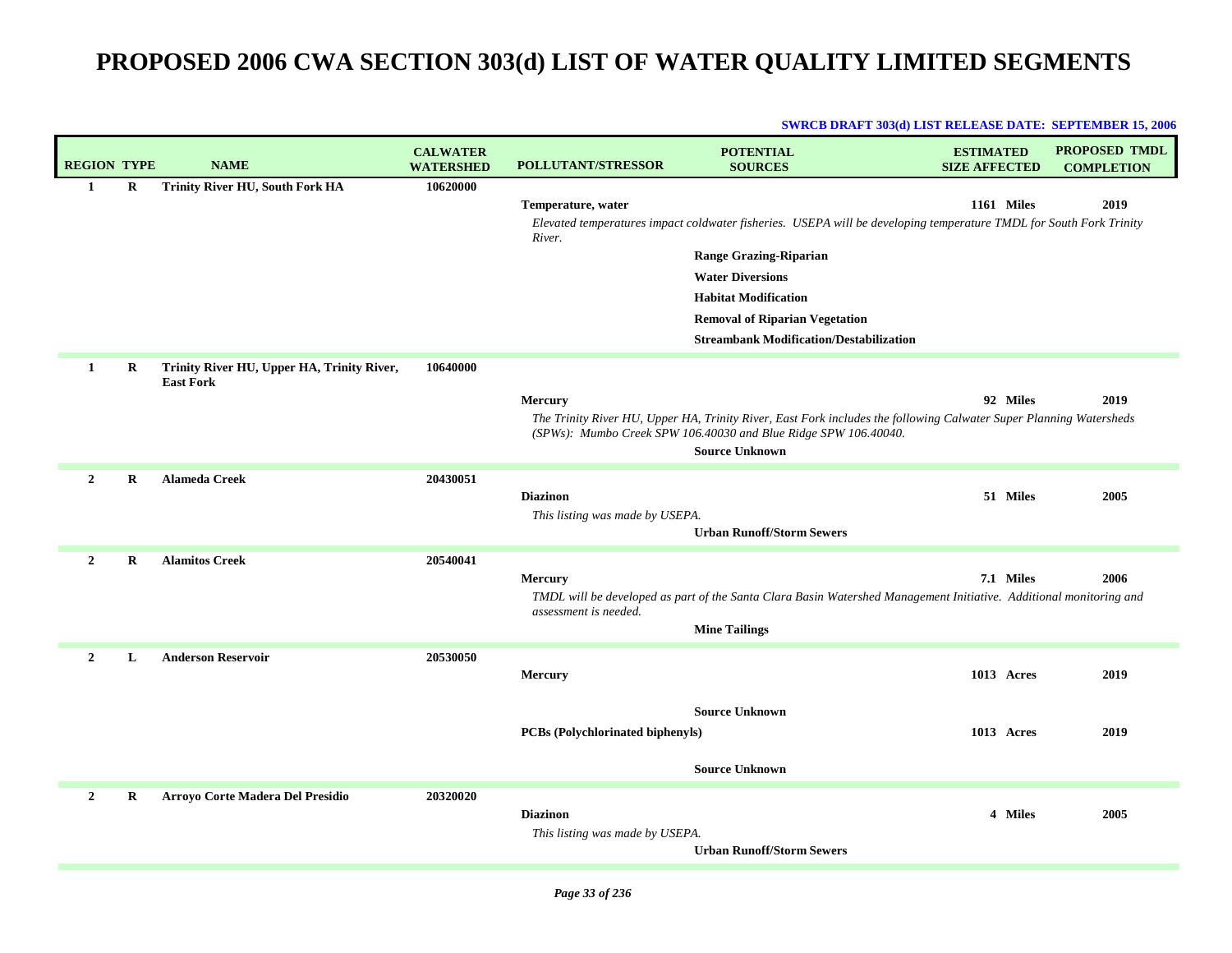# PROPOSED 2006 CWA SECTION 303(d) LIST OF WATER QUALITY LIMITED SEGMENTS

**SWRCB DRAFT 303(d) LIST RELEASE DATE: SEPTEMBER 15, 2006**

| REGION | TYPE | NAME | CALWATER WATERSHED | POLLUTANT/STRESSOR | POTENTIAL SOURCES | ESTIMATED SIZE AFFECTED | PROPOSED TMDL COMPLETION |
|---|---|---|---|---|---|---|---|
| 1 | R | Trinity River HU, South Fork HA | 10620000 | | | | |
| | | | | Temperature, water | | 1161 Miles | 2019 |
| | | | | *Elevated temperatures impact coldwater fisheries. USEPA will be developing temperature TMDL for South Fork Trinity River.* | | | |
| | | | | | Range Grazing-Riparian | | |
| | | | | | Water Diversions | | |
| | | | | | Habitat Modification | | |
| | | | | | Removal of Riparian Vegetation | | |
| | | | | | Streambank Modification/Destabilization | | |
| 1 | R | Trinity River HU, Upper HA, Trinity River, East Fork | 10640000 | | | | |
| | | | | Mercury | | 92 Miles | 2019 |
| | | | | *The Trinity River HU, Upper HA, Trinity River, East Fork includes the following Calwater Super Planning Watersheds (SPWs): Mumbo Creek SPW 106.40030 and Blue Ridge SPW 106.40040.* | | | |
| | | | | | Source Unknown | | |
| 2 | R | Alameda Creek | 20430051 | | | | |
| | | | | Diazinon | | 51 Miles | 2005 |
| | | | | *This listing was made by USEPA.* | | | |
| | | | | | Urban Runoff/Storm Sewers | | |
| 2 | R | Alamitos Creek | 20540041 | | | | |
| | | | | Mercury | | 7.1 Miles | 2006 |
| | | | | *TMDL will be developed as part of the Santa Clara Basin Watershed Management Initiative. Additional monitoring and assessment is needed.* | | | |
| | | | | | Mine Tailings | | |
| 2 | L | Anderson Reservoir | 20530050 | | | | |
| | | | | Mercury | | 1013 Acres | 2019 |
| | | | | | Source Unknown | | |
| | | | | PCBs (Polychlorinated biphenyls) | | 1013 Acres | 2019 |
| | | | | | Source Unknown | | |
| 2 | R | Arroyo Corte Madera Del Presidio | 20320020 | | | | |
| | | | | Diazinon | | 4 Miles | 2005 |
| | | | | *This listing was made by USEPA.* | | | |
| | | | | | Urban Runoff/Storm Sewers | | |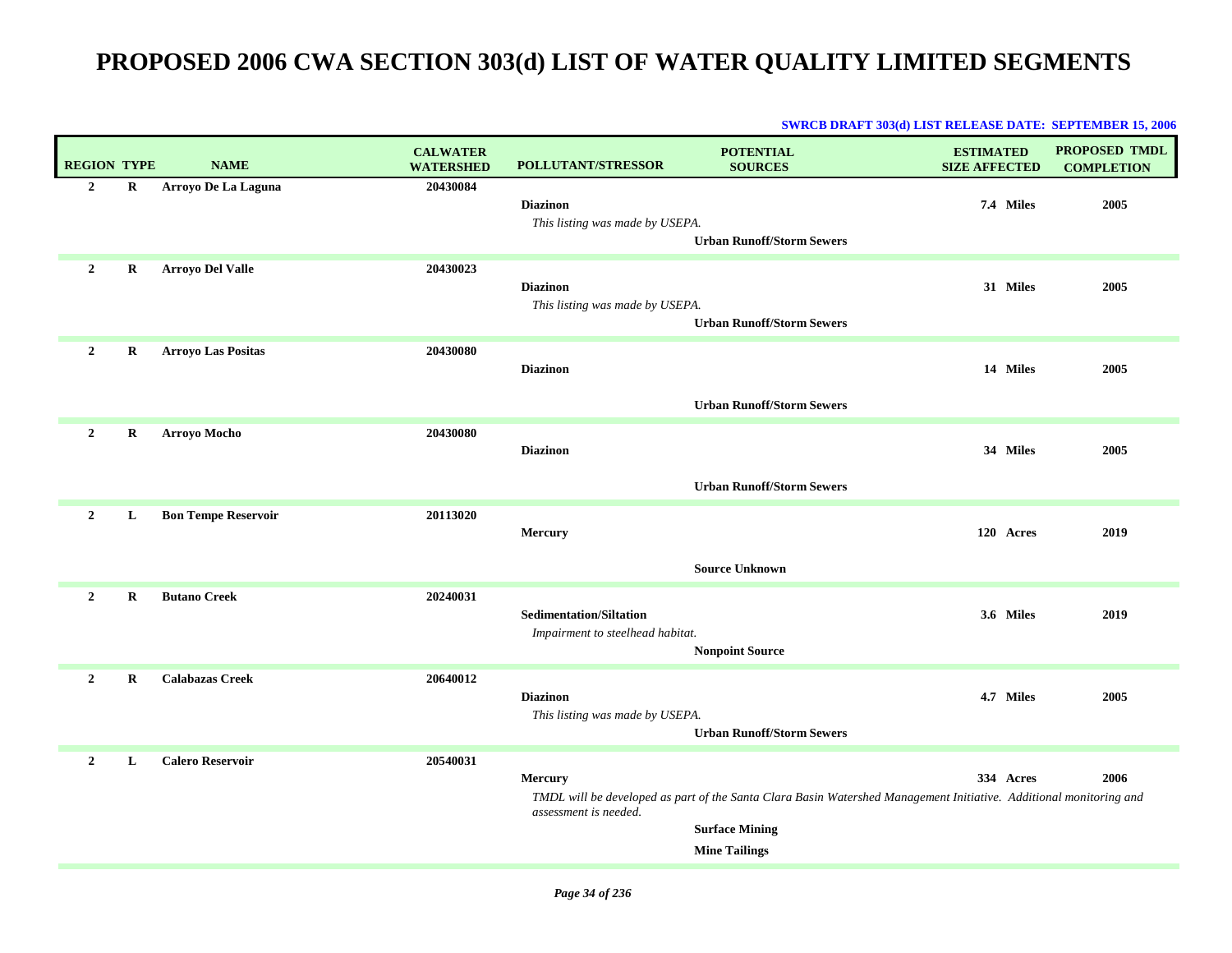# PROPOSED 2006 CWA SECTION 303(d) LIST OF WATER QUALITY LIMITED SEGMENTS

**SWRCB DRAFT 303(d) LIST RELEASE DATE: SEPTEMBER 15, 2006**

| REGION | TYPE | NAME | CALWATER WATERSHED | POLLUTANT/STRESSOR | POTENTIAL SOURCES | ESTIMATED SIZE AFFECTED | PROPOSED TMDL COMPLETION |
|---|---|---|---|---|---|---|---|
| **2** | **R** | **Arroyo De La Laguna** | **20430084** | | | | |
| | | | | **Diazinon** | | **7.4 Miles** | **2005** |
| | | | | *This listing was made by USEPA.* | | | |
| | | | | | **Urban Runoff/Storm Sewers** | | |
| **2** | **R** | **Arroyo Del Valle** | **20430023** | | | | |
| | | | | **Diazinon** | | **31 Miles** | **2005** |
| | | | | *This listing was made by USEPA.* | | | |
| | | | | | **Urban Runoff/Storm Sewers** | | |
| **2** | **R** | **Arroyo Las Positas** | **20430080** | | | | |
| | | | | **Diazinon** | | **14 Miles** | **2005** |
| | | | | | **Urban Runoff/Storm Sewers** | | |
| **2** | **R** | **Arroyo Mocho** | **20430080** | | | | |
| | | | | **Diazinon** | | **34 Miles** | **2005** |
| | | | | | **Urban Runoff/Storm Sewers** | | |
| **2** | **L** | **Bon Tempe Reservoir** | **20113020** | | | | |
| | | | | **Mercury** | | **120 Acres** | **2019** |
| | | | | | **Source Unknown** | | |
| **2** | **R** | **Butano Creek** | **20240031** | | | | |
| | | | | **Sedimentation/Siltation** | | **3.6 Miles** | **2019** |
| | | | | *Impairment to steelhead habitat.* | | | |
| | | | | | **Nonpoint Source** | | |
| **2** | **R** | **Calabazas Creek** | **20640012** | | | | |
| | | | | **Diazinon** | | **4.7 Miles** | **2005** |
| | | | | *This listing was made by USEPA.* | | | |
| | | | | | **Urban Runoff/Storm Sewers** | | |
| **2** | **L** | **Calero Reservoir** | **20540031** | | | | |
| | | | | **Mercury** | | **334 Acres** | **2006** |
| | | | | *TMDL will be developed as part of the Santa Clara Basin Watershed Management Initiative. Additional monitoring and assessment is needed.* | | | |
| | | | | | **Surface Mining** | | |
| | | | | | **Mine Tailings** | | |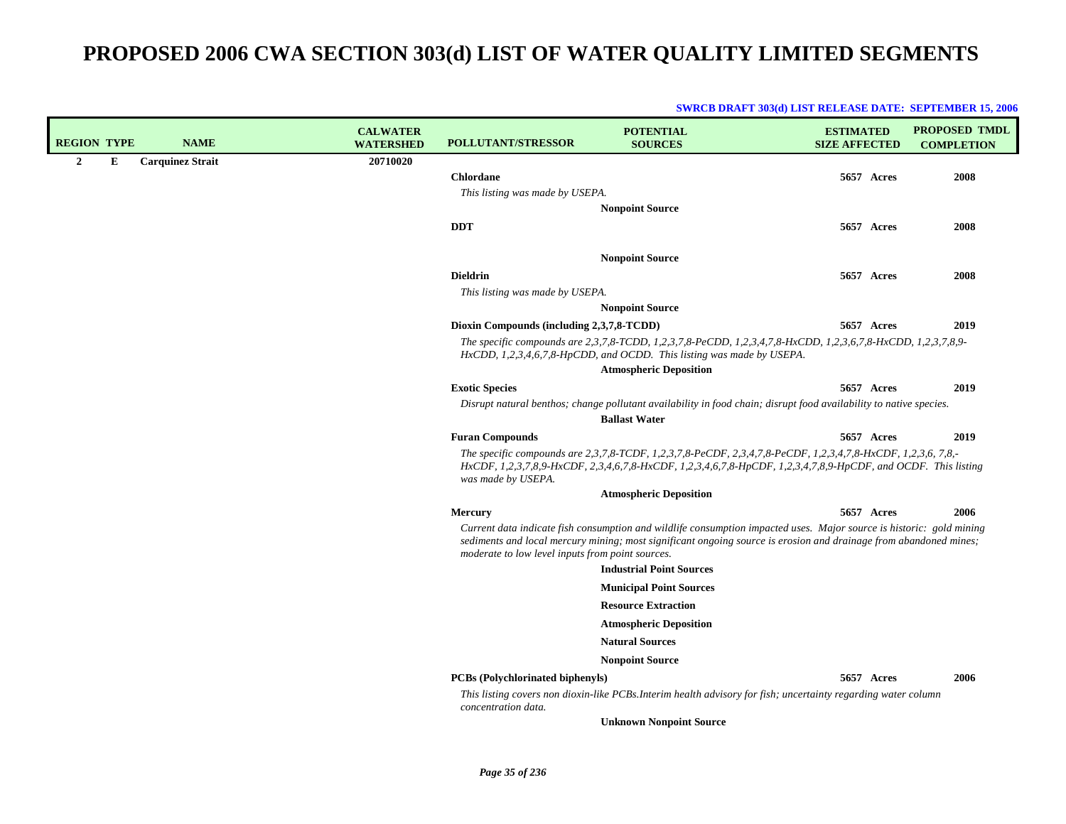# PROPOSED 2006 CWA SECTION 303(d) LIST OF WATER QUALITY LIMITED SEGMENTS

**SWRCB DRAFT 303(d) LIST RELEASE DATE: SEPTEMBER 15, 2006**

| REGION | TYPE | NAME | CALWATER WATERSHED | POLLUTANT/STRESSOR | POTENTIAL SOURCES | ESTIMATED SIZE AFFECTED | PROPOSED TMDL COMPLETION |
|---|---|---|---|---|---|---|---|
| **2** | **E** | **Carquinez Strait** | **20710020** | | | | |
| | | | | **Chlordane** | | **5657 Acres** | **2008** |
| | | | | *This listing was made by USEPA.* | | | |
| | | | | | **Nonpoint Source** | | |
| | | | | **DDT** | | **5657 Acres** | **2008** |
| | | | | | **Nonpoint Source** | | |
| | | | | **Dieldrin** | | **5657 Acres** | **2008** |
| | | | | *This listing was made by USEPA.* | | | |
| | | | | | **Nonpoint Source** | | |
| | | | | **Dioxin Compounds (including 2,3,7,8-TCDD)** | | **5657 Acres** | **2019** |
| | | | | *The specific compounds are 2,3,7,8-TCDD, 1,2,3,7,8-PeCDD, 1,2,3,4,7,8-HxCDD, 1,2,3,6,7,8-HxCDD, 1,2,3,7,8,9-HxCDD, 1,2,3,4,6,7,8-HpCDD, and OCDD. This listing was made by USEPA.* | | | |
| | | | | | **Atmospheric Deposition** | | |
| | | | | **Exotic Species** | | **5657 Acres** | **2019** |
| | | | | *Disrupt natural benthos; change pollutant availability in food chain; disrupt food availability to native species.* | | | |
| | | | | | **Ballast Water** | | |
| | | | | **Furan Compounds** | | **5657 Acres** | **2019** |
| | | | | *The specific compounds are 2,3,7,8-TCDF, 1,2,3,7,8-PeCDF, 2,3,4,7,8-PeCDF, 1,2,3,4,7,8-HxCDF, 1,2,3,6, 7,8,-HxCDF, 1,2,3,7,8,9-HxCDF, 2,3,4,6,7,8-HxCDF, 1,2,3,4,6,7,8-HpCDF, 1,2,3,4,7,8,9-HpCDF, and OCDF. This listing was made by USEPA.* | | | |
| | | | | | **Atmospheric Deposition** | | |
| | | | | **Mercury** | | **5657 Acres** | **2006** |
| | | | | *Current data indicate fish consumption and wildlife consumption impacted uses. Major source is historic: gold mining sediments and local mercury mining; most significant ongoing source is erosion and drainage from abandoned mines; moderate to low level inputs from point sources.* | | | |
| | | | | | **Industrial Point Sources** | | |
| | | | | | **Municipal Point Sources** | | |
| | | | | | **Resource Extraction** | | |
| | | | | | **Atmospheric Deposition** | | |
| | | | | | **Natural Sources** | | |
| | | | | | **Nonpoint Source** | | |
| | | | | **PCBs (Polychlorinated biphenyls)** | | **5657 Acres** | **2006** |
| | | | | *This listing covers non dioxin-like PCBs.Interim health advisory for fish; uncertainty regarding water column concentration data.* | | | |
| | | | | | **Unknown Nonpoint Source** | | |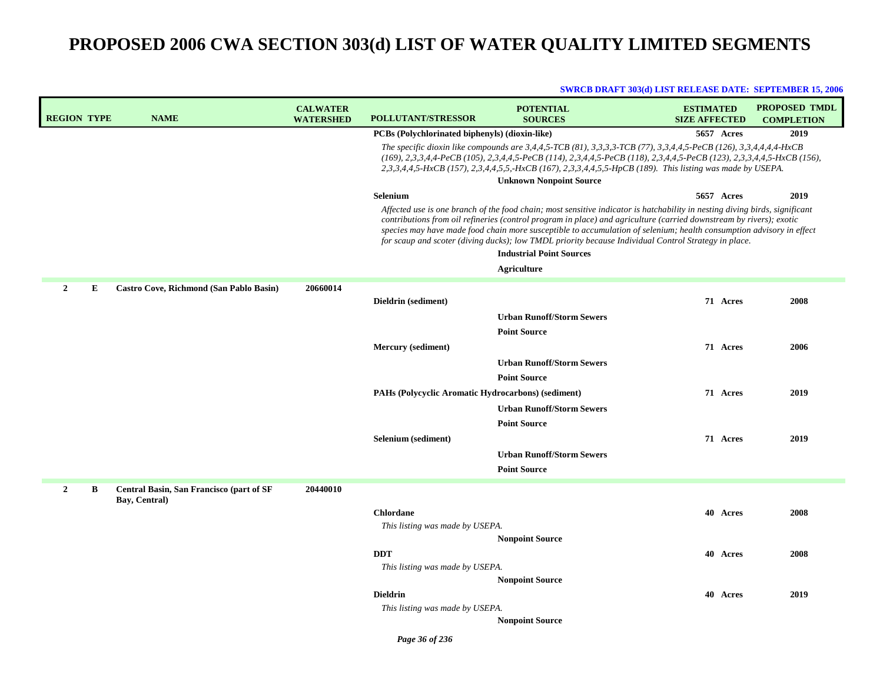# PROPOSED 2006 CWA SECTION 303(d) LIST OF WATER QUALITY LIMITED SEGMENTS

**SWRCB DRAFT 303(d) LIST RELEASE DATE: SEPTEMBER 15, 2006**

| REGION | TYPE | NAME | CALWATER WATERSHED | POLLUTANT/STRESSOR | POTENTIAL SOURCES | ESTIMATED SIZE AFFECTED | PROPOSED TMDL COMPLETION |
|---|---|---|---|---|---|---|---|
| | | | | **PCBs (Polychlorinated biphenyls) (dioxin-like)** | | **5657 Acres** | **2019** |
| | | | | *The specific dioxin like compounds are 3,4,4,5-TCB (81), 3,3,3,3-TCB (77), 3,3,4,4,5-PeCB (126), 3,3,4,4,4,4-HxCB (169), 2,3,3,4,4-PeCB (105), 2,3,4,4,5-PeCB (114), 2,3,4,4,5-PeCB (118), 2,3,4,4,5-PeCB (123), 2,3,3,4,4,5-HxCB (156), 2,3,3,4,4,5-HxCB (157), 2,3,4,4,5,5,-HxCB (167), 2,3,3,4,4,5,5-HpCB (189). This listing was made by USEPA.* | | | |
| | | | | | **Unknown Nonpoint Source** | | |
| | | | | **Selenium** | | **5657 Acres** | **2019** |
| | | | | *Affected use is one branch of the food chain; most sensitive indicator is hatchability in nesting diving birds, significant contributions from oil refineries (control program in place) and agriculture (carried downstream by rivers); exotic species may have made food chain more susceptible to accumulation of selenium; health consumption advisory in effect for scaup and scoter (diving ducks); low TMDL priority because Individual Control Strategy in place.* | | | |
| | | | | | **Industrial Point Sources** | | |
| | | | | | **Agriculture** | | |
| **2** | **E** | **Castro Cove, Richmond (San Pablo Basin)** | **20660014** | | | | |
| | | | | **Dieldrin (sediment)** | | **71 Acres** | **2008** |
| | | | | | **Urban Runoff/Storm Sewers** | | |
| | | | | | **Point Source** | | |
| | | | | **Mercury (sediment)** | | **71 Acres** | **2006** |
| | | | | | **Urban Runoff/Storm Sewers** | | |
| | | | | | **Point Source** | | |
| | | | | **PAHs (Polycyclic Aromatic Hydrocarbons) (sediment)** | | **71 Acres** | **2019** |
| | | | | | **Urban Runoff/Storm Sewers** | | |
| | | | | | **Point Source** | | |
| | | | | **Selenium (sediment)** | | **71 Acres** | **2019** |
| | | | | | **Urban Runoff/Storm Sewers** | | |
| | | | | | **Point Source** | | |
| **2** | **B** | **Central Basin, San Francisco (part of SF Bay, Central)** | **20440010** | | | | |
| | | | | **Chlordane** | | **40 Acres** | **2008** |
| | | | | *This listing was made by USEPA.* | | | |
| | | | | | **Nonpoint Source** | | |
| | | | | **DDT** | | **40 Acres** | **2008** |
| | | | | *This listing was made by USEPA.* | | | |
| | | | | | **Nonpoint Source** | | |
| | | | | **Dieldrin** | | **40 Acres** | **2019** |
| | | | | *This listing was made by USEPA.* | | | |
| | | | | | **Nonpoint Source** | | |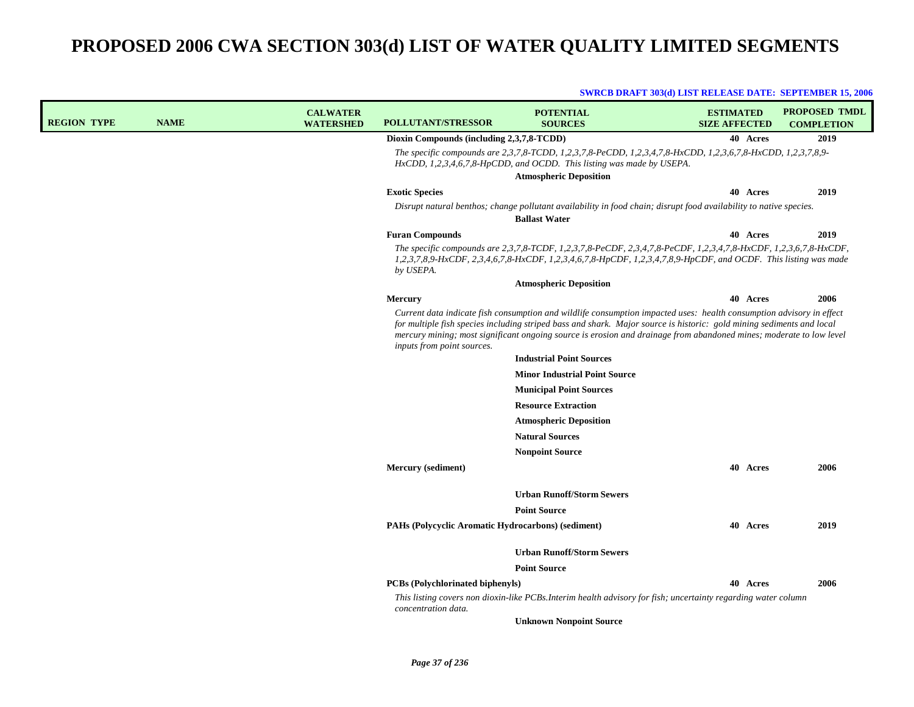# PROPOSED 2006 CWA SECTION 303(d) LIST OF WATER QUALITY LIMITED SEGMENTS

**SWRCB DRAFT 303(d) LIST RELEASE DATE: SEPTEMBER 15, 2006**

| REGION | TYPE | NAME | CALWATER WATERSHED | POLLUTANT/STRESSOR | POTENTIAL SOURCES | ESTIMATED SIZE AFFECTED | PROPOSED TMDL COMPLETION |
|---|---|---|---|---|---|---|---|
| | | | | **Dioxin Compounds (including 2,3,7,8-TCDD)** | | **40 Acres** | **2019** |
| | | | | *The specific compounds are 2,3,7,8-TCDD, 1,2,3,7,8-PeCDD, 1,2,3,4,7,8-HxCDD, 1,2,3,6,7,8-HxCDD, 1,2,3,7,8,9-HxCDD, 1,2,3,4,6,7,8-HpCDD, and OCDD. This listing was made by USEPA.* | | | |
| | | | | | **Atmospheric Deposition** | | |
| | | | | **Exotic Species** | | **40 Acres** | **2019** |
| | | | | *Disrupt natural benthos; change pollutant availability in food chain; disrupt food availability to native species.* | | | |
| | | | | | **Ballast Water** | | |
| | | | | **Furan Compounds** | | **40 Acres** | **2019** |
| | | | | *The specific compounds are 2,3,7,8-TCDF, 1,2,3,7,8-PeCDF, 2,3,4,7,8-PeCDF, 1,2,3,4,7,8-HxCDF, 1,2,3,6,7,8-HxCDF, 1,2,3,7,8,9-HxCDF, 2,3,4,6,7,8-HxCDF, 1,2,3,4,6,7,8-HpCDF, 1,2,3,4,7,8,9-HpCDF, and OCDF. This listing was made by USEPA.* | | | |
| | | | | | **Atmospheric Deposition** | | |
| | | | | **Mercury** | | **40 Acres** | **2006** |
| | | | | *Current data indicate fish consumption and wildlife consumption impacted uses: health consumption advisory in effect for multiple fish species including striped bass and shark. Major source is historic: gold mining sediments and local mercury mining; most significant ongoing source is erosion and drainage from abandoned mines; moderate to low level inputs from point sources.* | | | |
| | | | | | **Industrial Point Sources** | | |
| | | | | | **Minor Industrial Point Source** | | |
| | | | | | **Municipal Point Sources** | | |
| | | | | | **Resource Extraction** | | |
| | | | | | **Atmospheric Deposition** | | |
| | | | | | **Natural Sources** | | |
| | | | | | **Nonpoint Source** | | |
| | | | | **Mercury (sediment)** | | **40 Acres** | **2006** |
| | | | | | **Urban Runoff/Storm Sewers** | | |
| | | | | | **Point Source** | | |
| | | | | **PAHs (Polycyclic Aromatic Hydrocarbons) (sediment)** | | **40 Acres** | **2019** |
| | | | | | **Urban Runoff/Storm Sewers** | | |
| | | | | | **Point Source** | | |
| | | | | **PCBs (Polychlorinated biphenyls)** | | **40 Acres** | **2006** |
| | | | | *This listing covers non dioxin-like PCBs.Interim health advisory for fish; uncertainty regarding water column concentration data.* | | | |
| | | | | | **Unknown Nonpoint Source** | | |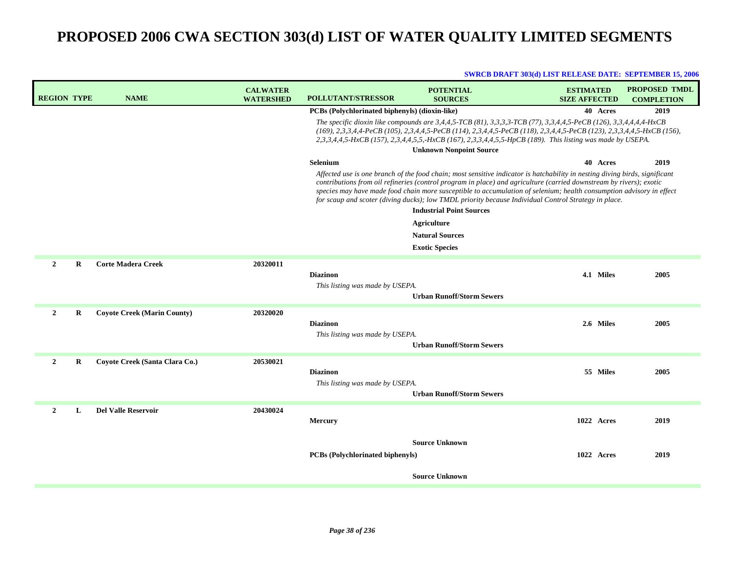# PROPOSED 2006 CWA SECTION 303(d) LIST OF WATER QUALITY LIMITED SEGMENTS

**SWRCB DRAFT 303(d) LIST RELEASE DATE: SEPTEMBER 15, 2006**

| REGION | TYPE | NAME | CALWATER WATERSHED | POLLUTANT/STRESSOR | POTENTIAL SOURCES | ESTIMATED SIZE AFFECTED | PROPOSED TMDL COMPLETION |
|---|---|---|---|---|---|---|---|
| | | | | **PCBs (Polychlorinated biphenyls) (dioxin-like)** | | **40 Acres** | **2019** |
| | | | | *The specific dioxin like compounds are 3,4,4,5-TCB (81), 3,3,3,3-TCB (77), 3,3,4,4,5-PeCB (126), 3,3,4,4,4,4-HxCB (169), 2,3,3,4,4-PeCB (105), 2,3,4,4,5-PeCB (114), 2,3,4,4,5-PeCB (118), 2,3,4,4,5-PeCB (123), 2,3,3,4,4,5-HxCB (156), 2,3,3,4,4,5-HxCB (157), 2,3,4,4,5,5,-HxCB (167), 2,3,3,4,4,5,5-HpCB (189). This listing was made by USEPA.* | | | |
| | | | | | **Unknown Nonpoint Source** | | |
| | | | | **Selenium** | | **40 Acres** | **2019** |
| | | | | *Affected use is one branch of the food chain; most sensitive indicator is hatchability in nesting diving birds, significant contributions from oil refineries (control program in place) and agriculture (carried downstream by rivers); exotic species may have made food chain more susceptible to accumulation of selenium; health consumption advisory in effect for scaup and scoter (diving ducks); low TMDL priority because Individual Control Strategy in place.* | | | |
| | | | | | **Industrial Point Sources** | | |
| | | | | | **Agriculture** | | |
| | | | | | **Natural Sources** | | |
| | | | | | **Exotic Species** | | |
| **2** | **R** | **Corte Madera Creek** | **20320011** | | | | |
| | | | | **Diazinon** | | **4.1 Miles** | **2005** |
| | | | | *This listing was made by USEPA.* | | | |
| | | | | | **Urban Runoff/Storm Sewers** | | |
| **2** | **R** | **Coyote Creek (Marin County)** | **20320020** | | | | |
| | | | | **Diazinon** | | **2.6 Miles** | **2005** |
| | | | | *This listing was made by USEPA.* | | | |
| | | | | | **Urban Runoff/Storm Sewers** | | |
| **2** | **R** | **Coyote Creek (Santa Clara Co.)** | **20530021** | | | | |
| | | | | **Diazinon** | | **55 Miles** | **2005** |
| | | | | *This listing was made by USEPA.* | | | |
| | | | | | **Urban Runoff/Storm Sewers** | | |
| **2** | **L** | **Del Valle Reservoir** | **20430024** | | | | |
| | | | | **Mercury** | | **1022 Acres** | **2019** |
| | | | | | **Source Unknown** | | |
| | | | | **PCBs (Polychlorinated biphenyls)** | | **1022 Acres** | **2019** |
| | | | | | **Source Unknown** | | |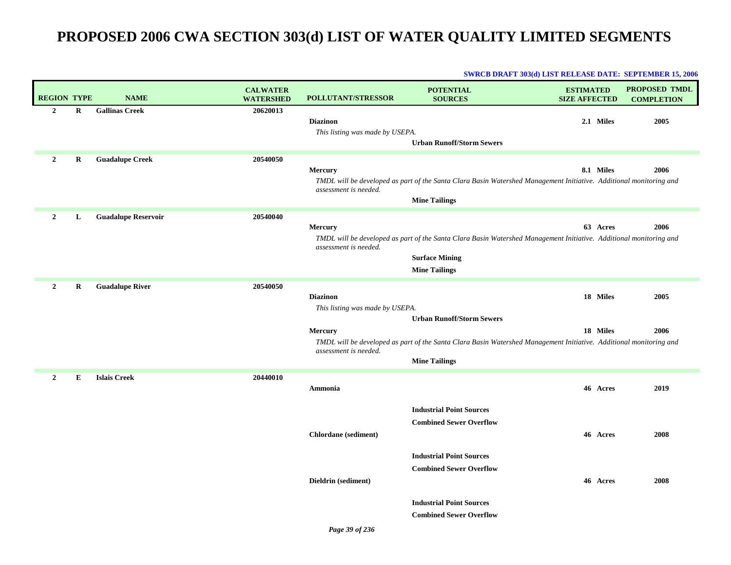# PROPOSED 2006 CWA SECTION 303(d) LIST OF WATER QUALITY LIMITED SEGMENTS

**SWRCB DRAFT 303(d) LIST RELEASE DATE: SEPTEMBER 15, 2006**

| REGION | TYPE | NAME | CALWATER WATERSHED | POLLUTANT/STRESSOR | POTENTIAL SOURCES | ESTIMATED SIZE AFFECTED | PROPOSED TMDL COMPLETION |
|---|---|---|---|---|---|---|---|
| **2** | **R** | **Gallinas Creek** | **20620013** | | | | |
| | | | | **Diazinon** | | **2.1 Miles** | **2005** |
| | | | | *This listing was made by USEPA.* | | | |
| | | | | | **Urban Runoff/Storm Sewers** | | |
| **2** | **R** | **Guadalupe Creek** | **20540050** | | | | |
| | | | | **Mercury** | | **8.1 Miles** | **2006** |
| | | | | *TMDL will be developed as part of the Santa Clara Basin Watershed Management Initiative. Additional monitoring and assessment is needed.* | | | |
| | | | | | **Mine Tailings** | | |
| **2** | **L** | **Guadalupe Reservoir** | **20540040** | | | | |
| | | | | **Mercury** | | **63 Acres** | **2006** |
| | | | | *TMDL will be developed as part of the Santa Clara Basin Watershed Management Initiative. Additional monitoring and assessment is needed.* | | | |
| | | | | | **Surface Mining** | | |
| | | | | | **Mine Tailings** | | |
| **2** | **R** | **Guadalupe River** | **20540050** | | | | |
| | | | | **Diazinon** | | **18 Miles** | **2005** |
| | | | | *This listing was made by USEPA.* | | | |
| | | | | | **Urban Runoff/Storm Sewers** | | |
| | | | | **Mercury** | | **18 Miles** | **2006** |
| | | | | *TMDL will be developed as part of the Santa Clara Basin Watershed Management Initiative. Additional monitoring and assessment is needed.* | | | |
| | | | | | **Mine Tailings** | | |
| **2** | **E** | **Islais Creek** | **20440010** | | | | |
| | | | | **Ammonia** | | **46 Acres** | **2019** |
| | | | | | **Industrial Point Sources** | | |
| | | | | | **Combined Sewer Overflow** | | |
| | | | | **Chlordane (sediment)** | | **46 Acres** | **2008** |
| | | | | | **Industrial Point Sources** | | |
| | | | | | **Combined Sewer Overflow** | | |
| | | | | **Dieldrin (sediment)** | | **46 Acres** | **2008** |
| | | | | | **Industrial Point Sources** | | |
| | | | | | **Combined Sewer Overflow** | | |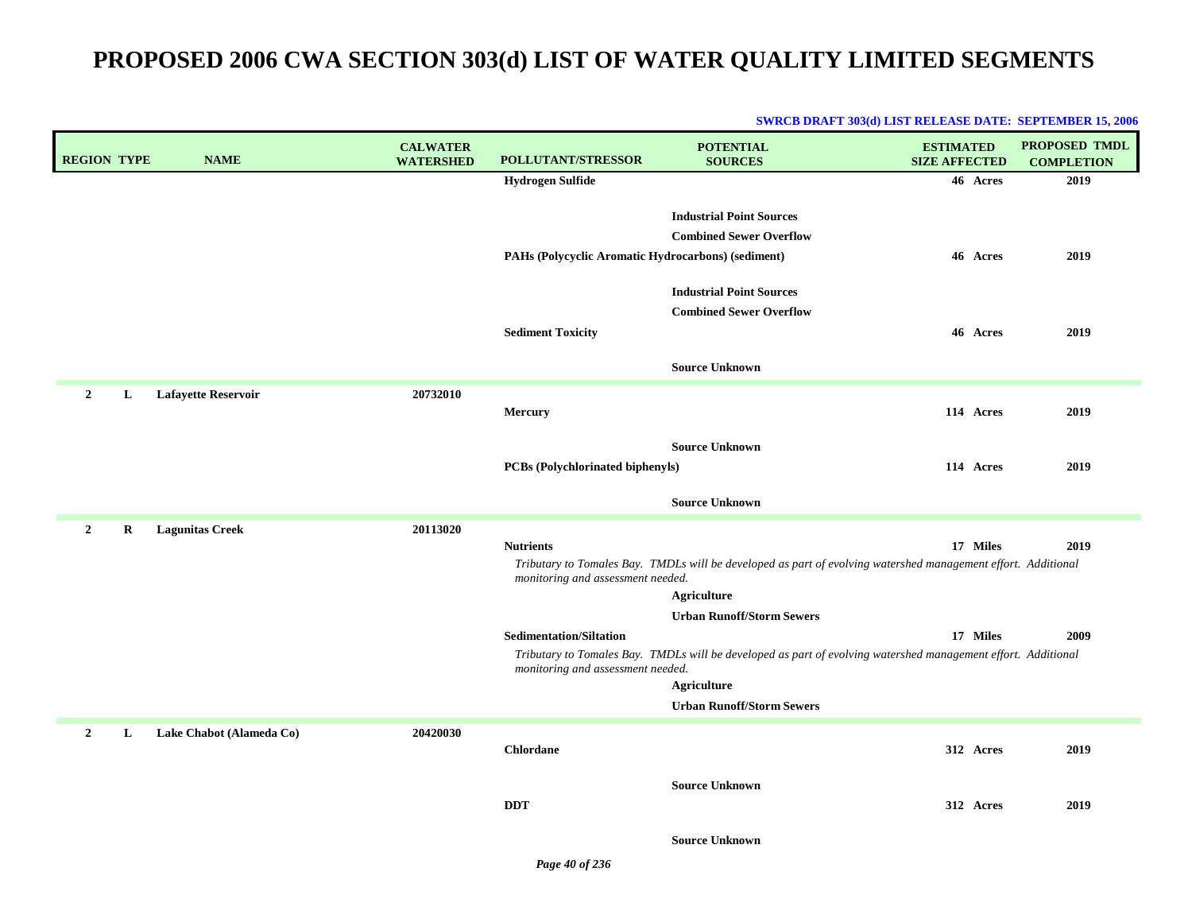# PROPOSED 2006 CWA SECTION 303(d) LIST OF WATER QUALITY LIMITED SEGMENTS

**SWRCB DRAFT 303(d) LIST RELEASE DATE: SEPTEMBER 15, 2006**

| REGION | TYPE | NAME | CALWATER WATERSHED | POLLUTANT/STRESSOR | POTENTIAL SOURCES | ESTIMATED SIZE AFFECTED | PROPOSED TMDL COMPLETION |
|---|---|---|---|---|---|---|---|
| | | | | **Hydrogen Sulfide** | | **46 Acres** | **2019** |
| | | | | | **Industrial Point Sources** | | |
| | | | | | **Combined Sewer Overflow** | | |
| | | | | **PAHs (Polycyclic Aromatic Hydrocarbons) (sediment)** | | **46 Acres** | **2019** |
| | | | | | **Industrial Point Sources** | | |
| | | | | | **Combined Sewer Overflow** | | |
| | | | | **Sediment Toxicity** | | **46 Acres** | **2019** |
| | | | | | **Source Unknown** | | |
| **2** | **L** | **Lafayette Reservoir** | **20732010** | | | | |
| | | | | **Mercury** | | **114 Acres** | **2019** |
| | | | | | **Source Unknown** | | |
| | | | | **PCBs (Polychlorinated biphenyls)** | | **114 Acres** | **2019** |
| | | | | | **Source Unknown** | | |
| **2** | **R** | **Lagunitas Creek** | **20113020** | | | | |
| | | | | **Nutrients** *Tributary to Tomales Bay. TMDLs will be developed as part of evolving watershed management effort. Additional monitoring and assessment needed.* | | **17 Miles** | **2019** |
| | | | | | **Agriculture** | | |
| | | | | | **Urban Runoff/Storm Sewers** | | |
| | | | | **Sedimentation/Siltation** *Tributary to Tomales Bay. TMDLs will be developed as part of evolving watershed management effort. Additional monitoring and assessment needed.* | | **17 Miles** | **2009** |
| | | | | | **Agriculture** | | |
| | | | | | **Urban Runoff/Storm Sewers** | | |
| **2** | **L** | **Lake Chabot (Alameda Co)** | **20420030** | | | | |
| | | | | **Chlordane** | | **312 Acres** | **2019** |
| | | | | | **Source Unknown** | | |
| | | | | **DDT** | | **312 Acres** | **2019** |
| | | | | | **Source Unknown** | | |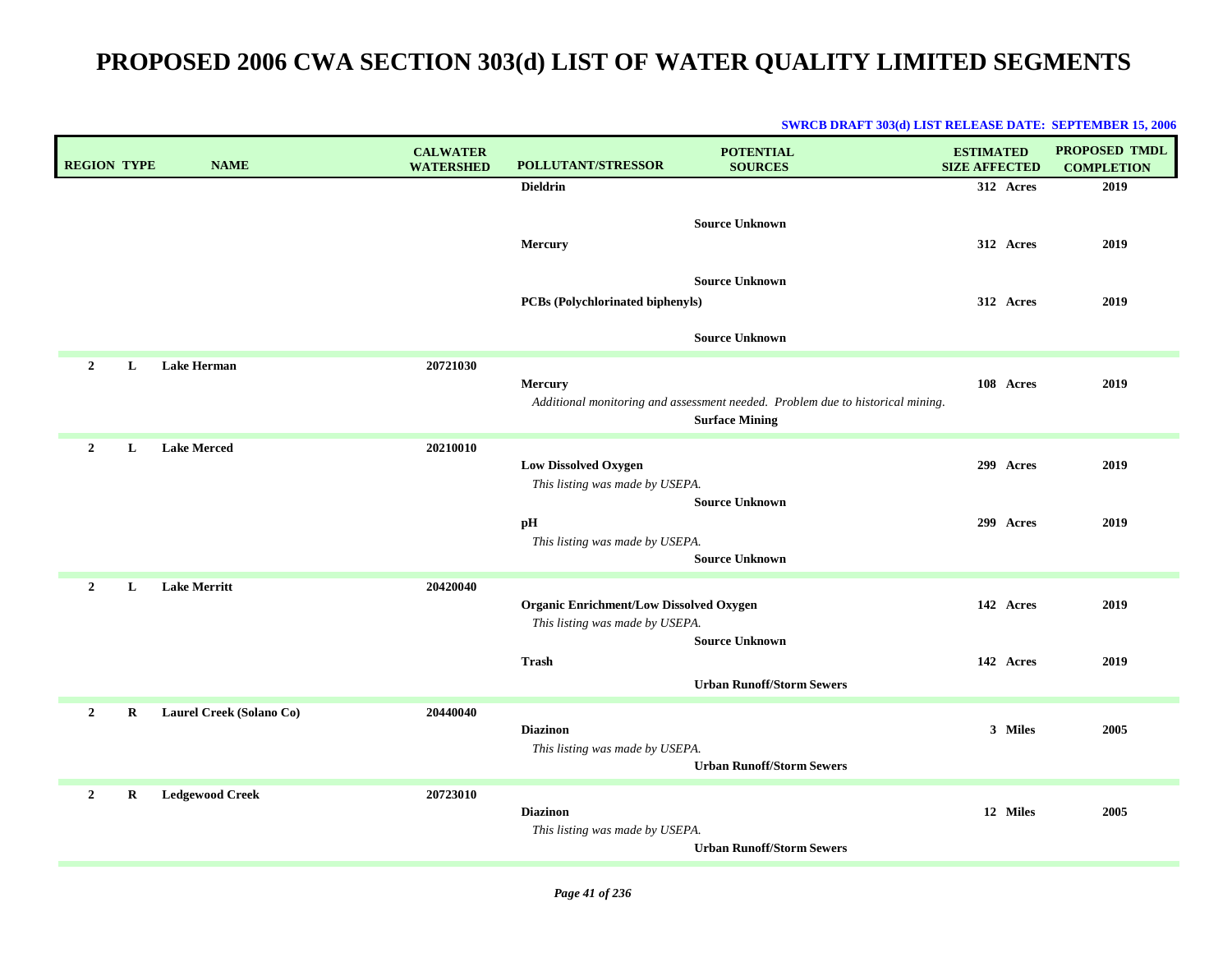# PROPOSED 2006 CWA SECTION 303(d) LIST OF WATER QUALITY LIMITED SEGMENTS

**SWRCB DRAFT 303(d) LIST RELEASE DATE: SEPTEMBER 15, 2006**

| REGION | TYPE | NAME | CALWATER WATERSHED | POLLUTANT/STRESSOR | POTENTIAL SOURCES | ESTIMATED SIZE AFFECTED | PROPOSED TMDL COMPLETION |
|---|---|---|---|---|---|---|---|
| | | | | **Dieldrin** | | 312 Acres | 2019 |
| | | | | | **Source Unknown** | | |
| | | | | **Mercury** | | 312 Acres | 2019 |
| | | | | | **Source Unknown** | | |
| | | | | **PCBs (Polychlorinated biphenyls)** | | 312 Acres | 2019 |
| | | | | | **Source Unknown** | | |
| 2 | L | **Lake Herman** | 20721030 | | | | |
| | | | | **Mercury** | | 108 Acres | 2019 |
| | | | | *Additional monitoring and assessment needed. Problem due to historical mining.* | | | |
| | | | | | **Surface Mining** | | |
| 2 | L | **Lake Merced** | 20210010 | | | | |
| | | | | **Low Dissolved Oxygen** | | 299 Acres | 2019 |
| | | | | *This listing was made by USEPA.* | | | |
| | | | | | **Source Unknown** | | |
| | | | | **pH** | | 299 Acres | 2019 |
| | | | | *This listing was made by USEPA.* | | | |
| | | | | | **Source Unknown** | | |
| 2 | L | **Lake Merritt** | 20420040 | | | | |
| | | | | **Organic Enrichment/Low Dissolved Oxygen** | | 142 Acres | 2019 |
| | | | | *This listing was made by USEPA.* | | | |
| | | | | | **Source Unknown** | | |
| | | | | **Trash** | | 142 Acres | 2019 |
| | | | | | **Urban Runoff/Storm Sewers** | | |
| 2 | R | **Laurel Creek (Solano Co)** | 20440040 | | | | |
| | | | | **Diazinon** | | 3 Miles | 2005 |
| | | | | *This listing was made by USEPA.* | | | |
| | | | | | **Urban Runoff/Storm Sewers** | | |
| 2 | R | **Ledgewood Creek** | 20723010 | | | | |
| | | | | **Diazinon** | | 12 Miles | 2005 |
| | | | | *This listing was made by USEPA.* | | | |
| | | | | | **Urban Runoff/Storm Sewers** | | |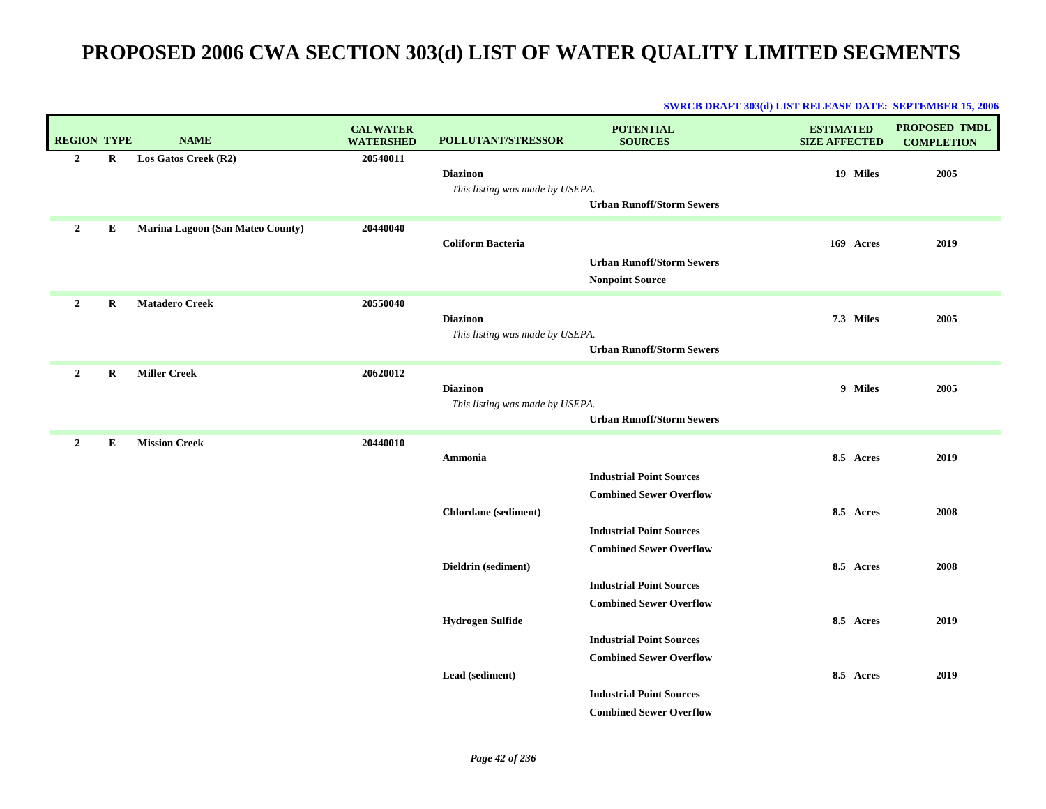# PROPOSED 2006 CWA SECTION 303(d) LIST OF WATER QUALITY LIMITED SEGMENTS

**SWRCB DRAFT 303(d) LIST RELEASE DATE: SEPTEMBER 15, 2006**

| REGION | TYPE | NAME | CALWATER WATERSHED | POLLUTANT/STRESSOR | POTENTIAL SOURCES | ESTIMATED SIZE AFFECTED | PROPOSED TMDL COMPLETION |
|---|---|---|---|---|---|---|---|
| 2 | R | Los Gatos Creek (R2) | 20540011 | | | | |
| | | | | Diazinon | | 19 Miles | 2005 |
| | | | | *This listing was made by USEPA.* | | | |
| | | | | | Urban Runoff/Storm Sewers | | |
| 2 | E | Marina Lagoon (San Mateo County) | 20440040 | | | | |
| | | | | Coliform Bacteria | | 169 Acres | 2019 |
| | | | | | Urban Runoff/Storm Sewers | | |
| | | | | | Nonpoint Source | | |
| 2 | R | Matadero Creek | 20550040 | | | | |
| | | | | Diazinon | | 7.3 Miles | 2005 |
| | | | | *This listing was made by USEPA.* | | | |
| | | | | | Urban Runoff/Storm Sewers | | |
| 2 | R | Miller Creek | 20620012 | | | | |
| | | | | Diazinon | | 9 Miles | 2005 |
| | | | | *This listing was made by USEPA.* | | | |
| | | | | | Urban Runoff/Storm Sewers | | |
| 2 | E | Mission Creek | 20440010 | | | | |
| | | | | Ammonia | | 8.5 Acres | 2019 |
| | | | | | Industrial Point Sources | | |
| | | | | | Combined Sewer Overflow | | |
| | | | | Chlordane (sediment) | | 8.5 Acres | 2008 |
| | | | | | Industrial Point Sources | | |
| | | | | | Combined Sewer Overflow | | |
| | | | | Dieldrin (sediment) | | 8.5 Acres | 2008 |
| | | | | | Industrial Point Sources | | |
| | | | | | Combined Sewer Overflow | | |
| | | | | Hydrogen Sulfide | | 8.5 Acres | 2019 |
| | | | | | Industrial Point Sources | | |
| | | | | | Combined Sewer Overflow | | |
| | | | | Lead (sediment) | | 8.5 Acres | 2019 |
| | | | | | Industrial Point Sources | | |
| | | | | | Combined Sewer Overflow | | |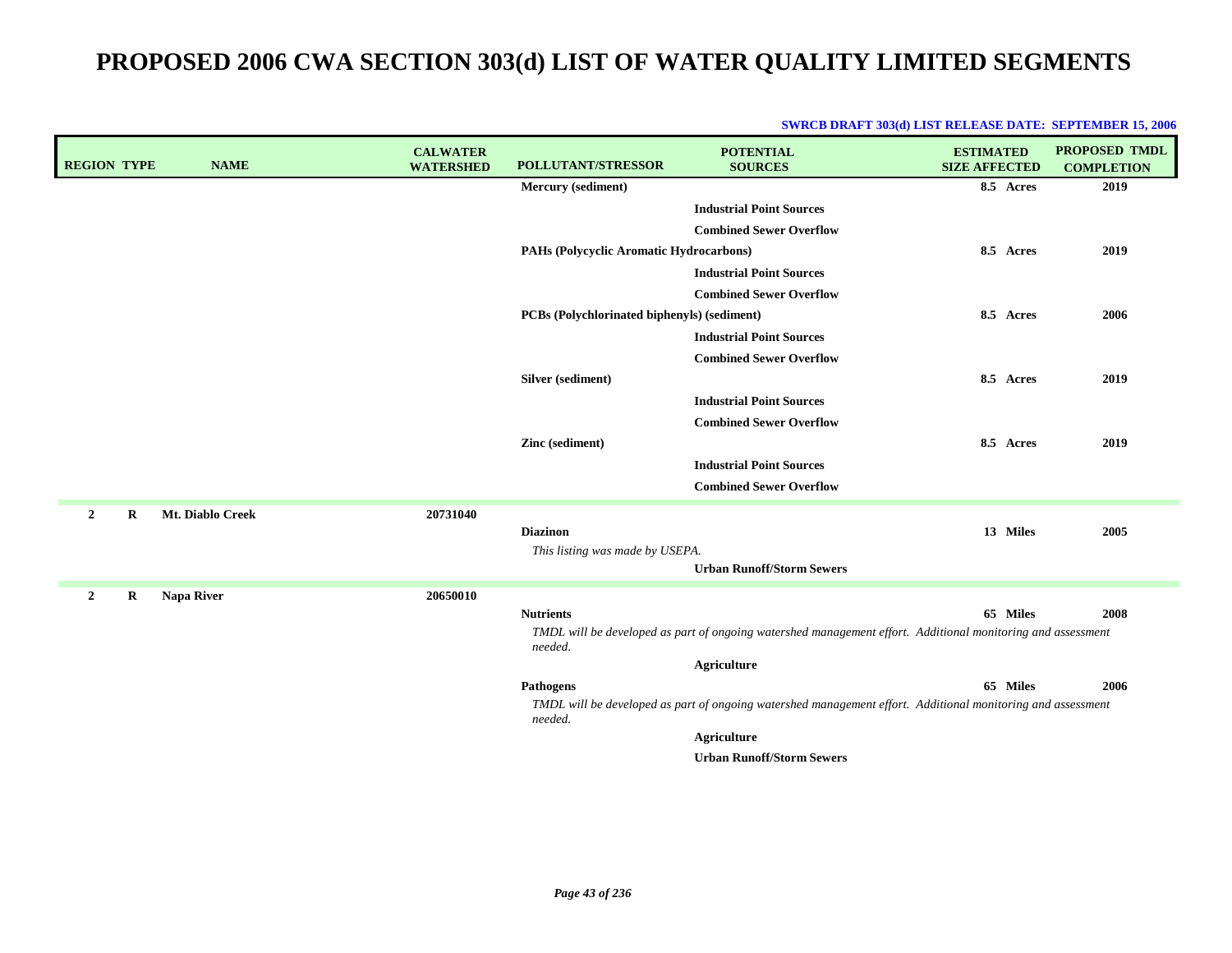# PROPOSED 2006 CWA SECTION 303(d) LIST OF WATER QUALITY LIMITED SEGMENTS

**SWRCB DRAFT 303(d) LIST RELEASE DATE: SEPTEMBER 15, 2006**

| REGION | TYPE | NAME | CALWATER WATERSHED | POLLUTANT/STRESSOR | POTENTIAL SOURCES | ESTIMATED SIZE AFFECTED | PROPOSED TMDL COMPLETION |
|---|---|---|---|---|---|---|---|
| | | | | **Mercury (sediment)** | | **8.5 Acres** | **2019** |
| | | | | | **Industrial Point Sources** | | |
| | | | | | **Combined Sewer Overflow** | | |
| | | | | **PAHs (Polycyclic Aromatic Hydrocarbons)** | | **8.5 Acres** | **2019** |
| | | | | | **Industrial Point Sources** | | |
| | | | | | **Combined Sewer Overflow** | | |
| | | | | **PCBs (Polychlorinated biphenyls) (sediment)** | | **8.5 Acres** | **2006** |
| | | | | | **Industrial Point Sources** | | |
| | | | | | **Combined Sewer Overflow** | | |
| | | | | **Silver (sediment)** | | **8.5 Acres** | **2019** |
| | | | | | **Industrial Point Sources** | | |
| | | | | | **Combined Sewer Overflow** | | |
| | | | | **Zinc (sediment)** | | **8.5 Acres** | **2019** |
| | | | | | **Industrial Point Sources** | | |
| | | | | | **Combined Sewer Overflow** | | |
| **2** | **R** | **Mt. Diablo Creek** | **20731040** | | | | |
| | | | | **Diazinon** | | **13 Miles** | **2005** |
| | | | | *This listing was made by USEPA.* | | | |
| | | | | | **Urban Runoff/Storm Sewers** | | |
| **2** | **R** | **Napa River** | **20650010** | | | | |
| | | | | **Nutrients** | | **65 Miles** | **2008** |
| | | | | *TMDL will be developed as part of ongoing watershed management effort. Additional monitoring and assessment needed.* | | | |
| | | | | | **Agriculture** | | |
| | | | | **Pathogens** | | **65 Miles** | **2006** |
| | | | | *TMDL will be developed as part of ongoing watershed management effort. Additional monitoring and assessment needed.* | | | |
| | | | | | **Agriculture** | | |
| | | | | | **Urban Runoff/Storm Sewers** | | |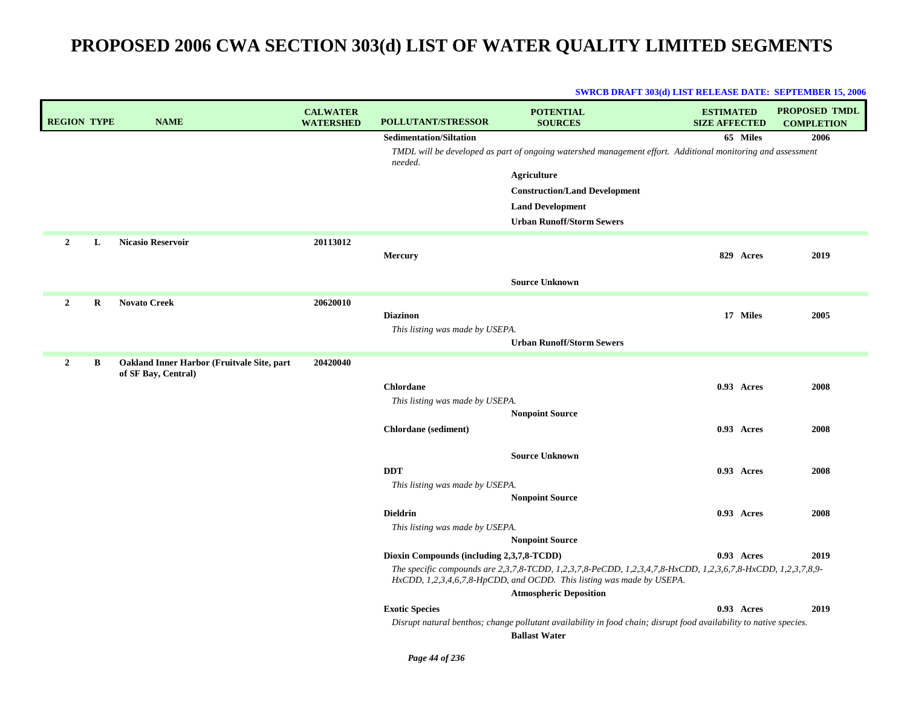# PROPOSED 2006 CWA SECTION 303(d) LIST OF WATER QUALITY LIMITED SEGMENTS

**SWRCB DRAFT 303(d) LIST RELEASE DATE: SEPTEMBER 15, 2006**

| REGION | TYPE | NAME | CALWATER WATERSHED | POLLUTANT/STRESSOR | POTENTIAL SOURCES | ESTIMATED SIZE AFFECTED | PROPOSED TMDL COMPLETION |
|---|---|---|---|---|---|---|---|
| | | | | **Sedimentation/Siltation** | | **65 Miles** | **2006** |
| | | | | *TMDL will be developed as part of ongoing watershed management effort. Additional monitoring and assessment needed.* | | | |
| | | | | | **Agriculture** | | |
| | | | | | **Construction/Land Development** | | |
| | | | | | **Land Development** | | |
| | | | | | **Urban Runoff/Storm Sewers** | | |
| **2** | **L** | **Nicasio Reservoir** | **20113012** | | | | |
| | | | | **Mercury** | | **829 Acres** | **2019** |
| | | | | | **Source Unknown** | | |
| **2** | **R** | **Novato Creek** | **20620010** | | | | |
| | | | | **Diazinon** | | **17 Miles** | **2005** |
| | | | | *This listing was made by USEPA.* | | | |
| | | | | | **Urban Runoff/Storm Sewers** | | |
| **2** | **B** | **Oakland Inner Harbor (Fruitvale Site, part of SF Bay, Central)** | **20420040** | | | | |
| | | | | **Chlordane** | | **0.93 Acres** | **2008** |
| | | | | *This listing was made by USEPA.* | | | |
| | | | | | **Nonpoint Source** | | |
| | | | | **Chlordane (sediment)** | | **0.93 Acres** | **2008** |
| | | | | | **Source Unknown** | | |
| | | | | **DDT** | | **0.93 Acres** | **2008** |
| | | | | *This listing was made by USEPA.* | | | |
| | | | | | **Nonpoint Source** | | |
| | | | | **Dieldrin** | | **0.93 Acres** | **2008** |
| | | | | *This listing was made by USEPA.* | | | |
| | | | | | **Nonpoint Source** | | |
| | | | | **Dioxin Compounds (including 2,3,7,8-TCDD)** | | **0.93 Acres** | **2019** |
| | | | | *The specific compounds are 2,3,7,8-TCDD, 1,2,3,7,8-PeCDD, 1,2,3,4,7,8-HxCDD, 1,2,3,6,7,8-HxCDD, 1,2,3,7,8,9-HxCDD, 1,2,3,4,6,7,8-HpCDD, and OCDD. This listing was made by USEPA.* | | | |
| | | | | | **Atmospheric Deposition** | | |
| | | | | **Exotic Species** | | **0.93 Acres** | **2019** |
| | | | | *Disrupt natural benthos; change pollutant availability in food chain; disrupt food availability to native species.* | | | |
| | | | | | **Ballast Water** | | |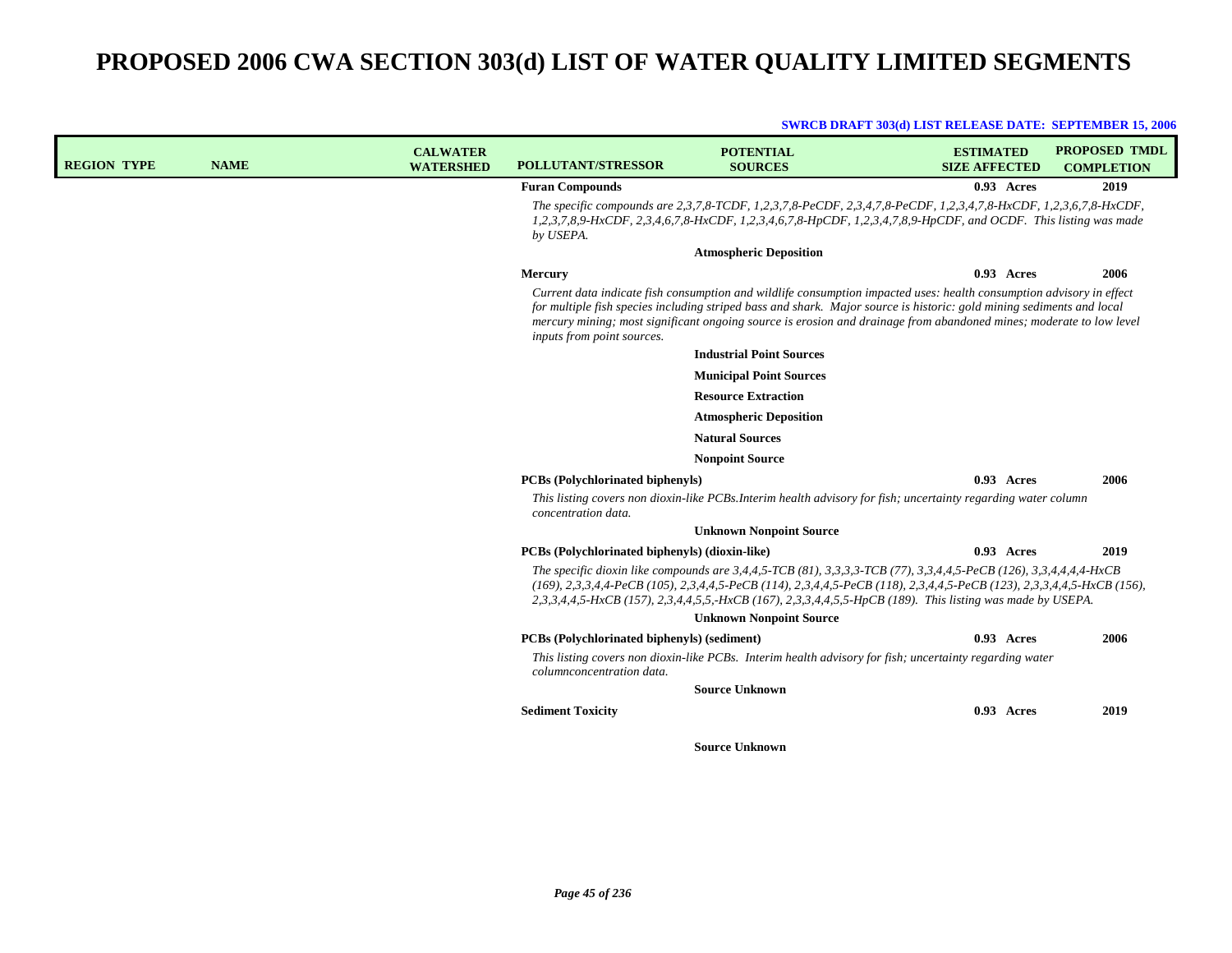# PROPOSED 2006 CWA SECTION 303(d) LIST OF WATER QUALITY LIMITED SEGMENTS

**SWRCB DRAFT 303(d) LIST RELEASE DATE: SEPTEMBER 15, 2006**

| REGION | TYPE | NAME | CALWATER WATERSHED | POLLUTANT/STRESSOR | POTENTIAL SOURCES | ESTIMATED SIZE AFFECTED | PROPOSED TMDL COMPLETION |
|---|---|---|---|---|---|---|---|
| | | | | **Furan Compounds** | | **0.93 Acres** | **2019** |
| | | | | *The specific compounds are 2,3,7,8-TCDF, 1,2,3,7,8-PeCDF, 2,3,4,7,8-PeCDF, 1,2,3,4,7,8-HxCDF, 1,2,3,6,7,8-HxCDF, 1,2,3,7,8,9-HxCDF, 2,3,4,6,7,8-HxCDF, 1,2,3,4,6,7,8-HpCDF, 1,2,3,4,7,8,9-HpCDF, and OCDF. This listing was made by USEPA.* | | | |
| | | | | | **Atmospheric Deposition** | | |
| | | | | **Mercury** | | **0.93 Acres** | **2006** |
| | | | | *Current data indicate fish consumption and wildlife consumption impacted uses: health consumption advisory in effect for multiple fish species including striped bass and shark. Major source is historic: gold mining sediments and local mercury mining; most significant ongoing source is erosion and drainage from abandoned mines; moderate to low level inputs from point sources.* | | | |
| | | | | | **Industrial Point Sources** | | |
| | | | | | **Municipal Point Sources** | | |
| | | | | | **Resource Extraction** | | |
| | | | | | **Atmospheric Deposition** | | |
| | | | | | **Natural Sources** | | |
| | | | | | **Nonpoint Source** | | |
| | | | | **PCBs (Polychlorinated biphenyls)** | | **0.93 Acres** | **2006** |
| | | | | *This listing covers non dioxin-like PCBs.Interim health advisory for fish; uncertainty regarding water column concentration data.* | | | |
| | | | | | **Unknown Nonpoint Source** | | |
| | | | | **PCBs (Polychlorinated biphenyls) (dioxin-like)** | | **0.93 Acres** | **2019** |
| | | | | *The specific dioxin like compounds are 3,4,4,5-TCB (81), 3,3,3,3-TCB (77), 3,3,4,4,5-PeCB (126), 3,3,4,4,4,4-HxCB (169), 2,3,3,4,4-PeCB (105), 2,3,4,4,5-PeCB (114), 2,3,4,4,5-PeCB (118), 2,3,4,4,5-PeCB (123), 2,3,3,4,4,5-HxCB (156), 2,3,3,4,4,5-HxCB (157), 2,3,4,4,5,5,-HxCB (167), 2,3,3,4,4,5,5-HpCB (189). This listing was made by USEPA.* | | | |
| | | | | | **Unknown Nonpoint Source** | | |
| | | | | **PCBs (Polychlorinated biphenyls) (sediment)** | | **0.93 Acres** | **2006** |
| | | | | *This listing covers non dioxin-like PCBs. Interim health advisory for fish; uncertainty regarding water columnconcentration data.* | | | |
| | | | | | **Source Unknown** | | |
| | | | | **Sediment Toxicity** | | **0.93 Acres** | **2019** |
| | | | | | **Source Unknown** | | |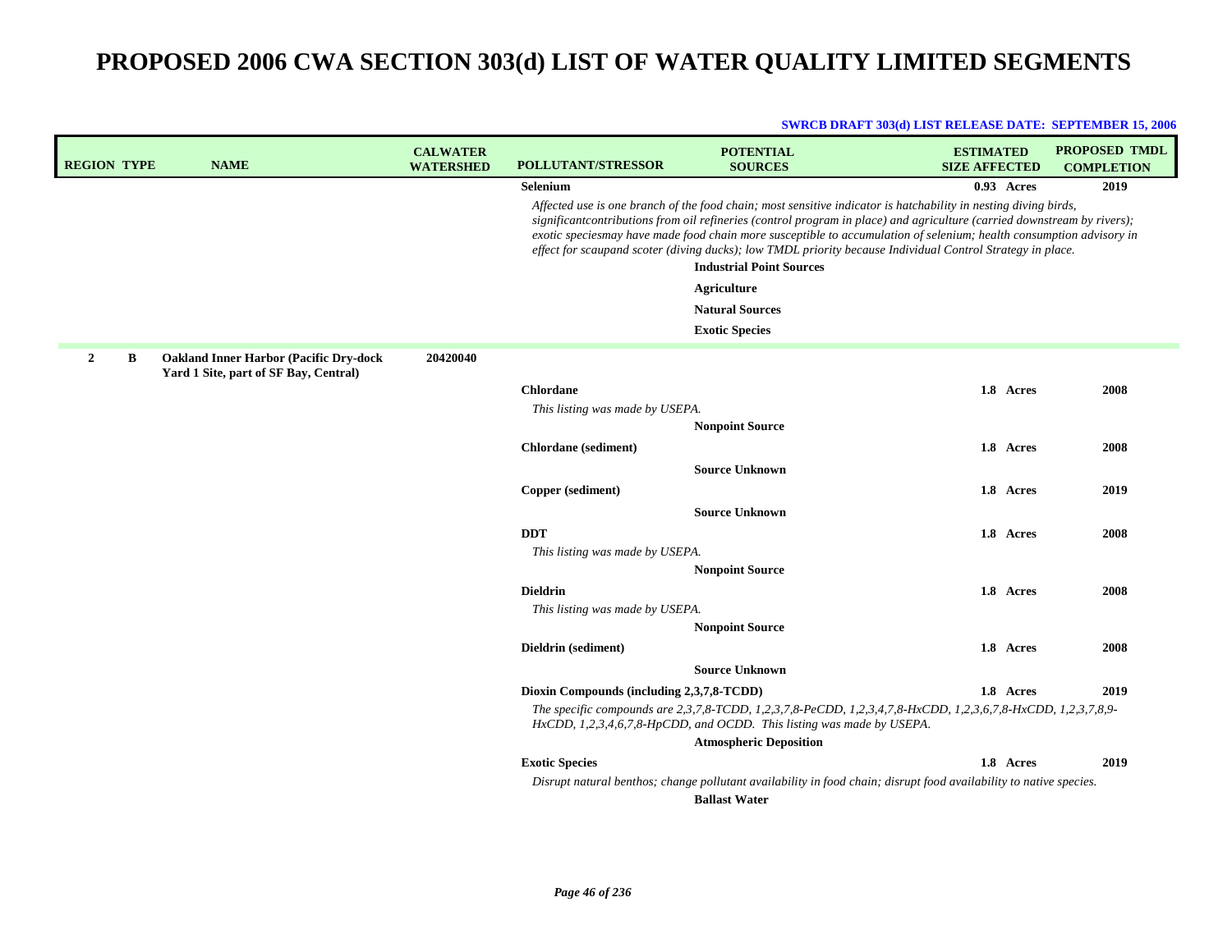# PROPOSED 2006 CWA SECTION 303(d) LIST OF WATER QUALITY LIMITED SEGMENTS

**SWRCB DRAFT 303(d) LIST RELEASE DATE: SEPTEMBER 15, 2006**

| REGION | TYPE | NAME | CALWATER WATERSHED | POLLUTANT/STRESSOR | POTENTIAL SOURCES | ESTIMATED SIZE AFFECTED | PROPOSED TMDL COMPLETION |
|---|---|---|---|---|---|---|---|
| | | | | **Selenium** | | **0.93 Acres** | **2019** |
| | | | | *Affected use is one branch of the food chain; most sensitive indicator is hatchability in nesting diving birds, significantcontributions from oil refineries (control program in place) and agriculture (carried downstream by rivers); exotic speciesmay have made food chain more susceptible to accumulation of selenium; health consumption advisory in effect for scaupand scoter (diving ducks); low TMDL priority because Individual Control Strategy in place.* | | | |
| | | | | | **Industrial Point Sources** | | |
| | | | | | **Agriculture** | | |
| | | | | | **Natural Sources** | | |
| | | | | | **Exotic Species** | | |
| **2** | **B** | **Oakland Inner Harbor (Pacific Dry-dock Yard 1 Site, part of SF Bay, Central)** | **20420040** | | | | |
| | | | | **Chlordane** | | **1.8 Acres** | **2008** |
| | | | | *This listing was made by USEPA.* | | | |
| | | | | | **Nonpoint Source** | | |
| | | | | **Chlordane (sediment)** | | **1.8 Acres** | **2008** |
| | | | | | **Source Unknown** | | |
| | | | | **Copper (sediment)** | | **1.8 Acres** | **2019** |
| | | | | | **Source Unknown** | | |
| | | | | **DDT** | | **1.8 Acres** | **2008** |
| | | | | *This listing was made by USEPA.* | | | |
| | | | | | **Nonpoint Source** | | |
| | | | | **Dieldrin** | | **1.8 Acres** | **2008** |
| | | | | *This listing was made by USEPA.* | | | |
| | | | | | **Nonpoint Source** | | |
| | | | | **Dieldrin (sediment)** | | **1.8 Acres** | **2008** |
| | | | | | **Source Unknown** | | |
| | | | | **Dioxin Compounds (including 2,3,7,8-TCDD)** | | **1.8 Acres** | **2019** |
| | | | | *The specific compounds are 2,3,7,8-TCDD, 1,2,3,7,8-PeCDD, 1,2,3,4,7,8-HxCDD, 1,2,3,6,7,8-HxCDD, 1,2,3,7,8,9-HxCDD, 1,2,3,4,6,7,8-HpCDD, and OCDD. This listing was made by USEPA.* | | | |
| | | | | | **Atmospheric Deposition** | | |
| | | | | **Exotic Species** | | **1.8 Acres** | **2019** |
| | | | | *Disrupt natural benthos; change pollutant availability in food chain; disrupt food availability to native species.* | | | |
| | | | | | **Ballast Water** | | |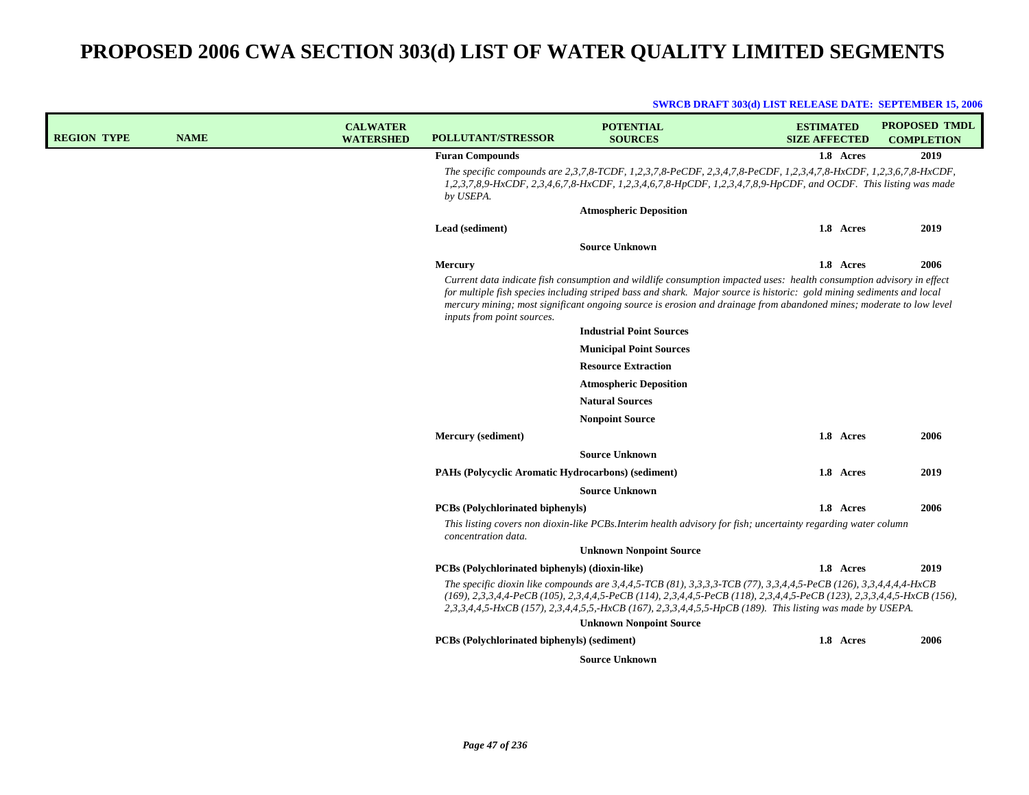# PROPOSED 2006 CWA SECTION 303(d) LIST OF WATER QUALITY LIMITED SEGMENTS

**SWRCB DRAFT 303(d) LIST RELEASE DATE: SEPTEMBER 15, 2006**

| REGION | TYPE | NAME | CALWATER WATERSHED | POLLUTANT/STRESSOR | POTENTIAL SOURCES | ESTIMATED SIZE AFFECTED | PROPOSED TMDL COMPLETION |
|---|---|---|---|---|---|---|---|
| | | | | **Furan Compounds** | | **1.8 Acres** | **2019** |
| | | | | *The specific compounds are 2,3,7,8-TCDF, 1,2,3,7,8-PeCDF, 2,3,4,7,8-PeCDF, 1,2,3,4,7,8-HxCDF, 1,2,3,6,7,8-HxCDF, 1,2,3,7,8,9-HxCDF, 2,3,4,6,7,8-HxCDF, 1,2,3,4,6,7,8-HpCDF, 1,2,3,4,7,8,9-HpCDF, and OCDF. This listing was made by USEPA.* | | | |
| | | | | | **Atmospheric Deposition** | | |
| | | | | **Lead (sediment)** | | **1.8 Acres** | **2019** |
| | | | | | **Source Unknown** | | |
| | | | | **Mercury** | | **1.8 Acres** | **2006** |
| | | | | *Current data indicate fish consumption and wildlife consumption impacted uses: health consumption advisory in effect for multiple fish species including striped bass and shark. Major source is historic: gold mining sediments and local mercury mining; most significant ongoing source is erosion and drainage from abandoned mines; moderate to low level inputs from point sources.* | | | |
| | | | | | **Industrial Point Sources** | | |
| | | | | | **Municipal Point Sources** | | |
| | | | | | **Resource Extraction** | | |
| | | | | | **Atmospheric Deposition** | | |
| | | | | | **Natural Sources** | | |
| | | | | | **Nonpoint Source** | | |
| | | | | **Mercury (sediment)** | | **1.8 Acres** | **2006** |
| | | | | | **Source Unknown** | | |
| | | | | **PAHs (Polycyclic Aromatic Hydrocarbons) (sediment)** | | **1.8 Acres** | **2019** |
| | | | | | **Source Unknown** | | |
| | | | | **PCBs (Polychlorinated biphenyls)** | | **1.8 Acres** | **2006** |
| | | | | *This listing covers non dioxin-like PCBs.Interim health advisory for fish; uncertainty regarding water column concentration data.* | | | |
| | | | | | **Unknown Nonpoint Source** | | |
| | | | | **PCBs (Polychlorinated biphenyls) (dioxin-like)** | | **1.8 Acres** | **2019** |
| | | | | *The specific dioxin like compounds are 3,4,4,5-TCB (81), 3,3,3,3-TCB (77), 3,3,4,4,5-PeCB (126), 3,3,4,4,4,4-HxCB (169), 2,3,3,4,4-PeCB (105), 2,3,4,4,5-PeCB (114), 2,3,4,4,5-PeCB (118), 2,3,4,4,5-PeCB (123), 2,3,3,4,4,5-HxCB (156), 2,3,3,4,4,5-HxCB (157), 2,3,4,4,5,5,-HxCB (167), 2,3,3,4,4,5,5-HpCB (189). This listing was made by USEPA.* | | | |
| | | | | | **Unknown Nonpoint Source** | | |
| | | | | **PCBs (Polychlorinated biphenyls) (sediment)** | | **1.8 Acres** | **2006** |
| | | | | | **Source Unknown** | | |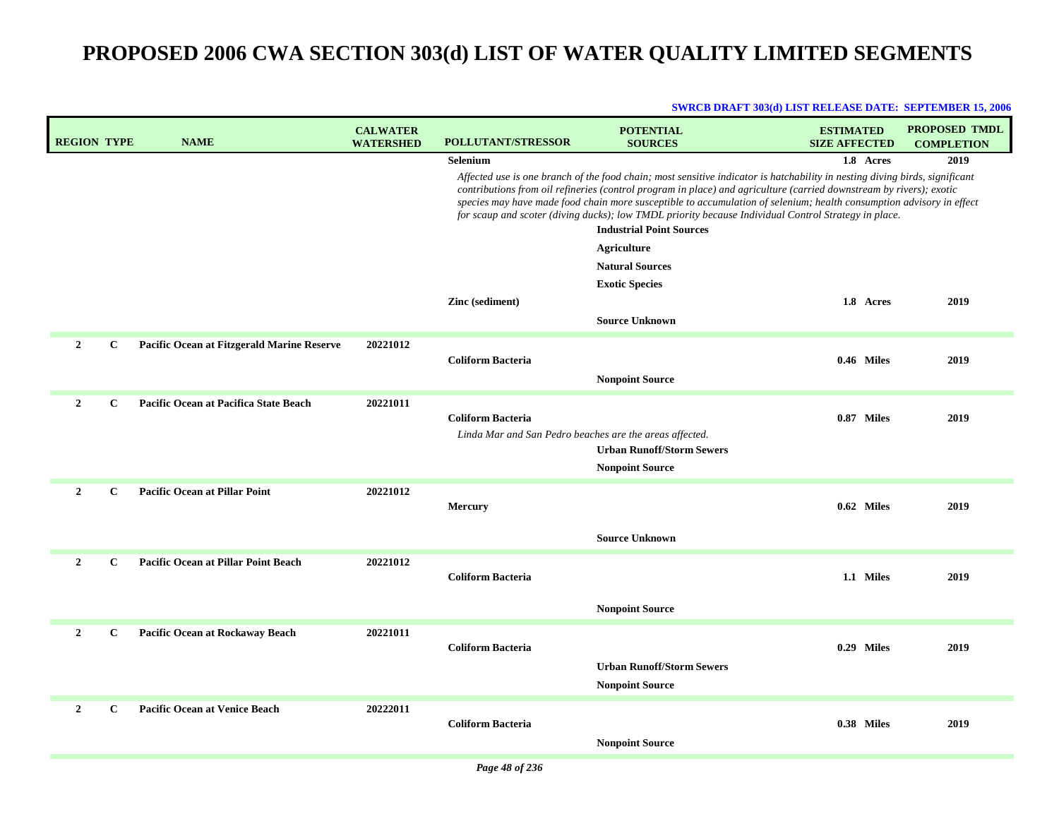# PROPOSED 2006 CWA SECTION 303(d) LIST OF WATER QUALITY LIMITED SEGMENTS

**SWRCB DRAFT 303(d) LIST RELEASE DATE: SEPTEMBER 15, 2006**

| REGION | TYPE | NAME | CALWATER WATERSHED | POLLUTANT/STRESSOR | POTENTIAL SOURCES | ESTIMATED SIZE AFFECTED | PROPOSED TMDL COMPLETION |
|---|---|---|---|---|---|---|---|
| | | | | **Selenium** | | **1.8 Acres** | **2019** |
| | | | | *Affected use is one branch of the food chain; most sensitive indicator is hatchability in nesting diving birds, significant contributions from oil refineries (control program in place) and agriculture (carried downstream by rivers); exotic species may have made food chain more susceptible to accumulation of selenium; health consumption advisory in effect for scaup and scoter (diving ducks); low TMDL priority because Individual Control Strategy in place.* | | | |
| | | | | | **Industrial Point Sources** | | |
| | | | | | **Agriculture** | | |
| | | | | | **Natural Sources** | | |
| | | | | | **Exotic Species** | | |
| | | | | **Zinc (sediment)** | | **1.8 Acres** | **2019** |
| | | | | | **Source Unknown** | | |
| **2** | **C** | **Pacific Ocean at Fitzgerald Marine Reserve** | **20221012** | | | | |
| | | | | **Coliform Bacteria** | | **0.46 Miles** | **2019** |
| | | | | | **Nonpoint Source** | | |
| **2** | **C** | **Pacific Ocean at Pacifica State Beach** | **20221011** | | | | |
| | | | | **Coliform Bacteria** | | **0.87 Miles** | **2019** |
| | | | | *Linda Mar and San Pedro beaches are the areas affected.* | | | |
| | | | | | **Urban Runoff/Storm Sewers** | | |
| | | | | | **Nonpoint Source** | | |
| **2** | **C** | **Pacific Ocean at Pillar Point** | **20221012** | | | | |
| | | | | **Mercury** | | **0.62 Miles** | **2019** |
| | | | | | **Source Unknown** | | |
| **2** | **C** | **Pacific Ocean at Pillar Point Beach** | **20221012** | | | | |
| | | | | **Coliform Bacteria** | | **1.1 Miles** | **2019** |
| | | | | | **Nonpoint Source** | | |
| **2** | **C** | **Pacific Ocean at Rockaway Beach** | **20221011** | | | | |
| | | | | **Coliform Bacteria** | | **0.29 Miles** | **2019** |
| | | | | | **Urban Runoff/Storm Sewers** | | |
| | | | | | **Nonpoint Source** | | |
| **2** | **C** | **Pacific Ocean at Venice Beach** | **20222011** | | | | |
| | | | | **Coliform Bacteria** | | **0.38 Miles** | **2019** |
| | | | | | **Nonpoint Source** | | |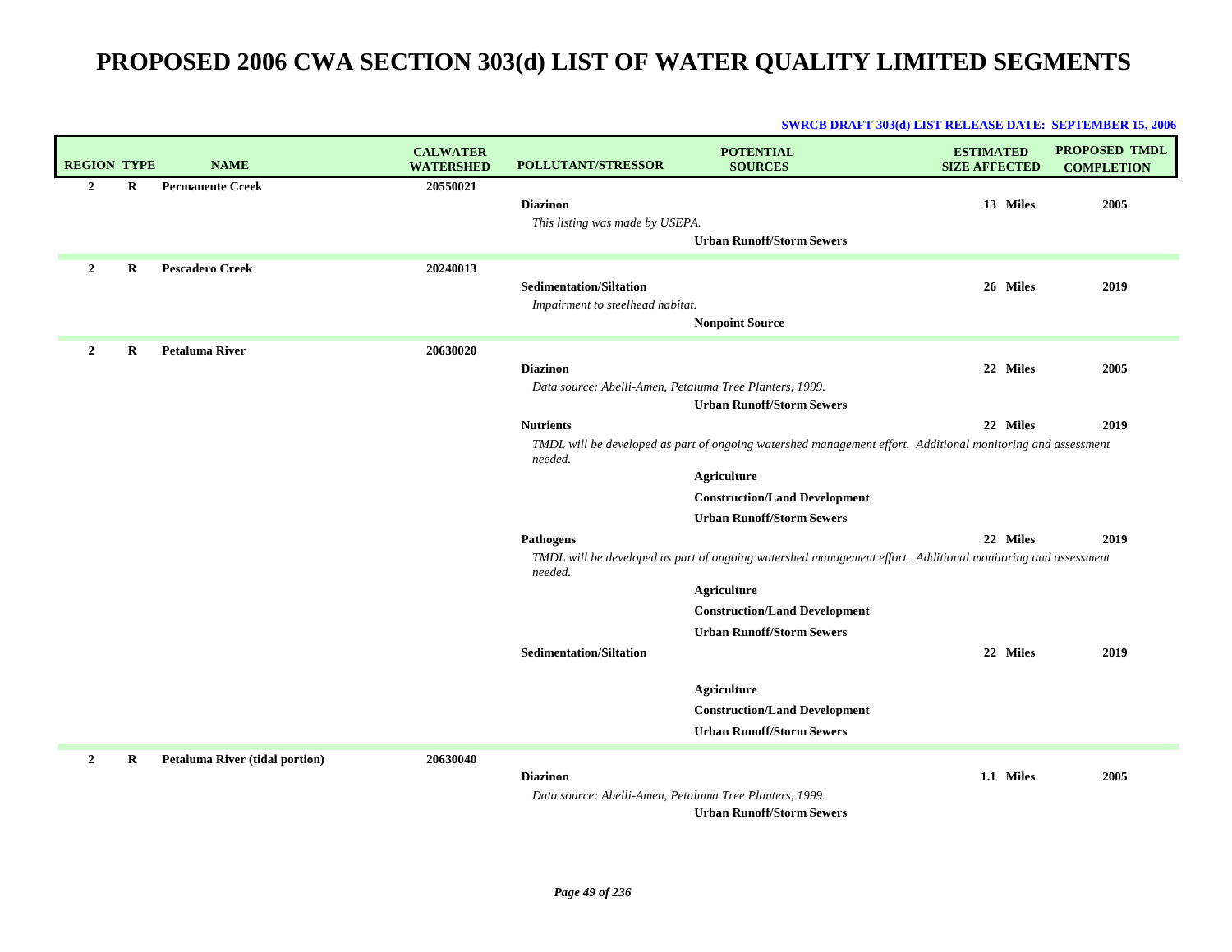# PROPOSED 2006 CWA SECTION 303(d) LIST OF WATER QUALITY LIMITED SEGMENTS

**SWRCB DRAFT 303(d) LIST RELEASE DATE: SEPTEMBER 15, 2006**

| REGION | TYPE | NAME | CALWATER WATERSHED | POLLUTANT/STRESSOR | POTENTIAL SOURCES | ESTIMATED SIZE AFFECTED | PROPOSED TMDL COMPLETION |
|---|---|---|---|---|---|---|---|
| **2** | **R** | **Permanente Creek** | **20550021** | | | | |
| | | | | **Diazinon** | | **13 Miles** | **2005** |
| | | | | *This listing was made by USEPA.* | | | |
| | | | | | **Urban Runoff/Storm Sewers** | | |
| **2** | **R** | **Pescadero Creek** | **20240013** | | | | |
| | | | | **Sedimentation/Siltation** | | **26 Miles** | **2019** |
| | | | | *Impairment to steelhead habitat.* | | | |
| | | | | | **Nonpoint Source** | | |
| **2** | **R** | **Petaluma River** | **20630020** | | | | |
| | | | | **Diazinon** | | **22 Miles** | **2005** |
| | | | | *Data source: Abelli-Amen, Petaluma Tree Planters, 1999.* | | | |
| | | | | | **Urban Runoff/Storm Sewers** | | |
| | | | | **Nutrients** | | **22 Miles** | **2019** |
| | | | | *TMDL will be developed as part of ongoing watershed management effort. Additional monitoring and assessment needed.* | | | |
| | | | | | **Agriculture** | | |
| | | | | | **Construction/Land Development** | | |
| | | | | | **Urban Runoff/Storm Sewers** | | |
| | | | | **Pathogens** | | **22 Miles** | **2019** |
| | | | | *TMDL will be developed as part of ongoing watershed management effort. Additional monitoring and assessment needed.* | | | |
| | | | | | **Agriculture** | | |
| | | | | | **Construction/Land Development** | | |
| | | | | | **Urban Runoff/Storm Sewers** | | |
| | | | | **Sedimentation/Siltation** | | **22 Miles** | **2019** |
| | | | | | **Agriculture** | | |
| | | | | | **Construction/Land Development** | | |
| | | | | | **Urban Runoff/Storm Sewers** | | |
| **2** | **R** | **Petaluma River (tidal portion)** | **20630040** | | | | |
| | | | | **Diazinon** | | **1.1 Miles** | **2005** |
| | | | | *Data source: Abelli-Amen, Petaluma Tree Planters, 1999.* | | | |
| | | | | | **Urban Runoff/Storm Sewers** | | |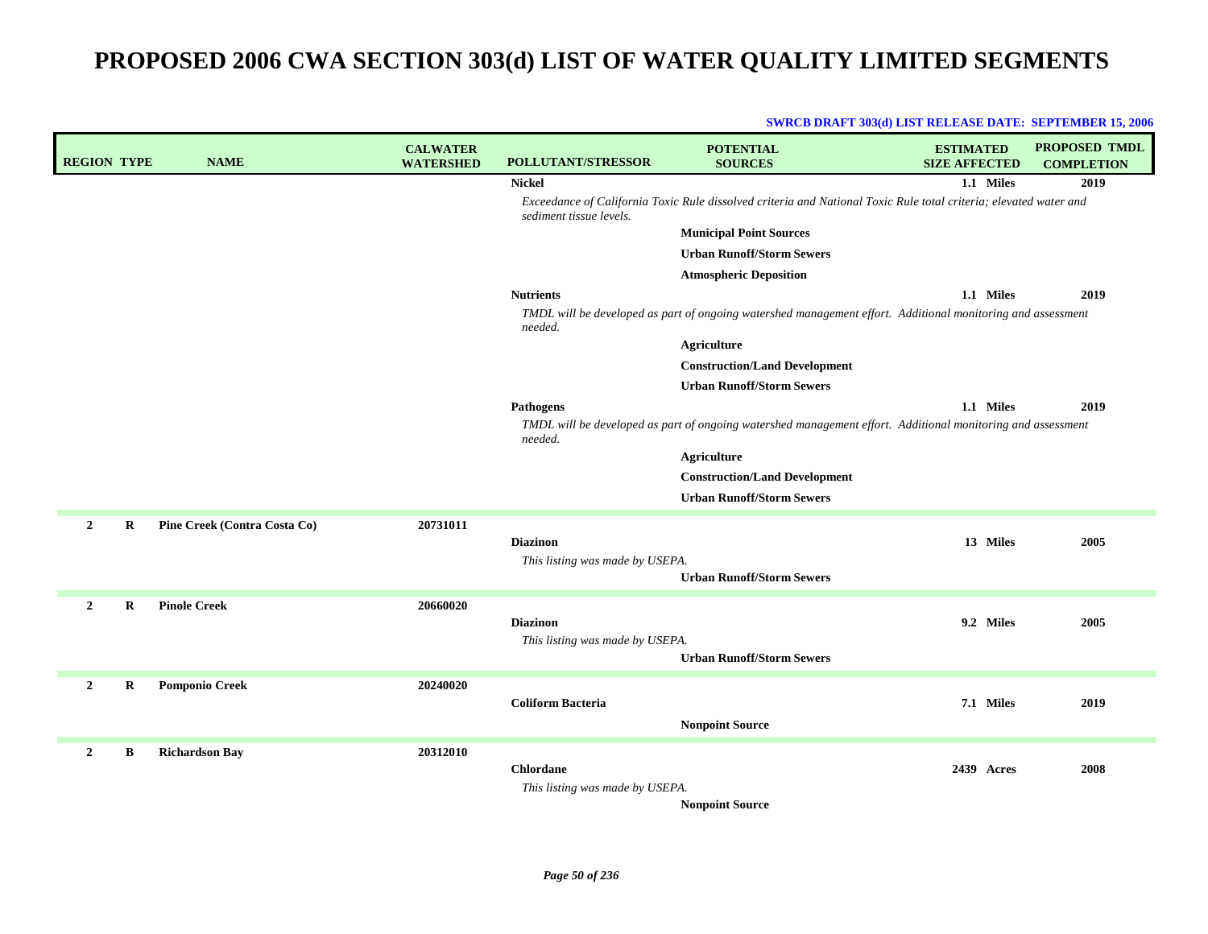# PROPOSED 2006 CWA SECTION 303(d) LIST OF WATER QUALITY LIMITED SEGMENTS

**SWRCB DRAFT 303(d) LIST RELEASE DATE: SEPTEMBER 15, 2006**

| REGION | TYPE | NAME | CALWATER WATERSHED | POLLUTANT/STRESSOR | POTENTIAL SOURCES | ESTIMATED SIZE AFFECTED | PROPOSED TMDL COMPLETION |
|---|---|---|---|---|---|---|---|
| | | | | **Nickel** | | **1.1 Miles** | **2019** |
| | | | | *Exceedance of California Toxic Rule dissolved criteria and National Toxic Rule total criteria; elevated water and sediment tissue levels.* | | | |
| | | | | | **Municipal Point Sources** | | |
| | | | | | **Urban Runoff/Storm Sewers** | | |
| | | | | | **Atmospheric Deposition** | | |
| | | | | **Nutrients** | | **1.1 Miles** | **2019** |
| | | | | *TMDL will be developed as part of ongoing watershed management effort. Additional monitoring and assessment needed.* | | | |
| | | | | | **Agriculture** | | |
| | | | | | **Construction/Land Development** | | |
| | | | | | **Urban Runoff/Storm Sewers** | | |
| | | | | **Pathogens** | | **1.1 Miles** | **2019** |
| | | | | *TMDL will be developed as part of ongoing watershed management effort. Additional monitoring and assessment needed.* | | | |
| | | | | | **Agriculture** | | |
| | | | | | **Construction/Land Development** | | |
| | | | | | **Urban Runoff/Storm Sewers** | | |
| **2** | **R** | **Pine Creek (Contra Costa Co)** | **20731011** | | | | |
| | | | | **Diazinon** | | **13 Miles** | **2005** |
| | | | | *This listing was made by USEPA.* | | | |
| | | | | | **Urban Runoff/Storm Sewers** | | |
| **2** | **R** | **Pinole Creek** | **20660020** | | | | |
| | | | | **Diazinon** | | **9.2 Miles** | **2005** |
| | | | | *This listing was made by USEPA.* | | | |
| | | | | | **Urban Runoff/Storm Sewers** | | |
| **2** | **R** | **Pomponio Creek** | **20240020** | | | | |
| | | | | **Coliform Bacteria** | | **7.1 Miles** | **2019** |
| | | | | | **Nonpoint Source** | | |
| **2** | **B** | **Richardson Bay** | **20312010** | | | | |
| | | | | **Chlordane** | | **2439 Acres** | **2008** |
| | | | | *This listing was made by USEPA.* | | | |
| | | | | | **Nonpoint Source** | | |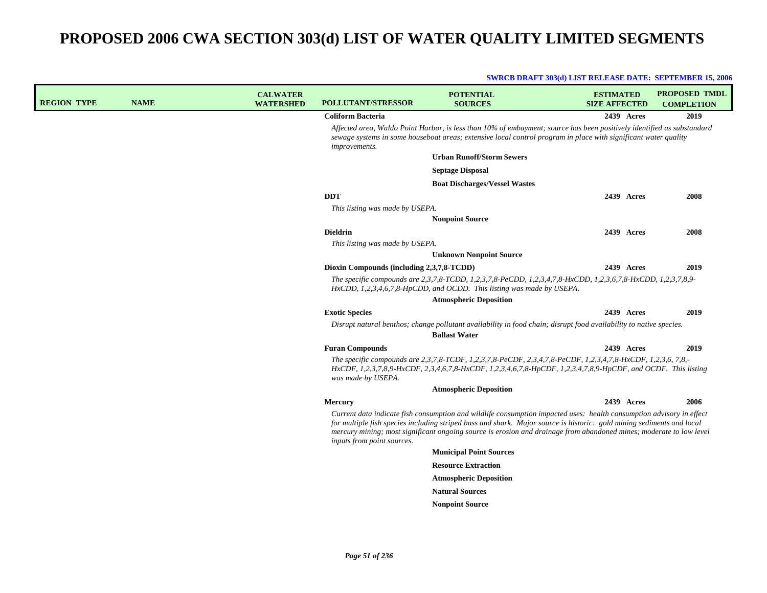# PROPOSED 2006 CWA SECTION 303(d) LIST OF WATER QUALITY LIMITED SEGMENTS

**SWRCB DRAFT 303(d) LIST RELEASE DATE: SEPTEMBER 15, 2006**

| REGION | TYPE | NAME | CALWATER WATERSHED | POLLUTANT/STRESSOR | POTENTIAL SOURCES | ESTIMATED SIZE AFFECTED | PROPOSED TMDL COMPLETION |
|---|---|---|---|---|---|---|---|
| | | | | **Coliform Bacteria** | | **2439 Acres** | **2019** |
| | | | | *Affected area, Waldo Point Harbor, is less than 10% of embayment; source has been positively identified as substandard sewage systems in some houseboat areas; extensive local control program in place with significant water quality improvements.* | | | |
| | | | | | **Urban Runoff/Storm Sewers** | | |
| | | | | | **Septage Disposal** | | |
| | | | | | **Boat Discharges/Vessel Wastes** | | |
| | | | | **DDT** | | **2439 Acres** | **2008** |
| | | | | *This listing was made by USEPA.* | | | |
| | | | | | **Nonpoint Source** | | |
| | | | | **Dieldrin** | | **2439 Acres** | **2008** |
| | | | | *This listing was made by USEPA.* | | | |
| | | | | | **Unknown Nonpoint Source** | | |
| | | | | **Dioxin Compounds (including 2,3,7,8-TCDD)** | | **2439 Acres** | **2019** |
| | | | | *The specific compounds are 2,3,7,8-TCDD, 1,2,3,7,8-PeCDD, 1,2,3,4,7,8-HxCDD, 1,2,3,6,7,8-HxCDD, 1,2,3,7,8,9-HxCDD, 1,2,3,4,6,7,8-HpCDD, and OCDD. This listing was made by USEPA.* | | | |
| | | | | | **Atmospheric Deposition** | | |
| | | | | **Exotic Species** | | **2439 Acres** | **2019** |
| | | | | *Disrupt natural benthos; change pollutant availability in food chain; disrupt food availability to native species.* | | | |
| | | | | | **Ballast Water** | | |
| | | | | **Furan Compounds** | | **2439 Acres** | **2019** |
| | | | | *The specific compounds are 2,3,7,8-TCDF, 1,2,3,7,8-PeCDF, 2,3,4,7,8-PeCDF, 1,2,3,4,7,8-HxCDF, 1,2,3,6, 7,8,-HxCDF, 1,2,3,7,8,9-HxCDF, 2,3,4,6,7,8-HxCDF, 1,2,3,4,6,7,8-HpCDF, 1,2,3,4,7,8,9-HpCDF, and OCDF. This listing was made by USEPA.* | | | |
| | | | | | **Atmospheric Deposition** | | |
| | | | | **Mercury** | | **2439 Acres** | **2006** |
| | | | | *Current data indicate fish consumption and wildlife consumption impacted uses: health consumption advisory in effect for multiple fish species including striped bass and shark. Major source is historic: gold mining sediments and local mercury mining; most significant ongoing source is erosion and drainage from abandoned mines; moderate to low level inputs from point sources.* | | | |
| | | | | | **Municipal Point Sources** | | |
| | | | | | **Resource Extraction** | | |
| | | | | | **Atmospheric Deposition** | | |
| | | | | | **Natural Sources** | | |
| | | | | | **Nonpoint Source** | | |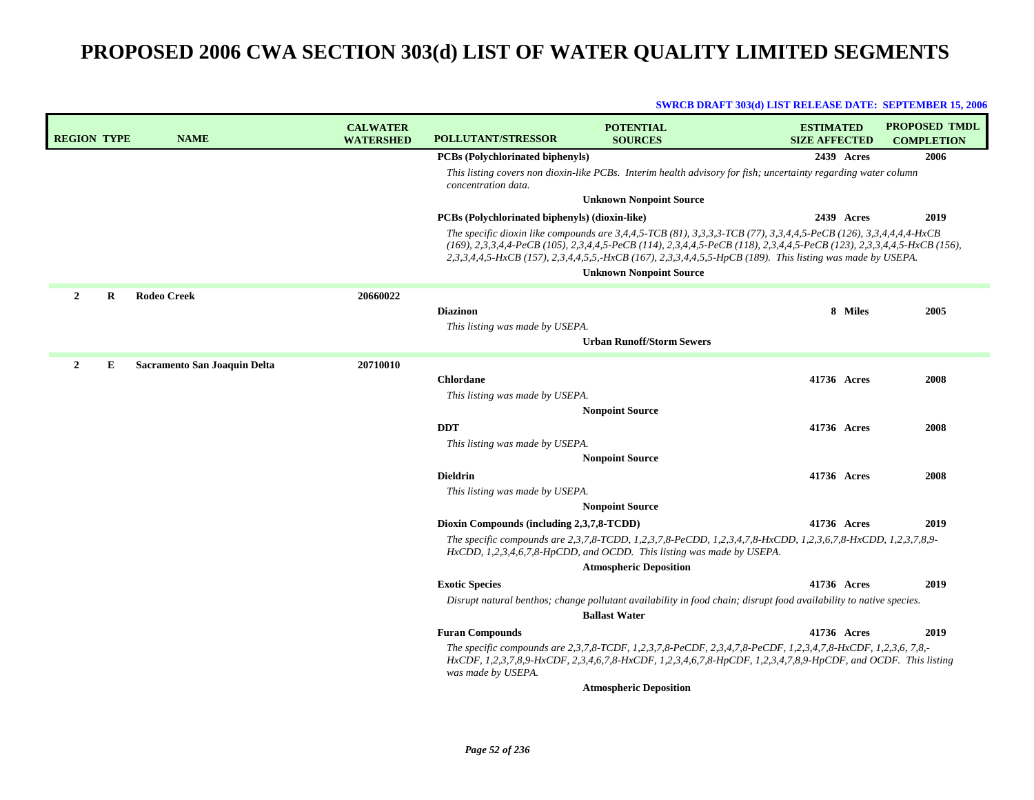# PROPOSED 2006 CWA SECTION 303(d) LIST OF WATER QUALITY LIMITED SEGMENTS

**SWRCB DRAFT 303(d) LIST RELEASE DATE: SEPTEMBER 15, 2006**

| REGION | TYPE | NAME | CALWATER WATERSHED | POLLUTANT/STRESSOR | POTENTIAL SOURCES | ESTIMATED SIZE AFFECTED | PROPOSED TMDL COMPLETION |
|---|---|---|---|---|---|---|---|
| | | | | **PCBs (Polychlorinated biphenyls)** | | **2439 Acres** | **2006** |
| | | | | *This listing covers non dioxin-like PCBs. Interim health advisory for fish; uncertainty regarding water column concentration data.* | | | |
| | | | | | **Unknown Nonpoint Source** | | |
| | | | | **PCBs (Polychlorinated biphenyls) (dioxin-like)** | | **2439 Acres** | **2019** |
| | | | | *The specific dioxin like compounds are 3,4,4,5-TCB (81), 3,3,3,3-TCB (77), 3,3,4,4,5-PeCB (126), 3,3,4,4,4,4-HxCB (169), 2,3,3,4,4-PeCB (105), 2,3,4,4,5-PeCB (114), 2,3,4,4,5-PeCB (118), 2,3,4,4,5-PeCB (123), 2,3,3,4,4,5-HxCB (156), 2,3,3,4,4,5-HxCB (157), 2,3,4,4,5,5,-HxCB (167), 2,3,3,4,4,5,5-HpCB (189). This listing was made by USEPA.* | | | |
| | | | | | **Unknown Nonpoint Source** | | |
| **2** | **R** | **Rodeo Creek** | **20660022** | | | | |
| | | | | **Diazinon** | | **8 Miles** | **2005** |
| | | | | *This listing was made by USEPA.* | | | |
| | | | | | **Urban Runoff/Storm Sewers** | | |
| **2** | **E** | **Sacramento San Joaquin Delta** | **20710010** | | | | |
| | | | | **Chlordane** | | **41736 Acres** | **2008** |
| | | | | *This listing was made by USEPA.* | | | |
| | | | | | **Nonpoint Source** | | |
| | | | | **DDT** | | **41736 Acres** | **2008** |
| | | | | *This listing was made by USEPA.* | | | |
| | | | | | **Nonpoint Source** | | |
| | | | | **Dieldrin** | | **41736 Acres** | **2008** |
| | | | | *This listing was made by USEPA.* | | | |
| | | | | | **Nonpoint Source** | | |
| | | | | **Dioxin Compounds (including 2,3,7,8-TCDD)** | | **41736 Acres** | **2019** |
| | | | | *The specific compounds are 2,3,7,8-TCDD, 1,2,3,7,8-PeCDD, 1,2,3,4,7,8-HxCDD, 1,2,3,6,7,8-HxCDD, 1,2,3,7,8,9-HxCDD, 1,2,3,4,6,7,8-HpCDD, and OCDD. This listing was made by USEPA.* | | | |
| | | | | | **Atmospheric Deposition** | | |
| | | | | **Exotic Species** | | **41736 Acres** | **2019** |
| | | | | *Disrupt natural benthos; change pollutant availability in food chain; disrupt food availability to native species.* | | | |
| | | | | | **Ballast Water** | | |
| | | | | **Furan Compounds** | | **41736 Acres** | **2019** |
| | | | | *The specific compounds are 2,3,7,8-TCDF, 1,2,3,7,8-PeCDF, 2,3,4,7,8-PeCDF, 1,2,3,4,7,8-HxCDF, 1,2,3,6, 7,8,-HxCDF, 1,2,3,7,8,9-HxCDF, 2,3,4,6,7,8-HxCDF, 1,2,3,4,6,7,8-HpCDF, 1,2,3,4,7,8,9-HpCDF, and OCDF. This listing was made by USEPA.* | | | |
| | | | | | **Atmospheric Deposition** | | |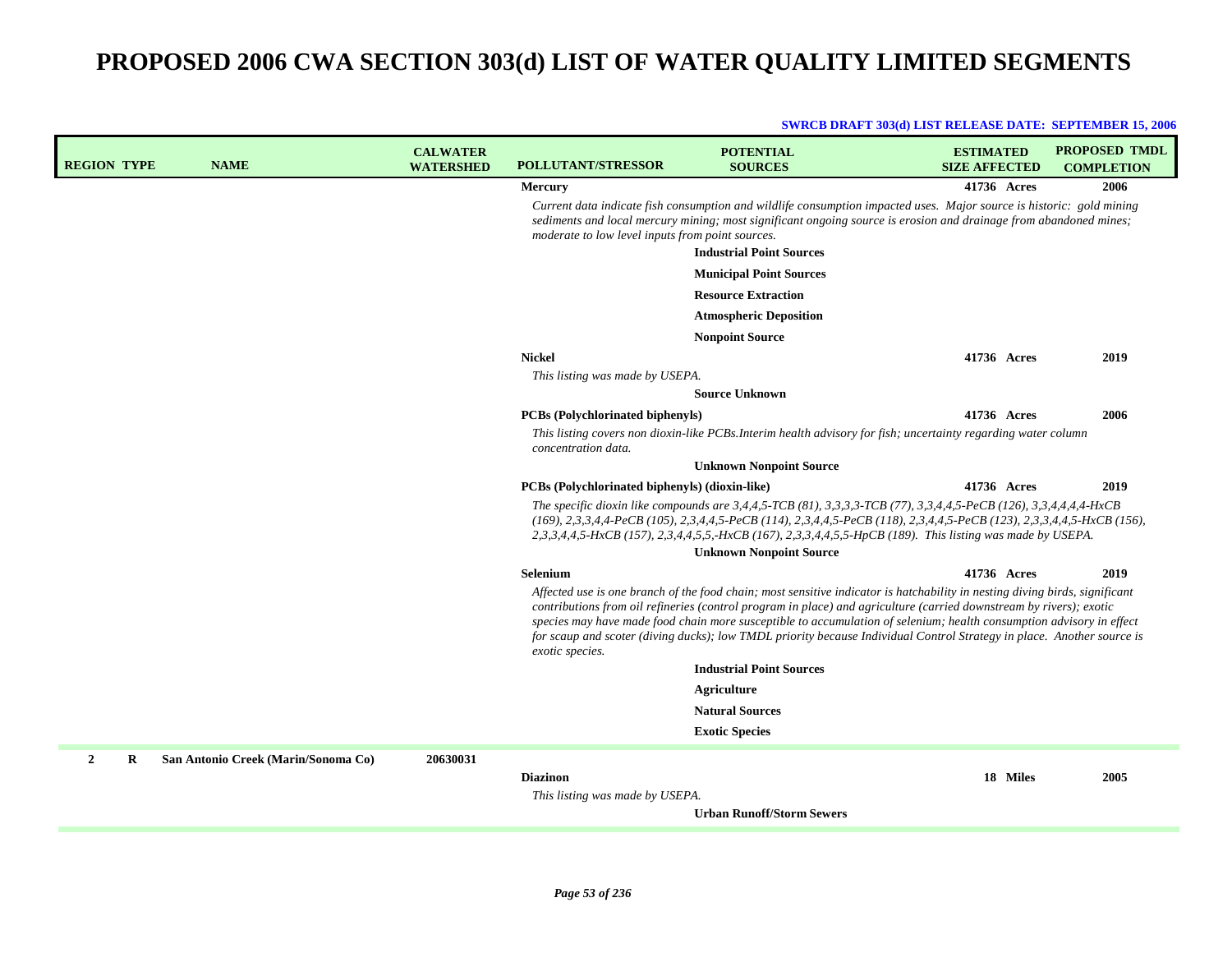# PROPOSED 2006 CWA SECTION 303(d) LIST OF WATER QUALITY LIMITED SEGMENTS

**SWRCB DRAFT 303(d) LIST RELEASE DATE: SEPTEMBER 15, 2006**

| REGION | TYPE | NAME | CALWATER WATERSHED | POLLUTANT/STRESSOR | POTENTIAL SOURCES | ESTIMATED SIZE AFFECTED | PROPOSED TMDL COMPLETION |
|---|---|---|---|---|---|---|---|
| | | | | **Mercury** | | **41736 Acres** | **2006** |
| | | | | *Current data indicate fish consumption and wildlife consumption impacted uses. Major source is historic: gold mining sediments and local mercury mining; most significant ongoing source is erosion and drainage from abandoned mines; moderate to low level inputs from point sources.* | | | |
| | | | | | **Industrial Point Sources** | | |
| | | | | | **Municipal Point Sources** | | |
| | | | | | **Resource Extraction** | | |
| | | | | | **Atmospheric Deposition** | | |
| | | | | | **Nonpoint Source** | | |
| | | | | **Nickel** | | **41736 Acres** | **2019** |
| | | | | *This listing was made by USEPA.* | | | |
| | | | | | **Source Unknown** | | |
| | | | | **PCBs (Polychlorinated biphenyls)** | | **41736 Acres** | **2006** |
| | | | | *This listing covers non dioxin-like PCBs.Interim health advisory for fish; uncertainty regarding water column concentration data.* | | | |
| | | | | | **Unknown Nonpoint Source** | | |
| | | | | **PCBs (Polychlorinated biphenyls) (dioxin-like)** | | **41736 Acres** | **2019** |
| | | | | *The specific dioxin like compounds are 3,4,4,5-TCB (81), 3,3,3,3-TCB (77), 3,3,4,4,5-PeCB (126), 3,3,4,4,4,4-HxCB (169), 2,3,3,4,4-PeCB (105), 2,3,4,4,5-PeCB (114), 2,3,4,4,5-PeCB (118), 2,3,4,4,5-PeCB (123), 2,3,3,4,4,5-HxCB (156), 2,3,3,4,4,5-HxCB (157), 2,3,4,4,5,5,-HxCB (167), 2,3,3,4,4,5,5-HpCB (189). This listing was made by USEPA.* | | | |
| | | | | | **Unknown Nonpoint Source** | | |
| | | | | **Selenium** | | **41736 Acres** | **2019** |
| | | | | *Affected use is one branch of the food chain; most sensitive indicator is hatchability in nesting diving birds, significant contributions from oil refineries (control program in place) and agriculture (carried downstream by rivers); exotic species may have made food chain more susceptible to accumulation of selenium; health consumption advisory in effect for scaup and scoter (diving ducks); low TMDL priority because Individual Control Strategy in place. Another source is exotic species.* | | | |
| | | | | | **Industrial Point Sources** | | |
| | | | | | **Agriculture** | | |
| | | | | | **Natural Sources** | | |
| | | | | | **Exotic Species** | | |
| **2** | **R** | **San Antonio Creek (Marin/Sonoma Co)** | **20630031** | | | | |
| | | | | **Diazinon** | | **18 Miles** | **2005** |
| | | | | *This listing was made by USEPA.* | | | |
| | | | | | **Urban Runoff/Storm Sewers** | | |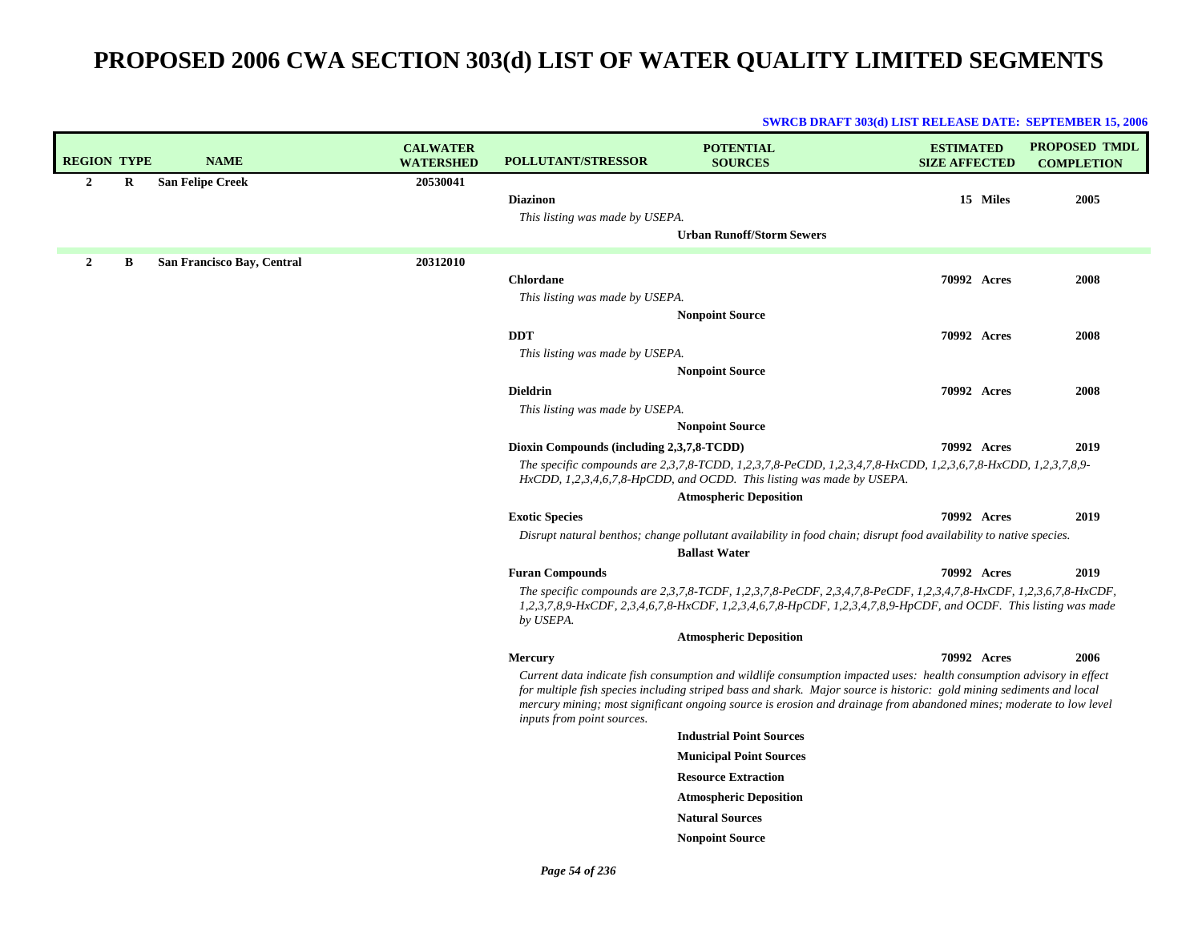# PROPOSED 2006 CWA SECTION 303(d) LIST OF WATER QUALITY LIMITED SEGMENTS

**SWRCB DRAFT 303(d) LIST RELEASE DATE: SEPTEMBER 15, 2006**

| REGION | TYPE | NAME | CALWATER WATERSHED | POLLUTANT/STRESSOR | POTENTIAL SOURCES | ESTIMATED SIZE AFFECTED | PROPOSED TMDL COMPLETION |
|---|---|---|---|---|---|---|---|
| **2** | **R** | **San Felipe Creek** | **20530041** | | | | |
| | | | | **Diazinon** | | **15 Miles** | **2005** |
| | | | | *This listing was made by USEPA.* | | | |
| | | | | | **Urban Runoff/Storm Sewers** | | |
| **2** | **B** | **San Francisco Bay, Central** | **20312010** | | | | |
| | | | | **Chlordane** | | **70992 Acres** | **2008** |
| | | | | *This listing was made by USEPA.* | | | |
| | | | | | **Nonpoint Source** | | |
| | | | | **DDT** | | **70992 Acres** | **2008** |
| | | | | *This listing was made by USEPA.* | | | |
| | | | | | **Nonpoint Source** | | |
| | | | | **Dieldrin** | | **70992 Acres** | **2008** |
| | | | | *This listing was made by USEPA.* | | | |
| | | | | | **Nonpoint Source** | | |
| | | | | **Dioxin Compounds (including 2,3,7,8-TCDD)** | | **70992 Acres** | **2019** |
| | | | | *The specific compounds are 2,3,7,8-TCDD, 1,2,3,7,8-PeCDD, 1,2,3,4,7,8-HxCDD, 1,2,3,6,7,8-HxCDD, 1,2,3,7,8,9-HxCDD, 1,2,3,4,6,7,8-HpCDD, and OCDD. This listing was made by USEPA.* | | | |
| | | | | | **Atmospheric Deposition** | | |
| | | | | **Exotic Species** | | **70992 Acres** | **2019** |
| | | | | *Disrupt natural benthos; change pollutant availability in food chain; disrupt food availability to native species.* | | | |
| | | | | | **Ballast Water** | | |
| | | | | **Furan Compounds** | | **70992 Acres** | **2019** |
| | | | | *The specific compounds are 2,3,7,8-TCDF, 1,2,3,7,8-PeCDF, 2,3,4,7,8-PeCDF, 1,2,3,4,7,8-HxCDF, 1,2,3,6,7,8-HxCDF, 1,2,3,7,8,9-HxCDF, 2,3,4,6,7,8-HxCDF, 1,2,3,4,6,7,8-HpCDF, 1,2,3,4,7,8,9-HpCDF, and OCDF. This listing was made by USEPA.* | | | |
| | | | | | **Atmospheric Deposition** | | |
| | | | | **Mercury** | | **70992 Acres** | **2006** |
| | | | | *Current data indicate fish consumption and wildlife consumption impacted uses: health consumption advisory in effect for multiple fish species including striped bass and shark. Major source is historic: gold mining sediments and local mercury mining; most significant ongoing source is erosion and drainage from abandoned mines; moderate to low level inputs from point sources.* | | | |
| | | | | | **Industrial Point Sources** | | |
| | | | | | **Municipal Point Sources** | | |
| | | | | | **Resource Extraction** | | |
| | | | | | **Atmospheric Deposition** | | |
| | | | | | **Natural Sources** | | |
| | | | | | **Nonpoint Source** | | |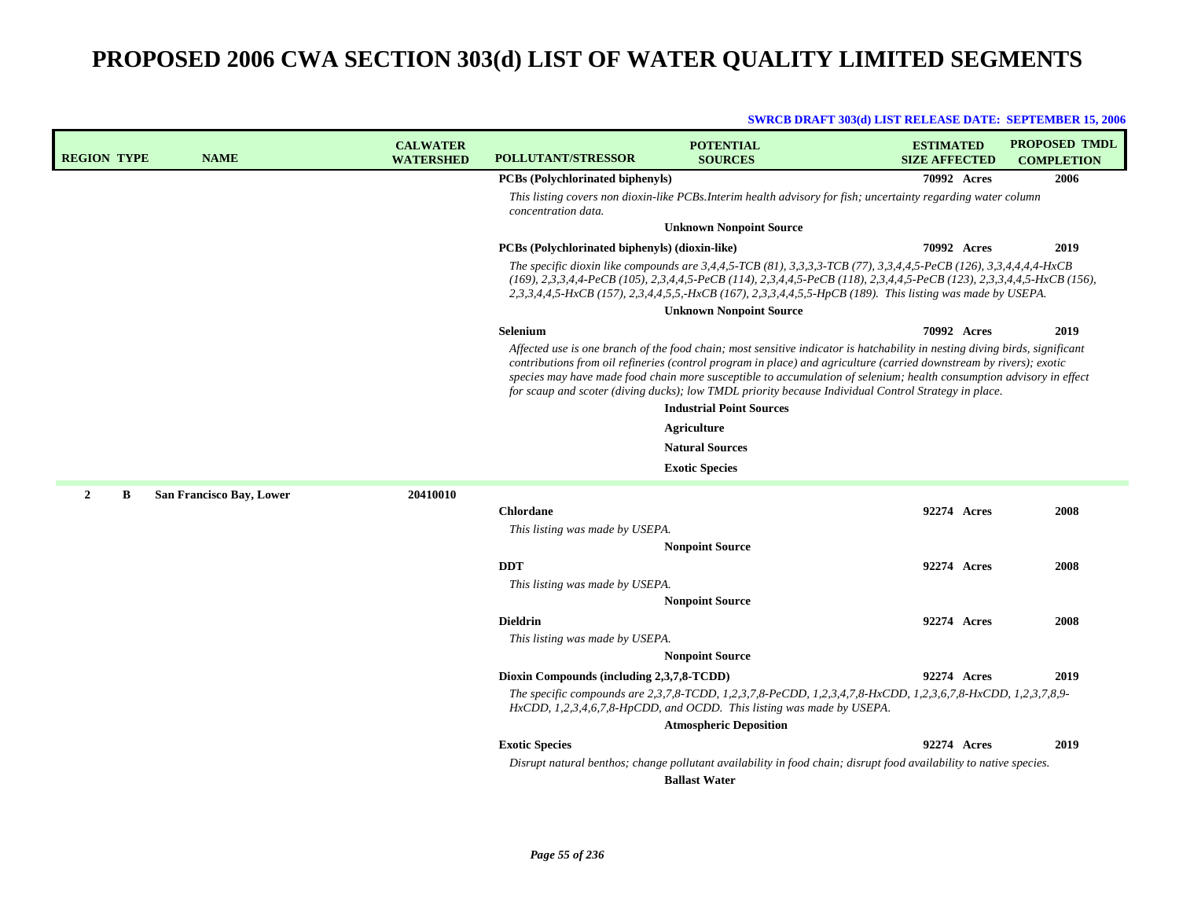# PROPOSED 2006 CWA SECTION 303(d) LIST OF WATER QUALITY LIMITED SEGMENTS

**SWRCB DRAFT 303(d) LIST RELEASE DATE: SEPTEMBER 15, 2006**

| REGION | TYPE | NAME | CALWATER WATERSHED | POLLUTANT/STRESSOR | POTENTIAL SOURCES | ESTIMATED SIZE AFFECTED | PROPOSED TMDL COMPLETION |
|---|---|---|---|---|---|---|---|
| | | | | **PCBs (Polychlorinated biphenyls)** | | **70992 Acres** | **2006** |
| | | | | *This listing covers non dioxin-like PCBs.Interim health advisory for fish; uncertainty regarding water column concentration data.* | | | |
| | | | | | **Unknown Nonpoint Source** | | |
| | | | | **PCBs (Polychlorinated biphenyls) (dioxin-like)** | | **70992 Acres** | **2019** |
| | | | | *The specific dioxin like compounds are 3,4,4,5-TCB (81), 3,3,3,3-TCB (77), 3,3,4,4,5-PeCB (126), 3,3,4,4,4,4-HxCB (169), 2,3,3,4,4-PeCB (105), 2,3,4,4,5-PeCB (114), 2,3,4,4,5-PeCB (118), 2,3,4,4,5-PeCB (123), 2,3,3,4,4,5-HxCB (156), 2,3,3,4,4,5-HxCB (157), 2,3,4,4,5,5,-HxCB (167), 2,3,3,4,4,5,5-HpCB (189). This listing was made by USEPA.* | | | |
| | | | | | **Unknown Nonpoint Source** | | |
| | | | | **Selenium** | | **70992 Acres** | **2019** |
| | | | | *Affected use is one branch of the food chain; most sensitive indicator is hatchability in nesting diving birds, significant contributions from oil refineries (control program in place) and agriculture (carried downstream by rivers); exotic species may have made food chain more susceptible to accumulation of selenium; health consumption advisory in effect for scaup and scoter (diving ducks); low TMDL priority because Individual Control Strategy in place.* | | | |
| | | | | | **Industrial Point Sources** | | |
| | | | | | **Agriculture** | | |
| | | | | | **Natural Sources** | | |
| | | | | | **Exotic Species** | | |
| **2** | **B** | **San Francisco Bay, Lower** | **20410010** | | | | |
| | | | | **Chlordane** | | **92274 Acres** | **2008** |
| | | | | *This listing was made by USEPA.* | | | |
| | | | | | **Nonpoint Source** | | |
| | | | | **DDT** | | **92274 Acres** | **2008** |
| | | | | *This listing was made by USEPA.* | | | |
| | | | | | **Nonpoint Source** | | |
| | | | | **Dieldrin** | | **92274 Acres** | **2008** |
| | | | | *This listing was made by USEPA.* | | | |
| | | | | | **Nonpoint Source** | | |
| | | | | **Dioxin Compounds (including 2,3,7,8-TCDD)** | | **92274 Acres** | **2019** |
| | | | | *The specific compounds are 2,3,7,8-TCDD, 1,2,3,7,8-PeCDD, 1,2,3,4,7,8-HxCDD, 1,2,3,6,7,8-HxCDD, 1,2,3,7,8,9-HxCDD, 1,2,3,4,6,7,8-HpCDD, and OCDD. This listing was made by USEPA.* | | | |
| | | | | | **Atmospheric Deposition** | | |
| | | | | **Exotic Species** | | **92274 Acres** | **2019** |
| | | | | *Disrupt natural benthos; change pollutant availability in food chain; disrupt food availability to native species.* | | | |
| | | | | | **Ballast Water** | | |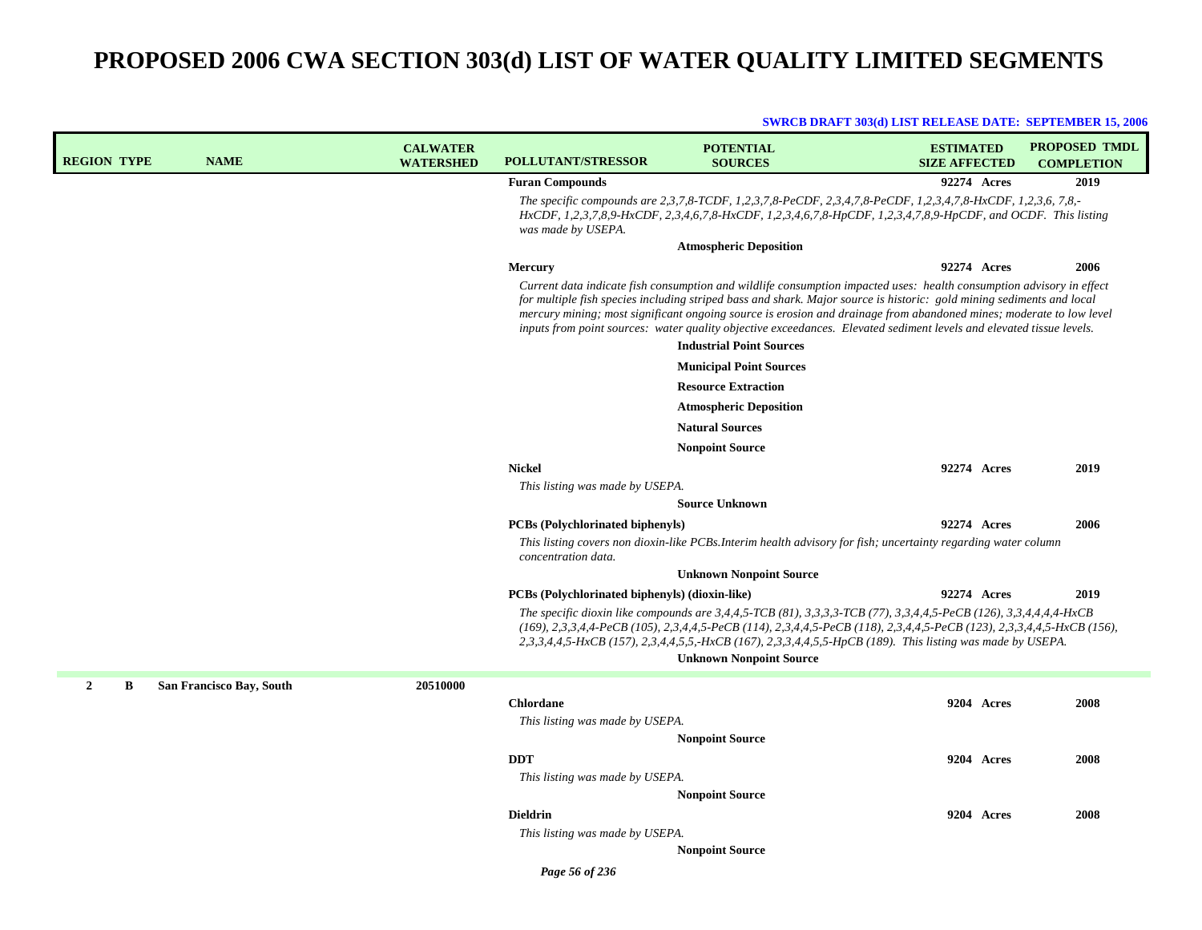# PROPOSED 2006 CWA SECTION 303(d) LIST OF WATER QUALITY LIMITED SEGMENTS

**SWRCB DRAFT 303(d) LIST RELEASE DATE: SEPTEMBER 15, 2006**

| REGION | TYPE | NAME | CALWATER WATERSHED | POLLUTANT/STRESSOR | POTENTIAL SOURCES | ESTIMATED SIZE AFFECTED | PROPOSED TMDL COMPLETION |
|---|---|---|---|---|---|---|---|
| | | | | **Furan Compounds** | | **92274 Acres** | **2019** |
| | | | | *The specific compounds are 2,3,7,8-TCDF, 1,2,3,7,8-PeCDF, 2,3,4,7,8-PeCDF, 1,2,3,4,7,8-HxCDF, 1,2,3,6, 7,8,-HxCDF, 1,2,3,7,8,9-HxCDF, 2,3,4,6,7,8-HxCDF, 1,2,3,4,6,7,8-HpCDF, 1,2,3,4,7,8,9-HpCDF, and OCDF. This listing was made by USEPA.* | | | |
| | | | | | **Atmospheric Deposition** | | |
| | | | | **Mercury** | | **92274 Acres** | **2006** |
| | | | | *Current data indicate fish consumption and wildlife consumption impacted uses: health consumption advisory in effect for multiple fish species including striped bass and shark. Major source is historic: gold mining sediments and local mercury mining; most significant ongoing source is erosion and drainage from abandoned mines; moderate to low level inputs from point sources: water quality objective exceedances. Elevated sediment levels and elevated tissue levels.* | | | |
| | | | | | **Industrial Point Sources** | | |
| | | | | | **Municipal Point Sources** | | |
| | | | | | **Resource Extraction** | | |
| | | | | | **Atmospheric Deposition** | | |
| | | | | | **Natural Sources** | | |
| | | | | | **Nonpoint Source** | | |
| | | | | **Nickel** | | **92274 Acres** | **2019** |
| | | | | *This listing was made by USEPA.* | | | |
| | | | | | **Source Unknown** | | |
| | | | | **PCBs (Polychlorinated biphenyls)** | | **92274 Acres** | **2006** |
| | | | | *This listing covers non dioxin-like PCBs.Interim health advisory for fish; uncertainty regarding water column concentration data.* | | | |
| | | | | | **Unknown Nonpoint Source** | | |
| | | | | **PCBs (Polychlorinated biphenyls) (dioxin-like)** | | **92274 Acres** | **2019** |
| | | | | *The specific dioxin like compounds are 3,4,4,5-TCB (81), 3,3,3,3-TCB (77), 3,3,4,4,5-PeCB (126), 3,3,4,4,4,4-HxCB (169), 2,3,3,4,4-PeCB (105), 2,3,4,4,5-PeCB (114), 2,3,4,4,5-PeCB (118), 2,3,4,4,5-PeCB (123), 2,3,3,4,4,5-HxCB (156), 2,3,3,4,4,5-HxCB (157), 2,3,4,4,5,5,-HxCB (167), 2,3,3,4,4,5,5-HpCB (189). This listing was made by USEPA.* | | | |
| | | | | | **Unknown Nonpoint Source** | | |
| **2** | **B** | **San Francisco Bay, South** | **20510000** | | | | |
| | | | | **Chlordane** | | **9204 Acres** | **2008** |
| | | | | *This listing was made by USEPA.* | | | |
| | | | | | **Nonpoint Source** | | |
| | | | | **DDT** | | **9204 Acres** | **2008** |
| | | | | *This listing was made by USEPA.* | | | |
| | | | | | **Nonpoint Source** | | |
| | | | | **Dieldrin** | | **9204 Acres** | **2008** |
| | | | | *This listing was made by USEPA.* | | | |
| | | | | | **Nonpoint Source** | | |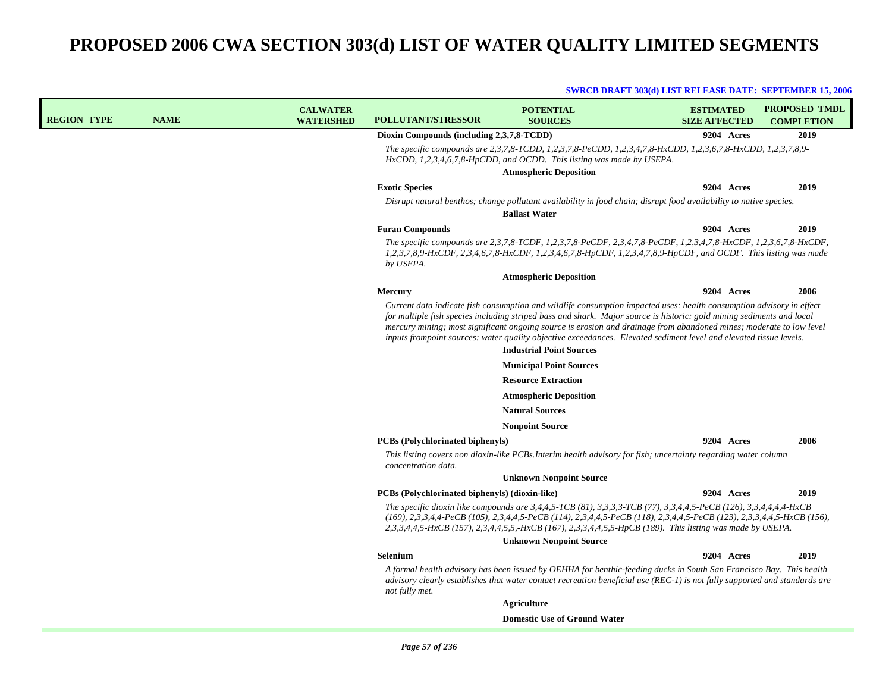# PROPOSED 2006 CWA SECTION 303(d) LIST OF WATER QUALITY LIMITED SEGMENTS

**SWRCB DRAFT 303(d) LIST RELEASE DATE: SEPTEMBER 15, 2006**

| REGION | TYPE | NAME | CALWATER WATERSHED | POLLUTANT/STRESSOR | POTENTIAL SOURCES | ESTIMATED SIZE AFFECTED | PROPOSED TMDL COMPLETION |
|---|---|---|---|---|---|---|---|
| | | | | **Dioxin Compounds (including 2,3,7,8-TCDD)** | | **9204 Acres** | **2019** |
| | | | | *The specific compounds are 2,3,7,8-TCDD, 1,2,3,7,8-PeCDD, 1,2,3,4,7,8-HxCDD, 1,2,3,6,7,8-HxCDD, 1,2,3,7,8,9-HxCDD, 1,2,3,4,6,7,8-HpCDD, and OCDD. This listing was made by USEPA.* | | | |
| | | | | | **Atmospheric Deposition** | | |
| | | | | **Exotic Species** | | **9204 Acres** | **2019** |
| | | | | *Disrupt natural benthos; change pollutant availability in food chain; disrupt food availability to native species.* | | | |
| | | | | | **Ballast Water** | | |
| | | | | **Furan Compounds** | | **9204 Acres** | **2019** |
| | | | | *The specific compounds are 2,3,7,8-TCDF, 1,2,3,7,8-PeCDF, 2,3,4,7,8-PeCDF, 1,2,3,4,7,8-HxCDF, 1,2,3,6,7,8-HxCDF, 1,2,3,7,8,9-HxCDF, 2,3,4,6,7,8-HxCDF, 1,2,3,4,6,7,8-HpCDF, 1,2,3,4,7,8,9-HpCDF, and OCDF. This listing was made by USEPA.* | | | |
| | | | | | **Atmospheric Deposition** | | |
| | | | | **Mercury** | | **9204 Acres** | **2006** |
| | | | | *Current data indicate fish consumption and wildlife consumption impacted uses: health consumption advisory in effect for multiple fish species including striped bass and shark. Major source is historic: gold mining sediments and local mercury mining; most significant ongoing source is erosion and drainage from abandoned mines; moderate to low level inputs frompoint sources: water quality objective exceedances. Elevated sediment level and elevated tissue levels.* | | | |
| | | | | | **Industrial Point Sources** | | |
| | | | | | **Municipal Point Sources** | | |
| | | | | | **Resource Extraction** | | |
| | | | | | **Atmospheric Deposition** | | |
| | | | | | **Natural Sources** | | |
| | | | | | **Nonpoint Source** | | |
| | | | | **PCBs (Polychlorinated biphenyls)** | | **9204 Acres** | **2006** |
| | | | | *This listing covers non dioxin-like PCBs.Interim health advisory for fish; uncertainty regarding water column concentration data.* | | | |
| | | | | | **Unknown Nonpoint Source** | | |
| | | | | **PCBs (Polychlorinated biphenyls) (dioxin-like)** | | **9204 Acres** | **2019** |
| | | | | *The specific dioxin like compounds are 3,4,4,5-TCB (81), 3,3,3,3-TCB (77), 3,3,4,4,5-PeCB (126), 3,3,4,4,4,4-HxCB (169), 2,3,3,4,4-PeCB (105), 2,3,4,4,5-PeCB (114), 2,3,4,4,5-PeCB (118), 2,3,4,4,5-PeCB (123), 2,3,3,4,4,5-HxCB (156), 2,3,3,4,4,5-HxCB (157), 2,3,4,4,5,5,-HxCB (167), 2,3,3,4,4,5,5-HpCB (189). This listing was made by USEPA.* | | | |
| | | | | | **Unknown Nonpoint Source** | | |
| | | | | **Selenium** | | **9204 Acres** | **2019** |
| | | | | *A formal health advisory has been issued by OEHHA for benthic-feeding ducks in South San Francisco Bay. This health advisory clearly establishes that water contact recreation beneficial use (REC-1) is not fully supported and standards are not fully met.* | | | |
| | | | | | **Agriculture** | | |
| | | | | | **Domestic Use of Ground Water** | | |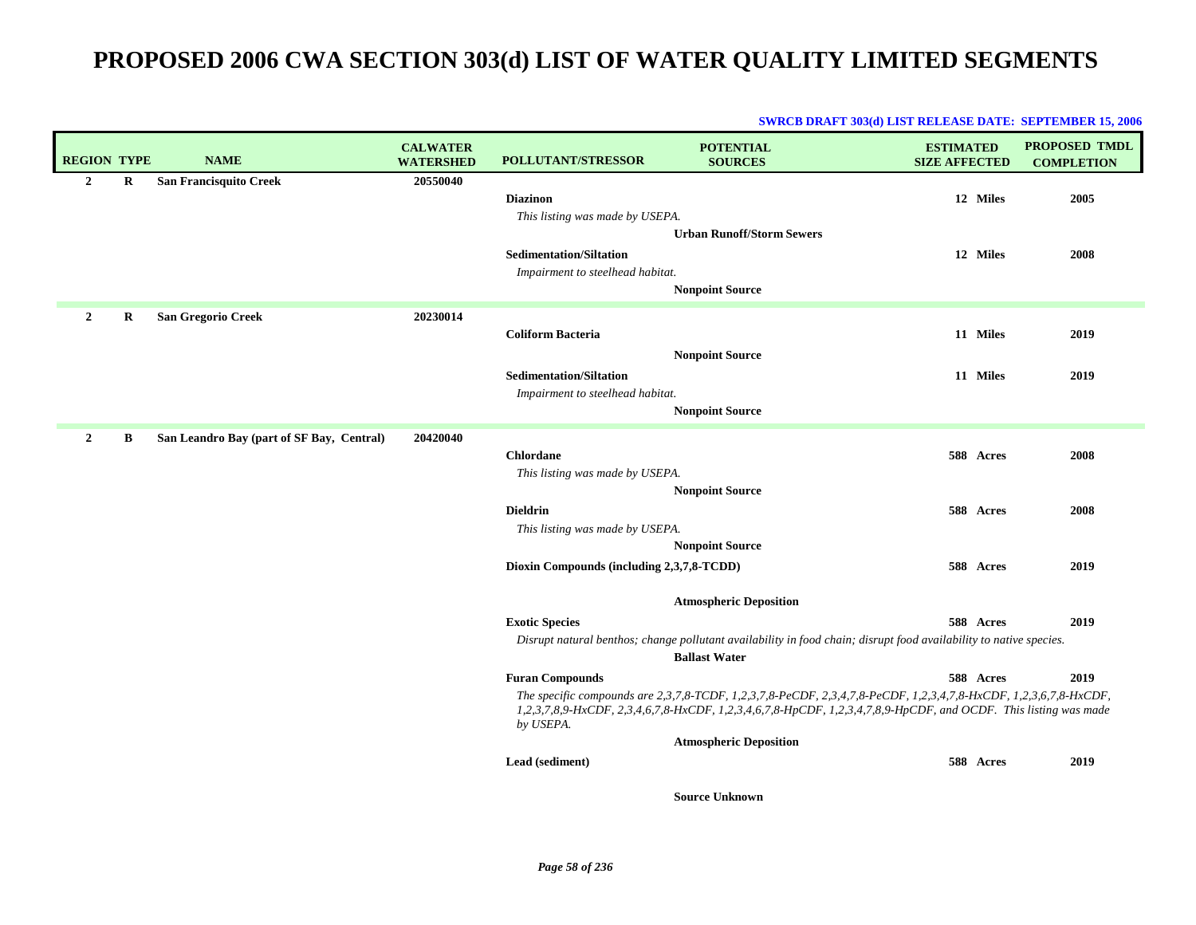# PROPOSED 2006 CWA SECTION 303(d) LIST OF WATER QUALITY LIMITED SEGMENTS

**SWRCB DRAFT 303(d) LIST RELEASE DATE: SEPTEMBER 15, 2006**

| REGION | TYPE | NAME | CALWATER WATERSHED | POLLUTANT/STRESSOR | POTENTIAL SOURCES | ESTIMATED SIZE AFFECTED | PROPOSED TMDL COMPLETION |
|---|---|---|---|---|---|---|---|
| **2** | **R** | **San Francisquito Creek** | **20550040** | | | | |
| | | | | **Diazinon** | | **12 Miles** | **2005** |
| | | | | *This listing was made by USEPA.* | | | |
| | | | | | **Urban Runoff/Storm Sewers** | | |
| | | | | **Sedimentation/Siltation** | | **12 Miles** | **2008** |
| | | | | *Impairment to steelhead habitat.* | | | |
| | | | | | **Nonpoint Source** | | |
| **2** | **R** | **San Gregorio Creek** | **20230014** | | | | |
| | | | | **Coliform Bacteria** | | **11 Miles** | **2019** |
| | | | | | **Nonpoint Source** | | |
| | | | | **Sedimentation/Siltation** | | **11 Miles** | **2019** |
| | | | | *Impairment to steelhead habitat.* | | | |
| | | | | | **Nonpoint Source** | | |
| **2** | **B** | **San Leandro Bay (part of SF Bay, Central)** | **20420040** | | | | |
| | | | | **Chlordane** | | **588 Acres** | **2008** |
| | | | | *This listing was made by USEPA.* | | | |
| | | | | | **Nonpoint Source** | | |
| | | | | **Dieldrin** | | **588 Acres** | **2008** |
| | | | | *This listing was made by USEPA.* | | | |
| | | | | | **Nonpoint Source** | | |
| | | | | **Dioxin Compounds (including 2,3,7,8-TCDD)** | | **588 Acres** | **2019** |
| | | | | | **Atmospheric Deposition** | | |
| | | | | **Exotic Species** | | **588 Acres** | **2019** |
| | | | | *Disrupt natural benthos; change pollutant availability in food chain; disrupt food availability to native species.* | | | |
| | | | | | **Ballast Water** | | |
| | | | | **Furan Compounds** | | **588 Acres** | **2019** |
| | | | | *The specific compounds are 2,3,7,8-TCDF, 1,2,3,7,8-PeCDF, 2,3,4,7,8-PeCDF, 1,2,3,4,7,8-HxCDF, 1,2,3,6,7,8-HxCDF, 1,2,3,7,8,9-HxCDF, 2,3,4,6,7,8-HxCDF, 1,2,3,4,6,7,8-HpCDF, 1,2,3,4,7,8,9-HpCDF, and OCDF. This listing was made by USEPA.* | | | |
| | | | | | **Atmospheric Deposition** | | |
| | | | | **Lead (sediment)** | | **588 Acres** | **2019** |
| | | | | | **Source Unknown** | | |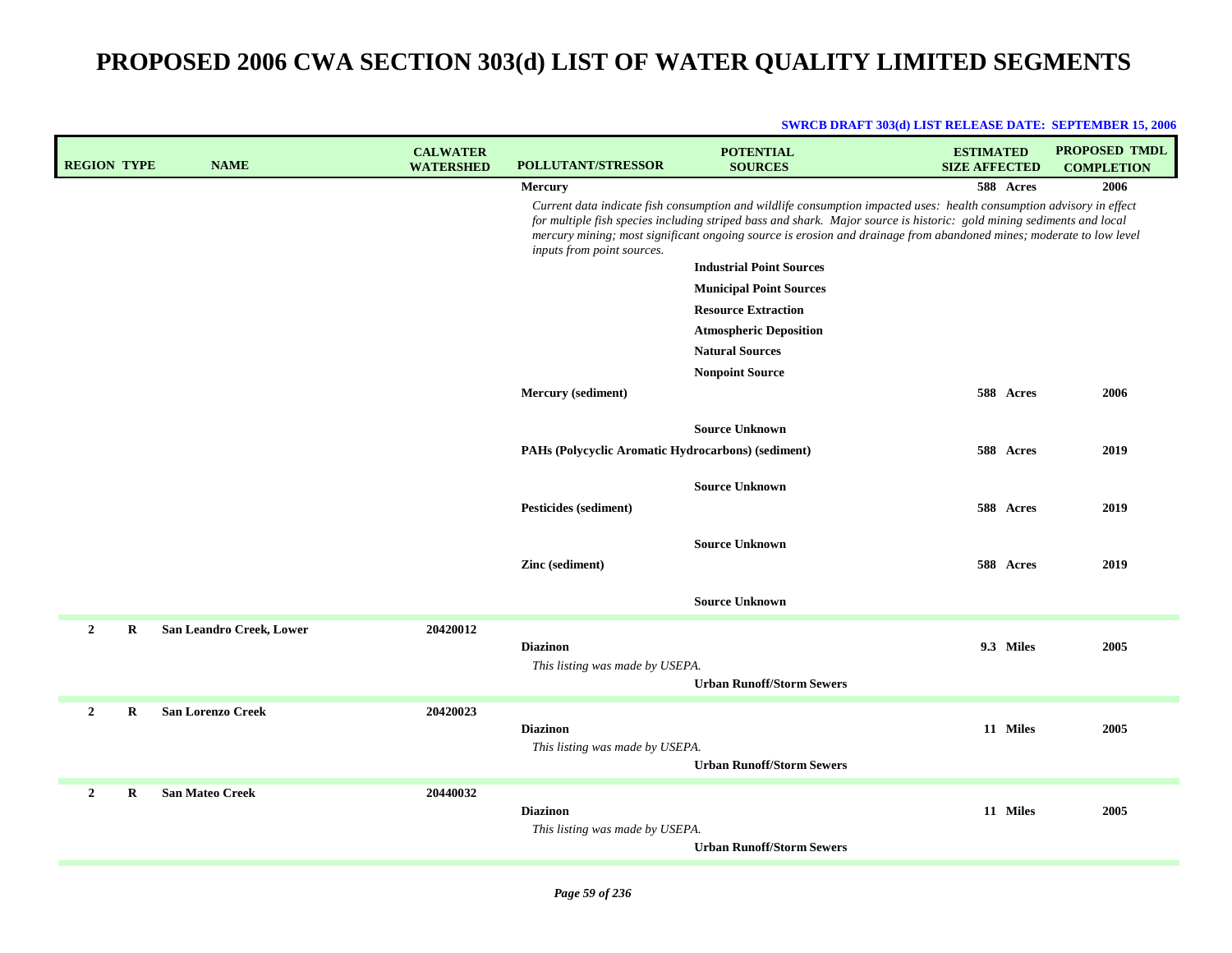# PROPOSED 2006 CWA SECTION 303(d) LIST OF WATER QUALITY LIMITED SEGMENTS

**SWRCB DRAFT 303(d) LIST RELEASE DATE: SEPTEMBER 15, 2006**

| REGION | TYPE | NAME | CALWATER WATERSHED | POLLUTANT/STRESSOR | POTENTIAL SOURCES | ESTIMATED SIZE AFFECTED | PROPOSED TMDL COMPLETION |
|---|---|---|---|---|---|---|---|
| | | | | **Mercury** | | **588 Acres** | **2006** |
| | | | | *Current data indicate fish consumption and wildlife consumption impacted uses: health consumption advisory in effect for multiple fish species including striped bass and shark. Major source is historic: gold mining sediments and local mercury mining; most significant ongoing source is erosion and drainage from abandoned mines; moderate to low level inputs from point sources.* | | | |
| | | | | | **Industrial Point Sources** | | |
| | | | | | **Municipal Point Sources** | | |
| | | | | | **Resource Extraction** | | |
| | | | | | **Atmospheric Deposition** | | |
| | | | | | **Natural Sources** | | |
| | | | | | **Nonpoint Source** | | |
| | | | | **Mercury (sediment)** | | **588 Acres** | **2006** |
| | | | | | **Source Unknown** | | |
| | | | | **PAHs (Polycyclic Aromatic Hydrocarbons) (sediment)** | | **588 Acres** | **2019** |
| | | | | | **Source Unknown** | | |
| | | | | **Pesticides (sediment)** | | **588 Acres** | **2019** |
| | | | | | **Source Unknown** | | |
| | | | | **Zinc (sediment)** | | **588 Acres** | **2019** |
| | | | | | **Source Unknown** | | |
| **2** | **R** | **San Leandro Creek, Lower** | **20420012** | | | | |
| | | | | **Diazinon** | | **9.3 Miles** | **2005** |
| | | | | *This listing was made by USEPA.* | | | |
| | | | | | **Urban Runoff/Storm Sewers** | | |
| **2** | **R** | **San Lorenzo Creek** | **20420023** | | | | |
| | | | | **Diazinon** | | **11 Miles** | **2005** |
| | | | | *This listing was made by USEPA.* | | | |
| | | | | | **Urban Runoff/Storm Sewers** | | |
| **2** | **R** | **San Mateo Creek** | **20440032** | | | | |
| | | | | **Diazinon** | | **11 Miles** | **2005** |
| | | | | *This listing was made by USEPA.* | | | |
| | | | | | **Urban Runoff/Storm Sewers** | | |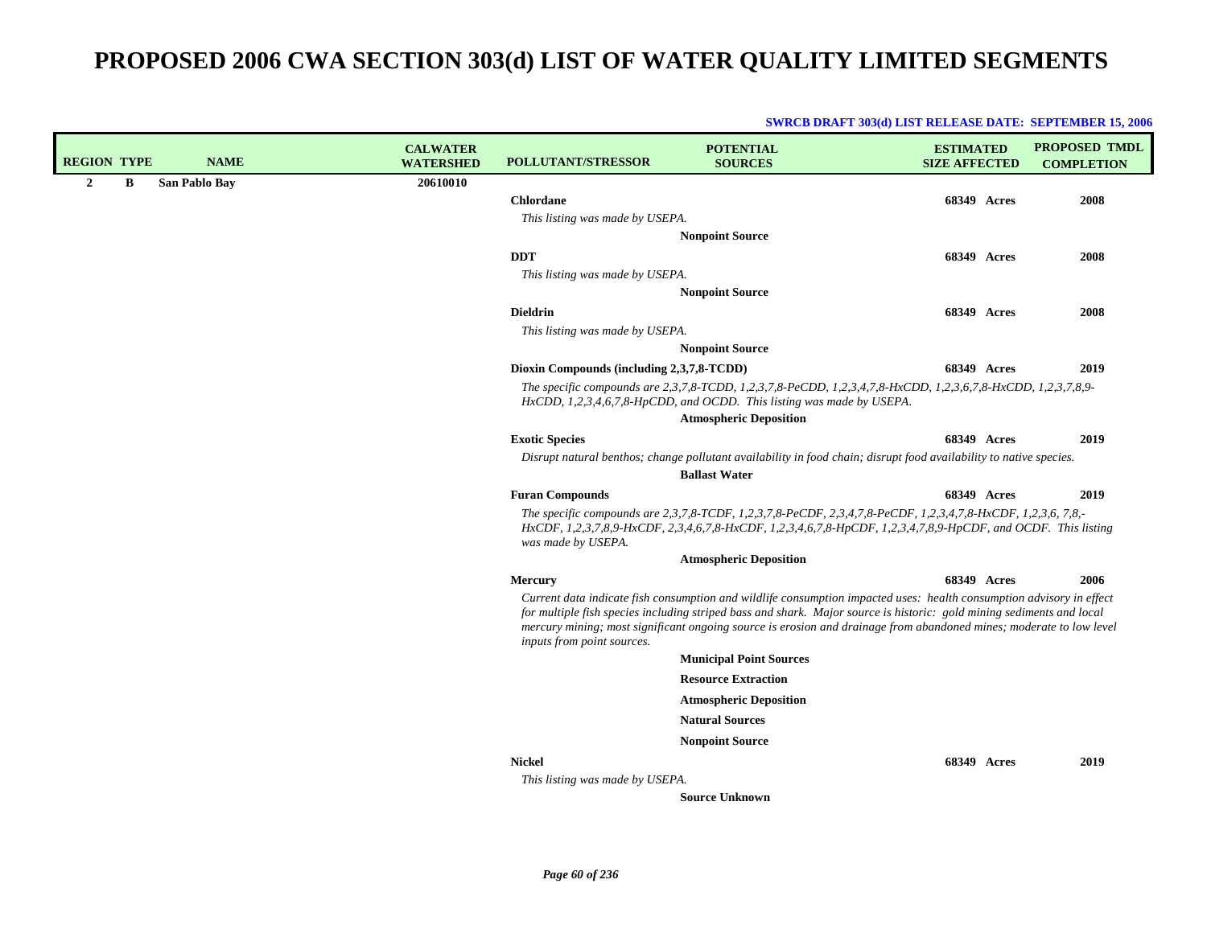# PROPOSED 2006 CWA SECTION 303(d) LIST OF WATER QUALITY LIMITED SEGMENTS

**SWRCB DRAFT 303(d) LIST RELEASE DATE: SEPTEMBER 15, 2006**

| REGION | TYPE | NAME | CALWATER WATERSHED | POLLUTANT/STRESSOR | POTENTIAL SOURCES | ESTIMATED SIZE AFFECTED | PROPOSED TMDL COMPLETION |
|---|---|---|---|---|---|---|---|
| **2** | **B** | **San Pablo Bay** | **20610010** | | | | |
| | | | | **Chlordane** | | **68349 Acres** | **2008** |
| | | | | *This listing was made by USEPA.* | | | |
| | | | | | **Nonpoint Source** | | |
| | | | | **DDT** | | **68349 Acres** | **2008** |
| | | | | *This listing was made by USEPA.* | | | |
| | | | | | **Nonpoint Source** | | |
| | | | | **Dieldrin** | | **68349 Acres** | **2008** |
| | | | | *This listing was made by USEPA.* | | | |
| | | | | | **Nonpoint Source** | | |
| | | | | **Dioxin Compounds (including 2,3,7,8-TCDD)** | | **68349 Acres** | **2019** |
| | | | | *The specific compounds are 2,3,7,8-TCDD, 1,2,3,7,8-PeCDD, 1,2,3,4,7,8-HxCDD, 1,2,3,6,7,8-HxCDD, 1,2,3,7,8,9-HxCDD, 1,2,3,4,6,7,8-HpCDD, and OCDD. This listing was made by USEPA.* | | | |
| | | | | | **Atmospheric Deposition** | | |
| | | | | **Exotic Species** | | **68349 Acres** | **2019** |
| | | | | *Disrupt natural benthos; change pollutant availability in food chain; disrupt food availability to native species.* | | | |
| | | | | | **Ballast Water** | | |
| | | | | **Furan Compounds** | | **68349 Acres** | **2019** |
| | | | | *The specific compounds are 2,3,7,8-TCDF, 1,2,3,7,8-PeCDF, 2,3,4,7,8-PeCDF, 1,2,3,4,7,8-HxCDF, 1,2,3,6, 7,8,-HxCDF, 1,2,3,7,8,9-HxCDF, 2,3,4,6,7,8-HxCDF, 1,2,3,4,6,7,8-HpCDF, 1,2,3,4,7,8,9-HpCDF, and OCDF. This listing was made by USEPA.* | | | |
| | | | | | **Atmospheric Deposition** | | |
| | | | | **Mercury** | | **68349 Acres** | **2006** |
| | | | | *Current data indicate fish consumption and wildlife consumption impacted uses: health consumption advisory in effect for multiple fish species including striped bass and shark. Major source is historic: gold mining sediments and local mercury mining; most significant ongoing source is erosion and drainage from abandoned mines; moderate to low level inputs from point sources.* | | | |
| | | | | | **Municipal Point Sources** | | |
| | | | | | **Resource Extraction** | | |
| | | | | | **Atmospheric Deposition** | | |
| | | | | | **Natural Sources** | | |
| | | | | | **Nonpoint Source** | | |
| | | | | **Nickel** | | **68349 Acres** | **2019** |
| | | | | *This listing was made by USEPA.* | | | |
| | | | | | **Source Unknown** | | |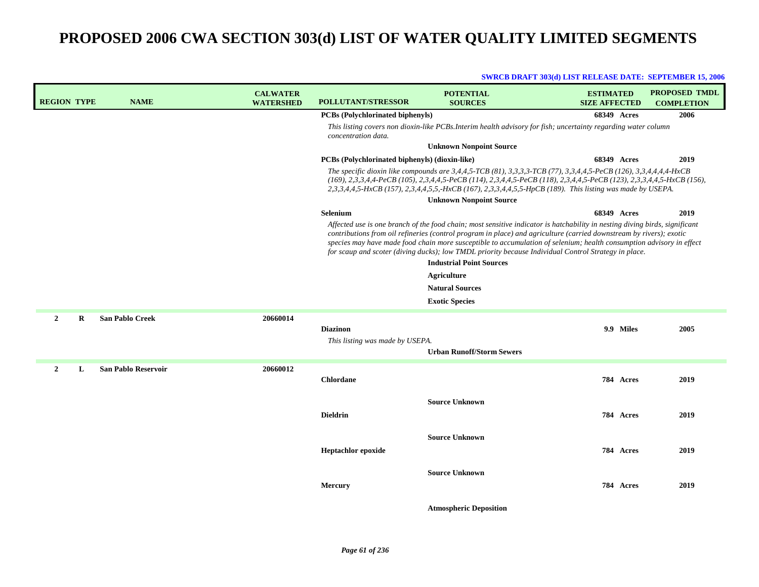# PROPOSED 2006 CWA SECTION 303(d) LIST OF WATER QUALITY LIMITED SEGMENTS

**SWRCB DRAFT 303(d) LIST RELEASE DATE: SEPTEMBER 15, 2006**

| REGION | TYPE | NAME | CALWATER WATERSHED | POLLUTANT/STRESSOR | POTENTIAL SOURCES | ESTIMATED SIZE AFFECTED | PROPOSED TMDL COMPLETION |
|---|---|---|---|---|---|---|---|
| | | | | **PCBs (Polychlorinated biphenyls)** | | **68349 Acres** | **2006** |
| | | | | *This listing covers non dioxin-like PCBs.Interim health advisory for fish; uncertainty regarding water column concentration data.* | | | |
| | | | | | **Unknown Nonpoint Source** | | |
| | | | | **PCBs (Polychlorinated biphenyls) (dioxin-like)** | | **68349 Acres** | **2019** |
| | | | | *The specific dioxin like compounds are 3,4,4,5-TCB (81), 3,3,3,3-TCB (77), 3,3,4,4,5-PeCB (126), 3,3,4,4,4,4-HxCB (169), 2,3,3,4,4-PeCB (105), 2,3,4,4,5-PeCB (114), 2,3,4,4,5-PeCB (118), 2,3,4,4,5-PeCB (123), 2,3,3,4,4,5-HxCB (156), 2,3,3,4,4,5-HxCB (157), 2,3,4,4,5,5,-HxCB (167), 2,3,3,4,4,5,5-HpCB (189). This listing was made by USEPA.* | | | |
| | | | | | **Unknown Nonpoint Source** | | |
| | | | | **Selenium** | | **68349 Acres** | **2019** |
| | | | | *Affected use is one branch of the food chain; most sensitive indicator is hatchability in nesting diving birds, significant contributions from oil refineries (control program in place) and agriculture (carried downstream by rivers); exotic species may have made food chain more susceptible to accumulation of selenium; health consumption advisory in effect for scaup and scoter (diving ducks); low TMDL priority because Individual Control Strategy in place.* | | | |
| | | | | | **Industrial Point Sources** | | |
| | | | | | **Agriculture** | | |
| | | | | | **Natural Sources** | | |
| | | | | | **Exotic Species** | | |
| **2** | **R** | **San Pablo Creek** | **20660014** | | | | |
| | | | | **Diazinon** | | **9.9 Miles** | **2005** |
| | | | | *This listing was made by USEPA.* | | | |
| | | | | | **Urban Runoff/Storm Sewers** | | |
| **2** | **L** | **San Pablo Reservoir** | **20660012** | | | | |
| | | | | **Chlordane** | | **784 Acres** | **2019** |
| | | | | | **Source Unknown** | | |
| | | | | **Dieldrin** | | **784 Acres** | **2019** |
| | | | | | **Source Unknown** | | |
| | | | | **Heptachlor epoxide** | | **784 Acres** | **2019** |
| | | | | | **Source Unknown** | | |
| | | | | **Mercury** | | **784 Acres** | **2019** |
| | | | | | **Atmospheric Deposition** | | |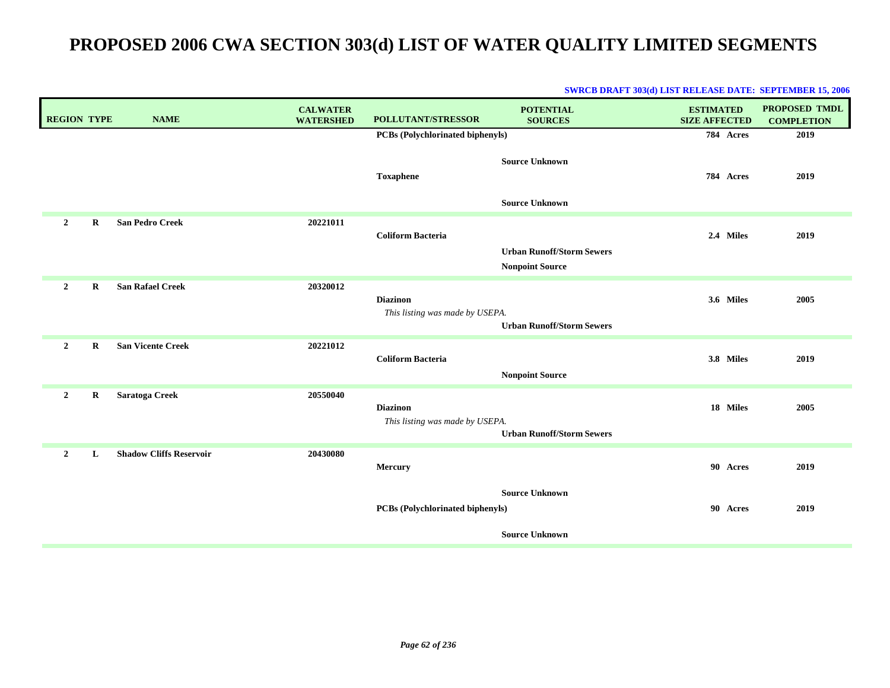# PROPOSED 2006 CWA SECTION 303(d) LIST OF WATER QUALITY LIMITED SEGMENTS

**SWRCB DRAFT 303(d) LIST RELEASE DATE: SEPTEMBER 15, 2006**

| REGION | TYPE | NAME | CALWATER WATERSHED | POLLUTANT/STRESSOR | POTENTIAL SOURCES | ESTIMATED SIZE AFFECTED | PROPOSED TMDL COMPLETION |
|---|---|---|---|---|---|---|---|
| | | | | **PCBs (Polychlorinated biphenyls)** | | **784 Acres** | **2019** |
| | | | | | **Source Unknown** | | |
| | | | | **Toxaphene** | | **784 Acres** | **2019** |
| | | | | | **Source Unknown** | | |
| **2** | **R** | **San Pedro Creek** | **20221011** | | | | |
| | | | | **Coliform Bacteria** | | **2.4 Miles** | **2019** |
| | | | | | **Urban Runoff/Storm Sewers** | | |
| | | | | | **Nonpoint Source** | | |
| **2** | **R** | **San Rafael Creek** | **20320012** | | | | |
| | | | | **Diazinon** | | **3.6 Miles** | **2005** |
| | | | | *This listing was made by USEPA.* | | | |
| | | | | | **Urban Runoff/Storm Sewers** | | |
| **2** | **R** | **San Vicente Creek** | **20221012** | | | | |
| | | | | **Coliform Bacteria** | | **3.8 Miles** | **2019** |
| | | | | | **Nonpoint Source** | | |
| **2** | **R** | **Saratoga Creek** | **20550040** | | | | |
| | | | | **Diazinon** | | **18 Miles** | **2005** |
| | | | | *This listing was made by USEPA.* | | | |
| | | | | | **Urban Runoff/Storm Sewers** | | |
| **2** | **L** | **Shadow Cliffs Reservoir** | **20430080** | | | | |
| | | | | **Mercury** | | **90 Acres** | **2019** |
| | | | | | **Source Unknown** | | |
| | | | | **PCBs (Polychlorinated biphenyls)** | | **90 Acres** | **2019** |
| | | | | | **Source Unknown** | | |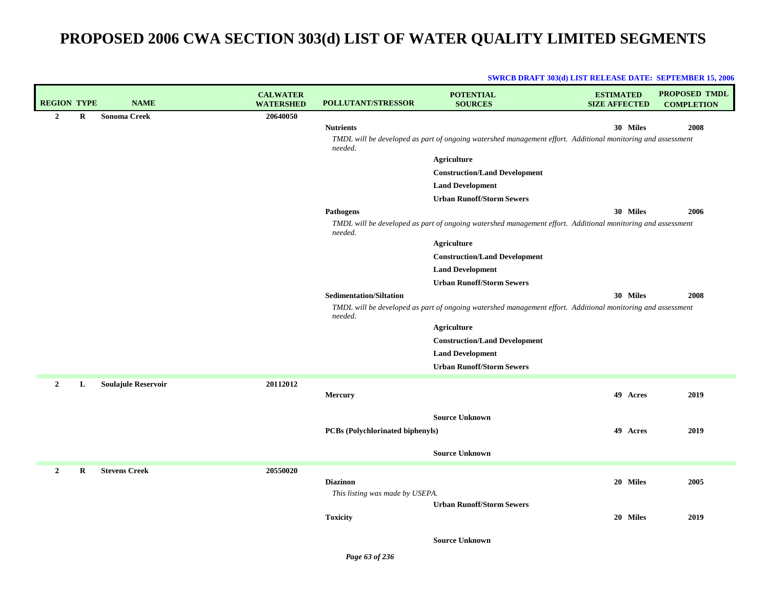# PROPOSED 2006 CWA SECTION 303(d) LIST OF WATER QUALITY LIMITED SEGMENTS

**SWRCB DRAFT 303(d) LIST RELEASE DATE: SEPTEMBER 15, 2006**

| REGION | TYPE | NAME | CALWATER WATERSHED | POLLUTANT/STRESSOR | POTENTIAL SOURCES | ESTIMATED SIZE AFFECTED | PROPOSED TMDL COMPLETION |
|---|---|---|---|---|---|---|---|
| 2 | R | Sonoma Creek | 20640050 | | | | |
| | | | | Nutrients | | 30 Miles | 2008 |
| | | | | *TMDL will be developed as part of ongoing watershed management effort. Additional monitoring and assessment needed.* | | | |
| | | | | | Agriculture | | |
| | | | | | Construction/Land Development | | |
| | | | | | Land Development | | |
| | | | | | Urban Runoff/Storm Sewers | | |
| | | | | Pathogens | | 30 Miles | 2006 |
| | | | | *TMDL will be developed as part of ongoing watershed management effort. Additional monitoring and assessment needed.* | | | |
| | | | | | Agriculture | | |
| | | | | | Construction/Land Development | | |
| | | | | | Land Development | | |
| | | | | | Urban Runoff/Storm Sewers | | |
| | | | | Sedimentation/Siltation | | 30 Miles | 2008 |
| | | | | *TMDL will be developed as part of ongoing watershed management effort. Additional monitoring and assessment needed.* | | | |
| | | | | | Agriculture | | |
| | | | | | Construction/Land Development | | |
| | | | | | Land Development | | |
| | | | | | Urban Runoff/Storm Sewers | | |
| 2 | L | Soulajule Reservoir | 20112012 | | | | |
| | | | | Mercury | | 49 Acres | 2019 |
| | | | | | Source Unknown | | |
| | | | | PCBs (Polychlorinated biphenyls) | | 49 Acres | 2019 |
| | | | | | Source Unknown | | |
| 2 | R | Stevens Creek | 20550020 | | | | |
| | | | | Diazinon | | 20 Miles | 2005 |
| | | | | *This listing was made by USEPA.* | | | |
| | | | | | Urban Runoff/Storm Sewers | | |
| | | | | Toxicity | | 20 Miles | 2019 |
| | | | | | Source Unknown | | |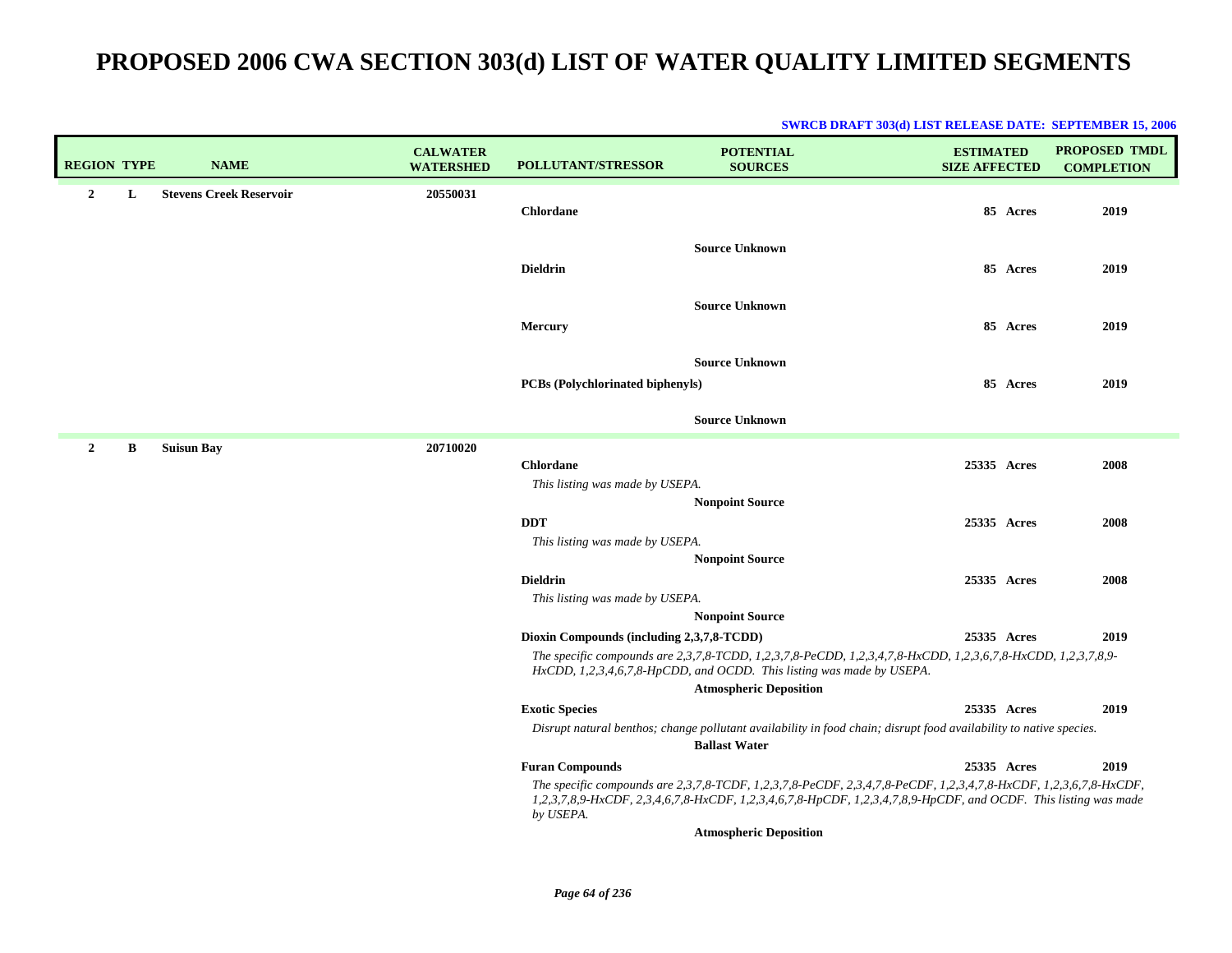# PROPOSED 2006 CWA SECTION 303(d) LIST OF WATER QUALITY LIMITED SEGMENTS

**SWRCB DRAFT 303(d) LIST RELEASE DATE: SEPTEMBER 15, 2006**

| REGION | TYPE | NAME | CALWATER WATERSHED | POLLUTANT/STRESSOR | POTENTIAL SOURCES | ESTIMATED SIZE AFFECTED | PROPOSED TMDL COMPLETION |
|---|---|---|---|---|---|---|---|
| **2** | **L** | **Stevens Creek Reservoir** | **20550031** | | | | |
| | | | | **Chlordane** | | **85 Acres** | **2019** |
| | | | | | **Source Unknown** | | |
| | | | | **Dieldrin** | | **85 Acres** | **2019** |
| | | | | | **Source Unknown** | | |
| | | | | **Mercury** | | **85 Acres** | **2019** |
| | | | | | **Source Unknown** | | |
| | | | | **PCBs (Polychlorinated biphenyls)** | | **85 Acres** | **2019** |
| | | | | | **Source Unknown** | | |
| **2** | **B** | **Suisun Bay** | **20710020** | | | | |
| | | | | **Chlordane** | | **25335 Acres** | **2008** |
| | | | | *This listing was made by USEPA.* | | | |
| | | | | | **Nonpoint Source** | | |
| | | | | **DDT** | | **25335 Acres** | **2008** |
| | | | | *This listing was made by USEPA.* | | | |
| | | | | | **Nonpoint Source** | | |
| | | | | **Dieldrin** | | **25335 Acres** | **2008** |
| | | | | *This listing was made by USEPA.* | | | |
| | | | | | **Nonpoint Source** | | |
| | | | | **Dioxin Compounds (including 2,3,7,8-TCDD)** | | **25335 Acres** | **2019** |
| | | | | *The specific compounds are 2,3,7,8-TCDD, 1,2,3,7,8-PeCDD, 1,2,3,4,7,8-HxCDD, 1,2,3,6,7,8-HxCDD, 1,2,3,7,8,9-HxCDD, 1,2,3,4,6,7,8-HpCDD, and OCDD. This listing was made by USEPA.* | | | |
| | | | | | **Atmospheric Deposition** | | |
| | | | | **Exotic Species** | | **25335 Acres** | **2019** |
| | | | | *Disrupt natural benthos; change pollutant availability in food chain; disrupt food availability to native species.* | | | |
| | | | | | **Ballast Water** | | |
| | | | | **Furan Compounds** | | **25335 Acres** | **2019** |
| | | | | *The specific compounds are 2,3,7,8-TCDF, 1,2,3,7,8-PeCDF, 2,3,4,7,8-PeCDF, 1,2,3,4,7,8-HxCDF, 1,2,3,6,7,8-HxCDF, 1,2,3,7,8,9-HxCDF, 2,3,4,6,7,8-HxCDF, 1,2,3,4,6,7,8-HpCDF, 1,2,3,4,7,8,9-HpCDF, and OCDF. This listing was made by USEPA.* | | | |
| | | | | | **Atmospheric Deposition** | | |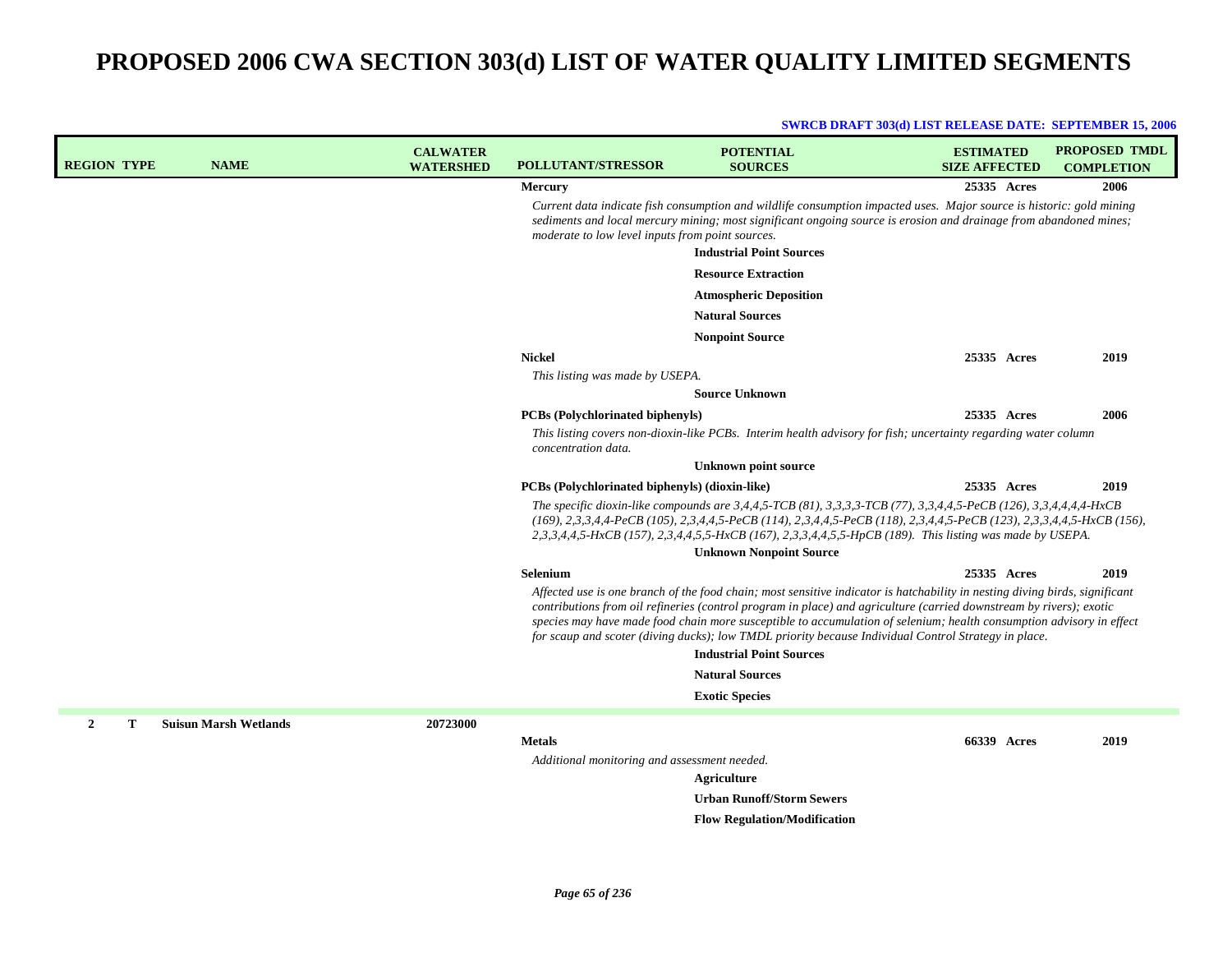# PROPOSED 2006 CWA SECTION 303(d) LIST OF WATER QUALITY LIMITED SEGMENTS

**SWRCB DRAFT 303(d) LIST RELEASE DATE: SEPTEMBER 15, 2006**

| REGION | TYPE | NAME | CALWATER WATERSHED | POLLUTANT/STRESSOR | POTENTIAL SOURCES | ESTIMATED SIZE AFFECTED | PROPOSED TMDL COMPLETION |
|---|---|---|---|---|---|---|---|
| | | | | **Mercury** | | 25335 Acres | 2006 |
| | | | | *Current data indicate fish consumption and wildlife consumption impacted uses. Major source is historic: gold mining sediments and local mercury mining; most significant ongoing source is erosion and drainage from abandoned mines; moderate to low level inputs from point sources.* | | | |
| | | | | | Industrial Point Sources | | |
| | | | | | Resource Extraction | | |
| | | | | | Atmospheric Deposition | | |
| | | | | | Natural Sources | | |
| | | | | | Nonpoint Source | | |
| | | | | **Nickel** | | 25335 Acres | 2019 |
| | | | | *This listing was made by USEPA.* | | | |
| | | | | | Source Unknown | | |
| | | | | **PCBs (Polychlorinated biphenyls)** | | 25335 Acres | 2006 |
| | | | | *This listing covers non-dioxin-like PCBs. Interim health advisory for fish; uncertainty regarding water column concentration data.* | | | |
| | | | | | Unknown point source | | |
| | | | | **PCBs (Polychlorinated biphenyls) (dioxin-like)** | | 25335 Acres | 2019 |
| | | | | *The specific dioxin-like compounds are 3,4,4,5-TCB (81), 3,3,3,3-TCB (77), 3,3,4,4,5-PeCB (126), 3,3,4,4,4,4-HxCB (169), 2,3,3,4,4-PeCB (105), 2,3,4,4,5-PeCB (114), 2,3,4,4,5-PeCB (118), 2,3,4,4,5-PeCB (123), 2,3,3,4,4,5-HxCB (156), 2,3,3,4,4,5-HxCB (157), 2,3,4,4,5,5-HxCB (167), 2,3,3,4,4,5,5-HpCB (189). This listing was made by USEPA.* | | | |
| | | | | | Unknown Nonpoint Source | | |
| | | | | **Selenium** | | 25335 Acres | 2019 |
| | | | | *Affected use is one branch of the food chain; most sensitive indicator is hatchability in nesting diving birds, significant contributions from oil refineries (control program in place) and agriculture (carried downstream by rivers); exotic species may have made food chain more susceptible to accumulation of selenium; health consumption advisory in effect for scaup and scoter (diving ducks); low TMDL priority because Individual Control Strategy in place.* | | | |
| | | | | | Industrial Point Sources | | |
| | | | | | Natural Sources | | |
| | | | | | Exotic Species | | |
| 2 | T | Suisun Marsh Wetlands | 20723000 | | | | |
| | | | | **Metals** | | 66339 Acres | 2019 |
| | | | | *Additional monitoring and assessment needed.* | | | |
| | | | | | Agriculture | | |
| | | | | | Urban Runoff/Storm Sewers | | |
| | | | | | Flow Regulation/Modification | | |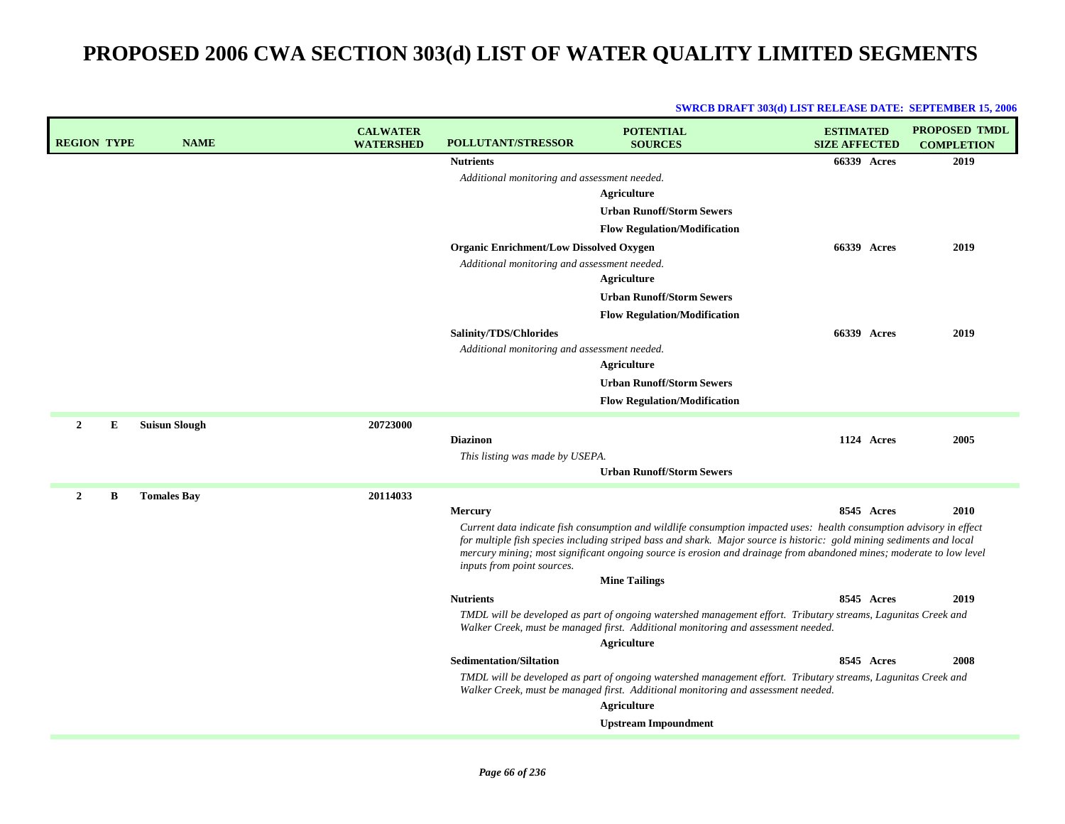# PROPOSED 2006 CWA SECTION 303(d) LIST OF WATER QUALITY LIMITED SEGMENTS

**SWRCB DRAFT 303(d) LIST RELEASE DATE: SEPTEMBER 15, 2006**

| REGION | TYPE | NAME | CALWATER WATERSHED | POLLUTANT/STRESSOR | POTENTIAL SOURCES | ESTIMATED SIZE AFFECTED | PROPOSED TMDL COMPLETION |
|---|---|---|---|---|---|---|---|
| | | | | **Nutrients** | | 66339 Acres | 2019 |
| | | | | *Additional monitoring and assessment needed.* | | | |
| | | | | | Agriculture | | |
| | | | | | Urban Runoff/Storm Sewers | | |
| | | | | | Flow Regulation/Modification | | |
| | | | | **Organic Enrichment/Low Dissolved Oxygen** | | 66339 Acres | 2019 |
| | | | | *Additional monitoring and assessment needed.* | | | |
| | | | | | Agriculture | | |
| | | | | | Urban Runoff/Storm Sewers | | |
| | | | | | Flow Regulation/Modification | | |
| | | | | **Salinity/TDS/Chlorides** | | 66339 Acres | 2019 |
| | | | | *Additional monitoring and assessment needed.* | | | |
| | | | | | Agriculture | | |
| | | | | | Urban Runoff/Storm Sewers | | |
| | | | | | Flow Regulation/Modification | | |
| 2 | E | Suisun Slough | 20723000 | | | | |
| | | | | **Diazinon** | | 1124 Acres | 2005 |
| | | | | *This listing was made by USEPA.* | | | |
| | | | | | Urban Runoff/Storm Sewers | | |
| 2 | B | Tomales Bay | 20114033 | | | | |
| | | | | **Mercury** | | 8545 Acres | 2010 |
| | | | | *Current data indicate fish consumption and wildlife consumption impacted uses: health consumption advisory in effect for multiple fish species including striped bass and shark. Major source is historic: gold mining sediments and local mercury mining; most significant ongoing source is erosion and drainage from abandoned mines; moderate to low level inputs from point sources.* | | | |
| | | | | | Mine Tailings | | |
| | | | | **Nutrients** | | 8545 Acres | 2019 |
| | | | | *TMDL will be developed as part of ongoing watershed management effort. Tributary streams, Lagunitas Creek and Walker Creek, must be managed first. Additional monitoring and assessment needed.* | | | |
| | | | | | Agriculture | | |
| | | | | **Sedimentation/Siltation** | | 8545 Acres | 2008 |
| | | | | *TMDL will be developed as part of ongoing watershed management effort. Tributary streams, Lagunitas Creek and Walker Creek, must be managed first. Additional monitoring and assessment needed.* | | | |
| | | | | | Agriculture | | |
| | | | | | Upstream Impoundment | | |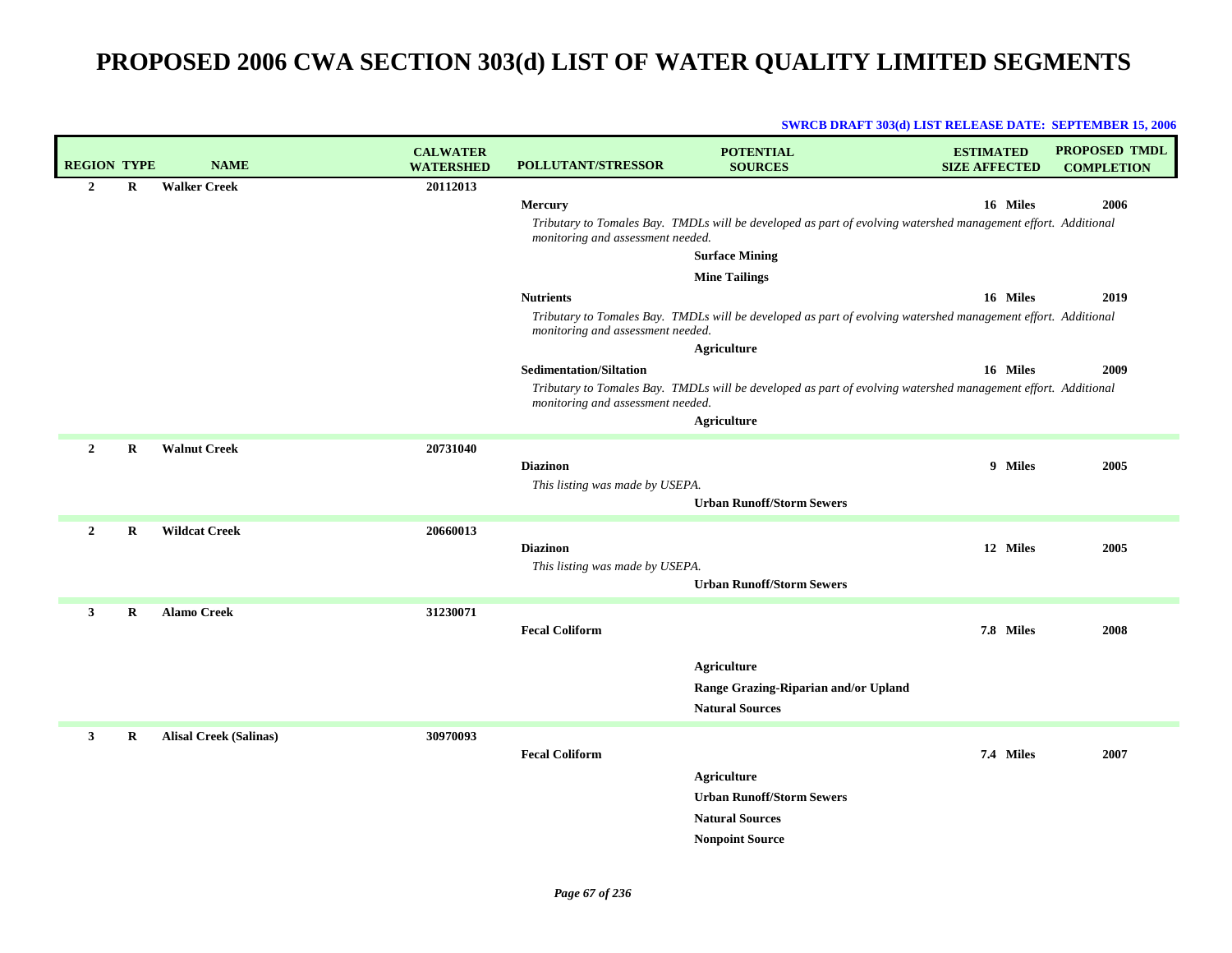# PROPOSED 2006 CWA SECTION 303(d) LIST OF WATER QUALITY LIMITED SEGMENTS

**SWRCB DRAFT 303(d) LIST RELEASE DATE: SEPTEMBER 15, 2006**

| REGION | TYPE | NAME | CALWATER WATERSHED | POLLUTANT/STRESSOR | POTENTIAL SOURCES | ESTIMATED SIZE AFFECTED | PROPOSED TMDL COMPLETION |
|---|---|---|---|---|---|---|---|
| **2** | **R** | **Walker Creek** | **20112013** | | | | |
| | | | | **Mercury** | | **16 Miles** | **2006** |
| | | | | *Tributary to Tomales Bay. TMDLs will be developed as part of evolving watershed management effort. Additional monitoring and assessment needed.* | | | |
| | | | | | **Surface Mining** | | |
| | | | | | **Mine Tailings** | | |
| | | | | **Nutrients** | | **16 Miles** | **2019** |
| | | | | *Tributary to Tomales Bay. TMDLs will be developed as part of evolving watershed management effort. Additional monitoring and assessment needed.* | | | |
| | | | | | **Agriculture** | | |
| | | | | **Sedimentation/Siltation** | | **16 Miles** | **2009** |
| | | | | *Tributary to Tomales Bay. TMDLs will be developed as part of evolving watershed management effort. Additional monitoring and assessment needed.* | | | |
| | | | | | **Agriculture** | | |
| **2** | **R** | **Walnut Creek** | **20731040** | | | | |
| | | | | **Diazinon** | | **9 Miles** | **2005** |
| | | | | *This listing was made by USEPA.* | | | |
| | | | | | **Urban Runoff/Storm Sewers** | | |
| **2** | **R** | **Wildcat Creek** | **20660013** | | | | |
| | | | | **Diazinon** | | **12 Miles** | **2005** |
| | | | | *This listing was made by USEPA.* | | | |
| | | | | | **Urban Runoff/Storm Sewers** | | |
| **3** | **R** | **Alamo Creek** | **31230071** | | | | |
| | | | | **Fecal Coliform** | | **7.8 Miles** | **2008** |
| | | | | | **Agriculture** | | |
| | | | | | **Range Grazing-Riparian and/or Upland** | | |
| | | | | | **Natural Sources** | | |
| **3** | **R** | **Alisal Creek (Salinas)** | **30970093** | | | | |
| | | | | **Fecal Coliform** | | **7.4 Miles** | **2007** |
| | | | | | **Agriculture** | | |
| | | | | | **Urban Runoff/Storm Sewers** | | |
| | | | | | **Natural Sources** | | |
| | | | | | **Nonpoint Source** | | |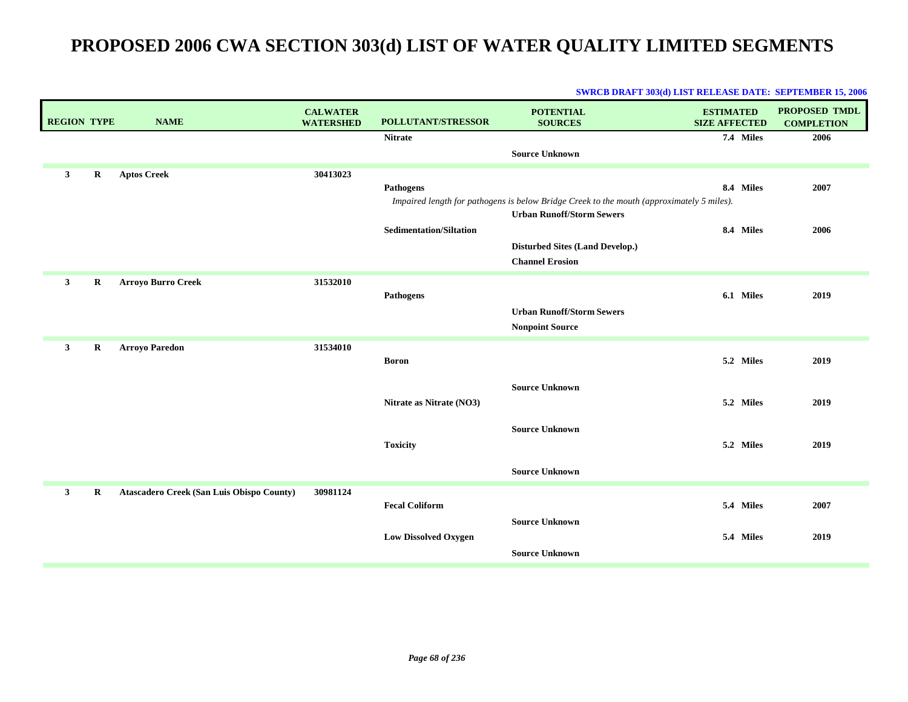# PROPOSED 2006 CWA SECTION 303(d) LIST OF WATER QUALITY LIMITED SEGMENTS

**SWRCB DRAFT 303(d) LIST RELEASE DATE: SEPTEMBER 15, 2006**

| REGION | TYPE | NAME | CALWATER WATERSHED | POLLUTANT/STRESSOR | POTENTIAL SOURCES | ESTIMATED SIZE AFFECTED | PROPOSED TMDL COMPLETION |
|---|---|---|---|---|---|---|---|
| | | | | **Nitrate** | | **7.4 Miles** | **2006** |
| | | | | | **Source Unknown** | | |
| **3** | **R** | **Aptos Creek** | **30413023** | | | | |
| | | | | **Pathogens** | | **8.4 Miles** | **2007** |
| | | | | *Impaired length for pathogens is below Bridge Creek to the mouth (approximately 5 miles).* | | | |
| | | | | | **Urban Runoff/Storm Sewers** | | |
| | | | | **Sedimentation/Siltation** | | **8.4 Miles** | **2006** |
| | | | | | **Disturbed Sites (Land Develop.)** | | |
| | | | | | **Channel Erosion** | | |
| **3** | **R** | **Arroyo Burro Creek** | **31532010** | | | | |
| | | | | **Pathogens** | | **6.1 Miles** | **2019** |
| | | | | | **Urban Runoff/Storm Sewers** | | |
| | | | | | **Nonpoint Source** | | |
| **3** | **R** | **Arroyo Paredon** | **31534010** | | | | |
| | | | | **Boron** | | **5.2 Miles** | **2019** |
| | | | | | **Source Unknown** | | |
| | | | | **Nitrate as Nitrate (NO3)** | | **5.2 Miles** | **2019** |
| | | | | | **Source Unknown** | | |
| | | | | **Toxicity** | | **5.2 Miles** | **2019** |
| | | | | | **Source Unknown** | | |
| **3** | **R** | **Atascadero Creek (San Luis Obispo County)** | **30981124** | | | | |
| | | | | **Fecal Coliform** | | **5.4 Miles** | **2007** |
| | | | | | **Source Unknown** | | |
| | | | | **Low Dissolved Oxygen** | | **5.4 Miles** | **2019** |
| | | | | | **Source Unknown** | | |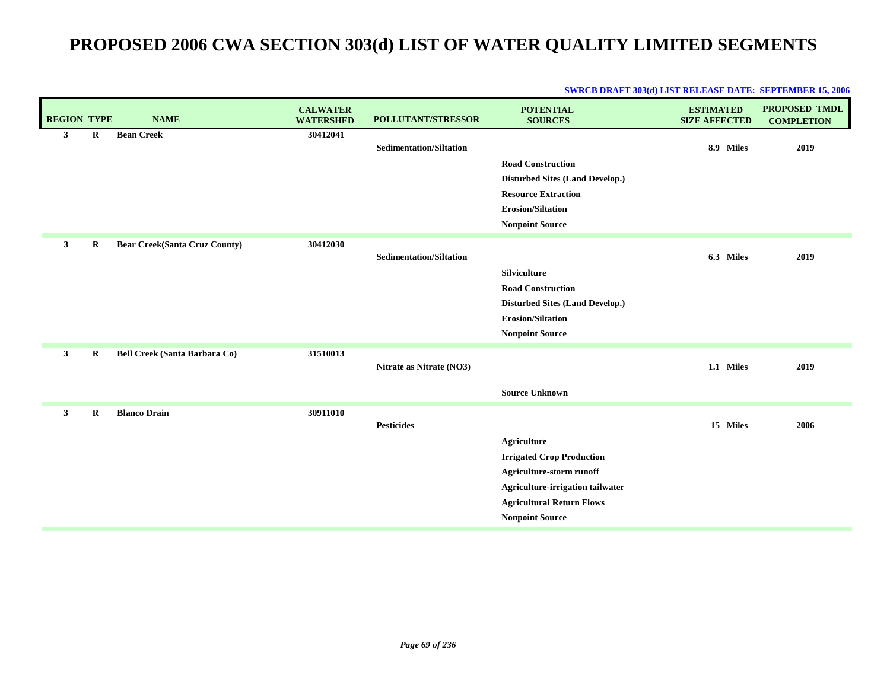# PROPOSED 2006 CWA SECTION 303(d) LIST OF WATER QUALITY LIMITED SEGMENTS

**SWRCB DRAFT 303(d) LIST RELEASE DATE: SEPTEMBER 15, 2006**

| REGION | TYPE | NAME | CALWATER WATERSHED | POLLUTANT/STRESSOR | POTENTIAL SOURCES | ESTIMATED SIZE AFFECTED | PROPOSED TMDL COMPLETION |
|---|---|---|---|---|---|---|---|
| 3 | R | Bean Creek | 30412041 | | | | |
| | | | | Sedimentation/Siltation | | 8.9 Miles | 2019 |
| | | | | | Road Construction | | |
| | | | | | Disturbed Sites (Land Develop.) | | |
| | | | | | Resource Extraction | | |
| | | | | | Erosion/Siltation | | |
| | | | | | Nonpoint Source | | |
| 3 | R | Bear Creek(Santa Cruz County) | 30412030 | | | | |
| | | | | Sedimentation/Siltation | | 6.3 Miles | 2019 |
| | | | | | Silviculture | | |
| | | | | | Road Construction | | |
| | | | | | Disturbed Sites (Land Develop.) | | |
| | | | | | Erosion/Siltation | | |
| | | | | | Nonpoint Source | | |
| 3 | R | Bell Creek (Santa Barbara Co) | 31510013 | | | | |
| | | | | Nitrate as Nitrate (NO3) | | 1.1 Miles | 2019 |
| | | | | | Source Unknown | | |
| 3 | R | Blanco Drain | 30911010 | | | | |
| | | | | Pesticides | | 15 Miles | 2006 |
| | | | | | Agriculture | | |
| | | | | | Irrigated Crop Production | | |
| | | | | | Agriculture-storm runoff | | |
| | | | | | Agriculture-irrigation tailwater | | |
| | | | | | Agricultural Return Flows | | |
| | | | | | Nonpoint Source | | |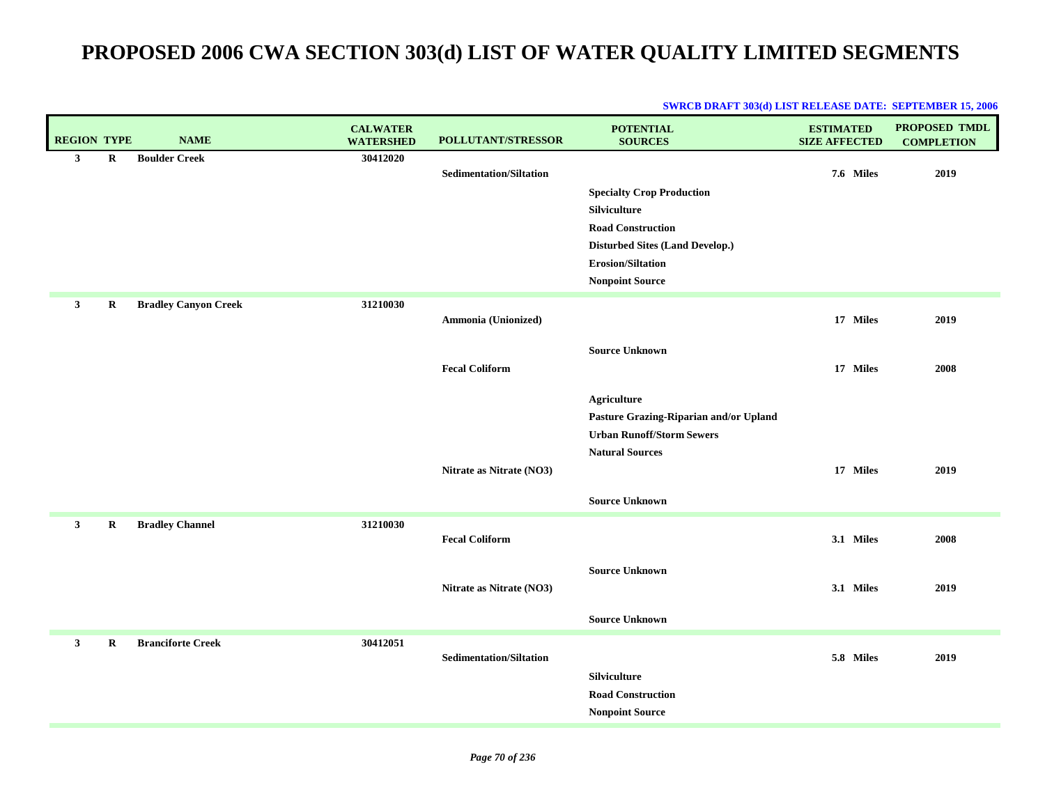# PROPOSED 2006 CWA SECTION 303(d) LIST OF WATER QUALITY LIMITED SEGMENTS

**SWRCB DRAFT 303(d) LIST RELEASE DATE: SEPTEMBER 15, 2006**

| REGION | TYPE | NAME | CALWATER WATERSHED | POLLUTANT/STRESSOR | POTENTIAL SOURCES | ESTIMATED SIZE AFFECTED | PROPOSED TMDL COMPLETION |
|---|---|---|---|---|---|---|---|
| 3 | R | Boulder Creek | 30412020 | | | | |
| | | | | Sedimentation/Siltation | | 7.6 Miles | 2019 |
| | | | | | Specialty Crop Production | | |
| | | | | | Silviculture | | |
| | | | | | Road Construction | | |
| | | | | | Disturbed Sites (Land Develop.) | | |
| | | | | | Erosion/Siltation | | |
| | | | | | Nonpoint Source | | |
| 3 | R | Bradley Canyon Creek | 31210030 | | | | |
| | | | | Ammonia (Unionized) | | 17 Miles | 2019 |
| | | | | | Source Unknown | | |
| | | | | Fecal Coliform | | 17 Miles | 2008 |
| | | | | | Agriculture | | |
| | | | | | Pasture Grazing-Riparian and/or Upland | | |
| | | | | | Urban Runoff/Storm Sewers | | |
| | | | | | Natural Sources | | |
| | | | | Nitrate as Nitrate (NO3) | | 17 Miles | 2019 |
| | | | | | Source Unknown | | |
| 3 | R | Bradley Channel | 31210030 | | | | |
| | | | | Fecal Coliform | | 3.1 Miles | 2008 |
| | | | | | Source Unknown | | |
| | | | | Nitrate as Nitrate (NO3) | | 3.1 Miles | 2019 |
| | | | | | Source Unknown | | |
| 3 | R | Branciforte Creek | 30412051 | | | | |
| | | | | Sedimentation/Siltation | | 5.8 Miles | 2019 |
| | | | | | Silviculture | | |
| | | | | | Road Construction | | |
| | | | | | Nonpoint Source | | |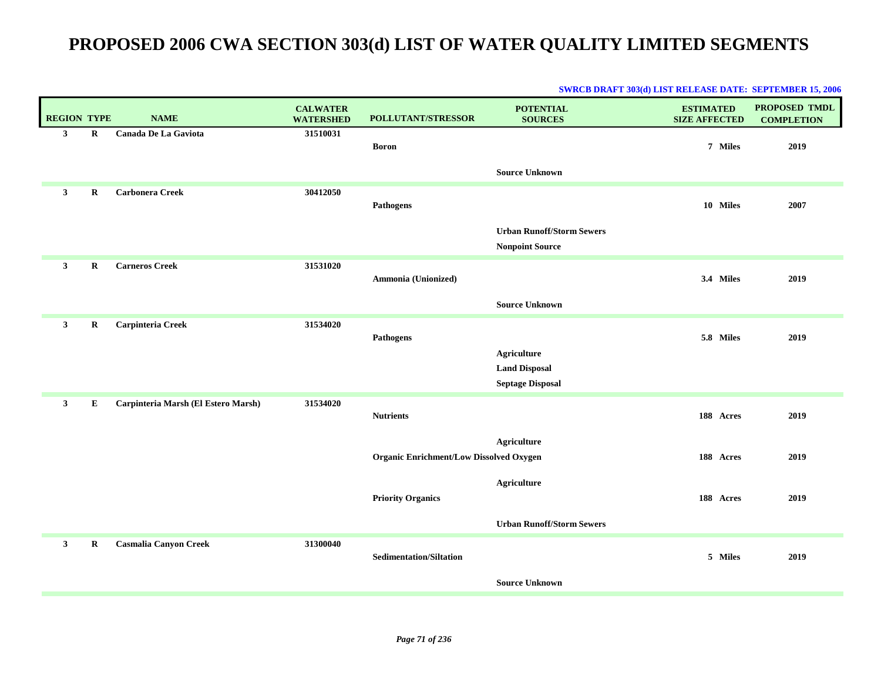# PROPOSED 2006 CWA SECTION 303(d) LIST OF WATER QUALITY LIMITED SEGMENTS

**SWRCB DRAFT 303(d) LIST RELEASE DATE: SEPTEMBER 15, 2006**

| REGION | TYPE | NAME | CALWATER WATERSHED | POLLUTANT/STRESSOR | POTENTIAL SOURCES | ESTIMATED SIZE AFFECTED | PROPOSED TMDL COMPLETION |
|---|---|---|---|---|---|---|---|
| 3 | R | Canada De La Gaviota | 31510031 | | | | |
| | | | | Boron | | 7 Miles | 2019 |
| | | | | | Source Unknown | | |
| 3 | R | Carbonera Creek | 30412050 | | | | |
| | | | | Pathogens | | 10 Miles | 2007 |
| | | | | | Urban Runoff/Storm Sewers | | |
| | | | | | Nonpoint Source | | |
| 3 | R | Carneros Creek | 31531020 | | | | |
| | | | | Ammonia (Unionized) | | 3.4 Miles | 2019 |
| | | | | | Source Unknown | | |
| 3 | R | Carpinteria Creek | 31534020 | | | | |
| | | | | Pathogens | | 5.8 Miles | 2019 |
| | | | | | Agriculture | | |
| | | | | | Land Disposal | | |
| | | | | | Septage Disposal | | |
| 3 | E | Carpinteria Marsh (El Estero Marsh) | 31534020 | | | | |
| | | | | Nutrients | | 188 Acres | 2019 |
| | | | | | Agriculture | | |
| | | | | Organic Enrichment/Low Dissolved Oxygen | | 188 Acres | 2019 |
| | | | | | Agriculture | | |
| | | | | Priority Organics | | 188 Acres | 2019 |
| | | | | | Urban Runoff/Storm Sewers | | |
| 3 | R | Casmalia Canyon Creek | 31300040 | | | | |
| | | | | Sedimentation/Siltation | | 5 Miles | 2019 |
| | | | | | Source Unknown | | |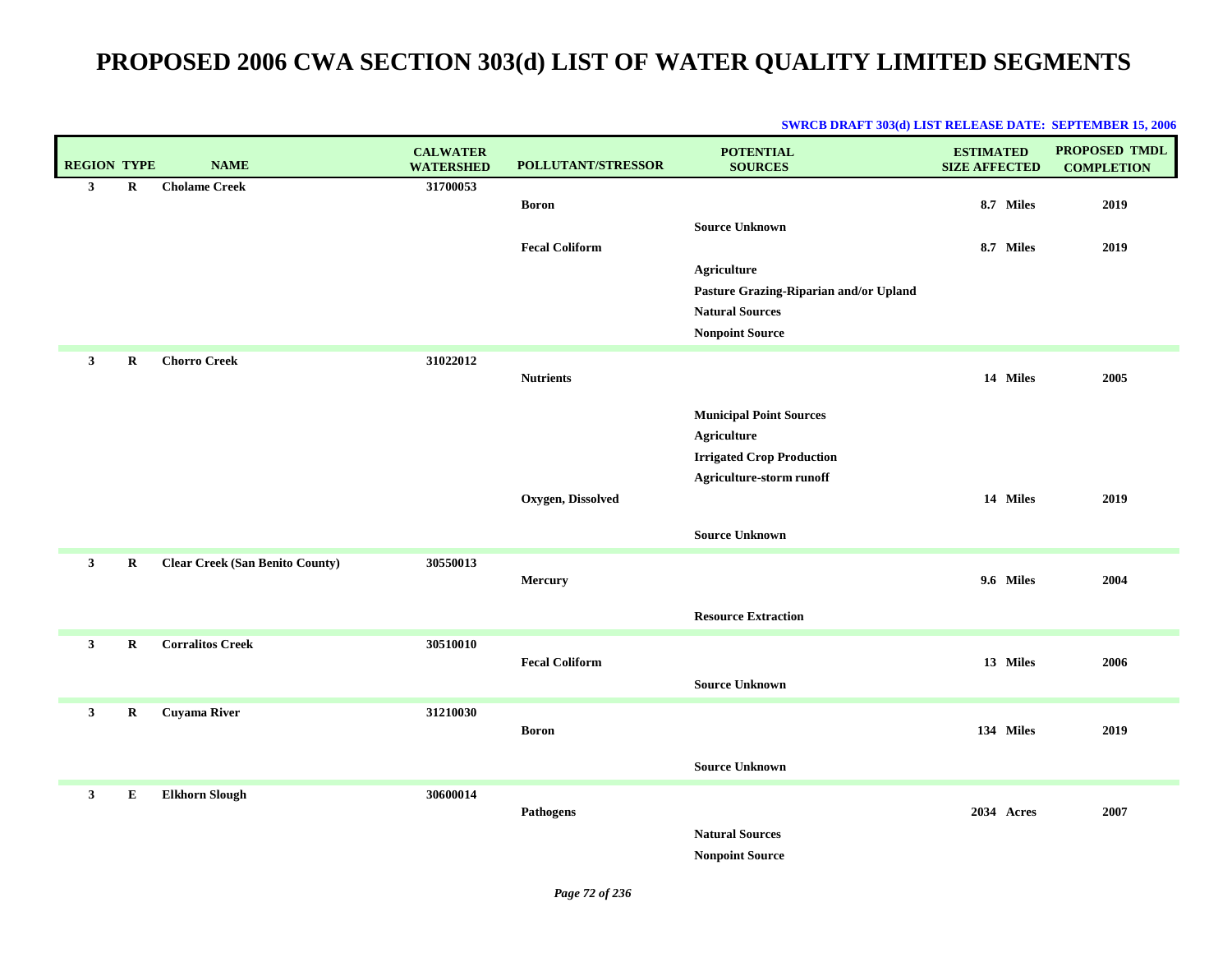# PROPOSED 2006 CWA SECTION 303(d) LIST OF WATER QUALITY LIMITED SEGMENTS

**SWRCB DRAFT 303(d) LIST RELEASE DATE: SEPTEMBER 15, 2006**

| REGION | TYPE | NAME | CALWATER WATERSHED | POLLUTANT/STRESSOR | POTENTIAL SOURCES | ESTIMATED SIZE AFFECTED | PROPOSED TMDL COMPLETION |
|---|---|---|---|---|---|---|---|
| 3 | R | Cholame Creek | 31700053 | | | | |
| | | | | Boron | | 8.7 Miles | 2019 |
| | | | | | Source Unknown | | |
| | | | | Fecal Coliform | | 8.7 Miles | 2019 |
| | | | | | Agriculture | | |
| | | | | | Pasture Grazing-Riparian and/or Upland | | |
| | | | | | Natural Sources | | |
| | | | | | Nonpoint Source | | |
| 3 | R | Chorro Creek | 31022012 | | | | |
| | | | | Nutrients | | 14 Miles | 2005 |
| | | | | | Municipal Point Sources | | |
| | | | | | Agriculture | | |
| | | | | | Irrigated Crop Production | | |
| | | | | | Agriculture-storm runoff | | |
| | | | | Oxygen, Dissolved | | 14 Miles | 2019 |
| | | | | | Source Unknown | | |
| 3 | R | Clear Creek (San Benito County) | 30550013 | | | | |
| | | | | Mercury | | 9.6 Miles | 2004 |
| | | | | | Resource Extraction | | |
| 3 | R | Corralitos Creek | 30510010 | | | | |
| | | | | Fecal Coliform | | 13 Miles | 2006 |
| | | | | | Source Unknown | | |
| 3 | R | Cuyama River | 31210030 | | | | |
| | | | | Boron | | 134 Miles | 2019 |
| | | | | | Source Unknown | | |
| 3 | E | Elkhorn Slough | 30600014 | | | | |
| | | | | Pathogens | | 2034 Acres | 2007 |
| | | | | | Natural Sources | | |
| | | | | | Nonpoint Source | | |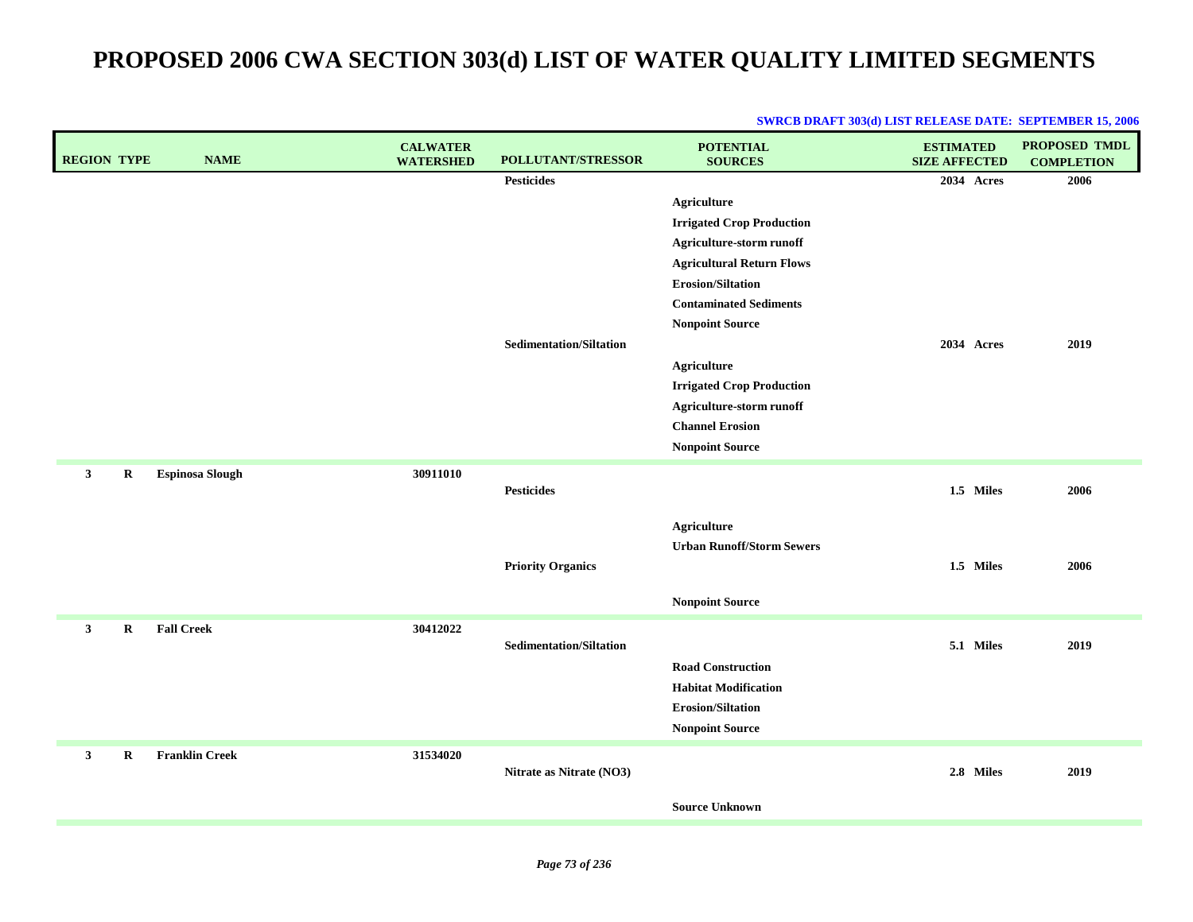# PROPOSED 2006 CWA SECTION 303(d) LIST OF WATER QUALITY LIMITED SEGMENTS

**SWRCB DRAFT 303(d) LIST RELEASE DATE: SEPTEMBER 15, 2006**

| REGION | TYPE | NAME | CALWATER WATERSHED | POLLUTANT/STRESSOR | POTENTIAL SOURCES | ESTIMATED SIZE AFFECTED | PROPOSED TMDL COMPLETION |
|---|---|---|---|---|---|---|---|
| | | | | Pesticides | | 2034 Acres | 2006 |
| | | | | | Agriculture | | |
| | | | | | Irrigated Crop Production | | |
| | | | | | Agriculture-storm runoff | | |
| | | | | | Agricultural Return Flows | | |
| | | | | | Erosion/Siltation | | |
| | | | | | Contaminated Sediments | | |
| | | | | | Nonpoint Source | | |
| | | | | Sedimentation/Siltation | | 2034 Acres | 2019 |
| | | | | | Agriculture | | |
| | | | | | Irrigated Crop Production | | |
| | | | | | Agriculture-storm runoff | | |
| | | | | | Channel Erosion | | |
| | | | | | Nonpoint Source | | |
| 3 | R | Espinosa Slough | 30911010 | | | | |
| | | | | Pesticides | | 1.5 Miles | 2006 |
| | | | | | Agriculture | | |
| | | | | | Urban Runoff/Storm Sewers | | |
| | | | | Priority Organics | | 1.5 Miles | 2006 |
| | | | | | Nonpoint Source | | |
| 3 | R | Fall Creek | 30412022 | | | | |
| | | | | Sedimentation/Siltation | | 5.1 Miles | 2019 |
| | | | | | Road Construction | | |
| | | | | | Habitat Modification | | |
| | | | | | Erosion/Siltation | | |
| | | | | | Nonpoint Source | | |
| 3 | R | Franklin Creek | 31534020 | | | | |
| | | | | Nitrate as Nitrate (NO3) | | 2.8 Miles | 2019 |
| | | | | | Source Unknown | | |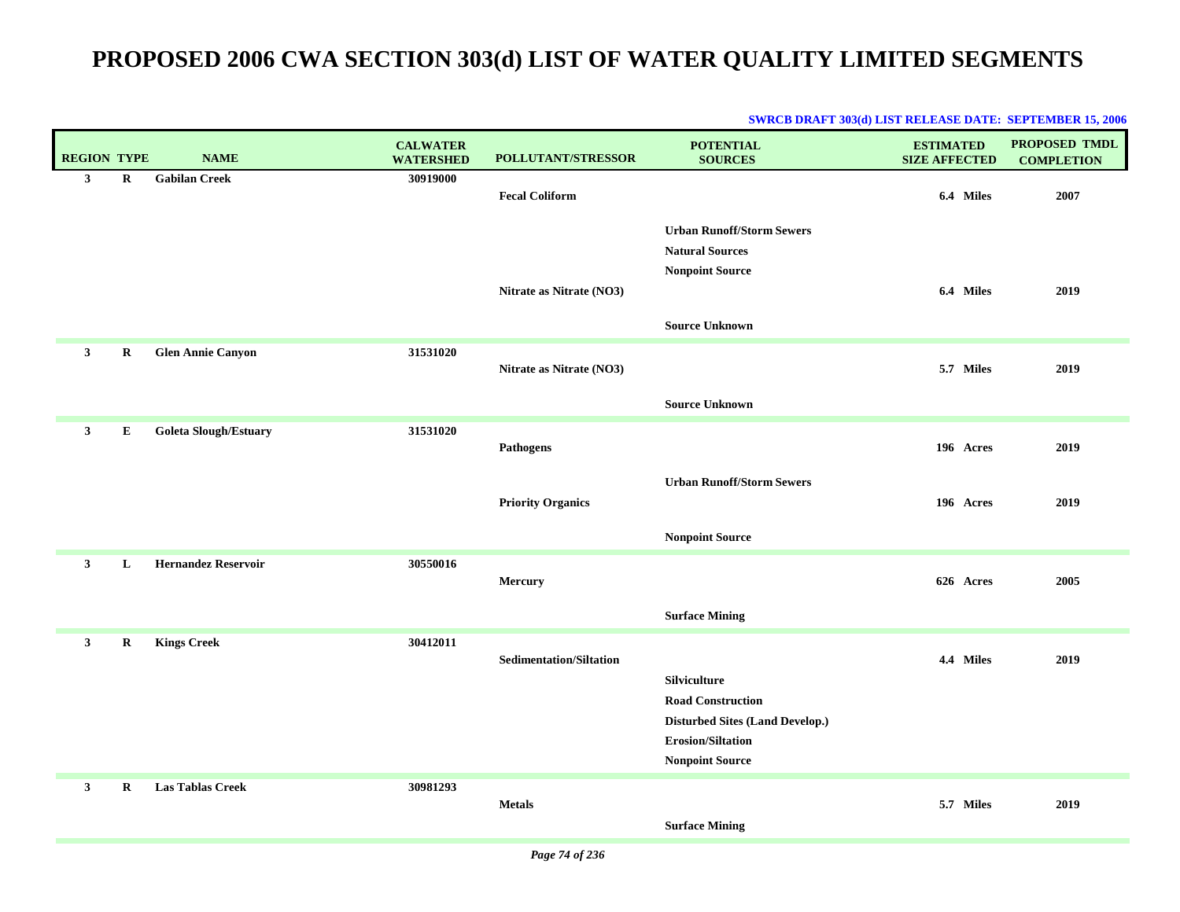# PROPOSED 2006 CWA SECTION 303(d) LIST OF WATER QUALITY LIMITED SEGMENTS

**SWRCB DRAFT 303(d) LIST RELEASE DATE: SEPTEMBER 15, 2006**

| REGION | TYPE | NAME | CALWATER WATERSHED | POLLUTANT/STRESSOR | POTENTIAL SOURCES | ESTIMATED SIZE AFFECTED | PROPOSED TMDL COMPLETION |
|---|---|---|---|---|---|---|---|
| 3 | R | Gabilan Creek | 30919000 | | | | |
| | | | | Fecal Coliform | | 6.4 Miles | 2007 |
| | | | | | Urban Runoff/Storm Sewers | | |
| | | | | | Natural Sources | | |
| | | | | | Nonpoint Source | | |
| | | | | Nitrate as Nitrate (NO3) | | 6.4 Miles | 2019 |
| | | | | | Source Unknown | | |
| 3 | R | Glen Annie Canyon | 31531020 | | | | |
| | | | | Nitrate as Nitrate (NO3) | | 5.7 Miles | 2019 |
| | | | | | Source Unknown | | |
| 3 | E | Goleta Slough/Estuary | 31531020 | | | | |
| | | | | Pathogens | | 196 Acres | 2019 |
| | | | | | Urban Runoff/Storm Sewers | | |
| | | | | Priority Organics | | 196 Acres | 2019 |
| | | | | | Nonpoint Source | | |
| 3 | L | Hernandez Reservoir | 30550016 | | | | |
| | | | | Mercury | | 626 Acres | 2005 |
| | | | | | Surface Mining | | |
| 3 | R | Kings Creek | 30412011 | | | | |
| | | | | Sedimentation/Siltation | | 4.4 Miles | 2019 |
| | | | | | Silviculture | | |
| | | | | | Road Construction | | |
| | | | | | Disturbed Sites (Land Develop.) | | |
| | | | | | Erosion/Siltation | | |
| | | | | | Nonpoint Source | | |
| 3 | R | Las Tablas Creek | 30981293 | | | | |
| | | | | Metals | | 5.7 Miles | 2019 |
| | | | | | Surface Mining | | |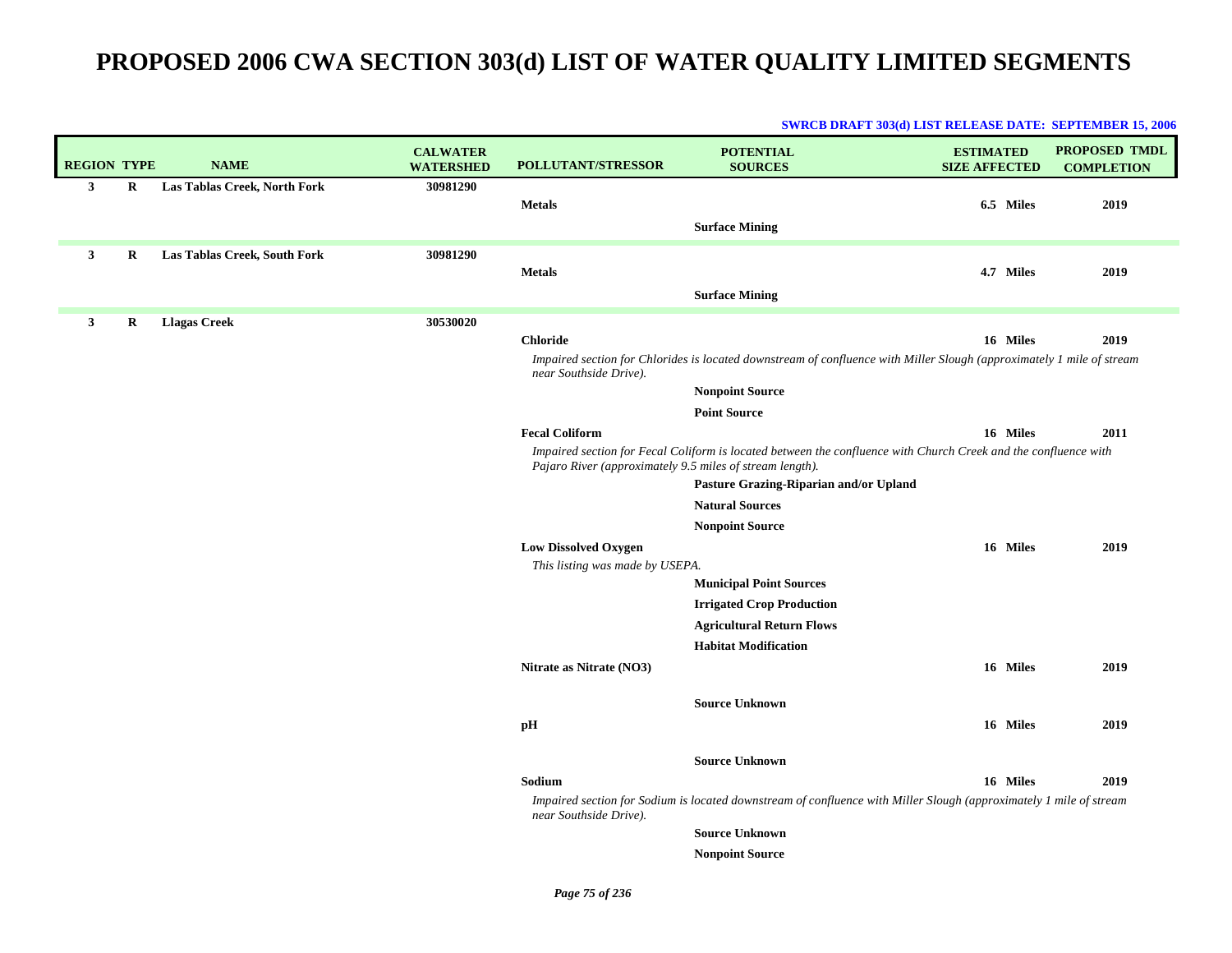# PROPOSED 2006 CWA SECTION 303(d) LIST OF WATER QUALITY LIMITED SEGMENTS

**SWRCB DRAFT 303(d) LIST RELEASE DATE: SEPTEMBER 15, 2006**

| REGION | TYPE | NAME | CALWATER WATERSHED | POLLUTANT/STRESSOR | POTENTIAL SOURCES | ESTIMATED SIZE AFFECTED | PROPOSED TMDL COMPLETION |
|---|---|---|---|---|---|---|---|
| **3** | **R** | **Las Tablas Creek, North Fork** | **30981290** | | | | |
| | | | | **Metals** | | **6.5 Miles** | **2019** |
| | | | | | **Surface Mining** | | |
| **3** | **R** | **Las Tablas Creek, South Fork** | **30981290** | | | | |
| | | | | **Metals** | | **4.7 Miles** | **2019** |
| | | | | | **Surface Mining** | | |
| **3** | **R** | **Llagas Creek** | **30530020** | | | | |
| | | | | **Chloride** | | **16 Miles** | **2019** |
| | | | | *Impaired section for Chlorides is located downstream of confluence with Miller Slough (approximately 1 mile of stream near Southside Drive).* | | | |
| | | | | | **Nonpoint Source** | | |
| | | | | | **Point Source** | | |
| | | | | **Fecal Coliform** | | **16 Miles** | **2011** |
| | | | | *Impaired section for Fecal Coliform is located between the confluence with Church Creek and the confluence with Pajaro River (approximately 9.5 miles of stream length).* | | | |
| | | | | | **Pasture Grazing-Riparian and/or Upland** | | |
| | | | | | **Natural Sources** | | |
| | | | | | **Nonpoint Source** | | |
| | | | | **Low Dissolved Oxygen** | | **16 Miles** | **2019** |
| | | | | *This listing was made by USEPA.* | | | |
| | | | | | **Municipal Point Sources** | | |
| | | | | | **Irrigated Crop Production** | | |
| | | | | | **Agricultural Return Flows** | | |
| | | | | | **Habitat Modification** | | |
| | | | | **Nitrate as Nitrate (NO3)** | | **16 Miles** | **2019** |
| | | | | | **Source Unknown** | | |
| | | | | **pH** | | **16 Miles** | **2019** |
| | | | | | **Source Unknown** | | |
| | | | | **Sodium** | | **16 Miles** | **2019** |
| | | | | *Impaired section for Sodium is located downstream of confluence with Miller Slough (approximately 1 mile of stream near Southside Drive).* | | | |
| | | | | | **Source Unknown** | | |
| | | | | | **Nonpoint Source** | | |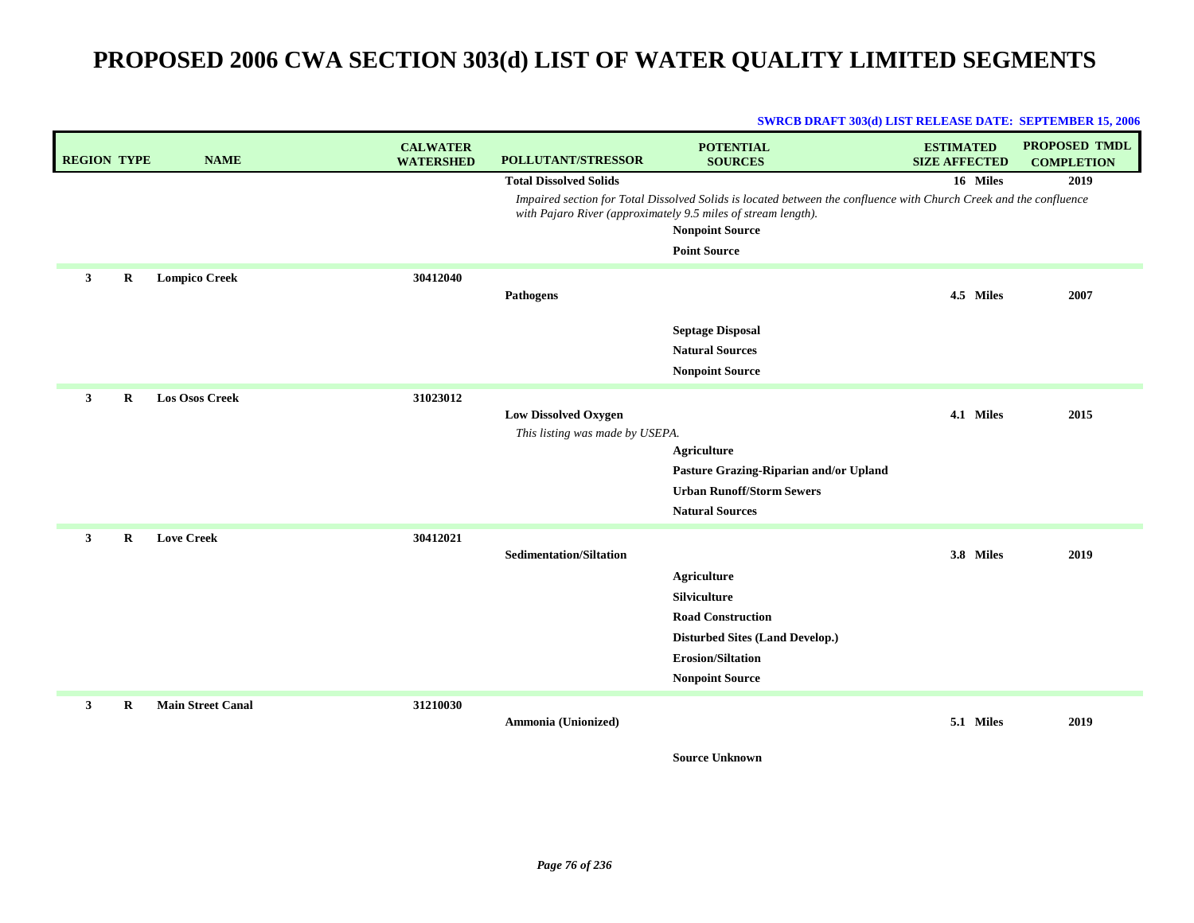# PROPOSED 2006 CWA SECTION 303(d) LIST OF WATER QUALITY LIMITED SEGMENTS

**SWRCB DRAFT 303(d) LIST RELEASE DATE: SEPTEMBER 15, 2006**

| REGION | TYPE | NAME | CALWATER WATERSHED | POLLUTANT/STRESSOR | POTENTIAL SOURCES | ESTIMATED SIZE AFFECTED | PROPOSED TMDL COMPLETION |
|---|---|---|---|---|---|---|---|
| | | | | **Total Dissolved Solids** | | **16 Miles** | **2019** |
| | | | | *Impaired section for Total Dissolved Solids is located between the confluence with Church Creek and the confluence with Pajaro River (approximately 9.5 miles of stream length).* | | | |
| | | | | | **Nonpoint Source** | | |
| | | | | | **Point Source** | | |
| **3** | **R** | **Lompico Creek** | **30412040** | | | | |
| | | | | **Pathogens** | | **4.5 Miles** | **2007** |
| | | | | | **Septage Disposal** | | |
| | | | | | **Natural Sources** | | |
| | | | | | **Nonpoint Source** | | |
| **3** | **R** | **Los Osos Creek** | **31023012** | | | | |
| | | | | **Low Dissolved Oxygen** | | **4.1 Miles** | **2015** |
| | | | | *This listing was made by USEPA.* | | | |
| | | | | | **Agriculture** | | |
| | | | | | **Pasture Grazing-Riparian and/or Upland** | | |
| | | | | | **Urban Runoff/Storm Sewers** | | |
| | | | | | **Natural Sources** | | |
| **3** | **R** | **Love Creek** | **30412021** | | | | |
| | | | | **Sedimentation/Siltation** | | **3.8 Miles** | **2019** |
| | | | | | **Agriculture** | | |
| | | | | | **Silviculture** | | |
| | | | | | **Road Construction** | | |
| | | | | | **Disturbed Sites (Land Develop.)** | | |
| | | | | | **Erosion/Siltation** | | |
| | | | | | **Nonpoint Source** | | |
| **3** | **R** | **Main Street Canal** | **31210030** | | | | |
| | | | | **Ammonia (Unionized)** | | **5.1 Miles** | **2019** |
| | | | | | **Source Unknown** | | |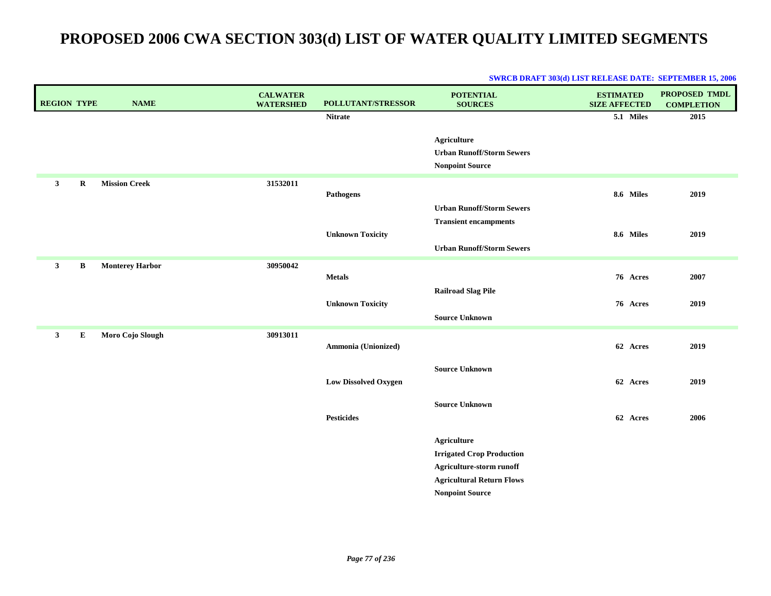# PROPOSED 2006 CWA SECTION 303(d) LIST OF WATER QUALITY LIMITED SEGMENTS

**SWRCB DRAFT 303(d) LIST RELEASE DATE: SEPTEMBER 15, 2006**

| REGION | TYPE | NAME | CALWATER WATERSHED | POLLUTANT/STRESSOR | POTENTIAL SOURCES | ESTIMATED SIZE AFFECTED | PROPOSED TMDL COMPLETION |
|---|---|---|---|---|---|---|---|
| | | | | Nitrate | | 5.1 Miles | 2015 |
| | | | | | Agriculture | | |
| | | | | | Urban Runoff/Storm Sewers | | |
| | | | | | Nonpoint Source | | |
| 3 | R | Mission Creek | 31532011 | | | | |
| | | | | Pathogens | | 8.6 Miles | 2019 |
| | | | | | Urban Runoff/Storm Sewers | | |
| | | | | | Transient encampments | | |
| | | | | Unknown Toxicity | | 8.6 Miles | 2019 |
| | | | | | Urban Runoff/Storm Sewers | | |
| 3 | B | Monterey Harbor | 30950042 | | | | |
| | | | | Metals | | 76 Acres | 2007 |
| | | | | | Railroad Slag Pile | | |
| | | | | Unknown Toxicity | | 76 Acres | 2019 |
| | | | | | Source Unknown | | |
| 3 | E | Moro Cojo Slough | 30913011 | | | | |
| | | | | Ammonia (Unionized) | | 62 Acres | 2019 |
| | | | | | Source Unknown | | |
| | | | | Low Dissolved Oxygen | | 62 Acres | 2019 |
| | | | | | Source Unknown | | |
| | | | | Pesticides | | 62 Acres | 2006 |
| | | | | | Agriculture | | |
| | | | | | Irrigated Crop Production | | |
| | | | | | Agriculture-storm runoff | | |
| | | | | | Agricultural Return Flows | | |
| | | | | | Nonpoint Source | | |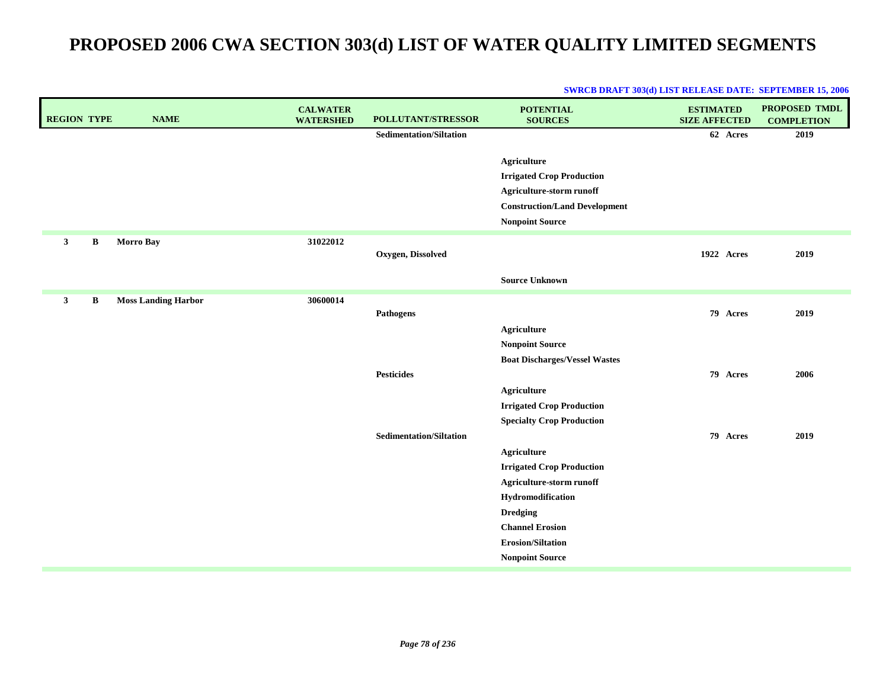# PROPOSED 2006 CWA SECTION 303(d) LIST OF WATER QUALITY LIMITED SEGMENTS

**SWRCB DRAFT 303(d) LIST RELEASE DATE: SEPTEMBER 15, 2006**

| REGION | TYPE | NAME | CALWATER WATERSHED | POLLUTANT/STRESSOR | POTENTIAL SOURCES | ESTIMATED SIZE AFFECTED | PROPOSED TMDL COMPLETION |
|---|---|---|---|---|---|---|---|
| | | | | Sedimentation/Siltation | | 62 Acres | 2019 |
| | | | | | Agriculture | | |
| | | | | | Irrigated Crop Production | | |
| | | | | | Agriculture-storm runoff | | |
| | | | | | Construction/Land Development | | |
| | | | | | Nonpoint Source | | |
| 3 | B | Morro Bay | 31022012 | | | | |
| | | | | Oxygen, Dissolved | | 1922 Acres | 2019 |
| | | | | | Source Unknown | | |
| 3 | B | Moss Landing Harbor | 30600014 | | | | |
| | | | | Pathogens | | 79 Acres | 2019 |
| | | | | | Agriculture | | |
| | | | | | Nonpoint Source | | |
| | | | | | Boat Discharges/Vessel Wastes | | |
| | | | | Pesticides | | 79 Acres | 2006 |
| | | | | | Agriculture | | |
| | | | | | Irrigated Crop Production | | |
| | | | | | Specialty Crop Production | | |
| | | | | Sedimentation/Siltation | | 79 Acres | 2019 |
| | | | | | Agriculture | | |
| | | | | | Irrigated Crop Production | | |
| | | | | | Agriculture-storm runoff | | |
| | | | | | Hydromodification | | |
| | | | | | Dredging | | |
| | | | | | Channel Erosion | | |
| | | | | | Erosion/Siltation | | |
| | | | | | Nonpoint Source | | |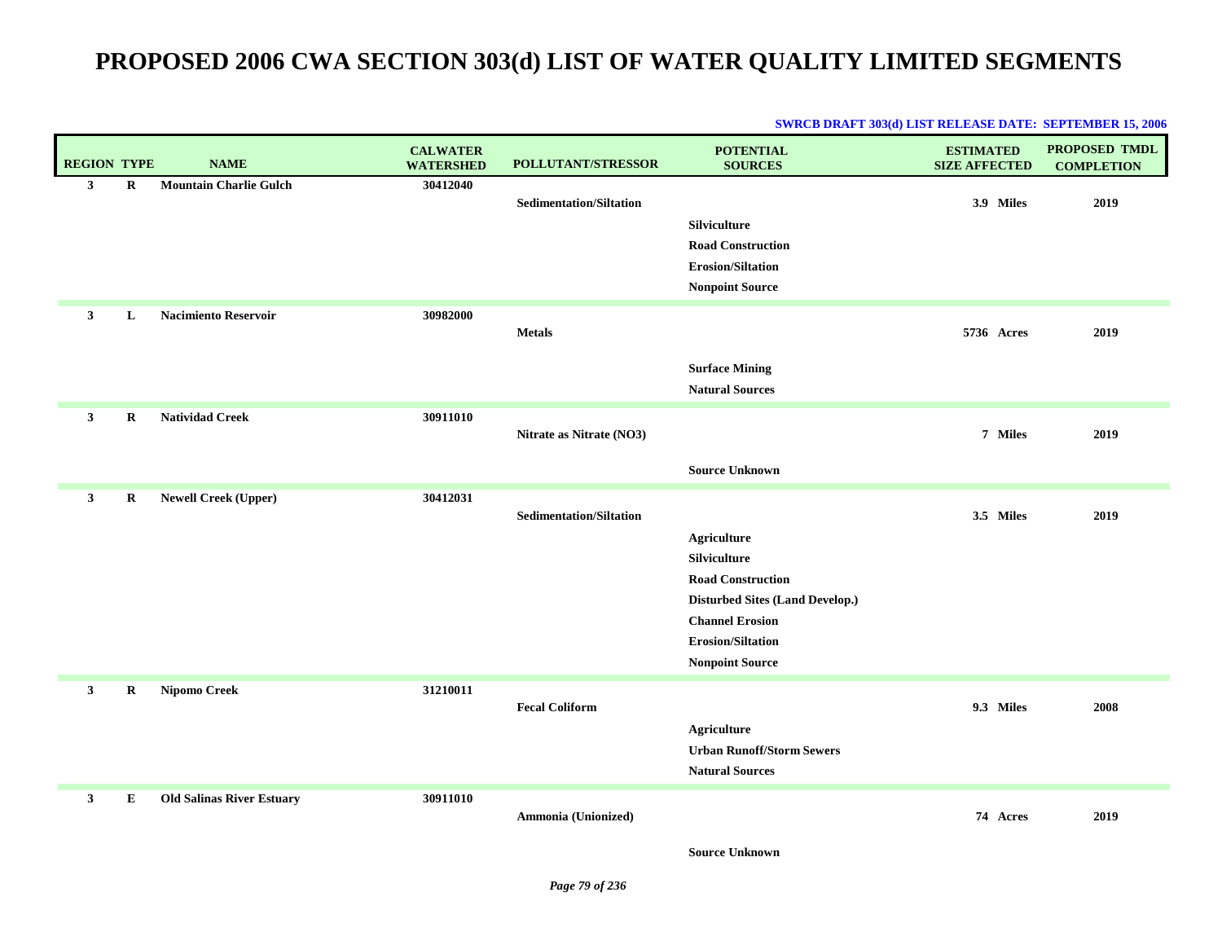# PROPOSED 2006 CWA SECTION 303(d) LIST OF WATER QUALITY LIMITED SEGMENTS

**SWRCB DRAFT 303(d) LIST RELEASE DATE: SEPTEMBER 15, 2006**

| REGION | TYPE | NAME | CALWATER WATERSHED | POLLUTANT/STRESSOR | POTENTIAL SOURCES | ESTIMATED SIZE AFFECTED | PROPOSED TMDL COMPLETION |
|---|---|---|---|---|---|---|---|
| 3 | R | Mountain Charlie Gulch | 30412040 | | | | |
| | | | | Sedimentation/Siltation | | 3.9 Miles | 2019 |
| | | | | | Silviculture | | |
| | | | | | Road Construction | | |
| | | | | | Erosion/Siltation | | |
| | | | | | Nonpoint Source | | |
| 3 | L | Nacimiento Reservoir | 30982000 | | | | |
| | | | | Metals | | 5736 Acres | 2019 |
| | | | | | Surface Mining | | |
| | | | | | Natural Sources | | |
| 3 | R | Natividad Creek | 30911010 | | | | |
| | | | | Nitrate as Nitrate (NO3) | | 7 Miles | 2019 |
| | | | | | Source Unknown | | |
| 3 | R | Newell Creek (Upper) | 30412031 | | | | |
| | | | | Sedimentation/Siltation | | 3.5 Miles | 2019 |
| | | | | | Agriculture | | |
| | | | | | Silviculture | | |
| | | | | | Road Construction | | |
| | | | | | Disturbed Sites (Land Develop.) | | |
| | | | | | Channel Erosion | | |
| | | | | | Erosion/Siltation | | |
| | | | | | Nonpoint Source | | |
| 3 | R | Nipomo Creek | 31210011 | | | | |
| | | | | Fecal Coliform | | 9.3 Miles | 2008 |
| | | | | | Agriculture | | |
| | | | | | Urban Runoff/Storm Sewers | | |
| | | | | | Natural Sources | | |
| 3 | E | Old Salinas River Estuary | 30911010 | | | | |
| | | | | Ammonia (Unionized) | | 74 Acres | 2019 |
| | | | | | Source Unknown | | |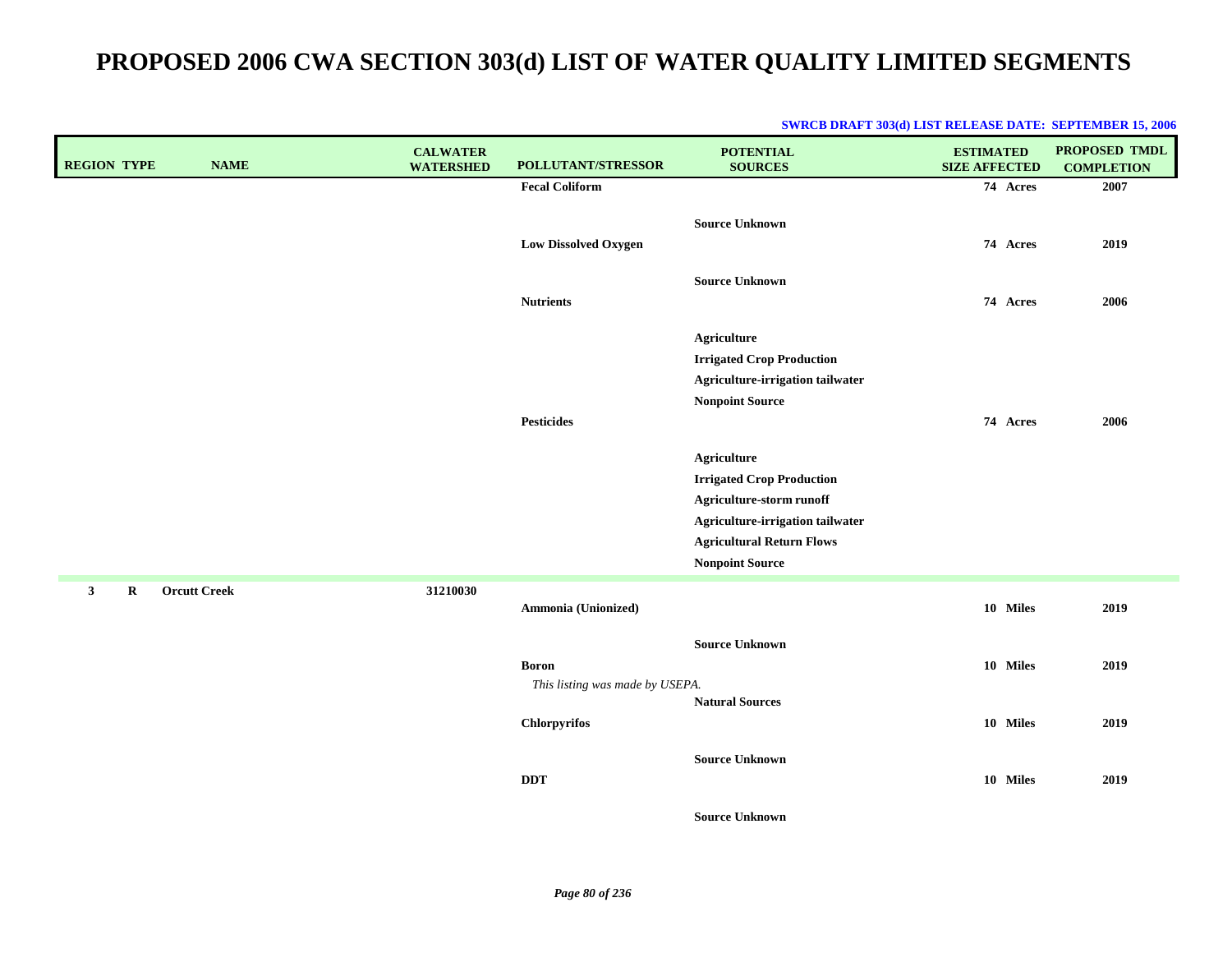# PROPOSED 2006 CWA SECTION 303(d) LIST OF WATER QUALITY LIMITED SEGMENTS

**SWRCB DRAFT 303(d) LIST RELEASE DATE: SEPTEMBER 15, 2006**

| REGION | TYPE | NAME | CALWATER WATERSHED | POLLUTANT/STRESSOR | POTENTIAL SOURCES | ESTIMATED SIZE AFFECTED | PROPOSED TMDL COMPLETION |
|---|---|---|---|---|---|---|---|
| | | | | **Fecal Coliform** | | **74 Acres** | **2007** |
| | | | | | **Source Unknown** | | |
| | | | | **Low Dissolved Oxygen** | | **74 Acres** | **2019** |
| | | | | | **Source Unknown** | | |
| | | | | **Nutrients** | | **74 Acres** | **2006** |
| | | | | | **Agriculture** | | |
| | | | | | **Irrigated Crop Production** | | |
| | | | | | **Agriculture-irrigation tailwater** | | |
| | | | | | **Nonpoint Source** | | |
| | | | | **Pesticides** | | **74 Acres** | **2006** |
| | | | | | **Agriculture** | | |
| | | | | | **Irrigated Crop Production** | | |
| | | | | | **Agriculture-storm runoff** | | |
| | | | | | **Agriculture-irrigation tailwater** | | |
| | | | | | **Agricultural Return Flows** | | |
| | | | | | **Nonpoint Source** | | |
| **3** | **R** | **Orcutt Creek** | **31210030** | | | | |
| | | | | **Ammonia (Unionized)** | | **10 Miles** | **2019** |
| | | | | | **Source Unknown** | | |
| | | | | **Boron** | | **10 Miles** | **2019** |
| | | | | *This listing was made by USEPA.* | | | |
| | | | | | **Natural Sources** | | |
| | | | | **Chlorpyrifos** | | **10 Miles** | **2019** |
| | | | | | **Source Unknown** | | |
| | | | | **DDT** | | **10 Miles** | **2019** |
| | | | | | **Source Unknown** | | |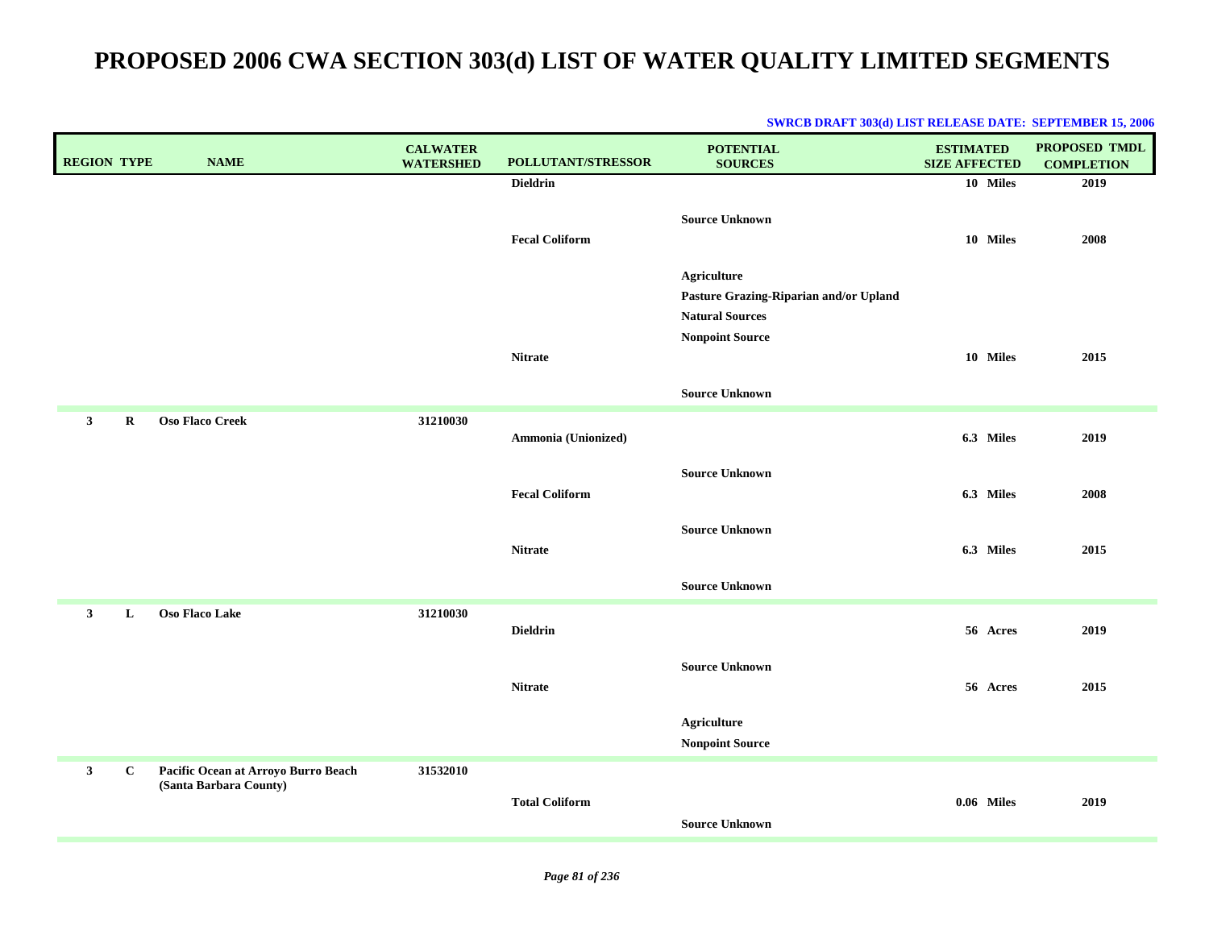# PROPOSED 2006 CWA SECTION 303(d) LIST OF WATER QUALITY LIMITED SEGMENTS

**SWRCB DRAFT 303(d) LIST RELEASE DATE: SEPTEMBER 15, 2006**

| REGION | TYPE | NAME | CALWATER WATERSHED | POLLUTANT/STRESSOR | POTENTIAL SOURCES | ESTIMATED SIZE AFFECTED | PROPOSED TMDL COMPLETION |
|---|---|---|---|---|---|---|---|
| | | | | Dieldrin | | 10 Miles | 2019 |
| | | | | | Source Unknown | | |
| | | | | Fecal Coliform | | 10 Miles | 2008 |
| | | | | | Agriculture | | |
| | | | | | Pasture Grazing-Riparian and/or Upland | | |
| | | | | | Natural Sources | | |
| | | | | | Nonpoint Source | | |
| | | | | Nitrate | | 10 Miles | 2015 |
| | | | | | Source Unknown | | |
| 3 | R | Oso Flaco Creek | 31210030 | | | | |
| | | | | Ammonia (Unionized) | | 6.3 Miles | 2019 |
| | | | | | Source Unknown | | |
| | | | | Fecal Coliform | | 6.3 Miles | 2008 |
| | | | | | Source Unknown | | |
| | | | | Nitrate | | 6.3 Miles | 2015 |
| | | | | | Source Unknown | | |
| 3 | L | Oso Flaco Lake | 31210030 | | | | |
| | | | | Dieldrin | | 56 Acres | 2019 |
| | | | | | Source Unknown | | |
| | | | | Nitrate | | 56 Acres | 2015 |
| | | | | | Agriculture | | |
| | | | | | Nonpoint Source | | |
| 3 | C | Pacific Ocean at Arroyo Burro Beach (Santa Barbara County) | 31532010 | | | | |
| | | | | Total Coliform | | 0.06 Miles | 2019 |
| | | | | | Source Unknown | | |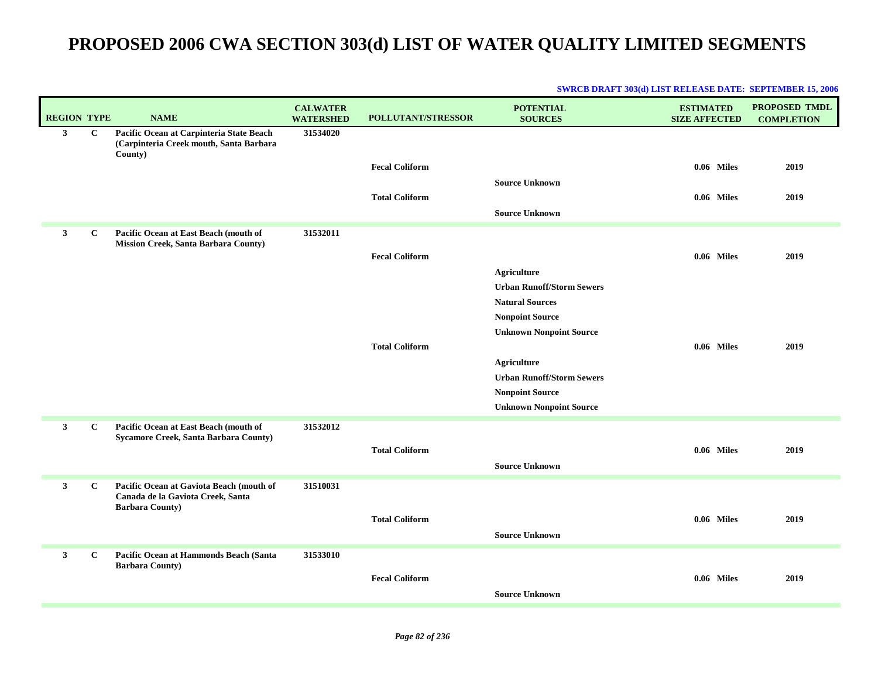# PROPOSED 2006 CWA SECTION 303(d) LIST OF WATER QUALITY LIMITED SEGMENTS

**SWRCB DRAFT 303(d) LIST RELEASE DATE: SEPTEMBER 15, 2006**

| REGION | TYPE | NAME | CALWATER WATERSHED | POLLUTANT/STRESSOR | POTENTIAL SOURCES | ESTIMATED SIZE AFFECTED | PROPOSED TMDL COMPLETION |
|---|---|---|---|---|---|---|---|
| 3 | C | Pacific Ocean at Carpinteria State Beach (Carpinteria Creek mouth, Santa Barbara County) | 31534020 | | | | |
| | | | | Fecal Coliform | | 0.06 Miles | 2019 |
| | | | | | Source Unknown | | |
| | | | | Total Coliform | | 0.06 Miles | 2019 |
| | | | | | Source Unknown | | |
| 3 | C | Pacific Ocean at East Beach (mouth of Mission Creek, Santa Barbara County) | 31532011 | | | | |
| | | | | Fecal Coliform | | 0.06 Miles | 2019 |
| | | | | | Agriculture | | |
| | | | | | Urban Runoff/Storm Sewers | | |
| | | | | | Natural Sources | | |
| | | | | | Nonpoint Source | | |
| | | | | | Unknown Nonpoint Source | | |
| | | | | Total Coliform | | 0.06 Miles | 2019 |
| | | | | | Agriculture | | |
| | | | | | Urban Runoff/Storm Sewers | | |
| | | | | | Nonpoint Source | | |
| | | | | | Unknown Nonpoint Source | | |
| 3 | C | Pacific Ocean at East Beach (mouth of Sycamore Creek, Santa Barbara County) | 31532012 | | | | |
| | | | | Total Coliform | | 0.06 Miles | 2019 |
| | | | | | Source Unknown | | |
| 3 | C | Pacific Ocean at Gaviota Beach (mouth of Canada de la Gaviota Creek, Santa Barbara County) | 31510031 | | | | |
| | | | | Total Coliform | | 0.06 Miles | 2019 |
| | | | | | Source Unknown | | |
| 3 | C | Pacific Ocean at Hammonds Beach (Santa Barbara County) | 31533010 | | | | |
| | | | | Fecal Coliform | | 0.06 Miles | 2019 |
| | | | | | Source Unknown | | |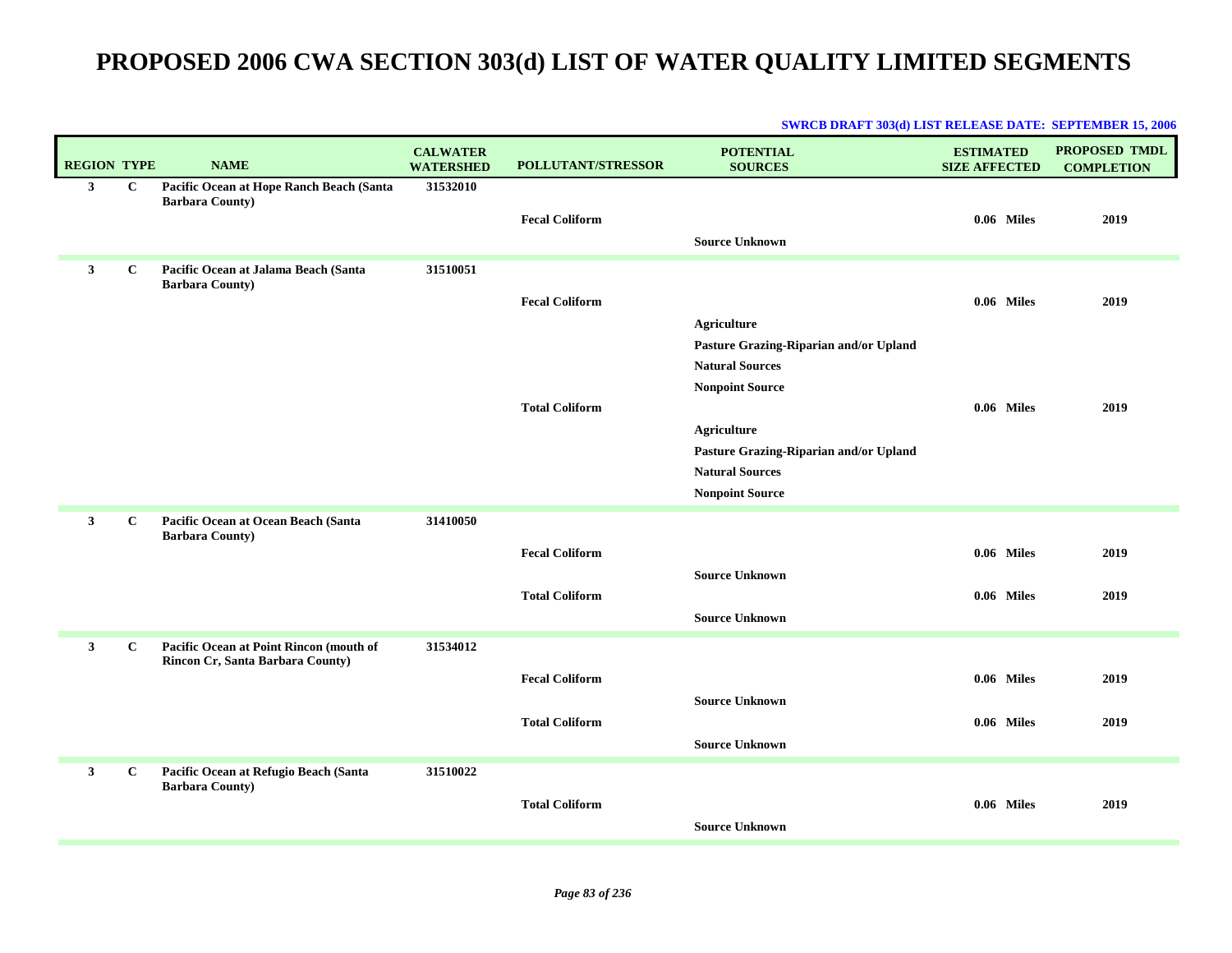# PROPOSED 2006 CWA SECTION 303(d) LIST OF WATER QUALITY LIMITED SEGMENTS

**SWRCB DRAFT 303(d) LIST RELEASE DATE: SEPTEMBER 15, 2006**

| REGION | TYPE | NAME | CALWATER WATERSHED | POLLUTANT/STRESSOR | POTENTIAL SOURCES | ESTIMATED SIZE AFFECTED | PROPOSED TMDL COMPLETION |
|---|---|---|---|---|---|---|---|
| 3 | C | Pacific Ocean at Hope Ranch Beach (Santa Barbara County) | 31532010 | | | | |
| | | | | Fecal Coliform | | 0.06 Miles | 2019 |
| | | | | | Source Unknown | | |
| 3 | C | Pacific Ocean at Jalama Beach (Santa Barbara County) | 31510051 | | | | |
| | | | | Fecal Coliform | | 0.06 Miles | 2019 |
| | | | | | Agriculture | | |
| | | | | | Pasture Grazing-Riparian and/or Upland | | |
| | | | | | Natural Sources | | |
| | | | | | Nonpoint Source | | |
| | | | | Total Coliform | | 0.06 Miles | 2019 |
| | | | | | Agriculture | | |
| | | | | | Pasture Grazing-Riparian and/or Upland | | |
| | | | | | Natural Sources | | |
| | | | | | Nonpoint Source | | |
| 3 | C | Pacific Ocean at Ocean Beach (Santa Barbara County) | 31410050 | | | | |
| | | | | Fecal Coliform | | 0.06 Miles | 2019 |
| | | | | | Source Unknown | | |
| | | | | Total Coliform | | 0.06 Miles | 2019 |
| | | | | | Source Unknown | | |
| 3 | C | Pacific Ocean at Point Rincon (mouth of Rincon Cr, Santa Barbara County) | 31534012 | | | | |
| | | | | Fecal Coliform | | 0.06 Miles | 2019 |
| | | | | | Source Unknown | | |
| | | | | Total Coliform | | 0.06 Miles | 2019 |
| | | | | | Source Unknown | | |
| 3 | C | Pacific Ocean at Refugio Beach (Santa Barbara County) | 31510022 | | | | |
| | | | | Total Coliform | | 0.06 Miles | 2019 |
| | | | | | Source Unknown | | |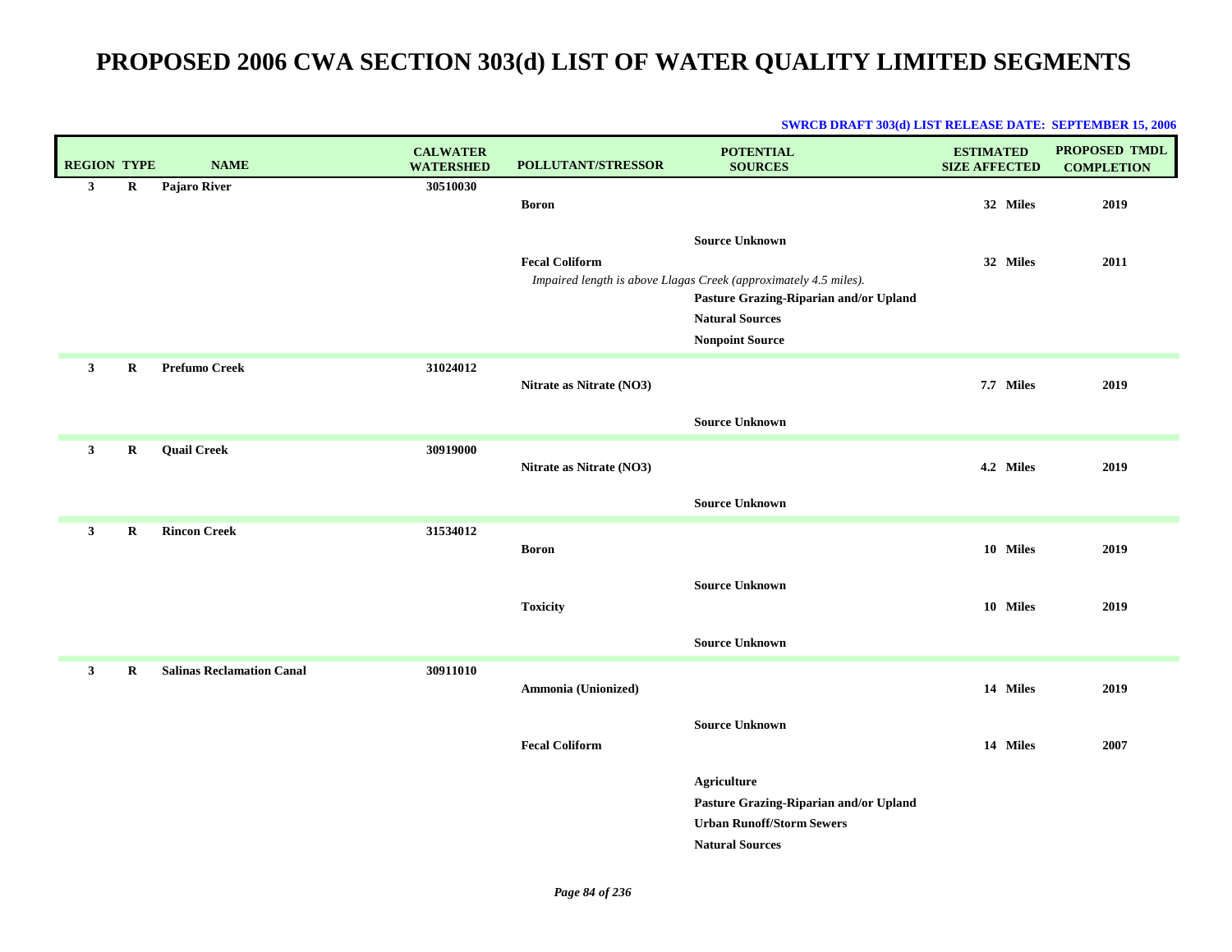# PROPOSED 2006 CWA SECTION 303(d) LIST OF WATER QUALITY LIMITED SEGMENTS

**SWRCB DRAFT 303(d) LIST RELEASE DATE: SEPTEMBER 15, 2006**

| REGION | TYPE | NAME | CALWATER WATERSHED | POLLUTANT/STRESSOR | POTENTIAL SOURCES | ESTIMATED SIZE AFFECTED | PROPOSED TMDL COMPLETION |
|---|---|---|---|---|---|---|---|
| **3** | **R** | **Pajaro River** | **30510030** | | | | |
| | | | | **Boron** | | **32 Miles** | **2019** |
| | | | | | **Source Unknown** | | |
| | | | | **Fecal Coliform** | | **32 Miles** | **2011** |
| | | | | *Impaired length is above Llagas Creek (approximately 4.5 miles).* | | | |
| | | | | | **Pasture Grazing-Riparian and/or Upland** | | |
| | | | | | **Natural Sources** | | |
| | | | | | **Nonpoint Source** | | |
| **3** | **R** | **Prefumo Creek** | **31024012** | | | | |
| | | | | **Nitrate as Nitrate (NO3)** | | **7.7 Miles** | **2019** |
| | | | | | **Source Unknown** | | |
| **3** | **R** | **Quail Creek** | **30919000** | | | | |
| | | | | **Nitrate as Nitrate (NO3)** | | **4.2 Miles** | **2019** |
| | | | | | **Source Unknown** | | |
| **3** | **R** | **Rincon Creek** | **31534012** | | | | |
| | | | | **Boron** | | **10 Miles** | **2019** |
| | | | | | **Source Unknown** | | |
| | | | | **Toxicity** | | **10 Miles** | **2019** |
| | | | | | **Source Unknown** | | |
| **3** | **R** | **Salinas Reclamation Canal** | **30911010** | | | | |
| | | | | **Ammonia (Unionized)** | | **14 Miles** | **2019** |
| | | | | | **Source Unknown** | | |
| | | | | **Fecal Coliform** | | **14 Miles** | **2007** |
| | | | | | **Agriculture** | | |
| | | | | | **Pasture Grazing-Riparian and/or Upland** | | |
| | | | | | **Urban Runoff/Storm Sewers** | | |
| | | | | | **Natural Sources** | | |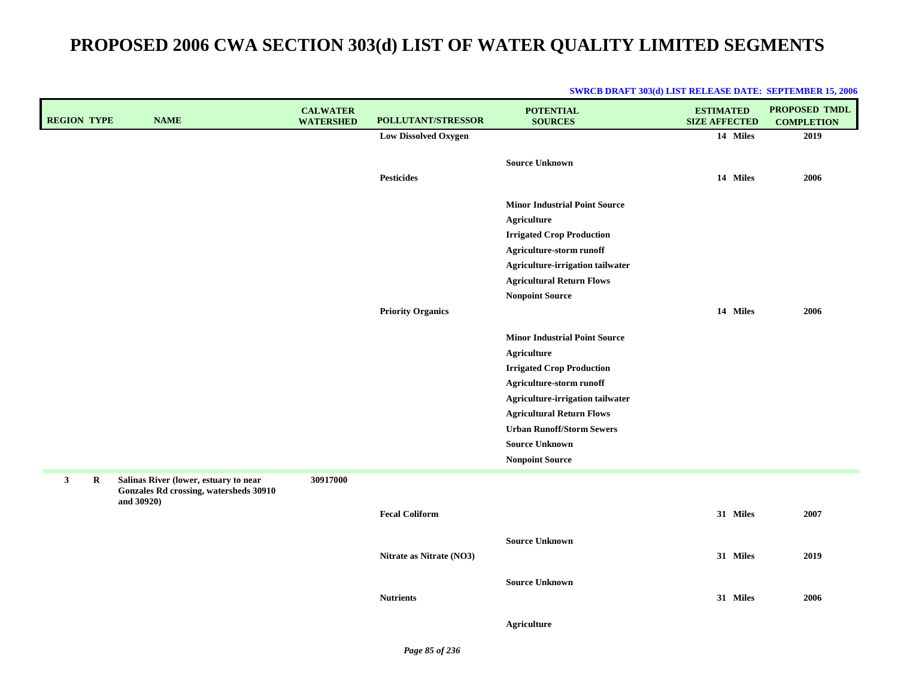# PROPOSED 2006 CWA SECTION 303(d) LIST OF WATER QUALITY LIMITED SEGMENTS

SWRCB DRAFT 303(d) LIST RELEASE DATE: SEPTEMBER 15, 2006

| REGION | TYPE | NAME | CALWATER WATERSHED | POLLUTANT/STRESSOR | POTENTIAL SOURCES | ESTIMATED SIZE AFFECTED | PROPOSED TMDL COMPLETION |
|---|---|---|---|---|---|---|---|
| | | | | Low Dissolved Oxygen | | 14 Miles | 2019 |
| | | | | | Source Unknown | | |
| | | | | Pesticides | | 14 Miles | 2006 |
| | | | | | Minor Industrial Point Source | | |
| | | | | | Agriculture | | |
| | | | | | Irrigated Crop Production | | |
| | | | | | Agriculture-storm runoff | | |
| | | | | | Agriculture-irrigation tailwater | | |
| | | | | | Agricultural Return Flows | | |
| | | | | | Nonpoint Source | | |
| | | | | Priority Organics | | 14 Miles | 2006 |
| | | | | | Minor Industrial Point Source | | |
| | | | | | Agriculture | | |
| | | | | | Irrigated Crop Production | | |
| | | | | | Agriculture-storm runoff | | |
| | | | | | Agriculture-irrigation tailwater | | |
| | | | | | Agricultural Return Flows | | |
| | | | | | Urban Runoff/Storm Sewers | | |
| | | | | | Source Unknown | | |
| | | | | | Nonpoint Source | | |
| 3 | R | Salinas River (lower, estuary to near Gonzales Rd crossing, watersheds 30910 and 30920) | 30917000 | | | | |
| | | | | Fecal Coliform | | 31 Miles | 2007 |
| | | | | | Source Unknown | | |
| | | | | Nitrate as Nitrate (NO3) | | 31 Miles | 2019 |
| | | | | | Source Unknown | | |
| | | | | Nutrients | | 31 Miles | 2006 |
| | | | | | Agriculture | | |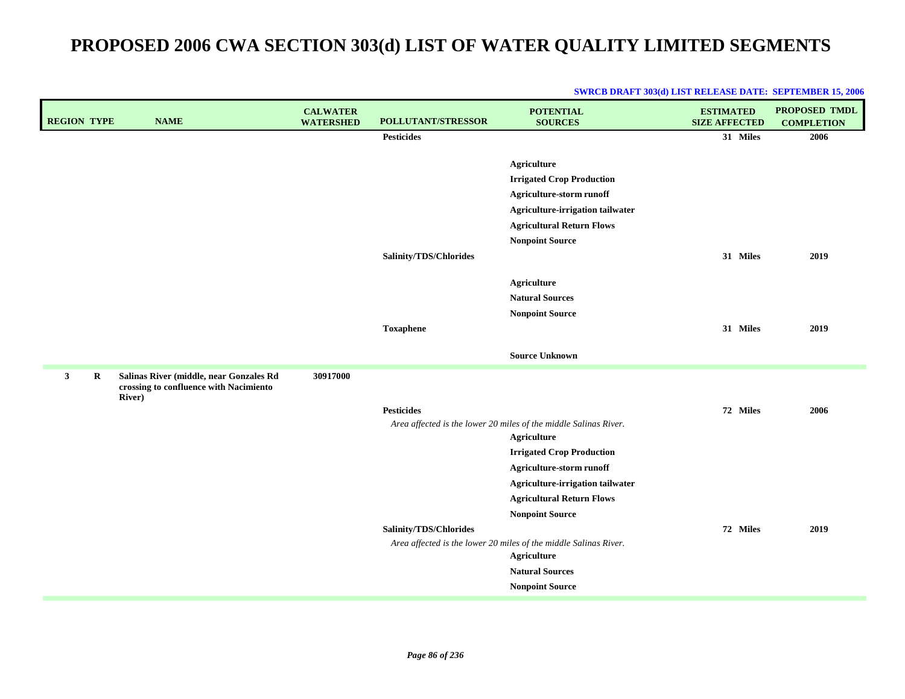# PROPOSED 2006 CWA SECTION 303(d) LIST OF WATER QUALITY LIMITED SEGMENTS

**SWRCB DRAFT 303(d) LIST RELEASE DATE: SEPTEMBER 15, 2006**

| REGION | TYPE | NAME | CALWATER WATERSHED | POLLUTANT/STRESSOR | POTENTIAL SOURCES | ESTIMATED SIZE AFFECTED | PROPOSED TMDL COMPLETION |
|---|---|---|---|---|---|---|---|
| | | | | **Pesticides** | | **31 Miles** | **2006** |
| | | | | | **Agriculture** | | |
| | | | | | **Irrigated Crop Production** | | |
| | | | | | **Agriculture-storm runoff** | | |
| | | | | | **Agriculture-irrigation tailwater** | | |
| | | | | | **Agricultural Return Flows** | | |
| | | | | | **Nonpoint Source** | | |
| | | | | **Salinity/TDS/Chlorides** | | **31 Miles** | **2019** |
| | | | | | **Agriculture** | | |
| | | | | | **Natural Sources** | | |
| | | | | | **Nonpoint Source** | | |
| | | | | **Toxaphene** | | **31 Miles** | **2019** |
| | | | | | **Source Unknown** | | |
| **3** | **R** | **Salinas River (middle, near Gonzales Rd crossing to confluence with Nacimiento River)** | **30917000** | | | | |
| | | | | **Pesticides** | | **72 Miles** | **2006** |
| | | | | *Area affected is the lower 20 miles of the middle Salinas River.* | | | |
| | | | | | **Agriculture** | | |
| | | | | | **Irrigated Crop Production** | | |
| | | | | | **Agriculture-storm runoff** | | |
| | | | | | **Agriculture-irrigation tailwater** | | |
| | | | | | **Agricultural Return Flows** | | |
| | | | | | **Nonpoint Source** | | |
| | | | | **Salinity/TDS/Chlorides** | | **72 Miles** | **2019** |
| | | | | *Area affected is the lower 20 miles of the middle Salinas River.* | | | |
| | | | | | **Agriculture** | | |
| | | | | | **Natural Sources** | | |
| | | | | | **Nonpoint Source** | | |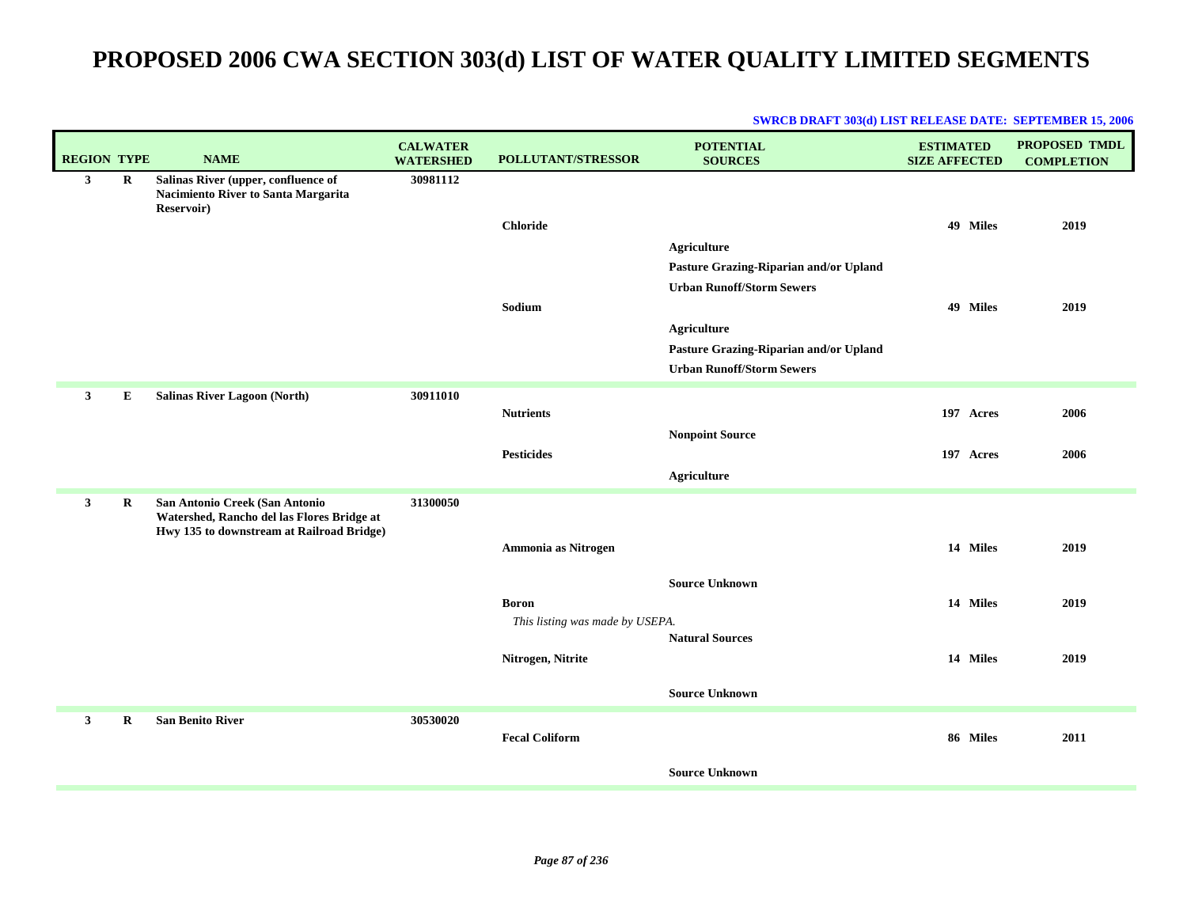# PROPOSED 2006 CWA SECTION 303(d) LIST OF WATER QUALITY LIMITED SEGMENTS

**SWRCB DRAFT 303(d) LIST RELEASE DATE: SEPTEMBER 15, 2006**

| REGION | TYPE | NAME | CALWATER WATERSHED | POLLUTANT/STRESSOR | POTENTIAL SOURCES | ESTIMATED SIZE AFFECTED | PROPOSED TMDL COMPLETION |
|---|---|---|---|---|---|---|---|
| 3 | R | Salinas River (upper, confluence of Nacimiento River to Santa Margarita Reservoir) | 30981112 | | | | |
| | | | | Chloride | | 49 Miles | 2019 |
| | | | | | Agriculture | | |
| | | | | | Pasture Grazing-Riparian and/or Upland | | |
| | | | | | Urban Runoff/Storm Sewers | | |
| | | | | Sodium | | 49 Miles | 2019 |
| | | | | | Agriculture | | |
| | | | | | Pasture Grazing-Riparian and/or Upland | | |
| | | | | | Urban Runoff/Storm Sewers | | |
| 3 | E | Salinas River Lagoon (North) | 30911010 | | | | |
| | | | | Nutrients | | 197 Acres | 2006 |
| | | | | | Nonpoint Source | | |
| | | | | Pesticides | | 197 Acres | 2006 |
| | | | | | Agriculture | | |
| 3 | R | San Antonio Creek (San Antonio Watershed, Rancho del las Flores Bridge at Hwy 135 to downstream at Railroad Bridge) | 31300050 | | | | |
| | | | | Ammonia as Nitrogen | | 14 Miles | 2019 |
| | | | | | Source Unknown | | |
| | | | | Boron<br>*This listing was made by USEPA.* | | 14 Miles | 2019 |
| | | | | | Natural Sources | | |
| | | | | Nitrogen, Nitrite | | 14 Miles | 2019 |
| | | | | | Source Unknown | | |
| 3 | R | San Benito River | 30530020 | | | | |
| | | | | Fecal Coliform | | 86 Miles | 2011 |
| | | | | | Source Unknown | | |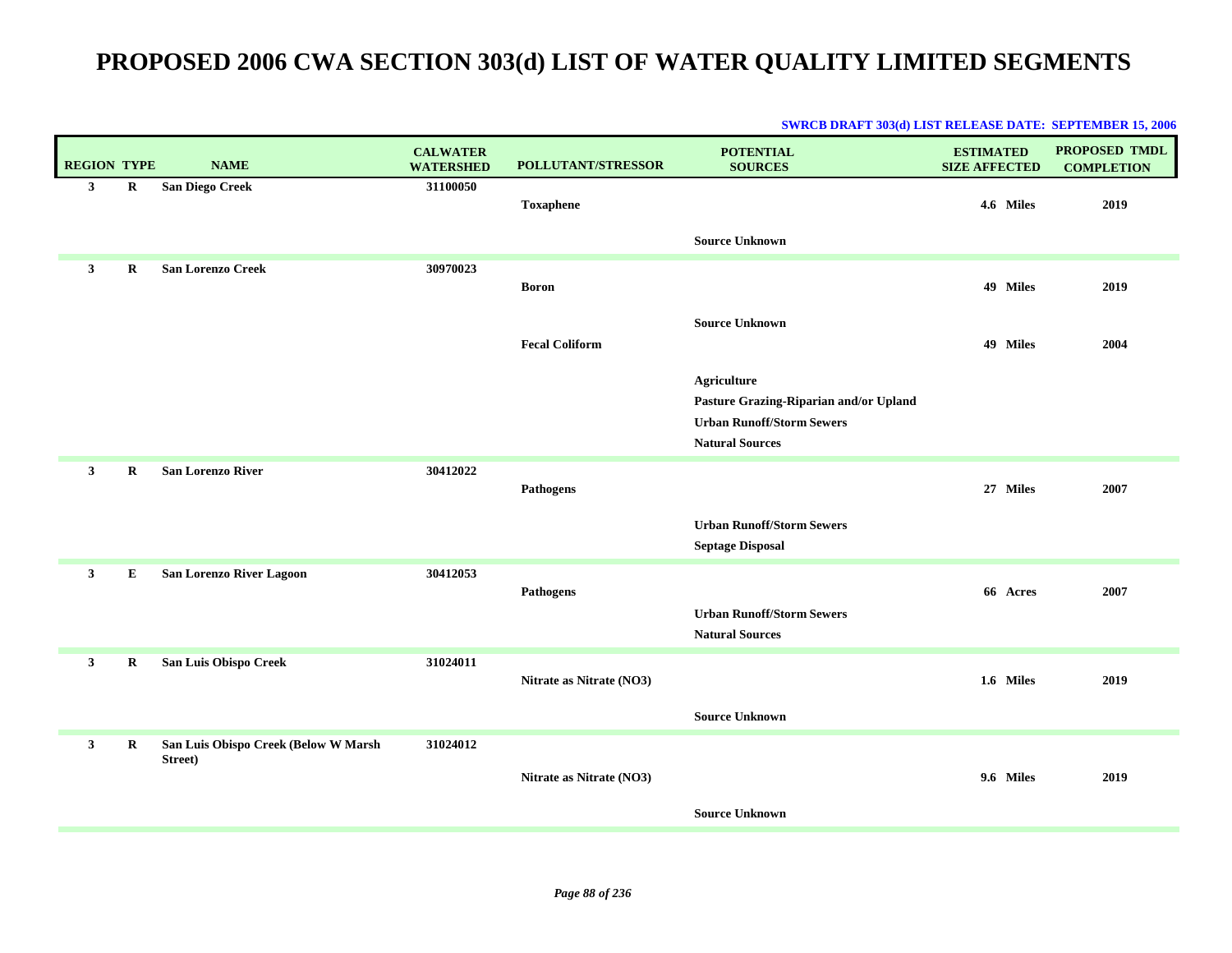# PROPOSED 2006 CWA SECTION 303(d) LIST OF WATER QUALITY LIMITED SEGMENTS

**SWRCB DRAFT 303(d) LIST RELEASE DATE: SEPTEMBER 15, 2006**

| REGION | TYPE | NAME | CALWATER WATERSHED | POLLUTANT/STRESSOR | POTENTIAL SOURCES | ESTIMATED SIZE AFFECTED | PROPOSED TMDL COMPLETION |
|---|---|---|---|---|---|---|---|
| 3 | R | San Diego Creek | 31100050 | | | | |
| | | | | Toxaphene | | 4.6 Miles | 2019 |
| | | | | | Source Unknown | | |
| 3 | R | San Lorenzo Creek | 30970023 | | | | |
| | | | | Boron | | 49 Miles | 2019 |
| | | | | | Source Unknown | | |
| | | | | Fecal Coliform | | 49 Miles | 2004 |
| | | | | | Agriculture | | |
| | | | | | Pasture Grazing-Riparian and/or Upland | | |
| | | | | | Urban Runoff/Storm Sewers | | |
| | | | | | Natural Sources | | |
| 3 | R | San Lorenzo River | 30412022 | | | | |
| | | | | Pathogens | | 27 Miles | 2007 |
| | | | | | Urban Runoff/Storm Sewers | | |
| | | | | | Septage Disposal | | |
| 3 | E | San Lorenzo River Lagoon | 30412053 | | | | |
| | | | | Pathogens | | 66 Acres | 2007 |
| | | | | | Urban Runoff/Storm Sewers | | |
| | | | | | Natural Sources | | |
| 3 | R | San Luis Obispo Creek | 31024011 | | | | |
| | | | | Nitrate as Nitrate (NO3) | | 1.6 Miles | 2019 |
| | | | | | Source Unknown | | |
| 3 | R | San Luis Obispo Creek (Below W Marsh Street) | 31024012 | | | | |
| | | | | Nitrate as Nitrate (NO3) | | 9.6 Miles | 2019 |
| | | | | | Source Unknown | | |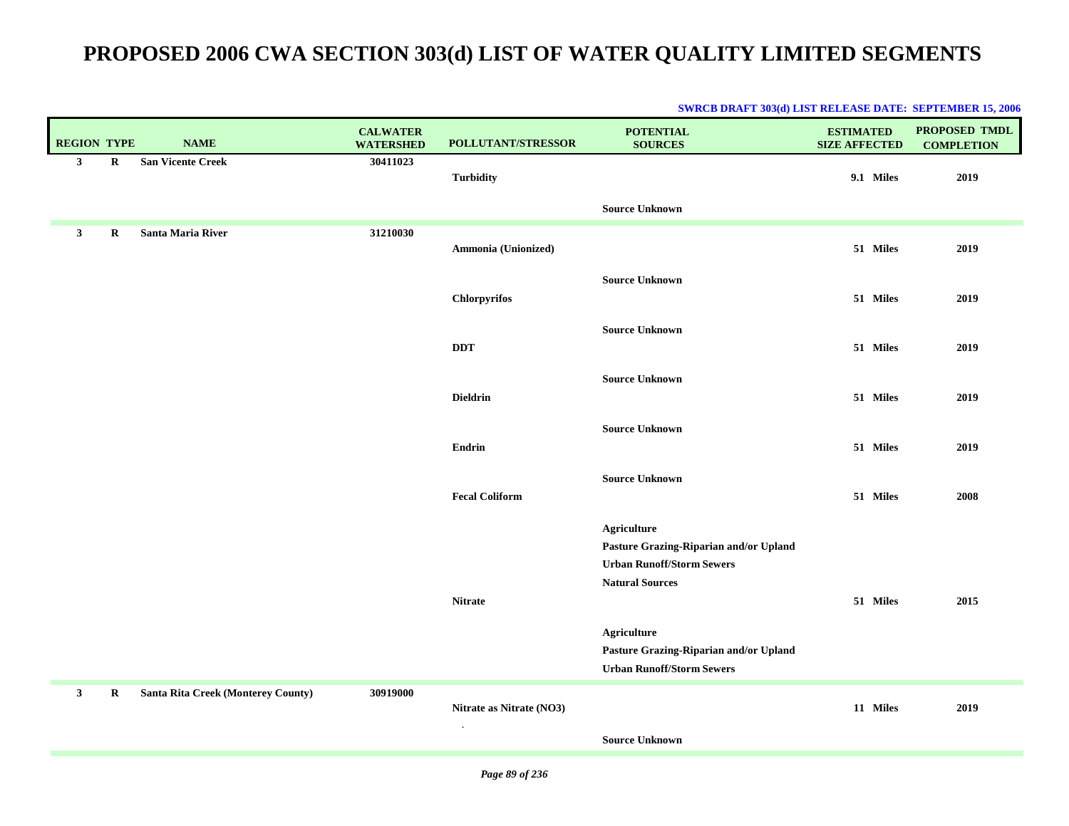# PROPOSED 2006 CWA SECTION 303(d) LIST OF WATER QUALITY LIMITED SEGMENTS

**SWRCB DRAFT 303(d) LIST RELEASE DATE: SEPTEMBER 15, 2006**

| REGION | TYPE | NAME | CALWATER WATERSHED | POLLUTANT/STRESSOR | POTENTIAL SOURCES | ESTIMATED SIZE AFFECTED | PROPOSED TMDL COMPLETION |
|---|---|---|---|---|---|---|---|
| 3 | R | San Vicente Creek | 30411023 | | | | |
| | | | | Turbidity | | 9.1 Miles | 2019 |
| | | | | | Source Unknown | | |
| 3 | R | Santa Maria River | 31210030 | | | | |
| | | | | Ammonia (Unionized) | | 51 Miles | 2019 |
| | | | | | Source Unknown | | |
| | | | | Chlorpyrifos | | 51 Miles | 2019 |
| | | | | | Source Unknown | | |
| | | | | DDT | | 51 Miles | 2019 |
| | | | | | Source Unknown | | |
| | | | | Dieldrin | | 51 Miles | 2019 |
| | | | | | Source Unknown | | |
| | | | | Endrin | | 51 Miles | 2019 |
| | | | | | Source Unknown | | |
| | | | | Fecal Coliform | | 51 Miles | 2008 |
| | | | | | Agriculture | | |
| | | | | | Pasture Grazing-Riparian and/or Upland | | |
| | | | | | Urban Runoff/Storm Sewers | | |
| | | | | | Natural Sources | | |
| | | | | Nitrate | | 51 Miles | 2015 |
| | | | | | Agriculture | | |
| | | | | | Pasture Grazing-Riparian and/or Upland | | |
| | | | | | Urban Runoff/Storm Sewers | | |
| 3 | R | Santa Rita Creek (Monterey County) | 30919000 | | | | |
| | | | | Nitrate as Nitrate (NO3) | | 11 Miles | 2019 |
| | | | | | Source Unknown | | |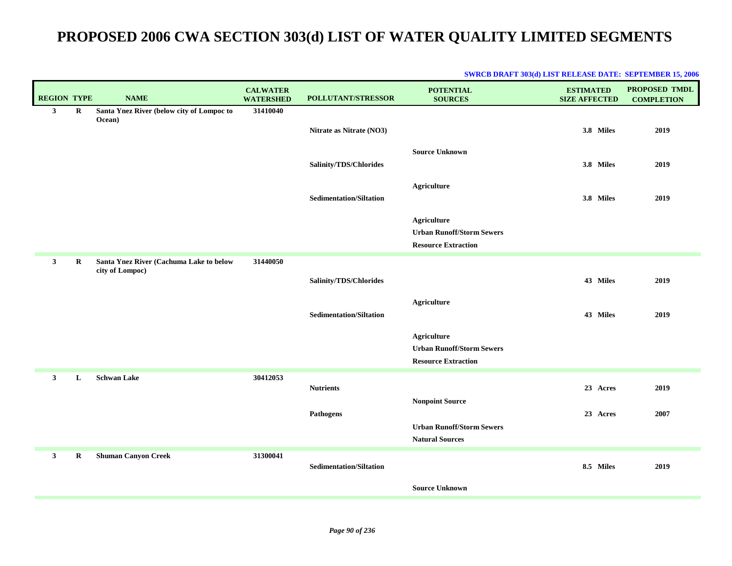# PROPOSED 2006 CWA SECTION 303(d) LIST OF WATER QUALITY LIMITED SEGMENTS

**SWRCB DRAFT 303(d) LIST RELEASE DATE: SEPTEMBER 15, 2006**

| REGION | TYPE | NAME | CALWATER WATERSHED | POLLUTANT/STRESSOR | POTENTIAL SOURCES | ESTIMATED SIZE AFFECTED | PROPOSED TMDL COMPLETION |
|---|---|---|---|---|---|---|---|
| 3 | R | Santa Ynez River (below city of Lompoc to Ocean) | 31410040 | | | | |
| | | | | Nitrate as Nitrate (NO3) | | 3.8 Miles | 2019 |
| | | | | | Source Unknown | | |
| | | | | Salinity/TDS/Chlorides | | 3.8 Miles | 2019 |
| | | | | | Agriculture | | |
| | | | | Sedimentation/Siltation | | 3.8 Miles | 2019 |
| | | | | | Agriculture | | |
| | | | | | Urban Runoff/Storm Sewers | | |
| | | | | | Resource Extraction | | |
| 3 | R | Santa Ynez River (Cachuma Lake to below city of Lompoc) | 31440050 | | | | |
| | | | | Salinity/TDS/Chlorides | | 43 Miles | 2019 |
| | | | | | Agriculture | | |
| | | | | Sedimentation/Siltation | | 43 Miles | 2019 |
| | | | | | Agriculture | | |
| | | | | | Urban Runoff/Storm Sewers | | |
| | | | | | Resource Extraction | | |
| 3 | L | Schwan Lake | 30412053 | | | | |
| | | | | Nutrients | | 23 Acres | 2019 |
| | | | | | Nonpoint Source | | |
| | | | | Pathogens | | 23 Acres | 2007 |
| | | | | | Urban Runoff/Storm Sewers | | |
| | | | | | Natural Sources | | |
| 3 | R | Shuman Canyon Creek | 31300041 | | | | |
| | | | | Sedimentation/Siltation | | 8.5 Miles | 2019 |
| | | | | | Source Unknown | | |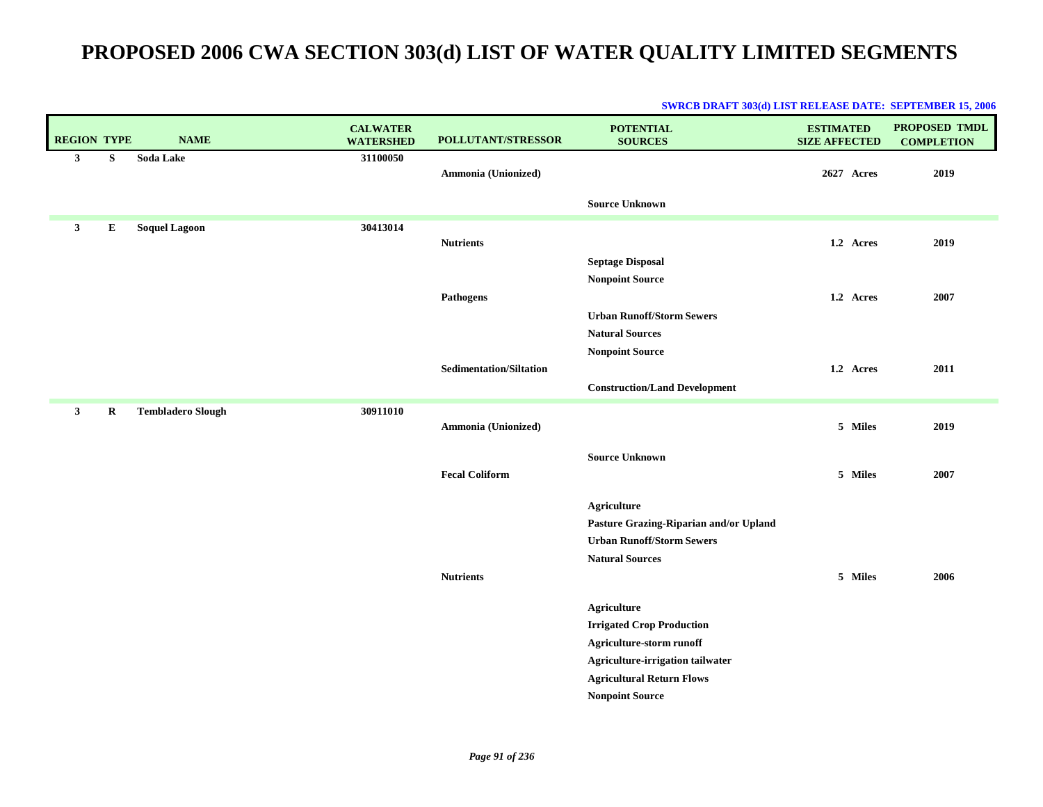# PROPOSED 2006 CWA SECTION 303(d) LIST OF WATER QUALITY LIMITED SEGMENTS

**SWRCB DRAFT 303(d) LIST RELEASE DATE: SEPTEMBER 15, 2006**

| REGION | TYPE | NAME | CALWATER WATERSHED | POLLUTANT/STRESSOR | POTENTIAL SOURCES | ESTIMATED SIZE AFFECTED | PROPOSED TMDL COMPLETION |
|---|---|---|---|---|---|---|---|
| 3 | S | Soda Lake | 31100050 | | | | |
| | | | | Ammonia (Unionized) | | 2627 Acres | 2019 |
| | | | | | Source Unknown | | |
| 3 | E | Soquel Lagoon | 30413014 | | | | |
| | | | | Nutrients | | 1.2 Acres | 2019 |
| | | | | | Septage Disposal | | |
| | | | | | Nonpoint Source | | |
| | | | | Pathogens | | 1.2 Acres | 2007 |
| | | | | | Urban Runoff/Storm Sewers | | |
| | | | | | Natural Sources | | |
| | | | | | Nonpoint Source | | |
| | | | | Sedimentation/Siltation | | 1.2 Acres | 2011 |
| | | | | | Construction/Land Development | | |
| 3 | R | Tembladero Slough | 30911010 | | | | |
| | | | | Ammonia (Unionized) | | 5 Miles | 2019 |
| | | | | | Source Unknown | | |
| | | | | Fecal Coliform | | 5 Miles | 2007 |
| | | | | | Agriculture | | |
| | | | | | Pasture Grazing-Riparian and/or Upland | | |
| | | | | | Urban Runoff/Storm Sewers | | |
| | | | | | Natural Sources | | |
| | | | | Nutrients | | 5 Miles | 2006 |
| | | | | | Agriculture | | |
| | | | | | Irrigated Crop Production | | |
| | | | | | Agriculture-storm runoff | | |
| | | | | | Agriculture-irrigation tailwater | | |
| | | | | | Agricultural Return Flows | | |
| | | | | | Nonpoint Source | | |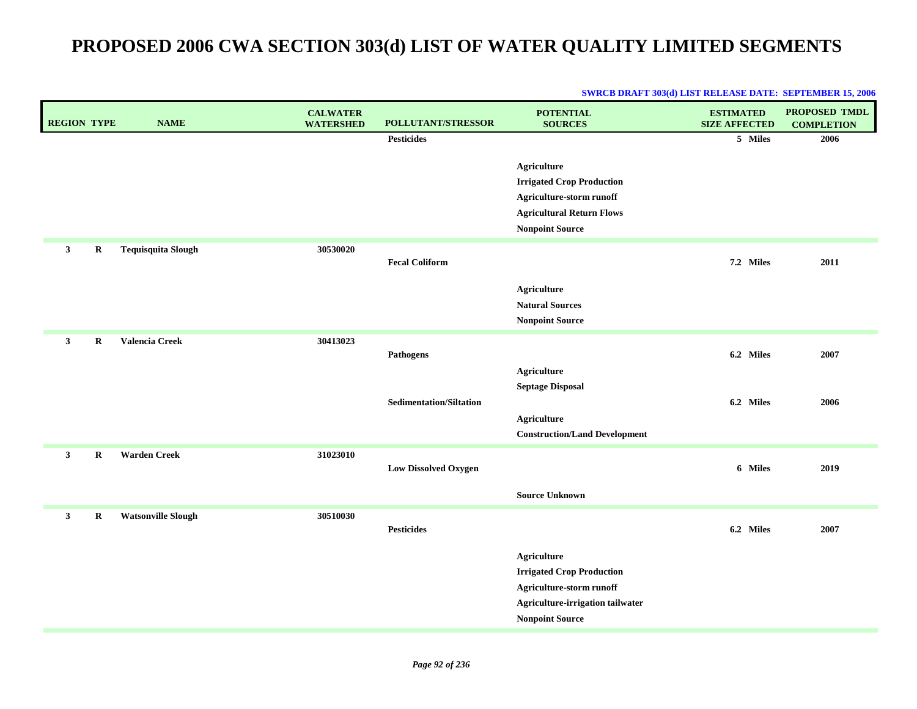# PROPOSED 2006 CWA SECTION 303(d) LIST OF WATER QUALITY LIMITED SEGMENTS

**SWRCB DRAFT 303(d) LIST RELEASE DATE: SEPTEMBER 15, 2006**

| REGION | TYPE | NAME | CALWATER WATERSHED | POLLUTANT/STRESSOR | POTENTIAL SOURCES | ESTIMATED SIZE AFFECTED | PROPOSED TMDL COMPLETION |
|---|---|---|---|---|---|---|---|
| | | | | Pesticides | | 5 Miles | 2006 |
| | | | | | Agriculture | | |
| | | | | | Irrigated Crop Production | | |
| | | | | | Agriculture-storm runoff | | |
| | | | | | Agricultural Return Flows | | |
| | | | | | Nonpoint Source | | |
| 3 | R | Tequisquita Slough | 30530020 | | | | |
| | | | | Fecal Coliform | | 7.2 Miles | 2011 |
| | | | | | Agriculture | | |
| | | | | | Natural Sources | | |
| | | | | | Nonpoint Source | | |
| 3 | R | Valencia Creek | 30413023 | | | | |
| | | | | Pathogens | | 6.2 Miles | 2007 |
| | | | | | Agriculture | | |
| | | | | | Septage Disposal | | |
| | | | | Sedimentation/Siltation | | 6.2 Miles | 2006 |
| | | | | | Agriculture | | |
| | | | | | Construction/Land Development | | |
| 3 | R | Warden Creek | 31023010 | | | | |
| | | | | Low Dissolved Oxygen | | 6 Miles | 2019 |
| | | | | | Source Unknown | | |
| 3 | R | Watsonville Slough | 30510030 | | | | |
| | | | | Pesticides | | 6.2 Miles | 2007 |
| | | | | | Agriculture | | |
| | | | | | Irrigated Crop Production | | |
| | | | | | Agriculture-storm runoff | | |
| | | | | | Agriculture-irrigation tailwater | | |
| | | | | | Nonpoint Source | | |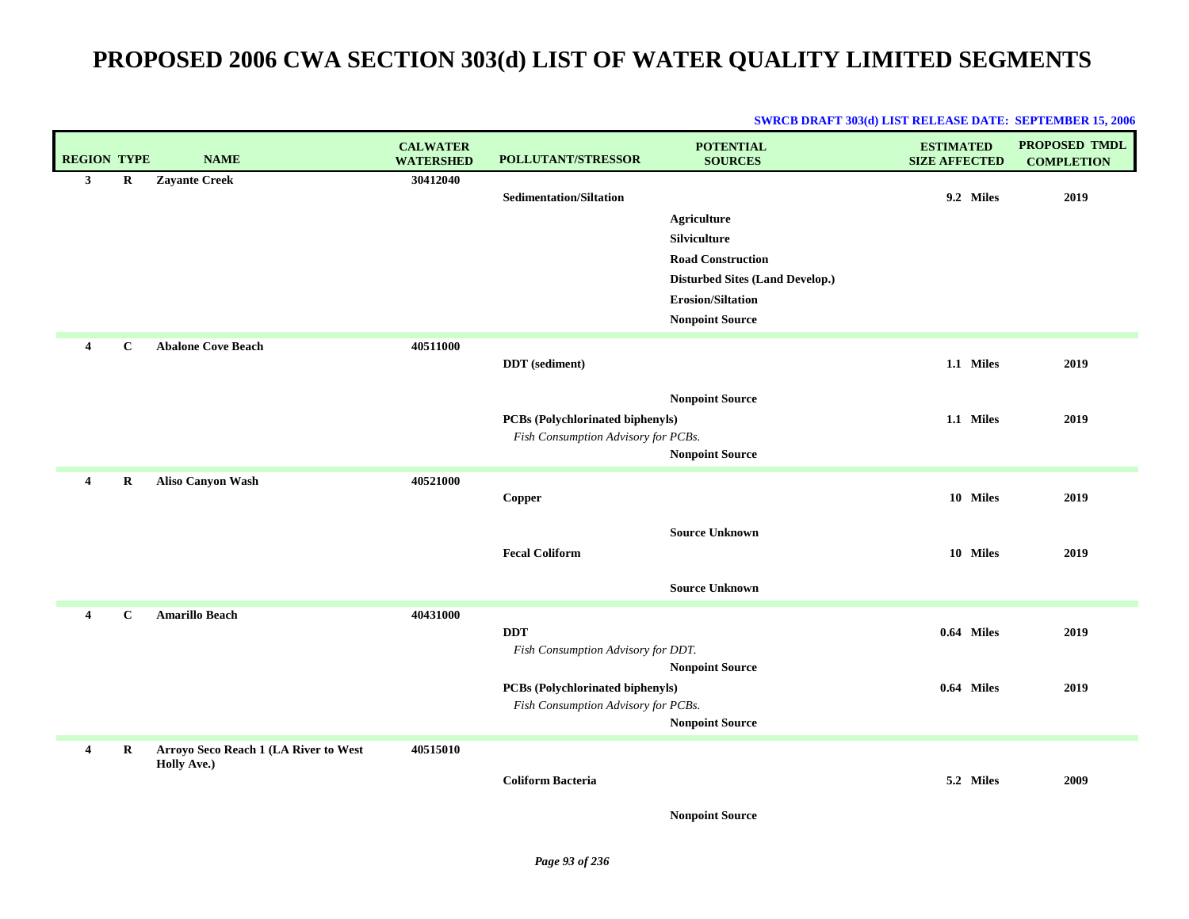# PROPOSED 2006 CWA SECTION 303(d) LIST OF WATER QUALITY LIMITED SEGMENTS

**SWRCB DRAFT 303(d) LIST RELEASE DATE: SEPTEMBER 15, 2006**

| REGION | TYPE | NAME | CALWATER WATERSHED | POLLUTANT/STRESSOR | POTENTIAL SOURCES | ESTIMATED SIZE AFFECTED | PROPOSED TMDL COMPLETION |
|---|---|---|---|---|---|---|---|
| **3** | **R** | **Zayante Creek** | **30412040** | | | | |
| | | | | **Sedimentation/Siltation** | | **9.2 Miles** | **2019** |
| | | | | | **Agriculture** | | |
| | | | | | **Silviculture** | | |
| | | | | | **Road Construction** | | |
| | | | | | **Disturbed Sites (Land Develop.)** | | |
| | | | | | **Erosion/Siltation** | | |
| | | | | | **Nonpoint Source** | | |
| **4** | **C** | **Abalone Cove Beach** | **40511000** | | | | |
| | | | | **DDT (sediment)** | | **1.1 Miles** | **2019** |
| | | | | | **Nonpoint Source** | | |
| | | | | **PCBs (Polychlorinated biphenyls)** *Fish Consumption Advisory for PCBs.* | | **1.1 Miles** | **2019** |
| | | | | | **Nonpoint Source** | | |
| **4** | **R** | **Aliso Canyon Wash** | **40521000** | | | | |
| | | | | **Copper** | | **10 Miles** | **2019** |
| | | | | | **Source Unknown** | | |
| | | | | **Fecal Coliform** | | **10 Miles** | **2019** |
| | | | | | **Source Unknown** | | |
| **4** | **C** | **Amarillo Beach** | **40431000** | | | | |
| | | | | **DDT** *Fish Consumption Advisory for DDT.* | | **0.64 Miles** | **2019** |
| | | | | | **Nonpoint Source** | | |
| | | | | **PCBs (Polychlorinated biphenyls)** *Fish Consumption Advisory for PCBs.* | | **0.64 Miles** | **2019** |
| | | | | | **Nonpoint Source** | | |
| **4** | **R** | **Arroyo Seco Reach 1 (LA River to West Holly Ave.)** | **40515010** | | | | |
| | | | | **Coliform Bacteria** | | **5.2 Miles** | **2009** |
| | | | | | **Nonpoint Source** | | |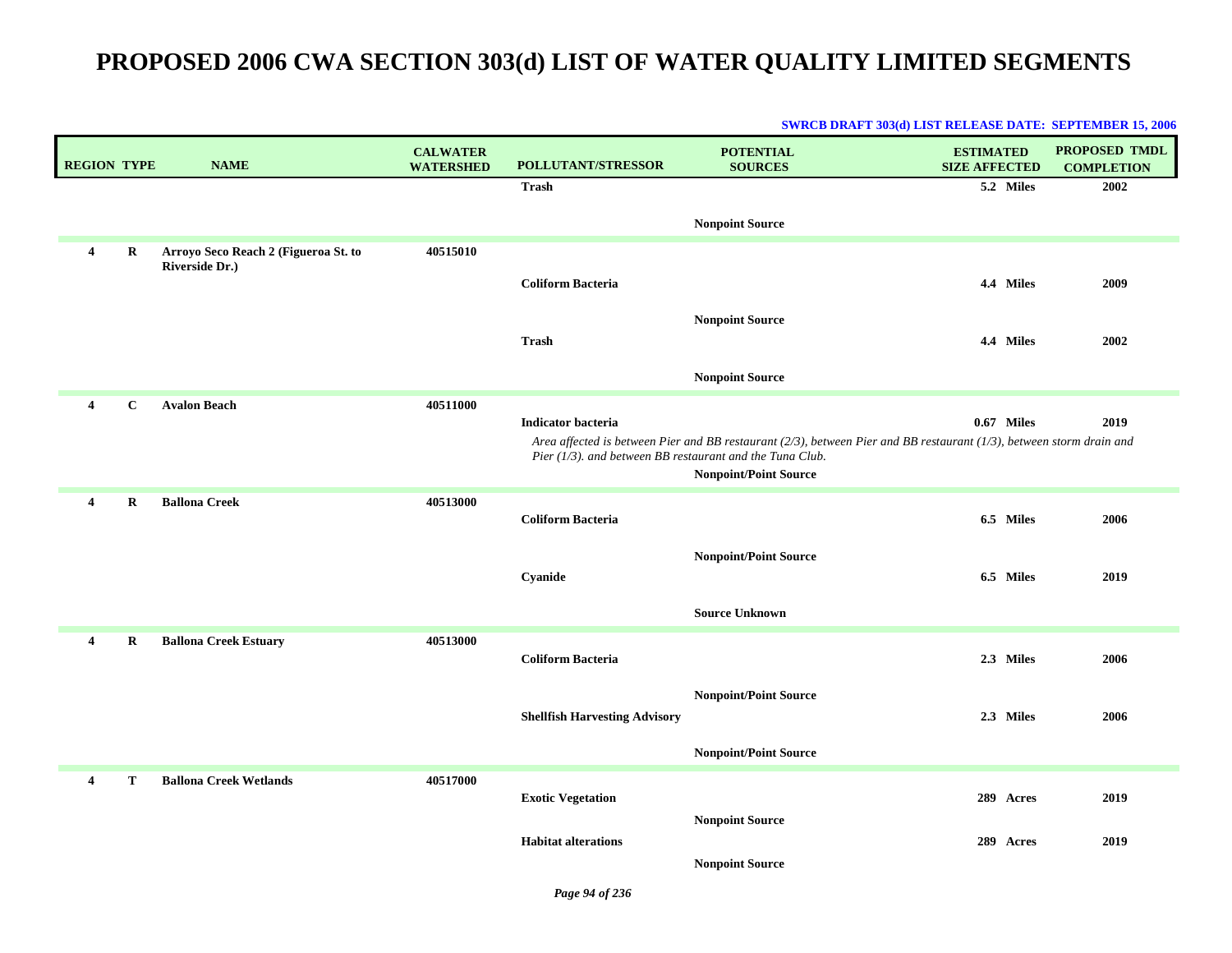# PROPOSED 2006 CWA SECTION 303(d) LIST OF WATER QUALITY LIMITED SEGMENTS

**SWRCB DRAFT 303(d) LIST RELEASE DATE: SEPTEMBER 15, 2006**

| REGION | TYPE | NAME | CALWATER WATERSHED | POLLUTANT/STRESSOR | POTENTIAL SOURCES | ESTIMATED SIZE AFFECTED | PROPOSED TMDL COMPLETION |
|---|---|---|---|---|---|---|---|
| | | | | **Trash** | | **5.2 Miles** | **2002** |
| | | | | | **Nonpoint Source** | | |
| **4** | **R** | **Arroyo Seco Reach 2 (Figueroa St. to Riverside Dr.)** | **40515010** | | | | |
| | | | | **Coliform Bacteria** | | **4.4 Miles** | **2009** |
| | | | | | **Nonpoint Source** | | |
| | | | | **Trash** | | **4.4 Miles** | **2002** |
| | | | | | **Nonpoint Source** | | |
| **4** | **C** | **Avalon Beach** | **40511000** | | | | |
| | | | | **Indicator bacteria** | | **0.67 Miles** | **2019** |
| | | | | *Area affected is between Pier and BB restaurant (2/3), between Pier and BB restaurant (1/3), between storm drain and Pier (1/3). and between BB restaurant and the Tuna Club.* | | | |
| | | | | | **Nonpoint/Point Source** | | |
| **4** | **R** | **Ballona Creek** | **40513000** | | | | |
| | | | | **Coliform Bacteria** | | **6.5 Miles** | **2006** |
| | | | | | **Nonpoint/Point Source** | | |
| | | | | **Cyanide** | | **6.5 Miles** | **2019** |
| | | | | | **Source Unknown** | | |
| **4** | **R** | **Ballona Creek Estuary** | **40513000** | | | | |
| | | | | **Coliform Bacteria** | | **2.3 Miles** | **2006** |
| | | | | | **Nonpoint/Point Source** | | |
| | | | | **Shellfish Harvesting Advisory** | | **2.3 Miles** | **2006** |
| | | | | | **Nonpoint/Point Source** | | |
| **4** | **T** | **Ballona Creek Wetlands** | **40517000** | | | | |
| | | | | **Exotic Vegetation** | | **289 Acres** | **2019** |
| | | | | | **Nonpoint Source** | | |
| | | | | **Habitat alterations** | | **289 Acres** | **2019** |
| | | | | | **Nonpoint Source** | | |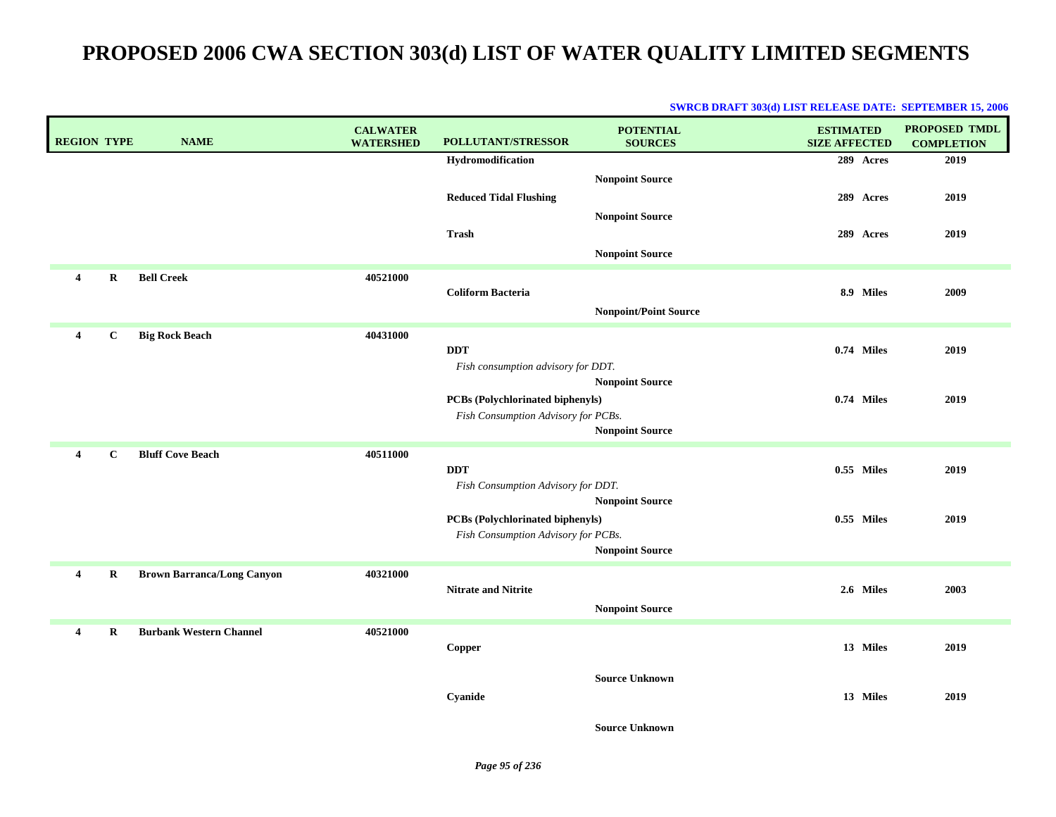# PROPOSED 2006 CWA SECTION 303(d) LIST OF WATER QUALITY LIMITED SEGMENTS

**SWRCB DRAFT 303(d) LIST RELEASE DATE: SEPTEMBER 15, 2006**

| REGION | TYPE | NAME | CALWATER WATERSHED | POLLUTANT/STRESSOR | POTENTIAL SOURCES | ESTIMATED SIZE AFFECTED | PROPOSED TMDL COMPLETION |
|---|---|---|---|---|---|---|---|
| | | | | **Hydromodification** | | **289 Acres** | **2019** |
| | | | | | **Nonpoint Source** | | |
| | | | | **Reduced Tidal Flushing** | | **289 Acres** | **2019** |
| | | | | | **Nonpoint Source** | | |
| | | | | **Trash** | | **289 Acres** | **2019** |
| | | | | | **Nonpoint Source** | | |
| **4** | **R** | **Bell Creek** | **40521000** | | | | |
| | | | | **Coliform Bacteria** | | **8.9 Miles** | **2009** |
| | | | | | **Nonpoint/Point Source** | | |
| **4** | **C** | **Big Rock Beach** | **40431000** | | | | |
| | | | | **DDT** | | **0.74 Miles** | **2019** |
| | | | | *Fish consumption advisory for DDT.* | | | |
| | | | | | **Nonpoint Source** | | |
| | | | | **PCBs (Polychlorinated biphenyls)** | | **0.74 Miles** | **2019** |
| | | | | *Fish Consumption Advisory for PCBs.* | | | |
| | | | | | **Nonpoint Source** | | |
| **4** | **C** | **Bluff Cove Beach** | **40511000** | | | | |
| | | | | **DDT** | | **0.55 Miles** | **2019** |
| | | | | *Fish Consumption Advisory for DDT.* | | | |
| | | | | | **Nonpoint Source** | | |
| | | | | **PCBs (Polychlorinated biphenyls)** | | **0.55 Miles** | **2019** |
| | | | | *Fish Consumption Advisory for PCBs.* | | | |
| | | | | | **Nonpoint Source** | | |
| **4** | **R** | **Brown Barranca/Long Canyon** | **40321000** | | | | |
| | | | | **Nitrate and Nitrite** | | **2.6 Miles** | **2003** |
| | | | | | **Nonpoint Source** | | |
| **4** | **R** | **Burbank Western Channel** | **40521000** | | | | |
| | | | | **Copper** | | **13 Miles** | **2019** |
| | | | | | **Source Unknown** | | |
| | | | | **Cyanide** | | **13 Miles** | **2019** |
| | | | | | **Source Unknown** | | |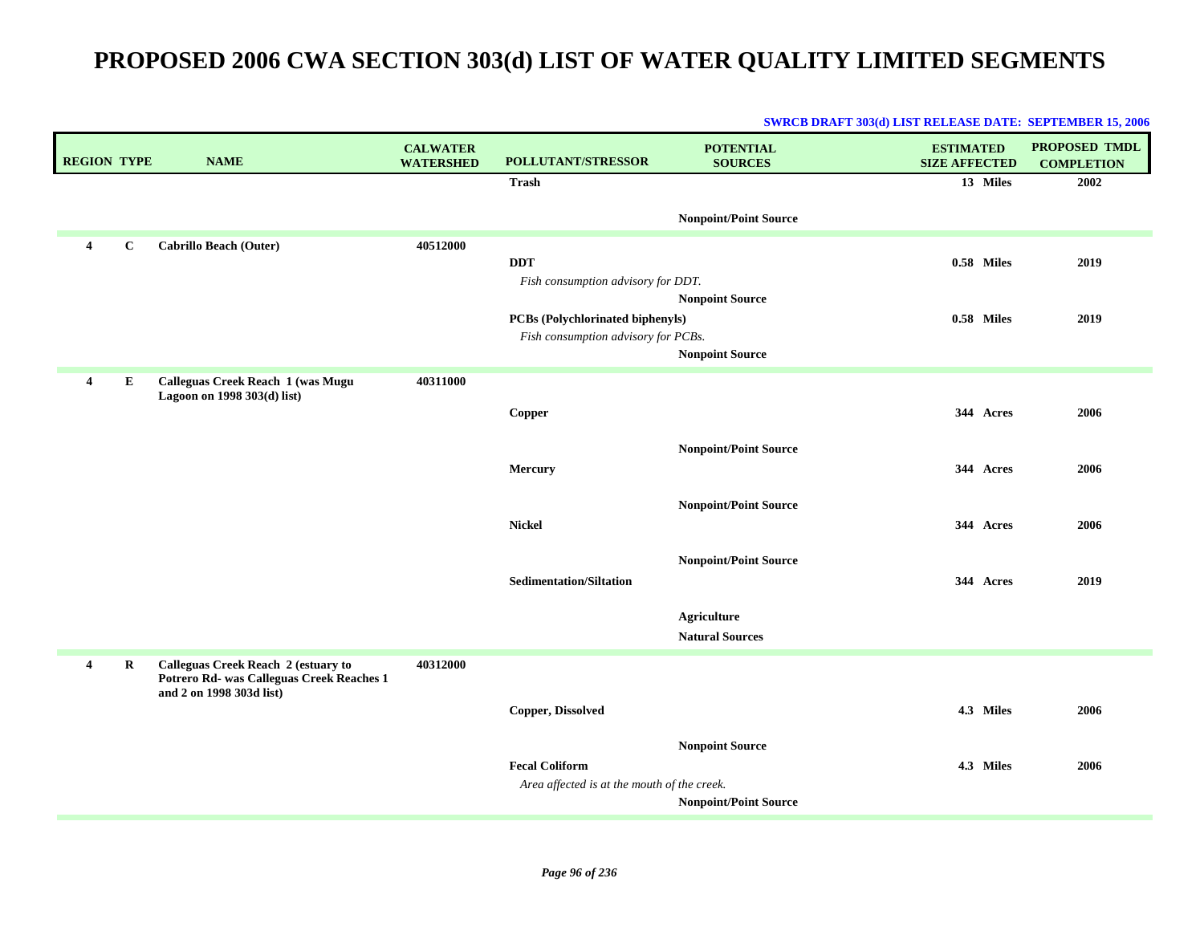# PROPOSED 2006 CWA SECTION 303(d) LIST OF WATER QUALITY LIMITED SEGMENTS

**SWRCB DRAFT 303(d) LIST RELEASE DATE: SEPTEMBER 15, 2006**

| REGION | TYPE | NAME | CALWATER WATERSHED | POLLUTANT/STRESSOR | POTENTIAL SOURCES | ESTIMATED SIZE AFFECTED | PROPOSED TMDL COMPLETION |
|---|---|---|---|---|---|---|---|
| | | | | **Trash** | | **13 Miles** | **2002** |
| | | | | | **Nonpoint/Point Source** | | |
| **4** | **C** | **Cabrillo Beach (Outer)** | **40512000** | | | | |
| | | | | **DDT** | | **0.58 Miles** | **2019** |
| | | | | *Fish consumption advisory for DDT.* | | | |
| | | | | | **Nonpoint Source** | | |
| | | | | **PCBs (Polychlorinated biphenyls)** | | **0.58 Miles** | **2019** |
| | | | | *Fish consumption advisory for PCBs.* | | | |
| | | | | | **Nonpoint Source** | | |
| **4** | **E** | **Calleguas Creek Reach 1 (was Mugu Lagoon on 1998 303(d) list)** | **40311000** | | | | |
| | | | | **Copper** | | **344 Acres** | **2006** |
| | | | | | **Nonpoint/Point Source** | | |
| | | | | **Mercury** | | **344 Acres** | **2006** |
| | | | | | **Nonpoint/Point Source** | | |
| | | | | **Nickel** | | **344 Acres** | **2006** |
| | | | | | **Nonpoint/Point Source** | | |
| | | | | **Sedimentation/Siltation** | | **344 Acres** | **2019** |
| | | | | | **Agriculture** | | |
| | | | | | **Natural Sources** | | |
| **4** | **R** | **Calleguas Creek Reach 2 (estuary to Potrero Rd- was Calleguas Creek Reaches 1 and 2 on 1998 303d list)** | **40312000** | | | | |
| | | | | **Copper, Dissolved** | | **4.3 Miles** | **2006** |
| | | | | | **Nonpoint Source** | | |
| | | | | **Fecal Coliform** | | **4.3 Miles** | **2006** |
| | | | | *Area affected is at the mouth of the creek.* | | | |
| | | | | | **Nonpoint/Point Source** | | |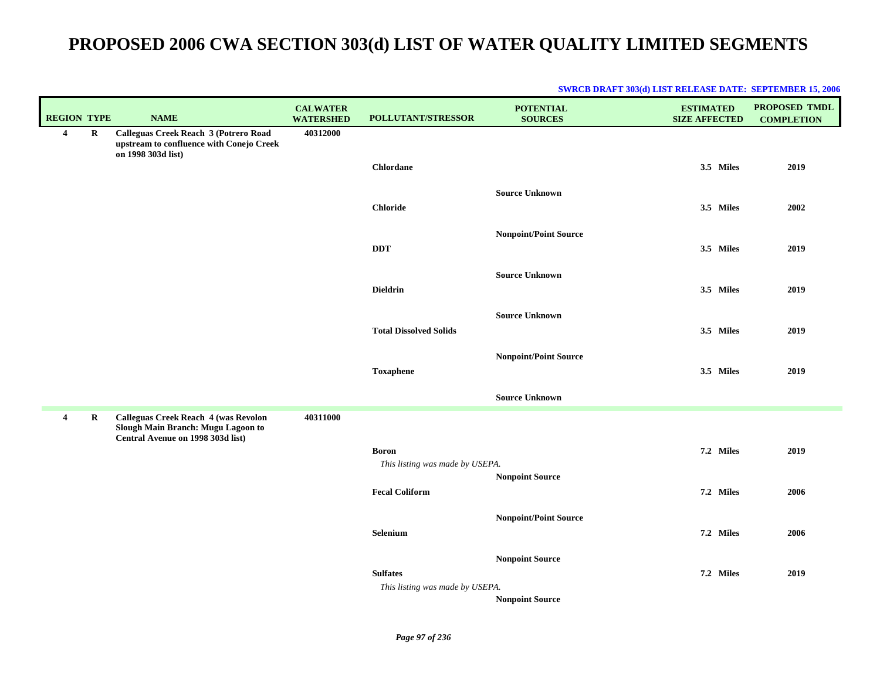# PROPOSED 2006 CWA SECTION 303(d) LIST OF WATER QUALITY LIMITED SEGMENTS

**SWRCB DRAFT 303(d) LIST RELEASE DATE: SEPTEMBER 15, 2006**

| REGION | TYPE | NAME | CALWATER WATERSHED | POLLUTANT/STRESSOR | POTENTIAL SOURCES | ESTIMATED SIZE AFFECTED | PROPOSED TMDL COMPLETION |
|---|---|---|---|---|---|---|---|
| 4 | R | Calleguas Creek Reach 3 (Potrero Road upstream to confluence with Conejo Creek on 1998 303d list) | 40312000 | | | | |
| | | | | Chlordane | | 3.5 Miles | 2019 |
| | | | | | Source Unknown | | |
| | | | | Chloride | | 3.5 Miles | 2002 |
| | | | | | Nonpoint/Point Source | | |
| | | | | DDT | | 3.5 Miles | 2019 |
| | | | | | Source Unknown | | |
| | | | | Dieldrin | | 3.5 Miles | 2019 |
| | | | | | Source Unknown | | |
| | | | | Total Dissolved Solids | | 3.5 Miles | 2019 |
| | | | | | Nonpoint/Point Source | | |
| | | | | Toxaphene | | 3.5 Miles | 2019 |
| | | | | | Source Unknown | | |
| 4 | R | Calleguas Creek Reach 4 (was Revolon Slough Main Branch: Mugu Lagoon to Central Avenue on 1998 303d list) | 40311000 | | | | |
| | | | | Boron<br>*This listing was made by USEPA.* | | 7.2 Miles | 2019 |
| | | | | | Nonpoint Source | | |
| | | | | Fecal Coliform | | 7.2 Miles | 2006 |
| | | | | | Nonpoint/Point Source | | |
| | | | | Selenium | | 7.2 Miles | 2006 |
| | | | | | Nonpoint Source | | |
| | | | | Sulfates<br>*This listing was made by USEPA.* | | 7.2 Miles | 2019 |
| | | | | | Nonpoint Source | | |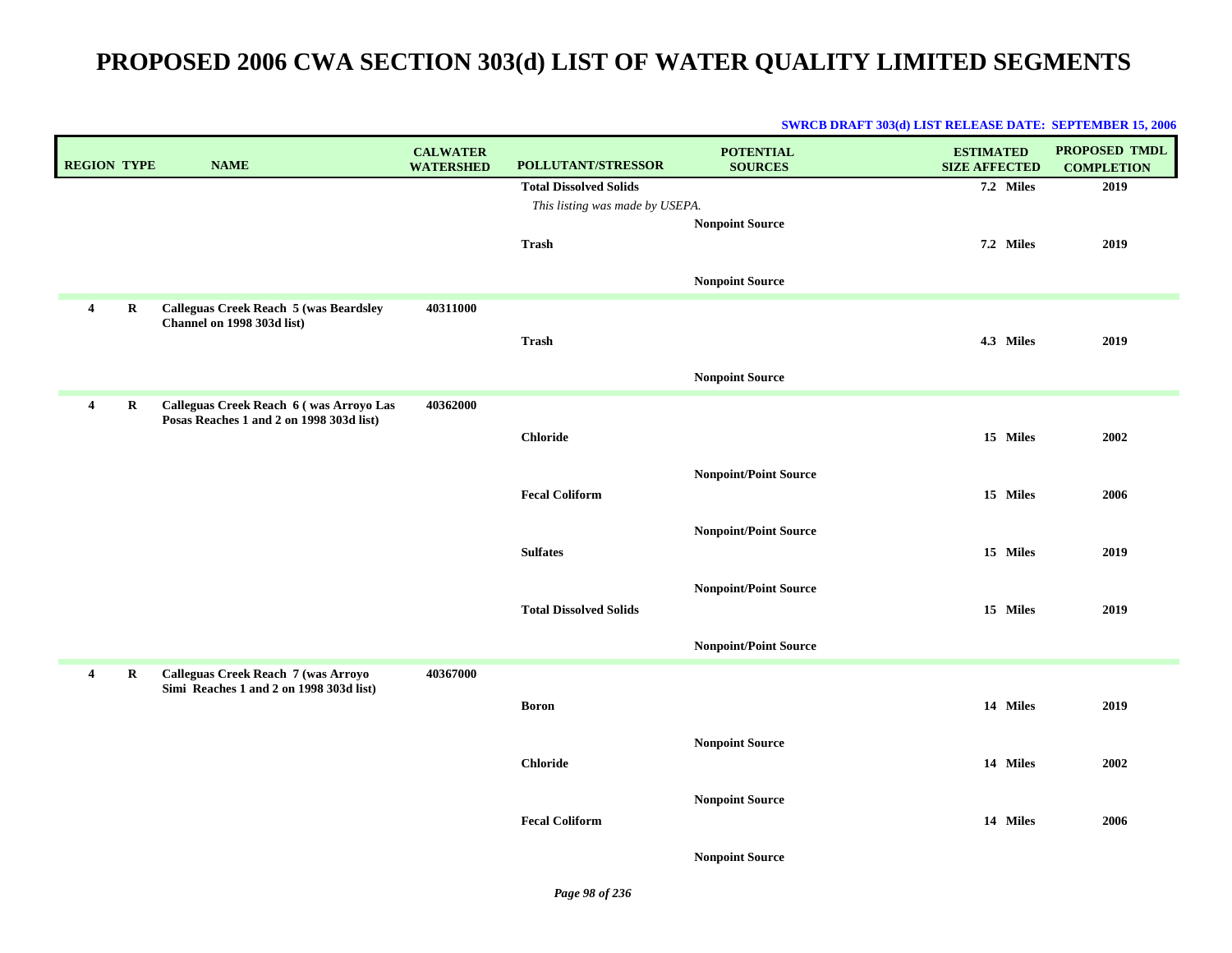# PROPOSED 2006 CWA SECTION 303(d) LIST OF WATER QUALITY LIMITED SEGMENTS

**SWRCB DRAFT 303(d) LIST RELEASE DATE: SEPTEMBER 15, 2006**

| REGION | TYPE | NAME | CALWATER WATERSHED | POLLUTANT/STRESSOR | POTENTIAL SOURCES | ESTIMATED SIZE AFFECTED | PROPOSED TMDL COMPLETION |
|---|---|---|---|---|---|---|---|
| | | | | **Total Dissolved Solids** | | **7.2 Miles** | **2019** |
| | | | | *This listing was made by USEPA.* | | | |
| | | | | | **Nonpoint Source** | | |
| | | | | **Trash** | | **7.2 Miles** | **2019** |
| | | | | | **Nonpoint Source** | | |
| **4** | **R** | **Calleguas Creek Reach 5 (was Beardsley Channel on 1998 303d list)** | **40311000** | | | | |
| | | | | **Trash** | | **4.3 Miles** | **2019** |
| | | | | | **Nonpoint Source** | | |
| **4** | **R** | **Calleguas Creek Reach 6 ( was Arroyo Las Posas Reaches 1 and 2 on 1998 303d list)** | **40362000** | | | | |
| | | | | **Chloride** | | **15 Miles** | **2002** |
| | | | | | **Nonpoint/Point Source** | | |
| | | | | **Fecal Coliform** | | **15 Miles** | **2006** |
| | | | | | **Nonpoint/Point Source** | | |
| | | | | **Sulfates** | | **15 Miles** | **2019** |
| | | | | | **Nonpoint/Point Source** | | |
| | | | | **Total Dissolved Solids** | | **15 Miles** | **2019** |
| | | | | | **Nonpoint/Point Source** | | |
| **4** | **R** | **Calleguas Creek Reach 7 (was Arroyo Simi Reaches 1 and 2 on 1998 303d list)** | **40367000** | | | | |
| | | | | **Boron** | | **14 Miles** | **2019** |
| | | | | | **Nonpoint Source** | | |
| | | | | **Chloride** | | **14 Miles** | **2002** |
| | | | | | **Nonpoint Source** | | |
| | | | | **Fecal Coliform** | | **14 Miles** | **2006** |
| | | | | | **Nonpoint Source** | | |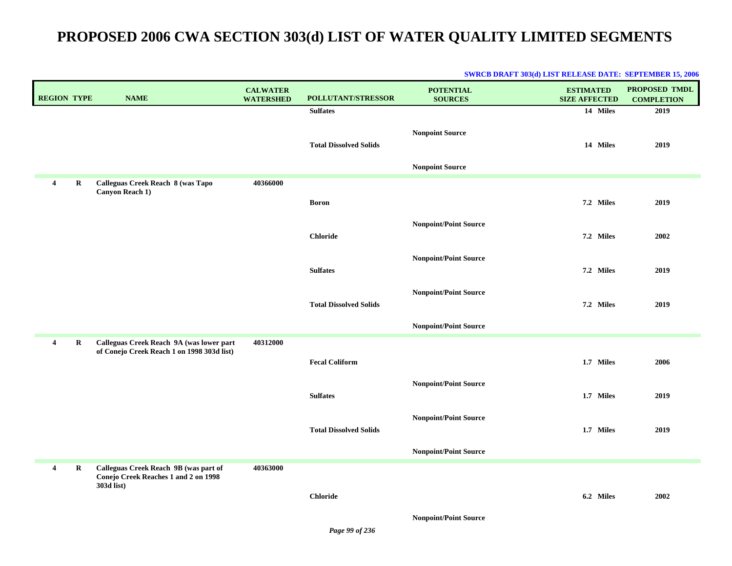# PROPOSED 2006 CWA SECTION 303(d) LIST OF WATER QUALITY LIMITED SEGMENTS

**SWRCB DRAFT 303(d) LIST RELEASE DATE: SEPTEMBER 15, 2006**

| REGION | TYPE | NAME | CALWATER WATERSHED | POLLUTANT/STRESSOR | POTENTIAL SOURCES | ESTIMATED SIZE AFFECTED | PROPOSED TMDL COMPLETION |
|---|---|---|---|---|---|---|---|
| | | | | **Sulfates** | | **14 Miles** | **2019** |
| | | | | | **Nonpoint Source** | | |
| | | | | **Total Dissolved Solids** | | **14 Miles** | **2019** |
| | | | | | **Nonpoint Source** | | |
| **4** | **R** | **Calleguas Creek Reach 8 (was Tapo Canyon Reach 1)** | **40366000** | | | | |
| | | | | **Boron** | | **7.2 Miles** | **2019** |
| | | | | | **Nonpoint/Point Source** | | |
| | | | | **Chloride** | | **7.2 Miles** | **2002** |
| | | | | | **Nonpoint/Point Source** | | |
| | | | | **Sulfates** | | **7.2 Miles** | **2019** |
| | | | | | **Nonpoint/Point Source** | | |
| | | | | **Total Dissolved Solids** | | **7.2 Miles** | **2019** |
| | | | | | **Nonpoint/Point Source** | | |
| **4** | **R** | **Calleguas Creek Reach 9A (was lower part of Conejo Creek Reach 1 on 1998 303d list)** | **40312000** | | | | |
| | | | | **Fecal Coliform** | | **1.7 Miles** | **2006** |
| | | | | | **Nonpoint/Point Source** | | |
| | | | | **Sulfates** | | **1.7 Miles** | **2019** |
| | | | | | **Nonpoint/Point Source** | | |
| | | | | **Total Dissolved Solids** | | **1.7 Miles** | **2019** |
| | | | | | **Nonpoint/Point Source** | | |
| **4** | **R** | **Calleguas Creek Reach 9B (was part of Conejo Creek Reaches 1 and 2 on 1998 303d list)** | **40363000** | | | | |
| | | | | **Chloride** | | **6.2 Miles** | **2002** |
| | | | | | **Nonpoint/Point Source** | | |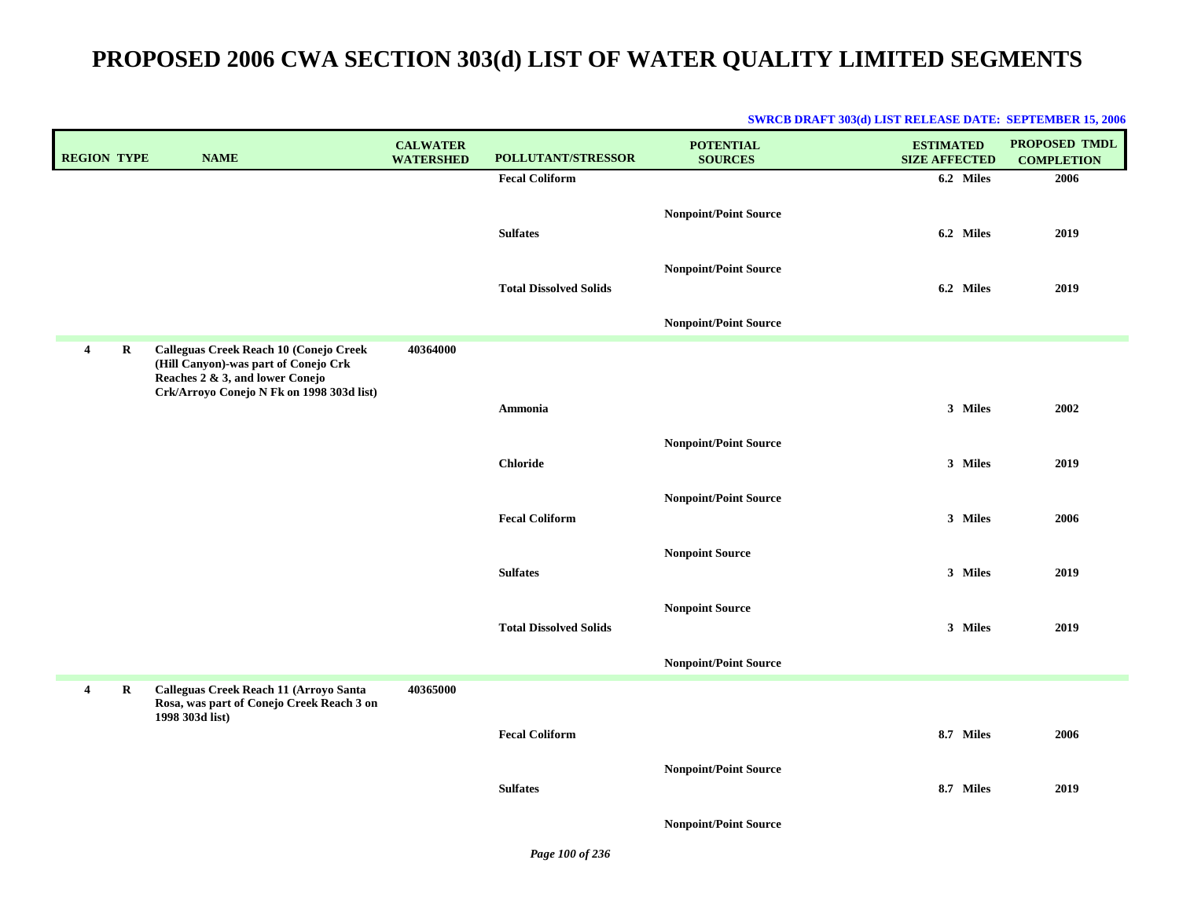# PROPOSED 2006 CWA SECTION 303(d) LIST OF WATER QUALITY LIMITED SEGMENTS

**SWRCB DRAFT 303(d) LIST RELEASE DATE: SEPTEMBER 15, 2006**

| REGION | TYPE | NAME | CALWATER WATERSHED | POLLUTANT/STRESSOR | POTENTIAL SOURCES | ESTIMATED SIZE AFFECTED | PROPOSED TMDL COMPLETION |
|---|---|---|---|---|---|---|---|
| | | | | Fecal Coliform | | 6.2 Miles | 2006 |
| | | | | | Nonpoint/Point Source | | |
| | | | | Sulfates | | 6.2 Miles | 2019 |
| | | | | | Nonpoint/Point Source | | |
| | | | | Total Dissolved Solids | | 6.2 Miles | 2019 |
| | | | | | Nonpoint/Point Source | | |
| 4 | R | Calleguas Creek Reach 10 (Conejo Creek (Hill Canyon)-was part of Conejo Crk Reaches 2 & 3, and lower Conejo Crk/Arroyo Conejo N Fk on 1998 303d list) | 40364000 | | | | |
| | | | | Ammonia | | 3 Miles | 2002 |
| | | | | | Nonpoint/Point Source | | |
| | | | | Chloride | | 3 Miles | 2019 |
| | | | | | Nonpoint/Point Source | | |
| | | | | Fecal Coliform | | 3 Miles | 2006 |
| | | | | | Nonpoint Source | | |
| | | | | Sulfates | | 3 Miles | 2019 |
| | | | | | Nonpoint Source | | |
| | | | | Total Dissolved Solids | | 3 Miles | 2019 |
| | | | | | Nonpoint/Point Source | | |
| 4 | R | Calleguas Creek Reach 11 (Arroyo Santa Rosa, was part of Conejo Creek Reach 3 on 1998 303d list) | 40365000 | | | | |
| | | | | Fecal Coliform | | 8.7 Miles | 2006 |
| | | | | | Nonpoint/Point Source | | |
| | | | | Sulfates | | 8.7 Miles | 2019 |
| | | | | | Nonpoint/Point Source | | |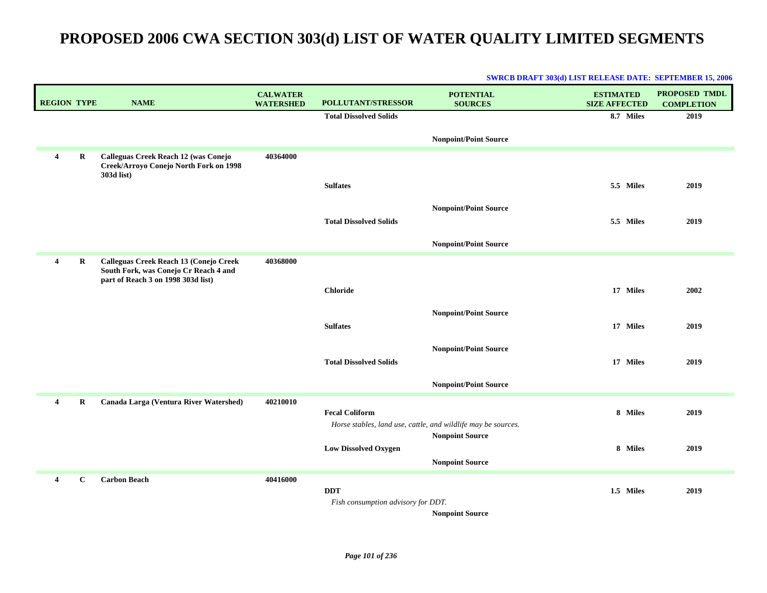# PROPOSED 2006 CWA SECTION 303(d) LIST OF WATER QUALITY LIMITED SEGMENTS

**SWRCB DRAFT 303(d) LIST RELEASE DATE: SEPTEMBER 15, 2006**

| REGION | TYPE | NAME | CALWATER WATERSHED | POLLUTANT/STRESSOR | POTENTIAL SOURCES | ESTIMATED SIZE AFFECTED | PROPOSED TMDL COMPLETION |
|---|---|---|---|---|---|---|---|
| | | | | **Total Dissolved Solids** | | **8.7 Miles** | **2019** |
| | | | | | **Nonpoint/Point Source** | | |
| **4** | **R** | **Calleguas Creek Reach 12 (was Conejo Creek/Arroyo Conejo North Fork on 1998 303d list)** | **40364000** | | | | |
| | | | | **Sulfates** | | **5.5 Miles** | **2019** |
| | | | | | **Nonpoint/Point Source** | | |
| | | | | **Total Dissolved Solids** | | **5.5 Miles** | **2019** |
| | | | | | **Nonpoint/Point Source** | | |
| **4** | **R** | **Calleguas Creek Reach 13 (Conejo Creek South Fork, was Conejo Cr Reach 4 and part of Reach 3 on 1998 303d list)** | **40368000** | | | | |
| | | | | **Chloride** | | **17 Miles** | **2002** |
| | | | | | **Nonpoint/Point Source** | | |
| | | | | **Sulfates** | | **17 Miles** | **2019** |
| | | | | | **Nonpoint/Point Source** | | |
| | | | | **Total Dissolved Solids** | | **17 Miles** | **2019** |
| | | | | | **Nonpoint/Point Source** | | |
| **4** | **R** | **Canada Larga (Ventura River Watershed)** | **40210010** | | | | |
| | | | | **Fecal Coliform** | | **8 Miles** | **2019** |
| | | | | *Horse stables, land use, cattle, and wildlife may be sources.* | | | |
| | | | | | **Nonpoint Source** | | |
| | | | | **Low Dissolved Oxygen** | | **8 Miles** | **2019** |
| | | | | | **Nonpoint Source** | | |
| **4** | **C** | **Carbon Beach** | **40416000** | | | | |
| | | | | **DDT** | | **1.5 Miles** | **2019** |
| | | | | *Fish consumption advisory for DDT.* | | | |
| | | | | | **Nonpoint Source** | | |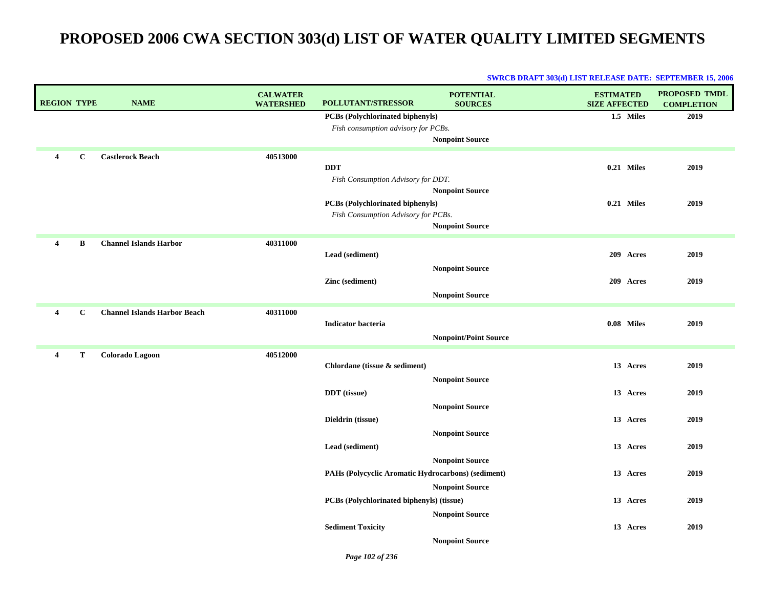# PROPOSED 2006 CWA SECTION 303(d) LIST OF WATER QUALITY LIMITED SEGMENTS

**SWRCB DRAFT 303(d) LIST RELEASE DATE: SEPTEMBER 15, 2006**

| REGION | TYPE | NAME | CALWATER WATERSHED | POLLUTANT/STRESSOR | POTENTIAL SOURCES | ESTIMATED SIZE AFFECTED | PROPOSED TMDL COMPLETION |
|---|---|---|---|---|---|---|---|
| | | | | **PCBs (Polychlorinated biphenyls)** | | **1.5 Miles** | **2019** |
| | | | | *Fish consumption advisory for PCBs.* | | | |
| | | | | | **Nonpoint Source** | | |
| **4** | **C** | **Castlerock Beach** | **40513000** | | | | |
| | | | | **DDT** | | **0.21 Miles** | **2019** |
| | | | | *Fish Consumption Advisory for DDT.* | | | |
| | | | | | **Nonpoint Source** | | |
| | | | | **PCBs (Polychlorinated biphenyls)** | | **0.21 Miles** | **2019** |
| | | | | *Fish Consumption Advisory for PCBs.* | | | |
| | | | | | **Nonpoint Source** | | |
| **4** | **B** | **Channel Islands Harbor** | **40311000** | | | | |
| | | | | **Lead (sediment)** | | **209 Acres** | **2019** |
| | | | | | **Nonpoint Source** | | |
| | | | | **Zinc (sediment)** | | **209 Acres** | **2019** |
| | | | | | **Nonpoint Source** | | |
| **4** | **C** | **Channel Islands Harbor Beach** | **40311000** | | | | |
| | | | | **Indicator bacteria** | | **0.08 Miles** | **2019** |
| | | | | | **Nonpoint/Point Source** | | |
| **4** | **T** | **Colorado Lagoon** | **40512000** | | | | |
| | | | | **Chlordane (tissue & sediment)** | | **13 Acres** | **2019** |
| | | | | | **Nonpoint Source** | | |
| | | | | **DDT (tissue)** | | **13 Acres** | **2019** |
| | | | | | **Nonpoint Source** | | |
| | | | | **Dieldrin (tissue)** | | **13 Acres** | **2019** |
| | | | | | **Nonpoint Source** | | |
| | | | | **Lead (sediment)** | | **13 Acres** | **2019** |
| | | | | | **Nonpoint Source** | | |
| | | | | **PAHs (Polycyclic Aromatic Hydrocarbons) (sediment)** | | **13 Acres** | **2019** |
| | | | | | **Nonpoint Source** | | |
| | | | | **PCBs (Polychlorinated biphenyls) (tissue)** | | **13 Acres** | **2019** |
| | | | | | **Nonpoint Source** | | |
| | | | | **Sediment Toxicity** | | **13 Acres** | **2019** |
| | | | | | **Nonpoint Source** | | |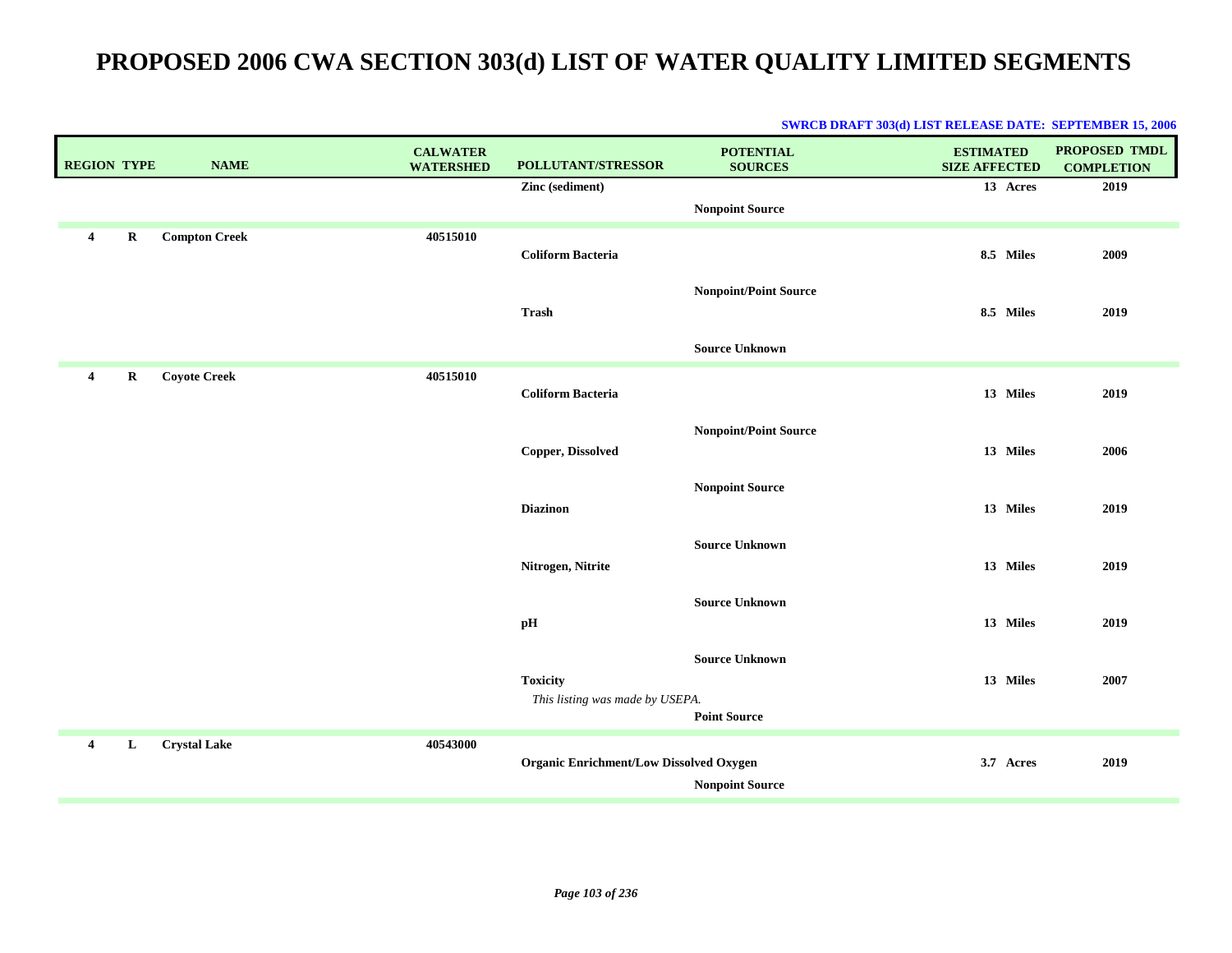# PROPOSED 2006 CWA SECTION 303(d) LIST OF WATER QUALITY LIMITED SEGMENTS

**SWRCB DRAFT 303(d) LIST RELEASE DATE: SEPTEMBER 15, 2006**

| REGION | TYPE | NAME | CALWATER WATERSHED | POLLUTANT/STRESSOR | POTENTIAL SOURCES | ESTIMATED SIZE AFFECTED | PROPOSED TMDL COMPLETION |
|---|---|---|---|---|---|---|---|
| | | | | Zinc (sediment) | | 13 Acres | 2019 |
| | | | | | Nonpoint Source | | |
| 4 | R | Compton Creek | 40515010 | | | | |
| | | | | Coliform Bacteria | | 8.5 Miles | 2009 |
| | | | | | Nonpoint/Point Source | | |
| | | | | Trash | | 8.5 Miles | 2019 |
| | | | | | Source Unknown | | |
| 4 | R | Coyote Creek | 40515010 | | | | |
| | | | | Coliform Bacteria | | 13 Miles | 2019 |
| | | | | | Nonpoint/Point Source | | |
| | | | | Copper, Dissolved | | 13 Miles | 2006 |
| | | | | | Nonpoint Source | | |
| | | | | Diazinon | | 13 Miles | 2019 |
| | | | | | Source Unknown | | |
| | | | | Nitrogen, Nitrite | | 13 Miles | 2019 |
| | | | | | Source Unknown | | |
| | | | | pH | | 13 Miles | 2019 |
| | | | | | Source Unknown | | |
| | | | | Toxicity<br>*This listing was made by USEPA.* | | 13 Miles | 2007 |
| | | | | | Point Source | | |
| 4 | L | Crystal Lake | 40543000 | | | | |
| | | | | Organic Enrichment/Low Dissolved Oxygen | | 3.7 Acres | 2019 |
| | | | | | Nonpoint Source | | |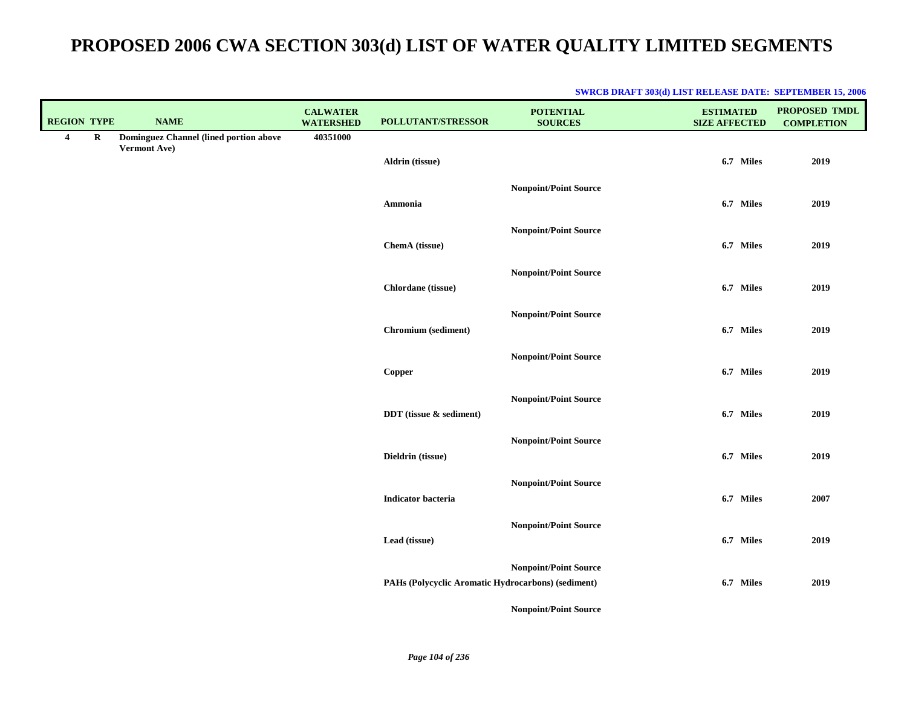# PROPOSED 2006 CWA SECTION 303(d) LIST OF WATER QUALITY LIMITED SEGMENTS

**SWRCB DRAFT 303(d) LIST RELEASE DATE: SEPTEMBER 15, 2006**

| REGION | TYPE | NAME | CALWATER WATERSHED | POLLUTANT/STRESSOR | POTENTIAL SOURCES | ESTIMATED SIZE AFFECTED | PROPOSED TMDL COMPLETION |
|---|---|---|---|---|---|---|---|
| 4 | R | Dominguez Channel (lined portion above Vermont Ave) | 40351000 | | | | |
| | | | | Aldrin (tissue) | | 6.7 Miles | 2019 |
| | | | | | Nonpoint/Point Source | | |
| | | | | Ammonia | | 6.7 Miles | 2019 |
| | | | | | Nonpoint/Point Source | | |
| | | | | ChemA (tissue) | | 6.7 Miles | 2019 |
| | | | | | Nonpoint/Point Source | | |
| | | | | Chlordane (tissue) | | 6.7 Miles | 2019 |
| | | | | | Nonpoint/Point Source | | |
| | | | | Chromium (sediment) | | 6.7 Miles | 2019 |
| | | | | | Nonpoint/Point Source | | |
| | | | | Copper | | 6.7 Miles | 2019 |
| | | | | | Nonpoint/Point Source | | |
| | | | | DDT (tissue & sediment) | | 6.7 Miles | 2019 |
| | | | | | Nonpoint/Point Source | | |
| | | | | Dieldrin (tissue) | | 6.7 Miles | 2019 |
| | | | | | Nonpoint/Point Source | | |
| | | | | Indicator bacteria | | 6.7 Miles | 2007 |
| | | | | | Nonpoint/Point Source | | |
| | | | | Lead (tissue) | | 6.7 Miles | 2019 |
| | | | | | Nonpoint/Point Source | | |
| | | | | PAHs (Polycyclic Aromatic Hydrocarbons) (sediment) | | 6.7 Miles | 2019 |
| | | | | | Nonpoint/Point Source | | |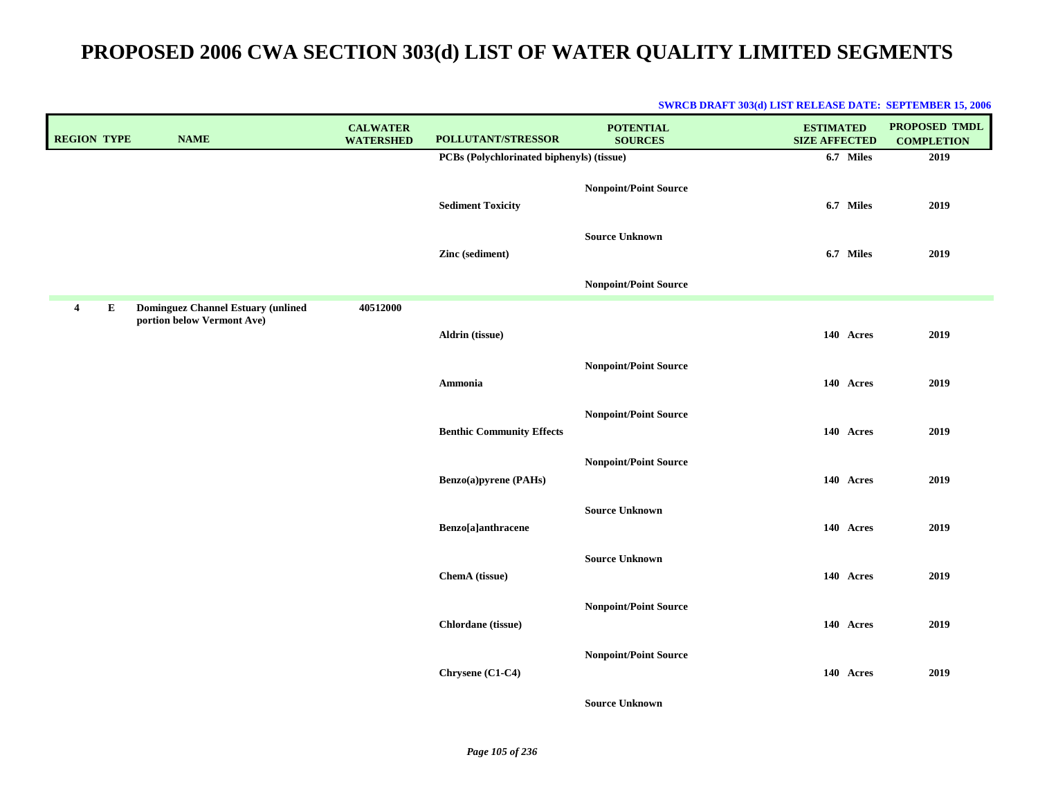# PROPOSED 2006 CWA SECTION 303(d) LIST OF WATER QUALITY LIMITED SEGMENTS

**SWRCB DRAFT 303(d) LIST RELEASE DATE: SEPTEMBER 15, 2006**

| REGION | TYPE | NAME | CALWATER WATERSHED | POLLUTANT/STRESSOR | POTENTIAL SOURCES | ESTIMATED SIZE AFFECTED | PROPOSED TMDL COMPLETION |
|---|---|---|---|---|---|---|---|
| | | | | PCBs (Polychlorinated biphenyls) (tissue) | | 6.7 Miles | 2019 |
| | | | | | Nonpoint/Point Source | | |
| | | | | Sediment Toxicity | | 6.7 Miles | 2019 |
| | | | | | Source Unknown | | |
| | | | | Zinc (sediment) | | 6.7 Miles | 2019 |
| | | | | | Nonpoint/Point Source | | |
| 4 | E | Dominguez Channel Estuary (unlined portion below Vermont Ave) | 40512000 | | | | |
| | | | | Aldrin (tissue) | | 140 Acres | 2019 |
| | | | | | Nonpoint/Point Source | | |
| | | | | Ammonia | | 140 Acres | 2019 |
| | | | | | Nonpoint/Point Source | | |
| | | | | Benthic Community Effects | | 140 Acres | 2019 |
| | | | | | Nonpoint/Point Source | | |
| | | | | Benzo(a)pyrene (PAHs) | | 140 Acres | 2019 |
| | | | | | Source Unknown | | |
| | | | | Benzo[a]anthracene | | 140 Acres | 2019 |
| | | | | | Source Unknown | | |
| | | | | ChemA (tissue) | | 140 Acres | 2019 |
| | | | | | Nonpoint/Point Source | | |
| | | | | Chlordane (tissue) | | 140 Acres | 2019 |
| | | | | | Nonpoint/Point Source | | |
| | | | | Chrysene (C1-C4) | | 140 Acres | 2019 |
| | | | | | Source Unknown | | |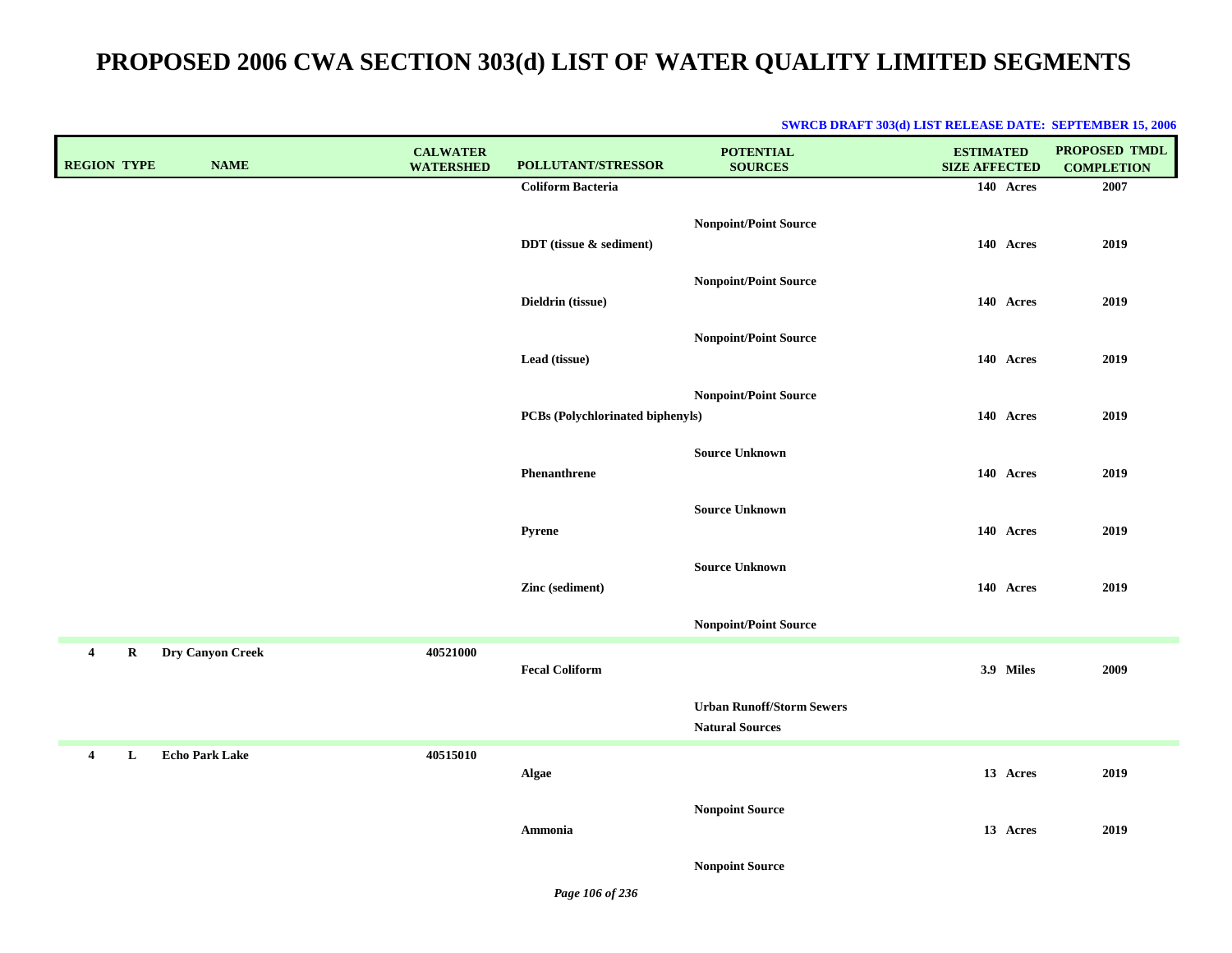# PROPOSED 2006 CWA SECTION 303(d) LIST OF WATER QUALITY LIMITED SEGMENTS

**SWRCB DRAFT 303(d) LIST RELEASE DATE: SEPTEMBER 15, 2006**

| REGION | TYPE | NAME | CALWATER WATERSHED | POLLUTANT/STRESSOR | POTENTIAL SOURCES | ESTIMATED SIZE AFFECTED | PROPOSED TMDL COMPLETION |
|---|---|---|---|---|---|---|---|
| | | | | Coliform Bacteria | | 140 Acres | 2007 |
| | | | | | Nonpoint/Point Source | | |
| | | | | DDT (tissue & sediment) | | 140 Acres | 2019 |
| | | | | | Nonpoint/Point Source | | |
| | | | | Dieldrin (tissue) | | 140 Acres | 2019 |
| | | | | | Nonpoint/Point Source | | |
| | | | | Lead (tissue) | | 140 Acres | 2019 |
| | | | | | Nonpoint/Point Source | | |
| | | | | PCBs (Polychlorinated biphenyls) | | 140 Acres | 2019 |
| | | | | | Source Unknown | | |
| | | | | Phenanthrene | | 140 Acres | 2019 |
| | | | | | Source Unknown | | |
| | | | | Pyrene | | 140 Acres | 2019 |
| | | | | | Source Unknown | | |
| | | | | Zinc (sediment) | | 140 Acres | 2019 |
| | | | | | Nonpoint/Point Source | | |
| 4 | R | Dry Canyon Creek | 40521000 | | | | |
| | | | | Fecal Coliform | | 3.9 Miles | 2009 |
| | | | | | Urban Runoff/Storm Sewers | | |
| | | | | | Natural Sources | | |
| 4 | L | Echo Park Lake | 40515010 | | | | |
| | | | | Algae | | 13 Acres | 2019 |
| | | | | | Nonpoint Source | | |
| | | | | Ammonia | | 13 Acres | 2019 |
| | | | | | Nonpoint Source | | |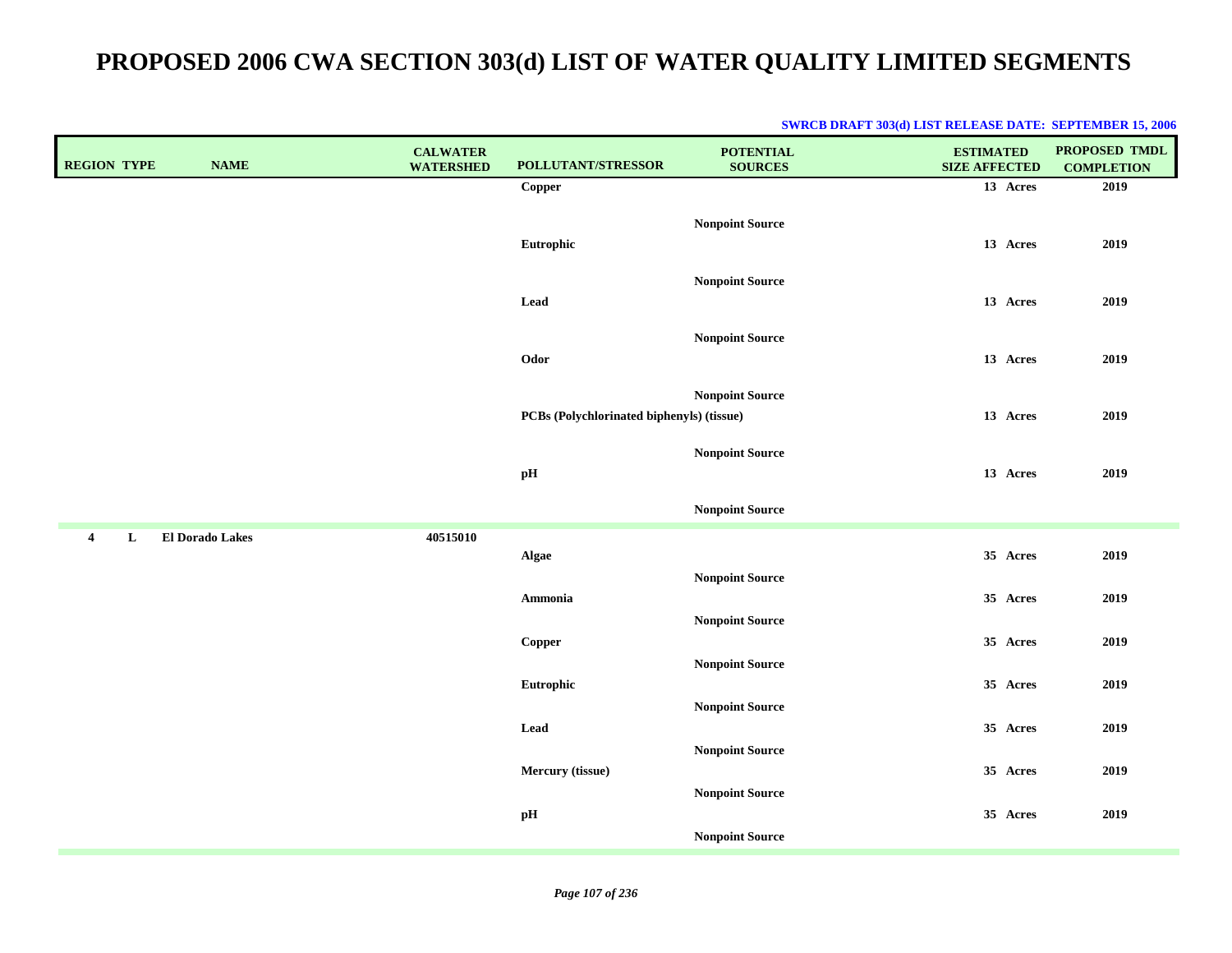# PROPOSED 2006 CWA SECTION 303(d) LIST OF WATER QUALITY LIMITED SEGMENTS

**SWRCB DRAFT 303(d) LIST RELEASE DATE: SEPTEMBER 15, 2006**

| REGION | TYPE | NAME | CALWATER WATERSHED | POLLUTANT/STRESSOR | POTENTIAL SOURCES | ESTIMATED SIZE AFFECTED | PROPOSED TMDL COMPLETION |
|---|---|---|---|---|---|---|---|
| | | | | Copper | | 13 Acres | 2019 |
| | | | | | Nonpoint Source | | |
| | | | | Eutrophic | | 13 Acres | 2019 |
| | | | | | Nonpoint Source | | |
| | | | | Lead | | 13 Acres | 2019 |
| | | | | | Nonpoint Source | | |
| | | | | Odor | | 13 Acres | 2019 |
| | | | | | Nonpoint Source | | |
| | | | | PCBs (Polychlorinated biphenyls) (tissue) | | 13 Acres | 2019 |
| | | | | | Nonpoint Source | | |
| | | | | pH | | 13 Acres | 2019 |
| | | | | | Nonpoint Source | | |
| 4 | L | El Dorado Lakes | 40515010 | | | | |
| | | | | Algae | | 35 Acres | 2019 |
| | | | | | Nonpoint Source | | |
| | | | | Ammonia | | 35 Acres | 2019 |
| | | | | | Nonpoint Source | | |
| | | | | Copper | | 35 Acres | 2019 |
| | | | | | Nonpoint Source | | |
| | | | | Eutrophic | | 35 Acres | 2019 |
| | | | | | Nonpoint Source | | |
| | | | | Lead | | 35 Acres | 2019 |
| | | | | | Nonpoint Source | | |
| | | | | Mercury (tissue) | | 35 Acres | 2019 |
| | | | | | Nonpoint Source | | |
| | | | | pH | | 35 Acres | 2019 |
| | | | | | Nonpoint Source | | |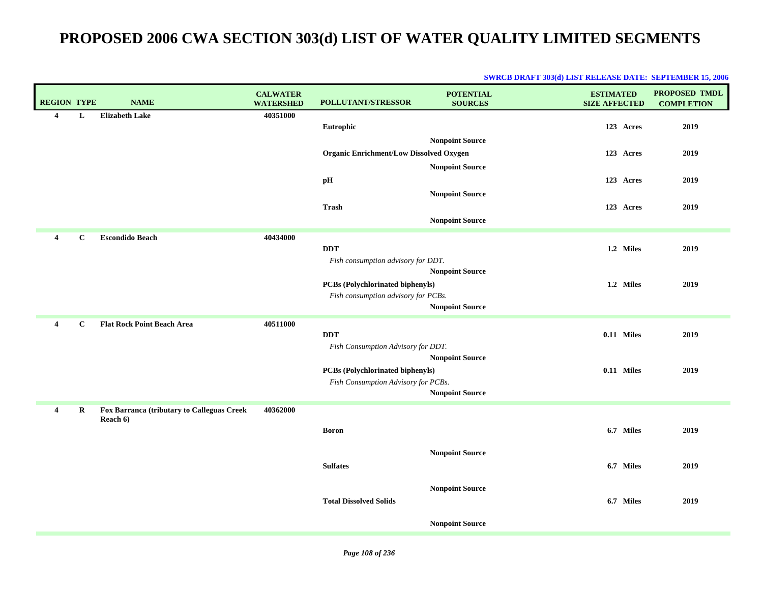# PROPOSED 2006 CWA SECTION 303(d) LIST OF WATER QUALITY LIMITED SEGMENTS

**SWRCB DRAFT 303(d) LIST RELEASE DATE: SEPTEMBER 15, 2006**

| REGION | TYPE | NAME | CALWATER WATERSHED | POLLUTANT/STRESSOR | POTENTIAL SOURCES | ESTIMATED SIZE AFFECTED | PROPOSED TMDL COMPLETION |
|---|---|---|---|---|---|---|---|
| **4** | **L** | **Elizabeth Lake** | **40351000** | | | | |
| | | | | **Eutrophic** | | **123 Acres** | **2019** |
| | | | | | **Nonpoint Source** | | |
| | | | | **Organic Enrichment/Low Dissolved Oxygen** | | **123 Acres** | **2019** |
| | | | | | **Nonpoint Source** | | |
| | | | | **pH** | | **123 Acres** | **2019** |
| | | | | | **Nonpoint Source** | | |
| | | | | **Trash** | | **123 Acres** | **2019** |
| | | | | | **Nonpoint Source** | | |
| **4** | **C** | **Escondido Beach** | **40434000** | | | | |
| | | | | **DDT** *Fish consumption advisory for DDT.* | | **1.2 Miles** | **2019** |
| | | | | | **Nonpoint Source** | | |
| | | | | **PCBs (Polychlorinated biphenyls)** *Fish consumption advisory for PCBs.* | | **1.2 Miles** | **2019** |
| | | | | | **Nonpoint Source** | | |
| **4** | **C** | **Flat Rock Point Beach Area** | **40511000** | | | | |
| | | | | **DDT** *Fish Consumption Advisory for DDT.* | | **0.11 Miles** | **2019** |
| | | | | | **Nonpoint Source** | | |
| | | | | **PCBs (Polychlorinated biphenyls)** *Fish Consumption Advisory for PCBs.* | | **0.11 Miles** | **2019** |
| | | | | | **Nonpoint Source** | | |
| **4** | **R** | **Fox Barranca (tributary to Calleguas Creek Reach 6)** | **40362000** | | | | |
| | | | | **Boron** | | **6.7 Miles** | **2019** |
| | | | | | **Nonpoint Source** | | |
| | | | | **Sulfates** | | **6.7 Miles** | **2019** |
| | | | | | **Nonpoint Source** | | |
| | | | | **Total Dissolved Solids** | | **6.7 Miles** | **2019** |
| | | | | | **Nonpoint Source** | | |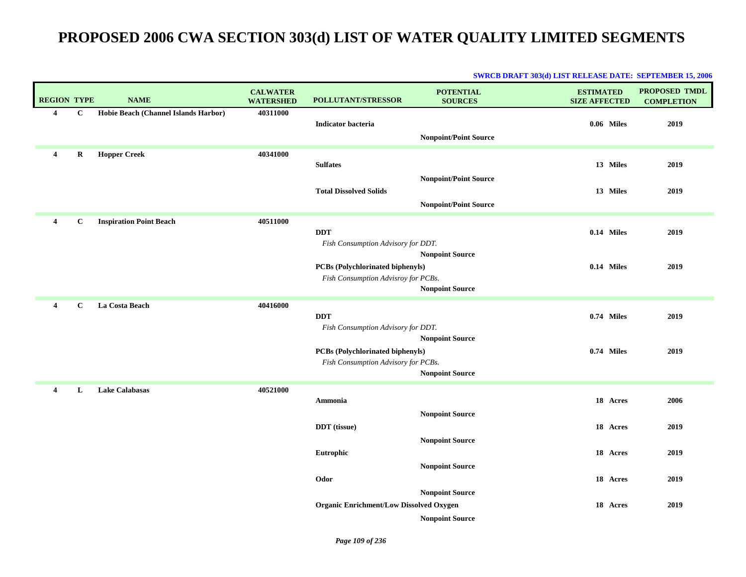# PROPOSED 2006 CWA SECTION 303(d) LIST OF WATER QUALITY LIMITED SEGMENTS

**SWRCB DRAFT 303(d) LIST RELEASE DATE: SEPTEMBER 15, 2006**

| REGION | TYPE | NAME | CALWATER WATERSHED | POLLUTANT/STRESSOR | POTENTIAL SOURCES | ESTIMATED SIZE AFFECTED | PROPOSED TMDL COMPLETION |
|---|---|---|---|---|---|---|---|
| **4** | **C** | **Hobie Beach (Channel Islands Harbor)** | **40311000** | | | | |
| | | | | **Indicator bacteria** | | **0.06 Miles** | **2019** |
| | | | | | **Nonpoint/Point Source** | | |
| **4** | **R** | **Hopper Creek** | **40341000** | | | | |
| | | | | **Sulfates** | | **13 Miles** | **2019** |
| | | | | | **Nonpoint/Point Source** | | |
| | | | | **Total Dissolved Solids** | | **13 Miles** | **2019** |
| | | | | | **Nonpoint/Point Source** | | |
| **4** | **C** | **Inspiration Point Beach** | **40511000** | | | | |
| | | | | **DDT** | | **0.14 Miles** | **2019** |
| | | | | *Fish Consumption Advisory for DDT.* | | | |
| | | | | | **Nonpoint Source** | | |
| | | | | **PCBs (Polychlorinated biphenyls)** | | **0.14 Miles** | **2019** |
| | | | | *Fish Consumption Advisroy for PCBs.* | | | |
| | | | | | **Nonpoint Source** | | |
| **4** | **C** | **La Costa Beach** | **40416000** | | | | |
| | | | | **DDT** | | **0.74 Miles** | **2019** |
| | | | | *Fish Consumption Advisory for DDT.* | | | |
| | | | | | **Nonpoint Source** | | |
| | | | | **PCBs (Polychlorinated biphenyls)** | | **0.74 Miles** | **2019** |
| | | | | *Fish Consumption Advisory for PCBs.* | | | |
| | | | | | **Nonpoint Source** | | |
| **4** | **L** | **Lake Calabasas** | **40521000** | | | | |
| | | | | **Ammonia** | | **18 Acres** | **2006** |
| | | | | | **Nonpoint Source** | | |
| | | | | **DDT (tissue)** | | **18 Acres** | **2019** |
| | | | | | **Nonpoint Source** | | |
| | | | | **Eutrophic** | | **18 Acres** | **2019** |
| | | | | | **Nonpoint Source** | | |
| | | | | **Odor** | | **18 Acres** | **2019** |
| | | | | | **Nonpoint Source** | | |
| | | | | **Organic Enrichment/Low Dissolved Oxygen** | | **18 Acres** | **2019** |
| | | | | | **Nonpoint Source** | | |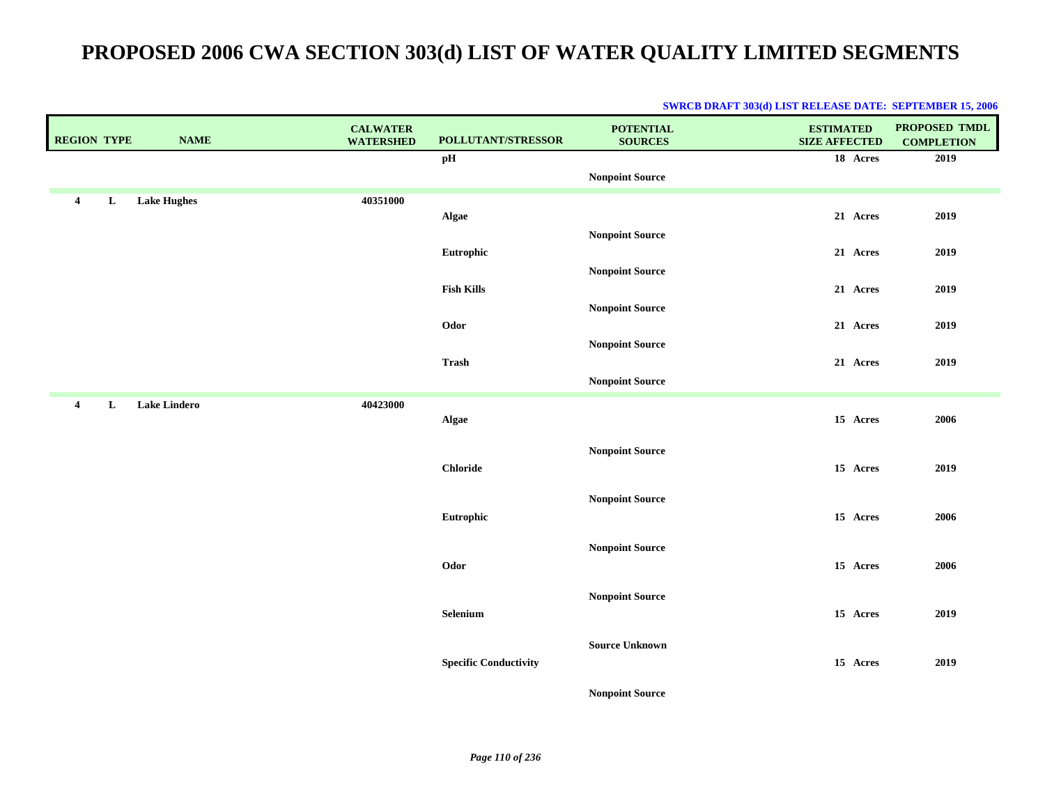# PROPOSED 2006 CWA SECTION 303(d) LIST OF WATER QUALITY LIMITED SEGMENTS

**SWRCB DRAFT 303(d) LIST RELEASE DATE: SEPTEMBER 15, 2006**

| REGION | TYPE | NAME | CALWATER WATERSHED | POLLUTANT/STRESSOR | POTENTIAL SOURCES | ESTIMATED SIZE AFFECTED | PROPOSED TMDL COMPLETION |
|---|---|---|---|---|---|---|---|
| | | | | pH | | 18 Acres | 2019 |
| | | | | | Nonpoint Source | | |
| 4 | L | Lake Hughes | 40351000 | | | | |
| | | | | Algae | | 21 Acres | 2019 |
| | | | | | Nonpoint Source | | |
| | | | | Eutrophic | | 21 Acres | 2019 |
| | | | | | Nonpoint Source | | |
| | | | | Fish Kills | | 21 Acres | 2019 |
| | | | | | Nonpoint Source | | |
| | | | | Odor | | 21 Acres | 2019 |
| | | | | | Nonpoint Source | | |
| | | | | Trash | | 21 Acres | 2019 |
| | | | | | Nonpoint Source | | |
| 4 | L | Lake Lindero | 40423000 | | | | |
| | | | | Algae | | 15 Acres | 2006 |
| | | | | | Nonpoint Source | | |
| | | | | Chloride | | 15 Acres | 2019 |
| | | | | | Nonpoint Source | | |
| | | | | Eutrophic | | 15 Acres | 2006 |
| | | | | | Nonpoint Source | | |
| | | | | Odor | | 15 Acres | 2006 |
| | | | | | Nonpoint Source | | |
| | | | | Selenium | | 15 Acres | 2019 |
| | | | | | Source Unknown | | |
| | | | | Specific Conductivity | | 15 Acres | 2019 |
| | | | | | Nonpoint Source | | |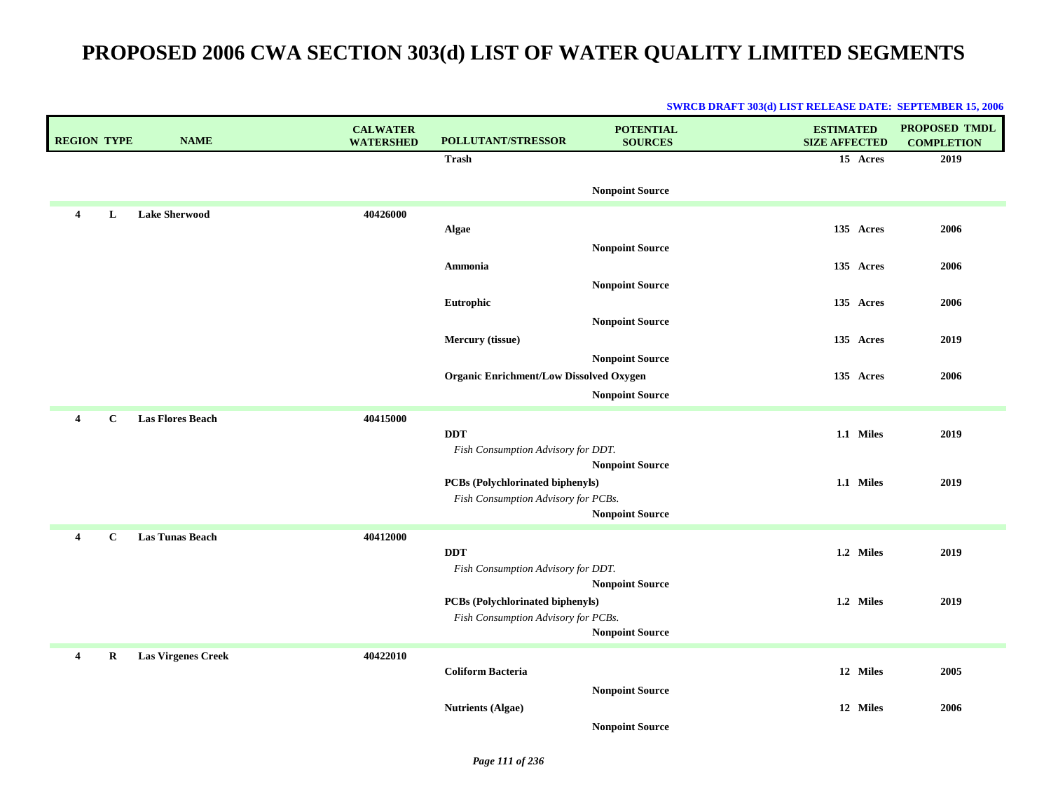# PROPOSED 2006 CWA SECTION 303(d) LIST OF WATER QUALITY LIMITED SEGMENTS

**SWRCB DRAFT 303(d) LIST RELEASE DATE: SEPTEMBER 15, 2006**

| REGION | TYPE | NAME | CALWATER WATERSHED | POLLUTANT/STRESSOR | POTENTIAL SOURCES | ESTIMATED SIZE AFFECTED | PROPOSED TMDL COMPLETION |
|---|---|---|---|---|---|---|---|
| | | | | **Trash** | | **15 Acres** | **2019** |
| | | | | | **Nonpoint Source** | | |
| **4** | **L** | **Lake Sherwood** | **40426000** | | | | |
| | | | | **Algae** | | **135 Acres** | **2006** |
| | | | | | **Nonpoint Source** | | |
| | | | | **Ammonia** | | **135 Acres** | **2006** |
| | | | | | **Nonpoint Source** | | |
| | | | | **Eutrophic** | | **135 Acres** | **2006** |
| | | | | | **Nonpoint Source** | | |
| | | | | **Mercury (tissue)** | | **135 Acres** | **2019** |
| | | | | | **Nonpoint Source** | | |
| | | | | **Organic Enrichment/Low Dissolved Oxygen** | | **135 Acres** | **2006** |
| | | | | | **Nonpoint Source** | | |
| **4** | **C** | **Las Flores Beach** | **40415000** | | | | |
| | | | | **DDT** | | **1.1 Miles** | **2019** |
| | | | | *Fish Consumption Advisory for DDT.* | **Nonpoint Source** | | |
| | | | | **PCBs (Polychlorinated biphenyls)** | | **1.1 Miles** | **2019** |
| | | | | *Fish Consumption Advisory for PCBs.* | **Nonpoint Source** | | |
| **4** | **C** | **Las Tunas Beach** | **40412000** | | | | |
| | | | | **DDT** | | **1.2 Miles** | **2019** |
| | | | | *Fish Consumption Advisory for DDT.* | **Nonpoint Source** | | |
| | | | | **PCBs (Polychlorinated biphenyls)** | | **1.2 Miles** | **2019** |
| | | | | *Fish Consumption Advisory for PCBs.* | **Nonpoint Source** | | |
| **4** | **R** | **Las Virgenes Creek** | **40422010** | | | | |
| | | | | **Coliform Bacteria** | | **12 Miles** | **2005** |
| | | | | | **Nonpoint Source** | | |
| | | | | **Nutrients (Algae)** | | **12 Miles** | **2006** |
| | | | | | **Nonpoint Source** | | |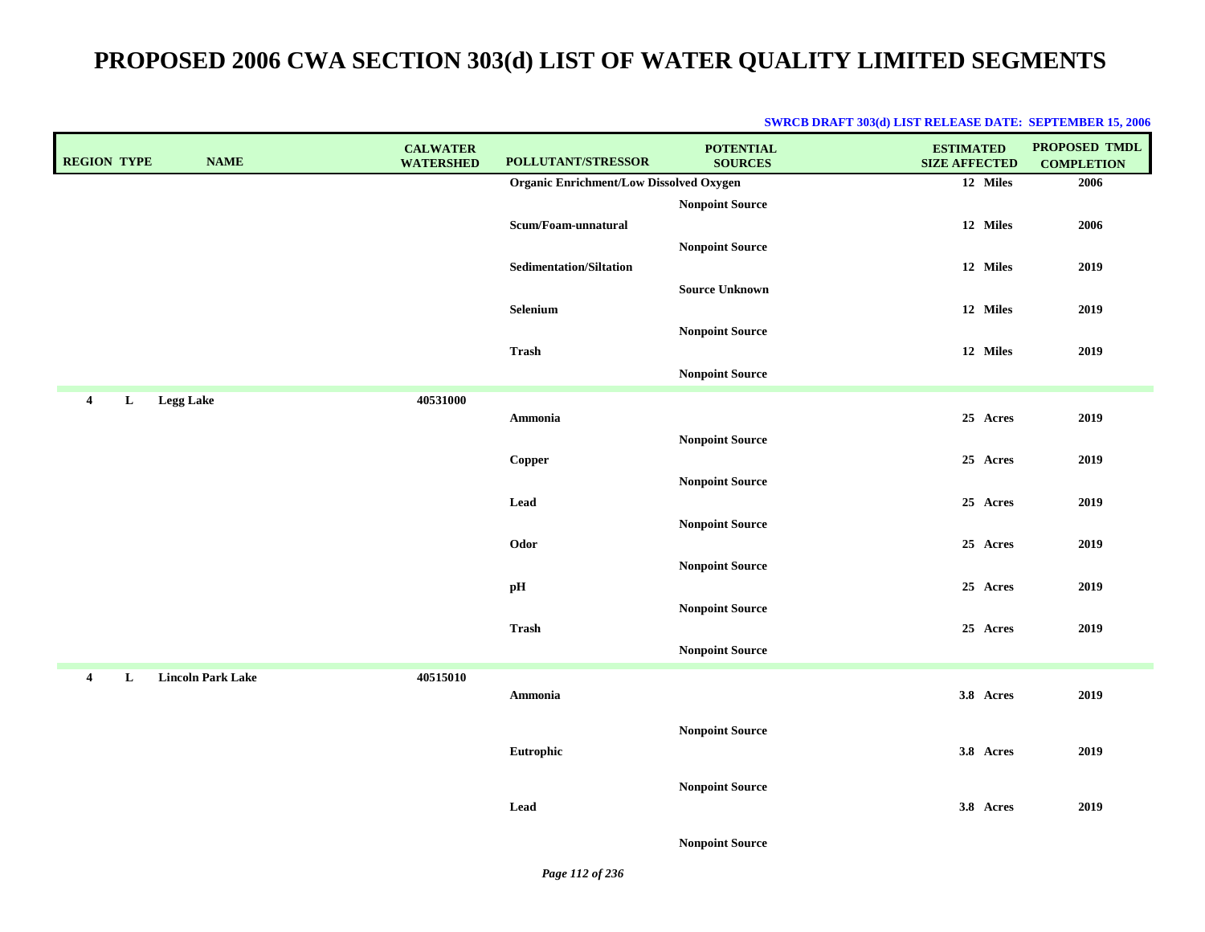# PROPOSED 2006 CWA SECTION 303(d) LIST OF WATER QUALITY LIMITED SEGMENTS

**SWRCB DRAFT 303(d) LIST RELEASE DATE: SEPTEMBER 15, 2006**

| REGION | TYPE | NAME | CALWATER WATERSHED | POLLUTANT/STRESSOR | POTENTIAL SOURCES | ESTIMATED SIZE AFFECTED | PROPOSED TMDL COMPLETION |
|---|---|---|---|---|---|---|---|
| | | | | Organic Enrichment/Low Dissolved Oxygen | | 12 Miles | 2006 |
| | | | | | Nonpoint Source | | |
| | | | | Scum/Foam-unnatural | | 12 Miles | 2006 |
| | | | | | Nonpoint Source | | |
| | | | | Sedimentation/Siltation | | 12 Miles | 2019 |
| | | | | | Source Unknown | | |
| | | | | Selenium | | 12 Miles | 2019 |
| | | | | | Nonpoint Source | | |
| | | | | Trash | | 12 Miles | 2019 |
| | | | | | Nonpoint Source | | |
| 4 | L | Legg Lake | 40531000 | | | | |
| | | | | Ammonia | | 25 Acres | 2019 |
| | | | | | Nonpoint Source | | |
| | | | | Copper | | 25 Acres | 2019 |
| | | | | | Nonpoint Source | | |
| | | | | Lead | | 25 Acres | 2019 |
| | | | | | Nonpoint Source | | |
| | | | | Odor | | 25 Acres | 2019 |
| | | | | | Nonpoint Source | | |
| | | | | pH | | 25 Acres | 2019 |
| | | | | | Nonpoint Source | | |
| | | | | Trash | | 25 Acres | 2019 |
| | | | | | Nonpoint Source | | |
| 4 | L | Lincoln Park Lake | 40515010 | | | | |
| | | | | Ammonia | | 3.8 Acres | 2019 |
| | | | | | Nonpoint Source | | |
| | | | | Eutrophic | | 3.8 Acres | 2019 |
| | | | | | Nonpoint Source | | |
| | | | | Lead | | 3.8 Acres | 2019 |
| | | | | | Nonpoint Source | | |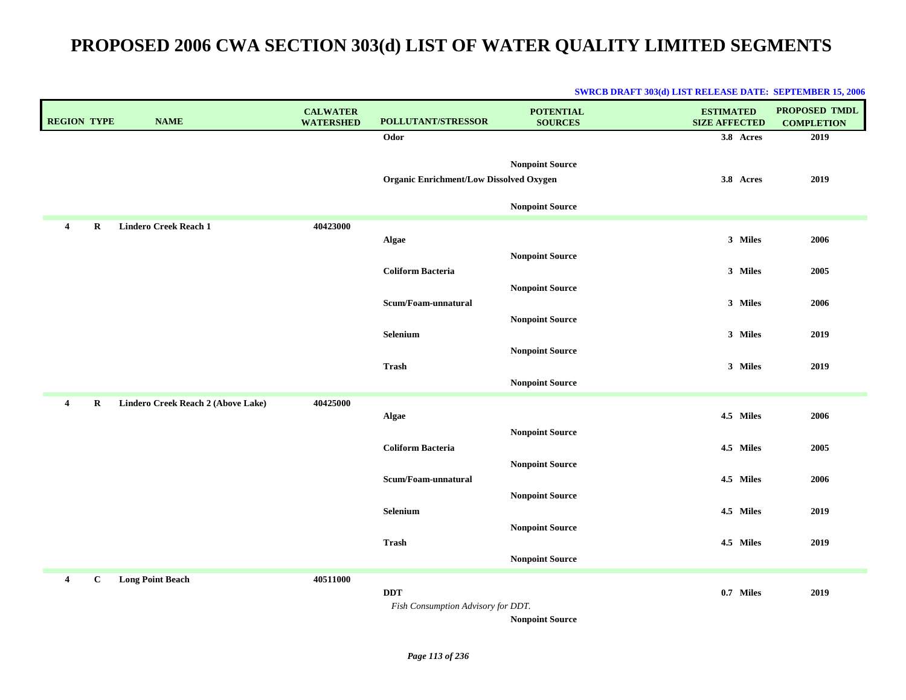# PROPOSED 2006 CWA SECTION 303(d) LIST OF WATER QUALITY LIMITED SEGMENTS

**SWRCB DRAFT 303(d) LIST RELEASE DATE: SEPTEMBER 15, 2006**

| REGION | TYPE | NAME | CALWATER WATERSHED | POLLUTANT/STRESSOR | POTENTIAL SOURCES | ESTIMATED SIZE AFFECTED | PROPOSED TMDL COMPLETION |
|---|---|---|---|---|---|---|---|
| | | | | **Odor** | | **3.8 Acres** | **2019** |
| | | | | | **Nonpoint Source** | | |
| | | | | **Organic Enrichment/Low Dissolved Oxygen** | | **3.8 Acres** | **2019** |
| | | | | | **Nonpoint Source** | | |
| **4** | **R** | **Lindero Creek Reach 1** | **40423000** | | | | |
| | | | | **Algae** | | **3 Miles** | **2006** |
| | | | | | **Nonpoint Source** | | |
| | | | | **Coliform Bacteria** | | **3 Miles** | **2005** |
| | | | | | **Nonpoint Source** | | |
| | | | | **Scum/Foam-unnatural** | | **3 Miles** | **2006** |
| | | | | | **Nonpoint Source** | | |
| | | | | **Selenium** | | **3 Miles** | **2019** |
| | | | | | **Nonpoint Source** | | |
| | | | | **Trash** | | **3 Miles** | **2019** |
| | | | | | **Nonpoint Source** | | |
| **4** | **R** | **Lindero Creek Reach 2 (Above Lake)** | **40425000** | | | | |
| | | | | **Algae** | | **4.5 Miles** | **2006** |
| | | | | | **Nonpoint Source** | | |
| | | | | **Coliform Bacteria** | | **4.5 Miles** | **2005** |
| | | | | | **Nonpoint Source** | | |
| | | | | **Scum/Foam-unnatural** | | **4.5 Miles** | **2006** |
| | | | | | **Nonpoint Source** | | |
| | | | | **Selenium** | | **4.5 Miles** | **2019** |
| | | | | | **Nonpoint Source** | | |
| | | | | **Trash** | | **4.5 Miles** | **2019** |
| | | | | | **Nonpoint Source** | | |
| **4** | **C** | **Long Point Beach** | **40511000** | | | | |
| | | | | **DDT** | | **0.7 Miles** | **2019** |
| | | | | *Fish Consumption Advisory for DDT.* | | | |
| | | | | | **Nonpoint Source** | | |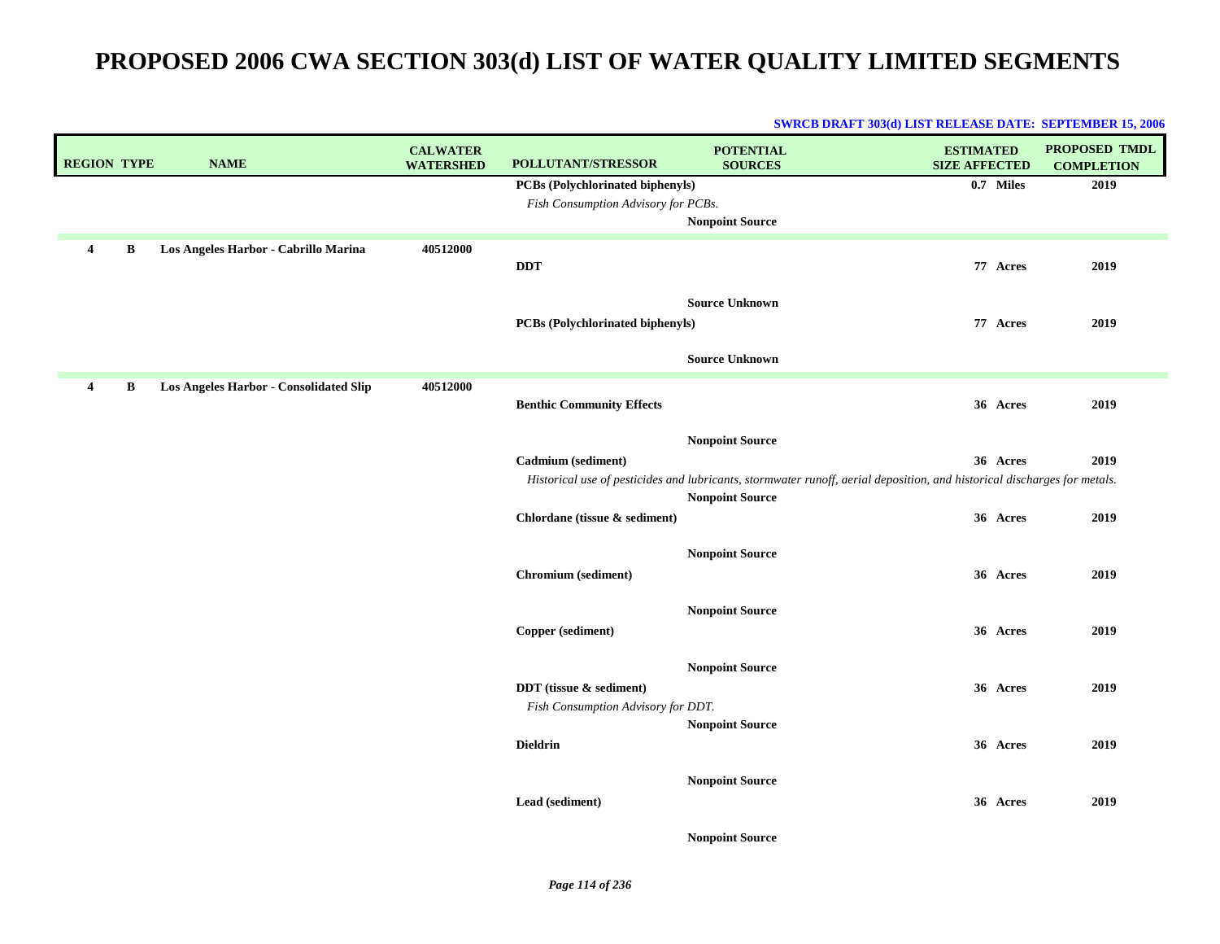# PROPOSED 2006 CWA SECTION 303(d) LIST OF WATER QUALITY LIMITED SEGMENTS

**SWRCB DRAFT 303(d) LIST RELEASE DATE: SEPTEMBER 15, 2006**

| REGION | TYPE | NAME | CALWATER WATERSHED | POLLUTANT/STRESSOR | POTENTIAL SOURCES | ESTIMATED SIZE AFFECTED | PROPOSED TMDL COMPLETION |
|---|---|---|---|---|---|---|---|
| | | | | **PCBs (Polychlorinated biphenyls)** | | **0.7 Miles** | **2019** |
| | | | | *Fish Consumption Advisory for PCBs.* | | | |
| | | | | | **Nonpoint Source** | | |
| **4** | **B** | **Los Angeles Harbor - Cabrillo Marina** | **40512000** | | | | |
| | | | | **DDT** | | **77 Acres** | **2019** |
| | | | | | **Source Unknown** | | |
| | | | | **PCBs (Polychlorinated biphenyls)** | | **77 Acres** | **2019** |
| | | | | | **Source Unknown** | | |
| **4** | **B** | **Los Angeles Harbor - Consolidated Slip** | **40512000** | | | | |
| | | | | **Benthic Community Effects** | | **36 Acres** | **2019** |
| | | | | | **Nonpoint Source** | | |
| | | | | **Cadmium (sediment)** | | **36 Acres** | **2019** |
| | | | | *Historical use of pesticides and lubricants, stormwater runoff, aerial deposition, and historical discharges for metals.* | | | |
| | | | | | **Nonpoint Source** | | |
| | | | | **Chlordane (tissue & sediment)** | | **36 Acres** | **2019** |
| | | | | | **Nonpoint Source** | | |
| | | | | **Chromium (sediment)** | | **36 Acres** | **2019** |
| | | | | | **Nonpoint Source** | | |
| | | | | **Copper (sediment)** | | **36 Acres** | **2019** |
| | | | | | **Nonpoint Source** | | |
| | | | | **DDT (tissue & sediment)** | | **36 Acres** | **2019** |
| | | | | *Fish Consumption Advisory for DDT.* | | | |
| | | | | | **Nonpoint Source** | | |
| | | | | **Dieldrin** | | **36 Acres** | **2019** |
| | | | | | **Nonpoint Source** | | |
| | | | | **Lead (sediment)** | | **36 Acres** | **2019** |
| | | | | | **Nonpoint Source** | | |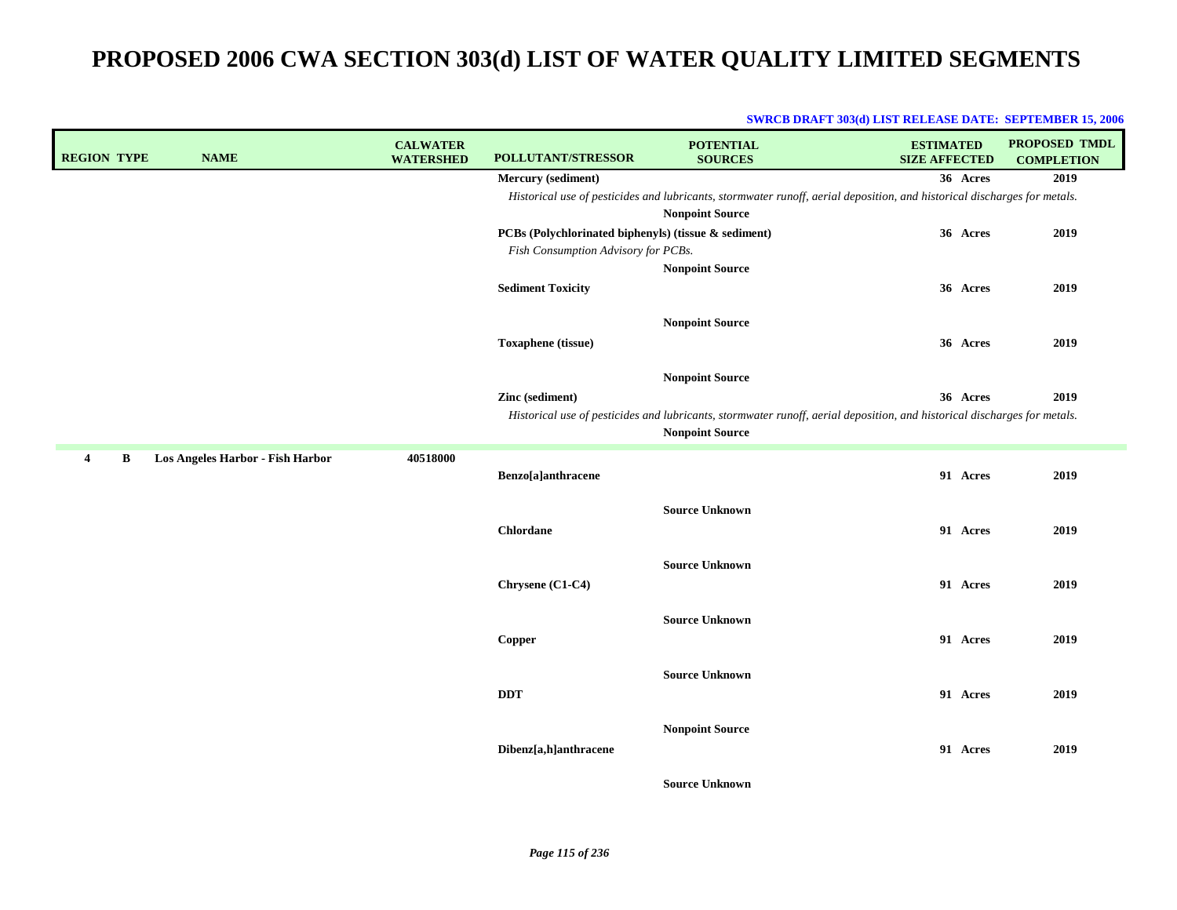# PROPOSED 2006 CWA SECTION 303(d) LIST OF WATER QUALITY LIMITED SEGMENTS

**SWRCB DRAFT 303(d) LIST RELEASE DATE: SEPTEMBER 15, 2006**

| REGION | TYPE | NAME | CALWATER WATERSHED | POLLUTANT/STRESSOR | POTENTIAL SOURCES | ESTIMATED SIZE AFFECTED | PROPOSED TMDL COMPLETION |
|---|---|---|---|---|---|---|---|
| | | | | **Mercury (sediment)** | | **36 Acres** | **2019** |
| | | | | *Historical use of pesticides and lubricants, stormwater runoff, aerial deposition, and historical discharges for metals.* | | | |
| | | | | | **Nonpoint Source** | | |
| | | | | **PCBs (Polychlorinated biphenyls) (tissue & sediment)** | | **36 Acres** | **2019** |
| | | | | *Fish Consumption Advisory for PCBs.* | | | |
| | | | | | **Nonpoint Source** | | |
| | | | | **Sediment Toxicity** | | **36 Acres** | **2019** |
| | | | | | **Nonpoint Source** | | |
| | | | | **Toxaphene (tissue)** | | **36 Acres** | **2019** |
| | | | | | **Nonpoint Source** | | |
| | | | | **Zinc (sediment)** | | **36 Acres** | **2019** |
| | | | | *Historical use of pesticides and lubricants, stormwater runoff, aerial deposition, and historical discharges for metals.* | | | |
| | | | | | **Nonpoint Source** | | |
| **4** | **B** | **Los Angeles Harbor - Fish Harbor** | **40518000** | | | | |
| | | | | **Benzo[a]anthracene** | | **91 Acres** | **2019** |
| | | | | | **Source Unknown** | | |
| | | | | **Chlordane** | | **91 Acres** | **2019** |
| | | | | | **Source Unknown** | | |
| | | | | **Chrysene (C1-C4)** | | **91 Acres** | **2019** |
| | | | | | **Source Unknown** | | |
| | | | | **Copper** | | **91 Acres** | **2019** |
| | | | | | **Source Unknown** | | |
| | | | | **DDT** | | **91 Acres** | **2019** |
| | | | | | **Nonpoint Source** | | |
| | | | | **Dibenz[a,h]anthracene** | | **91 Acres** | **2019** |
| | | | | | **Source Unknown** | | |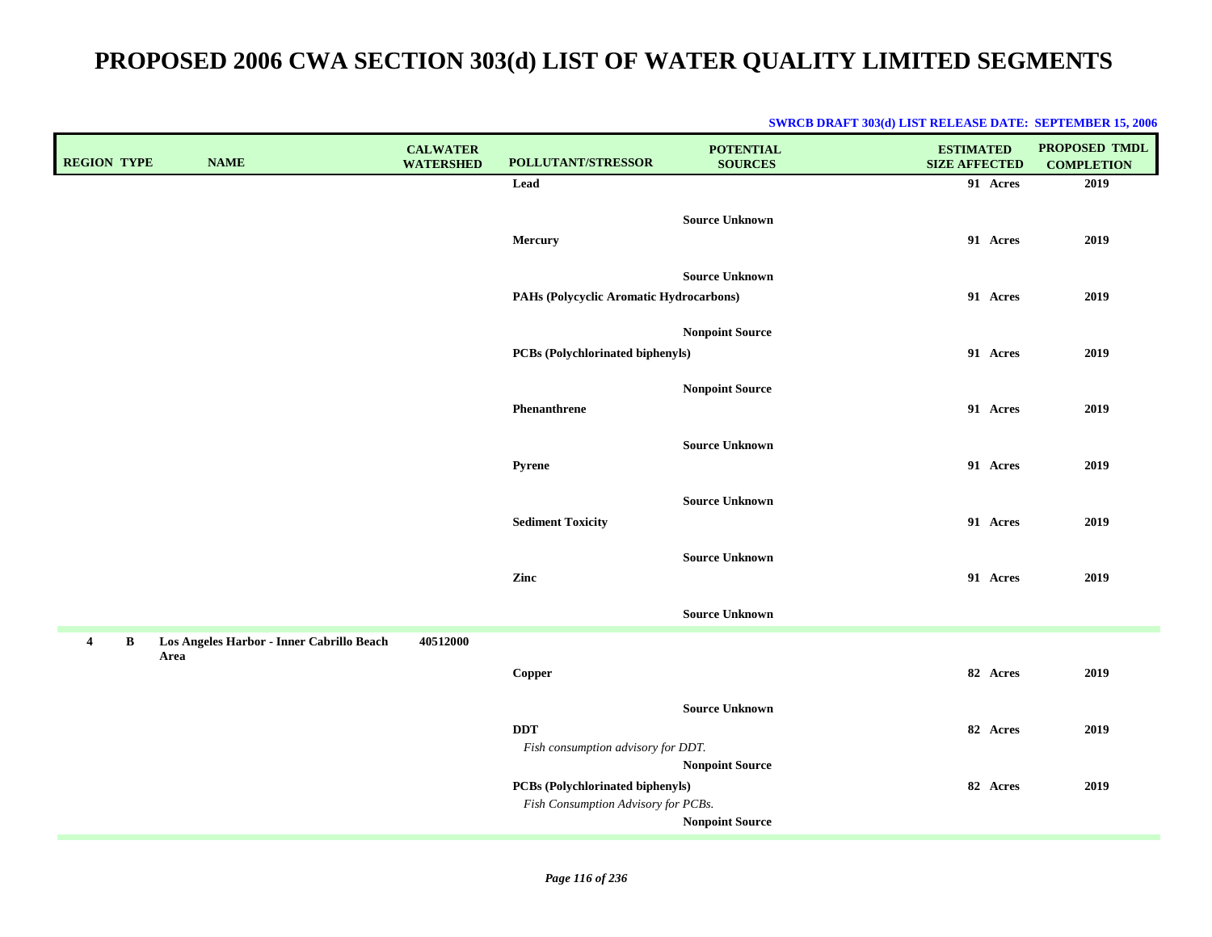# PROPOSED 2006 CWA SECTION 303(d) LIST OF WATER QUALITY LIMITED SEGMENTS

**SWRCB DRAFT 303(d) LIST RELEASE DATE: SEPTEMBER 15, 2006**

| REGION | TYPE | NAME | CALWATER WATERSHED | POLLUTANT/STRESSOR | POTENTIAL SOURCES | ESTIMATED SIZE AFFECTED | PROPOSED TMDL COMPLETION |
|---|---|---|---|---|---|---|---|
| | | | | **Lead** | | **91 Acres** | **2019** |
| | | | | | **Source Unknown** | | |
| | | | | **Mercury** | | **91 Acres** | **2019** |
| | | | | | **Source Unknown** | | |
| | | | | **PAHs (Polycyclic Aromatic Hydrocarbons)** | | **91 Acres** | **2019** |
| | | | | | **Nonpoint Source** | | |
| | | | | **PCBs (Polychlorinated biphenyls)** | | **91 Acres** | **2019** |
| | | | | | **Nonpoint Source** | | |
| | | | | **Phenanthrene** | | **91 Acres** | **2019** |
| | | | | | **Source Unknown** | | |
| | | | | **Pyrene** | | **91 Acres** | **2019** |
| | | | | | **Source Unknown** | | |
| | | | | **Sediment Toxicity** | | **91 Acres** | **2019** |
| | | | | | **Source Unknown** | | |
| | | | | **Zinc** | | **91 Acres** | **2019** |
| | | | | | **Source Unknown** | | |
| **4** | **B** | **Los Angeles Harbor - Inner Cabrillo Beach Area** | **40512000** | | | | |
| | | | | **Copper** | | **82 Acres** | **2019** |
| | | | | | **Source Unknown** | | |
| | | | | **DDT** *Fish consumption advisory for DDT.* | | **82 Acres** | **2019** |
| | | | | | **Nonpoint Source** | | |
| | | | | **PCBs (Polychlorinated biphenyls)** *Fish Consumption Advisory for PCBs.* | | **82 Acres** | **2019** |
| | | | | | **Nonpoint Source** | | |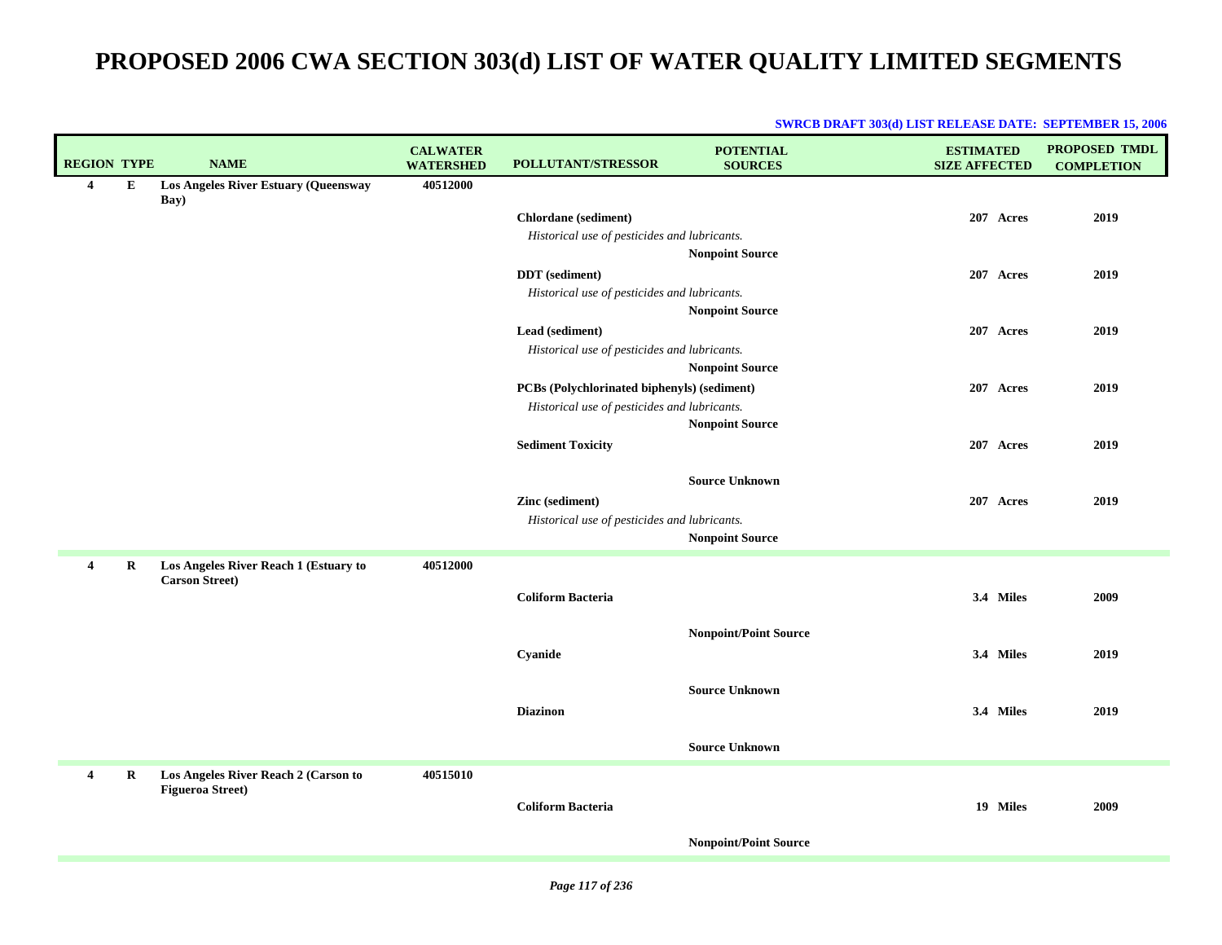# PROPOSED 2006 CWA SECTION 303(d) LIST OF WATER QUALITY LIMITED SEGMENTS

**SWRCB DRAFT 303(d) LIST RELEASE DATE: SEPTEMBER 15, 2006**

| REGION | TYPE | NAME | CALWATER WATERSHED | POLLUTANT/STRESSOR | POTENTIAL SOURCES | ESTIMATED SIZE AFFECTED | PROPOSED TMDL COMPLETION |
|---|---|---|---|---|---|---|---|
| **4** | **E** | **Los Angeles River Estuary (Queensway Bay)** | **40512000** | | | | |
| | | | | **Chlordane (sediment)** | | **207 Acres** | **2019** |
| | | | | *Historical use of pesticides and lubricants.* | | | |
| | | | | | **Nonpoint Source** | | |
| | | | | **DDT (sediment)** | | **207 Acres** | **2019** |
| | | | | *Historical use of pesticides and lubricants.* | | | |
| | | | | | **Nonpoint Source** | | |
| | | | | **Lead (sediment)** | | **207 Acres** | **2019** |
| | | | | *Historical use of pesticides and lubricants.* | | | |
| | | | | | **Nonpoint Source** | | |
| | | | | **PCBs (Polychlorinated biphenyls) (sediment)** | | **207 Acres** | **2019** |
| | | | | *Historical use of pesticides and lubricants.* | | | |
| | | | | | **Nonpoint Source** | | |
| | | | | **Sediment Toxicity** | | **207 Acres** | **2019** |
| | | | | | **Source Unknown** | | |
| | | | | **Zinc (sediment)** | | **207 Acres** | **2019** |
| | | | | *Historical use of pesticides and lubricants.* | | | |
| | | | | | **Nonpoint Source** | | |
| **4** | **R** | **Los Angeles River Reach 1 (Estuary to Carson Street)** | **40512000** | | | | |
| | | | | **Coliform Bacteria** | | **3.4 Miles** | **2009** |
| | | | | | **Nonpoint/Point Source** | | |
| | | | | **Cyanide** | | **3.4 Miles** | **2019** |
| | | | | | **Source Unknown** | | |
| | | | | **Diazinon** | | **3.4 Miles** | **2019** |
| | | | | | **Source Unknown** | | |
| **4** | **R** | **Los Angeles River Reach 2 (Carson to Figueroa Street)** | **40515010** | | | | |
| | | | | **Coliform Bacteria** | | **19 Miles** | **2009** |
| | | | | | **Nonpoint/Point Source** | | |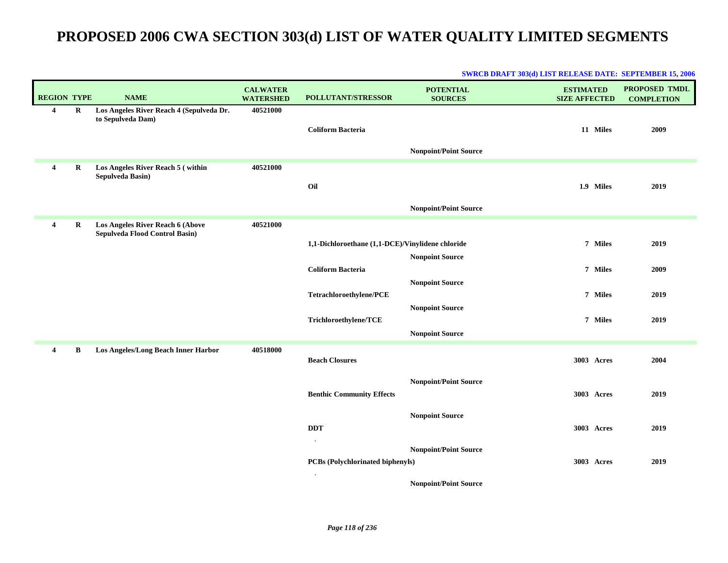# PROPOSED 2006 CWA SECTION 303(d) LIST OF WATER QUALITY LIMITED SEGMENTS

**SWRCB DRAFT 303(d) LIST RELEASE DATE: SEPTEMBER 15, 2006**

| REGION | TYPE | NAME | CALWATER WATERSHED | POLLUTANT/STRESSOR | POTENTIAL SOURCES | ESTIMATED SIZE AFFECTED | PROPOSED TMDL COMPLETION |
|---|---|---|---|---|---|---|---|
| 4 | R | Los Angeles River Reach 4 (Sepulveda Dr. to Sepulveda Dam) | 40521000 | | | | |
| | | | | Coliform Bacteria | | 11 Miles | 2009 |
| | | | | | Nonpoint/Point Source | | |
| 4 | R | Los Angeles River Reach 5 ( within Sepulveda Basin) | 40521000 | | | | |
| | | | | Oil | | 1.9 Miles | 2019 |
| | | | | | Nonpoint/Point Source | | |
| 4 | R | Los Angeles River Reach 6 (Above Sepulveda Flood Control Basin) | 40521000 | | | | |
| | | | | 1,1-Dichloroethane (1,1-DCE)/Vinylidene chloride | | 7 Miles | 2019 |
| | | | | | Nonpoint Source | | |
| | | | | Coliform Bacteria | | 7 Miles | 2009 |
| | | | | | Nonpoint Source | | |
| | | | | Tetrachloroethylene/PCE | | 7 Miles | 2019 |
| | | | | | Nonpoint Source | | |
| | | | | Trichloroethylene/TCE | | 7 Miles | 2019 |
| | | | | | Nonpoint Source | | |
| 4 | B | Los Angeles/Long Beach Inner Harbor | 40518000 | | | | |
| | | | | Beach Closures | | 3003 Acres | 2004 |
| | | | | | Nonpoint/Point Source | | |
| | | | | Benthic Community Effects | | 3003 Acres | 2019 |
| | | | | | Nonpoint Source | | |
| | | | | DDT | | 3003 Acres | 2019 |
| | | | | . | | | |
| | | | | | Nonpoint/Point Source | | |
| | | | | PCBs (Polychlorinated biphenyls) | | 3003 Acres | 2019 |
| | | | | . | | | |
| | | | | | Nonpoint/Point Source | | |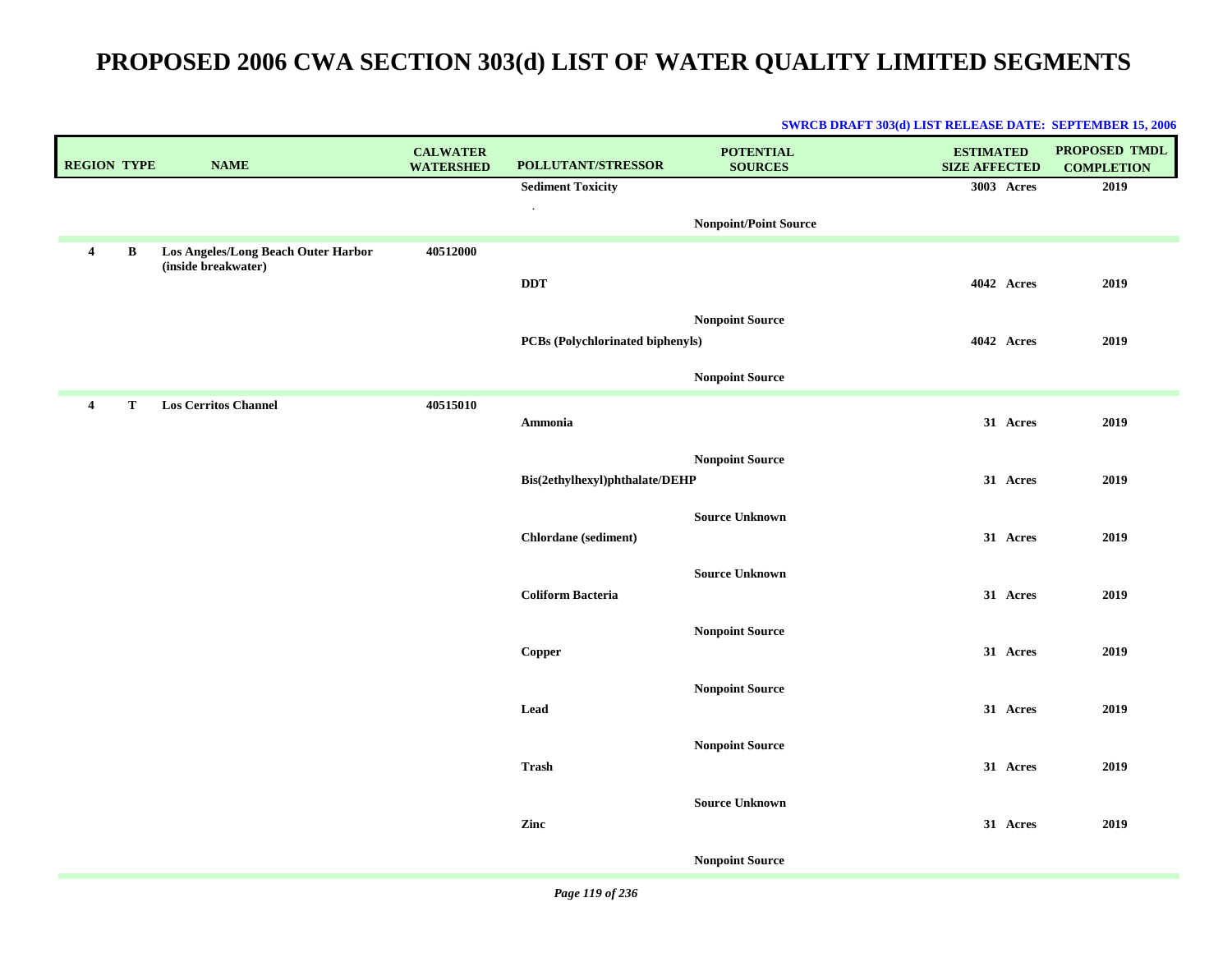# PROPOSED 2006 CWA SECTION 303(d) LIST OF WATER QUALITY LIMITED SEGMENTS

**SWRCB DRAFT 303(d) LIST RELEASE DATE: SEPTEMBER 15, 2006**

| REGION | TYPE | NAME | CALWATER WATERSHED | POLLUTANT/STRESSOR | POTENTIAL SOURCES | ESTIMATED SIZE AFFECTED | PROPOSED TMDL COMPLETION |
|---|---|---|---|---|---|---|---|
| | | | | **Sediment Toxicity** | | **3003 Acres** | **2019** |
| | | | | . | **Nonpoint/Point Source** | | |
| **4** | **B** | **Los Angeles/Long Beach Outer Harbor (inside breakwater)** | **40512000** | | | | |
| | | | | **DDT** | | **4042 Acres** | **2019** |
| | | | | | **Nonpoint Source** | | |
| | | | | **PCBs (Polychlorinated biphenyls)** | | **4042 Acres** | **2019** |
| | | | | | **Nonpoint Source** | | |
| **4** | **T** | **Los Cerritos Channel** | **40515010** | | | | |
| | | | | **Ammonia** | | **31 Acres** | **2019** |
| | | | | | **Nonpoint Source** | | |
| | | | | **Bis(2ethylhexyl)phthalate/DEHP** | | **31 Acres** | **2019** |
| | | | | | **Source Unknown** | | |
| | | | | **Chlordane (sediment)** | | **31 Acres** | **2019** |
| | | | | | **Source Unknown** | | |
| | | | | **Coliform Bacteria** | | **31 Acres** | **2019** |
| | | | | | **Nonpoint Source** | | |
| | | | | **Copper** | | **31 Acres** | **2019** |
| | | | | | **Nonpoint Source** | | |
| | | | | **Lead** | | **31 Acres** | **2019** |
| | | | | | **Nonpoint Source** | | |
| | | | | **Trash** | | **31 Acres** | **2019** |
| | | | | | **Source Unknown** | | |
| | | | | **Zinc** | | **31 Acres** | **2019** |
| | | | | | **Nonpoint Source** | | |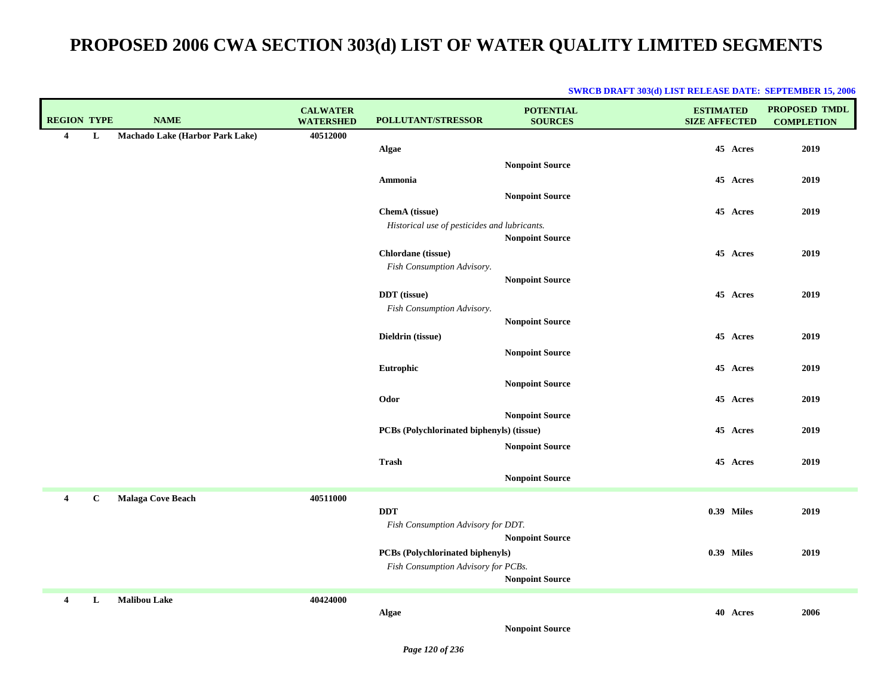# PROPOSED 2006 CWA SECTION 303(d) LIST OF WATER QUALITY LIMITED SEGMENTS

**SWRCB DRAFT 303(d) LIST RELEASE DATE: SEPTEMBER 15, 2006**

| REGION | TYPE | NAME | CALWATER WATERSHED | POLLUTANT/STRESSOR | POTENTIAL SOURCES | ESTIMATED SIZE AFFECTED | PROPOSED TMDL COMPLETION |
|---|---|---|---|---|---|---|---|
| **4** | **L** | **Machado Lake (Harbor Park Lake)** | **40512000** | | | | |
| | | | | **Algae** | | **45 Acres** | **2019** |
| | | | | | **Nonpoint Source** | | |
| | | | | **Ammonia** | | **45 Acres** | **2019** |
| | | | | | **Nonpoint Source** | | |
| | | | | **ChemA (tissue)** *Historical use of pesticides and lubricants.* | | **45 Acres** | **2019** |
| | | | | | **Nonpoint Source** | | |
| | | | | **Chlordane (tissue)** *Fish Consumption Advisory.* | | **45 Acres** | **2019** |
| | | | | | **Nonpoint Source** | | |
| | | | | **DDT (tissue)** *Fish Consumption Advisory.* | | **45 Acres** | **2019** |
| | | | | | **Nonpoint Source** | | |
| | | | | **Dieldrin (tissue)** | | **45 Acres** | **2019** |
| | | | | | **Nonpoint Source** | | |
| | | | | **Eutrophic** | | **45 Acres** | **2019** |
| | | | | | **Nonpoint Source** | | |
| | | | | **Odor** | | **45 Acres** | **2019** |
| | | | | | **Nonpoint Source** | | |
| | | | | **PCBs (Polychlorinated biphenyls) (tissue)** | | **45 Acres** | **2019** |
| | | | | | **Nonpoint Source** | | |
| | | | | **Trash** | | **45 Acres** | **2019** |
| | | | | | **Nonpoint Source** | | |
| **4** | **C** | **Malaga Cove Beach** | **40511000** | | | | |
| | | | | **DDT** *Fish Consumption Advisory for DDT.* | | **0.39 Miles** | **2019** |
| | | | | | **Nonpoint Source** | | |
| | | | | **PCBs (Polychlorinated biphenyls)** *Fish Consumption Advisory for PCBs.* | | **0.39 Miles** | **2019** |
| | | | | | **Nonpoint Source** | | |
| **4** | **L** | **Malibou Lake** | **40424000** | | | | |
| | | | | **Algae** | | **40 Acres** | **2006** |
| | | | | | **Nonpoint Source** | | |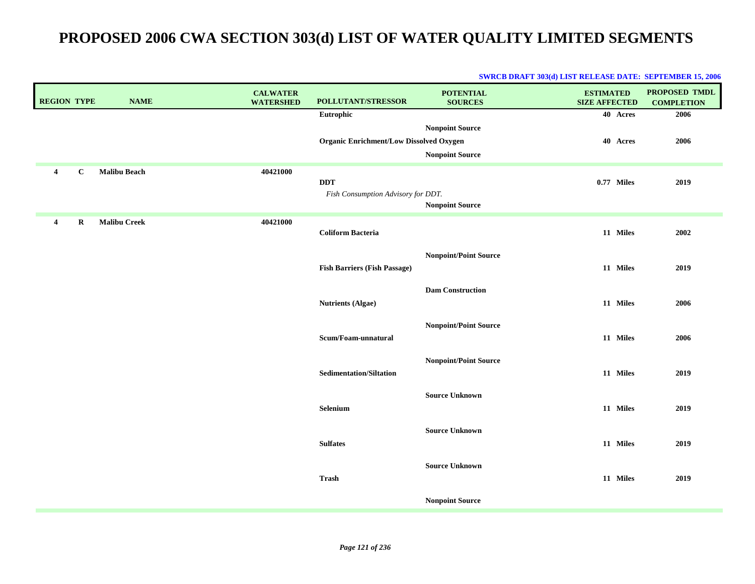# PROPOSED 2006 CWA SECTION 303(d) LIST OF WATER QUALITY LIMITED SEGMENTS

**SWRCB DRAFT 303(d) LIST RELEASE DATE: SEPTEMBER 15, 2006**

| REGION | TYPE | NAME | CALWATER WATERSHED | POLLUTANT/STRESSOR | POTENTIAL SOURCES | ESTIMATED SIZE AFFECTED | PROPOSED TMDL COMPLETION |
|---|---|---|---|---|---|---|---|
| | | | | **Eutrophic** | | **40 Acres** | **2006** |
| | | | | | **Nonpoint Source** | | |
| | | | | **Organic Enrichment/Low Dissolved Oxygen** | | **40 Acres** | **2006** |
| | | | | | **Nonpoint Source** | | |
| **4** | **C** | **Malibu Beach** | **40421000** | | | | |
| | | | | **DDT** | | **0.77 Miles** | **2019** |
| | | | | *Fish Consumption Advisory for DDT.* | | | |
| | | | | | **Nonpoint Source** | | |
| **4** | **R** | **Malibu Creek** | **40421000** | | | | |
| | | | | **Coliform Bacteria** | | **11 Miles** | **2002** |
| | | | | | **Nonpoint/Point Source** | | |
| | | | | **Fish Barriers (Fish Passage)** | | **11 Miles** | **2019** |
| | | | | | **Dam Construction** | | |
| | | | | **Nutrients (Algae)** | | **11 Miles** | **2006** |
| | | | | | **Nonpoint/Point Source** | | |
| | | | | **Scum/Foam-unnatural** | | **11 Miles** | **2006** |
| | | | | | **Nonpoint/Point Source** | | |
| | | | | **Sedimentation/Siltation** | | **11 Miles** | **2019** |
| | | | | | **Source Unknown** | | |
| | | | | **Selenium** | | **11 Miles** | **2019** |
| | | | | | **Source Unknown** | | |
| | | | | **Sulfates** | | **11 Miles** | **2019** |
| | | | | | **Source Unknown** | | |
| | | | | **Trash** | | **11 Miles** | **2019** |
| | | | | | **Nonpoint Source** | | |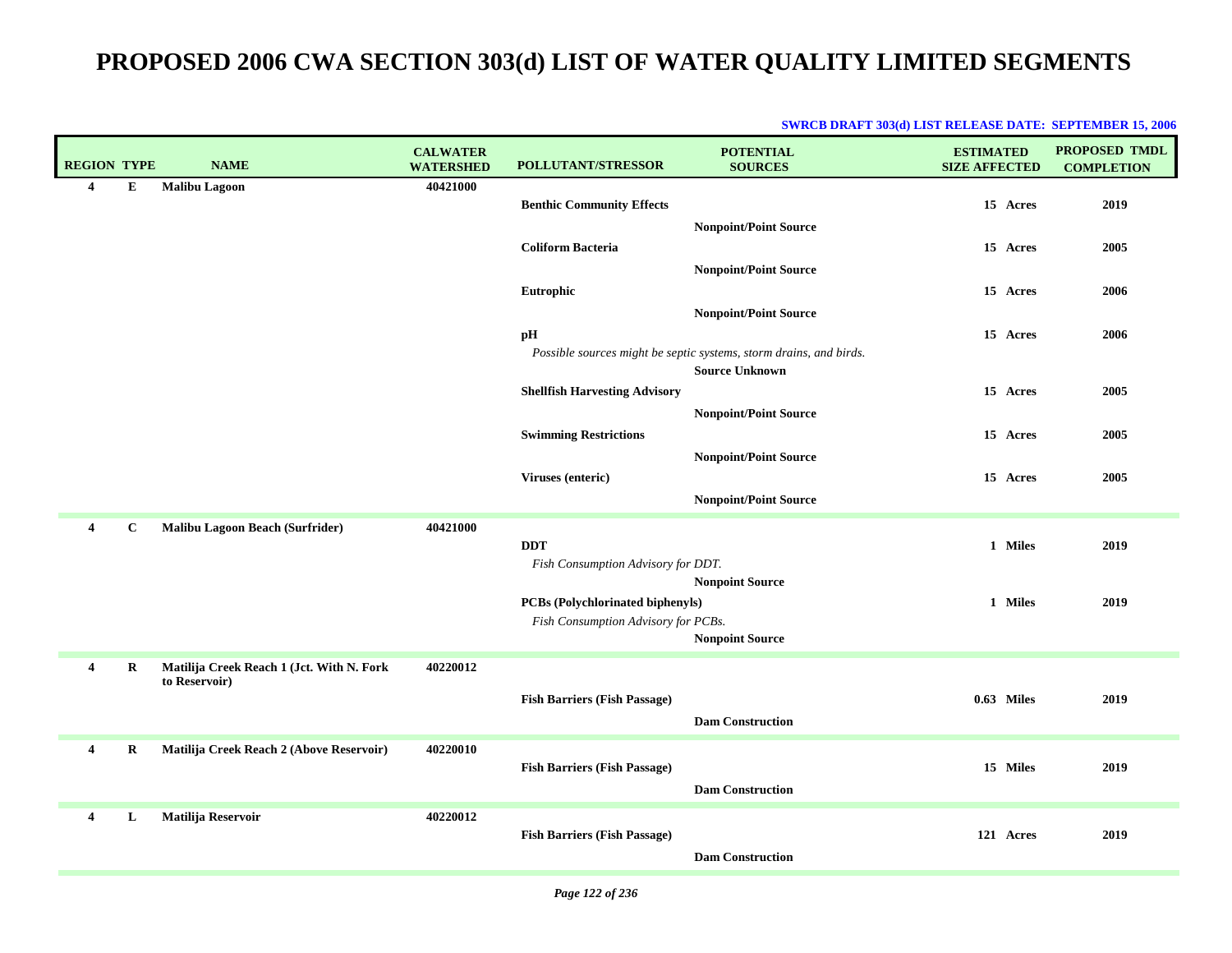# PROPOSED 2006 CWA SECTION 303(d) LIST OF WATER QUALITY LIMITED SEGMENTS

**SWRCB DRAFT 303(d) LIST RELEASE DATE: SEPTEMBER 15, 2006**

| REGION | TYPE | NAME | CALWATER WATERSHED | POLLUTANT/STRESSOR | POTENTIAL SOURCES | ESTIMATED SIZE AFFECTED | PROPOSED TMDL COMPLETION |
|---|---|---|---|---|---|---|---|
| 4 | E | Malibu Lagoon | 40421000 | | | | |
| | | | | Benthic Community Effects | | 15 Acres | 2019 |
| | | | | | Nonpoint/Point Source | | |
| | | | | Coliform Bacteria | | 15 Acres | 2005 |
| | | | | | Nonpoint/Point Source | | |
| | | | | Eutrophic | | 15 Acres | 2006 |
| | | | | | Nonpoint/Point Source | | |
| | | | | pH | | 15 Acres | 2006 |
| | | | | *Possible sources might be septic systems, storm drains, and birds.* | | | |
| | | | | | Source Unknown | | |
| | | | | Shellfish Harvesting Advisory | | 15 Acres | 2005 |
| | | | | | Nonpoint/Point Source | | |
| | | | | Swimming Restrictions | | 15 Acres | 2005 |
| | | | | | Nonpoint/Point Source | | |
| | | | | Viruses (enteric) | | 15 Acres | 2005 |
| | | | | | Nonpoint/Point Source | | |
| 4 | C | Malibu Lagoon Beach (Surfrider) | 40421000 | | | | |
| | | | | DDT | | 1 Miles | 2019 |
| | | | | *Fish Consumption Advisory for DDT.* | | | |
| | | | | | Nonpoint Source | | |
| | | | | PCBs (Polychlorinated biphenyls) | | 1 Miles | 2019 |
| | | | | *Fish Consumption Advisory for PCBs.* | | | |
| | | | | | Nonpoint Source | | |
| 4 | R | Matilija Creek Reach 1 (Jct. With N. Fork to Reservoir) | 40220012 | | | | |
| | | | | Fish Barriers (Fish Passage) | | 0.63 Miles | 2019 |
| | | | | | Dam Construction | | |
| 4 | R | Matilija Creek Reach 2 (Above Reservoir) | 40220010 | | | | |
| | | | | Fish Barriers (Fish Passage) | | 15 Miles | 2019 |
| | | | | | Dam Construction | | |
| 4 | L | Matilija Reservoir | 40220012 | | | | |
| | | | | Fish Barriers (Fish Passage) | | 121 Acres | 2019 |
| | | | | | Dam Construction | | |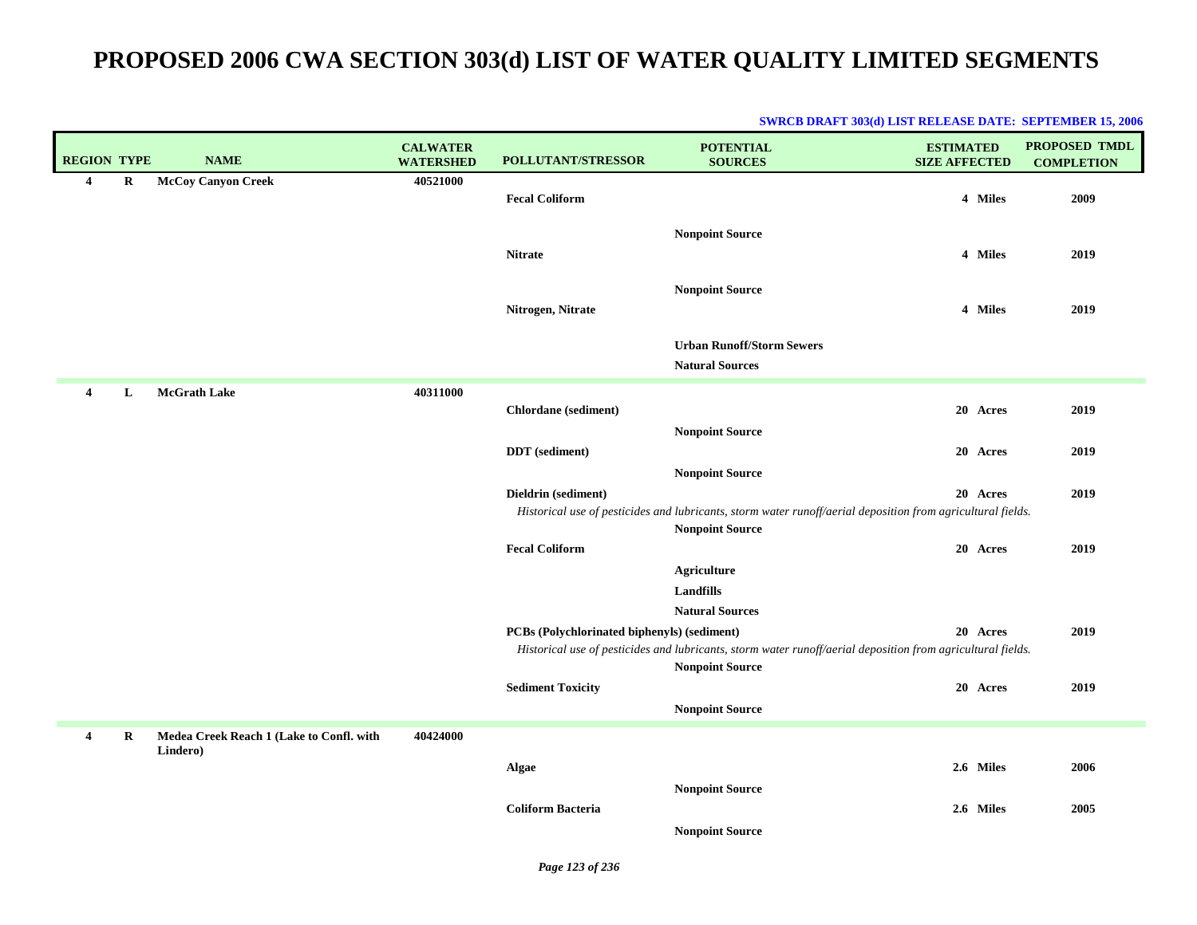# PROPOSED 2006 CWA SECTION 303(d) LIST OF WATER QUALITY LIMITED SEGMENTS

**SWRCB DRAFT 303(d) LIST RELEASE DATE: SEPTEMBER 15, 2006**

| REGION | TYPE | NAME | CALWATER WATERSHED | POLLUTANT/STRESSOR | POTENTIAL SOURCES | ESTIMATED SIZE AFFECTED | PROPOSED TMDL COMPLETION |
|---|---|---|---|---|---|---|---|
| **4** | **R** | **McCoy Canyon Creek** | **40521000** | | | | |
| | | | | **Fecal Coliform** | | **4 Miles** | **2009** |
| | | | | | **Nonpoint Source** | | |
| | | | | **Nitrate** | | **4 Miles** | **2019** |
| | | | | | **Nonpoint Source** | | |
| | | | | **Nitrogen, Nitrate** | | **4 Miles** | **2019** |
| | | | | | **Urban Runoff/Storm Sewers** | | |
| | | | | | **Natural Sources** | | |
| **4** | **L** | **McGrath Lake** | **40311000** | | | | |
| | | | | **Chlordane (sediment)** | | **20 Acres** | **2019** |
| | | | | | **Nonpoint Source** | | |
| | | | | **DDT (sediment)** | | **20 Acres** | **2019** |
| | | | | | **Nonpoint Source** | | |
| | | | | **Dieldrin (sediment)** | | **20 Acres** | **2019** |
| | | | | *Historical use of pesticides and lubricants, storm water runoff/aerial deposition from agricultural fields.* | | | |
| | | | | | **Nonpoint Source** | | |
| | | | | **Fecal Coliform** | | **20 Acres** | **2019** |
| | | | | | **Agriculture** | | |
| | | | | | **Landfills** | | |
| | | | | | **Natural Sources** | | |
| | | | | **PCBs (Polychlorinated biphenyls) (sediment)** | | **20 Acres** | **2019** |
| | | | | *Historical use of pesticides and lubricants, storm water runoff/aerial deposition from agricultural fields.* | | | |
| | | | | | **Nonpoint Source** | | |
| | | | | **Sediment Toxicity** | | **20 Acres** | **2019** |
| | | | | | **Nonpoint Source** | | |
| **4** | **R** | **Medea Creek Reach 1 (Lake to Confl. with Lindero)** | **40424000** | | | | |
| | | | | **Algae** | | **2.6 Miles** | **2006** |
| | | | | | **Nonpoint Source** | | |
| | | | | **Coliform Bacteria** | | **2.6 Miles** | **2005** |
| | | | | | **Nonpoint Source** | | |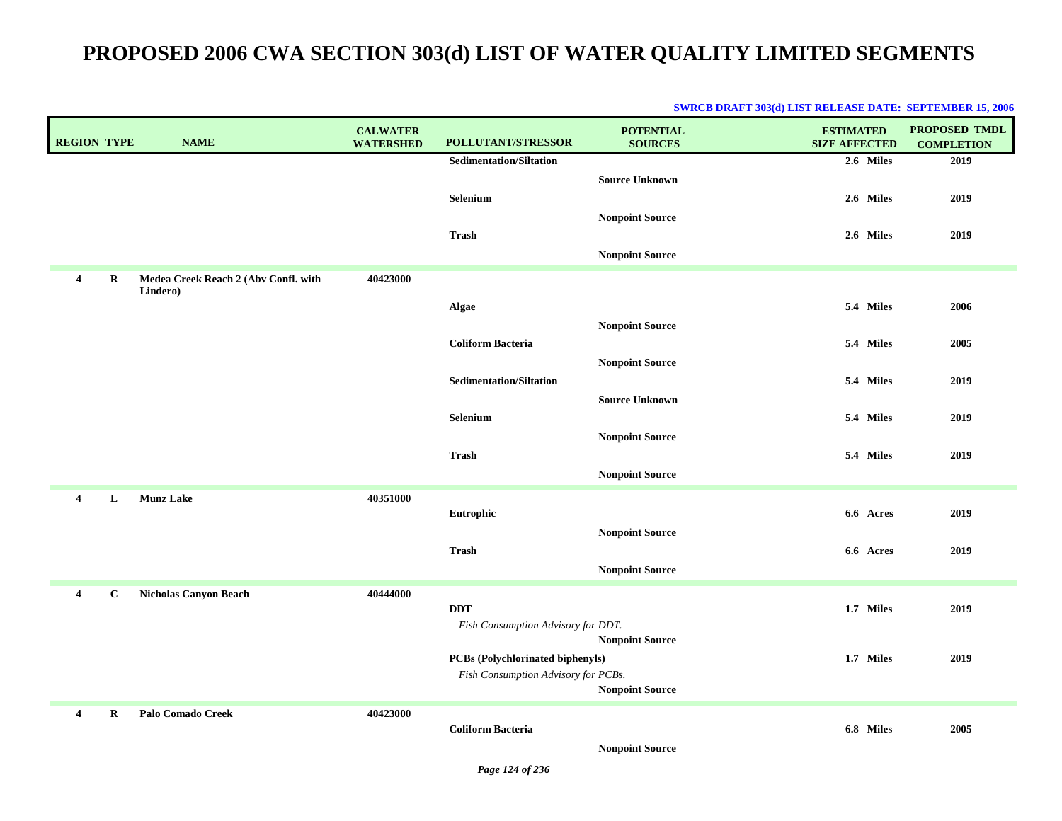# PROPOSED 2006 CWA SECTION 303(d) LIST OF WATER QUALITY LIMITED SEGMENTS

**SWRCB DRAFT 303(d) LIST RELEASE DATE: SEPTEMBER 15, 2006**

| REGION | TYPE | NAME | CALWATER WATERSHED | POLLUTANT/STRESSOR | POTENTIAL SOURCES | ESTIMATED SIZE AFFECTED | PROPOSED TMDL COMPLETION |
|---|---|---|---|---|---|---|---|
| | | | | **Sedimentation/Siltation** | | **2.6 Miles** | **2019** |
| | | | | | **Source Unknown** | | |
| | | | | **Selenium** | | **2.6 Miles** | **2019** |
| | | | | | **Nonpoint Source** | | |
| | | | | **Trash** | | **2.6 Miles** | **2019** |
| | | | | | **Nonpoint Source** | | |
| **4** | **R** | **Medea Creek Reach 2 (Abv Confl. with Lindero)** | **40423000** | | | | |
| | | | | **Algae** | | **5.4 Miles** | **2006** |
| | | | | | **Nonpoint Source** | | |
| | | | | **Coliform Bacteria** | | **5.4 Miles** | **2005** |
| | | | | | **Nonpoint Source** | | |
| | | | | **Sedimentation/Siltation** | | **5.4 Miles** | **2019** |
| | | | | | **Source Unknown** | | |
| | | | | **Selenium** | | **5.4 Miles** | **2019** |
| | | | | | **Nonpoint Source** | | |
| | | | | **Trash** | | **5.4 Miles** | **2019** |
| | | | | | **Nonpoint Source** | | |
| **4** | **L** | **Munz Lake** | **40351000** | | | | |
| | | | | **Eutrophic** | | **6.6 Acres** | **2019** |
| | | | | | **Nonpoint Source** | | |
| | | | | **Trash** | | **6.6 Acres** | **2019** |
| | | | | | **Nonpoint Source** | | |
| **4** | **C** | **Nicholas Canyon Beach** | **40444000** | | | | |
| | | | | **DDT** | | **1.7 Miles** | **2019** |
| | | | | *Fish Consumption Advisory for DDT.* | | | |
| | | | | | **Nonpoint Source** | | |
| | | | | **PCBs (Polychlorinated biphenyls)** | | **1.7 Miles** | **2019** |
| | | | | *Fish Consumption Advisory for PCBs.* | | | |
| | | | | | **Nonpoint Source** | | |
| **4** | **R** | **Palo Comado Creek** | **40423000** | | | | |
| | | | | **Coliform Bacteria** | | **6.8 Miles** | **2005** |
| | | | | | **Nonpoint Source** | | |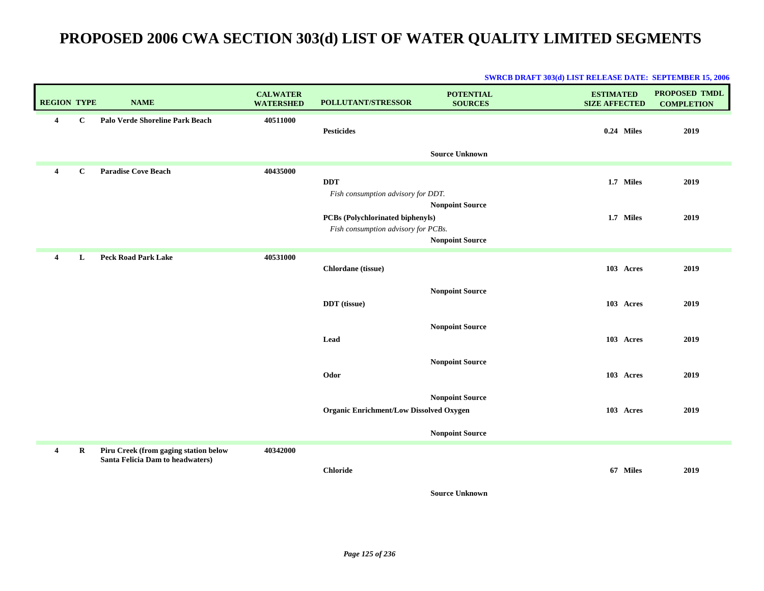# PROPOSED 2006 CWA SECTION 303(d) LIST OF WATER QUALITY LIMITED SEGMENTS

**SWRCB DRAFT 303(d) LIST RELEASE DATE: SEPTEMBER 15, 2006**

| REGION | TYPE | NAME | CALWATER WATERSHED | POLLUTANT/STRESSOR | POTENTIAL SOURCES | ESTIMATED SIZE AFFECTED | PROPOSED TMDL COMPLETION |
|---|---|---|---|---|---|---|---|
| 4 | C | Palo Verde Shoreline Park Beach | 40511000 | Pesticides | | 0.24 Miles | 2019 |
| | | | | | Source Unknown | | |
| 4 | C | Paradise Cove Beach | 40435000 | DDT | | 1.7 Miles | 2019 |
| | | | | *Fish consumption advisory for DDT.* | Nonpoint Source | | |
| | | | | PCBs (Polychlorinated biphenyls) | | 1.7 Miles | 2019 |
| | | | | *Fish consumption advisory for PCBs.* | Nonpoint Source | | |
| 4 | L | Peck Road Park Lake | 40531000 | Chlordane (tissue) | | 103 Acres | 2019 |
| | | | | | Nonpoint Source | | |
| | | | | DDT (tissue) | | 103 Acres | 2019 |
| | | | | | Nonpoint Source | | |
| | | | | Lead | | 103 Acres | 2019 |
| | | | | | Nonpoint Source | | |
| | | | | Odor | | 103 Acres | 2019 |
| | | | | | Nonpoint Source | | |
| | | | | Organic Enrichment/Low Dissolved Oxygen | | 103 Acres | 2019 |
| | | | | | Nonpoint Source | | |
| 4 | R | Piru Creek (from gaging station below Santa Felicia Dam to headwaters) | 40342000 | Chloride | | 67 Miles | 2019 |
| | | | | | Source Unknown | | |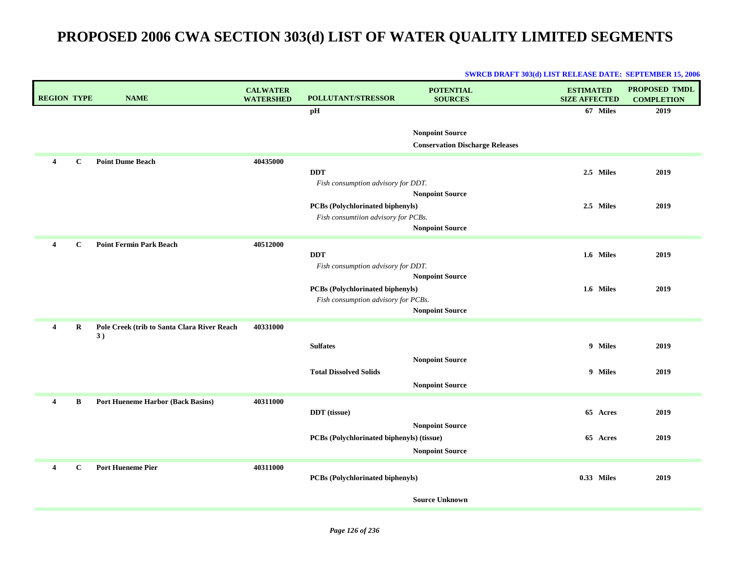# PROPOSED 2006 CWA SECTION 303(d) LIST OF WATER QUALITY LIMITED SEGMENTS

**SWRCB DRAFT 303(d) LIST RELEASE DATE: SEPTEMBER 15, 2006**

| REGION | TYPE | NAME | CALWATER WATERSHED | POLLUTANT/STRESSOR | POTENTIAL SOURCES | ESTIMATED SIZE AFFECTED | PROPOSED TMDL COMPLETION |
|---|---|---|---|---|---|---|---|
| | | | | **pH** | | **67 Miles** | **2019** |
| | | | | | **Nonpoint Source** | | |
| | | | | | **Conservation Discharge Releases** | | |
| **4** | **C** | **Point Dume Beach** | **40435000** | | | | |
| | | | | **DDT** | | **2.5 Miles** | **2019** |
| | | | | *Fish consumption advisory for DDT.* | | | |
| | | | | | **Nonpoint Source** | | |
| | | | | **PCBs (Polychlorinated biphenyls)** | | **2.5 Miles** | **2019** |
| | | | | *Fish consumtiion advisory for PCBs.* | | | |
| | | | | | **Nonpoint Source** | | |
| **4** | **C** | **Point Fermin Park Beach** | **40512000** | | | | |
| | | | | **DDT** | | **1.6 Miles** | **2019** |
| | | | | *Fish consumption advisory for DDT.* | | | |
| | | | | | **Nonpoint Source** | | |
| | | | | **PCBs (Polychlorinated biphenyls)** | | **1.6 Miles** | **2019** |
| | | | | *Fish consumption advisory for PCBs.* | | | |
| | | | | | **Nonpoint Source** | | |
| **4** | **R** | **Pole Creek (trib to Santa Clara River Reach 3 )** | **40331000** | | | | |
| | | | | **Sulfates** | | **9 Miles** | **2019** |
| | | | | | **Nonpoint Source** | | |
| | | | | **Total Dissolved Solids** | | **9 Miles** | **2019** |
| | | | | | **Nonpoint Source** | | |
| **4** | **B** | **Port Hueneme Harbor (Back Basins)** | **40311000** | | | | |
| | | | | **DDT (tissue)** | | **65 Acres** | **2019** |
| | | | | | **Nonpoint Source** | | |
| | | | | **PCBs (Polychlorinated biphenyls) (tissue)** | | **65 Acres** | **2019** |
| | | | | | **Nonpoint Source** | | |
| **4** | **C** | **Port Hueneme Pier** | **40311000** | | | | |
| | | | | **PCBs (Polychlorinated biphenyls)** | | **0.33 Miles** | **2019** |
| | | | | | **Source Unknown** | | |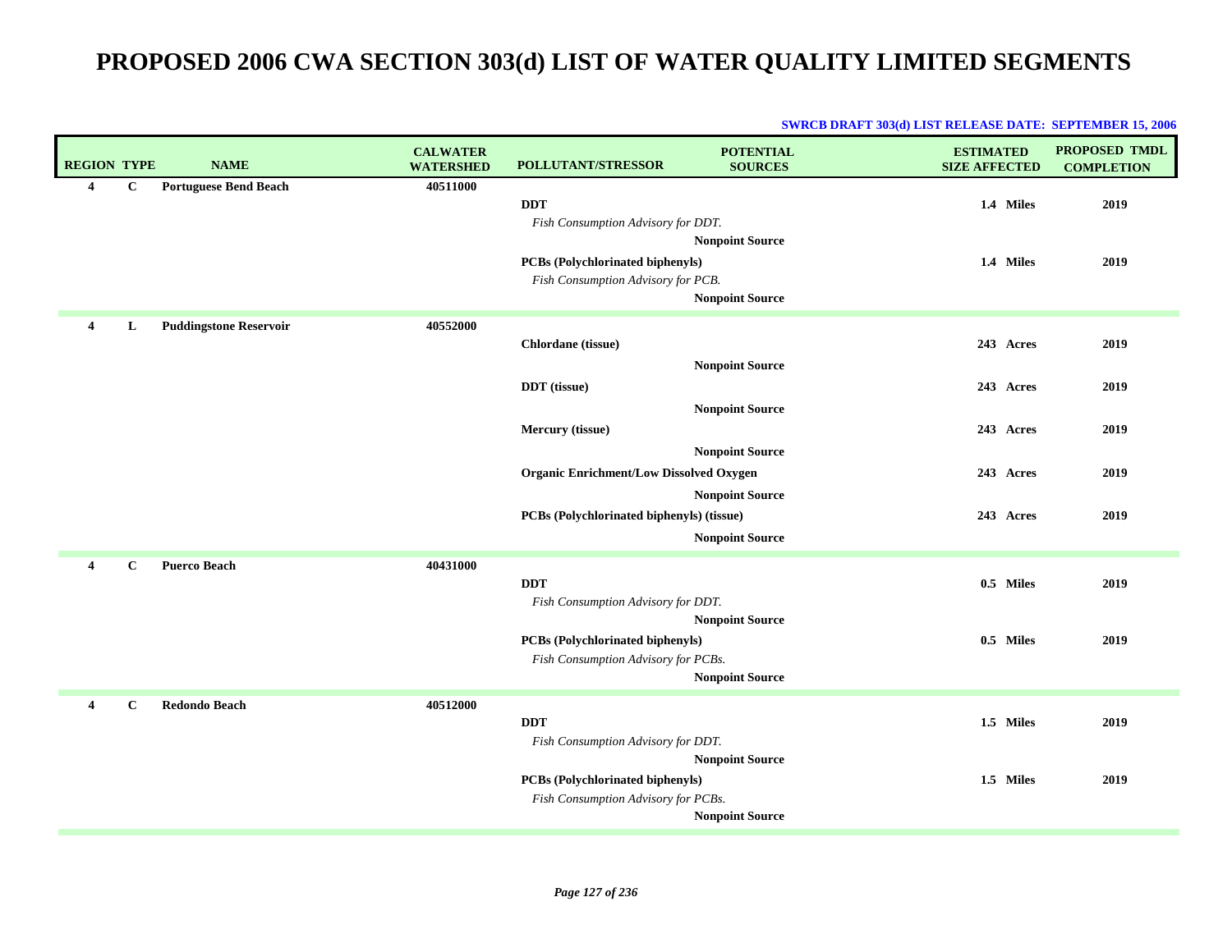# PROPOSED 2006 CWA SECTION 303(d) LIST OF WATER QUALITY LIMITED SEGMENTS

**SWRCB DRAFT 303(d) LIST RELEASE DATE: SEPTEMBER 15, 2006**

| REGION | TYPE | NAME | CALWATER WATERSHED | POLLUTANT/STRESSOR | POTENTIAL SOURCES | ESTIMATED SIZE AFFECTED | PROPOSED TMDL COMPLETION |
|---|---|---|---|---|---|---|---|
| **4** | **C** | **Portuguese Bend Beach** | **40511000** | | | | |
| | | | | **DDT**<br>*Fish Consumption Advisory for DDT.* | **Nonpoint Source** | **1.4 Miles** | **2019** |
| | | | | **PCBs (Polychlorinated biphenyls)**<br>*Fish Consumption Advisory for PCB.* | **Nonpoint Source** | **1.4 Miles** | **2019** |
| **4** | **L** | **Puddingstone Reservoir** | **40552000** | | | | |
| | | | | **Chlordane (tissue)** | **Nonpoint Source** | **243 Acres** | **2019** |
| | | | | **DDT (tissue)** | **Nonpoint Source** | **243 Acres** | **2019** |
| | | | | **Mercury (tissue)** | **Nonpoint Source** | **243 Acres** | **2019** |
| | | | | **Organic Enrichment/Low Dissolved Oxygen** | **Nonpoint Source** | **243 Acres** | **2019** |
| | | | | **PCBs (Polychlorinated biphenyls) (tissue)** | **Nonpoint Source** | **243 Acres** | **2019** |
| **4** | **C** | **Puerco Beach** | **40431000** | | | | |
| | | | | **DDT**<br>*Fish Consumption Advisory for DDT.* | **Nonpoint Source** | **0.5 Miles** | **2019** |
| | | | | **PCBs (Polychlorinated biphenyls)**<br>*Fish Consumption Advisory for PCBs.* | **Nonpoint Source** | **0.5 Miles** | **2019** |
| **4** | **C** | **Redondo Beach** | **40512000** | | | | |
| | | | | **DDT**<br>*Fish Consumption Advisory for DDT.* | **Nonpoint Source** | **1.5 Miles** | **2019** |
| | | | | **PCBs (Polychlorinated biphenyls)**<br>*Fish Consumption Advisory for PCBs.* | **Nonpoint Source** | **1.5 Miles** | **2019** |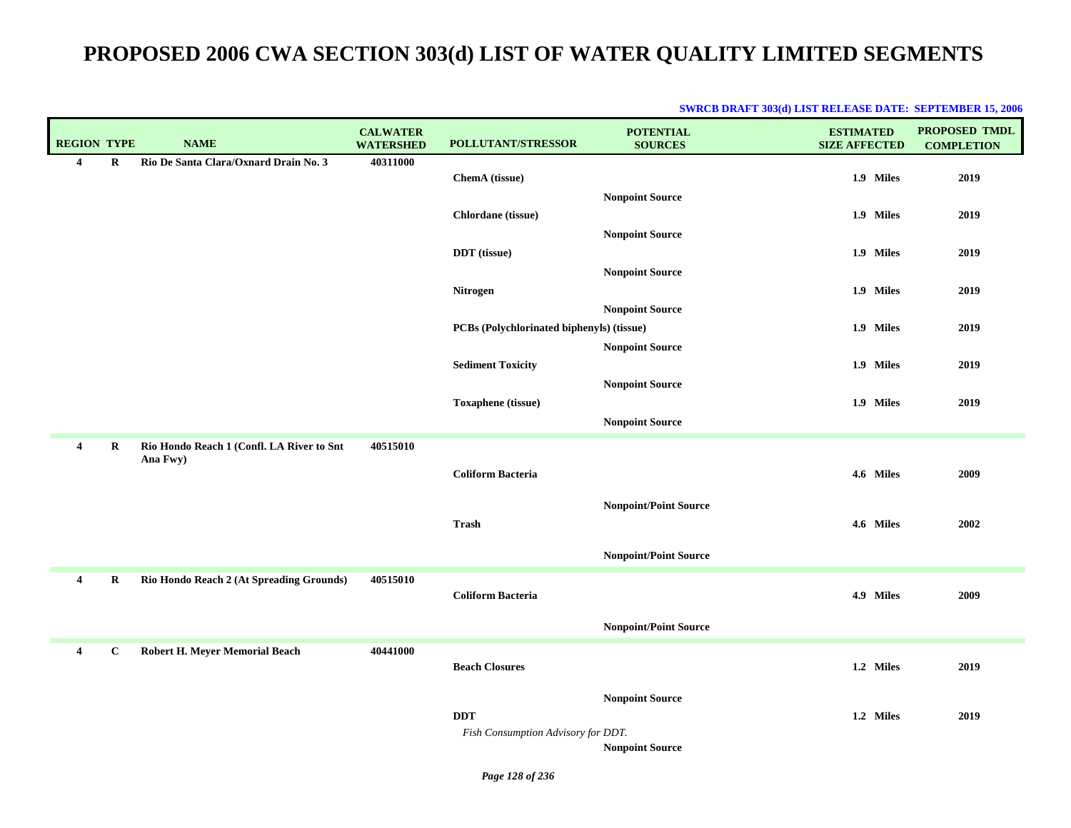# PROPOSED 2006 CWA SECTION 303(d) LIST OF WATER QUALITY LIMITED SEGMENTS

**SWRCB DRAFT 303(d) LIST RELEASE DATE: SEPTEMBER 15, 2006**

| REGION | TYPE | NAME | CALWATER WATERSHED | POLLUTANT/STRESSOR | POTENTIAL SOURCES | ESTIMATED SIZE AFFECTED | PROPOSED TMDL COMPLETION |
|---|---|---|---|---|---|---|---|
| 4 | R | Rio De Santa Clara/Oxnard Drain No. 3 | 40311000 | | | | |
| | | | | ChemA (tissue) | | 1.9 Miles | 2019 |
| | | | | | Nonpoint Source | | |
| | | | | Chlordane (tissue) | | 1.9 Miles | 2019 |
| | | | | | Nonpoint Source | | |
| | | | | DDT (tissue) | | 1.9 Miles | 2019 |
| | | | | | Nonpoint Source | | |
| | | | | Nitrogen | | 1.9 Miles | 2019 |
| | | | | | Nonpoint Source | | |
| | | | | PCBs (Polychlorinated biphenyls) (tissue) | | 1.9 Miles | 2019 |
| | | | | | Nonpoint Source | | |
| | | | | Sediment Toxicity | | 1.9 Miles | 2019 |
| | | | | | Nonpoint Source | | |
| | | | | Toxaphene (tissue) | | 1.9 Miles | 2019 |
| | | | | | Nonpoint Source | | |
| 4 | R | Rio Hondo Reach 1 (Confl. LA River to Snt Ana Fwy) | 40515010 | | | | |
| | | | | Coliform Bacteria | | 4.6 Miles | 2009 |
| | | | | | Nonpoint/Point Source | | |
| | | | | Trash | | 4.6 Miles | 2002 |
| | | | | | Nonpoint/Point Source | | |
| 4 | R | Rio Hondo Reach 2 (At Spreading Grounds) | 40515010 | | | | |
| | | | | Coliform Bacteria | | 4.9 Miles | 2009 |
| | | | | | Nonpoint/Point Source | | |
| 4 | C | Robert H. Meyer Memorial Beach | 40441000 | | | | |
| | | | | Beach Closures | | 1.2 Miles | 2019 |
| | | | | | Nonpoint Source | | |
| | | | | DDT<br>*Fish Consumption Advisory for DDT.* | | 1.2 Miles | 2019 |
| | | | | | Nonpoint Source | | |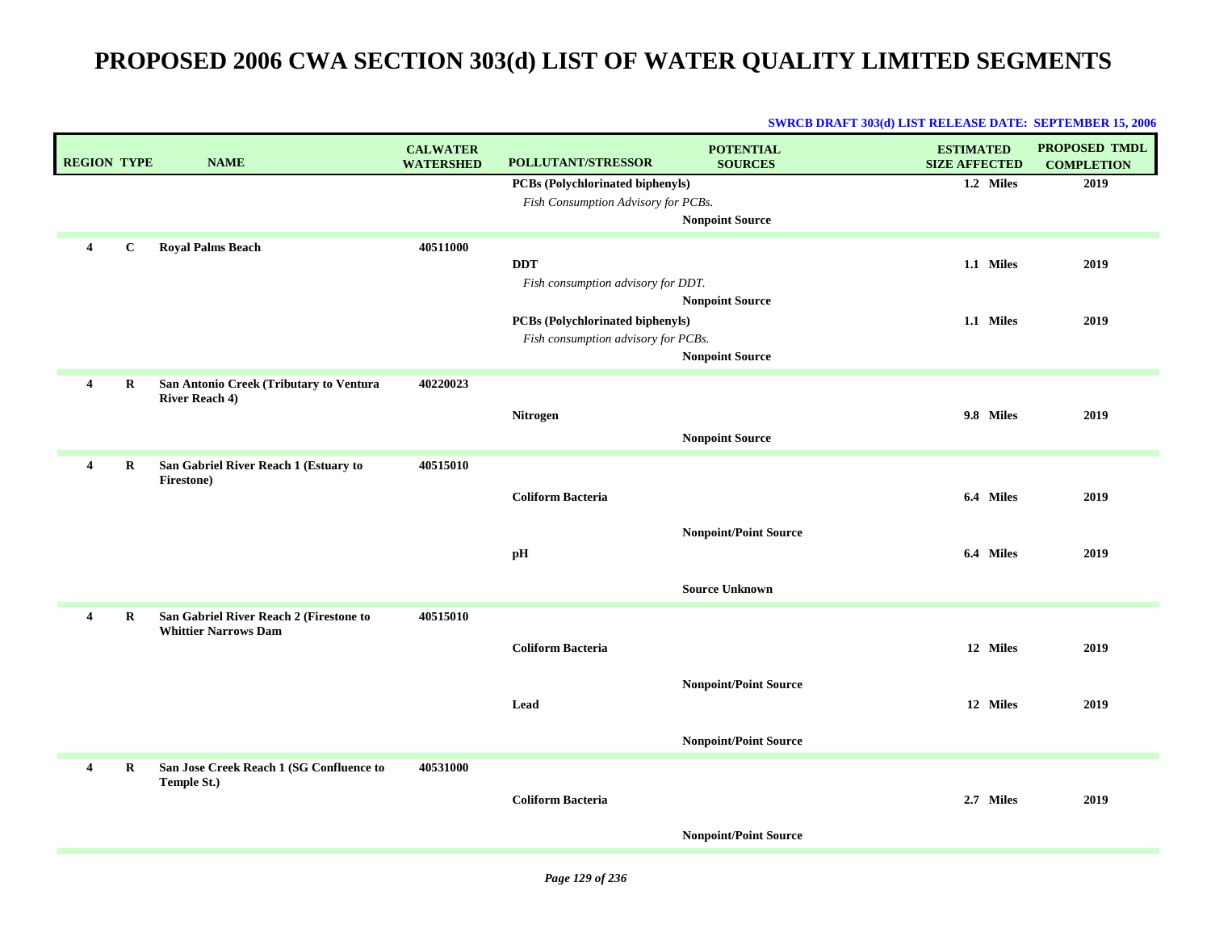# PROPOSED 2006 CWA SECTION 303(d) LIST OF WATER QUALITY LIMITED SEGMENTS

**SWRCB DRAFT 303(d) LIST RELEASE DATE: SEPTEMBER 15, 2006**

| REGION | TYPE | NAME | CALWATER WATERSHED | POLLUTANT/STRESSOR | POTENTIAL SOURCES | ESTIMATED SIZE AFFECTED | PROPOSED TMDL COMPLETION |
|---|---|---|---|---|---|---|---|
| | | | | **PCBs (Polychlorinated biphenyls)** | | **1.2 Miles** | **2019** |
| | | | | *Fish Consumption Advisory for PCBs.* | | | |
| | | | | | **Nonpoint Source** | | |
| **4** | **C** | **Royal Palms Beach** | **40511000** | | | | |
| | | | | **DDT** | | **1.1 Miles** | **2019** |
| | | | | *Fish consumption advisory for DDT.* | | | |
| | | | | | **Nonpoint Source** | | |
| | | | | **PCBs (Polychlorinated biphenyls)** | | **1.1 Miles** | **2019** |
| | | | | *Fish consumption advisory for PCBs.* | | | |
| | | | | | **Nonpoint Source** | | |
| **4** | **R** | **San Antonio Creek (Tributary to Ventura River Reach 4)** | **40220023** | | | | |
| | | | | **Nitrogen** | | **9.8 Miles** | **2019** |
| | | | | | **Nonpoint Source** | | |
| **4** | **R** | **San Gabriel River Reach 1 (Estuary to Firestone)** | **40515010** | | | | |
| | | | | **Coliform Bacteria** | | **6.4 Miles** | **2019** |
| | | | | | **Nonpoint/Point Source** | | |
| | | | | **pH** | | **6.4 Miles** | **2019** |
| | | | | | **Source Unknown** | | |
| **4** | **R** | **San Gabriel River Reach 2 (Firestone to Whittier Narrows Dam** | **40515010** | | | | |
| | | | | **Coliform Bacteria** | | **12 Miles** | **2019** |
| | | | | | **Nonpoint/Point Source** | | |
| | | | | **Lead** | | **12 Miles** | **2019** |
| | | | | | **Nonpoint/Point Source** | | |
| **4** | **R** | **San Jose Creek Reach 1 (SG Confluence to Temple St.)** | **40531000** | | | | |
| | | | | **Coliform Bacteria** | | **2.7 Miles** | **2019** |
| | | | | | **Nonpoint/Point Source** | | |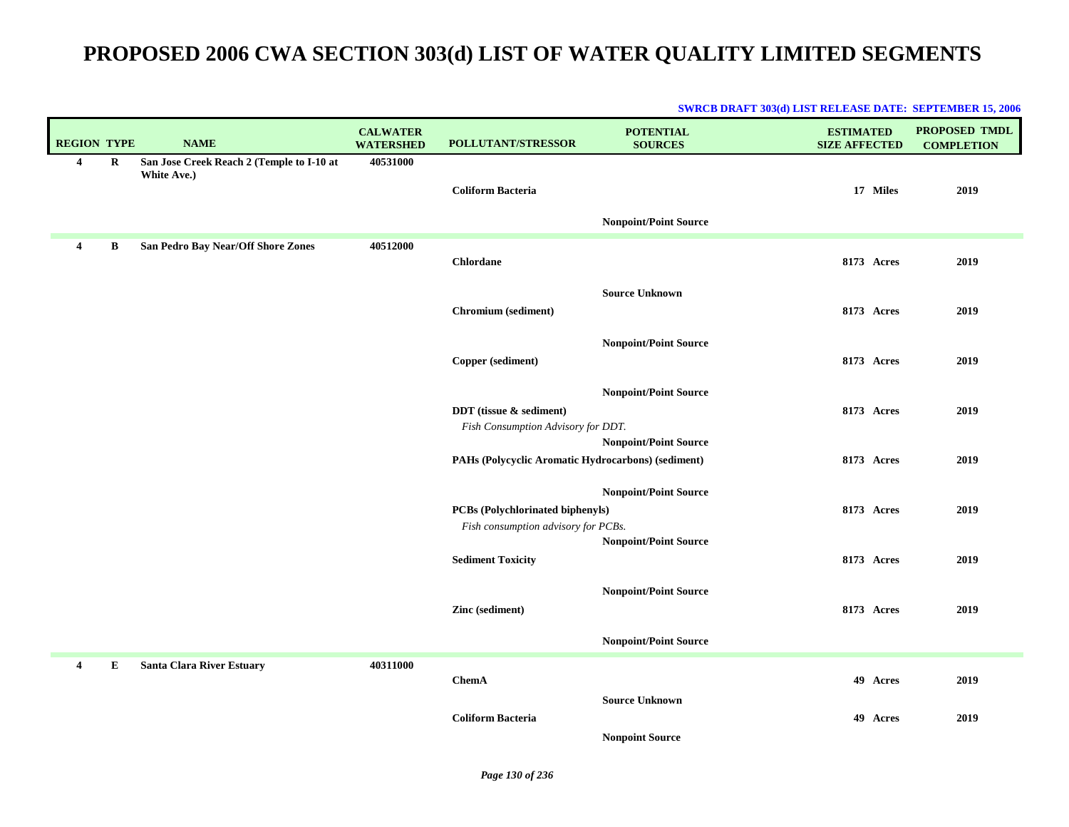# PROPOSED 2006 CWA SECTION 303(d) LIST OF WATER QUALITY LIMITED SEGMENTS

**SWRCB DRAFT 303(d) LIST RELEASE DATE: SEPTEMBER 15, 2006**

| REGION | TYPE | NAME | CALWATER WATERSHED | POLLUTANT/STRESSOR | POTENTIAL SOURCES | ESTIMATED SIZE AFFECTED | PROPOSED TMDL COMPLETION |
|---|---|---|---|---|---|---|---|
| 4 | R | San Jose Creek Reach 2 (Temple to I-10 at White Ave.) | 40531000 | | | | |
| | | | | Coliform Bacteria | | 17 Miles | 2019 |
| | | | | | Nonpoint/Point Source | | |
| 4 | B | San Pedro Bay Near/Off Shore Zones | 40512000 | | | | |
| | | | | Chlordane | | 8173 Acres | 2019 |
| | | | | | Source Unknown | | |
| | | | | Chromium (sediment) | | 8173 Acres | 2019 |
| | | | | | Nonpoint/Point Source | | |
| | | | | Copper (sediment) | | 8173 Acres | 2019 |
| | | | | | Nonpoint/Point Source | | |
| | | | | DDT (tissue & sediment) *Fish Consumption Advisory for DDT.* | | 8173 Acres | 2019 |
| | | | | | Nonpoint/Point Source | | |
| | | | | PAHs (Polycyclic Aromatic Hydrocarbons) (sediment) | | 8173 Acres | 2019 |
| | | | | | Nonpoint/Point Source | | |
| | | | | PCBs (Polychlorinated biphenyls) *Fish consumption advisory for PCBs.* | | 8173 Acres | 2019 |
| | | | | | Nonpoint/Point Source | | |
| | | | | Sediment Toxicity | | 8173 Acres | 2019 |
| | | | | | Nonpoint/Point Source | | |
| | | | | Zinc (sediment) | | 8173 Acres | 2019 |
| | | | | | Nonpoint/Point Source | | |
| 4 | E | Santa Clara River Estuary | 40311000 | | | | |
| | | | | ChemA | | 49 Acres | 2019 |
| | | | | | Source Unknown | | |
| | | | | Coliform Bacteria | | 49 Acres | 2019 |
| | | | | | Nonpoint Source | | |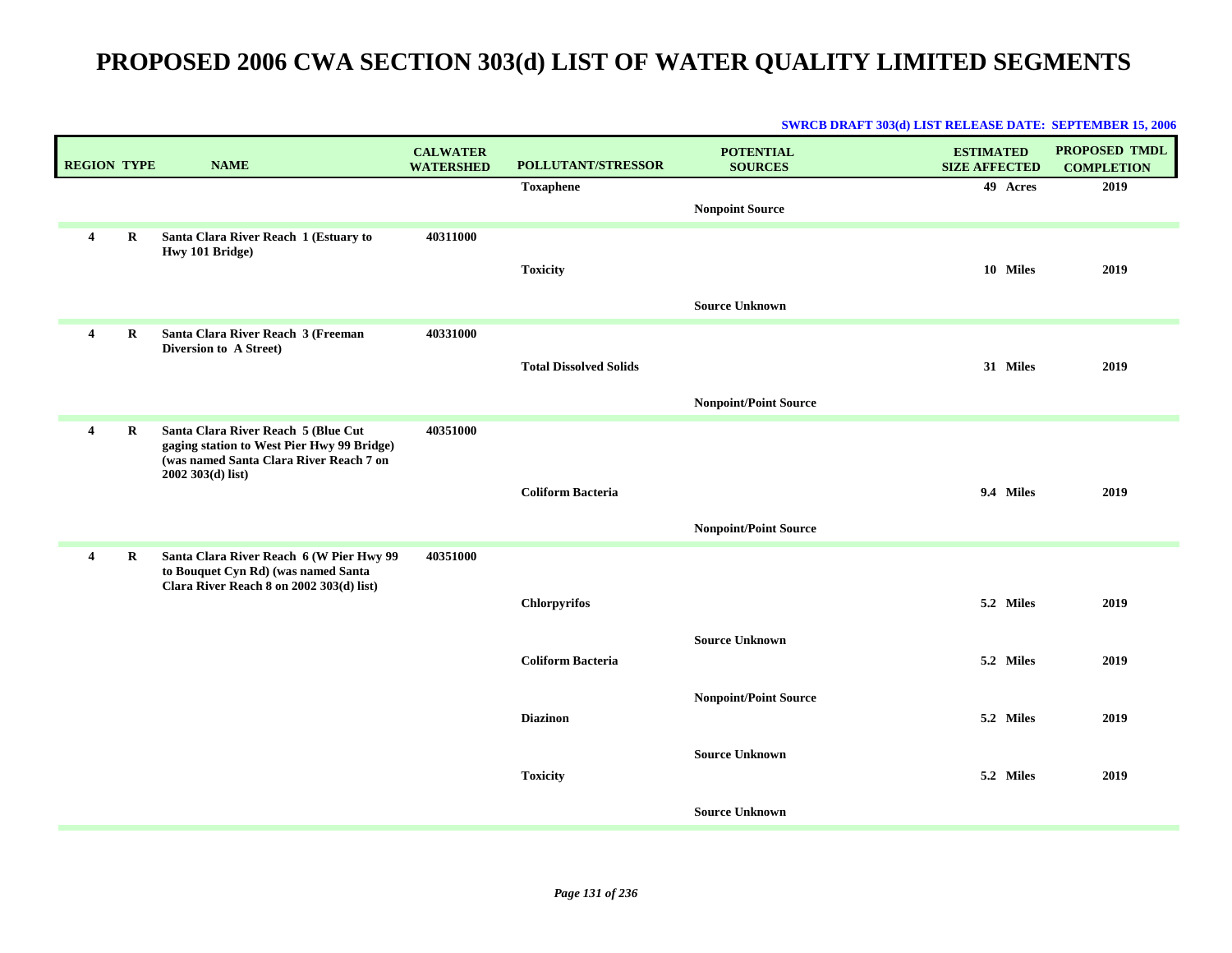# PROPOSED 2006 CWA SECTION 303(d) LIST OF WATER QUALITY LIMITED SEGMENTS

**SWRCB DRAFT 303(d) LIST RELEASE DATE: SEPTEMBER 15, 2006**

| REGION | TYPE | NAME | CALWATER WATERSHED | POLLUTANT/STRESSOR | POTENTIAL SOURCES | ESTIMATED SIZE AFFECTED | PROPOSED TMDL COMPLETION |
|---|---|---|---|---|---|---|---|
| | | | | Toxaphene | | 49 Acres | 2019 |
| | | | | | Nonpoint Source | | |
| 4 | R | Santa Clara River Reach 1 (Estuary to Hwy 101 Bridge) | 40311000 | | | | |
| | | | | Toxicity | | 10 Miles | 2019 |
| | | | | | Source Unknown | | |
| 4 | R | Santa Clara River Reach 3 (Freeman Diversion to A Street) | 40331000 | | | | |
| | | | | Total Dissolved Solids | | 31 Miles | 2019 |
| | | | | | Nonpoint/Point Source | | |
| 4 | R | Santa Clara River Reach 5 (Blue Cut gaging station to West Pier Hwy 99 Bridge) (was named Santa Clara River Reach 7 on 2002 303(d) list) | 40351000 | | | | |
| | | | | Coliform Bacteria | | 9.4 Miles | 2019 |
| | | | | | Nonpoint/Point Source | | |
| 4 | R | Santa Clara River Reach 6 (W Pier Hwy 99 to Bouquet Cyn Rd) (was named Santa Clara River Reach 8 on 2002 303(d) list) | 40351000 | | | | |
| | | | | Chlorpyrifos | | 5.2 Miles | 2019 |
| | | | | | Source Unknown | | |
| | | | | Coliform Bacteria | | 5.2 Miles | 2019 |
| | | | | | Nonpoint/Point Source | | |
| | | | | Diazinon | | 5.2 Miles | 2019 |
| | | | | | Source Unknown | | |
| | | | | Toxicity | | 5.2 Miles | 2019 |
| | | | | | Source Unknown | | |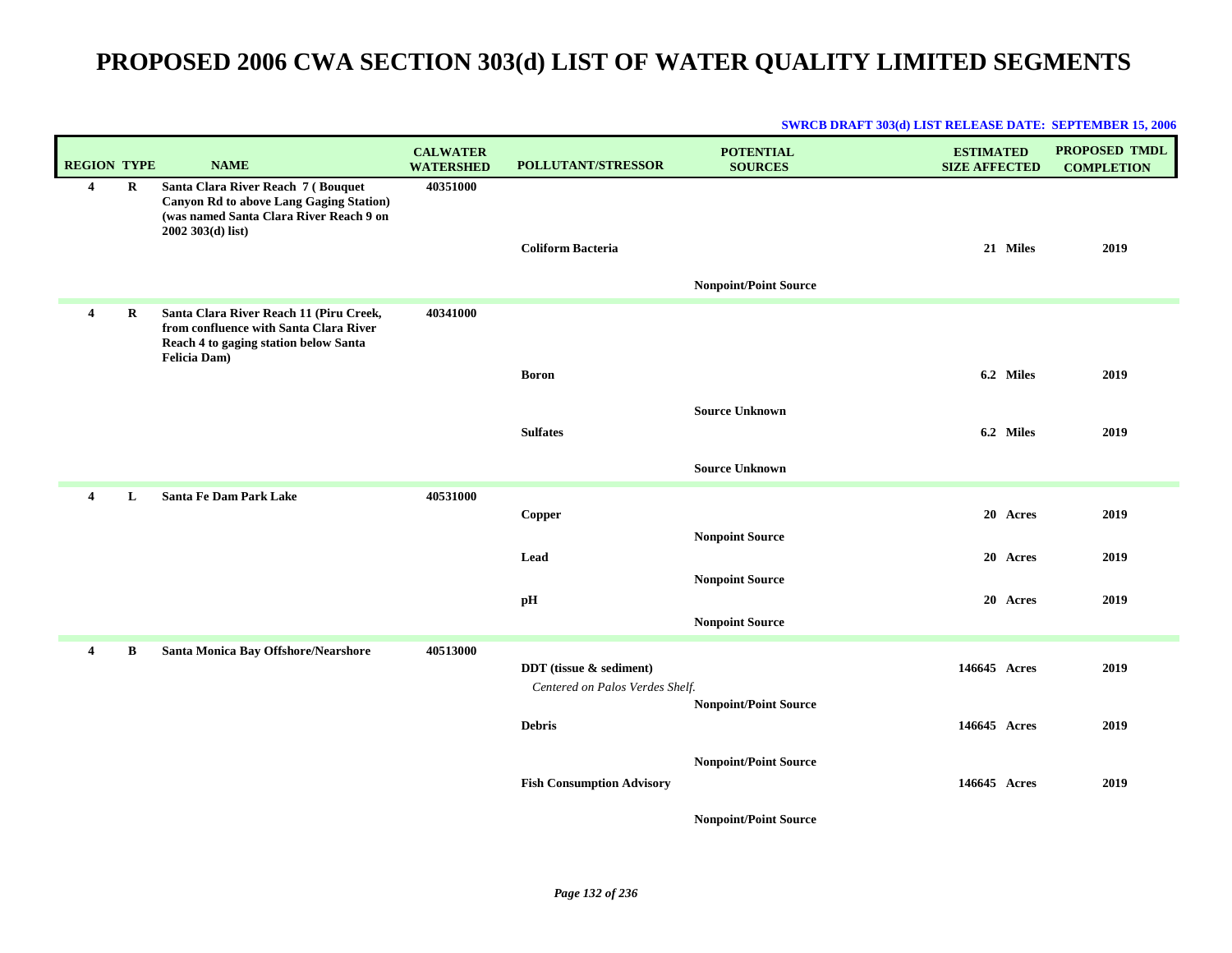# PROPOSED 2006 CWA SECTION 303(d) LIST OF WATER QUALITY LIMITED SEGMENTS

**SWRCB DRAFT 303(d) LIST RELEASE DATE: SEPTEMBER 15, 2006**

| REGION | TYPE | NAME | CALWATER WATERSHED | POLLUTANT/STRESSOR | POTENTIAL SOURCES | ESTIMATED SIZE AFFECTED | PROPOSED TMDL COMPLETION |
|---|---|---|---|---|---|---|---|
| **4** | **R** | **Santa Clara River Reach 7 ( Bouquet Canyon Rd to above Lang Gaging Station) (was named Santa Clara River Reach 9 on 2002 303(d) list)** | **40351000** | | | | |
| | | | | **Coliform Bacteria** | | **21 Miles** | **2019** |
| | | | | | **Nonpoint/Point Source** | | |
| **4** | **R** | **Santa Clara River Reach 11 (Piru Creek, from confluence with Santa Clara River Reach 4 to gaging station below Santa Felicia Dam)** | **40341000** | | | | |
| | | | | **Boron** | | **6.2 Miles** | **2019** |
| | | | | | **Source Unknown** | | |
| | | | | **Sulfates** | | **6.2 Miles** | **2019** |
| | | | | | **Source Unknown** | | |
| **4** | **L** | **Santa Fe Dam Park Lake** | **40531000** | | | | |
| | | | | **Copper** | | **20 Acres** | **2019** |
| | | | | | **Nonpoint Source** | | |
| | | | | **Lead** | | **20 Acres** | **2019** |
| | | | | | **Nonpoint Source** | | |
| | | | | **pH** | | **20 Acres** | **2019** |
| | | | | | **Nonpoint Source** | | |
| **4** | **B** | **Santa Monica Bay Offshore/Nearshore** | **40513000** | | | | |
| | | | | **DDT (tissue & sediment)** *Centered on Palos Verdes Shelf.* | | **146645 Acres** | **2019** |
| | | | | | **Nonpoint/Point Source** | | |
| | | | | **Debris** | | **146645 Acres** | **2019** |
| | | | | | **Nonpoint/Point Source** | | |
| | | | | **Fish Consumption Advisory** | | **146645 Acres** | **2019** |
| | | | | | **Nonpoint/Point Source** | | |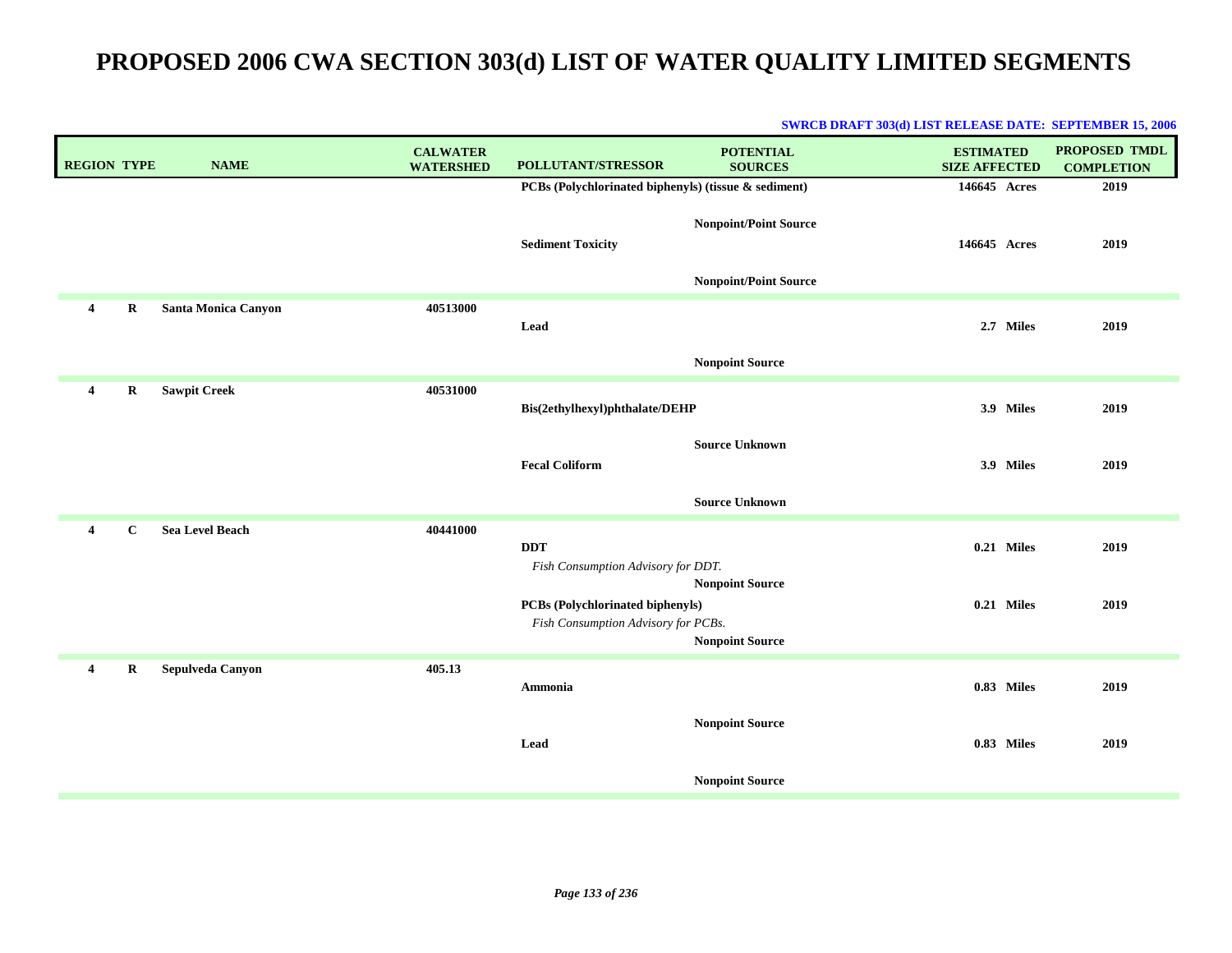# PROPOSED 2006 CWA SECTION 303(d) LIST OF WATER QUALITY LIMITED SEGMENTS

**SWRCB DRAFT 303(d) LIST RELEASE DATE: SEPTEMBER 15, 2006**

| REGION | TYPE | NAME | CALWATER WATERSHED | POLLUTANT/STRESSOR | POTENTIAL SOURCES | ESTIMATED SIZE AFFECTED | PROPOSED TMDL COMPLETION |
|---|---|---|---|---|---|---|---|
| | | | | **PCBs (Polychlorinated biphenyls) (tissue & sediment)** | | **146645 Acres** | **2019** |
| | | | | | **Nonpoint/Point Source** | | |
| | | | | **Sediment Toxicity** | | **146645 Acres** | **2019** |
| | | | | | **Nonpoint/Point Source** | | |
| **4** | **R** | **Santa Monica Canyon** | **40513000** | | | | |
| | | | | **Lead** | | **2.7 Miles** | **2019** |
| | | | | | **Nonpoint Source** | | |
| **4** | **R** | **Sawpit Creek** | **40531000** | | | | |
| | | | | **Bis(2ethylhexyl)phthalate/DEHP** | | **3.9 Miles** | **2019** |
| | | | | | **Source Unknown** | | |
| | | | | **Fecal Coliform** | | **3.9 Miles** | **2019** |
| | | | | | **Source Unknown** | | |
| **4** | **C** | **Sea Level Beach** | **40441000** | | | | |
| | | | | **DDT** *Fish Consumption Advisory for DDT.* | | **0.21 Miles** | **2019** |
| | | | | | **Nonpoint Source** | | |
| | | | | **PCBs (Polychlorinated biphenyls)** *Fish Consumption Advisory for PCBs.* | | **0.21 Miles** | **2019** |
| | | | | | **Nonpoint Source** | | |
| **4** | **R** | **Sepulveda Canyon** | **405.13** | | | | |
| | | | | **Ammonia** | | **0.83 Miles** | **2019** |
| | | | | | **Nonpoint Source** | | |
| | | | | **Lead** | | **0.83 Miles** | **2019** |
| | | | | | **Nonpoint Source** | | |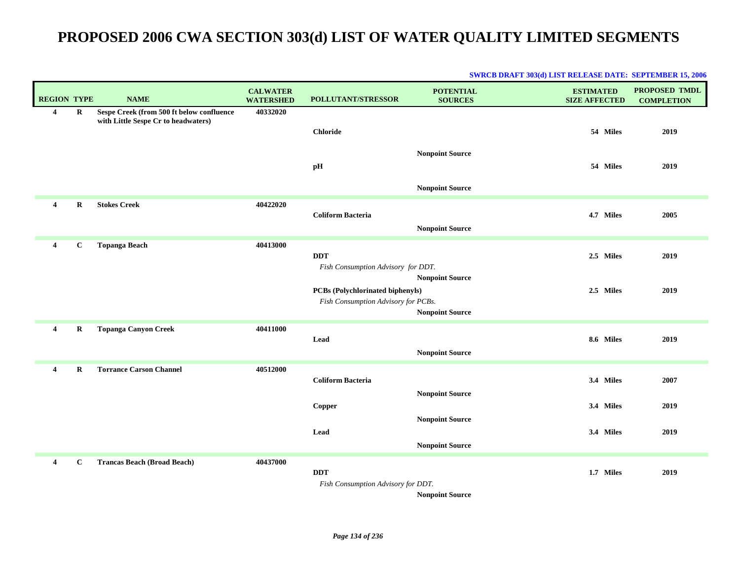# PROPOSED 2006 CWA SECTION 303(d) LIST OF WATER QUALITY LIMITED SEGMENTS

**SWRCB DRAFT 303(d) LIST RELEASE DATE: SEPTEMBER 15, 2006**

| REGION | TYPE | NAME | CALWATER WATERSHED | POLLUTANT/STRESSOR | POTENTIAL SOURCES | ESTIMATED SIZE AFFECTED | PROPOSED TMDL COMPLETION |
|---|---|---|---|---|---|---|---|
| **4** | **R** | **Sespe Creek (from 500 ft below confluence with Little Sespe Cr to headwaters)** | **40332020** | | | | |
| | | | | **Chloride** | | **54 Miles** | **2019** |
| | | | | | **Nonpoint Source** | | |
| | | | | **pH** | | **54 Miles** | **2019** |
| | | | | | **Nonpoint Source** | | |
| **4** | **R** | **Stokes Creek** | **40422020** | | | | |
| | | | | **Coliform Bacteria** | | **4.7 Miles** | **2005** |
| | | | | | **Nonpoint Source** | | |
| **4** | **C** | **Topanga Beach** | **40413000** | | | | |
| | | | | **DDT** *Fish Consumption Advisory for DDT.* | | **2.5 Miles** | **2019** |
| | | | | | **Nonpoint Source** | | |
| | | | | **PCBs (Polychlorinated biphenyls)** *Fish Consumption Advisory for PCBs.* | | **2.5 Miles** | **2019** |
| | | | | | **Nonpoint Source** | | |
| **4** | **R** | **Topanga Canyon Creek** | **40411000** | | | | |
| | | | | **Lead** | | **8.6 Miles** | **2019** |
| | | | | | **Nonpoint Source** | | |
| **4** | **R** | **Torrance Carson Channel** | **40512000** | | | | |
| | | | | **Coliform Bacteria** | | **3.4 Miles** | **2007** |
| | | | | | **Nonpoint Source** | | |
| | | | | **Copper** | | **3.4 Miles** | **2019** |
| | | | | | **Nonpoint Source** | | |
| | | | | **Lead** | | **3.4 Miles** | **2019** |
| | | | | | **Nonpoint Source** | | |
| **4** | **C** | **Trancas Beach (Broad Beach)** | **40437000** | | | | |
| | | | | **DDT** *Fish Consumption Advisory for DDT.* | | **1.7 Miles** | **2019** |
| | | | | | **Nonpoint Source** | | |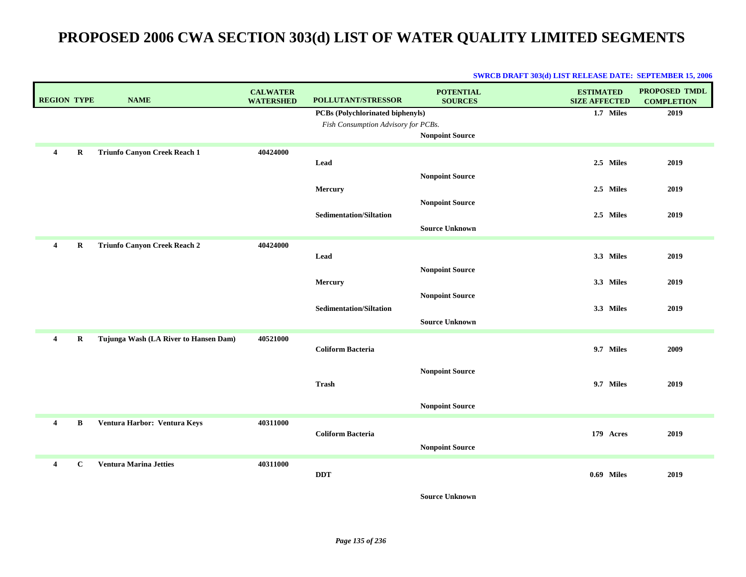# PROPOSED 2006 CWA SECTION 303(d) LIST OF WATER QUALITY LIMITED SEGMENTS

**SWRCB DRAFT 303(d) LIST RELEASE DATE: SEPTEMBER 15, 2006**

| REGION | TYPE | NAME | CALWATER WATERSHED | POLLUTANT/STRESSOR | POTENTIAL SOURCES | ESTIMATED SIZE AFFECTED | PROPOSED TMDL COMPLETION |
|---|---|---|---|---|---|---|---|
| | | | | **PCBs (Polychlorinated biphenyls)** | | **1.7 Miles** | **2019** |
| | | | | *Fish Consumption Advisory for PCBs.* | | | |
| | | | | | **Nonpoint Source** | | |
| **4** | **R** | **Triunfo Canyon Creek Reach 1** | **40424000** | | | | |
| | | | | **Lead** | | **2.5 Miles** | **2019** |
| | | | | | **Nonpoint Source** | | |
| | | | | **Mercury** | | **2.5 Miles** | **2019** |
| | | | | | **Nonpoint Source** | | |
| | | | | **Sedimentation/Siltation** | | **2.5 Miles** | **2019** |
| | | | | | **Source Unknown** | | |
| **4** | **R** | **Triunfo Canyon Creek Reach 2** | **40424000** | | | | |
| | | | | **Lead** | | **3.3 Miles** | **2019** |
| | | | | | **Nonpoint Source** | | |
| | | | | **Mercury** | | **3.3 Miles** | **2019** |
| | | | | | **Nonpoint Source** | | |
| | | | | **Sedimentation/Siltation** | | **3.3 Miles** | **2019** |
| | | | | | **Source Unknown** | | |
| **4** | **R** | **Tujunga Wash (LA River to Hansen Dam)** | **40521000** | | | | |
| | | | | **Coliform Bacteria** | | **9.7 Miles** | **2009** |
| | | | | | **Nonpoint Source** | | |
| | | | | **Trash** | | **9.7 Miles** | **2019** |
| | | | | | **Nonpoint Source** | | |
| **4** | **B** | **Ventura Harbor: Ventura Keys** | **40311000** | | | | |
| | | | | **Coliform Bacteria** | | **179 Acres** | **2019** |
| | | | | | **Nonpoint Source** | | |
| **4** | **C** | **Ventura Marina Jetties** | **40311000** | | | | |
| | | | | **DDT** | | **0.69 Miles** | **2019** |
| | | | | | **Source Unknown** | | |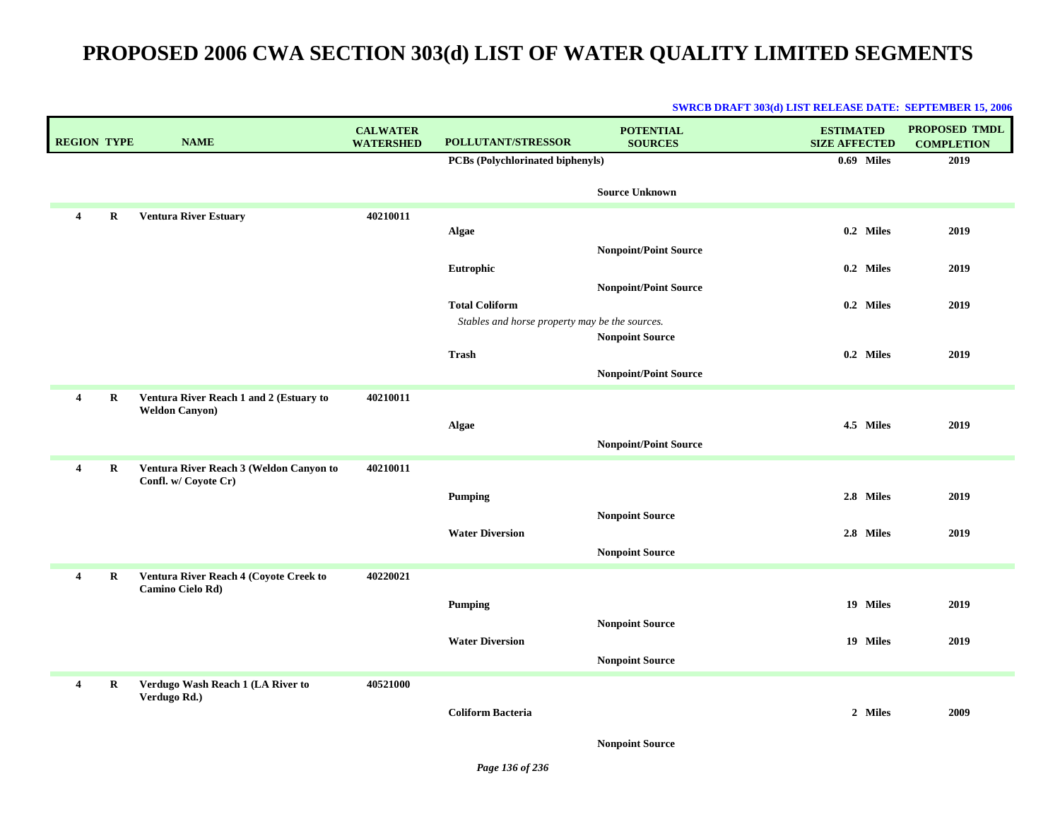# PROPOSED 2006 CWA SECTION 303(d) LIST OF WATER QUALITY LIMITED SEGMENTS

**SWRCB DRAFT 303(d) LIST RELEASE DATE: SEPTEMBER 15, 2006**

| REGION | TYPE | NAME | CALWATER WATERSHED | POLLUTANT/STRESSOR | POTENTIAL SOURCES | ESTIMATED SIZE AFFECTED | PROPOSED TMDL COMPLETION |
|---|---|---|---|---|---|---|---|
| | | | | **PCBs (Polychlorinated biphenyls)** | | **0.69 Miles** | **2019** |
| | | | | | **Source Unknown** | | |
| **4** | **R** | **Ventura River Estuary** | **40210011** | | | | |
| | | | | **Algae** | | **0.2 Miles** | **2019** |
| | | | | | **Nonpoint/Point Source** | | |
| | | | | **Eutrophic** | | **0.2 Miles** | **2019** |
| | | | | | **Nonpoint/Point Source** | | |
| | | | | **Total Coliform** | | **0.2 Miles** | **2019** |
| | | | | *Stables and horse property may be the sources.* | | | |
| | | | | | **Nonpoint Source** | | |
| | | | | **Trash** | | **0.2 Miles** | **2019** |
| | | | | | **Nonpoint/Point Source** | | |
| **4** | **R** | **Ventura River Reach 1 and 2 (Estuary to Weldon Canyon)** | **40210011** | | | | |
| | | | | **Algae** | | **4.5 Miles** | **2019** |
| | | | | | **Nonpoint/Point Source** | | |
| **4** | **R** | **Ventura River Reach 3 (Weldon Canyon to Confl. w/ Coyote Cr)** | **40210011** | | | | |
| | | | | **Pumping** | | **2.8 Miles** | **2019** |
| | | | | | **Nonpoint Source** | | |
| | | | | **Water Diversion** | | **2.8 Miles** | **2019** |
| | | | | | **Nonpoint Source** | | |
| **4** | **R** | **Ventura River Reach 4 (Coyote Creek to Camino Cielo Rd)** | **40220021** | | | | |
| | | | | **Pumping** | | **19 Miles** | **2019** |
| | | | | | **Nonpoint Source** | | |
| | | | | **Water Diversion** | | **19 Miles** | **2019** |
| | | | | | **Nonpoint Source** | | |
| **4** | **R** | **Verdugo Wash Reach 1 (LA River to Verdugo Rd.)** | **40521000** | | | | |
| | | | | **Coliform Bacteria** | | **2 Miles** | **2009** |
| | | | | | **Nonpoint Source** | | |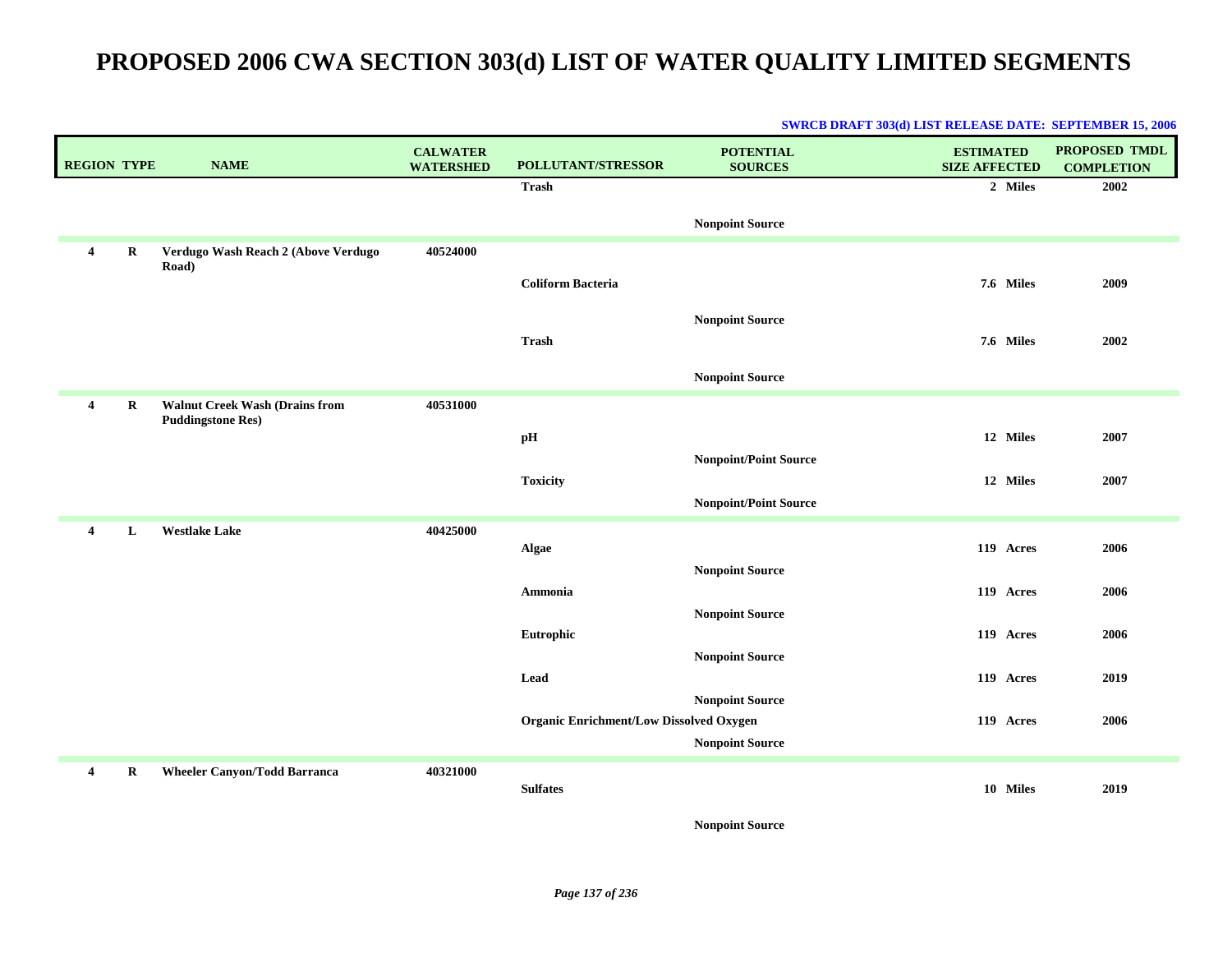# PROPOSED 2006 CWA SECTION 303(d) LIST OF WATER QUALITY LIMITED SEGMENTS

**SWRCB DRAFT 303(d) LIST RELEASE DATE: SEPTEMBER 15, 2006**

| REGION | TYPE | NAME | CALWATER WATERSHED | POLLUTANT/STRESSOR | POTENTIAL SOURCES | ESTIMATED SIZE AFFECTED | PROPOSED TMDL COMPLETION |
|---|---|---|---|---|---|---|---|
| | | | | Trash | | 2 Miles | 2002 |
| | | | | | Nonpoint Source | | |
| 4 | R | Verdugo Wash Reach 2 (Above Verdugo Road) | 40524000 | | | | |
| | | | | Coliform Bacteria | | 7.6 Miles | 2009 |
| | | | | | Nonpoint Source | | |
| | | | | Trash | | 7.6 Miles | 2002 |
| | | | | | Nonpoint Source | | |
| 4 | R | Walnut Creek Wash (Drains from Puddingstone Res) | 40531000 | | | | |
| | | | | pH | | 12 Miles | 2007 |
| | | | | | Nonpoint/Point Source | | |
| | | | | Toxicity | | 12 Miles | 2007 |
| | | | | | Nonpoint/Point Source | | |
| 4 | L | Westlake Lake | 40425000 | | | | |
| | | | | Algae | | 119 Acres | 2006 |
| | | | | | Nonpoint Source | | |
| | | | | Ammonia | | 119 Acres | 2006 |
| | | | | | Nonpoint Source | | |
| | | | | Eutrophic | | 119 Acres | 2006 |
| | | | | | Nonpoint Source | | |
| | | | | Lead | | 119 Acres | 2019 |
| | | | | | Nonpoint Source | | |
| | | | | Organic Enrichment/Low Dissolved Oxygen | | 119 Acres | 2006 |
| | | | | | Nonpoint Source | | |
| 4 | R | Wheeler Canyon/Todd Barranca | 40321000 | | | | |
| | | | | Sulfates | | 10 Miles | 2019 |
| | | | | | Nonpoint Source | | |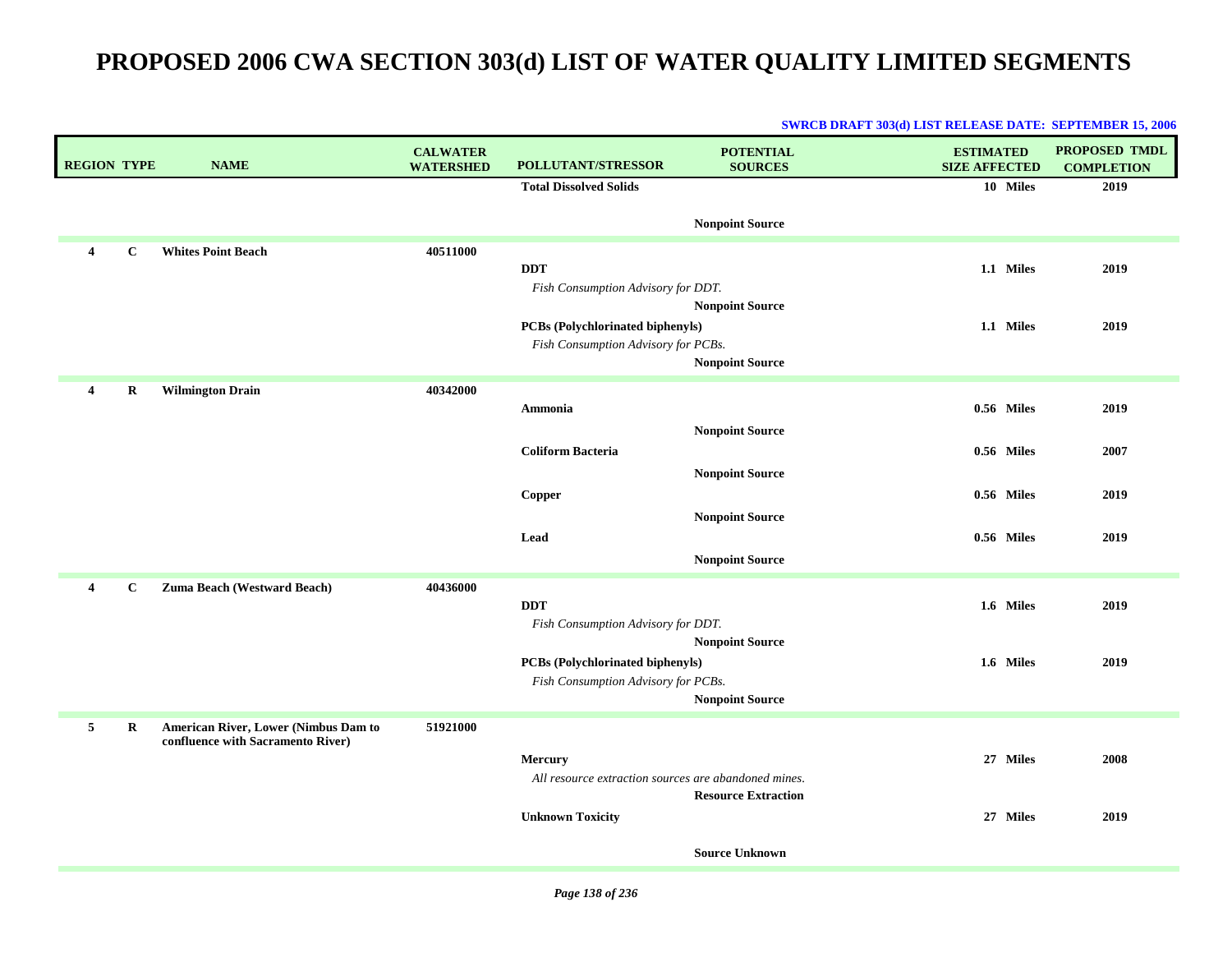# PROPOSED 2006 CWA SECTION 303(d) LIST OF WATER QUALITY LIMITED SEGMENTS

**SWRCB DRAFT 303(d) LIST RELEASE DATE: SEPTEMBER 15, 2006**

| REGION | TYPE | NAME | CALWATER WATERSHED | POLLUTANT/STRESSOR | POTENTIAL SOURCES | ESTIMATED SIZE AFFECTED | PROPOSED TMDL COMPLETION |
|---|---|---|---|---|---|---|---|
| | | | | **Total Dissolved Solids** | | 10 Miles | 2019 |
| | | | | | **Nonpoint Source** | | |
| 4 | C | **Whites Point Beach** | 40511000 | | | | |
| | | | | **DDT** | | 1.1 Miles | 2019 |
| | | | | *Fish Consumption Advisory for DDT.* | **Nonpoint Source** | | |
| | | | | **PCBs (Polychlorinated biphenyls)** | | 1.1 Miles | 2019 |
| | | | | *Fish Consumption Advisory for PCBs.* | **Nonpoint Source** | | |
| 4 | R | **Wilmington Drain** | 40342000 | | | | |
| | | | | **Ammonia** | | 0.56 Miles | 2019 |
| | | | | | **Nonpoint Source** | | |
| | | | | **Coliform Bacteria** | | 0.56 Miles | 2007 |
| | | | | | **Nonpoint Source** | | |
| | | | | **Copper** | | 0.56 Miles | 2019 |
| | | | | | **Nonpoint Source** | | |
| | | | | **Lead** | | 0.56 Miles | 2019 |
| | | | | | **Nonpoint Source** | | |
| 4 | C | **Zuma Beach (Westward Beach)** | 40436000 | | | | |
| | | | | **DDT** | | 1.6 Miles | 2019 |
| | | | | *Fish Consumption Advisory for DDT.* | **Nonpoint Source** | | |
| | | | | **PCBs (Polychlorinated biphenyls)** | | 1.6 Miles | 2019 |
| | | | | *Fish Consumption Advisory for PCBs.* | **Nonpoint Source** | | |
| 5 | R | **American River, Lower (Nimbus Dam to confluence with Sacramento River)** | 51921000 | | | | |
| | | | | **Mercury** | | 27 Miles | 2008 |
| | | | | *All resource extraction sources are abandoned mines.* | **Resource Extraction** | | |
| | | | | **Unknown Toxicity** | | 27 Miles | 2019 |
| | | | | | **Source Unknown** | | |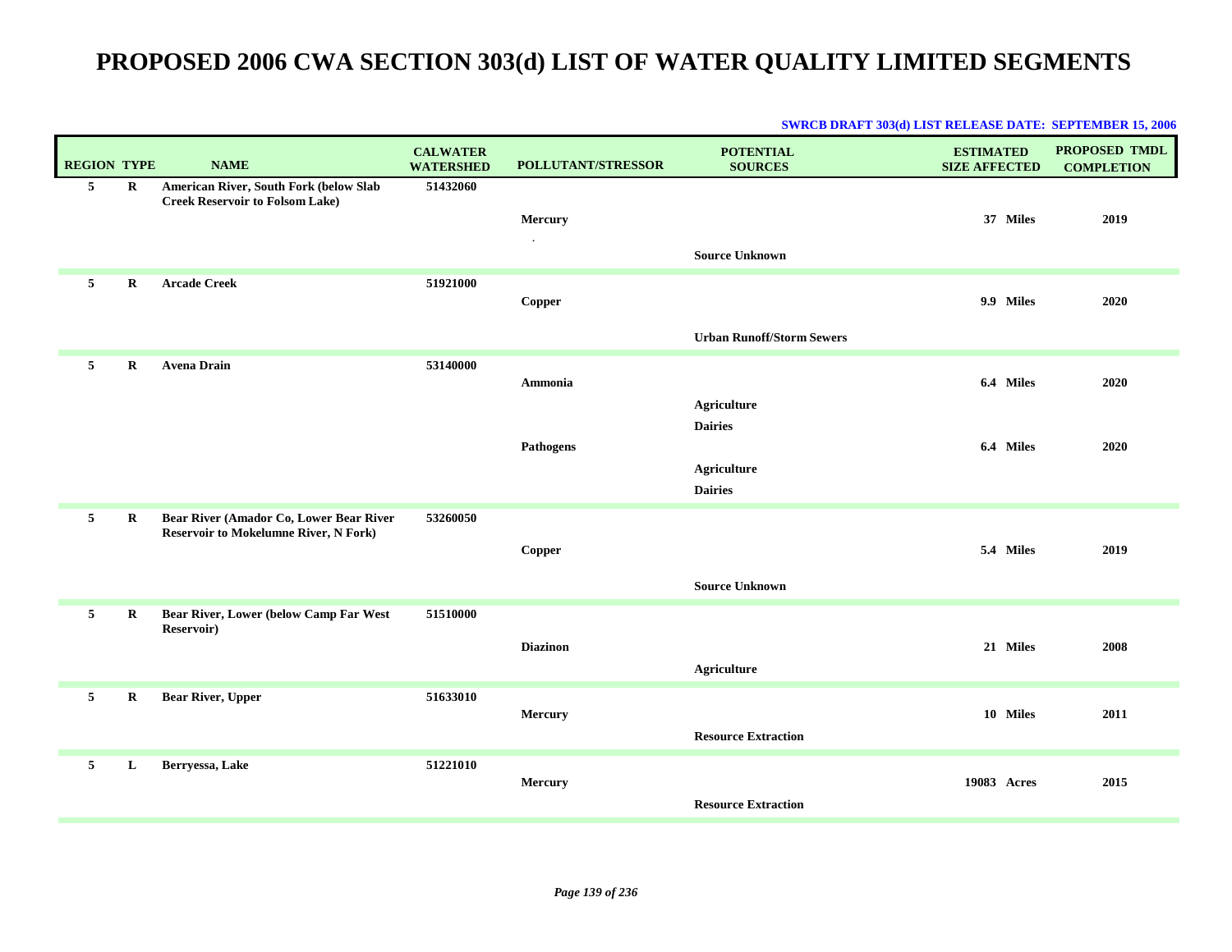# PROPOSED 2006 CWA SECTION 303(d) LIST OF WATER QUALITY LIMITED SEGMENTS

**SWRCB DRAFT 303(d) LIST RELEASE DATE: SEPTEMBER 15, 2006**

| REGION | TYPE | NAME | CALWATER WATERSHED | POLLUTANT/STRESSOR | POTENTIAL SOURCES | ESTIMATED SIZE AFFECTED | PROPOSED TMDL COMPLETION |
|---|---|---|---|---|---|---|---|
| 5 | R | American River, South Fork (below Slab Creek Reservoir to Folsom Lake) | 51432060 | | | | |
| | | | | Mercury | | 37 Miles | 2019 |
| | | | | | Source Unknown | | |
| 5 | R | Arcade Creek | 51921000 | | | | |
| | | | | Copper | | 9.9 Miles | 2020 |
| | | | | | Urban Runoff/Storm Sewers | | |
| 5 | R | Avena Drain | 53140000 | | | | |
| | | | | Ammonia | | 6.4 Miles | 2020 |
| | | | | | Agriculture | | |
| | | | | | Dairies | | |
| | | | | Pathogens | | 6.4 Miles | 2020 |
| | | | | | Agriculture | | |
| | | | | | Dairies | | |
| 5 | R | Bear River (Amador Co, Lower Bear River Reservoir to Mokelumne River, N Fork) | 53260050 | | | | |
| | | | | Copper | | 5.4 Miles | 2019 |
| | | | | | Source Unknown | | |
| 5 | R | Bear River, Lower (below Camp Far West Reservoir) | 51510000 | | | | |
| | | | | Diazinon | | 21 Miles | 2008 |
| | | | | | Agriculture | | |
| 5 | R | Bear River, Upper | 51633010 | | | | |
| | | | | Mercury | | 10 Miles | 2011 |
| | | | | | Resource Extraction | | |
| 5 | L | Berryessa, Lake | 51221010 | | | | |
| | | | | Mercury | | 19083 Acres | 2015 |
| | | | | | Resource Extraction | | |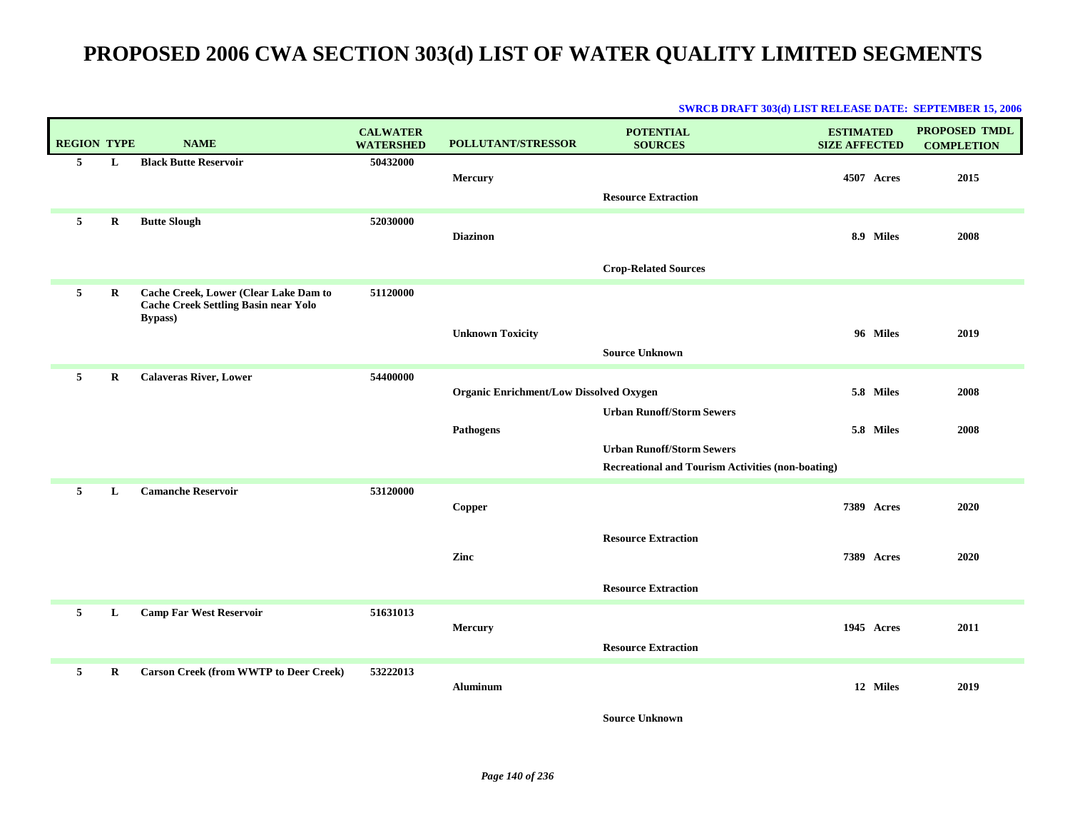# PROPOSED 2006 CWA SECTION 303(d) LIST OF WATER QUALITY LIMITED SEGMENTS

**SWRCB DRAFT 303(d) LIST RELEASE DATE: SEPTEMBER 15, 2006**

| REGION | TYPE | NAME | CALWATER WATERSHED | POLLUTANT/STRESSOR | POTENTIAL SOURCES | ESTIMATED SIZE AFFECTED | PROPOSED TMDL COMPLETION |
|---|---|---|---|---|---|---|---|
| 5 | L | Black Butte Reservoir | 50432000 | | | | |
| | | | | Mercury | | 4507 Acres | 2015 |
| | | | | | Resource Extraction | | |
| 5 | R | Butte Slough | 52030000 | | | | |
| | | | | Diazinon | | 8.9 Miles | 2008 |
| | | | | | Crop-Related Sources | | |
| 5 | R | Cache Creek, Lower (Clear Lake Dam to Cache Creek Settling Basin near Yolo Bypass) | 51120000 | | | | |
| | | | | Unknown Toxicity | | 96 Miles | 2019 |
| | | | | | Source Unknown | | |
| 5 | R | Calaveras River, Lower | 54400000 | | | | |
| | | | | Organic Enrichment/Low Dissolved Oxygen | | 5.8 Miles | 2008 |
| | | | | | Urban Runoff/Storm Sewers | | |
| | | | | Pathogens | | 5.8 Miles | 2008 |
| | | | | | Urban Runoff/Storm Sewers | | |
| | | | | | Recreational and Tourism Activities (non-boating) | | |
| 5 | L | Camanche Reservoir | 53120000 | | | | |
| | | | | Copper | | 7389 Acres | 2020 |
| | | | | | Resource Extraction | | |
| | | | | Zinc | | 7389 Acres | 2020 |
| | | | | | Resource Extraction | | |
| 5 | L | Camp Far West Reservoir | 51631013 | | | | |
| | | | | Mercury | | 1945 Acres | 2011 |
| | | | | | Resource Extraction | | |
| 5 | R | Carson Creek (from WWTP to Deer Creek) | 53222013 | | | | |
| | | | | Aluminum | | 12 Miles | 2019 |
| | | | | | Source Unknown | | |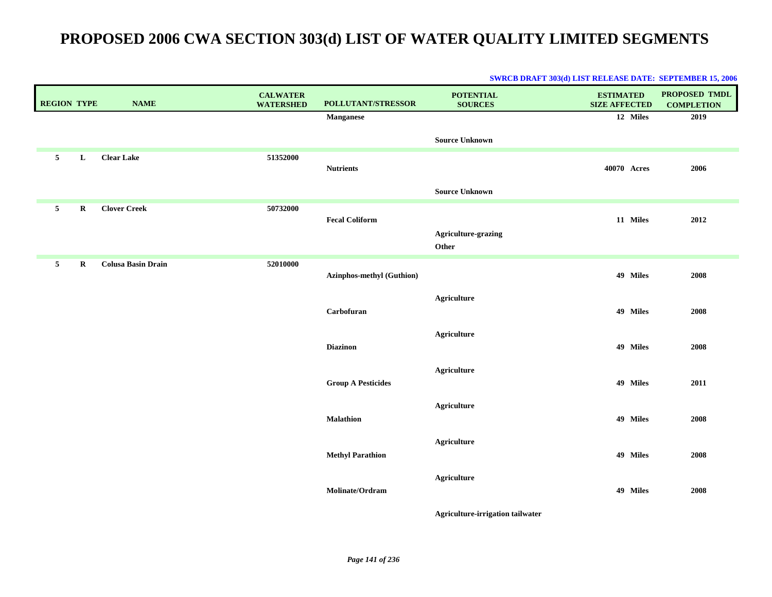# PROPOSED 2006 CWA SECTION 303(d) LIST OF WATER QUALITY LIMITED SEGMENTS

**SWRCB DRAFT 303(d) LIST RELEASE DATE: SEPTEMBER 15, 2006**

| REGION | TYPE | NAME | CALWATER WATERSHED | POLLUTANT/STRESSOR | POTENTIAL SOURCES | ESTIMATED SIZE AFFECTED | PROPOSED TMDL COMPLETION |
|---|---|---|---|---|---|---|---|
| | | | | Manganese | | 12 Miles | 2019 |
| | | | | | Source Unknown | | |
| 5 | L | Clear Lake | 51352000 | | | | |
| | | | | Nutrients | | 40070 Acres | 2006 |
| | | | | | Source Unknown | | |
| 5 | R | Clover Creek | 50732000 | | | | |
| | | | | Fecal Coliform | | 11 Miles | 2012 |
| | | | | | Agriculture-grazing | | |
| | | | | | Other | | |
| 5 | R | Colusa Basin Drain | 52010000 | | | | |
| | | | | Azinphos-methyl (Guthion) | | 49 Miles | 2008 |
| | | | | | Agriculture | | |
| | | | | Carbofuran | | 49 Miles | 2008 |
| | | | | | Agriculture | | |
| | | | | Diazinon | | 49 Miles | 2008 |
| | | | | | Agriculture | | |
| | | | | Group A Pesticides | | 49 Miles | 2011 |
| | | | | | Agriculture | | |
| | | | | Malathion | | 49 Miles | 2008 |
| | | | | | Agriculture | | |
| | | | | Methyl Parathion | | 49 Miles | 2008 |
| | | | | | Agriculture | | |
| | | | | Molinate/Ordram | | 49 Miles | 2008 |
| | | | | | Agriculture-irrigation tailwater | | |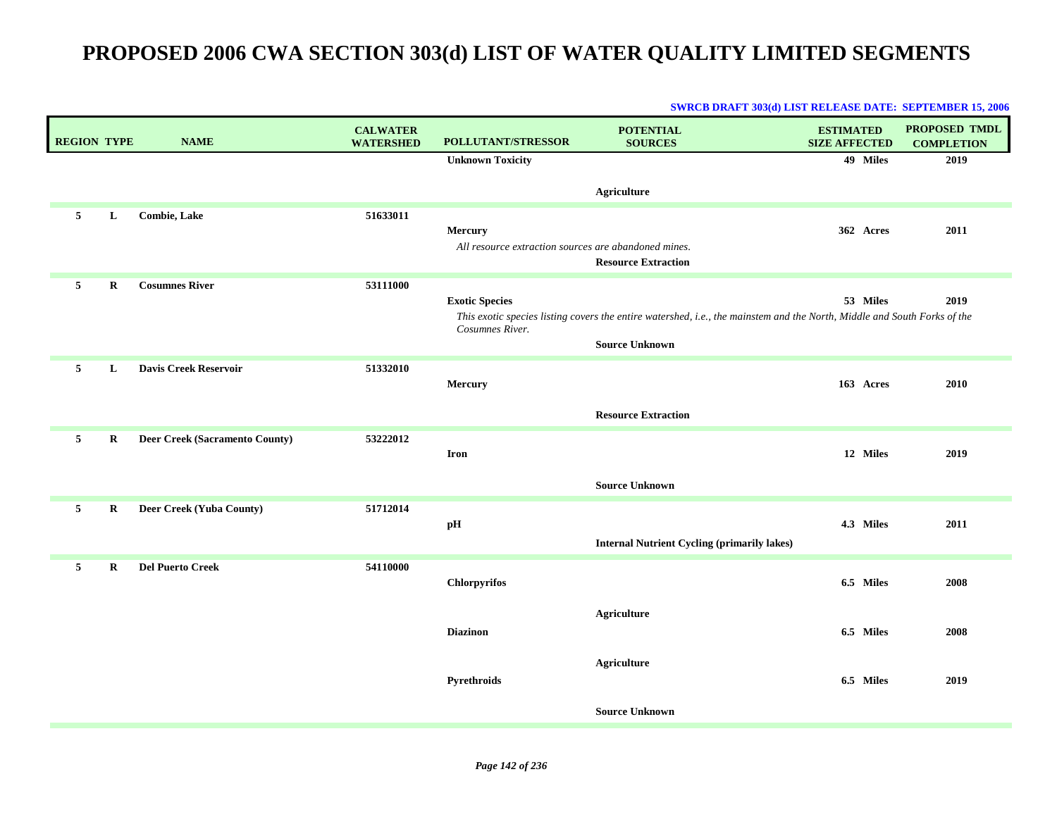# PROPOSED 2006 CWA SECTION 303(d) LIST OF WATER QUALITY LIMITED SEGMENTS

**SWRCB DRAFT 303(d) LIST RELEASE DATE: SEPTEMBER 15, 2006**

| REGION | TYPE | NAME | CALWATER WATERSHED | POLLUTANT/STRESSOR | POTENTIAL SOURCES | ESTIMATED SIZE AFFECTED | PROPOSED TMDL COMPLETION |
|---|---|---|---|---|---|---|---|
| | | | | **Unknown Toxicity** | | **49 Miles** | **2019** |
| | | | | | **Agriculture** | | |
| **5** | **L** | **Combie, Lake** | **51633011** | | | | |
| | | | | **Mercury** | | **362 Acres** | **2011** |
| | | | | *All resource extraction sources are abandoned mines.* | | | |
| | | | | | **Resource Extraction** | | |
| **5** | **R** | **Cosumnes River** | **53111000** | | | | |
| | | | | **Exotic Species** | | **53 Miles** | **2019** |
| | | | | *This exotic species listing covers the entire watershed, i.e., the mainstem and the North, Middle and South Forks of the Cosumnes River.* | | | |
| | | | | | **Source Unknown** | | |
| **5** | **L** | **Davis Creek Reservoir** | **51332010** | | | | |
| | | | | **Mercury** | | **163 Acres** | **2010** |
| | | | | | **Resource Extraction** | | |
| **5** | **R** | **Deer Creek (Sacramento County)** | **53222012** | | | | |
| | | | | **Iron** | | **12 Miles** | **2019** |
| | | | | | **Source Unknown** | | |
| **5** | **R** | **Deer Creek (Yuba County)** | **51712014** | | | | |
| | | | | **pH** | | **4.3 Miles** | **2011** |
| | | | | | **Internal Nutrient Cycling (primarily lakes)** | | |
| **5** | **R** | **Del Puerto Creek** | **54110000** | | | | |
| | | | | **Chlorpyrifos** | | **6.5 Miles** | **2008** |
| | | | | | **Agriculture** | | |
| | | | | **Diazinon** | | **6.5 Miles** | **2008** |
| | | | | | **Agriculture** | | |
| | | | | **Pyrethroids** | | **6.5 Miles** | **2019** |
| | | | | | **Source Unknown** | | |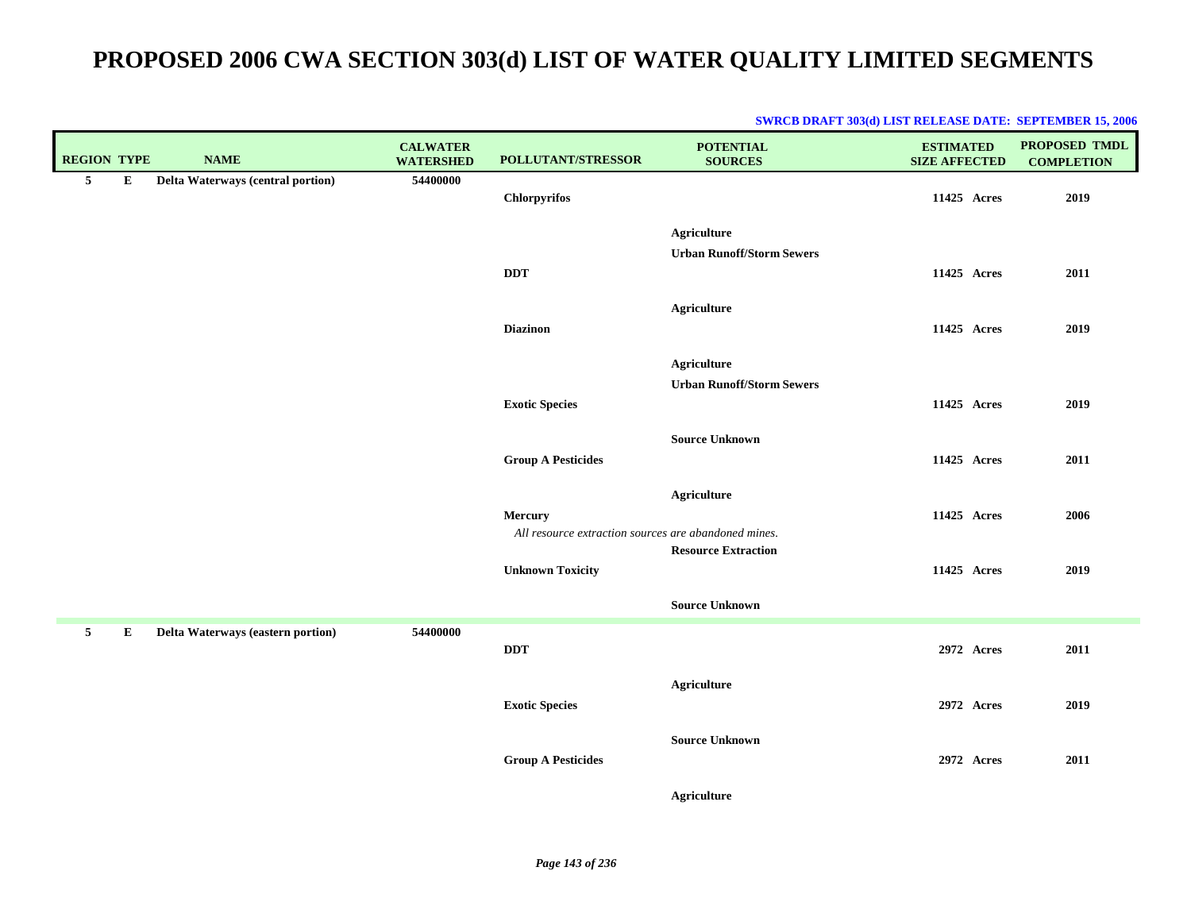# PROPOSED 2006 CWA SECTION 303(d) LIST OF WATER QUALITY LIMITED SEGMENTS

**SWRCB DRAFT 303(d) LIST RELEASE DATE: SEPTEMBER 15, 2006**

| REGION | TYPE | NAME | CALWATER WATERSHED | POLLUTANT/STRESSOR | POTENTIAL SOURCES | ESTIMATED SIZE AFFECTED | PROPOSED TMDL COMPLETION |
|---|---|---|---|---|---|---|---|
| 5 | E | Delta Waterways (central portion) | 54400000 | | | | |
| | | | | Chlorpyrifos | | 11425 Acres | 2019 |
| | | | | | Agriculture | | |
| | | | | | Urban Runoff/Storm Sewers | | |
| | | | | DDT | | 11425 Acres | 2011 |
| | | | | | Agriculture | | |
| | | | | Diazinon | | 11425 Acres | 2019 |
| | | | | | Agriculture | | |
| | | | | | Urban Runoff/Storm Sewers | | |
| | | | | Exotic Species | | 11425 Acres | 2019 |
| | | | | | Source Unknown | | |
| | | | | Group A Pesticides | | 11425 Acres | 2011 |
| | | | | | Agriculture | | |
| | | | | Mercury<br>*All resource extraction sources are abandoned mines.* | | 11425 Acres | 2006 |
| | | | | | Resource Extraction | | |
| | | | | Unknown Toxicity | | 11425 Acres | 2019 |
| | | | | | Source Unknown | | |
| 5 | E | Delta Waterways (eastern portion) | 54400000 | | | | |
| | | | | DDT | | 2972 Acres | 2011 |
| | | | | | Agriculture | | |
| | | | | Exotic Species | | 2972 Acres | 2019 |
| | | | | | Source Unknown | | |
| | | | | Group A Pesticides | | 2972 Acres | 2011 |
| | | | | | Agriculture | | |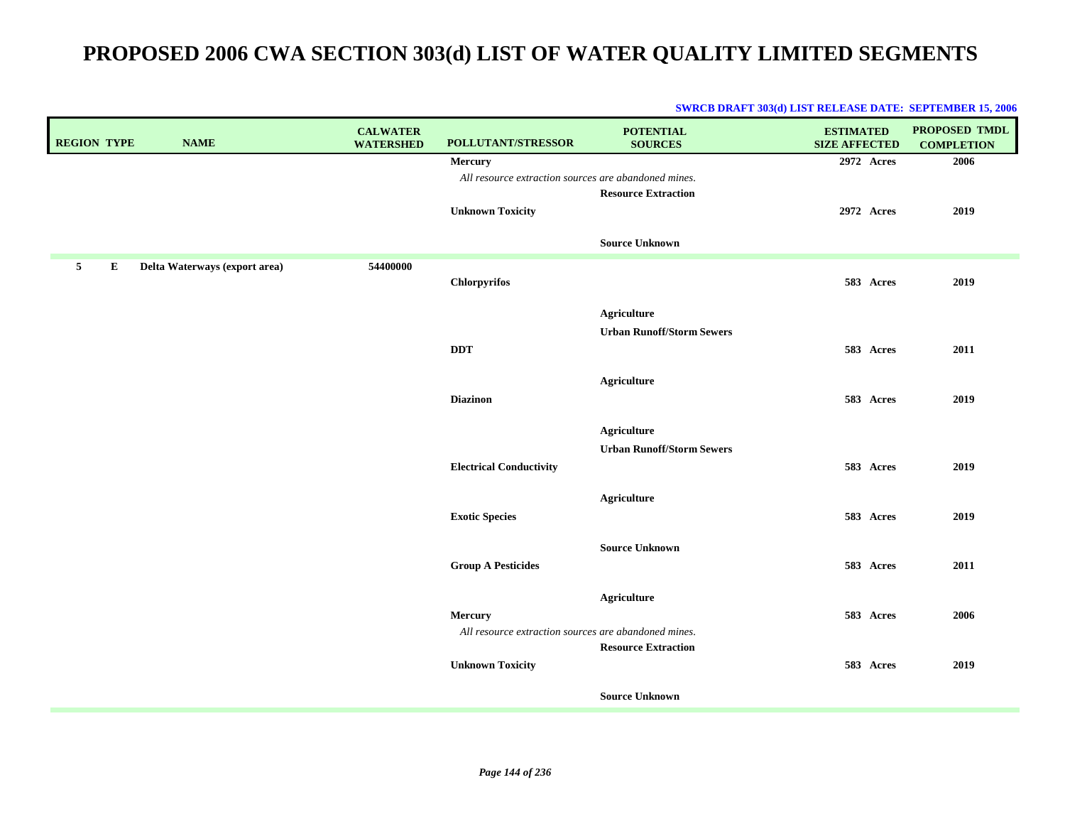# PROPOSED 2006 CWA SECTION 303(d) LIST OF WATER QUALITY LIMITED SEGMENTS

**SWRCB DRAFT 303(d) LIST RELEASE DATE: SEPTEMBER 15, 2006**

| REGION | TYPE | NAME | CALWATER WATERSHED | POLLUTANT/STRESSOR | POTENTIAL SOURCES | ESTIMATED SIZE AFFECTED | PROPOSED TMDL COMPLETION |
|---|---|---|---|---|---|---|---|
| | | | | **Mercury** | | **2972 Acres** | **2006** |
| | | | | *All resource extraction sources are abandoned mines.* | | | |
| | | | | | **Resource Extraction** | | |
| | | | | **Unknown Toxicity** | | **2972 Acres** | **2019** |
| | | | | | **Source Unknown** | | |
| **5** | **E** | **Delta Waterways (export area)** | **54400000** | | | | |
| | | | | **Chlorpyrifos** | | **583 Acres** | **2019** |
| | | | | | **Agriculture** | | |
| | | | | | **Urban Runoff/Storm Sewers** | | |
| | | | | **DDT** | | **583 Acres** | **2011** |
| | | | | | **Agriculture** | | |
| | | | | **Diazinon** | | **583 Acres** | **2019** |
| | | | | | **Agriculture** | | |
| | | | | | **Urban Runoff/Storm Sewers** | | |
| | | | | **Electrical Conductivity** | | **583 Acres** | **2019** |
| | | | | | **Agriculture** | | |
| | | | | **Exotic Species** | | **583 Acres** | **2019** |
| | | | | | **Source Unknown** | | |
| | | | | **Group A Pesticides** | | **583 Acres** | **2011** |
| | | | | | **Agriculture** | | |
| | | | | **Mercury** | | **583 Acres** | **2006** |
| | | | | *All resource extraction sources are abandoned mines.* | | | |
| | | | | | **Resource Extraction** | | |
| | | | | **Unknown Toxicity** | | **583 Acres** | **2019** |
| | | | | | **Source Unknown** | | |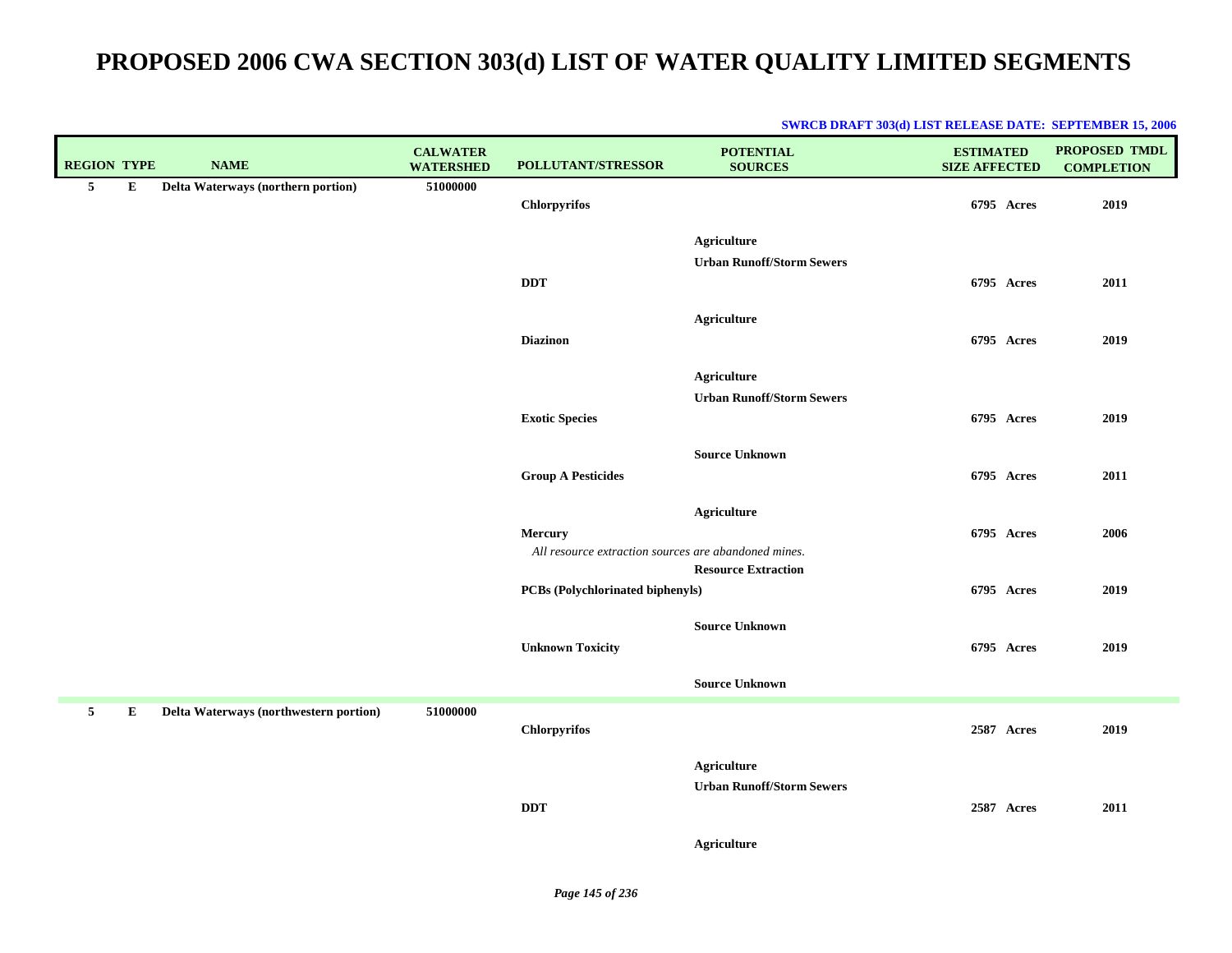# PROPOSED 2006 CWA SECTION 303(d) LIST OF WATER QUALITY LIMITED SEGMENTS

**SWRCB DRAFT 303(d) LIST RELEASE DATE: SEPTEMBER 15, 2006**

| REGION | TYPE | NAME | CALWATER WATERSHED | POLLUTANT/STRESSOR | POTENTIAL SOURCES | ESTIMATED SIZE AFFECTED | PROPOSED TMDL COMPLETION |
|---|---|---|---|---|---|---|---|
| **5** | **E** | **Delta Waterways (northern portion)** | **51000000** | | | | |
| | | | | **Chlorpyrifos** | | **6795 Acres** | **2019** |
| | | | | | **Agriculture** | | |
| | | | | | **Urban Runoff/Storm Sewers** | | |
| | | | | **DDT** | | **6795 Acres** | **2011** |
| | | | | | **Agriculture** | | |
| | | | | **Diazinon** | | **6795 Acres** | **2019** |
| | | | | | **Agriculture** | | |
| | | | | | **Urban Runoff/Storm Sewers** | | |
| | | | | **Exotic Species** | | **6795 Acres** | **2019** |
| | | | | | **Source Unknown** | | |
| | | | | **Group A Pesticides** | | **6795 Acres** | **2011** |
| | | | | | **Agriculture** | | |
| | | | | **Mercury** | | **6795 Acres** | **2006** |
| | | | | *All resource extraction sources are abandoned mines.* | | | |
| | | | | | **Resource Extraction** | | |
| | | | | **PCBs (Polychlorinated biphenyls)** | | **6795 Acres** | **2019** |
| | | | | | **Source Unknown** | | |
| | | | | **Unknown Toxicity** | | **6795 Acres** | **2019** |
| | | | | | **Source Unknown** | | |
| **5** | **E** | **Delta Waterways (northwestern portion)** | **51000000** | | | | |
| | | | | **Chlorpyrifos** | | **2587 Acres** | **2019** |
| | | | | | **Agriculture** | | |
| | | | | | **Urban Runoff/Storm Sewers** | | |
| | | | | **DDT** | | **2587 Acres** | **2011** |
| | | | | | **Agriculture** | | |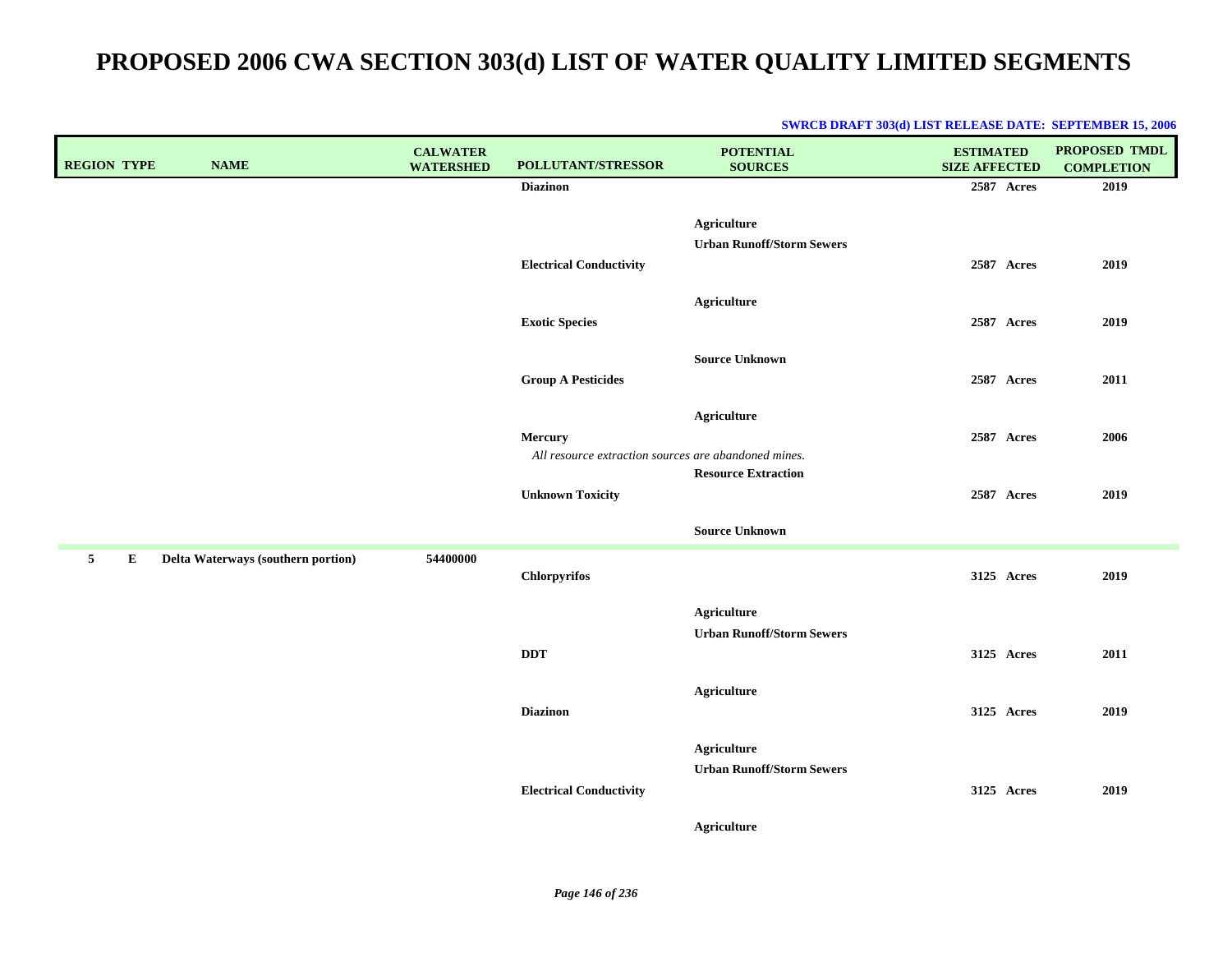# PROPOSED 2006 CWA SECTION 303(d) LIST OF WATER QUALITY LIMITED SEGMENTS

**SWRCB DRAFT 303(d) LIST RELEASE DATE: SEPTEMBER 15, 2006**

| REGION | TYPE | NAME | CALWATER WATERSHED | POLLUTANT/STRESSOR | POTENTIAL SOURCES | ESTIMATED SIZE AFFECTED | PROPOSED TMDL COMPLETION |
|---|---|---|---|---|---|---|---|
| | | | | **Diazinon** | | **2587 Acres** | **2019** |
| | | | | | **Agriculture** | | |
| | | | | | **Urban Runoff/Storm Sewers** | | |
| | | | | **Electrical Conductivity** | | **2587 Acres** | **2019** |
| | | | | | **Agriculture** | | |
| | | | | **Exotic Species** | | **2587 Acres** | **2019** |
| | | | | | **Source Unknown** | | |
| | | | | **Group A Pesticides** | | **2587 Acres** | **2011** |
| | | | | | **Agriculture** | | |
| | | | | **Mercury** | | **2587 Acres** | **2006** |
| | | | | *All resource extraction sources are abandoned mines.* | | | |
| | | | | | **Resource Extraction** | | |
| | | | | **Unknown Toxicity** | | **2587 Acres** | **2019** |
| | | | | | **Source Unknown** | | |
| **5** | **E** | **Delta Waterways (southern portion)** | **54400000** | | | | |
| | | | | **Chlorpyrifos** | | **3125 Acres** | **2019** |
| | | | | | **Agriculture** | | |
| | | | | | **Urban Runoff/Storm Sewers** | | |
| | | | | **DDT** | | **3125 Acres** | **2011** |
| | | | | | **Agriculture** | | |
| | | | | **Diazinon** | | **3125 Acres** | **2019** |
| | | | | | **Agriculture** | | |
| | | | | | **Urban Runoff/Storm Sewers** | | |
| | | | | **Electrical Conductivity** | | **3125 Acres** | **2019** |
| | | | | | **Agriculture** | | |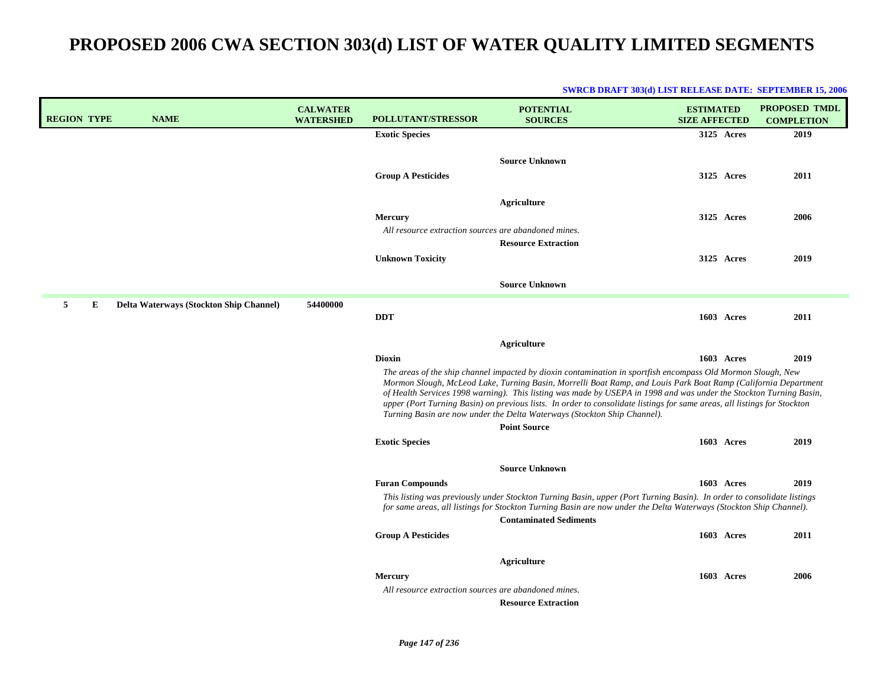# PROPOSED 2006 CWA SECTION 303(d) LIST OF WATER QUALITY LIMITED SEGMENTS

**SWRCB DRAFT 303(d) LIST RELEASE DATE: SEPTEMBER 15, 2006**

| REGION | TYPE | NAME | CALWATER WATERSHED | POLLUTANT/STRESSOR | POTENTIAL SOURCES | ESTIMATED SIZE AFFECTED | PROPOSED TMDL COMPLETION |
|---|---|---|---|---|---|---|---|
| | | | | **Exotic Species** | | **3125 Acres** | **2019** |
| | | | | | **Source Unknown** | | |
| | | | | **Group A Pesticides** | | **3125 Acres** | **2011** |
| | | | | | **Agriculture** | | |
| | | | | **Mercury** | | **3125 Acres** | **2006** |
| | | | | *All resource extraction sources are abandoned mines.* | **Resource Extraction** | | |
| | | | | **Unknown Toxicity** | | **3125 Acres** | **2019** |
| | | | | | **Source Unknown** | | |
| **5** | **E** | **Delta Waterways (Stockton Ship Channel)** | **54400000** | | | | |
| | | | | **DDT** | | **1603 Acres** | **2011** |
| | | | | | **Agriculture** | | |
| | | | | **Dioxin** | | **1603 Acres** | **2019** |
| | | | | *The areas of the ship channel impacted by dioxin contamination in sportfish encompass Old Mormon Slough, New Mormon Slough, McLeod Lake, Turning Basin, Morrelli Boat Ramp, and Louis Park Boat Ramp (California Department of Health Services 1998 warning). This listing was made by USEPA in 1998 and was under the Stockton Turning Basin, upper (Port Turning Basin) on previous lists. In order to consolidate listings for same areas, all listings for Stockton Turning Basin are now under the Delta Waterways (Stockton Ship Channel).* | **Point Source** | | |
| | | | | **Exotic Species** | | **1603 Acres** | **2019** |
| | | | | | **Source Unknown** | | |
| | | | | **Furan Compounds** | | **1603 Acres** | **2019** |
| | | | | *This listing was previously under Stockton Turning Basin, upper (Port Turning Basin). In order to consolidate listings for same areas, all listings for Stockton Turning Basin are now under the Delta Waterways (Stockton Ship Channel).* | **Contaminated Sediments** | | |
| | | | | **Group A Pesticides** | | **1603 Acres** | **2011** |
| | | | | | **Agriculture** | | |
| | | | | **Mercury** | | **1603 Acres** | **2006** |
| | | | | *All resource extraction sources are abandoned mines.* | **Resource Extraction** | | |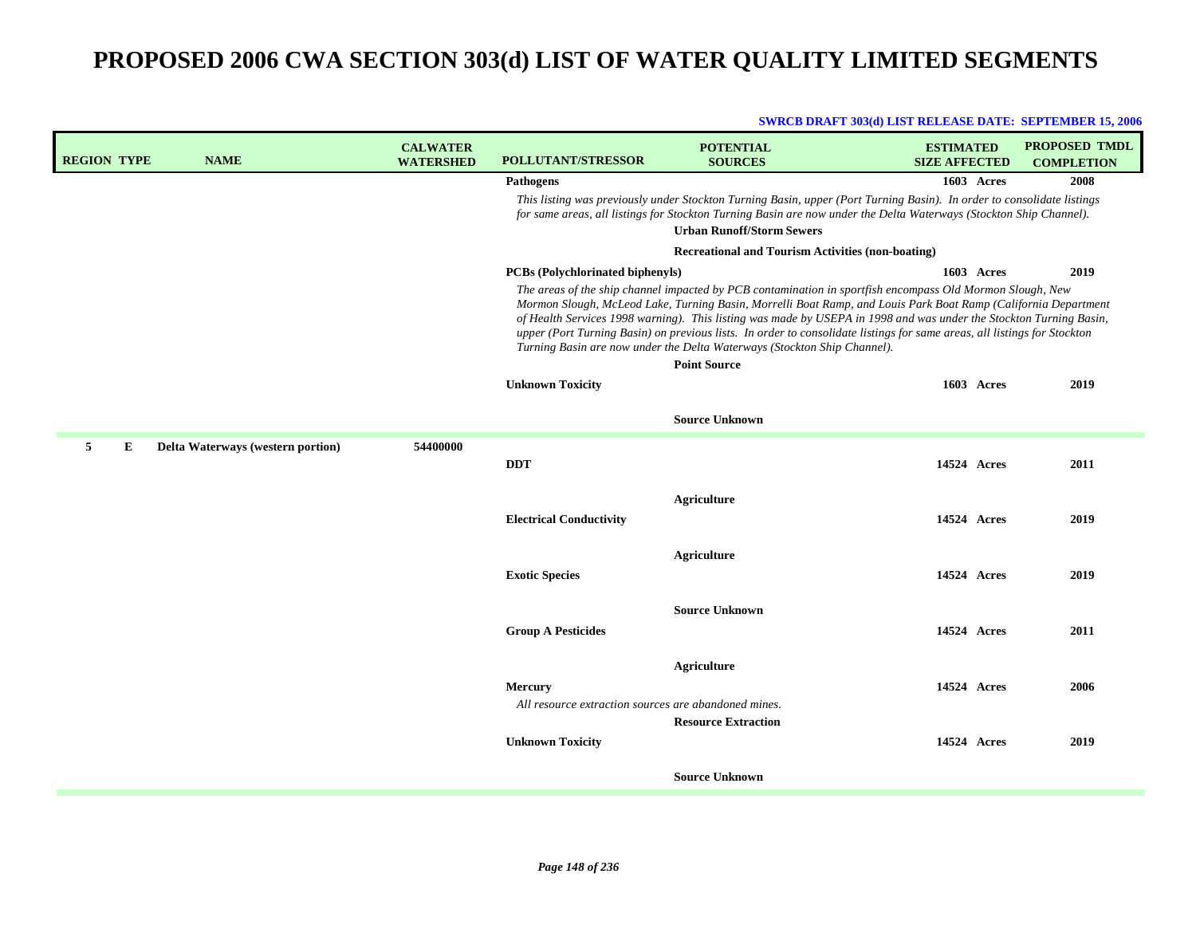# PROPOSED 2006 CWA SECTION 303(d) LIST OF WATER QUALITY LIMITED SEGMENTS

**SWRCB DRAFT 303(d) LIST RELEASE DATE: SEPTEMBER 15, 2006**

| REGION | TYPE | NAME | CALWATER WATERSHED | POLLUTANT/STRESSOR | POTENTIAL SOURCES | ESTIMATED SIZE AFFECTED | PROPOSED TMDL COMPLETION |
|---|---|---|---|---|---|---|---|
| | | | | **Pathogens** | | **1603 Acres** | **2008** |
| | | | | *This listing was previously under Stockton Turning Basin, upper (Port Turning Basin). In order to consolidate listings for same areas, all listings for Stockton Turning Basin are now under the Delta Waterways (Stockton Ship Channel).* | | | |
| | | | | | **Urban Runoff/Storm Sewers** | | |
| | | | | | **Recreational and Tourism Activities (non-boating)** | | |
| | | | | **PCBs (Polychlorinated biphenyls)** | | **1603 Acres** | **2019** |
| | | | | *The areas of the ship channel impacted by PCB contamination in sportfish encompass Old Mormon Slough, New Mormon Slough, McLeod Lake, Turning Basin, Morrelli Boat Ramp, and Louis Park Boat Ramp (California Department of Health Services 1998 warning). This listing was made by USEPA in 1998 and was under the Stockton Turning Basin, upper (Port Turning Basin) on previous lists. In order to consolidate listings for same areas, all listings for Stockton Turning Basin are now under the Delta Waterways (Stockton Ship Channel).* | | | |
| | | | | | **Point Source** | | |
| | | | | **Unknown Toxicity** | | **1603 Acres** | **2019** |
| | | | | | **Source Unknown** | | |
| **5** | **E** | **Delta Waterways (western portion)** | **54400000** | | | | |
| | | | | **DDT** | | **14524 Acres** | **2011** |
| | | | | | **Agriculture** | | |
| | | | | **Electrical Conductivity** | | **14524 Acres** | **2019** |
| | | | | | **Agriculture** | | |
| | | | | **Exotic Species** | | **14524 Acres** | **2019** |
| | | | | | **Source Unknown** | | |
| | | | | **Group A Pesticides** | | **14524 Acres** | **2011** |
| | | | | | **Agriculture** | | |
| | | | | **Mercury** | | **14524 Acres** | **2006** |
| | | | | *All resource extraction sources are abandoned mines.* | | | |
| | | | | | **Resource Extraction** | | |
| | | | | **Unknown Toxicity** | | **14524 Acres** | **2019** |
| | | | | | **Source Unknown** | | |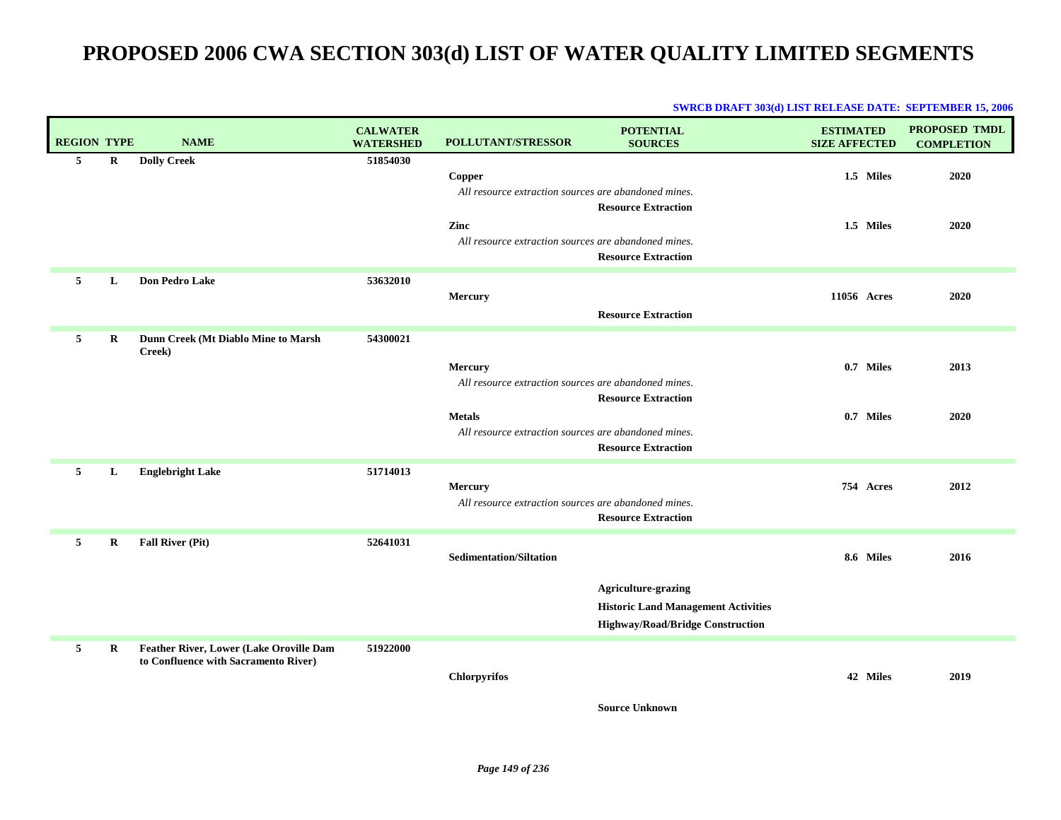# PROPOSED 2006 CWA SECTION 303(d) LIST OF WATER QUALITY LIMITED SEGMENTS

**SWRCB DRAFT 303(d) LIST RELEASE DATE: SEPTEMBER 15, 2006**

| REGION | TYPE | NAME | CALWATER WATERSHED | POLLUTANT/STRESSOR | POTENTIAL SOURCES | ESTIMATED SIZE AFFECTED | PROPOSED TMDL COMPLETION |
|---|---|---|---|---|---|---|---|
| 5 | R | **Dolly Creek** | 51854030 | | | | |
| | | | | **Copper** | | 1.5 Miles | 2020 |
| | | | | *All resource extraction sources are abandoned mines.* | | | |
| | | | | | **Resource Extraction** | | |
| | | | | **Zinc** | | 1.5 Miles | 2020 |
| | | | | *All resource extraction sources are abandoned mines.* | | | |
| | | | | | **Resource Extraction** | | |
| 5 | L | **Don Pedro Lake** | 53632010 | | | | |
| | | | | **Mercury** | | 11056 Acres | 2020 |
| | | | | | **Resource Extraction** | | |
| 5 | R | **Dunn Creek (Mt Diablo Mine to Marsh Creek)** | 54300021 | | | | |
| | | | | **Mercury** | | 0.7 Miles | 2013 |
| | | | | *All resource extraction sources are abandoned mines.* | | | |
| | | | | | **Resource Extraction** | | |
| | | | | **Metals** | | 0.7 Miles | 2020 |
| | | | | *All resource extraction sources are abandoned mines.* | | | |
| | | | | | **Resource Extraction** | | |
| 5 | L | **Englebright Lake** | 51714013 | | | | |
| | | | | **Mercury** | | 754 Acres | 2012 |
| | | | | *All resource extraction sources are abandoned mines.* | | | |
| | | | | | **Resource Extraction** | | |
| 5 | R | **Fall River (Pit)** | 52641031 | | | | |
| | | | | **Sedimentation/Siltation** | | 8.6 Miles | 2016 |
| | | | | | **Agriculture-grazing** | | |
| | | | | | **Historic Land Management Activities** | | |
| | | | | | **Highway/Road/Bridge Construction** | | |
| 5 | R | **Feather River, Lower (Lake Oroville Dam to Confluence with Sacramento River)** | 51922000 | | | | |
| | | | | **Chlorpyrifos** | | 42 Miles | 2019 |
| | | | | | **Source Unknown** | | |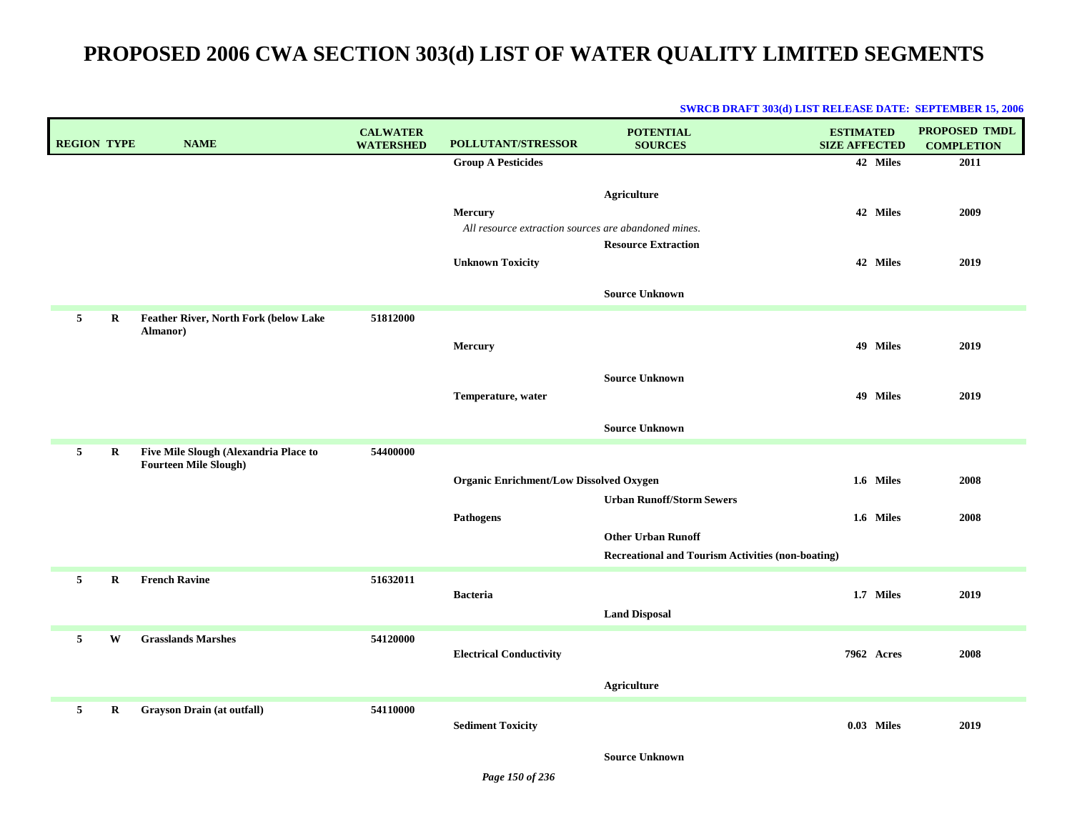# PROPOSED 2006 CWA SECTION 303(d) LIST OF WATER QUALITY LIMITED SEGMENTS

**SWRCB DRAFT 303(d) LIST RELEASE DATE: SEPTEMBER 15, 2006**

| REGION | TYPE | NAME | CALWATER WATERSHED | POLLUTANT/STRESSOR | POTENTIAL SOURCES | ESTIMATED SIZE AFFECTED | PROPOSED TMDL COMPLETION |
|---|---|---|---|---|---|---|---|
| | | | | **Group A Pesticides** | | **42 Miles** | **2011** |
| | | | | | **Agriculture** | | |
| | | | | **Mercury** | | **42 Miles** | **2009** |
| | | | | *All resource extraction sources are abandoned mines.* | | | |
| | | | | | **Resource Extraction** | | |
| | | | | **Unknown Toxicity** | | **42 Miles** | **2019** |
| | | | | | **Source Unknown** | | |
| **5** | **R** | **Feather River, North Fork (below Lake Almanor)** | **51812000** | | | | |
| | | | | **Mercury** | | **49 Miles** | **2019** |
| | | | | | **Source Unknown** | | |
| | | | | **Temperature, water** | | **49 Miles** | **2019** |
| | | | | | **Source Unknown** | | |
| **5** | **R** | **Five Mile Slough (Alexandria Place to Fourteen Mile Slough)** | **54400000** | | | | |
| | | | | **Organic Enrichment/Low Dissolved Oxygen** | | **1.6 Miles** | **2008** |
| | | | | | **Urban Runoff/Storm Sewers** | | |
| | | | | **Pathogens** | | **1.6 Miles** | **2008** |
| | | | | | **Other Urban Runoff** | | |
| | | | | | **Recreational and Tourism Activities (non-boating)** | | |
| **5** | **R** | **French Ravine** | **51632011** | | | | |
| | | | | **Bacteria** | | **1.7 Miles** | **2019** |
| | | | | | **Land Disposal** | | |
| **5** | **W** | **Grasslands Marshes** | **54120000** | | | | |
| | | | | **Electrical Conductivity** | | **7962 Acres** | **2008** |
| | | | | | **Agriculture** | | |
| **5** | **R** | **Grayson Drain (at outfall)** | **54110000** | | | | |
| | | | | **Sediment Toxicity** | | **0.03 Miles** | **2019** |
| | | | | | **Source Unknown** | | |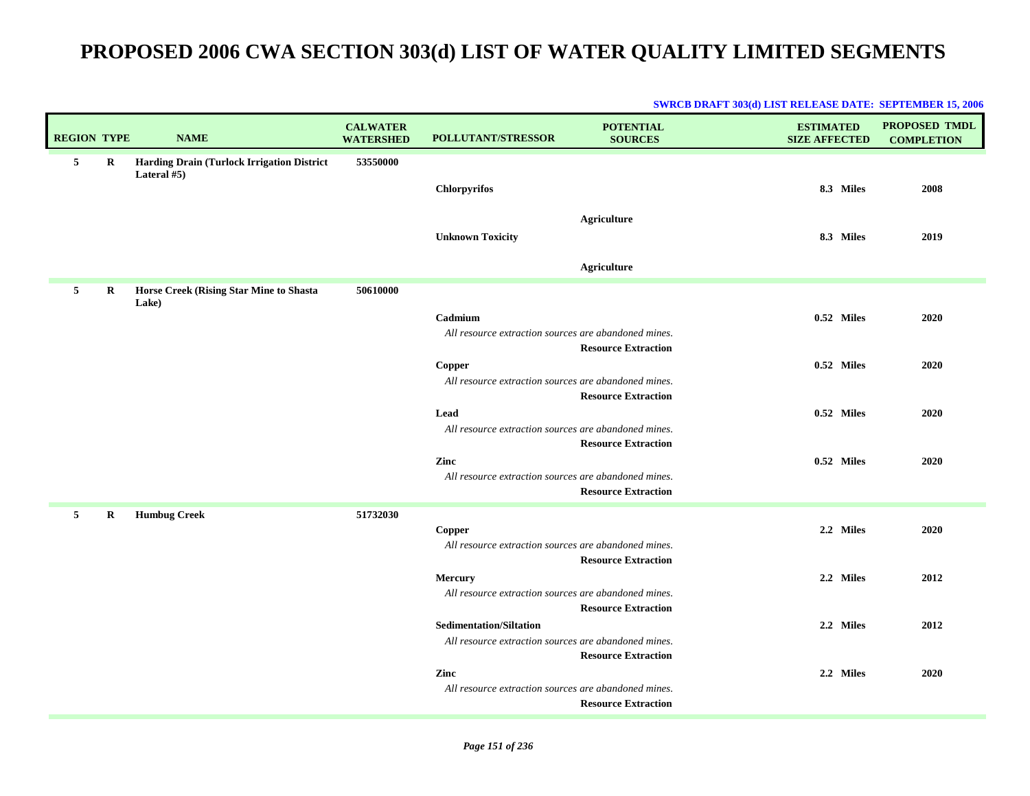# PROPOSED 2006 CWA SECTION 303(d) LIST OF WATER QUALITY LIMITED SEGMENTS

**SWRCB DRAFT 303(d) LIST RELEASE DATE: SEPTEMBER 15, 2006**

| REGION | TYPE | NAME | CALWATER WATERSHED | POLLUTANT/STRESSOR | POTENTIAL SOURCES | ESTIMATED SIZE AFFECTED | PROPOSED TMDL COMPLETION |
|---|---|---|---|---|---|---|---|
| **5** | **R** | **Harding Drain (Turlock Irrigation District Lateral #5)** | **53550000** | | | | |
| | | | | **Chlorpyrifos** | | **8.3 Miles** | **2008** |
| | | | | | **Agriculture** | | |
| | | | | **Unknown Toxicity** | | **8.3 Miles** | **2019** |
| | | | | | **Agriculture** | | |
| **5** | **R** | **Horse Creek (Rising Star Mine to Shasta Lake)** | **50610000** | | | | |
| | | | | **Cadmium** | | **0.52 Miles** | **2020** |
| | | | | *All resource extraction sources are abandoned mines.* | | | |
| | | | | | **Resource Extraction** | | |
| | | | | **Copper** | | **0.52 Miles** | **2020** |
| | | | | *All resource extraction sources are abandoned mines.* | | | |
| | | | | | **Resource Extraction** | | |
| | | | | **Lead** | | **0.52 Miles** | **2020** |
| | | | | *All resource extraction sources are abandoned mines.* | | | |
| | | | | | **Resource Extraction** | | |
| | | | | **Zinc** | | **0.52 Miles** | **2020** |
| | | | | *All resource extraction sources are abandoned mines.* | | | |
| | | | | | **Resource Extraction** | | |
| **5** | **R** | **Humbug Creek** | **51732030** | | | | |
| | | | | **Copper** | | **2.2 Miles** | **2020** |
| | | | | *All resource extraction sources are abandoned mines.* | | | |
| | | | | | **Resource Extraction** | | |
| | | | | **Mercury** | | **2.2 Miles** | **2012** |
| | | | | *All resource extraction sources are abandoned mines.* | | | |
| | | | | | **Resource Extraction** | | |
| | | | | **Sedimentation/Siltation** | | **2.2 Miles** | **2012** |
| | | | | *All resource extraction sources are abandoned mines.* | | | |
| | | | | | **Resource Extraction** | | |
| | | | | **Zinc** | | **2.2 Miles** | **2020** |
| | | | | *All resource extraction sources are abandoned mines.* | | | |
| | | | | | **Resource Extraction** | | |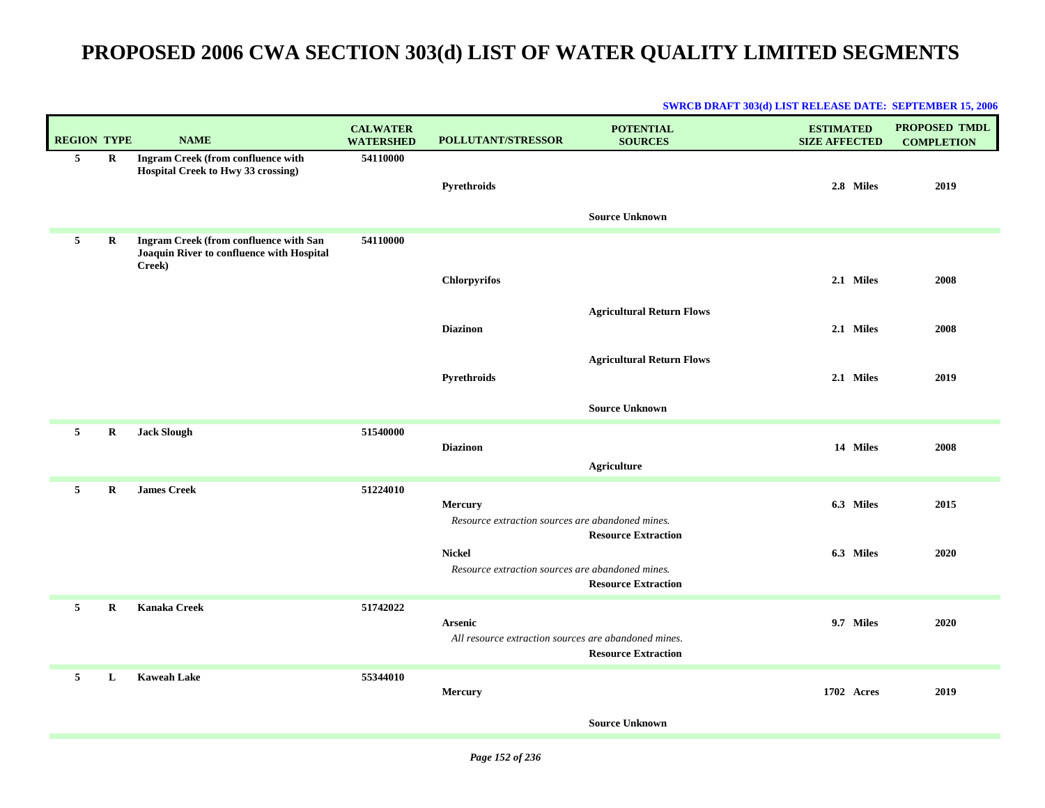# PROPOSED 2006 CWA SECTION 303(d) LIST OF WATER QUALITY LIMITED SEGMENTS

**SWRCB DRAFT 303(d) LIST RELEASE DATE: SEPTEMBER 15, 2006**

| REGION | TYPE | NAME | CALWATER WATERSHED | POLLUTANT/STRESSOR | POTENTIAL SOURCES | ESTIMATED SIZE AFFECTED | PROPOSED TMDL COMPLETION |
|---|---|---|---|---|---|---|---|
| 5 | R | Ingram Creek (from confluence with Hospital Creek to Hwy 33 crossing) | 54110000 | | | | |
| | | | | Pyrethroids | | 2.8 Miles | 2019 |
| | | | | | Source Unknown | | |
| 5 | R | Ingram Creek (from confluence with San Joaquin River to confluence with Hospital Creek) | 54110000 | | | | |
| | | | | Chlorpyrifos | | 2.1 Miles | 2008 |
| | | | | | Agricultural Return Flows | | |
| | | | | Diazinon | | 2.1 Miles | 2008 |
| | | | | | Agricultural Return Flows | | |
| | | | | Pyrethroids | | 2.1 Miles | 2019 |
| | | | | | Source Unknown | | |
| 5 | R | Jack Slough | 51540000 | | | | |
| | | | | Diazinon | | 14 Miles | 2008 |
| | | | | | Agriculture | | |
| 5 | R | James Creek | 51224010 | | | | |
| | | | | Mercury *Resource extraction sources are abandoned mines.* | | 6.3 Miles | 2015 |
| | | | | | Resource Extraction | | |
| | | | | Nickel *Resource extraction sources are abandoned mines.* | | 6.3 Miles | 2020 |
| | | | | | Resource Extraction | | |
| 5 | R | Kanaka Creek | 51742022 | | | | |
| | | | | Arsenic *All resource extraction sources are abandoned mines.* | | 9.7 Miles | 2020 |
| | | | | | Resource Extraction | | |
| 5 | L | Kaweah Lake | 55344010 | | | | |
| | | | | Mercury | | 1702 Acres | 2019 |
| | | | | | Source Unknown | | |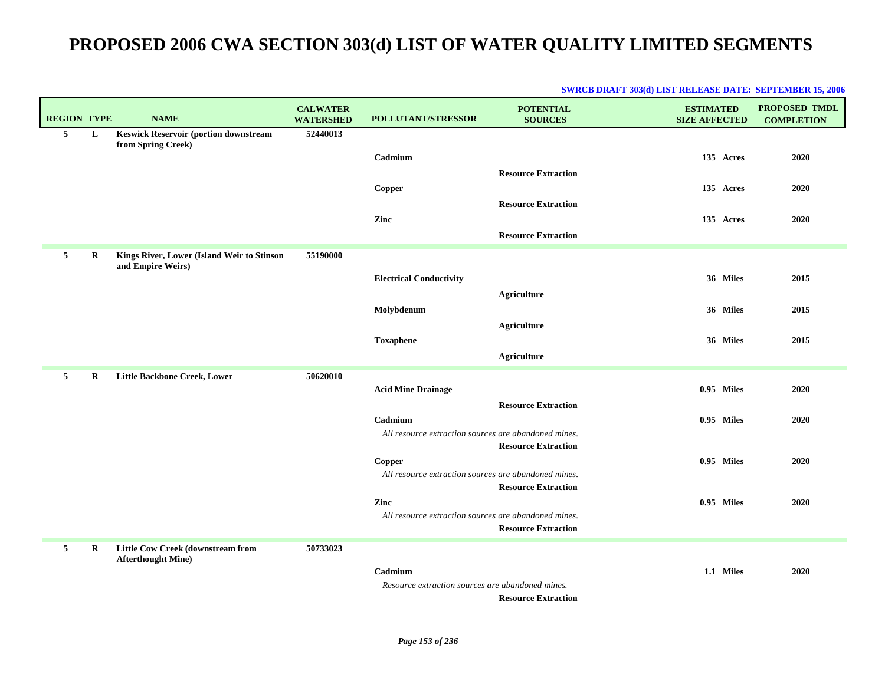# PROPOSED 2006 CWA SECTION 303(d) LIST OF WATER QUALITY LIMITED SEGMENTS

**SWRCB DRAFT 303(d) LIST RELEASE DATE: SEPTEMBER 15, 2006**

| REGION | TYPE | NAME | CALWATER WATERSHED | POLLUTANT/STRESSOR | POTENTIAL SOURCES | ESTIMATED SIZE AFFECTED | PROPOSED TMDL COMPLETION |
|---|---|---|---|---|---|---|---|
| 5 | L | Keswick Reservoir (portion downstream from Spring Creek) | 52440013 | | | | |
| | | | | Cadmium | | 135 Acres | 2020 |
| | | | | | Resource Extraction | | |
| | | | | Copper | | 135 Acres | 2020 |
| | | | | | Resource Extraction | | |
| | | | | Zinc | | 135 Acres | 2020 |
| | | | | | Resource Extraction | | |
| 5 | R | Kings River, Lower (Island Weir to Stinson and Empire Weirs) | 55190000 | | | | |
| | | | | Electrical Conductivity | | 36 Miles | 2015 |
| | | | | | Agriculture | | |
| | | | | Molybdenum | | 36 Miles | 2015 |
| | | | | | Agriculture | | |
| | | | | Toxaphene | | 36 Miles | 2015 |
| | | | | | Agriculture | | |
| 5 | R | Little Backbone Creek, Lower | 50620010 | | | | |
| | | | | Acid Mine Drainage | | 0.95 Miles | 2020 |
| | | | | | Resource Extraction | | |
| | | | | Cadmium | | 0.95 Miles | 2020 |
| | | | | *All resource extraction sources are abandoned mines.* | | | |
| | | | | | Resource Extraction | | |
| | | | | Copper | | 0.95 Miles | 2020 |
| | | | | *All resource extraction sources are abandoned mines.* | | | |
| | | | | | Resource Extraction | | |
| | | | | Zinc | | 0.95 Miles | 2020 |
| | | | | *All resource extraction sources are abandoned mines.* | | | |
| | | | | | Resource Extraction | | |
| 5 | R | Little Cow Creek (downstream from Afterthought Mine) | 50733023 | | | | |
| | | | | Cadmium | | 1.1 Miles | 2020 |
| | | | | *Resource extraction sources are abandoned mines.* | | | |
| | | | | | Resource Extraction | | |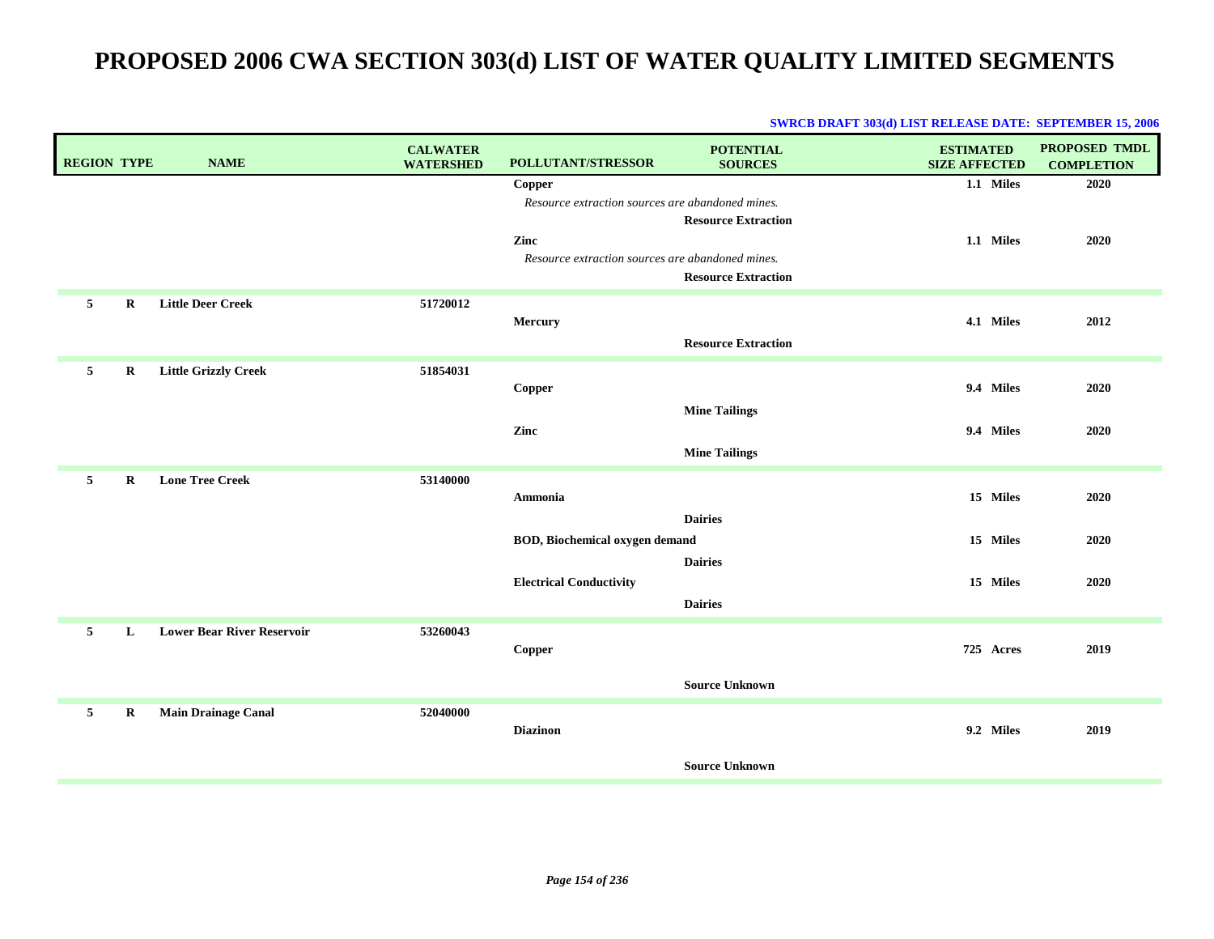# PROPOSED 2006 CWA SECTION 303(d) LIST OF WATER QUALITY LIMITED SEGMENTS

**SWRCB DRAFT 303(d) LIST RELEASE DATE: SEPTEMBER 15, 2006**

| REGION | TYPE | NAME | CALWATER WATERSHED | POLLUTANT/STRESSOR | POTENTIAL SOURCES | ESTIMATED SIZE AFFECTED | PROPOSED TMDL COMPLETION |
|---|---|---|---|---|---|---|---|
| | | | | **Copper** | | **1.1 Miles** | **2020** |
| | | | | *Resource extraction sources are abandoned mines.* | | | |
| | | | | | **Resource Extraction** | | |
| | | | | **Zinc** | | **1.1 Miles** | **2020** |
| | | | | *Resource extraction sources are abandoned mines.* | | | |
| | | | | | **Resource Extraction** | | |
| **5** | **R** | **Little Deer Creek** | **51720012** | | | | |
| | | | | **Mercury** | | **4.1 Miles** | **2012** |
| | | | | | **Resource Extraction** | | |
| **5** | **R** | **Little Grizzly Creek** | **51854031** | | | | |
| | | | | **Copper** | | **9.4 Miles** | **2020** |
| | | | | | **Mine Tailings** | | |
| | | | | **Zinc** | | **9.4 Miles** | **2020** |
| | | | | | **Mine Tailings** | | |
| **5** | **R** | **Lone Tree Creek** | **53140000** | | | | |
| | | | | **Ammonia** | | **15 Miles** | **2020** |
| | | | | | **Dairies** | | |
| | | | | **BOD, Biochemical oxygen demand** | | **15 Miles** | **2020** |
| | | | | | **Dairies** | | |
| | | | | **Electrical Conductivity** | | **15 Miles** | **2020** |
| | | | | | **Dairies** | | |
| **5** | **L** | **Lower Bear River Reservoir** | **53260043** | | | | |
| | | | | **Copper** | | **725 Acres** | **2019** |
| | | | | | **Source Unknown** | | |
| **5** | **R** | **Main Drainage Canal** | **52040000** | | | | |
| | | | | **Diazinon** | | **9.2 Miles** | **2019** |
| | | | | | **Source Unknown** | | |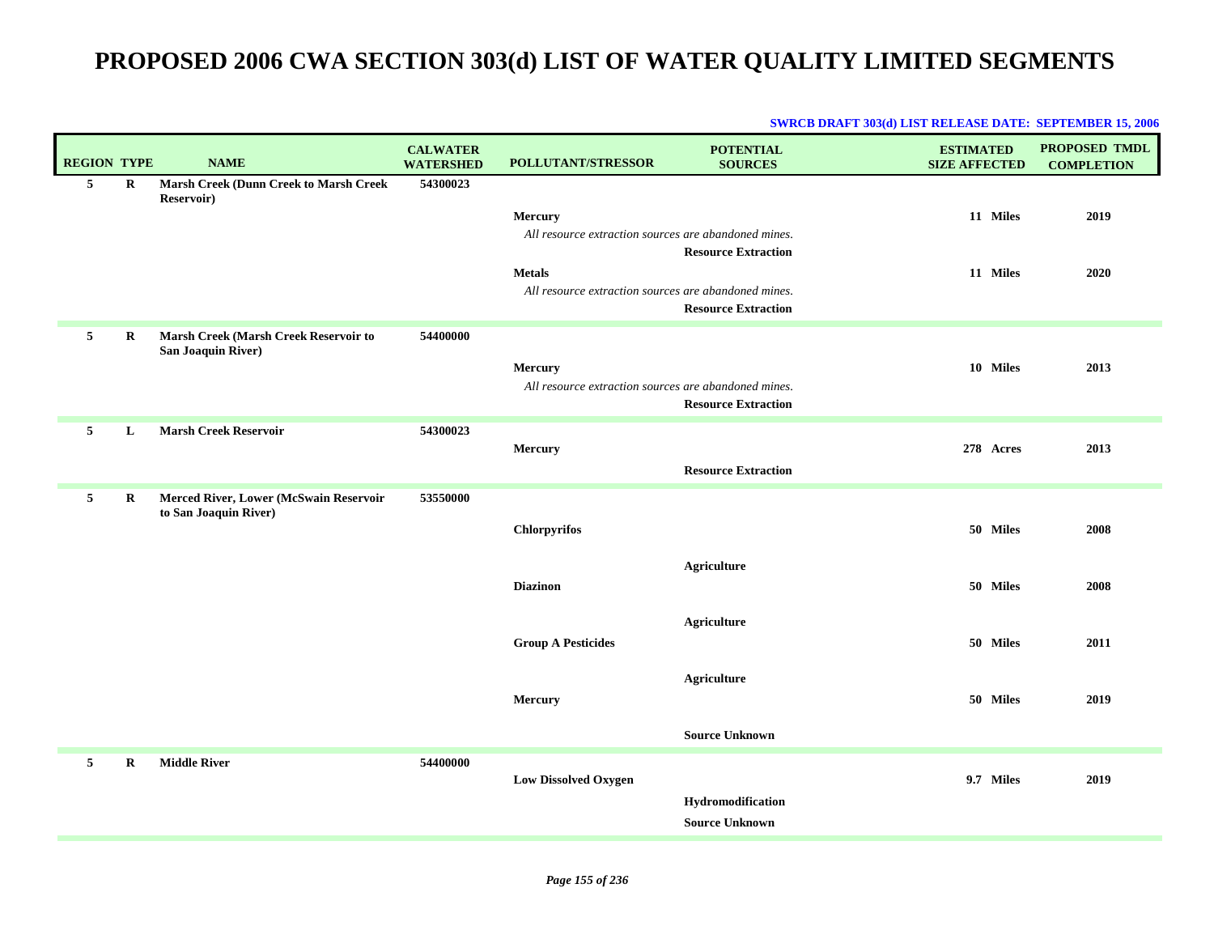# PROPOSED 2006 CWA SECTION 303(d) LIST OF WATER QUALITY LIMITED SEGMENTS

**SWRCB DRAFT 303(d) LIST RELEASE DATE: SEPTEMBER 15, 2006**

| REGION | TYPE | NAME | CALWATER WATERSHED | POLLUTANT/STRESSOR | POTENTIAL SOURCES | ESTIMATED SIZE AFFECTED | PROPOSED TMDL COMPLETION |
|---|---|---|---|---|---|---|---|
| **5** | **R** | **Marsh Creek (Dunn Creek to Marsh Creek Reservoir)** | **54300023** | | | | |
| | | | | **Mercury** | | **11 Miles** | **2019** |
| | | | | *All resource extraction sources are abandoned mines.* | | | |
| | | | | | **Resource Extraction** | | |
| | | | | **Metals** | | **11 Miles** | **2020** |
| | | | | *All resource extraction sources are abandoned mines.* | | | |
| | | | | | **Resource Extraction** | | |
| **5** | **R** | **Marsh Creek (Marsh Creek Reservoir to San Joaquin River)** | **54400000** | | | | |
| | | | | **Mercury** | | **10 Miles** | **2013** |
| | | | | *All resource extraction sources are abandoned mines.* | | | |
| | | | | | **Resource Extraction** | | |
| **5** | **L** | **Marsh Creek Reservoir** | **54300023** | | | | |
| | | | | **Mercury** | | **278 Acres** | **2013** |
| | | | | | **Resource Extraction** | | |
| **5** | **R** | **Merced River, Lower (McSwain Reservoir to San Joaquin River)** | **53550000** | | | | |
| | | | | **Chlorpyrifos** | | **50 Miles** | **2008** |
| | | | | | **Agriculture** | | |
| | | | | **Diazinon** | | **50 Miles** | **2008** |
| | | | | | **Agriculture** | | |
| | | | | **Group A Pesticides** | | **50 Miles** | **2011** |
| | | | | | **Agriculture** | | |
| | | | | **Mercury** | | **50 Miles** | **2019** |
| | | | | | **Source Unknown** | | |
| **5** | **R** | **Middle River** | **54400000** | | | | |
| | | | | **Low Dissolved Oxygen** | | **9.7 Miles** | **2019** |
| | | | | | **Hydromodification** | | |
| | | | | | **Source Unknown** | | |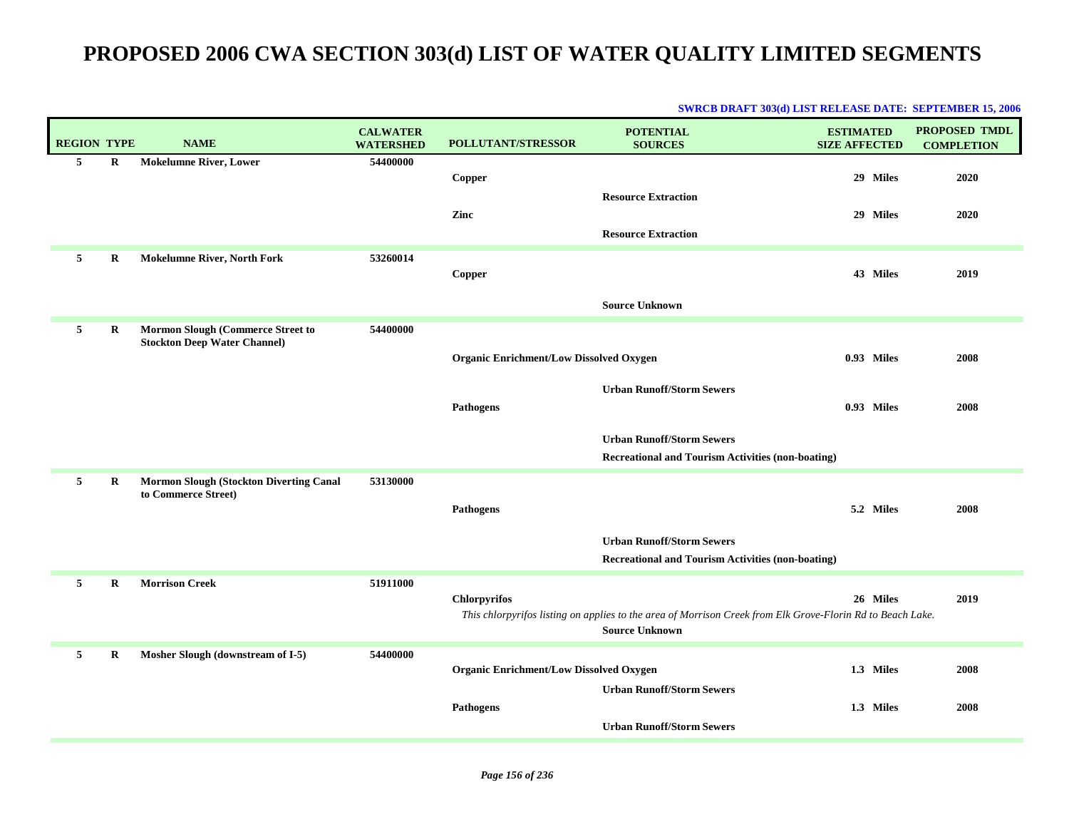# PROPOSED 2006 CWA SECTION 303(d) LIST OF WATER QUALITY LIMITED SEGMENTS

**SWRCB DRAFT 303(d) LIST RELEASE DATE: SEPTEMBER 15, 2006**

| REGION | TYPE | NAME | CALWATER WATERSHED | POLLUTANT/STRESSOR | POTENTIAL SOURCES | ESTIMATED SIZE AFFECTED | PROPOSED TMDL COMPLETION |
|---|---|---|---|---|---|---|---|
| 5 | R | Mokelumne River, Lower | 54400000 | | | | |
| | | | | Copper | | 29 Miles | 2020 |
| | | | | | Resource Extraction | | |
| | | | | Zinc | | 29 Miles | 2020 |
| | | | | | Resource Extraction | | |
| 5 | R | Mokelumne River, North Fork | 53260014 | | | | |
| | | | | Copper | | 43 Miles | 2019 |
| | | | | | Source Unknown | | |
| 5 | R | Mormon Slough (Commerce Street to Stockton Deep Water Channel) | 54400000 | | | | |
| | | | | Organic Enrichment/Low Dissolved Oxygen | | 0.93 Miles | 2008 |
| | | | | | Urban Runoff/Storm Sewers | | |
| | | | | Pathogens | | 0.93 Miles | 2008 |
| | | | | | Urban Runoff/Storm Sewers | | |
| | | | | | Recreational and Tourism Activities (non-boating) | | |
| 5 | R | Mormon Slough (Stockton Diverting Canal to Commerce Street) | 53130000 | | | | |
| | | | | Pathogens | | 5.2 Miles | 2008 |
| | | | | | Urban Runoff/Storm Sewers | | |
| | | | | | Recreational and Tourism Activities (non-boating) | | |
| 5 | R | Morrison Creek | 51911000 | | | | |
| | | | | Chlorpyrifos | | 26 Miles | 2019 |
| | | | | *This chlorpyrifos listing on applies to the area of Morrison Creek from Elk Grove-Florin Rd to Beach Lake.* | | | |
| | | | | | Source Unknown | | |
| 5 | R | Mosher Slough (downstream of I-5) | 54400000 | | | | |
| | | | | Organic Enrichment/Low Dissolved Oxygen | | 1.3 Miles | 2008 |
| | | | | | Urban Runoff/Storm Sewers | | |
| | | | | Pathogens | | 1.3 Miles | 2008 |
| | | | | | Urban Runoff/Storm Sewers | | |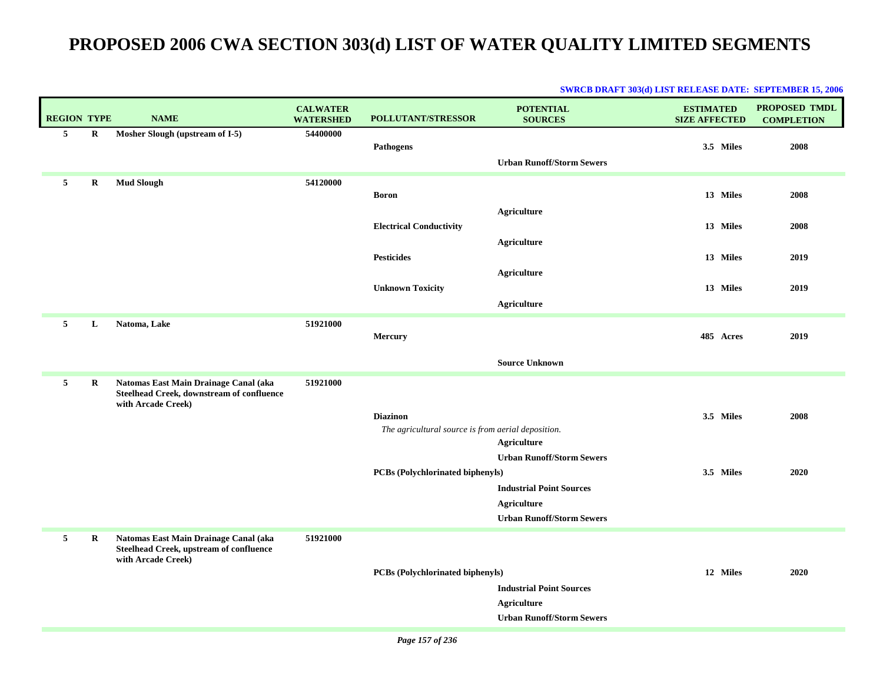# PROPOSED 2006 CWA SECTION 303(d) LIST OF WATER QUALITY LIMITED SEGMENTS

**SWRCB DRAFT 303(d) LIST RELEASE DATE: SEPTEMBER 15, 2006**

| REGION | TYPE | NAME | CALWATER WATERSHED | POLLUTANT/STRESSOR | POTENTIAL SOURCES | ESTIMATED SIZE AFFECTED | PROPOSED TMDL COMPLETION |
|---|---|---|---|---|---|---|---|
| 5 | R | Mosher Slough (upstream of I-5) | 54400000 | | | | |
| | | | | Pathogens | | 3.5 Miles | 2008 |
| | | | | | Urban Runoff/Storm Sewers | | |
| 5 | R | Mud Slough | 54120000 | | | | |
| | | | | Boron | | 13 Miles | 2008 |
| | | | | | Agriculture | | |
| | | | | Electrical Conductivity | | 13 Miles | 2008 |
| | | | | | Agriculture | | |
| | | | | Pesticides | | 13 Miles | 2019 |
| | | | | | Agriculture | | |
| | | | | Unknown Toxicity | | 13 Miles | 2019 |
| | | | | | Agriculture | | |
| 5 | L | Natoma, Lake | 51921000 | | | | |
| | | | | Mercury | | 485 Acres | 2019 |
| | | | | | Source Unknown | | |
| 5 | R | Natomas East Main Drainage Canal (aka Steelhead Creek, downstream of confluence with Arcade Creek) | 51921000 | | | | |
| | | | | Diazinon | | 3.5 Miles | 2008 |
| | | | | *The agricultural source is from aerial deposition.* | | | |
| | | | | | Agriculture | | |
| | | | | | Urban Runoff/Storm Sewers | | |
| | | | | PCBs (Polychlorinated biphenyls) | | 3.5 Miles | 2020 |
| | | | | | Industrial Point Sources | | |
| | | | | | Agriculture | | |
| | | | | | Urban Runoff/Storm Sewers | | |
| 5 | R | Natomas East Main Drainage Canal (aka Steelhead Creek, upstream of confluence with Arcade Creek) | 51921000 | | | | |
| | | | | PCBs (Polychlorinated biphenyls) | | 12 Miles | 2020 |
| | | | | | Industrial Point Sources | | |
| | | | | | Agriculture | | |
| | | | | | Urban Runoff/Storm Sewers | | |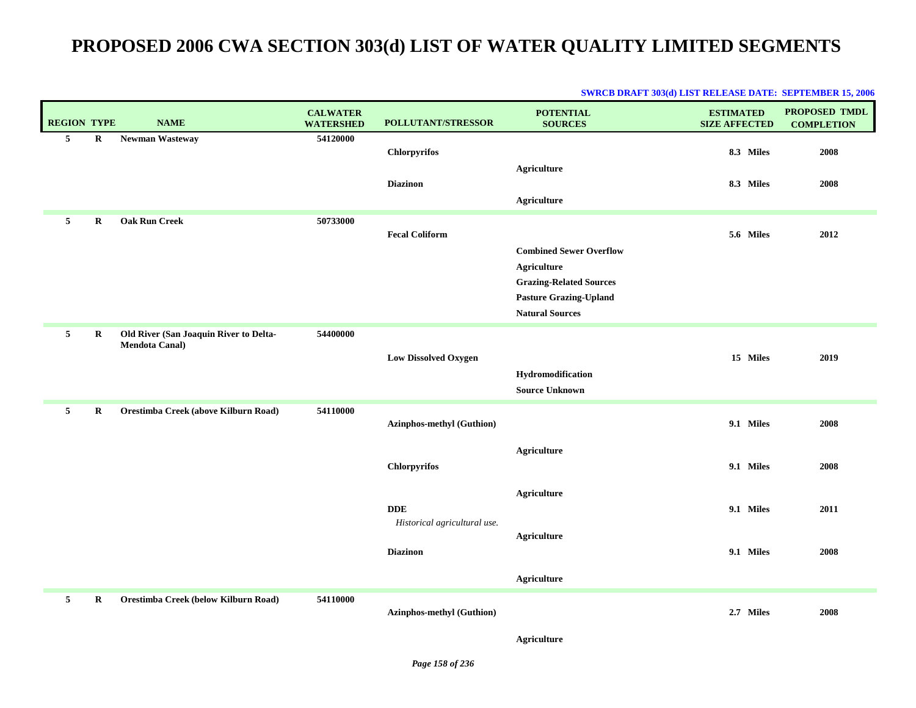# PROPOSED 2006 CWA SECTION 303(d) LIST OF WATER QUALITY LIMITED SEGMENTS

**SWRCB DRAFT 303(d) LIST RELEASE DATE: SEPTEMBER 15, 2006**

| REGION | TYPE | NAME | CALWATER WATERSHED | POLLUTANT/STRESSOR | POTENTIAL SOURCES | ESTIMATED SIZE AFFECTED | PROPOSED TMDL COMPLETION |
|---|---|---|---|---|---|---|---|
| 5 | R | Newman Wasteway | 54120000 | | | | |
| | | | | Chlorpyrifos | | 8.3 Miles | 2008 |
| | | | | | Agriculture | | |
| | | | | Diazinon | | 8.3 Miles | 2008 |
| | | | | | Agriculture | | |
| 5 | R | Oak Run Creek | 50733000 | | | | |
| | | | | Fecal Coliform | | 5.6 Miles | 2012 |
| | | | | | Combined Sewer Overflow | | |
| | | | | | Agriculture | | |
| | | | | | Grazing-Related Sources | | |
| | | | | | Pasture Grazing-Upland | | |
| | | | | | Natural Sources | | |
| 5 | R | Old River (San Joaquin River to Delta-Mendota Canal) | 54400000 | | | | |
| | | | | Low Dissolved Oxygen | | 15 Miles | 2019 |
| | | | | | Hydromodification | | |
| | | | | | Source Unknown | | |
| 5 | R | Orestimba Creek (above Kilburn Road) | 54110000 | | | | |
| | | | | Azinphos-methyl (Guthion) | | 9.1 Miles | 2008 |
| | | | | | Agriculture | | |
| | | | | Chlorpyrifos | | 9.1 Miles | 2008 |
| | | | | | Agriculture | | |
| | | | | DDE<br>*Historical agricultural use.* | | 9.1 Miles | 2011 |
| | | | | | Agriculture | | |
| | | | | Diazinon | | 9.1 Miles | 2008 |
| | | | | | Agriculture | | |
| 5 | R | Orestimba Creek (below Kilburn Road) | 54110000 | | | | |
| | | | | Azinphos-methyl (Guthion) | | 2.7 Miles | 2008 |
| | | | | | Agriculture | | |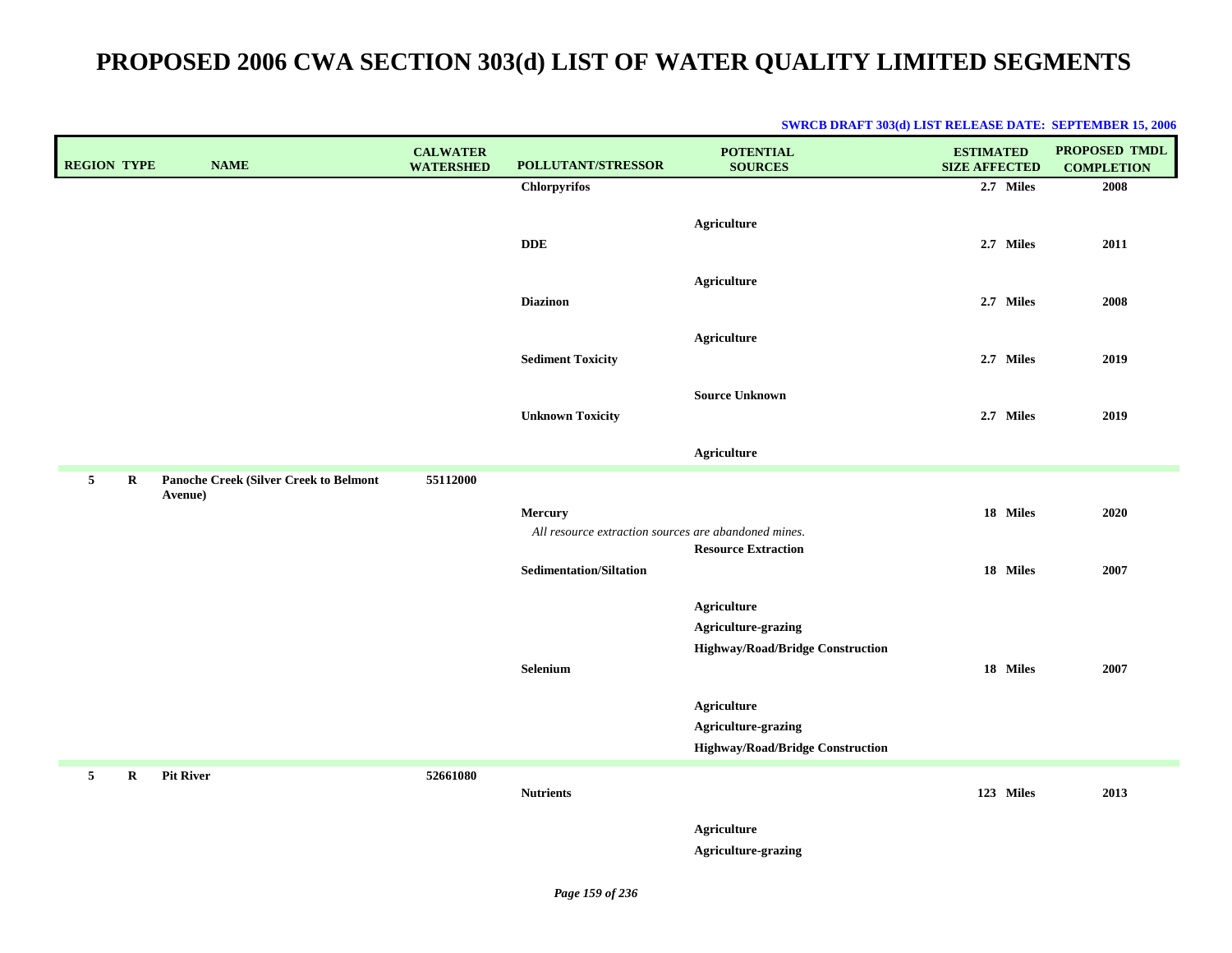# PROPOSED 2006 CWA SECTION 303(d) LIST OF WATER QUALITY LIMITED SEGMENTS

**SWRCB DRAFT 303(d) LIST RELEASE DATE: SEPTEMBER 15, 2006**

| REGION | TYPE | NAME | CALWATER WATERSHED | POLLUTANT/STRESSOR | POTENTIAL SOURCES | ESTIMATED SIZE AFFECTED | PROPOSED TMDL COMPLETION |
|---|---|---|---|---|---|---|---|
| | | | | **Chlorpyrifos** | | **2.7 Miles** | **2008** |
| | | | | | **Agriculture** | | |
| | | | | **DDE** | | **2.7 Miles** | **2011** |
| | | | | | **Agriculture** | | |
| | | | | **Diazinon** | | **2.7 Miles** | **2008** |
| | | | | | **Agriculture** | | |
| | | | | **Sediment Toxicity** | | **2.7 Miles** | **2019** |
| | | | | | **Source Unknown** | | |
| | | | | **Unknown Toxicity** | | **2.7 Miles** | **2019** |
| | | | | | **Agriculture** | | |
| **5** | **R** | **Panoche Creek (Silver Creek to Belmont Avenue)** | **55112000** | | | | |
| | | | | **Mercury** | | **18 Miles** | **2020** |
| | | | | *All resource extraction sources are abandoned mines.* | **Resource Extraction** | | |
| | | | | **Sedimentation/Siltation** | | **18 Miles** | **2007** |
| | | | | | **Agriculture** | | |
| | | | | | **Agriculture-grazing** | | |
| | | | | | **Highway/Road/Bridge Construction** | | |
| | | | | **Selenium** | | **18 Miles** | **2007** |
| | | | | | **Agriculture** | | |
| | | | | | **Agriculture-grazing** | | |
| | | | | | **Highway/Road/Bridge Construction** | | |
| **5** | **R** | **Pit River** | **52661080** | | | | |
| | | | | **Nutrients** | | **123 Miles** | **2013** |
| | | | | | **Agriculture** | | |
| | | | | | **Agriculture-grazing** | | |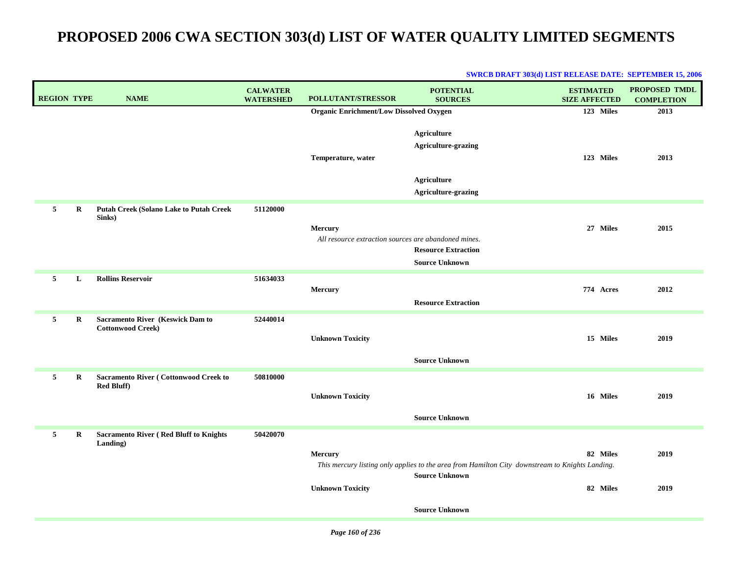# PROPOSED 2006 CWA SECTION 303(d) LIST OF WATER QUALITY LIMITED SEGMENTS

**SWRCB DRAFT 303(d) LIST RELEASE DATE: SEPTEMBER 15, 2006**

| REGION | TYPE | NAME | CALWATER WATERSHED | POLLUTANT/STRESSOR | POTENTIAL SOURCES | ESTIMATED SIZE AFFECTED | PROPOSED TMDL COMPLETION |
|---|---|---|---|---|---|---|---|
| | | | | Organic Enrichment/Low Dissolved Oxygen | | 123 Miles | 2013 |
| | | | | | Agriculture | | |
| | | | | | Agriculture-grazing | | |
| | | | | Temperature, water | | 123 Miles | 2013 |
| | | | | | Agriculture | | |
| | | | | | Agriculture-grazing | | |
| 5 | R | Putah Creek (Solano Lake to Putah Creek Sinks) | 51120000 | | | | |
| | | | | Mercury | | 27 Miles | 2015 |
| | | | | *All resource extraction sources are abandoned mines.* | | | |
| | | | | | Resource Extraction | | |
| | | | | | Source Unknown | | |
| 5 | L | Rollins Reservoir | 51634033 | | | | |
| | | | | Mercury | | 774 Acres | 2012 |
| | | | | | Resource Extraction | | |
| 5 | R | Sacramento River (Keswick Dam to Cottonwood Creek) | 52440014 | | | | |
| | | | | Unknown Toxicity | | 15 Miles | 2019 |
| | | | | | Source Unknown | | |
| 5 | R | Sacramento River ( Cottonwood Creek to Red Bluff) | 50810000 | | | | |
| | | | | Unknown Toxicity | | 16 Miles | 2019 |
| | | | | | Source Unknown | | |
| 5 | R | Sacramento River ( Red Bluff to Knights Landing) | 50420070 | | | | |
| | | | | Mercury | | 82 Miles | 2019 |
| | | | | *This mercury listing only applies to the area from Hamilton City downstream to Knights Landing.* | | | |
| | | | | | Source Unknown | | |
| | | | | Unknown Toxicity | | 82 Miles | 2019 |
| | | | | | Source Unknown | | |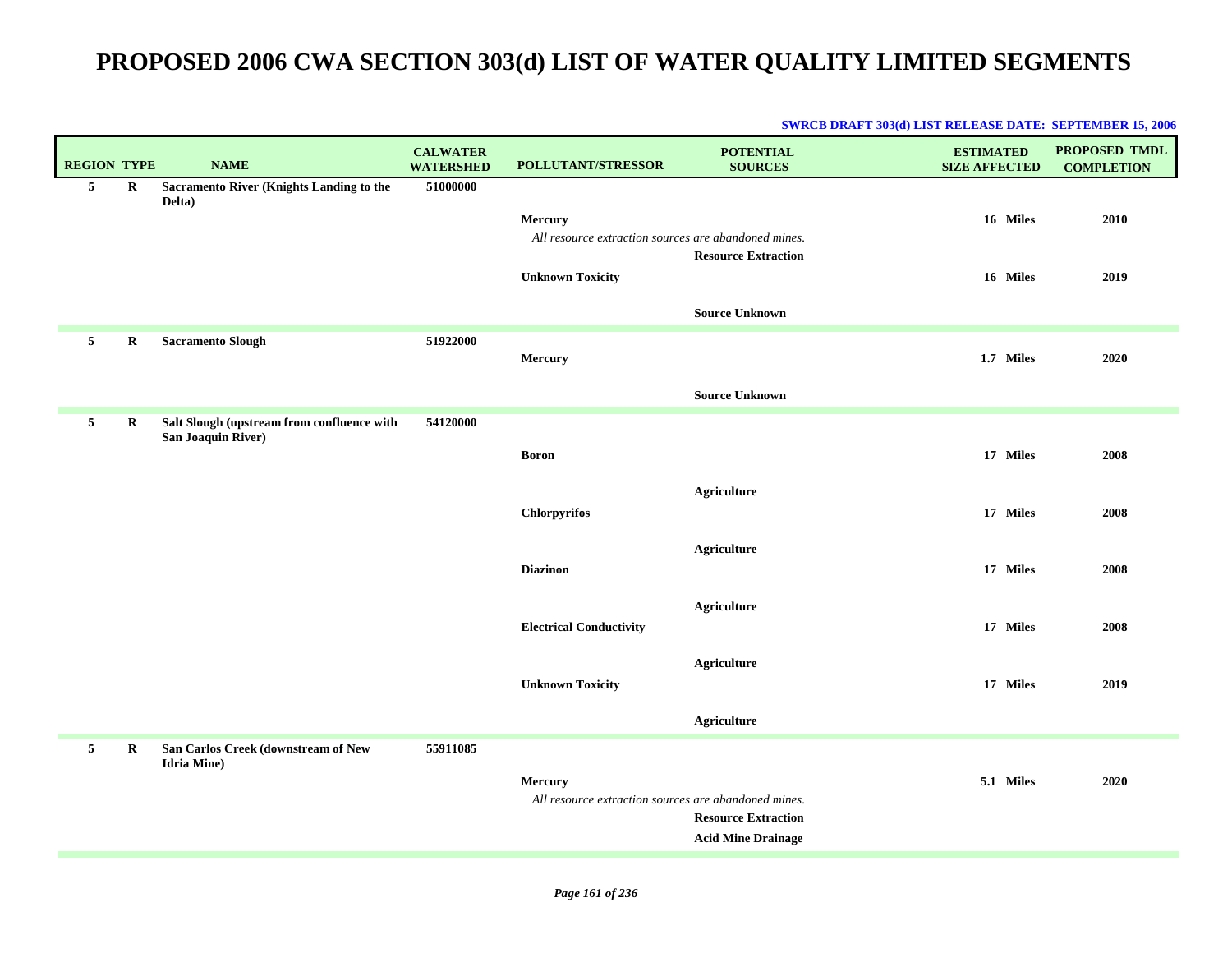# PROPOSED 2006 CWA SECTION 303(d) LIST OF WATER QUALITY LIMITED SEGMENTS

**SWRCB DRAFT 303(d) LIST RELEASE DATE: SEPTEMBER 15, 2006**

| REGION | TYPE | NAME | CALWATER WATERSHED | POLLUTANT/STRESSOR | POTENTIAL SOURCES | ESTIMATED SIZE AFFECTED | PROPOSED TMDL COMPLETION |
|---|---|---|---|---|---|---|---|
| **5** | **R** | **Sacramento River (Knights Landing to the Delta)** | **51000000** | | | | |
| | | | | **Mercury** | | **16 Miles** | **2010** |
| | | | | *All resource extraction sources are abandoned mines.* | | | |
| | | | | | **Resource Extraction** | | |
| | | | | **Unknown Toxicity** | | **16 Miles** | **2019** |
| | | | | | **Source Unknown** | | |
| **5** | **R** | **Sacramento Slough** | **51922000** | | | | |
| | | | | **Mercury** | | **1.7 Miles** | **2020** |
| | | | | | **Source Unknown** | | |
| **5** | **R** | **Salt Slough (upstream from confluence with San Joaquin River)** | **54120000** | | | | |
| | | | | **Boron** | | **17 Miles** | **2008** |
| | | | | | **Agriculture** | | |
| | | | | **Chlorpyrifos** | | **17 Miles** | **2008** |
| | | | | | **Agriculture** | | |
| | | | | **Diazinon** | | **17 Miles** | **2008** |
| | | | | | **Agriculture** | | |
| | | | | **Electrical Conductivity** | | **17 Miles** | **2008** |
| | | | | | **Agriculture** | | |
| | | | | **Unknown Toxicity** | | **17 Miles** | **2019** |
| | | | | | **Agriculture** | | |
| **5** | **R** | **San Carlos Creek (downstream of New Idria Mine)** | **55911085** | | | | |
| | | | | **Mercury** | | **5.1 Miles** | **2020** |
| | | | | *All resource extraction sources are abandoned mines.* | | | |
| | | | | | **Resource Extraction** | | |
| | | | | | **Acid Mine Drainage** | | |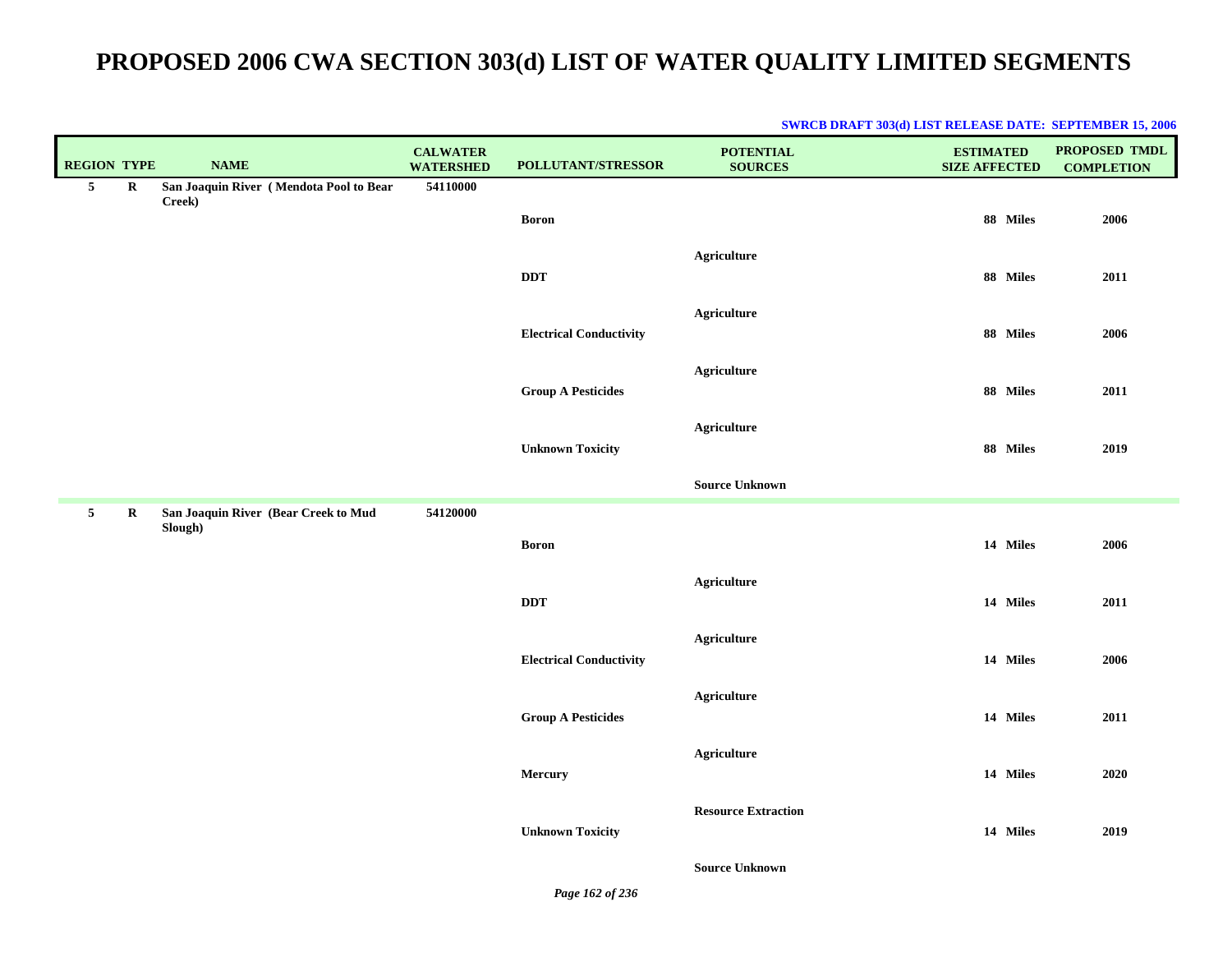# PROPOSED 2006 CWA SECTION 303(d) LIST OF WATER QUALITY LIMITED SEGMENTS

**SWRCB DRAFT 303(d) LIST RELEASE DATE: SEPTEMBER 15, 2006**

| REGION | TYPE | NAME | CALWATER WATERSHED | POLLUTANT/STRESSOR | POTENTIAL SOURCES | ESTIMATED SIZE AFFECTED | PROPOSED TMDL COMPLETION |
|---|---|---|---|---|---|---|---|
| 5 | R | San Joaquin River ( Mendota Pool to Bear Creek) | 54110000 | | | | |
| | | | | Boron | | 88 Miles | 2006 |
| | | | | | Agriculture | | |
| | | | | DDT | | 88 Miles | 2011 |
| | | | | | Agriculture | | |
| | | | | Electrical Conductivity | | 88 Miles | 2006 |
| | | | | | Agriculture | | |
| | | | | Group A Pesticides | | 88 Miles | 2011 |
| | | | | | Agriculture | | |
| | | | | Unknown Toxicity | | 88 Miles | 2019 |
| | | | | | Source Unknown | | |
| 5 | R | San Joaquin River (Bear Creek to Mud Slough) | 54120000 | | | | |
| | | | | Boron | | 14 Miles | 2006 |
| | | | | | Agriculture | | |
| | | | | DDT | | 14 Miles | 2011 |
| | | | | | Agriculture | | |
| | | | | Electrical Conductivity | | 14 Miles | 2006 |
| | | | | | Agriculture | | |
| | | | | Group A Pesticides | | 14 Miles | 2011 |
| | | | | | Agriculture | | |
| | | | | Mercury | | 14 Miles | 2020 |
| | | | | | Resource Extraction | | |
| | | | | Unknown Toxicity | | 14 Miles | 2019 |
| | | | | | Source Unknown | | |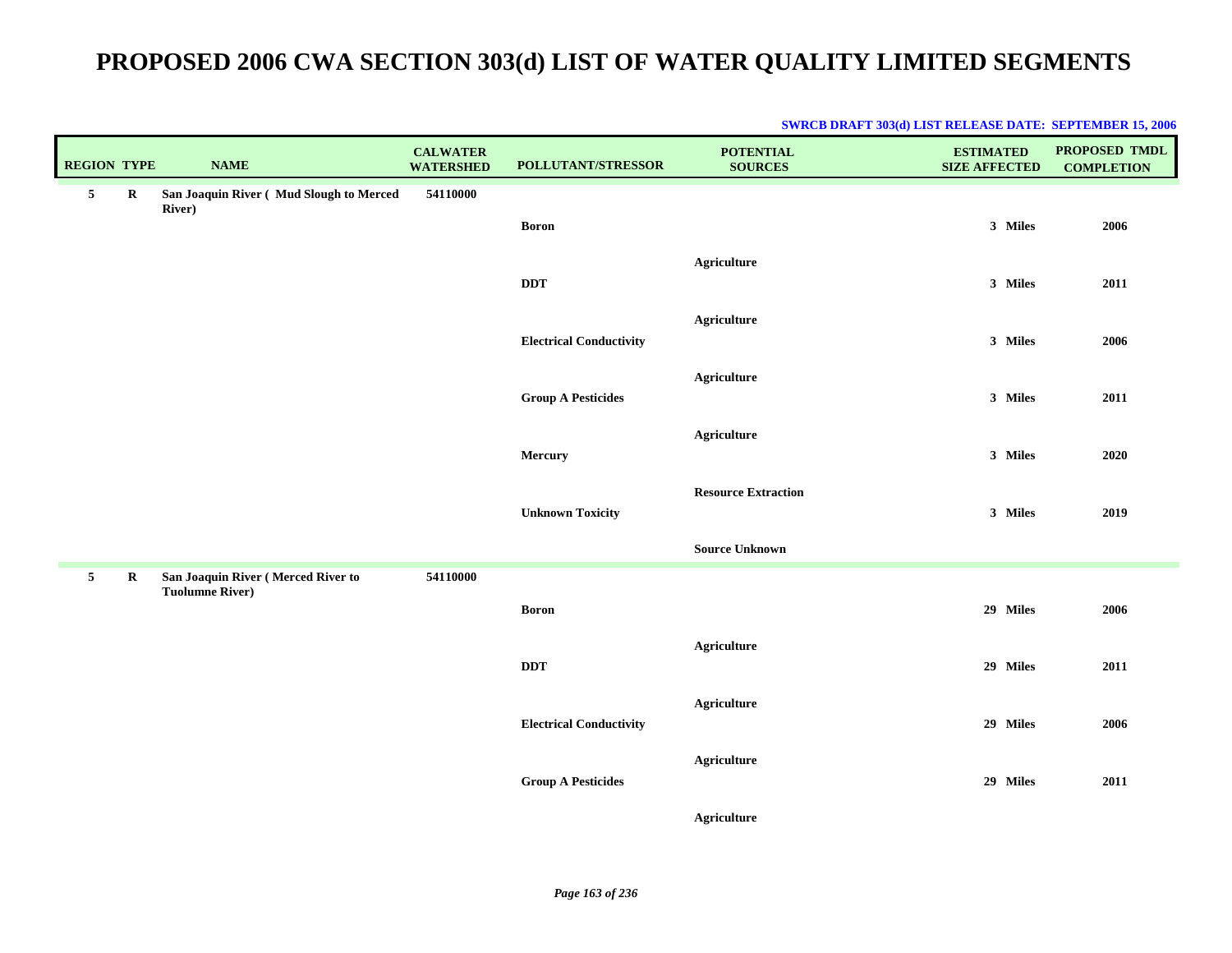# PROPOSED 2006 CWA SECTION 303(d) LIST OF WATER QUALITY LIMITED SEGMENTS

**SWRCB DRAFT 303(d) LIST RELEASE DATE: SEPTEMBER 15, 2006**

| REGION | TYPE | NAME | CALWATER WATERSHED | POLLUTANT/STRESSOR | POTENTIAL SOURCES | ESTIMATED SIZE AFFECTED | PROPOSED TMDL COMPLETION |
|---|---|---|---|---|---|---|---|
| 5 | R | San Joaquin River ( Mud Slough to Merced River) | 54110000 | | | | |
| | | | | Boron | | 3 Miles | 2006 |
| | | | | | Agriculture | | |
| | | | | DDT | | 3 Miles | 2011 |
| | | | | | Agriculture | | |
| | | | | Electrical Conductivity | | 3 Miles | 2006 |
| | | | | | Agriculture | | |
| | | | | Group A Pesticides | | 3 Miles | 2011 |
| | | | | | Agriculture | | |
| | | | | Mercury | | 3 Miles | 2020 |
| | | | | | Resource Extraction | | |
| | | | | Unknown Toxicity | | 3 Miles | 2019 |
| | | | | | Source Unknown | | |
| 5 | R | San Joaquin River ( Merced River to Tuolumne River) | 54110000 | | | | |
| | | | | Boron | | 29 Miles | 2006 |
| | | | | | Agriculture | | |
| | | | | DDT | | 29 Miles | 2011 |
| | | | | | Agriculture | | |
| | | | | Electrical Conductivity | | 29 Miles | 2006 |
| | | | | | Agriculture | | |
| | | | | Group A Pesticides | | 29 Miles | 2011 |
| | | | | | Agriculture | | |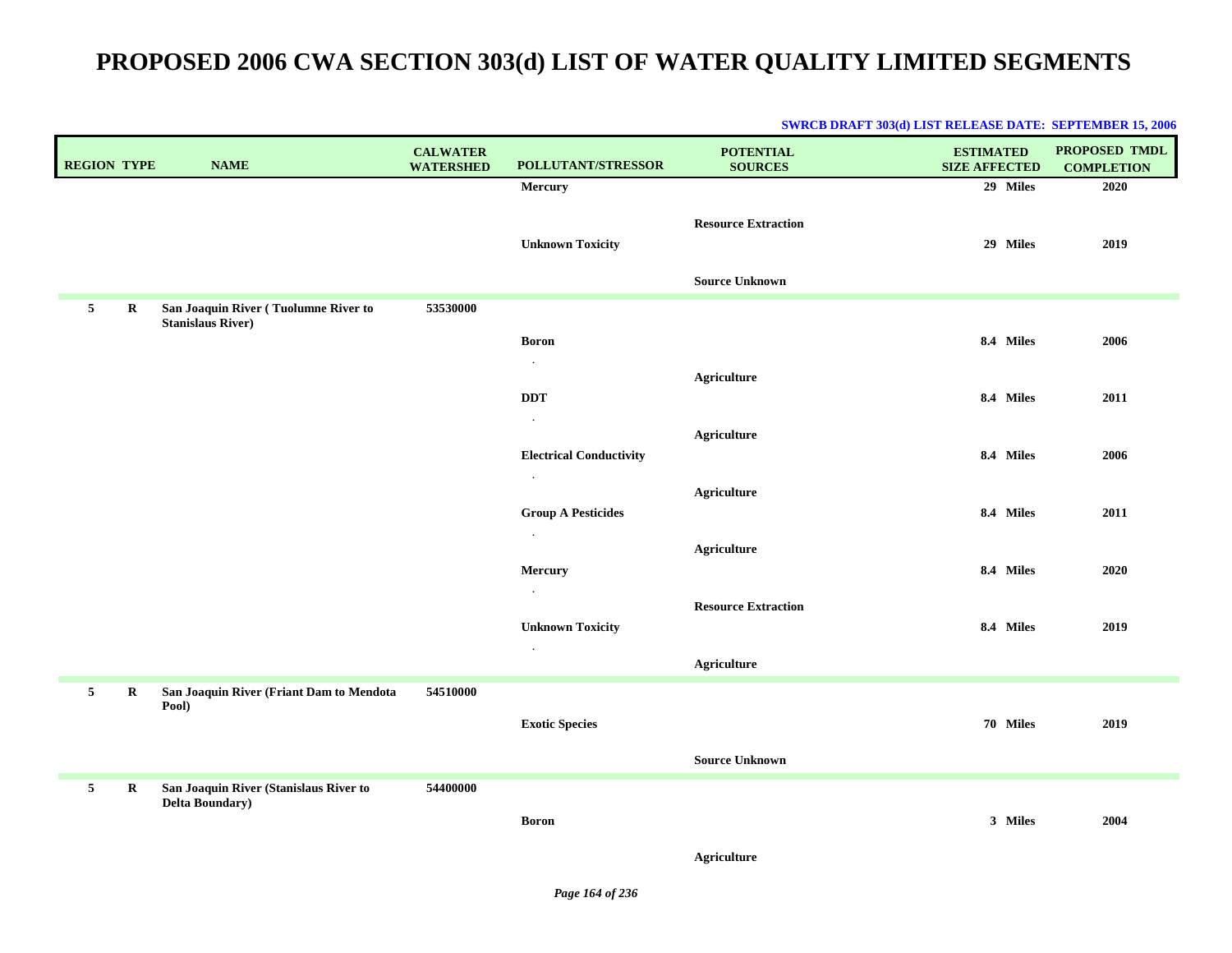# PROPOSED 2006 CWA SECTION 303(d) LIST OF WATER QUALITY LIMITED SEGMENTS

**SWRCB DRAFT 303(d) LIST RELEASE DATE: SEPTEMBER 15, 2006**

| REGION | TYPE | NAME | CALWATER WATERSHED | POLLUTANT/STRESSOR | POTENTIAL SOURCES | ESTIMATED SIZE AFFECTED | PROPOSED TMDL COMPLETION |
|---|---|---|---|---|---|---|---|
| | | | | Mercury | | 29 Miles | 2020 |
| | | | | | Resource Extraction | | |
| | | | | Unknown Toxicity | | 29 Miles | 2019 |
| | | | | | Source Unknown | | |
| 5 | R | San Joaquin River ( Tuolumne River to Stanislaus River) | 53530000 | | | | |
| | | | | Boron | | 8.4 Miles | 2006 |
| | | | | . | Agriculture | | |
| | | | | DDT | | 8.4 Miles | 2011 |
| | | | | . | Agriculture | | |
| | | | | Electrical Conductivity | | 8.4 Miles | 2006 |
| | | | | . | Agriculture | | |
| | | | | Group A Pesticides | | 8.4 Miles | 2011 |
| | | | | . | Agriculture | | |
| | | | | Mercury | | 8.4 Miles | 2020 |
| | | | | . | Resource Extraction | | |
| | | | | Unknown Toxicity | | 8.4 Miles | 2019 |
| | | | | . | Agriculture | | |
| 5 | R | San Joaquin River (Friant Dam to Mendota Pool) | 54510000 | | | | |
| | | | | Exotic Species | | 70 Miles | 2019 |
| | | | | | Source Unknown | | |
| 5 | R | San Joaquin River (Stanislaus River to Delta Boundary) | 54400000 | | | | |
| | | | | Boron | | 3 Miles | 2004 |
| | | | | | Agriculture | | |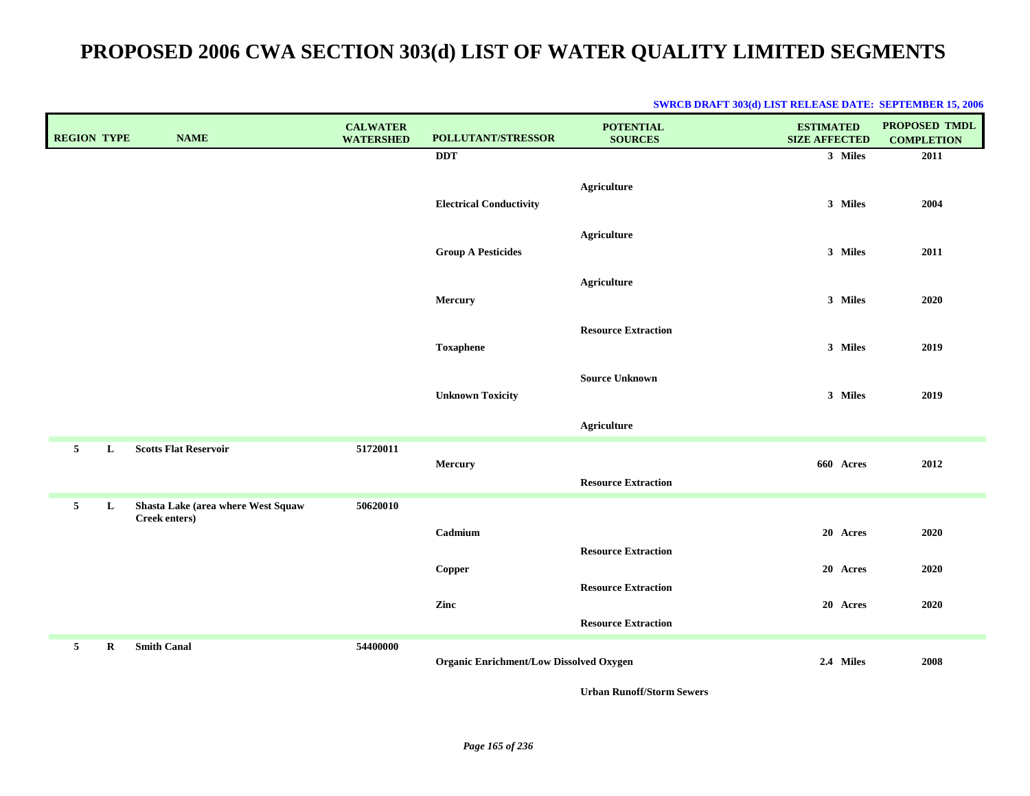# PROPOSED 2006 CWA SECTION 303(d) LIST OF WATER QUALITY LIMITED SEGMENTS

**SWRCB DRAFT 303(d) LIST RELEASE DATE: SEPTEMBER 15, 2006**

| REGION | TYPE | NAME | CALWATER WATERSHED | POLLUTANT/STRESSOR | POTENTIAL SOURCES | ESTIMATED SIZE AFFECTED | PROPOSED TMDL COMPLETION |
|---|---|---|---|---|---|---|---|
| | | | | DDT | | 3 Miles | 2011 |
| | | | | | Agriculture | | |
| | | | | Electrical Conductivity | | 3 Miles | 2004 |
| | | | | | Agriculture | | |
| | | | | Group A Pesticides | | 3 Miles | 2011 |
| | | | | | Agriculture | | |
| | | | | Mercury | | 3 Miles | 2020 |
| | | | | | Resource Extraction | | |
| | | | | Toxaphene | | 3 Miles | 2019 |
| | | | | | Source Unknown | | |
| | | | | Unknown Toxicity | | 3 Miles | 2019 |
| | | | | | Agriculture | | |
| 5 | L | Scotts Flat Reservoir | 51720011 | | | | |
| | | | | Mercury | | 660 Acres | 2012 |
| | | | | | Resource Extraction | | |
| 5 | L | Shasta Lake (area where West Squaw Creek enters) | 50620010 | | | | |
| | | | | Cadmium | | 20 Acres | 2020 |
| | | | | | Resource Extraction | | |
| | | | | Copper | | 20 Acres | 2020 |
| | | | | | Resource Extraction | | |
| | | | | Zinc | | 20 Acres | 2020 |
| | | | | | Resource Extraction | | |
| 5 | R | Smith Canal | 54400000 | | | | |
| | | | | Organic Enrichment/Low Dissolved Oxygen | | 2.4 Miles | 2008 |
| | | | | | Urban Runoff/Storm Sewers | | |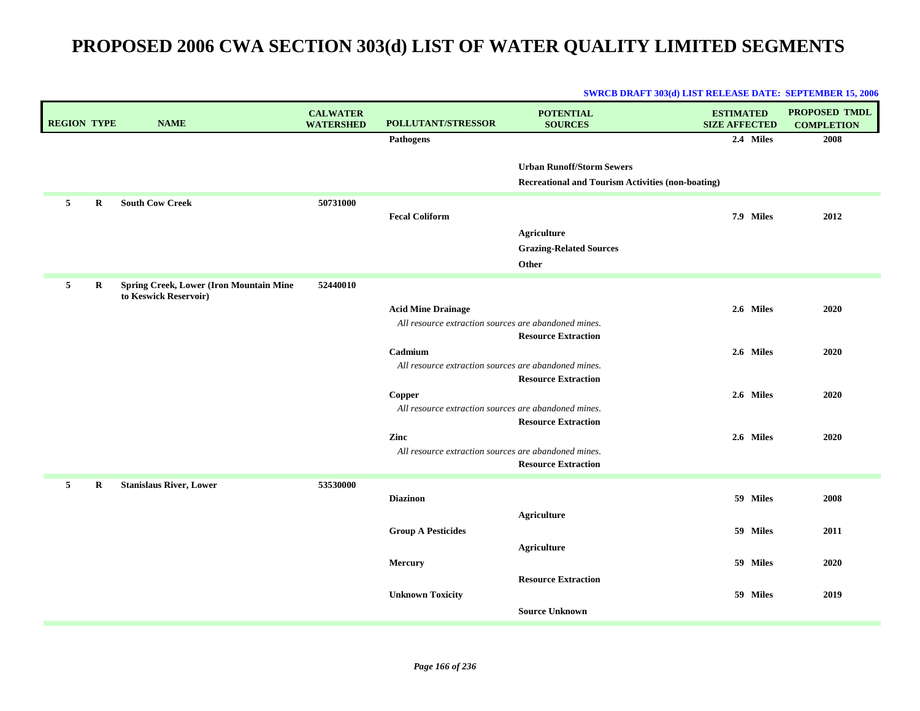# PROPOSED 2006 CWA SECTION 303(d) LIST OF WATER QUALITY LIMITED SEGMENTS

**SWRCB DRAFT 303(d) LIST RELEASE DATE: SEPTEMBER 15, 2006**

| REGION | TYPE | NAME | CALWATER WATERSHED | POLLUTANT/STRESSOR | POTENTIAL SOURCES | ESTIMATED SIZE AFFECTED | PROPOSED TMDL COMPLETION |
|---|---|---|---|---|---|---|---|
| | | | | **Pathogens** | | **2.4 Miles** | **2008** |
| | | | | | **Urban Runoff/Storm Sewers** | | |
| | | | | | **Recreational and Tourism Activities (non-boating)** | | |
| **5** | **R** | **South Cow Creek** | **50731000** | | | | |
| | | | | **Fecal Coliform** | | **7.9 Miles** | **2012** |
| | | | | | **Agriculture** | | |
| | | | | | **Grazing-Related Sources** | | |
| | | | | | **Other** | | |
| **5** | **R** | **Spring Creek, Lower (Iron Mountain Mine to Keswick Reservoir)** | **52440010** | | | | |
| | | | | **Acid Mine Drainage** | | **2.6 Miles** | **2020** |
| | | | | *All resource extraction sources are abandoned mines.* | **Resource Extraction** | | |
| | | | | **Cadmium** | | **2.6 Miles** | **2020** |
| | | | | *All resource extraction sources are abandoned mines.* | **Resource Extraction** | | |
| | | | | **Copper** | | **2.6 Miles** | **2020** |
| | | | | *All resource extraction sources are abandoned mines.* | **Resource Extraction** | | |
| | | | | **Zinc** | | **2.6 Miles** | **2020** |
| | | | | *All resource extraction sources are abandoned mines.* | **Resource Extraction** | | |
| **5** | **R** | **Stanislaus River, Lower** | **53530000** | | | | |
| | | | | **Diazinon** | | **59 Miles** | **2008** |
| | | | | | **Agriculture** | | |
| | | | | **Group A Pesticides** | | **59 Miles** | **2011** |
| | | | | | **Agriculture** | | |
| | | | | **Mercury** | | **59 Miles** | **2020** |
| | | | | | **Resource Extraction** | | |
| | | | | **Unknown Toxicity** | | **59 Miles** | **2019** |
| | | | | | **Source Unknown** | | |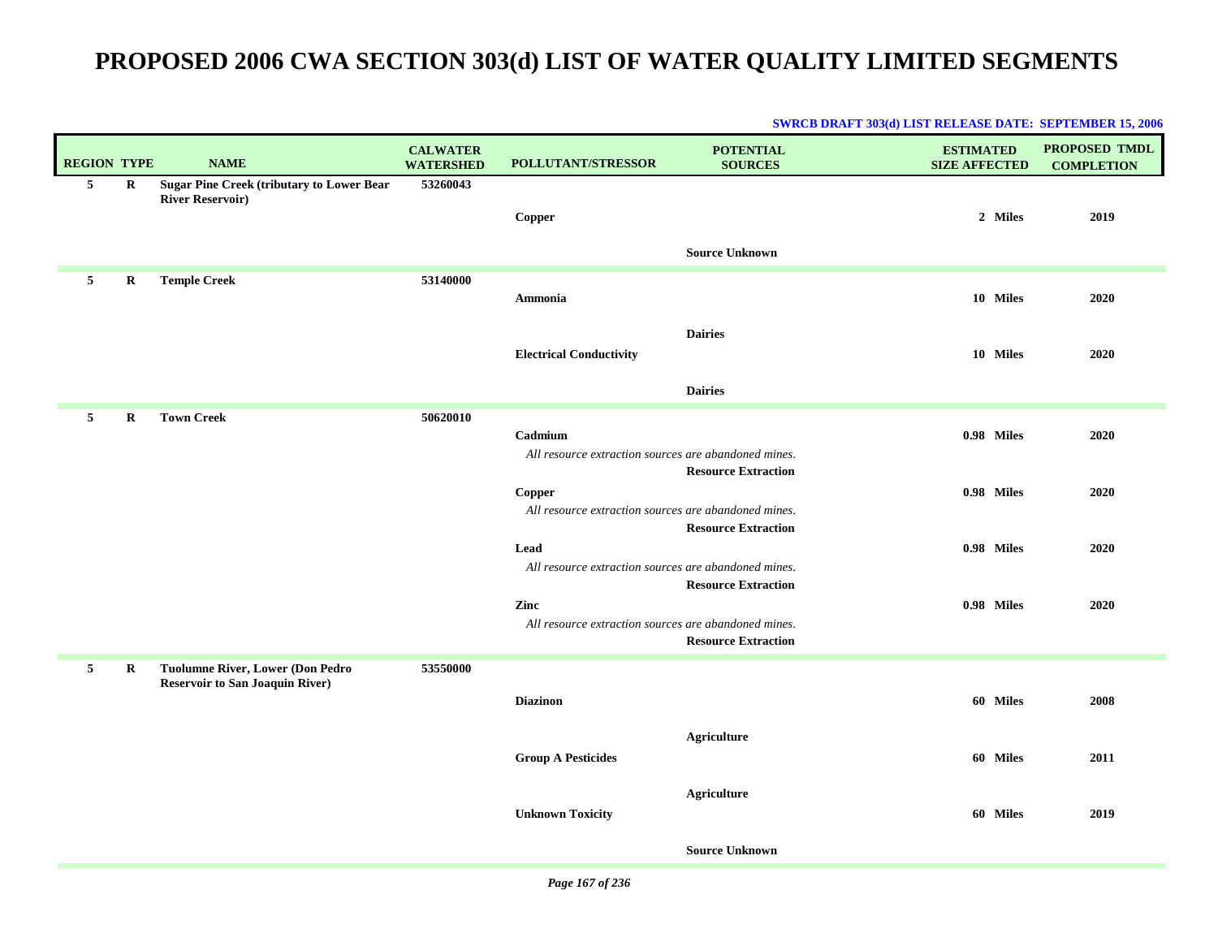# PROPOSED 2006 CWA SECTION 303(d) LIST OF WATER QUALITY LIMITED SEGMENTS

**SWRCB DRAFT 303(d) LIST RELEASE DATE: SEPTEMBER 15, 2006**

| REGION | TYPE | NAME | CALWATER WATERSHED | POLLUTANT/STRESSOR | POTENTIAL SOURCES | ESTIMATED SIZE AFFECTED | PROPOSED TMDL COMPLETION |
|---|---|---|---|---|---|---|---|
| 5 | R | Sugar Pine Creek (tributary to Lower Bear River Reservoir) | 53260043 | | | | |
| | | | | Copper | | 2 Miles | 2019 |
| | | | | | Source Unknown | | |
| 5 | R | Temple Creek | 53140000 | | | | |
| | | | | Ammonia | | 10 Miles | 2020 |
| | | | | | Dairies | | |
| | | | | Electrical Conductivity | | 10 Miles | 2020 |
| | | | | | Dairies | | |
| 5 | R | Town Creek | 50620010 | | | | |
| | | | | Cadmium | | 0.98 Miles | 2020 |
| | | | | *All resource extraction sources are abandoned mines.* | Resource Extraction | | |
| | | | | Copper | | 0.98 Miles | 2020 |
| | | | | *All resource extraction sources are abandoned mines.* | Resource Extraction | | |
| | | | | Lead | | 0.98 Miles | 2020 |
| | | | | *All resource extraction sources are abandoned mines.* | Resource Extraction | | |
| | | | | Zinc | | 0.98 Miles | 2020 |
| | | | | *All resource extraction sources are abandoned mines.* | Resource Extraction | | |
| 5 | R | Tuolumne River, Lower (Don Pedro Reservoir to San Joaquin River) | 53550000 | | | | |
| | | | | Diazinon | | 60 Miles | 2008 |
| | | | | | Agriculture | | |
| | | | | Group A Pesticides | | 60 Miles | 2011 |
| | | | | | Agriculture | | |
| | | | | Unknown Toxicity | | 60 Miles | 2019 |
| | | | | | Source Unknown | | |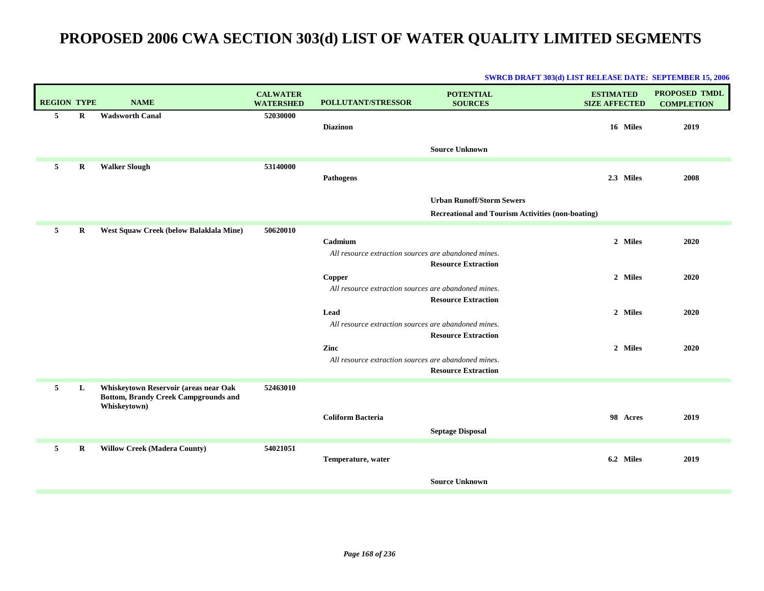# PROPOSED 2006 CWA SECTION 303(d) LIST OF WATER QUALITY LIMITED SEGMENTS

**SWRCB DRAFT 303(d) LIST RELEASE DATE: SEPTEMBER 15, 2006**

| REGION | TYPE | NAME | CALWATER WATERSHED | POLLUTANT/STRESSOR | POTENTIAL SOURCES | ESTIMATED SIZE AFFECTED | PROPOSED TMDL COMPLETION |
|---|---|---|---|---|---|---|---|
| **5** | **R** | **Wadsworth Canal** | **52030000** | | | | |
| | | | | **Diazinon** | | **16 Miles** | **2019** |
| | | | | | **Source Unknown** | | |
| **5** | **R** | **Walker Slough** | **53140000** | | | | |
| | | | | **Pathogens** | | **2.3 Miles** | **2008** |
| | | | | | **Urban Runoff/Storm Sewers** | | |
| | | | | | **Recreational and Tourism Activities (non-boating)** | | |
| **5** | **R** | **West Squaw Creek (below Balaklala Mine)** | **50620010** | | | | |
| | | | | **Cadmium** | | **2 Miles** | **2020** |
| | | | | *All resource extraction sources are abandoned mines.* | **Resource Extraction** | | |
| | | | | **Copper** | | **2 Miles** | **2020** |
| | | | | *All resource extraction sources are abandoned mines.* | **Resource Extraction** | | |
| | | | | **Lead** | | **2 Miles** | **2020** |
| | | | | *All resource extraction sources are abandoned mines.* | **Resource Extraction** | | |
| | | | | **Zinc** | | **2 Miles** | **2020** |
| | | | | *All resource extraction sources are abandoned mines.* | **Resource Extraction** | | |
| **5** | **L** | **Whiskeytown Reservoir (areas near Oak Bottom, Brandy Creek Campgrounds and Whiskeytown)** | **52463010** | | | | |
| | | | | **Coliform Bacteria** | | **98 Acres** | **2019** |
| | | | | | **Septage Disposal** | | |
| **5** | **R** | **Willow Creek (Madera County)** | **54021051** | | | | |
| | | | | **Temperature, water** | | **6.2 Miles** | **2019** |
| | | | | | **Source Unknown** | | |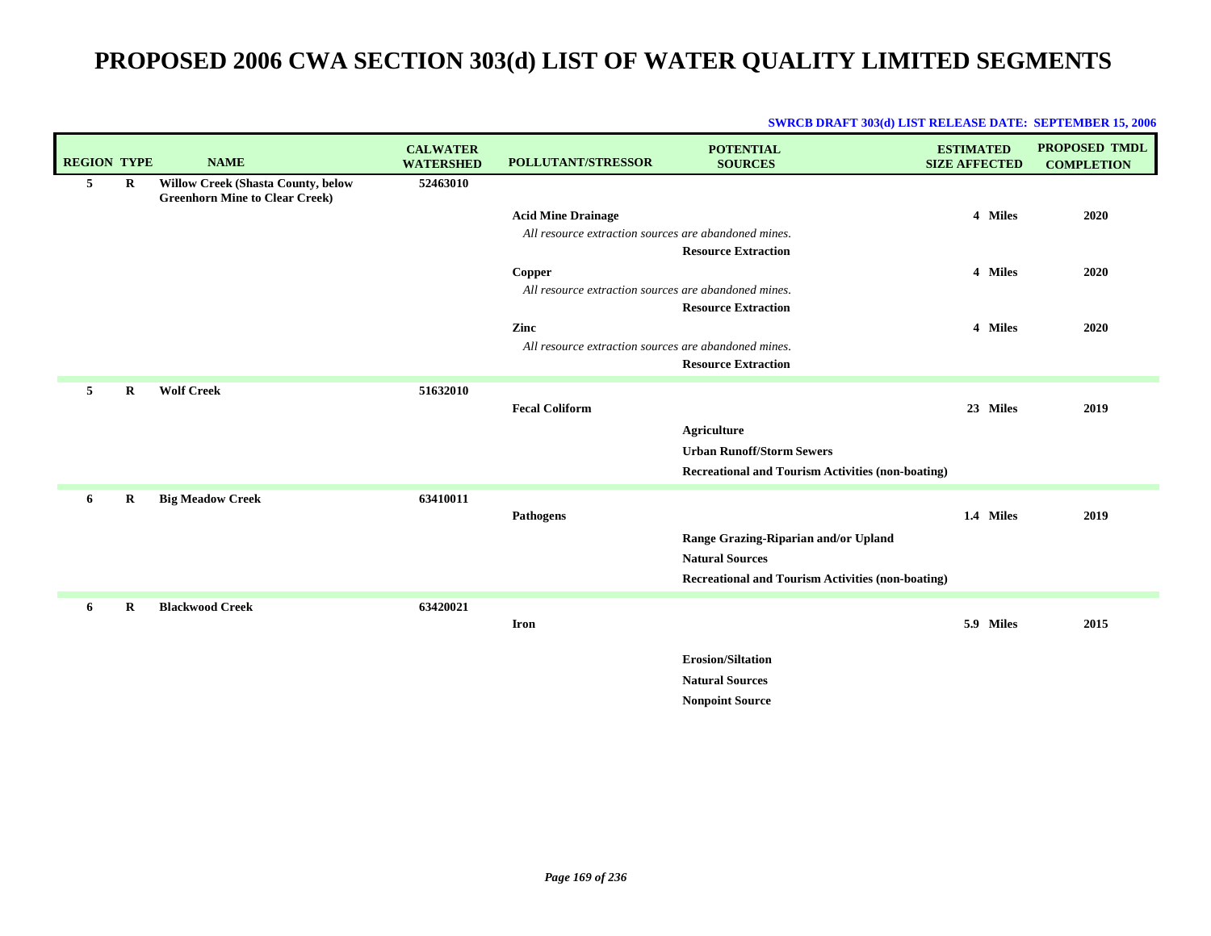# PROPOSED 2006 CWA SECTION 303(d) LIST OF WATER QUALITY LIMITED SEGMENTS

**SWRCB DRAFT 303(d) LIST RELEASE DATE: SEPTEMBER 15, 2006**

| REGION | TYPE | NAME | CALWATER WATERSHED | POLLUTANT/STRESSOR | POTENTIAL SOURCES | ESTIMATED SIZE AFFECTED | PROPOSED TMDL COMPLETION |
|---|---|---|---|---|---|---|---|
| **5** | **R** | **Willow Creek (Shasta County, below Greenhorn Mine to Clear Creek)** | **52463010** | | | | |
| | | | | **Acid Mine Drainage** | | **4 Miles** | **2020** |
| | | | | *All resource extraction sources are abandoned mines.* | | | |
| | | | | | **Resource Extraction** | | |
| | | | | **Copper** | | **4 Miles** | **2020** |
| | | | | *All resource extraction sources are abandoned mines.* | | | |
| | | | | | **Resource Extraction** | | |
| | | | | **Zinc** | | **4 Miles** | **2020** |
| | | | | *All resource extraction sources are abandoned mines.* | | | |
| | | | | | **Resource Extraction** | | |
| **5** | **R** | **Wolf Creek** | **51632010** | | | | |
| | | | | **Fecal Coliform** | | **23 Miles** | **2019** |
| | | | | | **Agriculture** | | |
| | | | | | **Urban Runoff/Storm Sewers** | | |
| | | | | | **Recreational and Tourism Activities (non-boating)** | | |
| **6** | **R** | **Big Meadow Creek** | **63410011** | | | | |
| | | | | **Pathogens** | | **1.4 Miles** | **2019** |
| | | | | | **Range Grazing-Riparian and/or Upland** | | |
| | | | | | **Natural Sources** | | |
| | | | | | **Recreational and Tourism Activities (non-boating)** | | |
| **6** | **R** | **Blackwood Creek** | **63420021** | | | | |
| | | | | **Iron** | | **5.9 Miles** | **2015** |
| | | | | | **Erosion/Siltation** | | |
| | | | | | **Natural Sources** | | |
| | | | | | **Nonpoint Source** | | |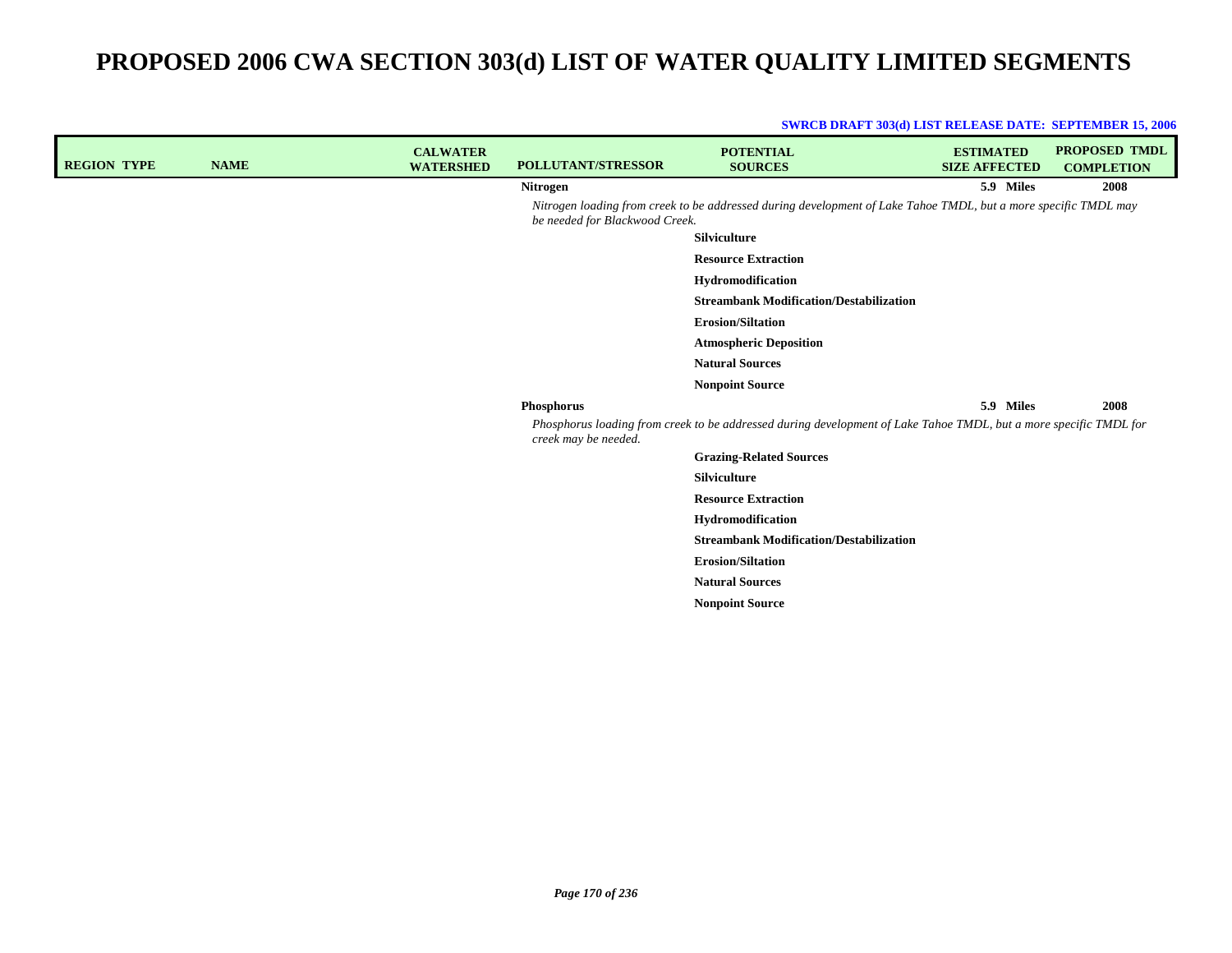# PROPOSED 2006 CWA SECTION 303(d) LIST OF WATER QUALITY LIMITED SEGMENTS

**SWRCB DRAFT 303(d) LIST RELEASE DATE: SEPTEMBER 15, 2006**

| REGION | TYPE | NAME | CALWATER WATERSHED | POLLUTANT/STRESSOR | POTENTIAL SOURCES | ESTIMATED SIZE AFFECTED | PROPOSED TMDL COMPLETION |
|---|---|---|---|---|---|---|---|
| | | | | **Nitrogen** | | **5.9 Miles** | **2008** |
| | | | | *Nitrogen loading from creek to be addressed during development of Lake Tahoe TMDL, but a more specific TMDL may be needed for Blackwood Creek.* | | | |
| | | | | | **Silviculture** | | |
| | | | | | **Resource Extraction** | | |
| | | | | | **Hydromodification** | | |
| | | | | | **Streambank Modification/Destabilization** | | |
| | | | | | **Erosion/Siltation** | | |
| | | | | | **Atmospheric Deposition** | | |
| | | | | | **Natural Sources** | | |
| | | | | | **Nonpoint Source** | | |
| | | | | **Phosphorus** | | **5.9 Miles** | **2008** |
| | | | | *Phosphorus loading from creek to be addressed during development of Lake Tahoe TMDL, but a more specific TMDL for creek may be needed.* | | | |
| | | | | | **Grazing-Related Sources** | | |
| | | | | | **Silviculture** | | |
| | | | | | **Resource Extraction** | | |
| | | | | | **Hydromodification** | | |
| | | | | | **Streambank Modification/Destabilization** | | |
| | | | | | **Erosion/Siltation** | | |
| | | | | | **Natural Sources** | | |
| | | | | | **Nonpoint Source** | | |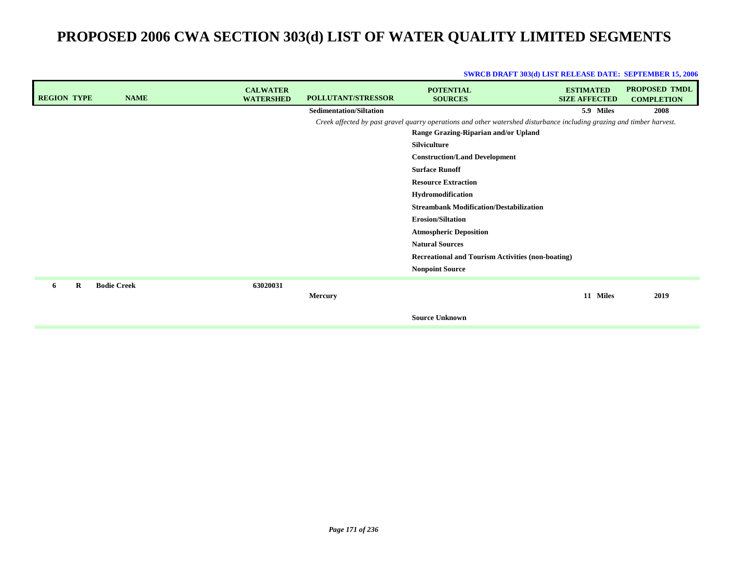# PROPOSED 2006 CWA SECTION 303(d) LIST OF WATER QUALITY LIMITED SEGMENTS

**SWRCB DRAFT 303(d) LIST RELEASE DATE: SEPTEMBER 15, 2006**

| REGION | TYPE | NAME | CALWATER WATERSHED | POLLUTANT/STRESSOR | POTENTIAL SOURCES | ESTIMATED SIZE AFFECTED | PROPOSED TMDL COMPLETION |
|---|---|---|---|---|---|---|---|
| | | | | **Sedimentation/Siltation** | | **5.9 Miles** | **2008** |
| | | | | *Creek affected by past gravel quarry operations and other watershed disturbance including grazing and timber harvest.* | | | |
| | | | | | **Range Grazing-Riparian and/or Upland** | | |
| | | | | | **Silviculture** | | |
| | | | | | **Construction/Land Development** | | |
| | | | | | **Surface Runoff** | | |
| | | | | | **Resource Extraction** | | |
| | | | | | **Hydromodification** | | |
| | | | | | **Streambank Modification/Destabilization** | | |
| | | | | | **Erosion/Siltation** | | |
| | | | | | **Atmospheric Deposition** | | |
| | | | | | **Natural Sources** | | |
| | | | | | **Recreational and Tourism Activities (non-boating)** | | |
| | | | | | **Nonpoint Source** | | |
| **6** | **R** | **Bodie Creek** | **63020031** | | | | |
| | | | | **Mercury** | | **11 Miles** | **2019** |
| | | | | | **Source Unknown** | | |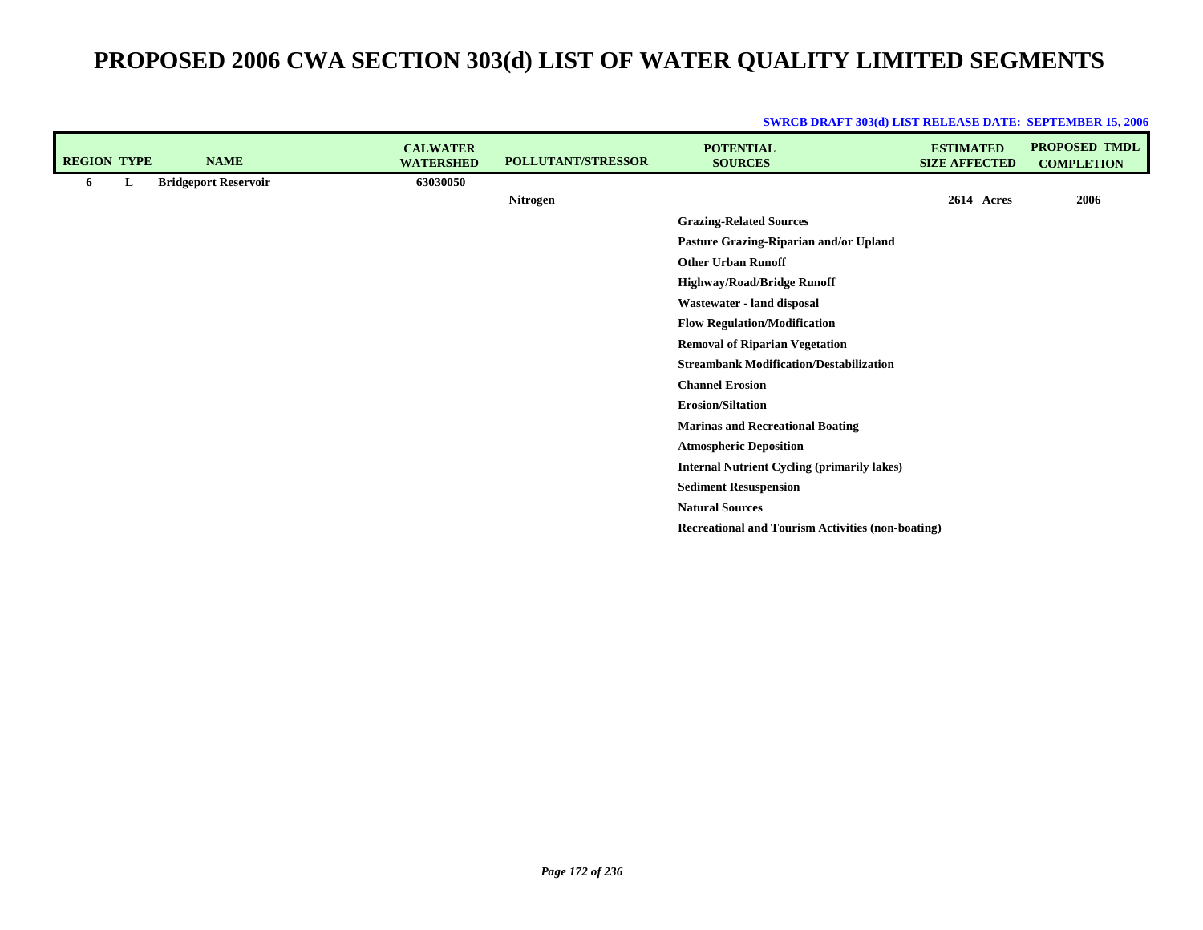# PROPOSED 2006 CWA SECTION 303(d) LIST OF WATER QUALITY LIMITED SEGMENTS

**SWRCB DRAFT 303(d) LIST RELEASE DATE: SEPTEMBER 15, 2006**

| REGION | TYPE | NAME | CALWATER WATERSHED | POLLUTANT/STRESSOR | POTENTIAL SOURCES | ESTIMATED SIZE AFFECTED | PROPOSED TMDL COMPLETION |
|---|---|---|---|---|---|---|---|
| 6 | L | Bridgeport Reservoir | 63030050 | | | | |
| | | | | Nitrogen | | 2614 Acres | 2006 |
| | | | | | Grazing-Related Sources | | |
| | | | | | Pasture Grazing-Riparian and/or Upland | | |
| | | | | | Other Urban Runoff | | |
| | | | | | Highway/Road/Bridge Runoff | | |
| | | | | | Wastewater - land disposal | | |
| | | | | | Flow Regulation/Modification | | |
| | | | | | Removal of Riparian Vegetation | | |
| | | | | | Streambank Modification/Destabilization | | |
| | | | | | Channel Erosion | | |
| | | | | | Erosion/Siltation | | |
| | | | | | Marinas and Recreational Boating | | |
| | | | | | Atmospheric Deposition | | |
| | | | | | Internal Nutrient Cycling (primarily lakes) | | |
| | | | | | Sediment Resuspension | | |
| | | | | | Natural Sources | | |
| | | | | | Recreational and Tourism Activities (non-boating) | | |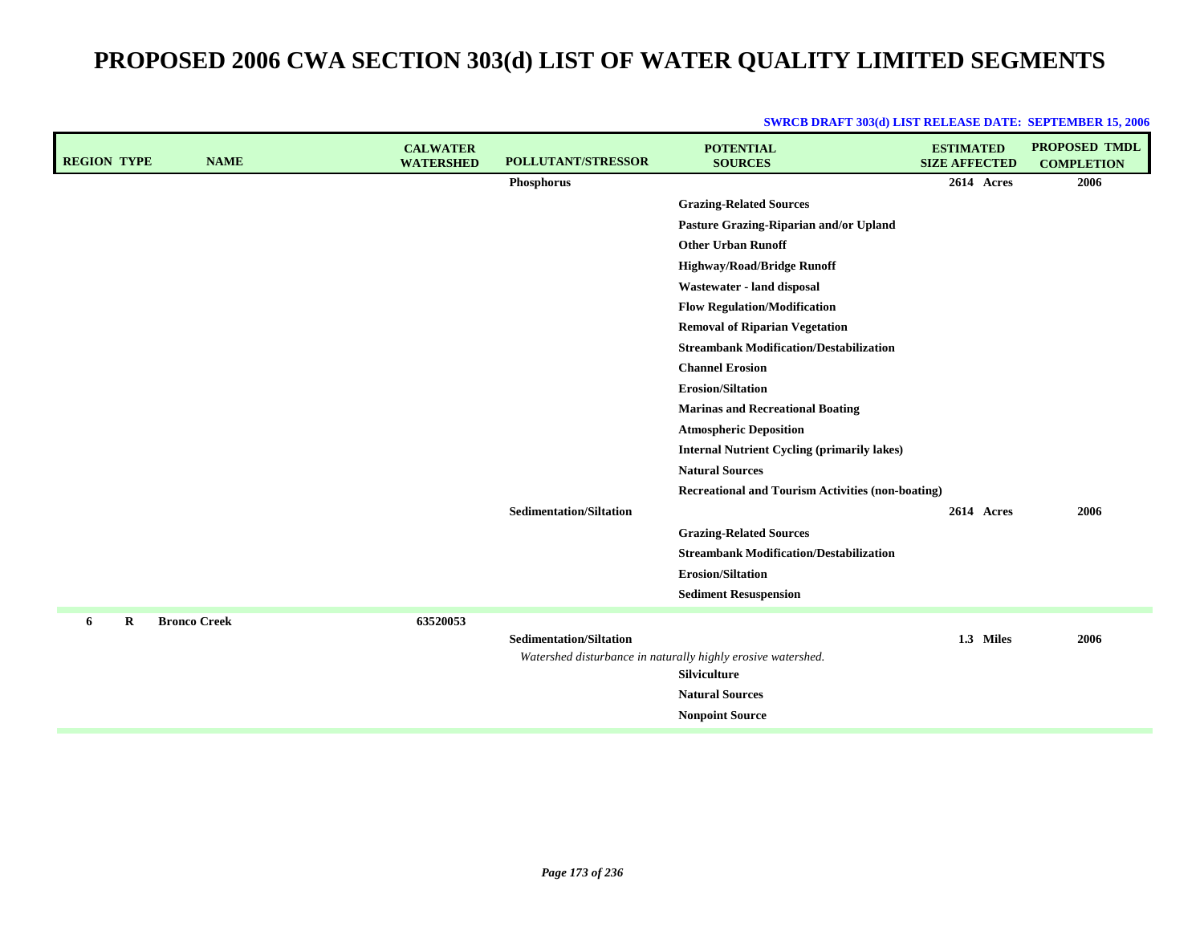# PROPOSED 2006 CWA SECTION 303(d) LIST OF WATER QUALITY LIMITED SEGMENTS

**SWRCB DRAFT 303(d) LIST RELEASE DATE: SEPTEMBER 15, 2006**

| REGION | TYPE | NAME | CALWATER WATERSHED | POLLUTANT/STRESSOR | POTENTIAL SOURCES | ESTIMATED SIZE AFFECTED | PROPOSED TMDL COMPLETION |
|---|---|---|---|---|---|---|---|
| | | | | **Phosphorus** | | **2614 Acres** | **2006** |
| | | | | | **Grazing-Related Sources** | | |
| | | | | | **Pasture Grazing-Riparian and/or Upland** | | |
| | | | | | **Other Urban Runoff** | | |
| | | | | | **Highway/Road/Bridge Runoff** | | |
| | | | | | **Wastewater - land disposal** | | |
| | | | | | **Flow Regulation/Modification** | | |
| | | | | | **Removal of Riparian Vegetation** | | |
| | | | | | **Streambank Modification/Destabilization** | | |
| | | | | | **Channel Erosion** | | |
| | | | | | **Erosion/Siltation** | | |
| | | | | | **Marinas and Recreational Boating** | | |
| | | | | | **Atmospheric Deposition** | | |
| | | | | | **Internal Nutrient Cycling (primarily lakes)** | | |
| | | | | | **Natural Sources** | | |
| | | | | | **Recreational and Tourism Activities (non-boating)** | | |
| | | | | **Sedimentation/Siltation** | | **2614 Acres** | **2006** |
| | | | | | **Grazing-Related Sources** | | |
| | | | | | **Streambank Modification/Destabilization** | | |
| | | | | | **Erosion/Siltation** | | |
| | | | | | **Sediment Resuspension** | | |
| **6** | **R** | **Bronco Creek** | **63520053** | | | | |
| | | | | **Sedimentation/Siltation** | | **1.3 Miles** | **2006** |
| | | | | *Watershed disturbance in naturally highly erosive watershed.* | | | |
| | | | | | **Silviculture** | | |
| | | | | | **Natural Sources** | | |
| | | | | | **Nonpoint Source** | | |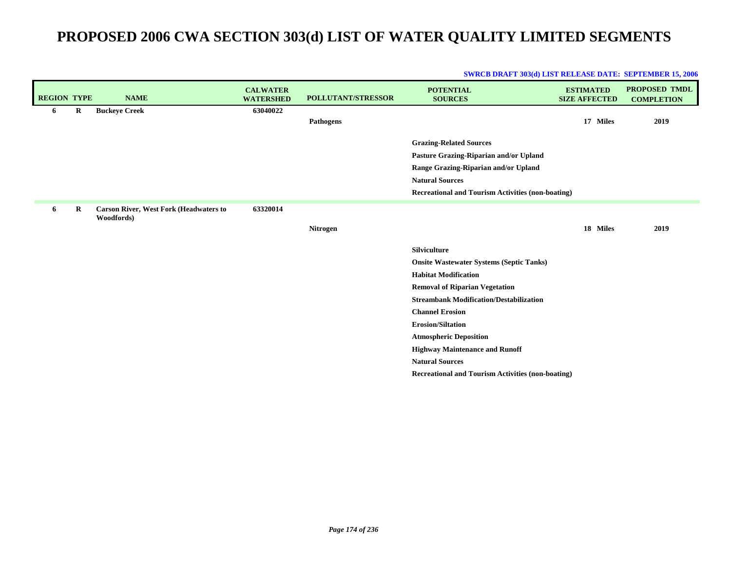# PROPOSED 2006 CWA SECTION 303(d) LIST OF WATER QUALITY LIMITED SEGMENTS

**SWRCB DRAFT 303(d) LIST RELEASE DATE: SEPTEMBER 15, 2006**

| REGION | TYPE | NAME | CALWATER WATERSHED | POLLUTANT/STRESSOR | POTENTIAL SOURCES | ESTIMATED SIZE AFFECTED | PROPOSED TMDL COMPLETION |
|---|---|---|---|---|---|---|---|
| 6 | R | Buckeye Creek | 63040022 | | | | |
| | | | | Pathogens | | 17 Miles | 2019 |
| | | | | | Grazing-Related Sources | | |
| | | | | | Pasture Grazing-Riparian and/or Upland | | |
| | | | | | Range Grazing-Riparian and/or Upland | | |
| | | | | | Natural Sources | | |
| | | | | | Recreational and Tourism Activities (non-boating) | | |
| 6 | R | Carson River, West Fork (Headwaters to Woodfords) | 63320014 | | | | |
| | | | | Nitrogen | | 18 Miles | 2019 |
| | | | | | Silviculture | | |
| | | | | | Onsite Wastewater Systems (Septic Tanks) | | |
| | | | | | Habitat Modification | | |
| | | | | | Removal of Riparian Vegetation | | |
| | | | | | Streambank Modification/Destabilization | | |
| | | | | | Channel Erosion | | |
| | | | | | Erosion/Siltation | | |
| | | | | | Atmospheric Deposition | | |
| | | | | | Highway Maintenance and Runoff | | |
| | | | | | Natural Sources | | |
| | | | | | Recreational and Tourism Activities (non-boating) | | |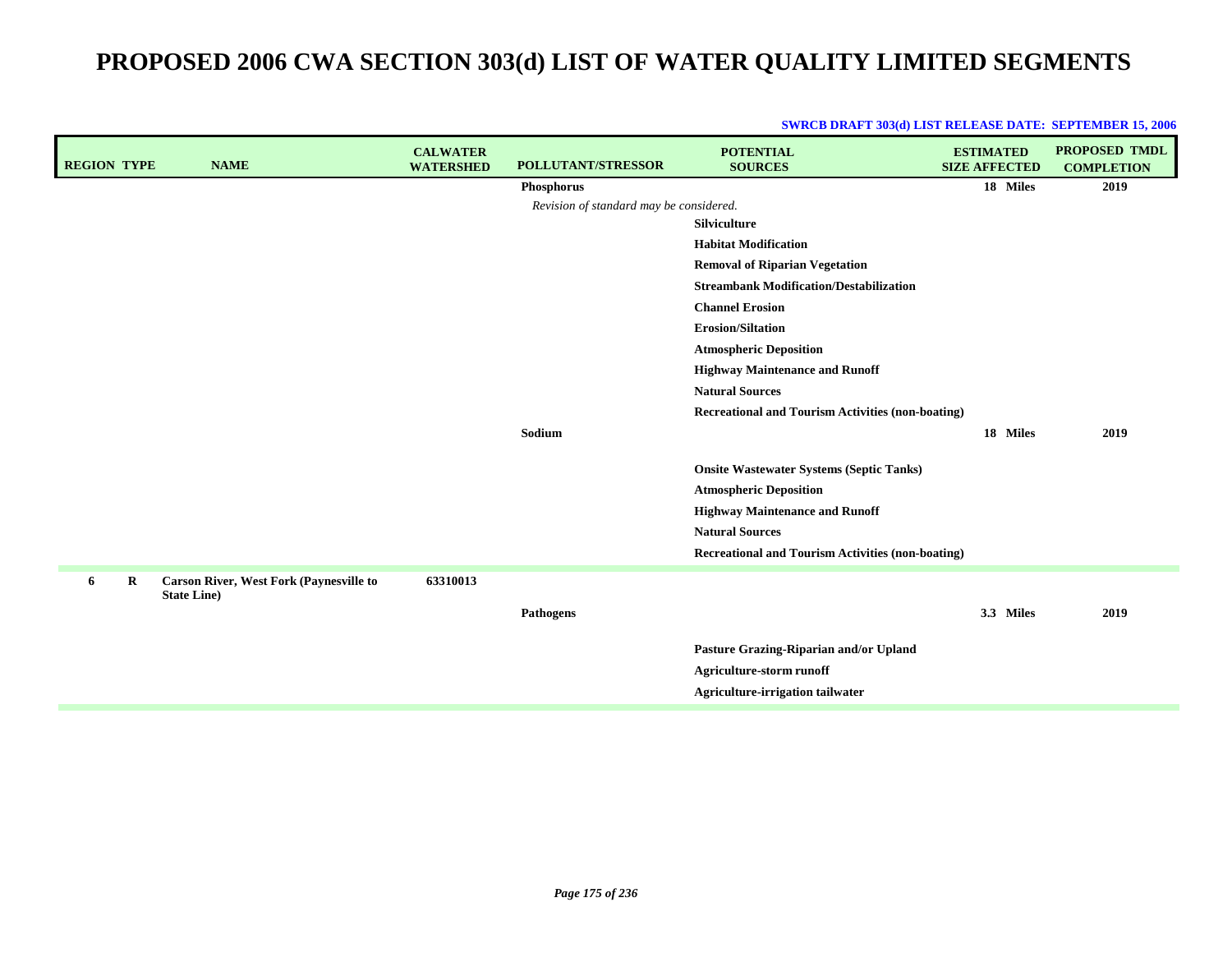# PROPOSED 2006 CWA SECTION 303(d) LIST OF WATER QUALITY LIMITED SEGMENTS

**SWRCB DRAFT 303(d) LIST RELEASE DATE: SEPTEMBER 15, 2006**

| REGION | TYPE | NAME | CALWATER WATERSHED | POLLUTANT/STRESSOR | POTENTIAL SOURCES | ESTIMATED SIZE AFFECTED | PROPOSED TMDL COMPLETION |
|---|---|---|---|---|---|---|---|
| | | | | **Phosphorus** | | **18 Miles** | **2019** |
| | | | | *Revision of standard may be considered.* | | | |
| | | | | | **Silviculture** | | |
| | | | | | **Habitat Modification** | | |
| | | | | | **Removal of Riparian Vegetation** | | |
| | | | | | **Streambank Modification/Destabilization** | | |
| | | | | | **Channel Erosion** | | |
| | | | | | **Erosion/Siltation** | | |
| | | | | | **Atmospheric Deposition** | | |
| | | | | | **Highway Maintenance and Runoff** | | |
| | | | | | **Natural Sources** | | |
| | | | | | **Recreational and Tourism Activities (non-boating)** | | |
| | | | | **Sodium** | | **18 Miles** | **2019** |
| | | | | | **Onsite Wastewater Systems (Septic Tanks)** | | |
| | | | | | **Atmospheric Deposition** | | |
| | | | | | **Highway Maintenance and Runoff** | | |
| | | | | | **Natural Sources** | | |
| | | | | | **Recreational and Tourism Activities (non-boating)** | | |
| **6** | **R** | **Carson River, West Fork (Paynesville to State Line)** | **63310013** | | | | |
| | | | | **Pathogens** | | **3.3 Miles** | **2019** |
| | | | | | **Pasture Grazing-Riparian and/or Upland** | | |
| | | | | | **Agriculture-storm runoff** | | |
| | | | | | **Agriculture-irrigation tailwater** | | |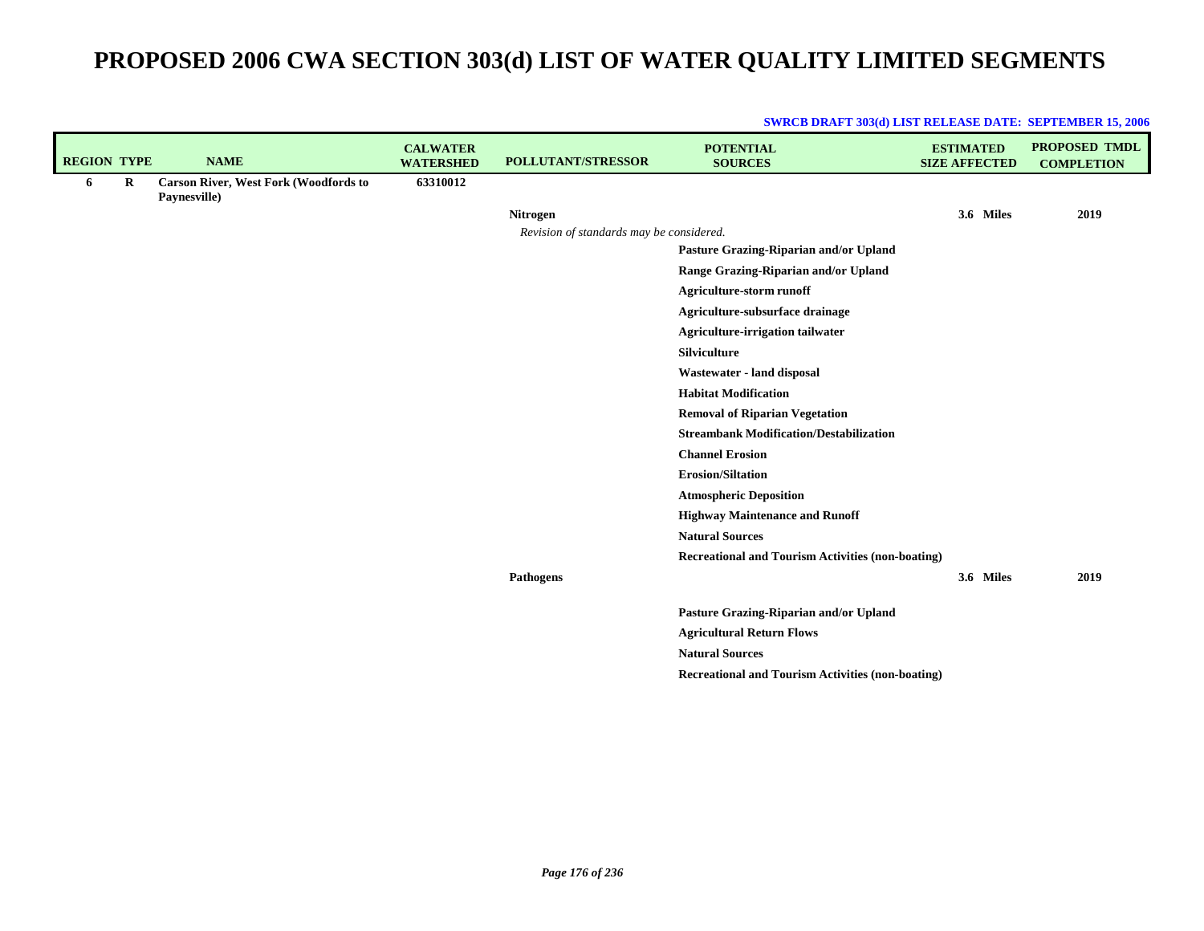# PROPOSED 2006 CWA SECTION 303(d) LIST OF WATER QUALITY LIMITED SEGMENTS

**SWRCB DRAFT 303(d) LIST RELEASE DATE: SEPTEMBER 15, 2006**

| REGION | TYPE | NAME | CALWATER WATERSHED | POLLUTANT/STRESSOR | POTENTIAL SOURCES | ESTIMATED SIZE AFFECTED | PROPOSED TMDL COMPLETION |
|---|---|---|---|---|---|---|---|
| 6 | R | Carson River, West Fork (Woodfords to Paynesville) | 63310012 | | | | |
| | | | | Nitrogen | | 3.6 Miles | 2019 |
| | | | | *Revision of standards may be considered.* | | | |
| | | | | | Pasture Grazing-Riparian and/or Upland | | |
| | | | | | Range Grazing-Riparian and/or Upland | | |
| | | | | | Agriculture-storm runoff | | |
| | | | | | Agriculture-subsurface drainage | | |
| | | | | | Agriculture-irrigation tailwater | | |
| | | | | | Silviculture | | |
| | | | | | Wastewater - land disposal | | |
| | | | | | Habitat Modification | | |
| | | | | | Removal of Riparian Vegetation | | |
| | | | | | Streambank Modification/Destabilization | | |
| | | | | | Channel Erosion | | |
| | | | | | Erosion/Siltation | | |
| | | | | | Atmospheric Deposition | | |
| | | | | | Highway Maintenance and Runoff | | |
| | | | | | Natural Sources | | |
| | | | | | Recreational and Tourism Activities (non-boating) | | |
| | | | | Pathogens | | 3.6 Miles | 2019 |
| | | | | | Pasture Grazing-Riparian and/or Upland | | |
| | | | | | Agricultural Return Flows | | |
| | | | | | Natural Sources | | |
| | | | | | Recreational and Tourism Activities (non-boating) | | |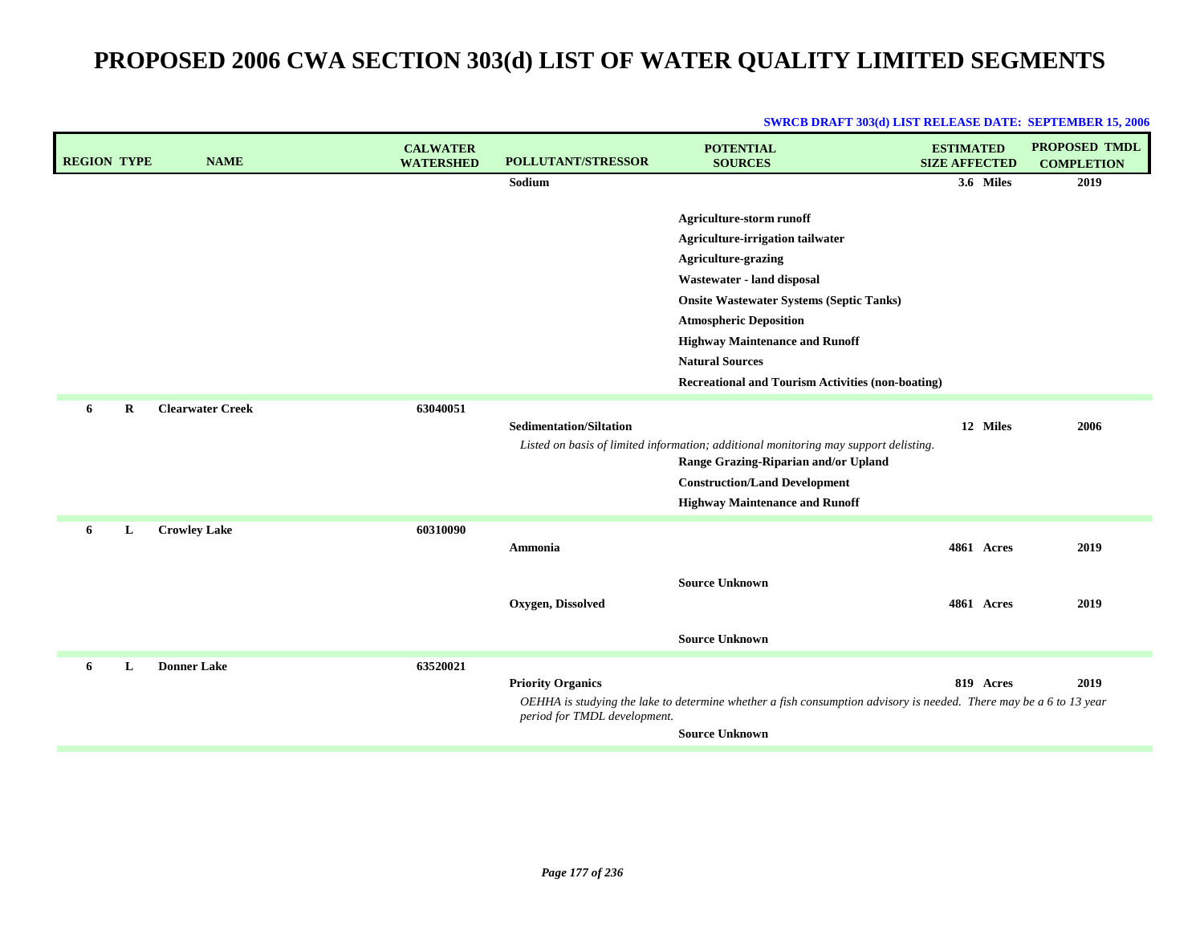# PROPOSED 2006 CWA SECTION 303(d) LIST OF WATER QUALITY LIMITED SEGMENTS

**SWRCB DRAFT 303(d) LIST RELEASE DATE: SEPTEMBER 15, 2006**

| REGION | TYPE | NAME | CALWATER WATERSHED | POLLUTANT/STRESSOR | POTENTIAL SOURCES | ESTIMATED SIZE AFFECTED | PROPOSED TMDL COMPLETION |
|---|---|---|---|---|---|---|---|
| | | | | **Sodium** | | **3.6 Miles** | **2019** |
| | | | | | **Agriculture-storm runoff** | | |
| | | | | | **Agriculture-irrigation tailwater** | | |
| | | | | | **Agriculture-grazing** | | |
| | | | | | **Wastewater - land disposal** | | |
| | | | | | **Onsite Wastewater Systems (Septic Tanks)** | | |
| | | | | | **Atmospheric Deposition** | | |
| | | | | | **Highway Maintenance and Runoff** | | |
| | | | | | **Natural Sources** | | |
| | | | | | **Recreational and Tourism Activities (non-boating)** | | |
| **6** | **R** | **Clearwater Creek** | **63040051** | | | | |
| | | | | **Sedimentation/Siltation** | | **12 Miles** | **2006** |
| | | | | *Listed on basis of limited information; additional monitoring may support delisting.* | | | |
| | | | | | **Range Grazing-Riparian and/or Upland** | | |
| | | | | | **Construction/Land Development** | | |
| | | | | | **Highway Maintenance and Runoff** | | |
| **6** | **L** | **Crowley Lake** | **60310090** | | | | |
| | | | | **Ammonia** | | **4861 Acres** | **2019** |
| | | | | | **Source Unknown** | | |
| | | | | **Oxygen, Dissolved** | | **4861 Acres** | **2019** |
| | | | | | **Source Unknown** | | |
| **6** | **L** | **Donner Lake** | **63520021** | | | | |
| | | | | **Priority Organics** | | **819 Acres** | **2019** |
| | | | | *OEHHA is studying the lake to determine whether a fish consumption advisory is needed. There may be a 6 to 13 year period for TMDL development.* | | | |
| | | | | | **Source Unknown** | | |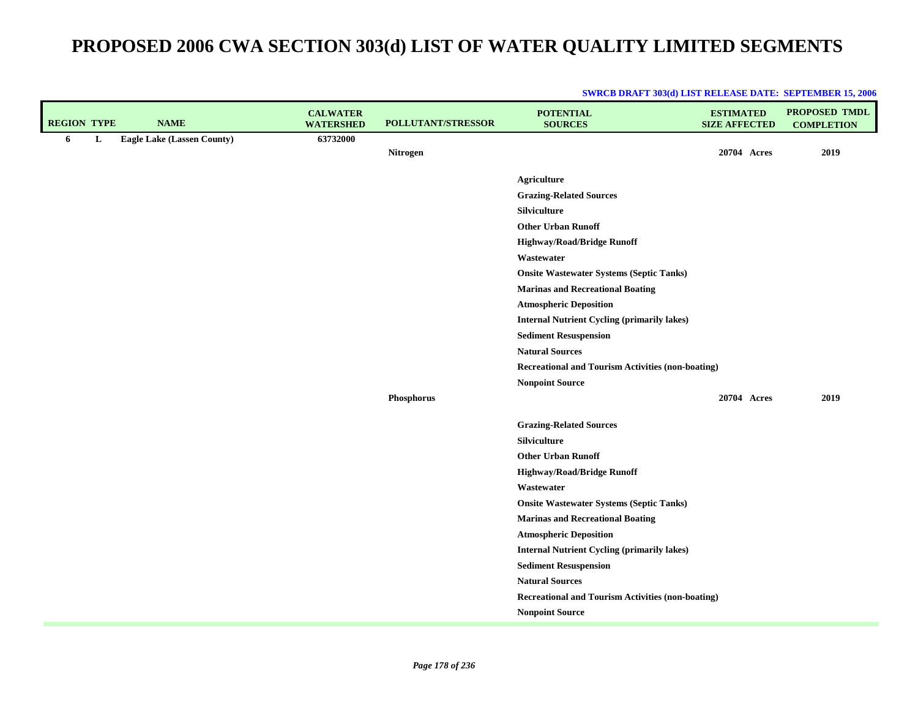# PROPOSED 2006 CWA SECTION 303(d) LIST OF WATER QUALITY LIMITED SEGMENTS

**SWRCB DRAFT 303(d) LIST RELEASE DATE: SEPTEMBER 15, 2006**

| REGION | TYPE | NAME | CALWATER WATERSHED | POLLUTANT/STRESSOR | POTENTIAL SOURCES | ESTIMATED SIZE AFFECTED | PROPOSED TMDL COMPLETION |
|---|---|---|---|---|---|---|---|
| 6 | L | Eagle Lake (Lassen County) | 63732000 | | | | |
| | | | | Nitrogen | | 20704 Acres | 2019 |
| | | | | | Agriculture | | |
| | | | | | Grazing-Related Sources | | |
| | | | | | Silviculture | | |
| | | | | | Other Urban Runoff | | |
| | | | | | Highway/Road/Bridge Runoff | | |
| | | | | | Wastewater | | |
| | | | | | Onsite Wastewater Systems (Septic Tanks) | | |
| | | | | | Marinas and Recreational Boating | | |
| | | | | | Atmospheric Deposition | | |
| | | | | | Internal Nutrient Cycling (primarily lakes) | | |
| | | | | | Sediment Resuspension | | |
| | | | | | Natural Sources | | |
| | | | | | Recreational and Tourism Activities (non-boating) | | |
| | | | | | Nonpoint Source | | |
| | | | | Phosphorus | | 20704 Acres | 2019 |
| | | | | | Grazing-Related Sources | | |
| | | | | | Silviculture | | |
| | | | | | Other Urban Runoff | | |
| | | | | | Highway/Road/Bridge Runoff | | |
| | | | | | Wastewater | | |
| | | | | | Onsite Wastewater Systems (Septic Tanks) | | |
| | | | | | Marinas and Recreational Boating | | |
| | | | | | Atmospheric Deposition | | |
| | | | | | Internal Nutrient Cycling (primarily lakes) | | |
| | | | | | Sediment Resuspension | | |
| | | | | | Natural Sources | | |
| | | | | | Recreational and Tourism Activities (non-boating) | | |
| | | | | | Nonpoint Source | | |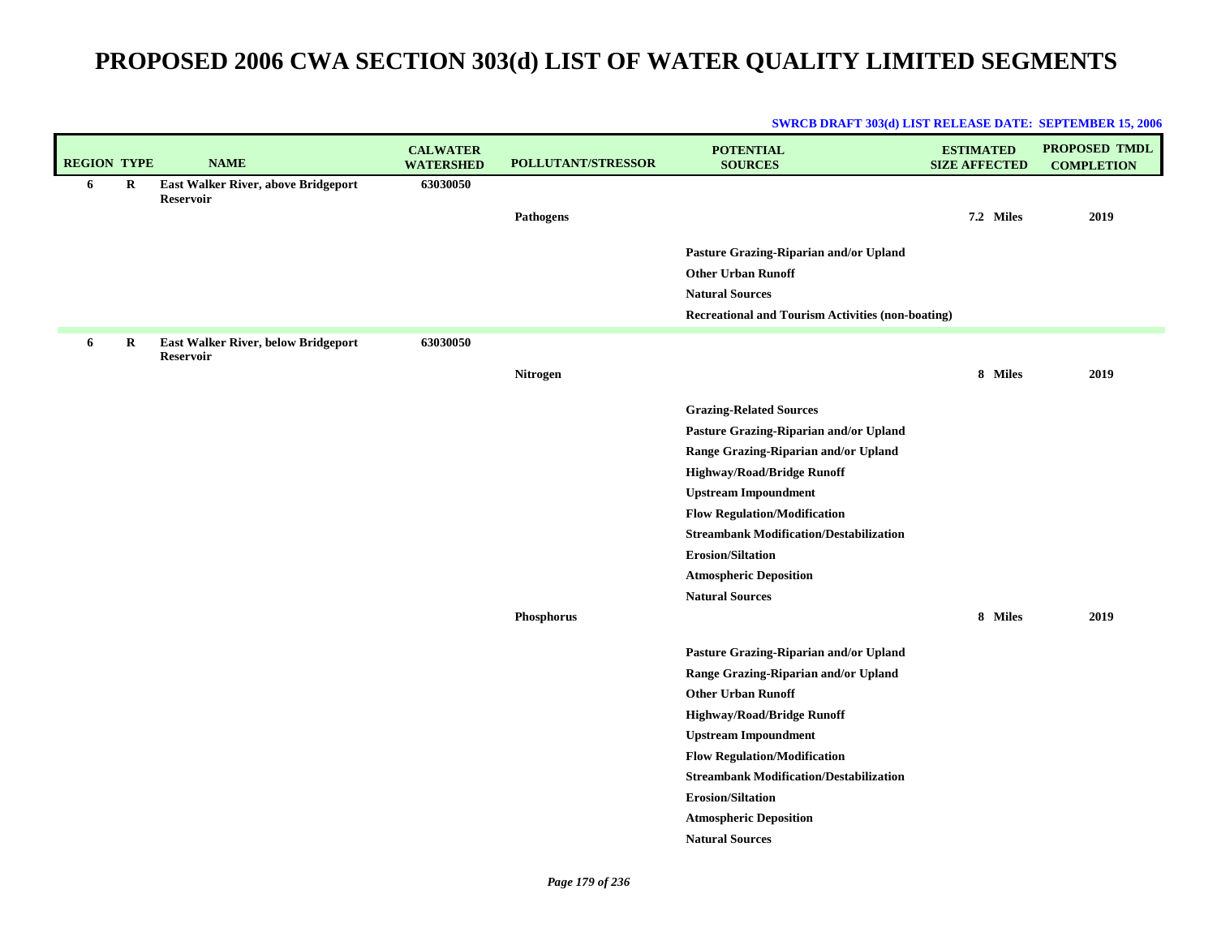# PROPOSED 2006 CWA SECTION 303(d) LIST OF WATER QUALITY LIMITED SEGMENTS

**SWRCB DRAFT 303(d) LIST RELEASE DATE: SEPTEMBER 15, 2006**

| REGION | TYPE | NAME | CALWATER WATERSHED | POLLUTANT/STRESSOR | POTENTIAL SOURCES | ESTIMATED SIZE AFFECTED | PROPOSED TMDL COMPLETION |
|---|---|---|---|---|---|---|---|
| 6 | R | East Walker River, above Bridgeport Reservoir | 63030050 | | | | |
| | | | | Pathogens | | 7.2 Miles | 2019 |
| | | | | | Pasture Grazing-Riparian and/or Upland | | |
| | | | | | Other Urban Runoff | | |
| | | | | | Natural Sources | | |
| | | | | | Recreational and Tourism Activities (non-boating) | | |
| 6 | R | East Walker River, below Bridgeport Reservoir | 63030050 | | | | |
| | | | | Nitrogen | | 8 Miles | 2019 |
| | | | | | Grazing-Related Sources | | |
| | | | | | Pasture Grazing-Riparian and/or Upland | | |
| | | | | | Range Grazing-Riparian and/or Upland | | |
| | | | | | Highway/Road/Bridge Runoff | | |
| | | | | | Upstream Impoundment | | |
| | | | | | Flow Regulation/Modification | | |
| | | | | | Streambank Modification/Destabilization | | |
| | | | | | Erosion/Siltation | | |
| | | | | | Atmospheric Deposition | | |
| | | | | | Natural Sources | | |
| | | | | Phosphorus | | 8 Miles | 2019 |
| | | | | | Pasture Grazing-Riparian and/or Upland | | |
| | | | | | Range Grazing-Riparian and/or Upland | | |
| | | | | | Other Urban Runoff | | |
| | | | | | Highway/Road/Bridge Runoff | | |
| | | | | | Upstream Impoundment | | |
| | | | | | Flow Regulation/Modification | | |
| | | | | | Streambank Modification/Destabilization | | |
| | | | | | Erosion/Siltation | | |
| | | | | | Atmospheric Deposition | | |
| | | | | | Natural Sources | | |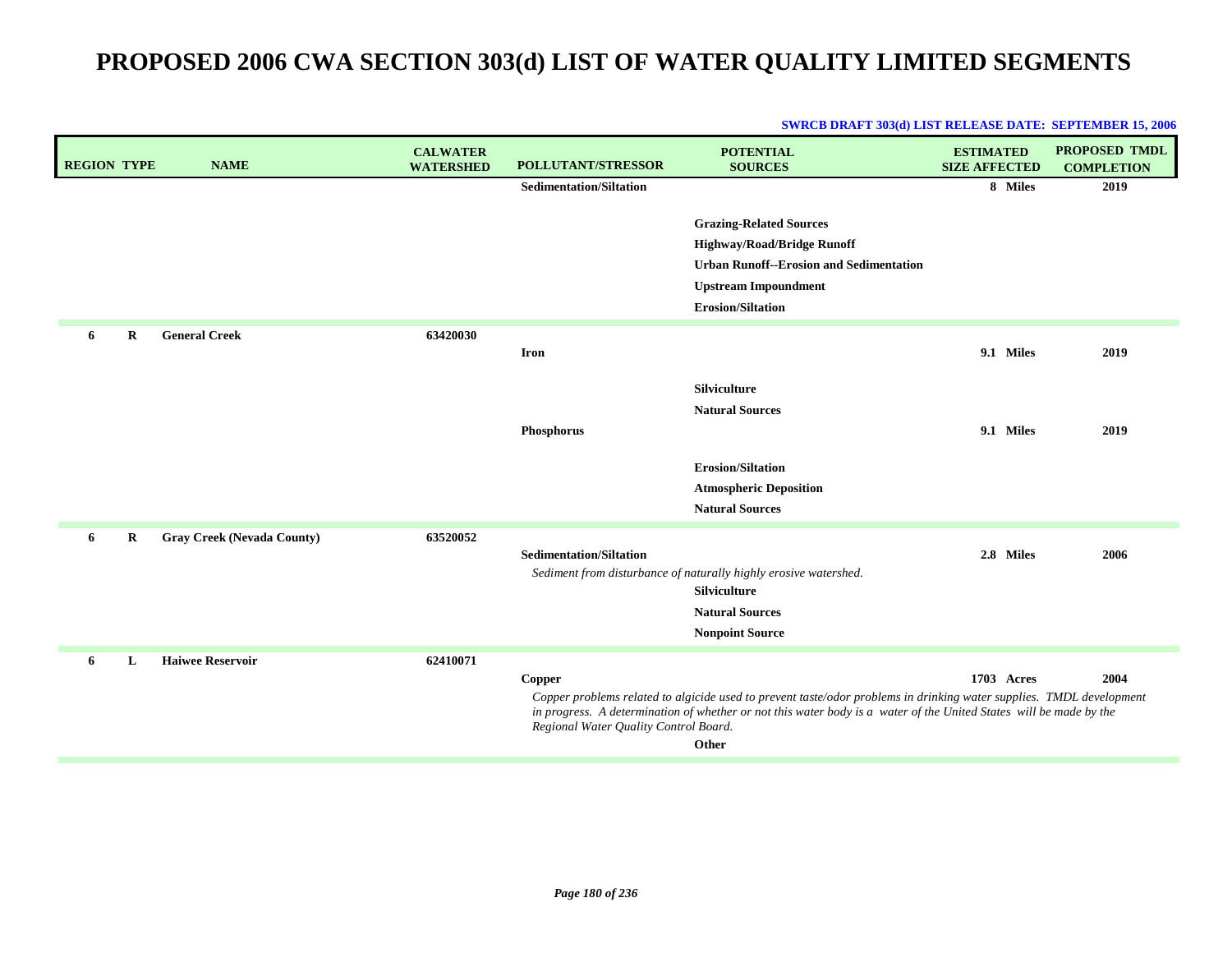# PROPOSED 2006 CWA SECTION 303(d) LIST OF WATER QUALITY LIMITED SEGMENTS

**SWRCB DRAFT 303(d) LIST RELEASE DATE: SEPTEMBER 15, 2006**

| REGION | TYPE | NAME | CALWATER WATERSHED | POLLUTANT/STRESSOR | POTENTIAL SOURCES | ESTIMATED SIZE AFFECTED | PROPOSED TMDL COMPLETION |
|---|---|---|---|---|---|---|---|
| | | | | **Sedimentation/Siltation** | | **8 Miles** | **2019** |
| | | | | | **Grazing-Related Sources** | | |
| | | | | | **Highway/Road/Bridge Runoff** | | |
| | | | | | **Urban Runoff--Erosion and Sedimentation** | | |
| | | | | | **Upstream Impoundment** | | |
| | | | | | **Erosion/Siltation** | | |
| **6** | **R** | **General Creek** | **63420030** | | | | |
| | | | | **Iron** | | **9.1 Miles** | **2019** |
| | | | | | **Silviculture** | | |
| | | | | | **Natural Sources** | | |
| | | | | **Phosphorus** | | **9.1 Miles** | **2019** |
| | | | | | **Erosion/Siltation** | | |
| | | | | | **Atmospheric Deposition** | | |
| | | | | | **Natural Sources** | | |
| **6** | **R** | **Gray Creek (Nevada County)** | **63520052** | | | | |
| | | | | **Sedimentation/Siltation** | | **2.8 Miles** | **2006** |
| | | | | *Sediment from disturbance of naturally highly erosive watershed.* | | | |
| | | | | | **Silviculture** | | |
| | | | | | **Natural Sources** | | |
| | | | | | **Nonpoint Source** | | |
| **6** | **L** | **Haiwee Reservoir** | **62410071** | | | | |
| | | | | **Copper** | | **1703 Acres** | **2004** |
| | | | | *Copper problems related to algicide used to prevent taste/odor problems in drinking water supplies. TMDL development in progress. A determination of whether or not this water body is a water of the United States will be made by the Regional Water Quality Control Board.* | | | |
| | | | | | **Other** | | |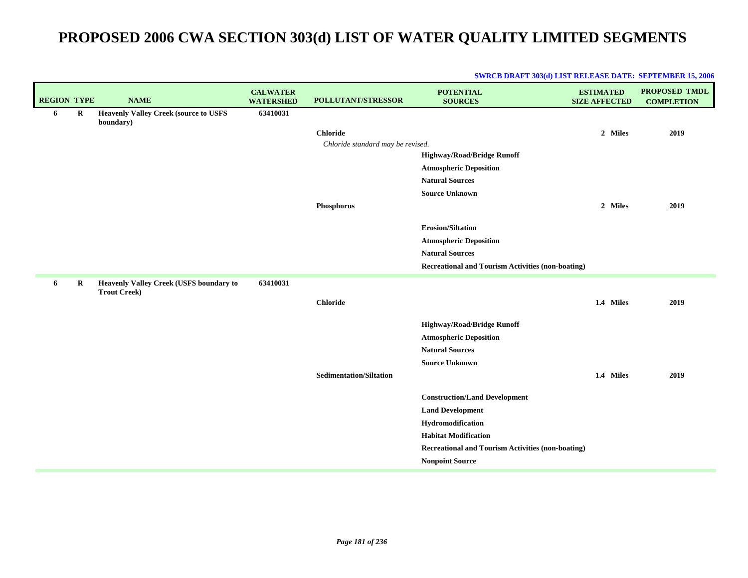# PROPOSED 2006 CWA SECTION 303(d) LIST OF WATER QUALITY LIMITED SEGMENTS

**SWRCB DRAFT 303(d) LIST RELEASE DATE: SEPTEMBER 15, 2006**

| REGION | TYPE | NAME | CALWATER WATERSHED | POLLUTANT/STRESSOR | POTENTIAL SOURCES | ESTIMATED SIZE AFFECTED | PROPOSED TMDL COMPLETION |
|---|---|---|---|---|---|---|---|
| 6 | R | Heavenly Valley Creek (source to USFS boundary) | 63410031 | | | | |
| | | | | Chloride | | 2 Miles | 2019 |
| | | | | *Chloride standard may be revised.* | | | |
| | | | | | Highway/Road/Bridge Runoff | | |
| | | | | | Atmospheric Deposition | | |
| | | | | | Natural Sources | | |
| | | | | | Source Unknown | | |
| | | | | Phosphorus | | 2 Miles | 2019 |
| | | | | | Erosion/Siltation | | |
| | | | | | Atmospheric Deposition | | |
| | | | | | Natural Sources | | |
| | | | | | Recreational and Tourism Activities (non-boating) | | |
| 6 | R | Heavenly Valley Creek (USFS boundary to Trout Creek) | 63410031 | | | | |
| | | | | Chloride | | 1.4 Miles | 2019 |
| | | | | | Highway/Road/Bridge Runoff | | |
| | | | | | Atmospheric Deposition | | |
| | | | | | Natural Sources | | |
| | | | | | Source Unknown | | |
| | | | | Sedimentation/Siltation | | 1.4 Miles | 2019 |
| | | | | | Construction/Land Development | | |
| | | | | | Land Development | | |
| | | | | | Hydromodification | | |
| | | | | | Habitat Modification | | |
| | | | | | Recreational and Tourism Activities (non-boating) | | |
| | | | | | Nonpoint Source | | |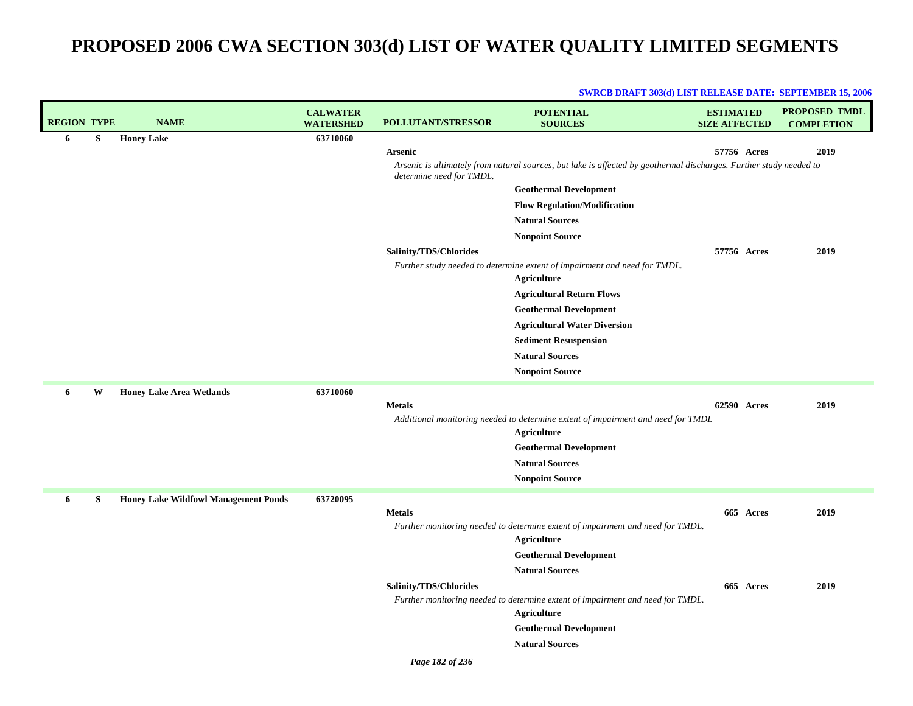# PROPOSED 2006 CWA SECTION 303(d) LIST OF WATER QUALITY LIMITED SEGMENTS

**SWRCB DRAFT 303(d) LIST RELEASE DATE: SEPTEMBER 15, 2006**

| REGION | TYPE | NAME | CALWATER WATERSHED | POLLUTANT/STRESSOR | POTENTIAL SOURCES | ESTIMATED SIZE AFFECTED | PROPOSED TMDL COMPLETION |
|---|---|---|---|---|---|---|---|
| **6** | **S** | **Honey Lake** | **63710060** | | | | |
| | | | | **Arsenic** | | **57756 Acres** | **2019** |
| | | | | *Arsenic is ultimately from natural sources, but lake is affected by geothermal discharges. Further study needed to determine need for TMDL.* | | | |
| | | | | | **Geothermal Development** | | |
| | | | | | **Flow Regulation/Modification** | | |
| | | | | | **Natural Sources** | | |
| | | | | | **Nonpoint Source** | | |
| | | | | **Salinity/TDS/Chlorides** | | **57756 Acres** | **2019** |
| | | | | *Further study needed to determine extent of impairment and need for TMDL.* | | | |
| | | | | | **Agriculture** | | |
| | | | | | **Agricultural Return Flows** | | |
| | | | | | **Geothermal Development** | | |
| | | | | | **Agricultural Water Diversion** | | |
| | | | | | **Sediment Resuspension** | | |
| | | | | | **Natural Sources** | | |
| | | | | | **Nonpoint Source** | | |
| **6** | **W** | **Honey Lake Area Wetlands** | **63710060** | | | | |
| | | | | **Metals** | | **62590 Acres** | **2019** |
| | | | | *Additional monitoring needed to determine extent of impairment and need for TMDL* | | | |
| | | | | | **Agriculture** | | |
| | | | | | **Geothermal Development** | | |
| | | | | | **Natural Sources** | | |
| | | | | | **Nonpoint Source** | | |
| **6** | **S** | **Honey Lake Wildfowl Management Ponds** | **63720095** | | | | |
| | | | | **Metals** | | **665 Acres** | **2019** |
| | | | | *Further monitoring needed to determine extent of impairment and need for TMDL.* | | | |
| | | | | | **Agriculture** | | |
| | | | | | **Geothermal Development** | | |
| | | | | | **Natural Sources** | | |
| | | | | **Salinity/TDS/Chlorides** | | **665 Acres** | **2019** |
| | | | | *Further monitoring needed to determine extent of impairment and need for TMDL.* | | | |
| | | | | | **Agriculture** | | |
| | | | | | **Geothermal Development** | | |
| | | | | | **Natural Sources** | | |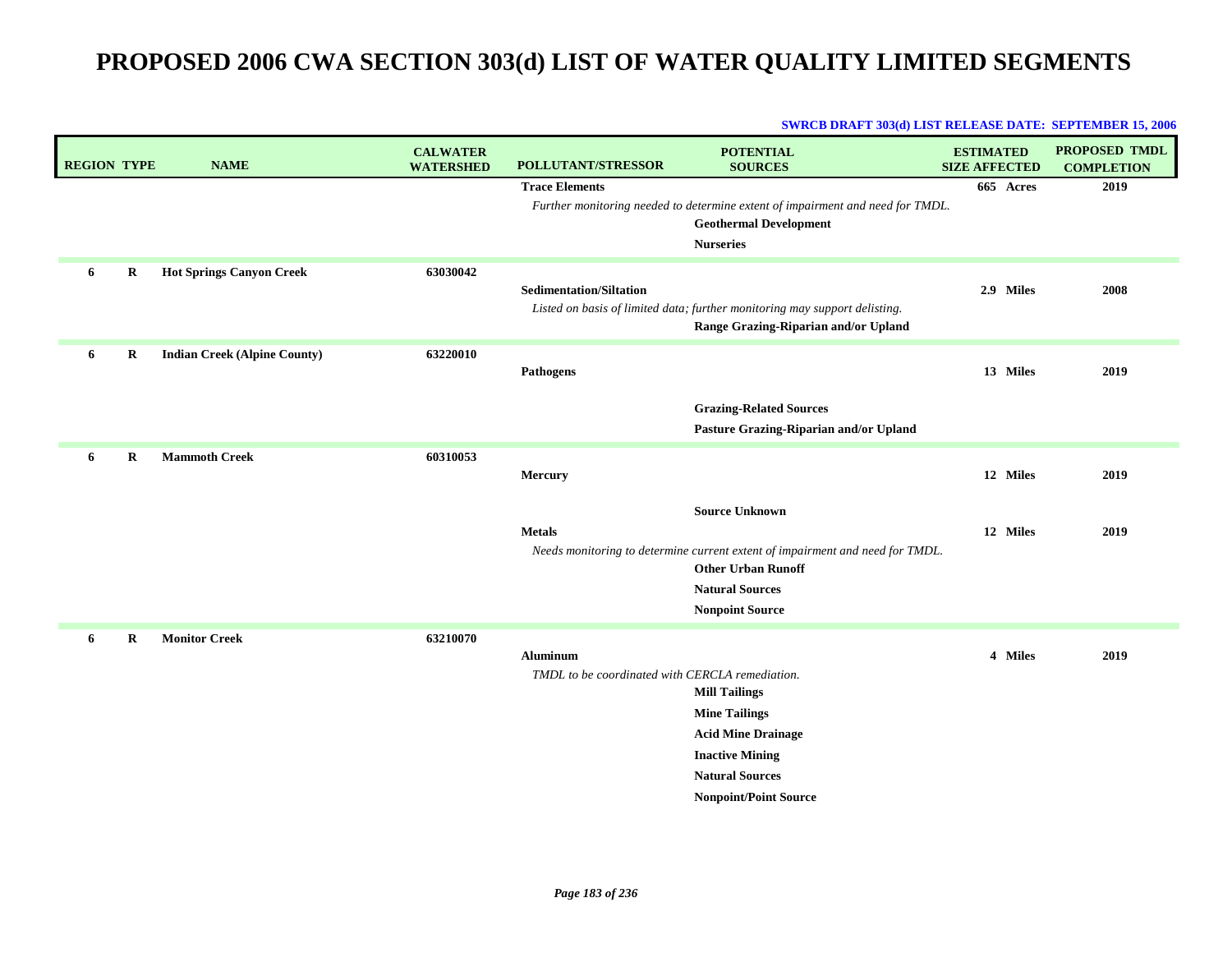# PROPOSED 2006 CWA SECTION 303(d) LIST OF WATER QUALITY LIMITED SEGMENTS

**SWRCB DRAFT 303(d) LIST RELEASE DATE: SEPTEMBER 15, 2006**

| REGION | TYPE | NAME | CALWATER WATERSHED | POLLUTANT/STRESSOR | POTENTIAL SOURCES | ESTIMATED SIZE AFFECTED | PROPOSED TMDL COMPLETION |
|---|---|---|---|---|---|---|---|
| | | | | **Trace Elements** | | **665 Acres** | **2019** |
| | | | | *Further monitoring needed to determine extent of impairment and need for TMDL.* | | | |
| | | | | | **Geothermal Development** | | |
| | | | | | **Nurseries** | | |
| **6** | **R** | **Hot Springs Canyon Creek** | **63030042** | | | | |
| | | | | **Sedimentation/Siltation** | | **2.9 Miles** | **2008** |
| | | | | *Listed on basis of limited data; further monitoring may support delisting.* | | | |
| | | | | | **Range Grazing-Riparian and/or Upland** | | |
| **6** | **R** | **Indian Creek (Alpine County)** | **63220010** | | | | |
| | | | | **Pathogens** | | **13 Miles** | **2019** |
| | | | | | **Grazing-Related Sources** | | |
| | | | | | **Pasture Grazing-Riparian and/or Upland** | | |
| **6** | **R** | **Mammoth Creek** | **60310053** | | | | |
| | | | | **Mercury** | | **12 Miles** | **2019** |
| | | | | | **Source Unknown** | | |
| | | | | **Metals** | | **12 Miles** | **2019** |
| | | | | *Needs monitoring to determine current extent of impairment and need for TMDL.* | | | |
| | | | | | **Other Urban Runoff** | | |
| | | | | | **Natural Sources** | | |
| | | | | | **Nonpoint Source** | | |
| **6** | **R** | **Monitor Creek** | **63210070** | | | | |
| | | | | **Aluminum** | | **4 Miles** | **2019** |
| | | | | *TMDL to be coordinated with CERCLA remediation.* | | | |
| | | | | | **Mill Tailings** | | |
| | | | | | **Mine Tailings** | | |
| | | | | | **Acid Mine Drainage** | | |
| | | | | | **Inactive Mining** | | |
| | | | | | **Natural Sources** | | |
| | | | | | **Nonpoint/Point Source** | | |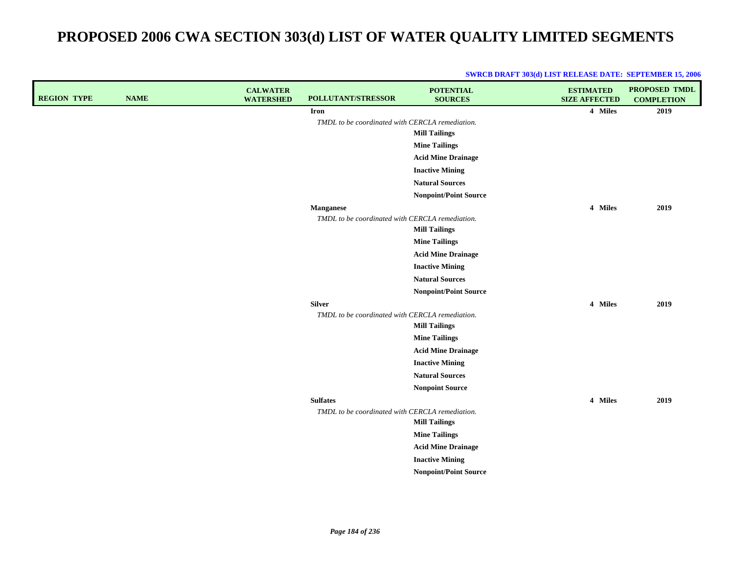# PROPOSED 2006 CWA SECTION 303(d) LIST OF WATER QUALITY LIMITED SEGMENTS

**SWRCB DRAFT 303(d) LIST RELEASE DATE: SEPTEMBER 15, 2006**

| REGION | TYPE | NAME | CALWATER WATERSHED | POLLUTANT/STRESSOR | POTENTIAL SOURCES | ESTIMATED SIZE AFFECTED | PROPOSED TMDL COMPLETION |
|---|---|---|---|---|---|---|---|
| | | | | **Iron** | | **4 Miles** | **2019** |
| | | | | *TMDL to be coordinated with CERCLA remediation.* | | | |
| | | | | | **Mill Tailings** | | |
| | | | | | **Mine Tailings** | | |
| | | | | | **Acid Mine Drainage** | | |
| | | | | | **Inactive Mining** | | |
| | | | | | **Natural Sources** | | |
| | | | | | **Nonpoint/Point Source** | | |
| | | | | **Manganese** | | **4 Miles** | **2019** |
| | | | | *TMDL to be coordinated with CERCLA remediation.* | | | |
| | | | | | **Mill Tailings** | | |
| | | | | | **Mine Tailings** | | |
| | | | | | **Acid Mine Drainage** | | |
| | | | | | **Inactive Mining** | | |
| | | | | | **Natural Sources** | | |
| | | | | | **Nonpoint/Point Source** | | |
| | | | | **Silver** | | **4 Miles** | **2019** |
| | | | | *TMDL to be coordinated with CERCLA remediation.* | | | |
| | | | | | **Mill Tailings** | | |
| | | | | | **Mine Tailings** | | |
| | | | | | **Acid Mine Drainage** | | |
| | | | | | **Inactive Mining** | | |
| | | | | | **Natural Sources** | | |
| | | | | | **Nonpoint Source** | | |
| | | | | **Sulfates** | | **4 Miles** | **2019** |
| | | | | *TMDL to be coordinated with CERCLA remediation.* | | | |
| | | | | | **Mill Tailings** | | |
| | | | | | **Mine Tailings** | | |
| | | | | | **Acid Mine Drainage** | | |
| | | | | | **Inactive Mining** | | |
| | | | | | **Nonpoint/Point Source** | | |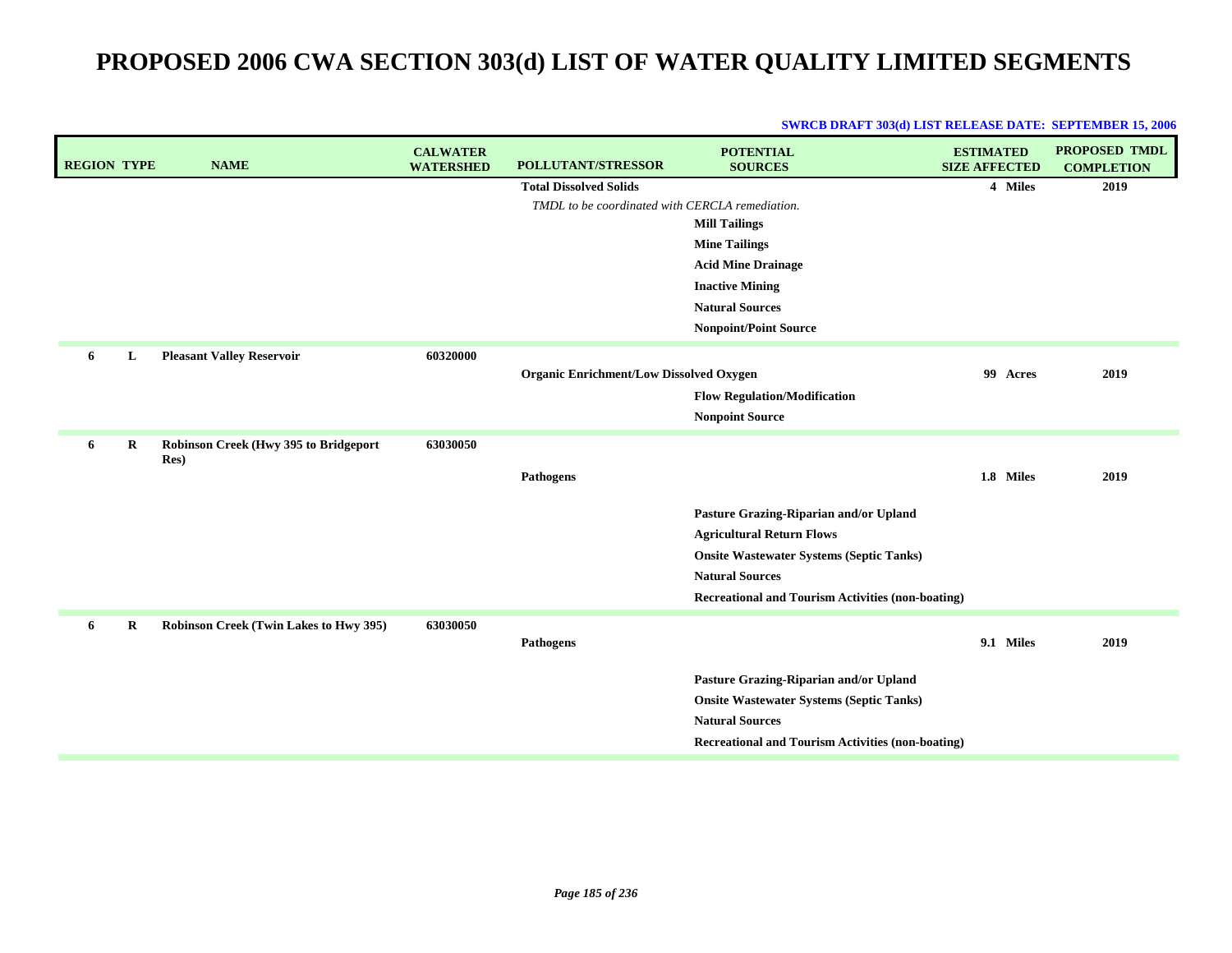# PROPOSED 2006 CWA SECTION 303(d) LIST OF WATER QUALITY LIMITED SEGMENTS

**SWRCB DRAFT 303(d) LIST RELEASE DATE: SEPTEMBER 15, 2006**

| REGION | TYPE | NAME | CALWATER WATERSHED | POLLUTANT/STRESSOR | POTENTIAL SOURCES | ESTIMATED SIZE AFFECTED | PROPOSED TMDL COMPLETION |
|---|---|---|---|---|---|---|---|
| | | | | **Total Dissolved Solids** | | **4 Miles** | **2019** |
| | | | | *TMDL to be coordinated with CERCLA remediation.* | | | |
| | | | | | **Mill Tailings** | | |
| | | | | | **Mine Tailings** | | |
| | | | | | **Acid Mine Drainage** | | |
| | | | | | **Inactive Mining** | | |
| | | | | | **Natural Sources** | | |
| | | | | | **Nonpoint/Point Source** | | |
| **6** | **L** | **Pleasant Valley Reservoir** | **60320000** | | | | |
| | | | | **Organic Enrichment/Low Dissolved Oxygen** | | **99 Acres** | **2019** |
| | | | | | **Flow Regulation/Modification** | | |
| | | | | | **Nonpoint Source** | | |
| **6** | **R** | **Robinson Creek (Hwy 395 to Bridgeport Res)** | **63030050** | | | | |
| | | | | **Pathogens** | | **1.8 Miles** | **2019** |
| | | | | | **Pasture Grazing-Riparian and/or Upland** | | |
| | | | | | **Agricultural Return Flows** | | |
| | | | | | **Onsite Wastewater Systems (Septic Tanks)** | | |
| | | | | | **Natural Sources** | | |
| | | | | | **Recreational and Tourism Activities (non-boating)** | | |
| **6** | **R** | **Robinson Creek (Twin Lakes to Hwy 395)** | **63030050** | | | | |
| | | | | **Pathogens** | | **9.1 Miles** | **2019** |
| | | | | | **Pasture Grazing-Riparian and/or Upland** | | |
| | | | | | **Onsite Wastewater Systems (Septic Tanks)** | | |
| | | | | | **Natural Sources** | | |
| | | | | | **Recreational and Tourism Activities (non-boating)** | | |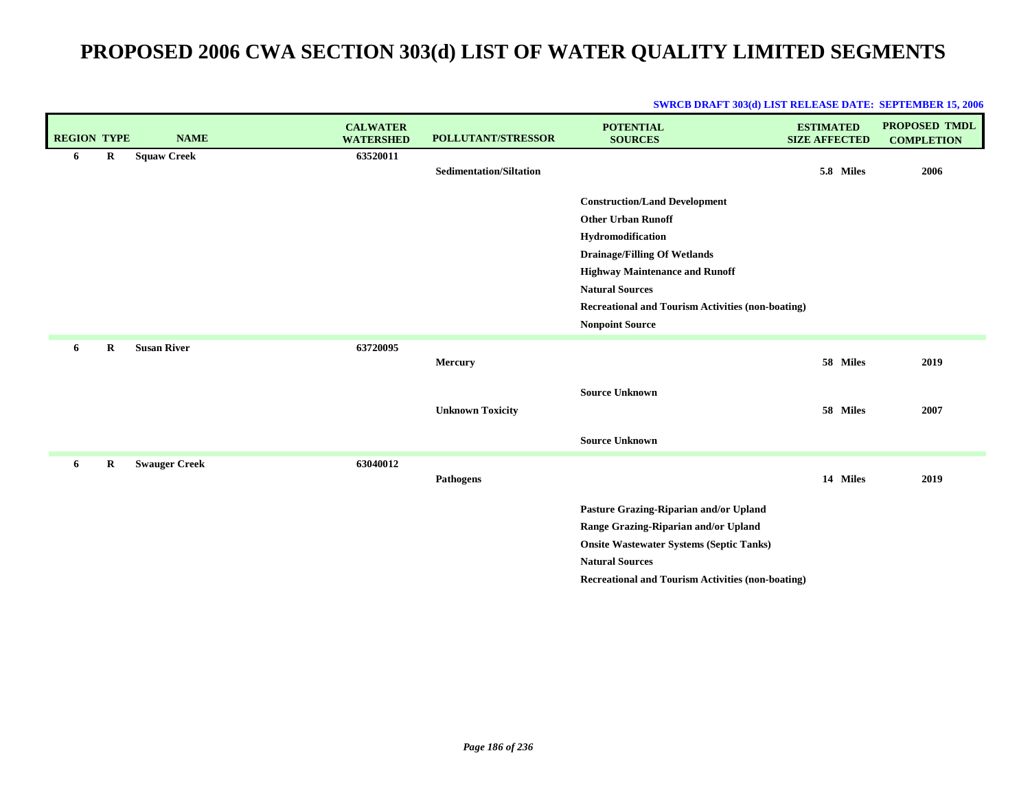# PROPOSED 2006 CWA SECTION 303(d) LIST OF WATER QUALITY LIMITED SEGMENTS

**SWRCB DRAFT 303(d) LIST RELEASE DATE: SEPTEMBER 15, 2006**

| REGION | TYPE | NAME | CALWATER WATERSHED | POLLUTANT/STRESSOR | POTENTIAL SOURCES | ESTIMATED SIZE AFFECTED | PROPOSED TMDL COMPLETION |
|---|---|---|---|---|---|---|---|
| 6 | R | Squaw Creek | 63520011 | | | | |
| | | | | Sedimentation/Siltation | | 5.8 Miles | 2006 |
| | | | | | Construction/Land Development | | |
| | | | | | Other Urban Runoff | | |
| | | | | | Hydromodification | | |
| | | | | | Drainage/Filling Of Wetlands | | |
| | | | | | Highway Maintenance and Runoff | | |
| | | | | | Natural Sources | | |
| | | | | | Recreational and Tourism Activities (non-boating) | | |
| | | | | | Nonpoint Source | | |
| 6 | R | Susan River | 63720095 | | | | |
| | | | | Mercury | | 58 Miles | 2019 |
| | | | | | Source Unknown | | |
| | | | | Unknown Toxicity | | 58 Miles | 2007 |
| | | | | | Source Unknown | | |
| 6 | R | Swauger Creek | 63040012 | | | | |
| | | | | Pathogens | | 14 Miles | 2019 |
| | | | | | Pasture Grazing-Riparian and/or Upland | | |
| | | | | | Range Grazing-Riparian and/or Upland | | |
| | | | | | Onsite Wastewater Systems (Septic Tanks) | | |
| | | | | | Natural Sources | | |
| | | | | | Recreational and Tourism Activities (non-boating) | | |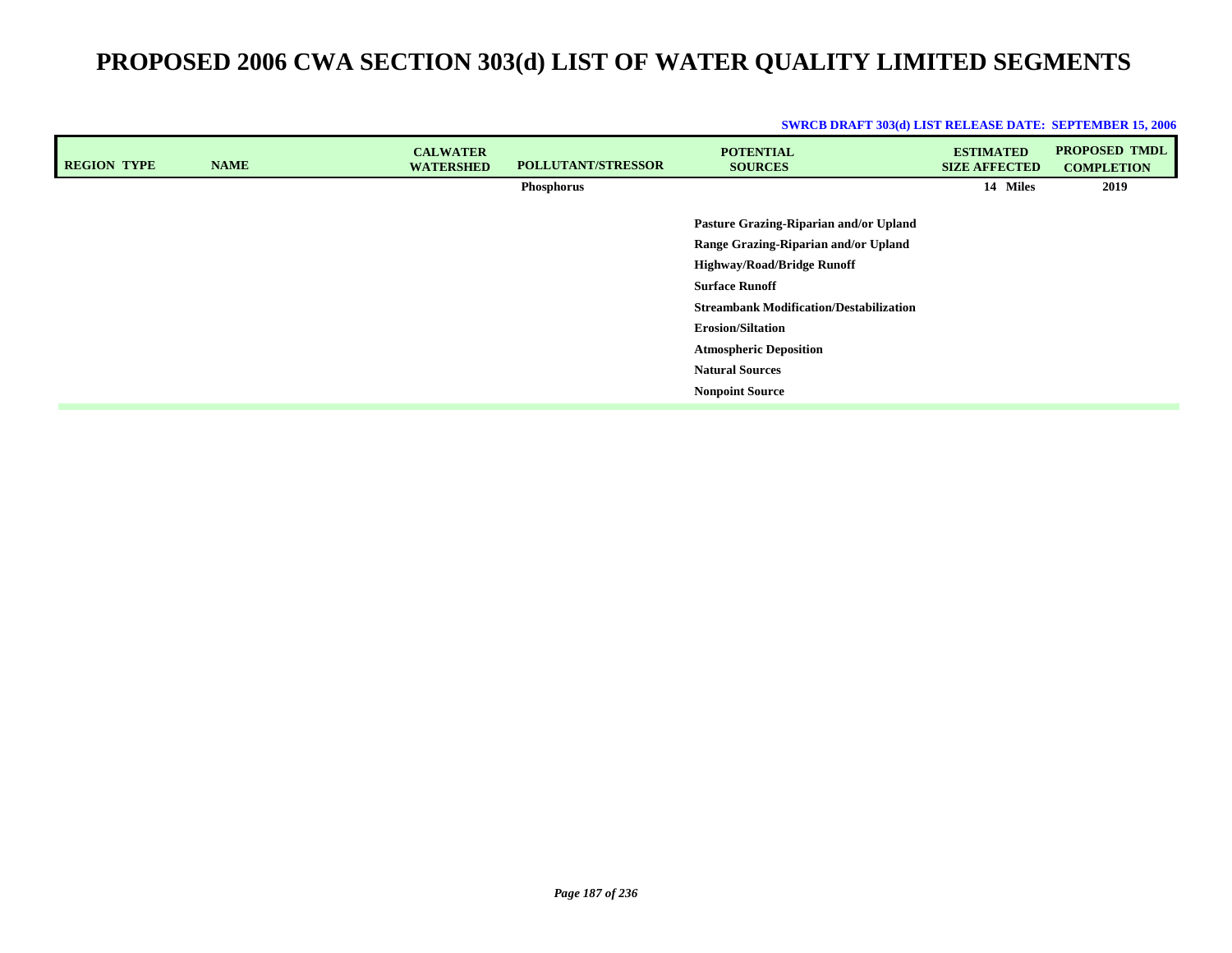# PROPOSED 2006 CWA SECTION 303(d) LIST OF WATER QUALITY LIMITED SEGMENTS

SWRCB DRAFT 303(d) LIST RELEASE DATE: SEPTEMBER 15, 2006

| REGION | TYPE | NAME | CALWATER WATERSHED | POLLUTANT/STRESSOR | POTENTIAL SOURCES | ESTIMATED SIZE AFFECTED | PROPOSED TMDL COMPLETION |
|---|---|---|---|---|---|---|---|
| | | | | Phosphorus | | 14 Miles | 2019 |
| | | | | | Pasture Grazing-Riparian and/or Upland | | |
| | | | | | Range Grazing-Riparian and/or Upland | | |
| | | | | | Highway/Road/Bridge Runoff | | |
| | | | | | Surface Runoff | | |
| | | | | | Streambank Modification/Destabilization | | |
| | | | | | Erosion/Siltation | | |
| | | | | | Atmospheric Deposition | | |
| | | | | | Natural Sources | | |
| | | | | | Nonpoint Source | | |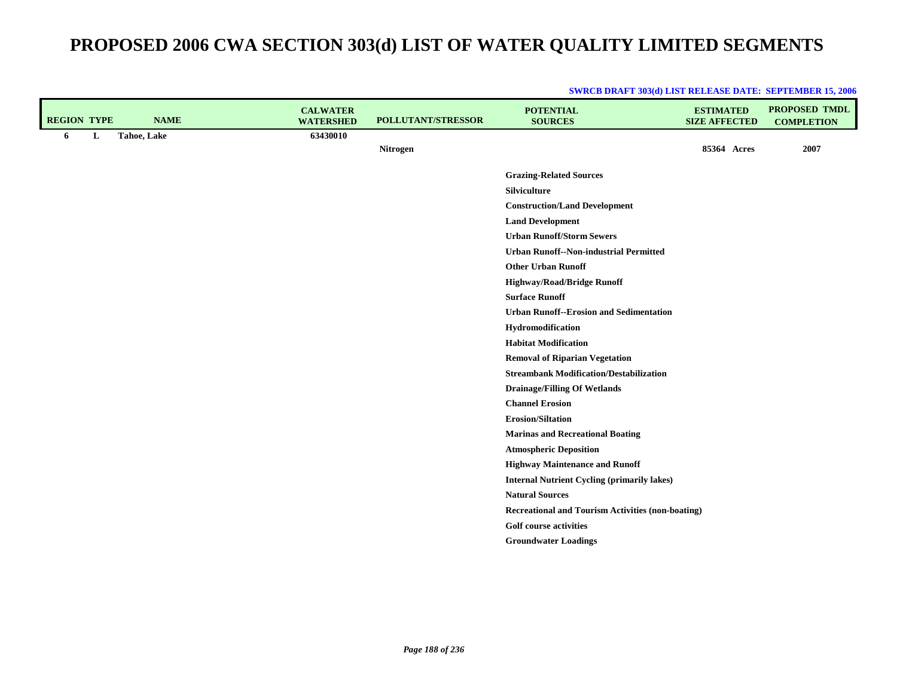# PROPOSED 2006 CWA SECTION 303(d) LIST OF WATER QUALITY LIMITED SEGMENTS

**SWRCB DRAFT 303(d) LIST RELEASE DATE: SEPTEMBER 15, 2006**

| REGION | TYPE | NAME | CALWATER WATERSHED | POLLUTANT/STRESSOR | POTENTIAL SOURCES | ESTIMATED SIZE AFFECTED | PROPOSED TMDL COMPLETION |
|---|---|---|---|---|---|---|---|
| 6 | L | Tahoe, Lake | 63430010 | | | | |
| | | | | Nitrogen | | 85364 Acres | 2007 |
| | | | | | Grazing-Related Sources | | |
| | | | | | Silviculture | | |
| | | | | | Construction/Land Development | | |
| | | | | | Land Development | | |
| | | | | | Urban Runoff/Storm Sewers | | |
| | | | | | Urban Runoff--Non-industrial Permitted | | |
| | | | | | Other Urban Runoff | | |
| | | | | | Highway/Road/Bridge Runoff | | |
| | | | | | Surface Runoff | | |
| | | | | | Urban Runoff--Erosion and Sedimentation | | |
| | | | | | Hydromodification | | |
| | | | | | Habitat Modification | | |
| | | | | | Removal of Riparian Vegetation | | |
| | | | | | Streambank Modification/Destabilization | | |
| | | | | | Drainage/Filling Of Wetlands | | |
| | | | | | Channel Erosion | | |
| | | | | | Erosion/Siltation | | |
| | | | | | Marinas and Recreational Boating | | |
| | | | | | Atmospheric Deposition | | |
| | | | | | Highway Maintenance and Runoff | | |
| | | | | | Internal Nutrient Cycling (primarily lakes) | | |
| | | | | | Natural Sources | | |
| | | | | | Recreational and Tourism Activities (non-boating) | | |
| | | | | | Golf course activities | | |
| | | | | | Groundwater Loadings | | |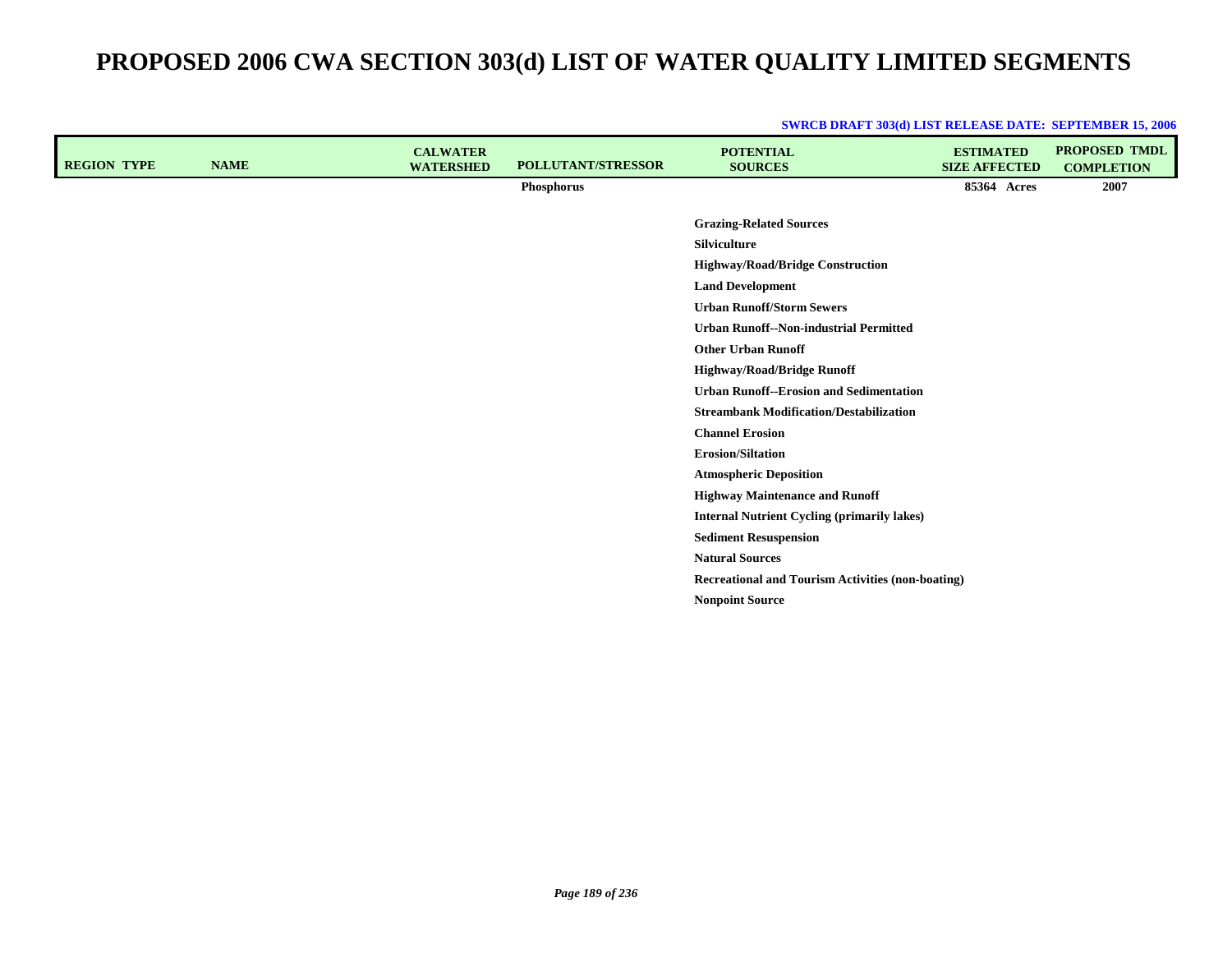# PROPOSED 2006 CWA SECTION 303(d) LIST OF WATER QUALITY LIMITED SEGMENTS

SWRCB DRAFT 303(d) LIST RELEASE DATE: SEPTEMBER 15, 2006

| REGION | TYPE | NAME | CALWATER WATERSHED | POLLUTANT/STRESSOR | POTENTIAL SOURCES | ESTIMATED SIZE AFFECTED | PROPOSED TMDL COMPLETION |
|---|---|---|---|---|---|---|---|
| | | | | Phosphorus | | 85364 Acres | 2007 |
| | | | | | Grazing-Related Sources | | |
| | | | | | Silviculture | | |
| | | | | | Highway/Road/Bridge Construction | | |
| | | | | | Land Development | | |
| | | | | | Urban Runoff/Storm Sewers | | |
| | | | | | Urban Runoff--Non-industrial Permitted | | |
| | | | | | Other Urban Runoff | | |
| | | | | | Highway/Road/Bridge Runoff | | |
| | | | | | Urban Runoff--Erosion and Sedimentation | | |
| | | | | | Streambank Modification/Destabilization | | |
| | | | | | Channel Erosion | | |
| | | | | | Erosion/Siltation | | |
| | | | | | Atmospheric Deposition | | |
| | | | | | Highway Maintenance and Runoff | | |
| | | | | | Internal Nutrient Cycling (primarily lakes) | | |
| | | | | | Sediment Resuspension | | |
| | | | | | Natural Sources | | |
| | | | | | Recreational and Tourism Activities (non-boating) | | |
| | | | | | Nonpoint Source | | |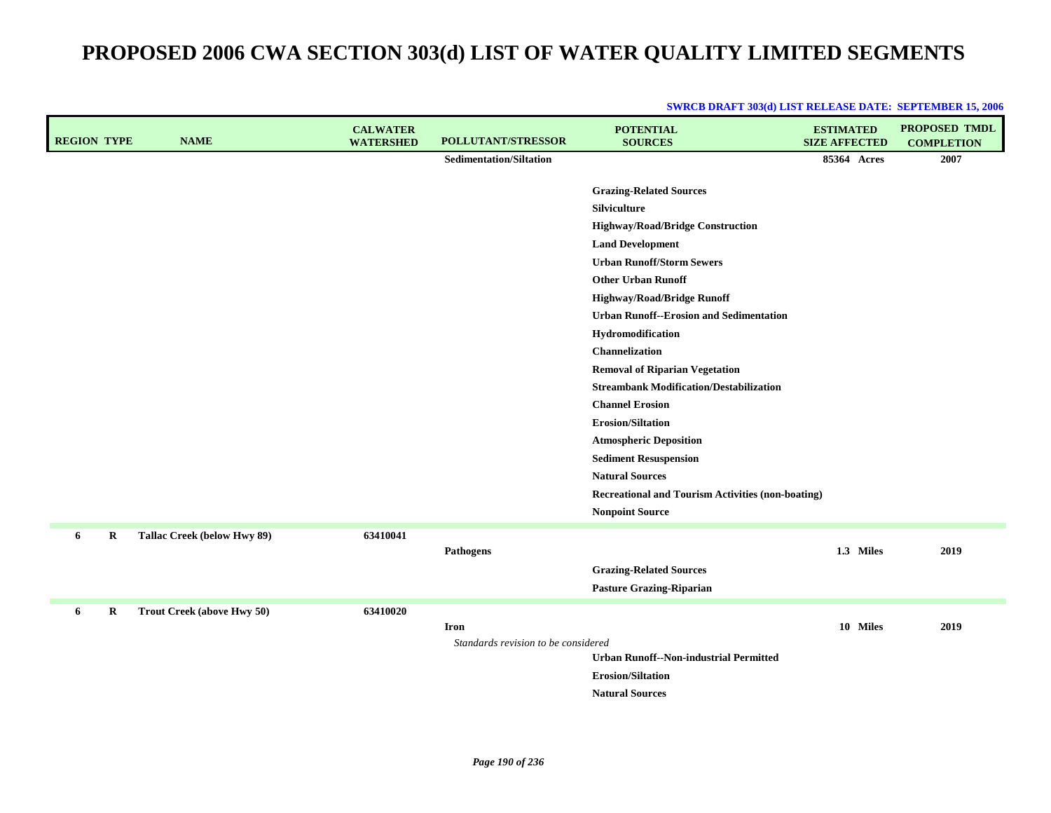# PROPOSED 2006 CWA SECTION 303(d) LIST OF WATER QUALITY LIMITED SEGMENTS

**SWRCB DRAFT 303(d) LIST RELEASE DATE: SEPTEMBER 15, 2006**

| REGION | TYPE | NAME | CALWATER WATERSHED | POLLUTANT/STRESSOR | POTENTIAL SOURCES | ESTIMATED SIZE AFFECTED | PROPOSED TMDL COMPLETION |
|---|---|---|---|---|---|---|---|
| | | | | **Sedimentation/Siltation** | | **85364 Acres** | **2007** |
| | | | | | **Grazing-Related Sources** | | |
| | | | | | **Silviculture** | | |
| | | | | | **Highway/Road/Bridge Construction** | | |
| | | | | | **Land Development** | | |
| | | | | | **Urban Runoff/Storm Sewers** | | |
| | | | | | **Other Urban Runoff** | | |
| | | | | | **Highway/Road/Bridge Runoff** | | |
| | | | | | **Urban Runoff--Erosion and Sedimentation** | | |
| | | | | | **Hydromodification** | | |
| | | | | | **Channelization** | | |
| | | | | | **Removal of Riparian Vegetation** | | |
| | | | | | **Streambank Modification/Destabilization** | | |
| | | | | | **Channel Erosion** | | |
| | | | | | **Erosion/Siltation** | | |
| | | | | | **Atmospheric Deposition** | | |
| | | | | | **Sediment Resuspension** | | |
| | | | | | **Natural Sources** | | |
| | | | | | **Recreational and Tourism Activities (non-boating)** | | |
| | | | | | **Nonpoint Source** | | |
| **6** | **R** | **Tallac Creek (below Hwy 89)** | **63410041** | | | | |
| | | | | **Pathogens** | | **1.3 Miles** | **2019** |
| | | | | | **Grazing-Related Sources** | | |
| | | | | | **Pasture Grazing-Riparian** | | |
| **6** | **R** | **Trout Creek (above Hwy 50)** | **63410020** | | | | |
| | | | | **Iron** | | **10 Miles** | **2019** |
| | | | | *Standards revision to be considered* | | | |
| | | | | | **Urban Runoff--Non-industrial Permitted** | | |
| | | | | | **Erosion/Siltation** | | |
| | | | | | **Natural Sources** | | |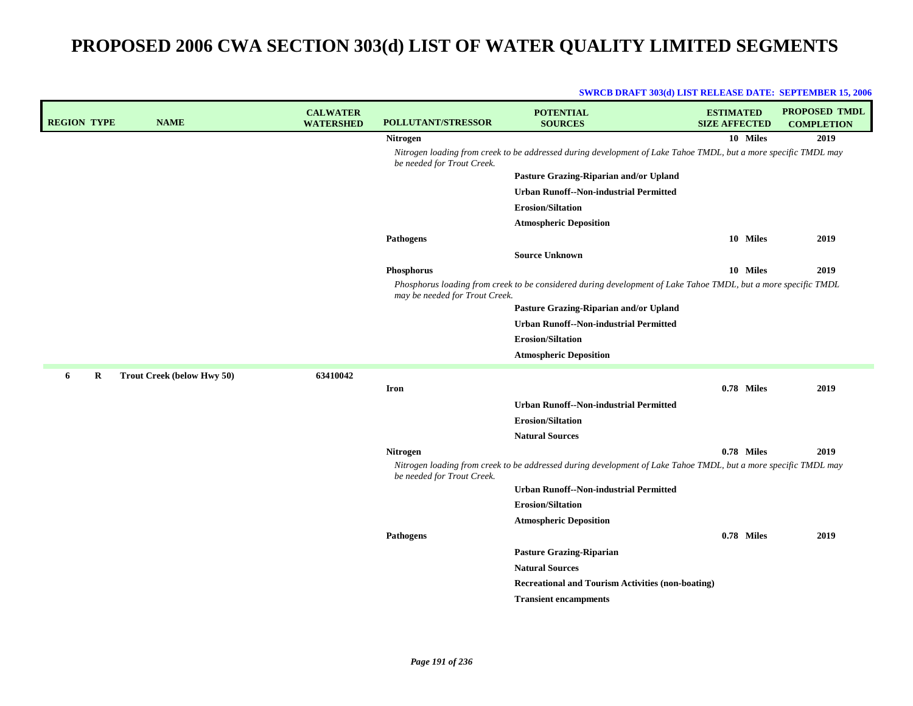# PROPOSED 2006 CWA SECTION 303(d) LIST OF WATER QUALITY LIMITED SEGMENTS

**SWRCB DRAFT 303(d) LIST RELEASE DATE: SEPTEMBER 15, 2006**

| REGION | TYPE | NAME | CALWATER WATERSHED | POLLUTANT/STRESSOR | POTENTIAL SOURCES | ESTIMATED SIZE AFFECTED | PROPOSED TMDL COMPLETION |
|---|---|---|---|---|---|---|---|
| | | | | **Nitrogen** | | **10 Miles** | **2019** |
| | | | | *Nitrogen loading from creek to be addressed during development of Lake Tahoe TMDL, but a more specific TMDL may be needed for Trout Creek.* | | | |
| | | | | | **Pasture Grazing-Riparian and/or Upland** | | |
| | | | | | **Urban Runoff--Non-industrial Permitted** | | |
| | | | | | **Erosion/Siltation** | | |
| | | | | | **Atmospheric Deposition** | | |
| | | | | **Pathogens** | | **10 Miles** | **2019** |
| | | | | | **Source Unknown** | | |
| | | | | **Phosphorus** | | **10 Miles** | **2019** |
| | | | | *Phosphorus loading from creek to be considered during development of Lake Tahoe TMDL, but a more specific TMDL may be needed for Trout Creek.* | | | |
| | | | | | **Pasture Grazing-Riparian and/or Upland** | | |
| | | | | | **Urban Runoff--Non-industrial Permitted** | | |
| | | | | | **Erosion/Siltation** | | |
| | | | | | **Atmospheric Deposition** | | |
| **6** | **R** | **Trout Creek (below Hwy 50)** | **63410042** | | | | |
| | | | | **Iron** | | **0.78 Miles** | **2019** |
| | | | | | **Urban Runoff--Non-industrial Permitted** | | |
| | | | | | **Erosion/Siltation** | | |
| | | | | | **Natural Sources** | | |
| | | | | **Nitrogen** | | **0.78 Miles** | **2019** |
| | | | | *Nitrogen loading from creek to be addressed during development of Lake Tahoe TMDL, but a more specific TMDL may be needed for Trout Creek.* | | | |
| | | | | | **Urban Runoff--Non-industrial Permitted** | | |
| | | | | | **Erosion/Siltation** | | |
| | | | | | **Atmospheric Deposition** | | |
| | | | | **Pathogens** | | **0.78 Miles** | **2019** |
| | | | | | **Pasture Grazing-Riparian** | | |
| | | | | | **Natural Sources** | | |
| | | | | | **Recreational and Tourism Activities (non-boating)** | | |
| | | | | | **Transient encampments** | | |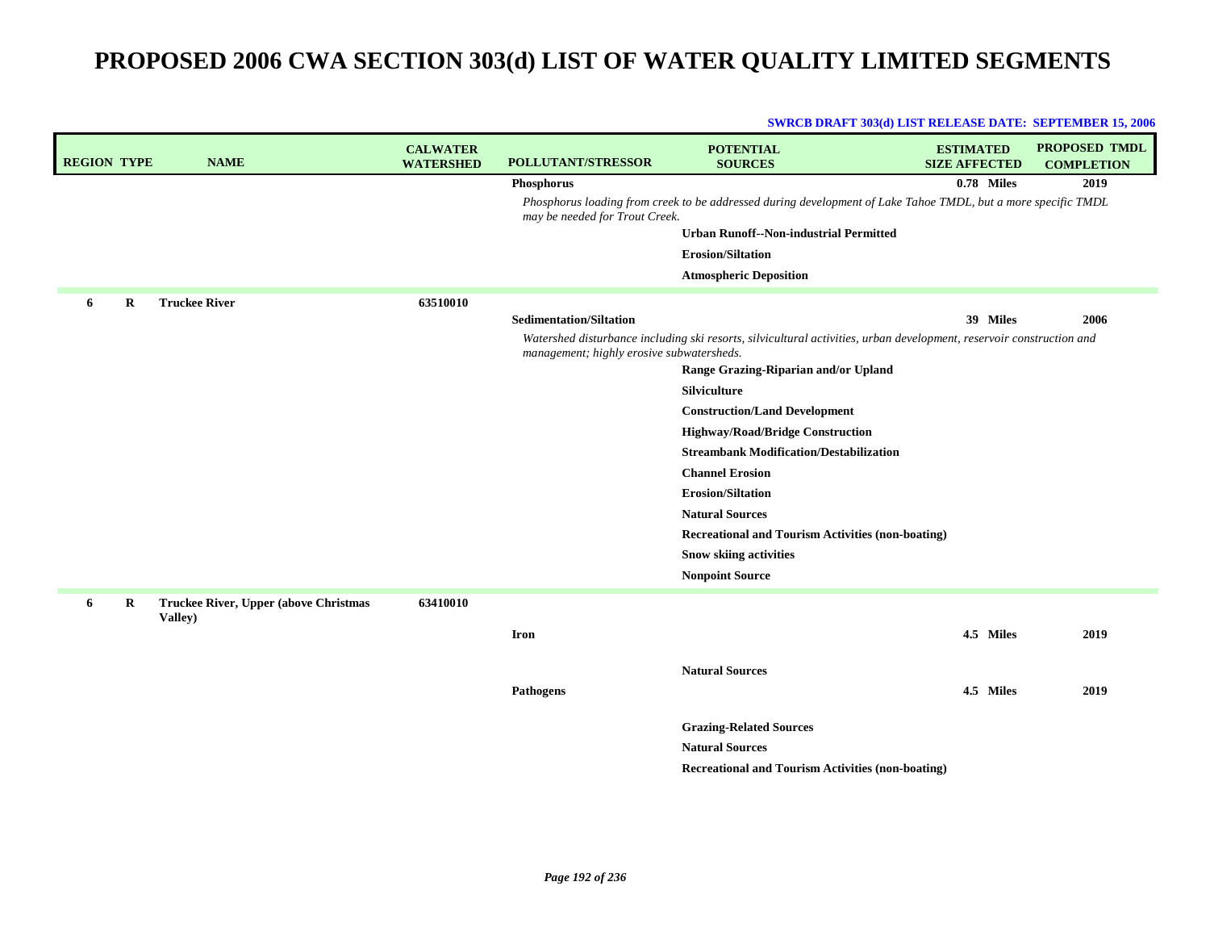# PROPOSED 2006 CWA SECTION 303(d) LIST OF WATER QUALITY LIMITED SEGMENTS

**SWRCB DRAFT 303(d) LIST RELEASE DATE: SEPTEMBER 15, 2006**

| REGION | TYPE | NAME | CALWATER WATERSHED | POLLUTANT/STRESSOR | POTENTIAL SOURCES | ESTIMATED SIZE AFFECTED | PROPOSED TMDL COMPLETION |
|---|---|---|---|---|---|---|---|
| | | | | **Phosphorus** | | **0.78 Miles** | **2019** |
| | | | | *Phosphorus loading from creek to be addressed during development of Lake Tahoe TMDL, but a more specific TMDL may be needed for Trout Creek.* | | | |
| | | | | | **Urban Runoff--Non-industrial Permitted** | | |
| | | | | | **Erosion/Siltation** | | |
| | | | | | **Atmospheric Deposition** | | |
| **6** | **R** | **Truckee River** | **63510010** | | | | |
| | | | | **Sedimentation/Siltation** | | **39 Miles** | **2006** |
| | | | | *Watershed disturbance including ski resorts, silvicultural activities, urban development, reservoir construction and management; highly erosive subwatersheds.* | | | |
| | | | | | **Range Grazing-Riparian and/or Upland** | | |
| | | | | | **Silviculture** | | |
| | | | | | **Construction/Land Development** | | |
| | | | | | **Highway/Road/Bridge Construction** | | |
| | | | | | **Streambank Modification/Destabilization** | | |
| | | | | | **Channel Erosion** | | |
| | | | | | **Erosion/Siltation** | | |
| | | | | | **Natural Sources** | | |
| | | | | | **Recreational and Tourism Activities (non-boating)** | | |
| | | | | | **Snow skiing activities** | | |
| | | | | | **Nonpoint Source** | | |
| **6** | **R** | **Truckee River, Upper (above Christmas Valley)** | **63410010** | | | | |
| | | | | **Iron** | | **4.5 Miles** | **2019** |
| | | | | | **Natural Sources** | | |
| | | | | **Pathogens** | | **4.5 Miles** | **2019** |
| | | | | | **Grazing-Related Sources** | | |
| | | | | | **Natural Sources** | | |
| | | | | | **Recreational and Tourism Activities (non-boating)** | | |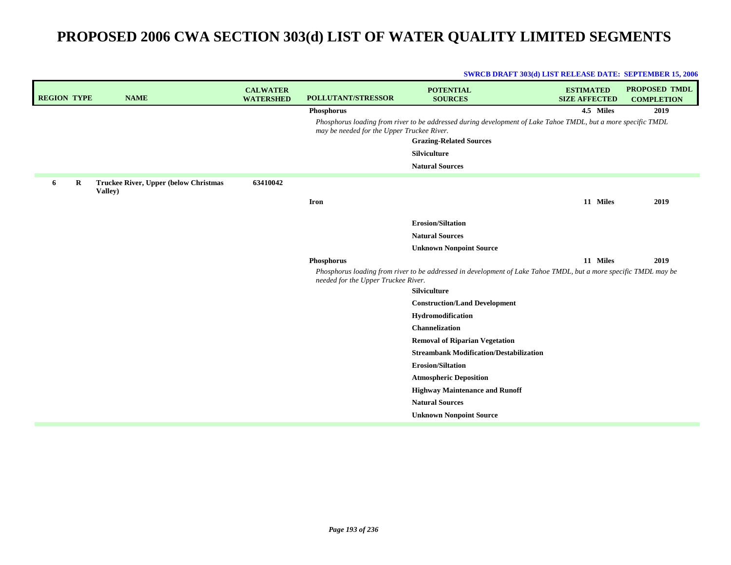# PROPOSED 2006 CWA SECTION 303(d) LIST OF WATER QUALITY LIMITED SEGMENTS

**SWRCB DRAFT 303(d) LIST RELEASE DATE: SEPTEMBER 15, 2006**

| REGION | TYPE | NAME | CALWATER WATERSHED | POLLUTANT/STRESSOR | POTENTIAL SOURCES | ESTIMATED SIZE AFFECTED | PROPOSED TMDL COMPLETION |
|---|---|---|---|---|---|---|---|
| | | | | **Phosphorus** | | **4.5 Miles** | **2019** |
| | | | | *Phosphorus loading from river to be addressed during development of Lake Tahoe TMDL, but a more specific TMDL may be needed for the Upper Truckee River.* | | | |
| | | | | | **Grazing-Related Sources** | | |
| | | | | | **Silviculture** | | |
| | | | | | **Natural Sources** | | |
| **6** | **R** | **Truckee River, Upper (below Christmas Valley)** | **63410042** | | | | |
| | | | | **Iron** | | **11 Miles** | **2019** |
| | | | | | **Erosion/Siltation** | | |
| | | | | | **Natural Sources** | | |
| | | | | | **Unknown Nonpoint Source** | | |
| | | | | **Phosphorus** | | **11 Miles** | **2019** |
| | | | | *Phosphorus loading from river to be addressed in development of Lake Tahoe TMDL, but a more specific TMDL may be needed for the Upper Truckee River.* | | | |
| | | | | | **Silviculture** | | |
| | | | | | **Construction/Land Development** | | |
| | | | | | **Hydromodification** | | |
| | | | | | **Channelization** | | |
| | | | | | **Removal of Riparian Vegetation** | | |
| | | | | | **Streambank Modification/Destabilization** | | |
| | | | | | **Erosion/Siltation** | | |
| | | | | | **Atmospheric Deposition** | | |
| | | | | | **Highway Maintenance and Runoff** | | |
| | | | | | **Natural Sources** | | |
| | | | | | **Unknown Nonpoint Source** | | |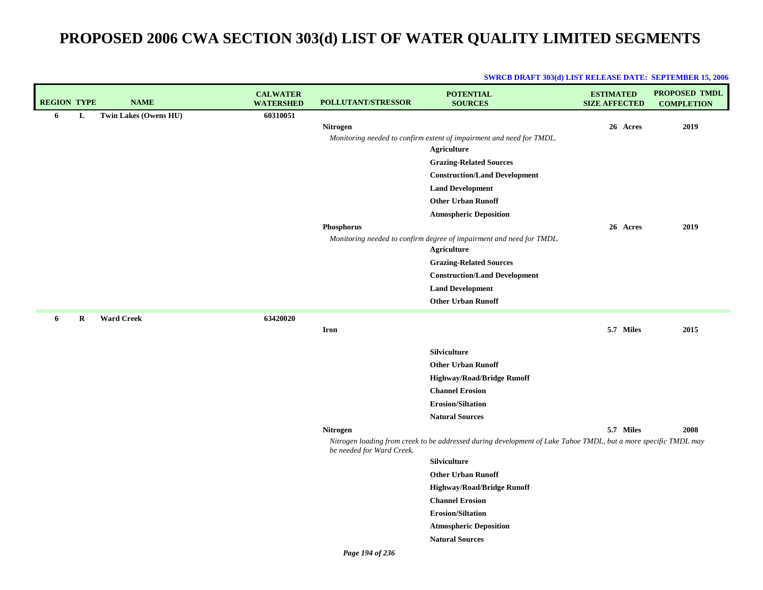# PROPOSED 2006 CWA SECTION 303(d) LIST OF WATER QUALITY LIMITED SEGMENTS

**SWRCB DRAFT 303(d) LIST RELEASE DATE: SEPTEMBER 15, 2006**

| REGION | TYPE | NAME | CALWATER WATERSHED | POLLUTANT/STRESSOR | POTENTIAL SOURCES | ESTIMATED SIZE AFFECTED | PROPOSED TMDL COMPLETION |
|---|---|---|---|---|---|---|---|
| **6** | **L** | **Twin Lakes (Owens HU)** | **60310051** | | | | |
| | | | | **Nitrogen** | | **26 Acres** | **2019** |
| | | | | *Monitoring needed to confirm extent of impairment and need for TMDL.* | | | |
| | | | | | **Agriculture** | | |
| | | | | | **Grazing-Related Sources** | | |
| | | | | | **Construction/Land Development** | | |
| | | | | | **Land Development** | | |
| | | | | | **Other Urban Runoff** | | |
| | | | | | **Atmospheric Deposition** | | |
| | | | | **Phosphorus** | | **26 Acres** | **2019** |
| | | | | *Monitoring needed to confirm degree of impairment and need for TMDL.* | | | |
| | | | | | **Agriculture** | | |
| | | | | | **Grazing-Related Sources** | | |
| | | | | | **Construction/Land Development** | | |
| | | | | | **Land Development** | | |
| | | | | | **Other Urban Runoff** | | |
| **6** | **R** | **Ward Creek** | **63420020** | | | | |
| | | | | **Iron** | | **5.7 Miles** | **2015** |
| | | | | | **Silviculture** | | |
| | | | | | **Other Urban Runoff** | | |
| | | | | | **Highway/Road/Bridge Runoff** | | |
| | | | | | **Channel Erosion** | | |
| | | | | | **Erosion/Siltation** | | |
| | | | | | **Natural Sources** | | |
| | | | | **Nitrogen** | | **5.7 Miles** | **2008** |
| | | | | *Nitrogen loading from creek to be addressed during development of Lake Tahoe TMDL, but a more specific TMDL may be needed for Ward Creek.* | | | |
| | | | | | **Silviculture** | | |
| | | | | | **Other Urban Runoff** | | |
| | | | | | **Highway/Road/Bridge Runoff** | | |
| | | | | | **Channel Erosion** | | |
| | | | | | **Erosion/Siltation** | | |
| | | | | | **Atmospheric Deposition** | | |
| | | | | | **Natural Sources** | | |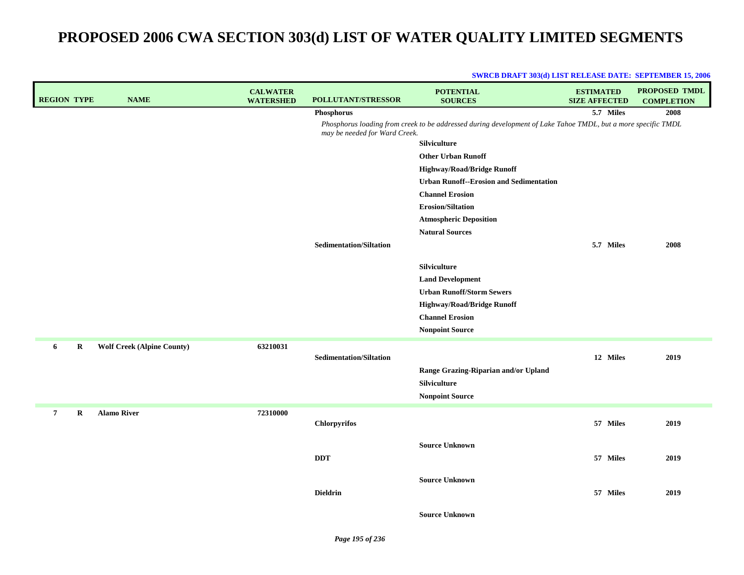# PROPOSED 2006 CWA SECTION 303(d) LIST OF WATER QUALITY LIMITED SEGMENTS

**SWRCB DRAFT 303(d) LIST RELEASE DATE: SEPTEMBER 15, 2006**

| REGION | TYPE | NAME | CALWATER WATERSHED | POLLUTANT/STRESSOR | POTENTIAL SOURCES | ESTIMATED SIZE AFFECTED | PROPOSED TMDL COMPLETION |
|---|---|---|---|---|---|---|---|
| | | | | **Phosphorus** | | **5.7 Miles** | **2008** |
| | | | | *Phosphorus loading from creek to be addressed during development of Lake Tahoe TMDL, but a more specific TMDL may be needed for Ward Creek.* | | | |
| | | | | | **Silviculture** | | |
| | | | | | **Other Urban Runoff** | | |
| | | | | | **Highway/Road/Bridge Runoff** | | |
| | | | | | **Urban Runoff--Erosion and Sedimentation** | | |
| | | | | | **Channel Erosion** | | |
| | | | | | **Erosion/Siltation** | | |
| | | | | | **Atmospheric Deposition** | | |
| | | | | | **Natural Sources** | | |
| | | | | **Sedimentation/Siltation** | | **5.7 Miles** | **2008** |
| | | | | | **Silviculture** | | |
| | | | | | **Land Development** | | |
| | | | | | **Urban Runoff/Storm Sewers** | | |
| | | | | | **Highway/Road/Bridge Runoff** | | |
| | | | | | **Channel Erosion** | | |
| | | | | | **Nonpoint Source** | | |
| **6** | **R** | **Wolf Creek (Alpine County)** | **63210031** | | | | |
| | | | | **Sedimentation/Siltation** | | **12 Miles** | **2019** |
| | | | | | **Range Grazing-Riparian and/or Upland** | | |
| | | | | | **Silviculture** | | |
| | | | | | **Nonpoint Source** | | |
| **7** | **R** | **Alamo River** | **72310000** | | | | |
| | | | | **Chlorpyrifos** | | **57 Miles** | **2019** |
| | | | | | **Source Unknown** | | |
| | | | | **DDT** | | **57 Miles** | **2019** |
| | | | | | **Source Unknown** | | |
| | | | | **Dieldrin** | | **57 Miles** | **2019** |
| | | | | | **Source Unknown** | | |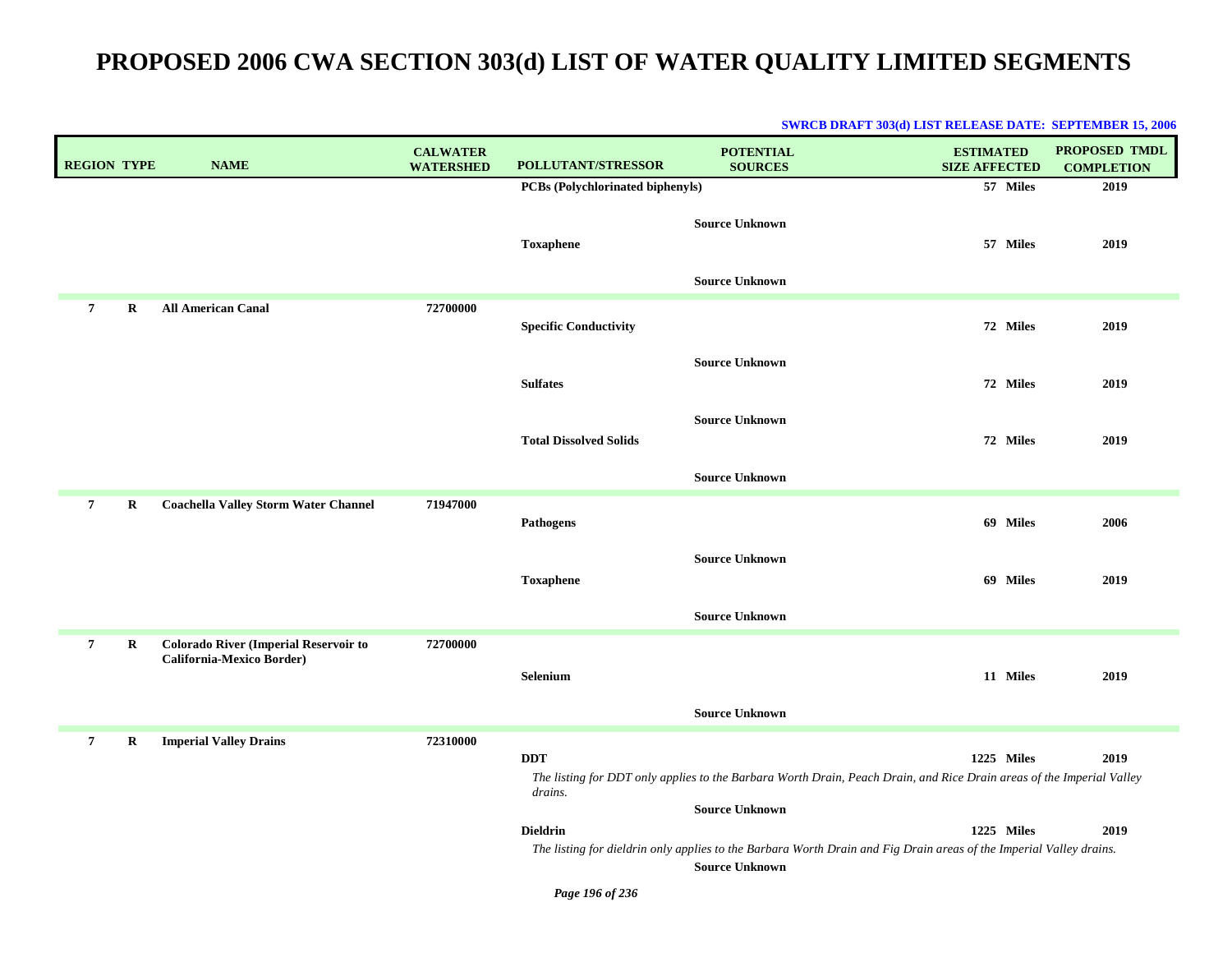# PROPOSED 2006 CWA SECTION 303(d) LIST OF WATER QUALITY LIMITED SEGMENTS

**SWRCB DRAFT 303(d) LIST RELEASE DATE: SEPTEMBER 15, 2006**

| REGION | TYPE | NAME | CALWATER WATERSHED | POLLUTANT/STRESSOR | POTENTIAL SOURCES | ESTIMATED SIZE AFFECTED | PROPOSED TMDL COMPLETION |
|---|---|---|---|---|---|---|---|
| | | | | PCBs (Polychlorinated biphenyls) | | 57 Miles | 2019 |
| | | | | | Source Unknown | | |
| | | | | Toxaphene | | 57 Miles | 2019 |
| | | | | | Source Unknown | | |
| 7 | R | All American Canal | 72700000 | | | | |
| | | | | Specific Conductivity | | 72 Miles | 2019 |
| | | | | | Source Unknown | | |
| | | | | Sulfates | | 72 Miles | 2019 |
| | | | | | Source Unknown | | |
| | | | | Total Dissolved Solids | | 72 Miles | 2019 |
| | | | | | Source Unknown | | |
| 7 | R | Coachella Valley Storm Water Channel | 71947000 | | | | |
| | | | | Pathogens | | 69 Miles | 2006 |
| | | | | | Source Unknown | | |
| | | | | Toxaphene | | 69 Miles | 2019 |
| | | | | | Source Unknown | | |
| 7 | R | Colorado River (Imperial Reservoir to California-Mexico Border) | 72700000 | | | | |
| | | | | Selenium | | 11 Miles | 2019 |
| | | | | | Source Unknown | | |
| 7 | R | Imperial Valley Drains | 72310000 | | | | |
| | | | | DDT | | 1225 Miles | 2019 |
| | | | | *The listing for DDT only applies to the Barbara Worth Drain, Peach Drain, and Rice Drain areas of the Imperial Valley drains.* | | | |
| | | | | | Source Unknown | | |
| | | | | Dieldrin | | 1225 Miles | 2019 |
| | | | | *The listing for dieldrin only applies to the Barbara Worth Drain and Fig Drain areas of the Imperial Valley drains.* | | | |
| | | | | | Source Unknown | | |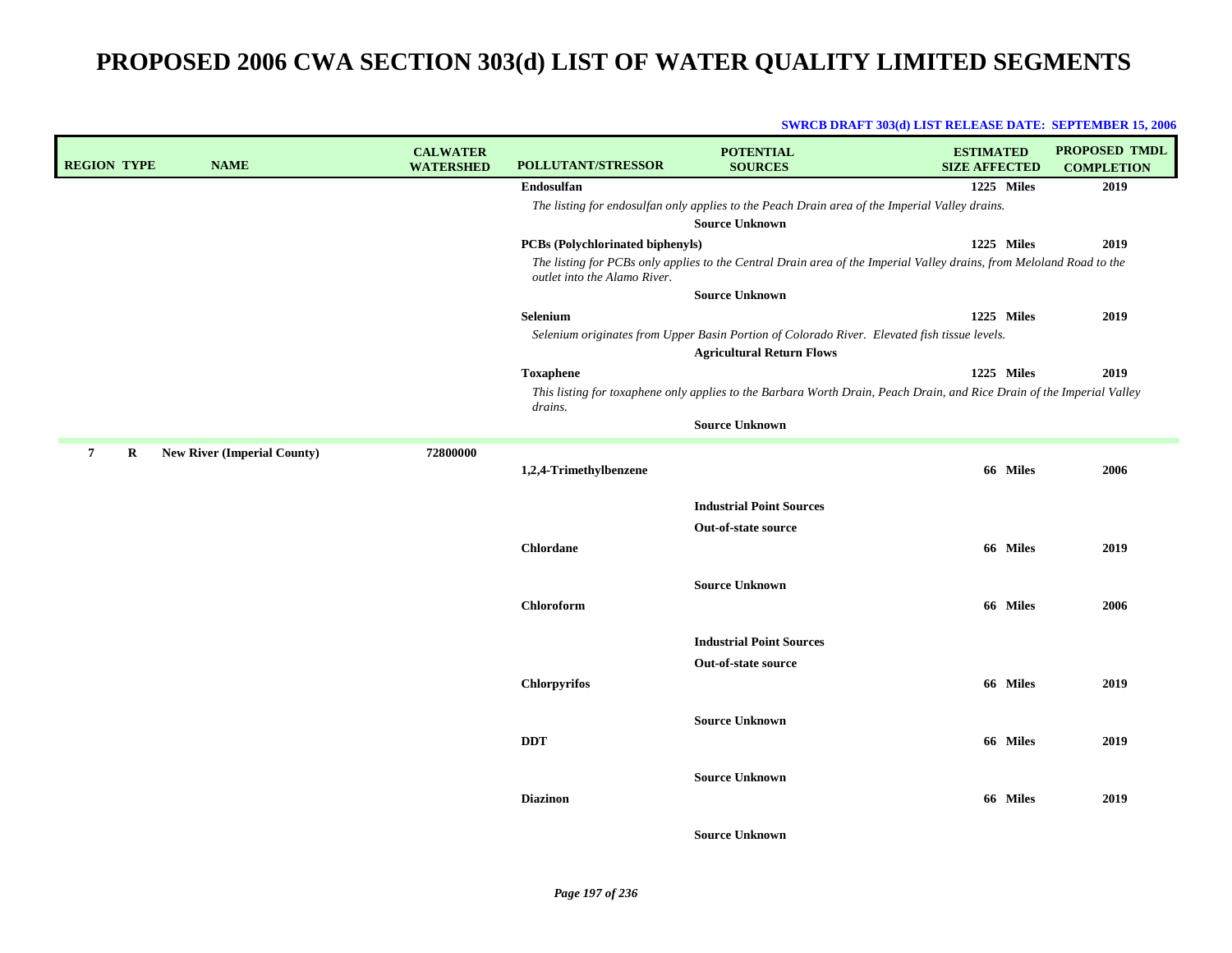# PROPOSED 2006 CWA SECTION 303(d) LIST OF WATER QUALITY LIMITED SEGMENTS

**SWRCB DRAFT 303(d) LIST RELEASE DATE: SEPTEMBER 15, 2006**

| REGION | TYPE | NAME | CALWATER WATERSHED | POLLUTANT/STRESSOR | POTENTIAL SOURCES | ESTIMATED SIZE AFFECTED | PROPOSED TMDL COMPLETION |
|---|---|---|---|---|---|---|---|
| | | | | **Endosulfan** | | **1225 Miles** | **2019** |
| | | | | *The listing for endosulfan only applies to the Peach Drain area of the Imperial Valley drains.* | | | |
| | | | | | **Source Unknown** | | |
| | | | | **PCBs (Polychlorinated biphenyls)** | | **1225 Miles** | **2019** |
| | | | | *The listing for PCBs only applies to the Central Drain area of the Imperial Valley drains, from Meloland Road to the outlet into the Alamo River.* | | | |
| | | | | | **Source Unknown** | | |
| | | | | **Selenium** | | **1225 Miles** | **2019** |
| | | | | *Selenium originates from Upper Basin Portion of Colorado River. Elevated fish tissue levels.* | | | |
| | | | | | **Agricultural Return Flows** | | |
| | | | | **Toxaphene** | | **1225 Miles** | **2019** |
| | | | | *This listing for toxaphene only applies to the Barbara Worth Drain, Peach Drain, and Rice Drain of the Imperial Valley drains.* | | | |
| | | | | | **Source Unknown** | | |
| **7** | **R** | **New River (Imperial County)** | **72800000** | | | | |
| | | | | **1,2,4-Trimethylbenzene** | | **66 Miles** | **2006** |
| | | | | | **Industrial Point Sources** | | |
| | | | | | **Out-of-state source** | | |
| | | | | **Chlordane** | | **66 Miles** | **2019** |
| | | | | | **Source Unknown** | | |
| | | | | **Chloroform** | | **66 Miles** | **2006** |
| | | | | | **Industrial Point Sources** | | |
| | | | | | **Out-of-state source** | | |
| | | | | **Chlorpyrifos** | | **66 Miles** | **2019** |
| | | | | | **Source Unknown** | | |
| | | | | **DDT** | | **66 Miles** | **2019** |
| | | | | | **Source Unknown** | | |
| | | | | **Diazinon** | | **66 Miles** | **2019** |
| | | | | | **Source Unknown** | | |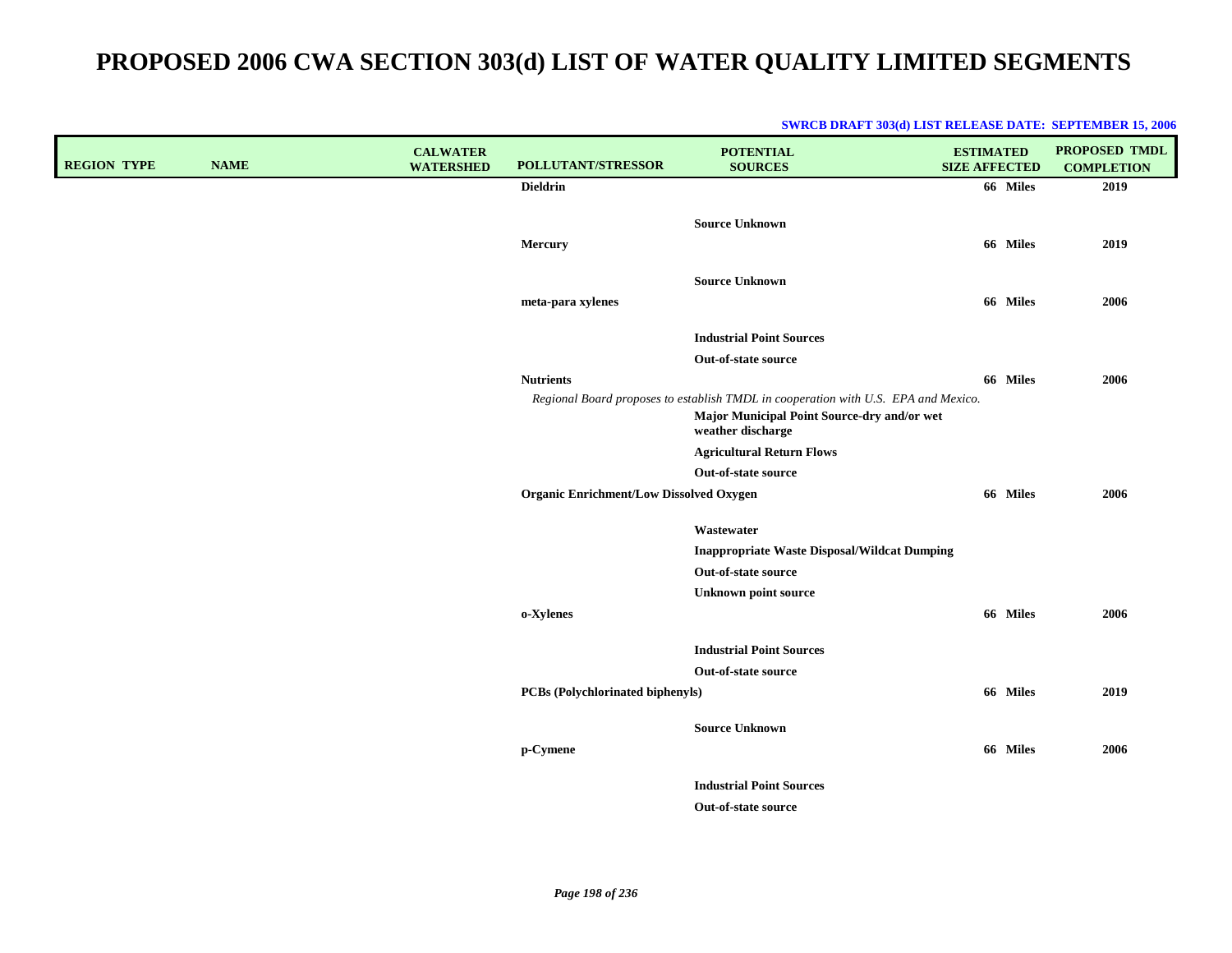# PROPOSED 2006 CWA SECTION 303(d) LIST OF WATER QUALITY LIMITED SEGMENTS

**SWRCB DRAFT 303(d) LIST RELEASE DATE: SEPTEMBER 15, 2006**

| REGION | TYPE | NAME | CALWATER WATERSHED | POLLUTANT/STRESSOR | POTENTIAL SOURCES | ESTIMATED SIZE AFFECTED | PROPOSED TMDL COMPLETION |
|---|---|---|---|---|---|---|---|
| | | | | **Dieldrin** | | **66 Miles** | **2019** |
| | | | | | **Source Unknown** | | |
| | | | | **Mercury** | | **66 Miles** | **2019** |
| | | | | | **Source Unknown** | | |
| | | | | **meta-para xylenes** | | **66 Miles** | **2006** |
| | | | | | **Industrial Point Sources** | | |
| | | | | | **Out-of-state source** | | |
| | | | | **Nutrients** | | **66 Miles** | **2006** |
| | | | | *Regional Board proposes to establish TMDL in cooperation with U.S. EPA and Mexico.* | | | |
| | | | | | **Major Municipal Point Source-dry and/or wet weather discharge** | | |
| | | | | | **Agricultural Return Flows** | | |
| | | | | | **Out-of-state source** | | |
| | | | | **Organic Enrichment/Low Dissolved Oxygen** | | **66 Miles** | **2006** |
| | | | | | **Wastewater** | | |
| | | | | | **Inappropriate Waste Disposal/Wildcat Dumping** | | |
| | | | | | **Out-of-state source** | | |
| | | | | | **Unknown point source** | | |
| | | | | **o-Xylenes** | | **66 Miles** | **2006** |
| | | | | | **Industrial Point Sources** | | |
| | | | | | **Out-of-state source** | | |
| | | | | **PCBs (Polychlorinated biphenyls)** | | **66 Miles** | **2019** |
| | | | | | **Source Unknown** | | |
| | | | | **p-Cymene** | | **66 Miles** | **2006** |
| | | | | | **Industrial Point Sources** | | |
| | | | | | **Out-of-state source** | | |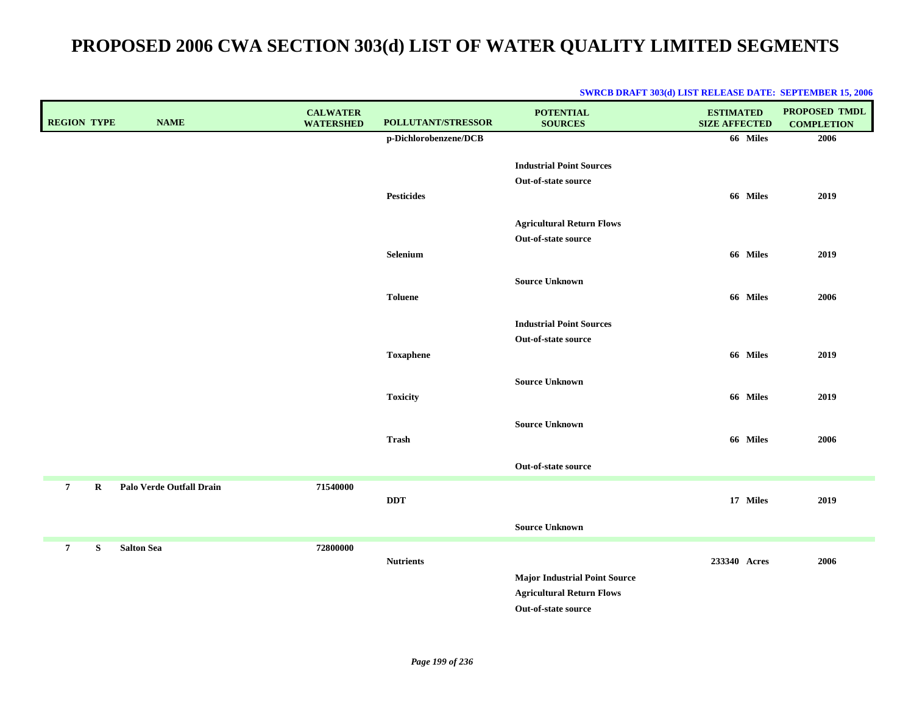# PROPOSED 2006 CWA SECTION 303(d) LIST OF WATER QUALITY LIMITED SEGMENTS

**SWRCB DRAFT 303(d) LIST RELEASE DATE: SEPTEMBER 15, 2006**

| REGION | TYPE | NAME | CALWATER WATERSHED | POLLUTANT/STRESSOR | POTENTIAL SOURCES | ESTIMATED SIZE AFFECTED | PROPOSED TMDL COMPLETION |
|---|---|---|---|---|---|---|---|
| | | | | p-Dichlorobenzene/DCB | | 66 Miles | 2006 |
| | | | | | Industrial Point Sources | | |
| | | | | | Out-of-state source | | |
| | | | | Pesticides | | 66 Miles | 2019 |
| | | | | | Agricultural Return Flows | | |
| | | | | | Out-of-state source | | |
| | | | | Selenium | | 66 Miles | 2019 |
| | | | | | Source Unknown | | |
| | | | | Toluene | | 66 Miles | 2006 |
| | | | | | Industrial Point Sources | | |
| | | | | | Out-of-state source | | |
| | | | | Toxaphene | | 66 Miles | 2019 |
| | | | | | Source Unknown | | |
| | | | | Toxicity | | 66 Miles | 2019 |
| | | | | | Source Unknown | | |
| | | | | Trash | | 66 Miles | 2006 |
| | | | | | Out-of-state source | | |
| 7 | R | Palo Verde Outfall Drain | 71540000 | | | | |
| | | | | DDT | | 17 Miles | 2019 |
| | | | | | Source Unknown | | |
| 7 | S | Salton Sea | 72800000 | | | | |
| | | | | Nutrients | | 233340 Acres | 2006 |
| | | | | | Major Industrial Point Source | | |
| | | | | | Agricultural Return Flows | | |
| | | | | | Out-of-state source | | |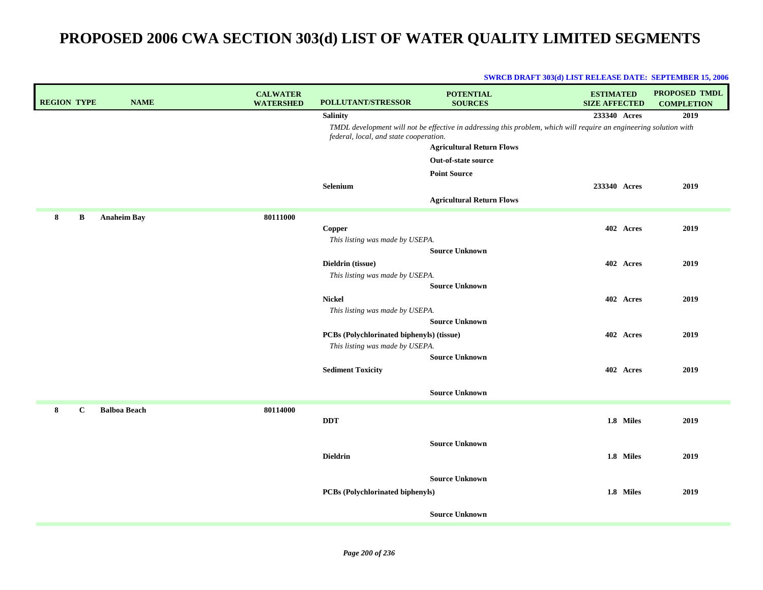# PROPOSED 2006 CWA SECTION 303(d) LIST OF WATER QUALITY LIMITED SEGMENTS

**SWRCB DRAFT 303(d) LIST RELEASE DATE: SEPTEMBER 15, 2006**

| REGION | TYPE | NAME | CALWATER WATERSHED | POLLUTANT/STRESSOR | POTENTIAL SOURCES | ESTIMATED SIZE AFFECTED | PROPOSED TMDL COMPLETION |
|---|---|---|---|---|---|---|---|
| | | | | **Salinity** | | **233340 Acres** | **2019** |
| | | | | *TMDL development will not be effective in addressing this problem, which will require an engineering solution with federal, local, and state cooperation.* | | | |
| | | | | | **Agricultural Return Flows** | | |
| | | | | | **Out-of-state source** | | |
| | | | | | **Point Source** | | |
| | | | | **Selenium** | | **233340 Acres** | **2019** |
| | | | | | **Agricultural Return Flows** | | |
| **8** | **B** | **Anaheim Bay** | **80111000** | | | | |
| | | | | **Copper** | | **402 Acres** | **2019** |
| | | | | *This listing was made by USEPA.* | | | |
| | | | | | **Source Unknown** | | |
| | | | | **Dieldrin (tissue)** | | **402 Acres** | **2019** |
| | | | | *This listing was made by USEPA.* | | | |
| | | | | | **Source Unknown** | | |
| | | | | **Nickel** | | **402 Acres** | **2019** |
| | | | | *This listing was made by USEPA.* | | | |
| | | | | | **Source Unknown** | | |
| | | | | **PCBs (Polychlorinated biphenyls) (tissue)** | | **402 Acres** | **2019** |
| | | | | *This listing was made by USEPA.* | | | |
| | | | | | **Source Unknown** | | |
| | | | | **Sediment Toxicity** | | **402 Acres** | **2019** |
| | | | | | **Source Unknown** | | |
| **8** | **C** | **Balboa Beach** | **80114000** | | | | |
| | | | | **DDT** | | **1.8 Miles** | **2019** |
| | | | | | **Source Unknown** | | |
| | | | | **Dieldrin** | | **1.8 Miles** | **2019** |
| | | | | | **Source Unknown** | | |
| | | | | **PCBs (Polychlorinated biphenyls)** | | **1.8 Miles** | **2019** |
| | | | | | **Source Unknown** | | |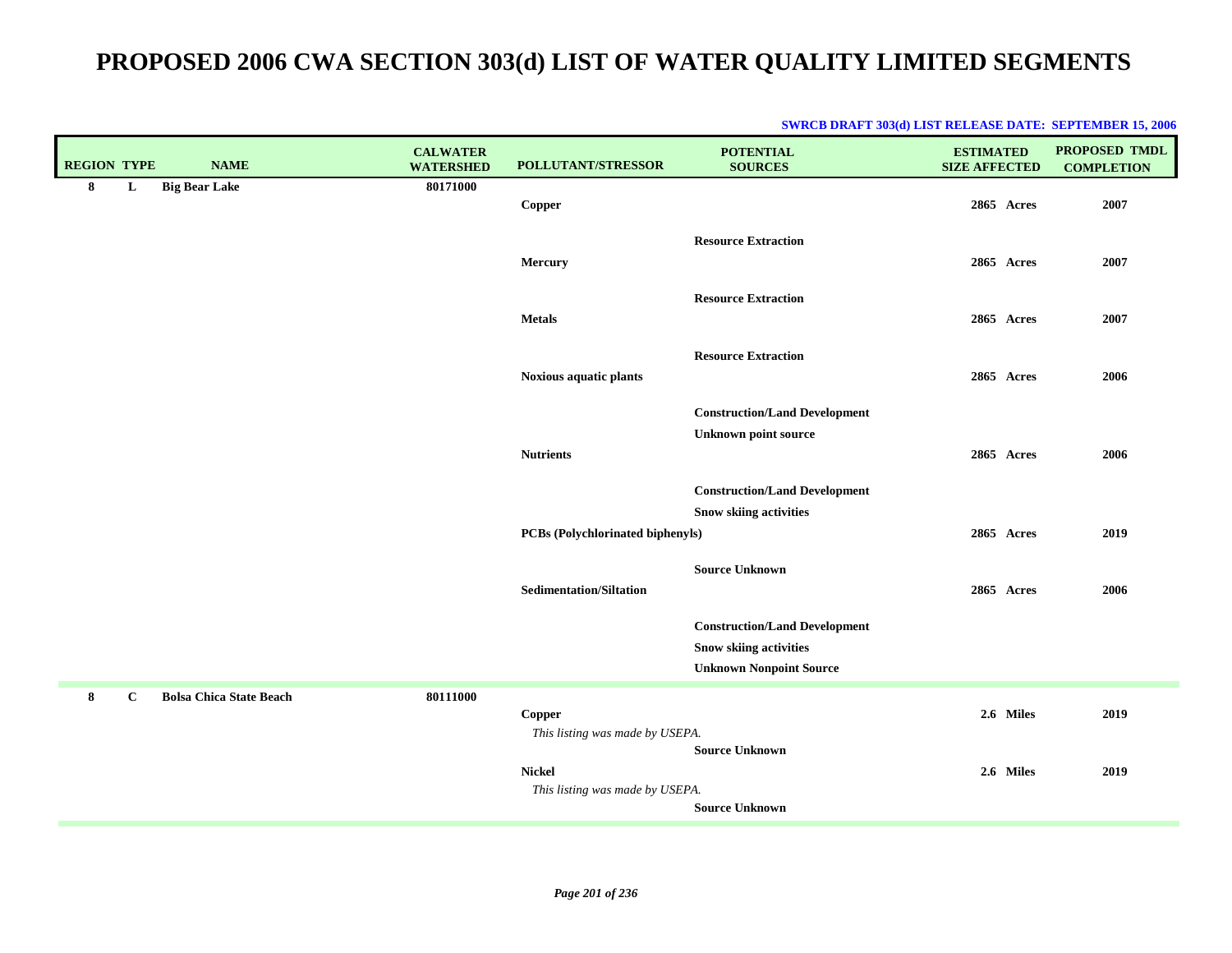# PROPOSED 2006 CWA SECTION 303(d) LIST OF WATER QUALITY LIMITED SEGMENTS

**SWRCB DRAFT 303(d) LIST RELEASE DATE: SEPTEMBER 15, 2006**

| REGION | TYPE | NAME | CALWATER WATERSHED | POLLUTANT/STRESSOR | POTENTIAL SOURCES | ESTIMATED SIZE AFFECTED | PROPOSED TMDL COMPLETION |
|---|---|---|---|---|---|---|---|
| 8 | L | Big Bear Lake | 80171000 | | | | |
| | | | | Copper | | 2865 Acres | 2007 |
| | | | | | Resource Extraction | | |
| | | | | Mercury | | 2865 Acres | 2007 |
| | | | | | Resource Extraction | | |
| | | | | Metals | | 2865 Acres | 2007 |
| | | | | | Resource Extraction | | |
| | | | | Noxious aquatic plants | | 2865 Acres | 2006 |
| | | | | | Construction/Land Development | | |
| | | | | | Unknown point source | | |
| | | | | Nutrients | | 2865 Acres | 2006 |
| | | | | | Construction/Land Development | | |
| | | | | | Snow skiing activities | | |
| | | | | PCBs (Polychlorinated biphenyls) | | 2865 Acres | 2019 |
| | | | | | Source Unknown | | |
| | | | | Sedimentation/Siltation | | 2865 Acres | 2006 |
| | | | | | Construction/Land Development | | |
| | | | | | Snow skiing activities | | |
| | | | | | Unknown Nonpoint Source | | |
| 8 | C | Bolsa Chica State Beach | 80111000 | | | | |
| | | | | Copper | | 2.6 Miles | 2019 |
| | | | | *This listing was made by USEPA.* | | | |
| | | | | | Source Unknown | | |
| | | | | Nickel | | 2.6 Miles | 2019 |
| | | | | *This listing was made by USEPA.* | | | |
| | | | | | Source Unknown | | |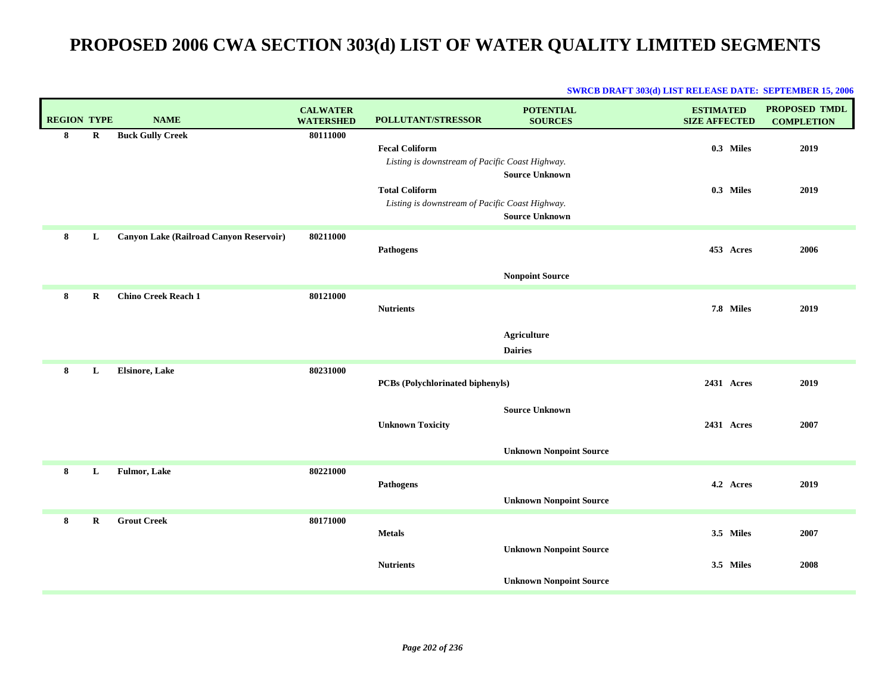# PROPOSED 2006 CWA SECTION 303(d) LIST OF WATER QUALITY LIMITED SEGMENTS

**SWRCB DRAFT 303(d) LIST RELEASE DATE: SEPTEMBER 15, 2006**

| REGION | TYPE | NAME | CALWATER WATERSHED | POLLUTANT/STRESSOR | POTENTIAL SOURCES | ESTIMATED SIZE AFFECTED | PROPOSED TMDL COMPLETION |
|---|---|---|---|---|---|---|---|
| **8** | **R** | **Buck Gully Creek** | **80111000** | | | | |
| | | | | **Fecal Coliform** | | **0.3 Miles** | **2019** |
| | | | | *Listing is downstream of Pacific Coast Highway.* | | | |
| | | | | | **Source Unknown** | | |
| | | | | **Total Coliform** | | **0.3 Miles** | **2019** |
| | | | | *Listing is downstream of Pacific Coast Highway.* | | | |
| | | | | | **Source Unknown** | | |
| **8** | **L** | **Canyon Lake (Railroad Canyon Reservoir)** | **80211000** | | | | |
| | | | | **Pathogens** | | **453 Acres** | **2006** |
| | | | | | **Nonpoint Source** | | |
| **8** | **R** | **Chino Creek Reach 1** | **80121000** | | | | |
| | | | | **Nutrients** | | **7.8 Miles** | **2019** |
| | | | | | **Agriculture** | | |
| | | | | | **Dairies** | | |
| **8** | **L** | **Elsinore, Lake** | **80231000** | | | | |
| | | | | **PCBs (Polychlorinated biphenyls)** | | **2431 Acres** | **2019** |
| | | | | | **Source Unknown** | | |
| | | | | **Unknown Toxicity** | | **2431 Acres** | **2007** |
| | | | | | **Unknown Nonpoint Source** | | |
| **8** | **L** | **Fulmor, Lake** | **80221000** | | | | |
| | | | | **Pathogens** | | **4.2 Acres** | **2019** |
| | | | | | **Unknown Nonpoint Source** | | |
| **8** | **R** | **Grout Creek** | **80171000** | | | | |
| | | | | **Metals** | | **3.5 Miles** | **2007** |
| | | | | | **Unknown Nonpoint Source** | | |
| | | | | **Nutrients** | | **3.5 Miles** | **2008** |
| | | | | | **Unknown Nonpoint Source** | | |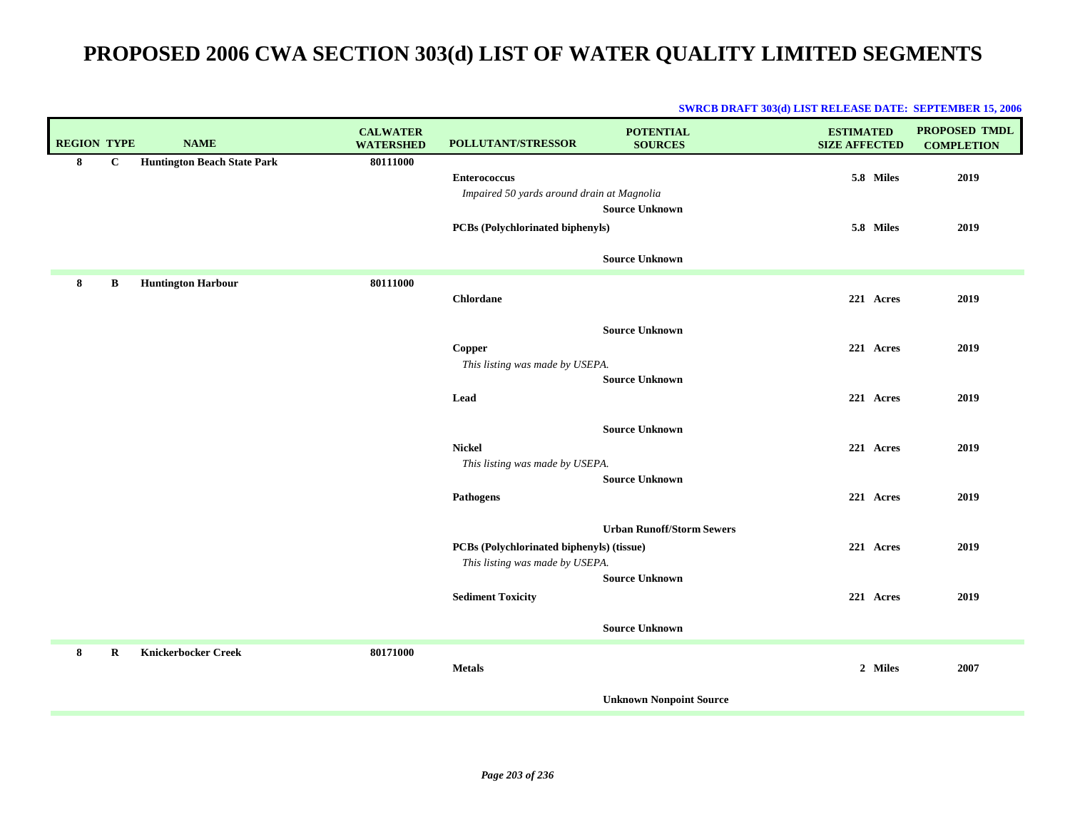# PROPOSED 2006 CWA SECTION 303(d) LIST OF WATER QUALITY LIMITED SEGMENTS

**SWRCB DRAFT 303(d) LIST RELEASE DATE: SEPTEMBER 15, 2006**

| REGION | TYPE | NAME | CALWATER WATERSHED | POLLUTANT/STRESSOR | POTENTIAL SOURCES | ESTIMATED SIZE AFFECTED | PROPOSED TMDL COMPLETION |
|---|---|---|---|---|---|---|---|
| 8 | C | Huntington Beach State Park | 80111000 | | | | |
| | | | | Enterococcus<br>*Impaired 50 yards around drain at Magnolia* | Source Unknown | 5.8 Miles | 2019 |
| | | | | PCBs (Polychlorinated biphenyls) | Source Unknown | 5.8 Miles | 2019 |
| 8 | B | Huntington Harbour | 80111000 | | | | |
| | | | | Chlordane | Source Unknown | 221 Acres | 2019 |
| | | | | Copper<br>*This listing was made by USEPA.* | Source Unknown | 221 Acres | 2019 |
| | | | | Lead | Source Unknown | 221 Acres | 2019 |
| | | | | Nickel<br>*This listing was made by USEPA.* | Source Unknown | 221 Acres | 2019 |
| | | | | Pathogens | Urban Runoff/Storm Sewers | 221 Acres | 2019 |
| | | | | PCBs (Polychlorinated biphenyls) (tissue)<br>*This listing was made by USEPA.* | Source Unknown | 221 Acres | 2019 |
| | | | | Sediment Toxicity | Source Unknown | 221 Acres | 2019 |
| 8 | R | Knickerbocker Creek | 80171000 | | | | |
| | | | | Metals | Unknown Nonpoint Source | 2 Miles | 2007 |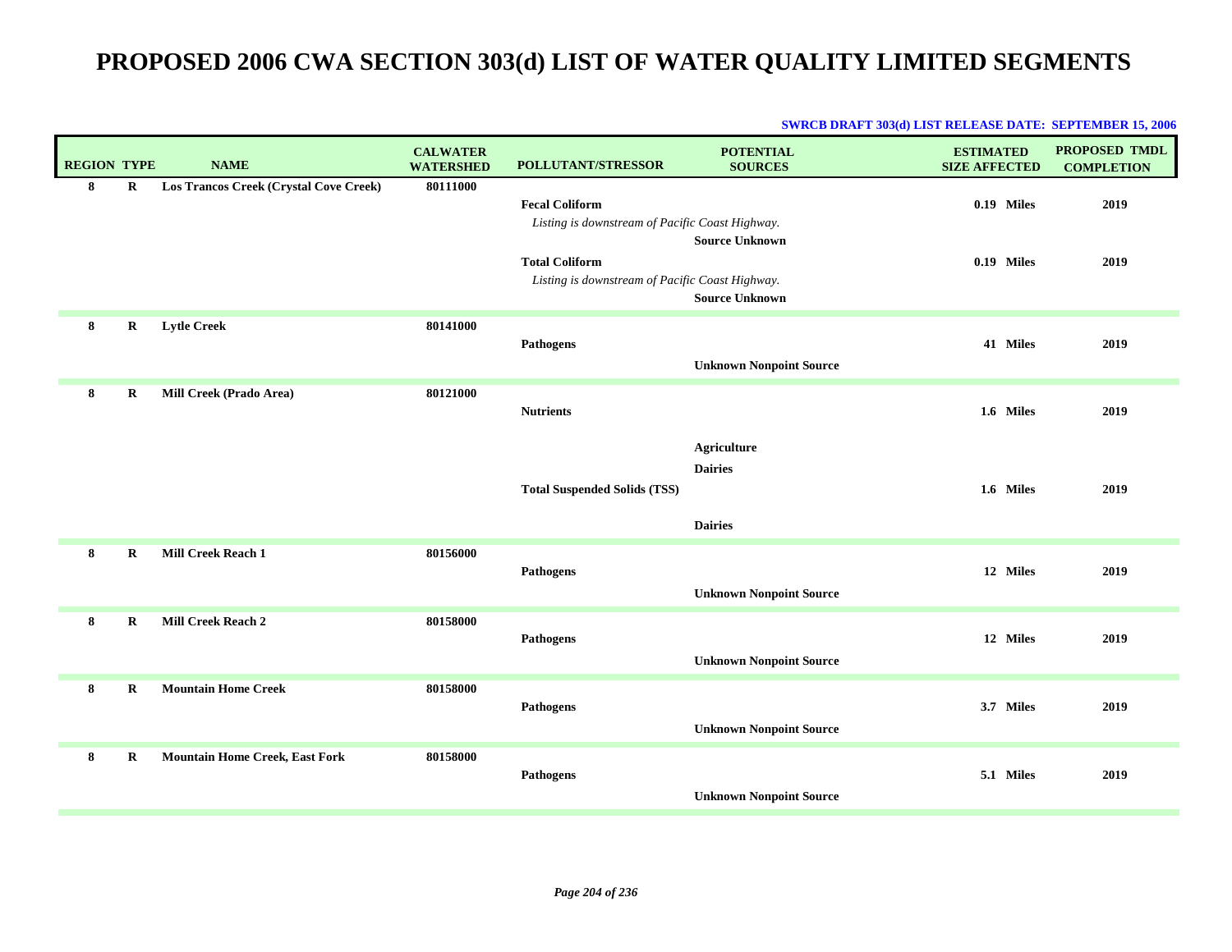# PROPOSED 2006 CWA SECTION 303(d) LIST OF WATER QUALITY LIMITED SEGMENTS

**SWRCB DRAFT 303(d) LIST RELEASE DATE: SEPTEMBER 15, 2006**

| REGION | TYPE | NAME | CALWATER WATERSHED | POLLUTANT/STRESSOR | POTENTIAL SOURCES | ESTIMATED SIZE AFFECTED | PROPOSED TMDL COMPLETION |
|---|---|---|---|---|---|---|---|
| 8 | R | Los Trancos Creek (Crystal Cove Creek) | 80111000 | | | | |
| | | | | Fecal Coliform | | 0.19 Miles | 2019 |
| | | | | *Listing is downstream of Pacific Coast Highway.* | | | |
| | | | | | Source Unknown | | |
| | | | | Total Coliform | | 0.19 Miles | 2019 |
| | | | | *Listing is downstream of Pacific Coast Highway.* | | | |
| | | | | | Source Unknown | | |
| 8 | R | Lytle Creek | 80141000 | | | | |
| | | | | Pathogens | | 41 Miles | 2019 |
| | | | | | Unknown Nonpoint Source | | |
| 8 | R | Mill Creek (Prado Area) | 80121000 | | | | |
| | | | | Nutrients | | 1.6 Miles | 2019 |
| | | | | | Agriculture | | |
| | | | | | Dairies | | |
| | | | | Total Suspended Solids (TSS) | | 1.6 Miles | 2019 |
| | | | | | Dairies | | |
| 8 | R | Mill Creek Reach 1 | 80156000 | | | | |
| | | | | Pathogens | | 12 Miles | 2019 |
| | | | | | Unknown Nonpoint Source | | |
| 8 | R | Mill Creek Reach 2 | 80158000 | | | | |
| | | | | Pathogens | | 12 Miles | 2019 |
| | | | | | Unknown Nonpoint Source | | |
| 8 | R | Mountain Home Creek | 80158000 | | | | |
| | | | | Pathogens | | 3.7 Miles | 2019 |
| | | | | | Unknown Nonpoint Source | | |
| 8 | R | Mountain Home Creek, East Fork | 80158000 | | | | |
| | | | | Pathogens | | 5.1 Miles | 2019 |
| | | | | | Unknown Nonpoint Source | | |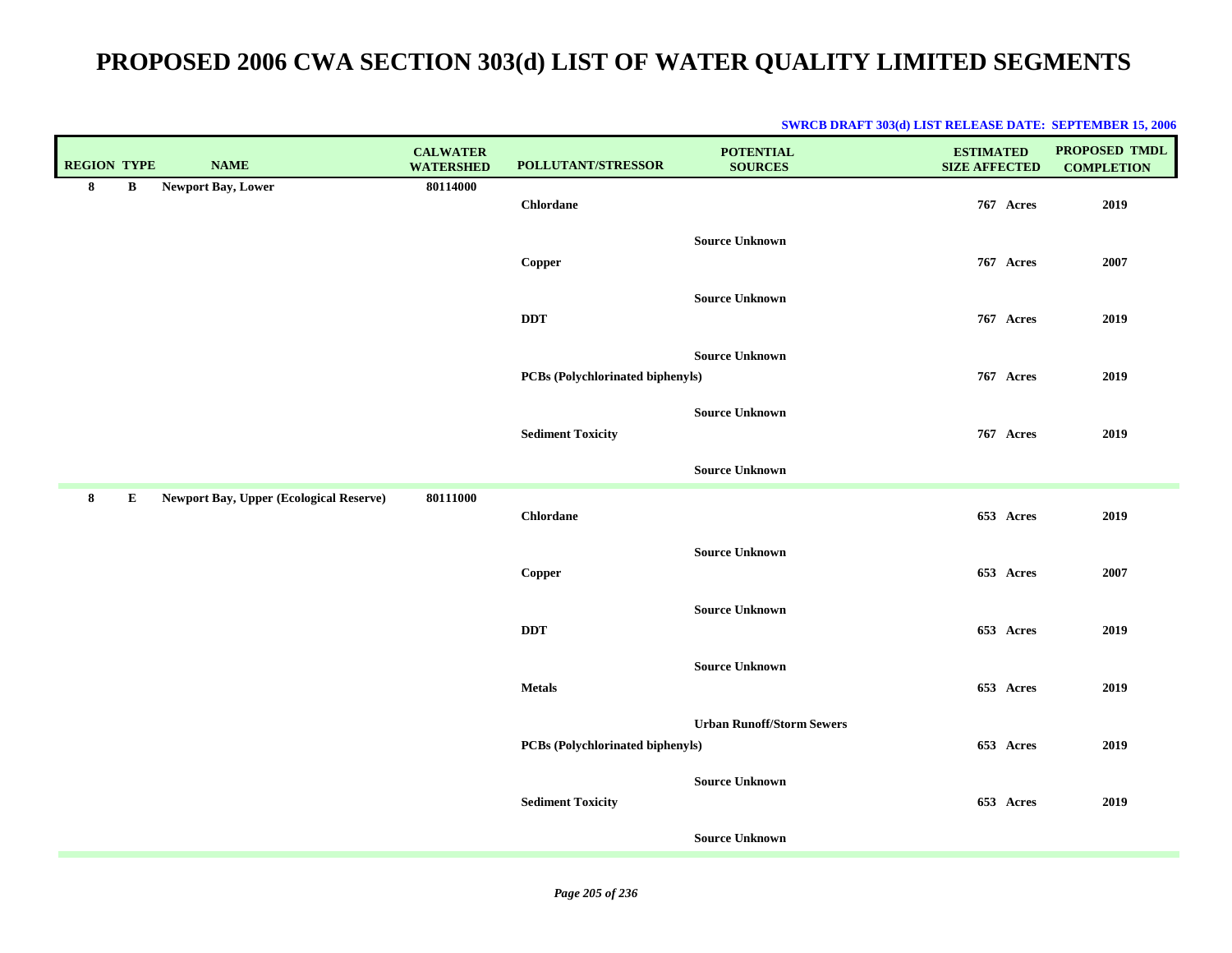# PROPOSED 2006 CWA SECTION 303(d) LIST OF WATER QUALITY LIMITED SEGMENTS

**SWRCB DRAFT 303(d) LIST RELEASE DATE: SEPTEMBER 15, 2006**

| REGION | TYPE | NAME | CALWATER WATERSHED | POLLUTANT/STRESSOR | POTENTIAL SOURCES | ESTIMATED SIZE AFFECTED | PROPOSED TMDL COMPLETION |
|---|---|---|---|---|---|---|---|
| 8 | B | Newport Bay, Lower | 80114000 | | | | |
| | | | | Chlordane | | 767 Acres | 2019 |
| | | | | | Source Unknown | | |
| | | | | Copper | | 767 Acres | 2007 |
| | | | | | Source Unknown | | |
| | | | | DDT | | 767 Acres | 2019 |
| | | | | | Source Unknown | | |
| | | | | PCBs (Polychlorinated biphenyls) | | 767 Acres | 2019 |
| | | | | | Source Unknown | | |
| | | | | Sediment Toxicity | | 767 Acres | 2019 |
| | | | | | Source Unknown | | |
| 8 | E | Newport Bay, Upper (Ecological Reserve) | 80111000 | | | | |
| | | | | Chlordane | | 653 Acres | 2019 |
| | | | | | Source Unknown | | |
| | | | | Copper | | 653 Acres | 2007 |
| | | | | | Source Unknown | | |
| | | | | DDT | | 653 Acres | 2019 |
| | | | | | Source Unknown | | |
| | | | | Metals | | 653 Acres | 2019 |
| | | | | | Urban Runoff/Storm Sewers | | |
| | | | | PCBs (Polychlorinated biphenyls) | | 653 Acres | 2019 |
| | | | | | Source Unknown | | |
| | | | | Sediment Toxicity | | 653 Acres | 2019 |
| | | | | | Source Unknown | | |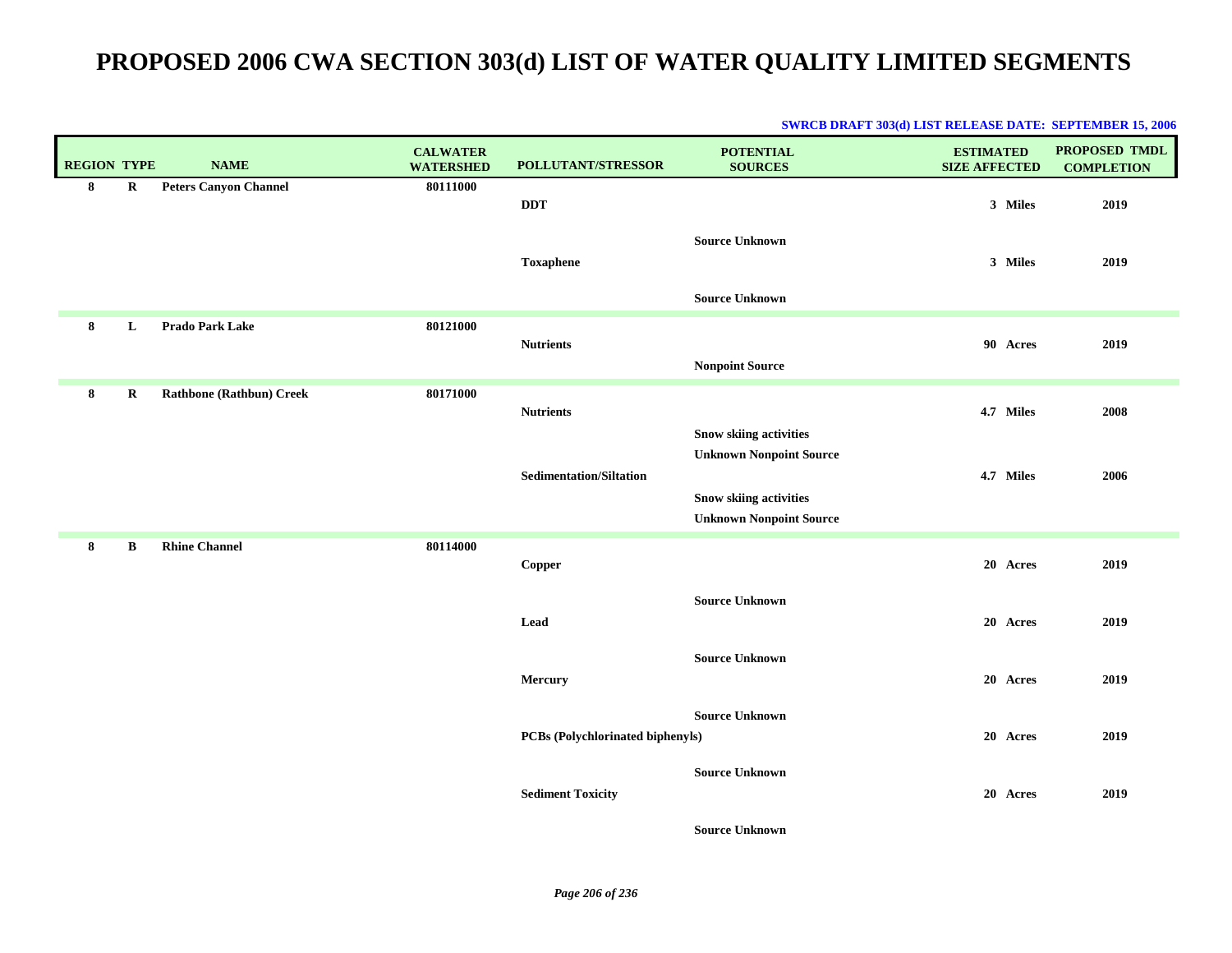# PROPOSED 2006 CWA SECTION 303(d) LIST OF WATER QUALITY LIMITED SEGMENTS

**SWRCB DRAFT 303(d) LIST RELEASE DATE: SEPTEMBER 15, 2006**

| REGION | TYPE | NAME | CALWATER WATERSHED | POLLUTANT/STRESSOR | POTENTIAL SOURCES | ESTIMATED SIZE AFFECTED | PROPOSED TMDL COMPLETION |
|---|---|---|---|---|---|---|---|
| 8 | R | Peters Canyon Channel | 80111000 | | | | |
| | | | | DDT | | 3 Miles | 2019 |
| | | | | | Source Unknown | | |
| | | | | Toxaphene | | 3 Miles | 2019 |
| | | | | | Source Unknown | | |
| 8 | L | Prado Park Lake | 80121000 | | | | |
| | | | | Nutrients | | 90 Acres | 2019 |
| | | | | | Nonpoint Source | | |
| 8 | R | Rathbone (Rathbun) Creek | 80171000 | | | | |
| | | | | Nutrients | | 4.7 Miles | 2008 |
| | | | | | Snow skiing activities | | |
| | | | | | Unknown Nonpoint Source | | |
| | | | | Sedimentation/Siltation | | 4.7 Miles | 2006 |
| | | | | | Snow skiing activities | | |
| | | | | | Unknown Nonpoint Source | | |
| 8 | B | Rhine Channel | 80114000 | | | | |
| | | | | Copper | | 20 Acres | 2019 |
| | | | | | Source Unknown | | |
| | | | | Lead | | 20 Acres | 2019 |
| | | | | | Source Unknown | | |
| | | | | Mercury | | 20 Acres | 2019 |
| | | | | | Source Unknown | | |
| | | | | PCBs (Polychlorinated biphenyls) | | 20 Acres | 2019 |
| | | | | | Source Unknown | | |
| | | | | Sediment Toxicity | | 20 Acres | 2019 |
| | | | | | Source Unknown | | |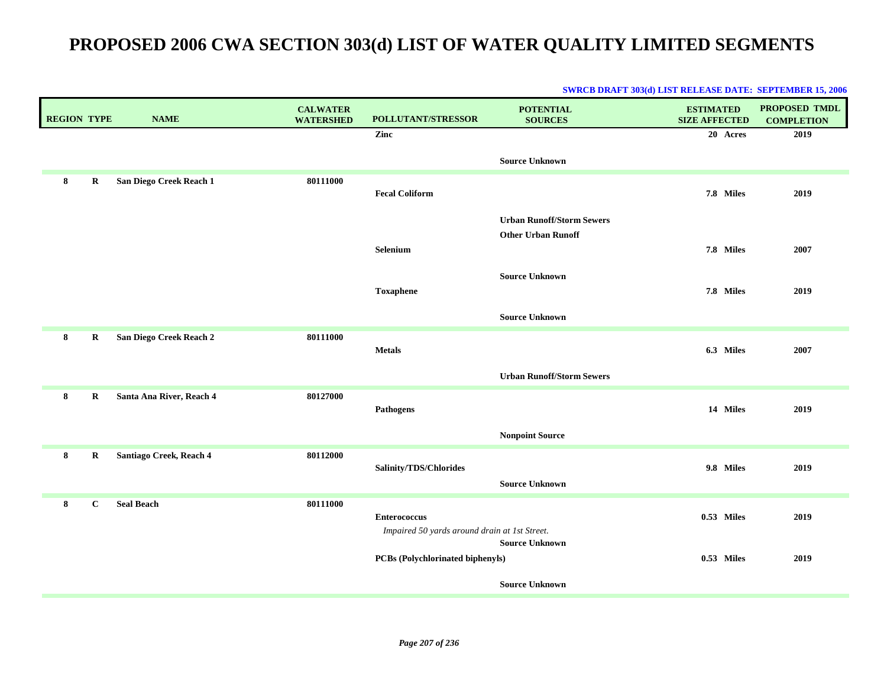# PROPOSED 2006 CWA SECTION 303(d) LIST OF WATER QUALITY LIMITED SEGMENTS

**SWRCB DRAFT 303(d) LIST RELEASE DATE: SEPTEMBER 15, 2006**

| REGION | TYPE | NAME | CALWATER WATERSHED | POLLUTANT/STRESSOR | POTENTIAL SOURCES | ESTIMATED SIZE AFFECTED | PROPOSED TMDL COMPLETION |
|---|---|---|---|---|---|---|---|
| | | | | Zinc | | 20 Acres | 2019 |
| | | | | | Source Unknown | | |
| 8 | R | San Diego Creek Reach 1 | 80111000 | | | | |
| | | | | Fecal Coliform | | 7.8 Miles | 2019 |
| | | | | | Urban Runoff/Storm Sewers | | |
| | | | | | Other Urban Runoff | | |
| | | | | Selenium | | 7.8 Miles | 2007 |
| | | | | | Source Unknown | | |
| | | | | Toxaphene | | 7.8 Miles | 2019 |
| | | | | | Source Unknown | | |
| 8 | R | San Diego Creek Reach 2 | 80111000 | | | | |
| | | | | Metals | | 6.3 Miles | 2007 |
| | | | | | Urban Runoff/Storm Sewers | | |
| 8 | R | Santa Ana River, Reach 4 | 80127000 | | | | |
| | | | | Pathogens | | 14 Miles | 2019 |
| | | | | | Nonpoint Source | | |
| 8 | R | Santiago Creek, Reach 4 | 80112000 | | | | |
| | | | | Salinity/TDS/Chlorides | | 9.8 Miles | 2019 |
| | | | | | Source Unknown | | |
| 8 | C | Seal Beach | 80111000 | | | | |
| | | | | Enterococcus<br>*Impaired 50 yards around drain at 1st Street.* | | 0.53 Miles | 2019 |
| | | | | | Source Unknown | | |
| | | | | PCBs (Polychlorinated biphenyls) | | 0.53 Miles | 2019 |
| | | | | | Source Unknown | | |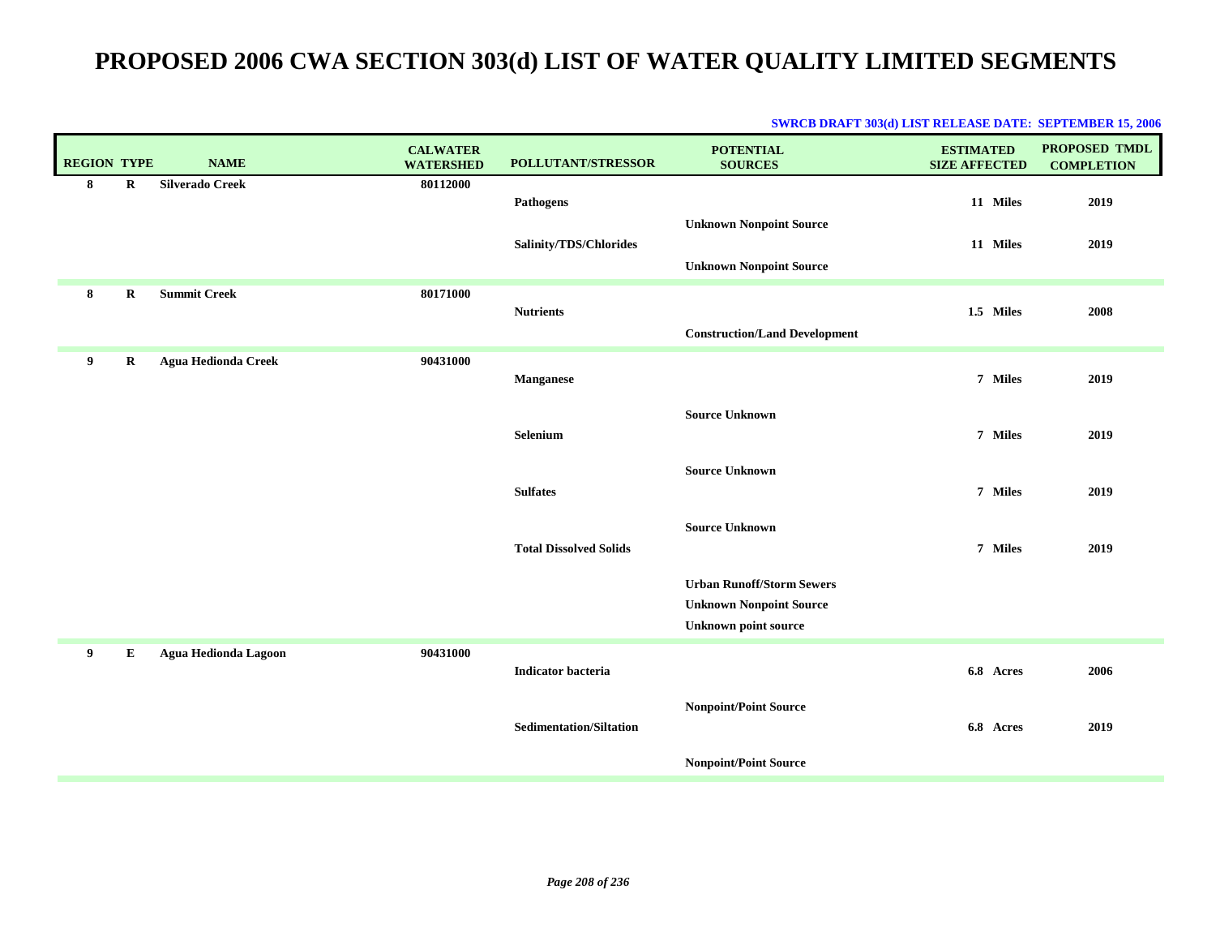# PROPOSED 2006 CWA SECTION 303(d) LIST OF WATER QUALITY LIMITED SEGMENTS

**SWRCB DRAFT 303(d) LIST RELEASE DATE: SEPTEMBER 15, 2006**

| REGION | TYPE | NAME | CALWATER WATERSHED | POLLUTANT/STRESSOR | POTENTIAL SOURCES | ESTIMATED SIZE AFFECTED | PROPOSED TMDL COMPLETION |
|---|---|---|---|---|---|---|---|
| 8 | R | Silverado Creek | 80112000 | | | | |
| | | | | Pathogens | | 11 Miles | 2019 |
| | | | | | Unknown Nonpoint Source | | |
| | | | | Salinity/TDS/Chlorides | | 11 Miles | 2019 |
| | | | | | Unknown Nonpoint Source | | |
| 8 | R | Summit Creek | 80171000 | | | | |
| | | | | Nutrients | | 1.5 Miles | 2008 |
| | | | | | Construction/Land Development | | |
| 9 | R | Agua Hedionda Creek | 90431000 | | | | |
| | | | | Manganese | | 7 Miles | 2019 |
| | | | | | Source Unknown | | |
| | | | | Selenium | | 7 Miles | 2019 |
| | | | | | Source Unknown | | |
| | | | | Sulfates | | 7 Miles | 2019 |
| | | | | | Source Unknown | | |
| | | | | Total Dissolved Solids | | 7 Miles | 2019 |
| | | | | | Urban Runoff/Storm Sewers | | |
| | | | | | Unknown Nonpoint Source | | |
| | | | | | Unknown point source | | |
| 9 | E | Agua Hedionda Lagoon | 90431000 | | | | |
| | | | | Indicator bacteria | | 6.8 Acres | 2006 |
| | | | | | Nonpoint/Point Source | | |
| | | | | Sedimentation/Siltation | | 6.8 Acres | 2019 |
| | | | | | Nonpoint/Point Source | | |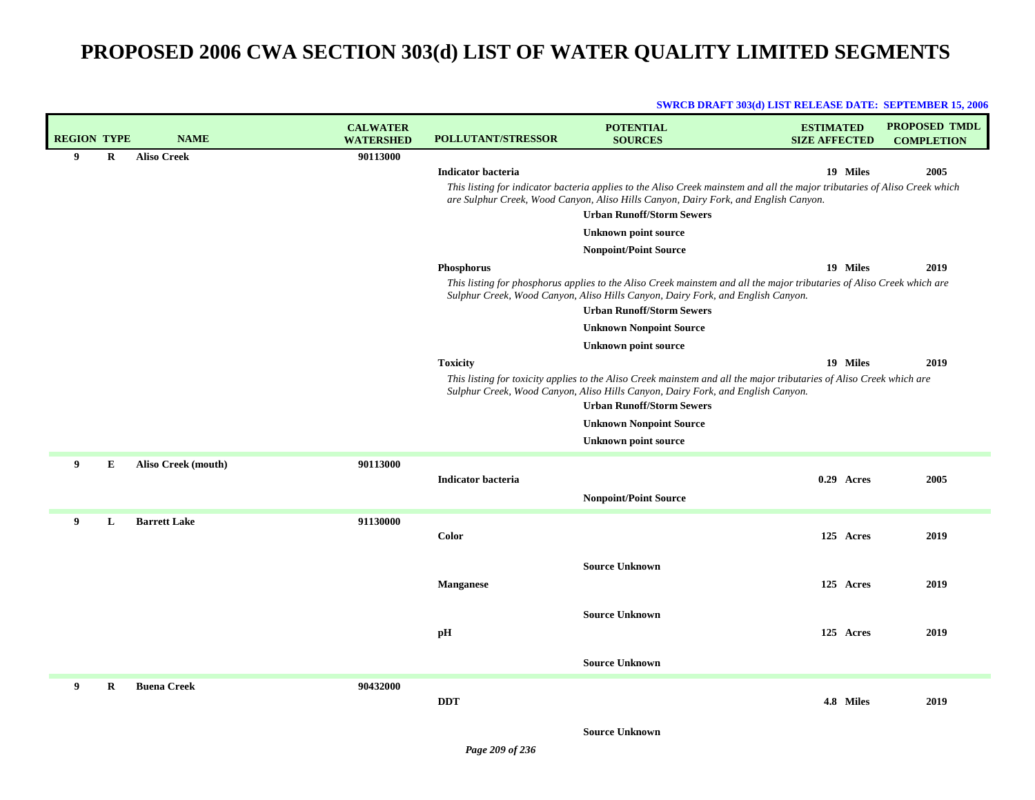# PROPOSED 2006 CWA SECTION 303(d) LIST OF WATER QUALITY LIMITED SEGMENTS

**SWRCB DRAFT 303(d) LIST RELEASE DATE: SEPTEMBER 15, 2006**

| REGION | TYPE | NAME | CALWATER WATERSHED | POLLUTANT/STRESSOR | POTENTIAL SOURCES | ESTIMATED SIZE AFFECTED | PROPOSED TMDL COMPLETION |
|---|---|---|---|---|---|---|---|
| 9 | R | Aliso Creek | 90113000 | | | | |
| | | | | Indicator bacteria | | 19 Miles | 2005 |
| | | | | *This listing for indicator bacteria applies to the Aliso Creek mainstem and all the major tributaries of Aliso Creek which are Sulphur Creek, Wood Canyon, Aliso Hills Canyon, Dairy Fork, and English Canyon.* | | | |
| | | | | | Urban Runoff/Storm Sewers | | |
| | | | | | Unknown point source | | |
| | | | | | Nonpoint/Point Source | | |
| | | | | Phosphorus | | 19 Miles | 2019 |
| | | | | *This listing for phosphorus applies to the Aliso Creek mainstem and all the major tributaries of Aliso Creek which are Sulphur Creek, Wood Canyon, Aliso Hills Canyon, Dairy Fork, and English Canyon.* | | | |
| | | | | | Urban Runoff/Storm Sewers | | |
| | | | | | Unknown Nonpoint Source | | |
| | | | | | Unknown point source | | |
| | | | | Toxicity | | 19 Miles | 2019 |
| | | | | *This listing for toxicity applies to the Aliso Creek mainstem and all the major tributaries of Aliso Creek which are Sulphur Creek, Wood Canyon, Aliso Hills Canyon, Dairy Fork, and English Canyon.* | | | |
| | | | | | Urban Runoff/Storm Sewers | | |
| | | | | | Unknown Nonpoint Source | | |
| | | | | | Unknown point source | | |
| 9 | E | Aliso Creek (mouth) | 90113000 | | | | |
| | | | | Indicator bacteria | | 0.29 Acres | 2005 |
| | | | | | Nonpoint/Point Source | | |
| 9 | L | Barrett Lake | 91130000 | | | | |
| | | | | Color | | 125 Acres | 2019 |
| | | | | | Source Unknown | | |
| | | | | Manganese | | 125 Acres | 2019 |
| | | | | | Source Unknown | | |
| | | | | pH | | 125 Acres | 2019 |
| | | | | | Source Unknown | | |
| 9 | R | Buena Creek | 90432000 | | | | |
| | | | | DDT | | 4.8 Miles | 2019 |
| | | | | | Source Unknown | | |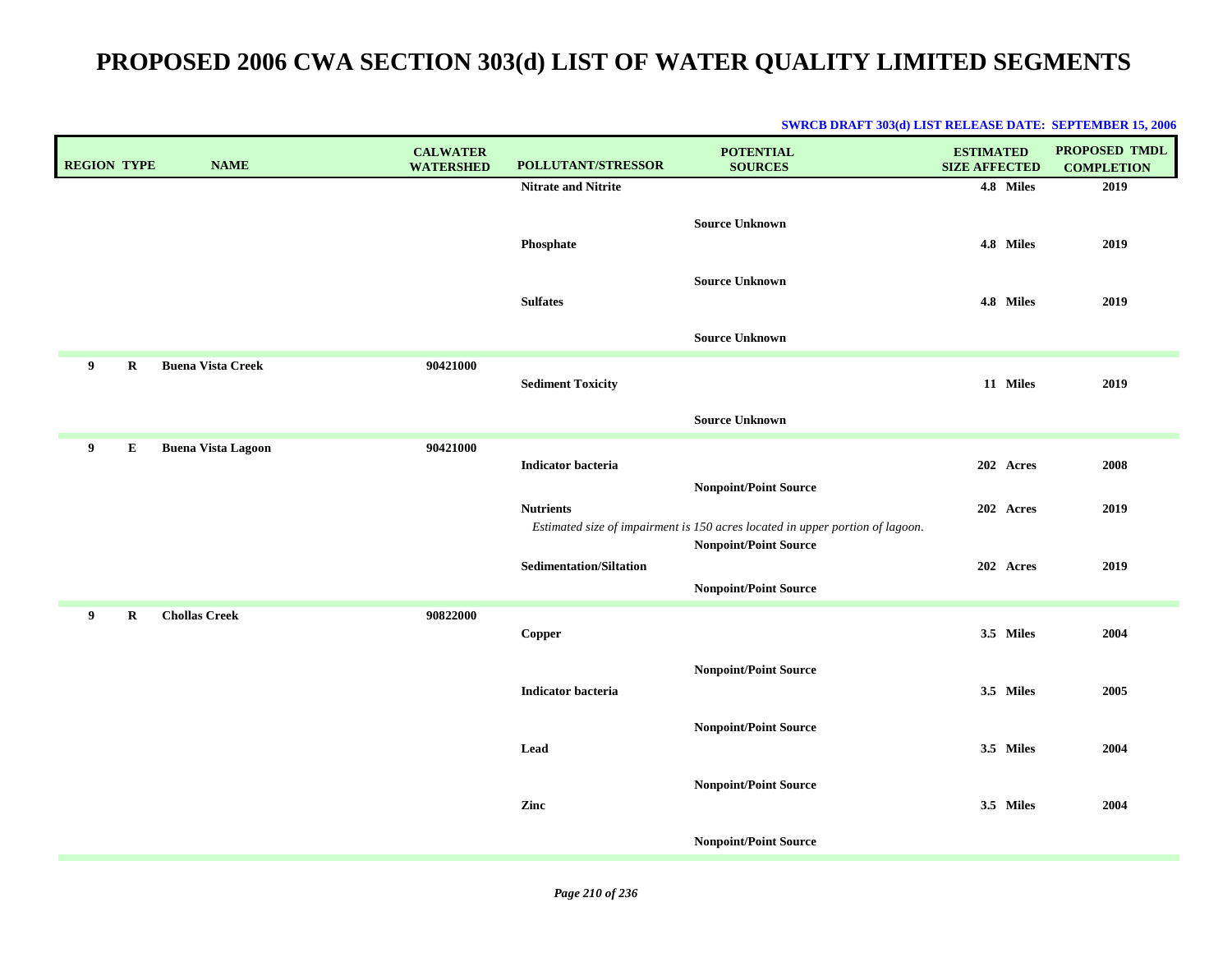# PROPOSED 2006 CWA SECTION 303(d) LIST OF WATER QUALITY LIMITED SEGMENTS

**SWRCB DRAFT 303(d) LIST RELEASE DATE: SEPTEMBER 15, 2006**

| REGION | TYPE | NAME | CALWATER WATERSHED | POLLUTANT/STRESSOR | POTENTIAL SOURCES | ESTIMATED SIZE AFFECTED | PROPOSED TMDL COMPLETION |
|---|---|---|---|---|---|---|---|
| | | | | **Nitrate and Nitrite** | | **4.8 Miles** | **2019** |
| | | | | | **Source Unknown** | | |
| | | | | **Phosphate** | | **4.8 Miles** | **2019** |
| | | | | | **Source Unknown** | | |
| | | | | **Sulfates** | | **4.8 Miles** | **2019** |
| | | | | | **Source Unknown** | | |
| **9** | **R** | **Buena Vista Creek** | **90421000** | | | | |
| | | | | **Sediment Toxicity** | | **11 Miles** | **2019** |
| | | | | | **Source Unknown** | | |
| **9** | **E** | **Buena Vista Lagoon** | **90421000** | | | | |
| | | | | **Indicator bacteria** | | **202 Acres** | **2008** |
| | | | | | **Nonpoint/Point Source** | | |
| | | | | **Nutrients** | | **202 Acres** | **2019** |
| | | | | *Estimated size of impairment is 150 acres located in upper portion of lagoon.* | | | |
| | | | | | **Nonpoint/Point Source** | | |
| | | | | **Sedimentation/Siltation** | | **202 Acres** | **2019** |
| | | | | | **Nonpoint/Point Source** | | |
| **9** | **R** | **Chollas Creek** | **90822000** | | | | |
| | | | | **Copper** | | **3.5 Miles** | **2004** |
| | | | | | **Nonpoint/Point Source** | | |
| | | | | **Indicator bacteria** | | **3.5 Miles** | **2005** |
| | | | | | **Nonpoint/Point Source** | | |
| | | | | **Lead** | | **3.5 Miles** | **2004** |
| | | | | | **Nonpoint/Point Source** | | |
| | | | | **Zinc** | | **3.5 Miles** | **2004** |
| | | | | | **Nonpoint/Point Source** | | |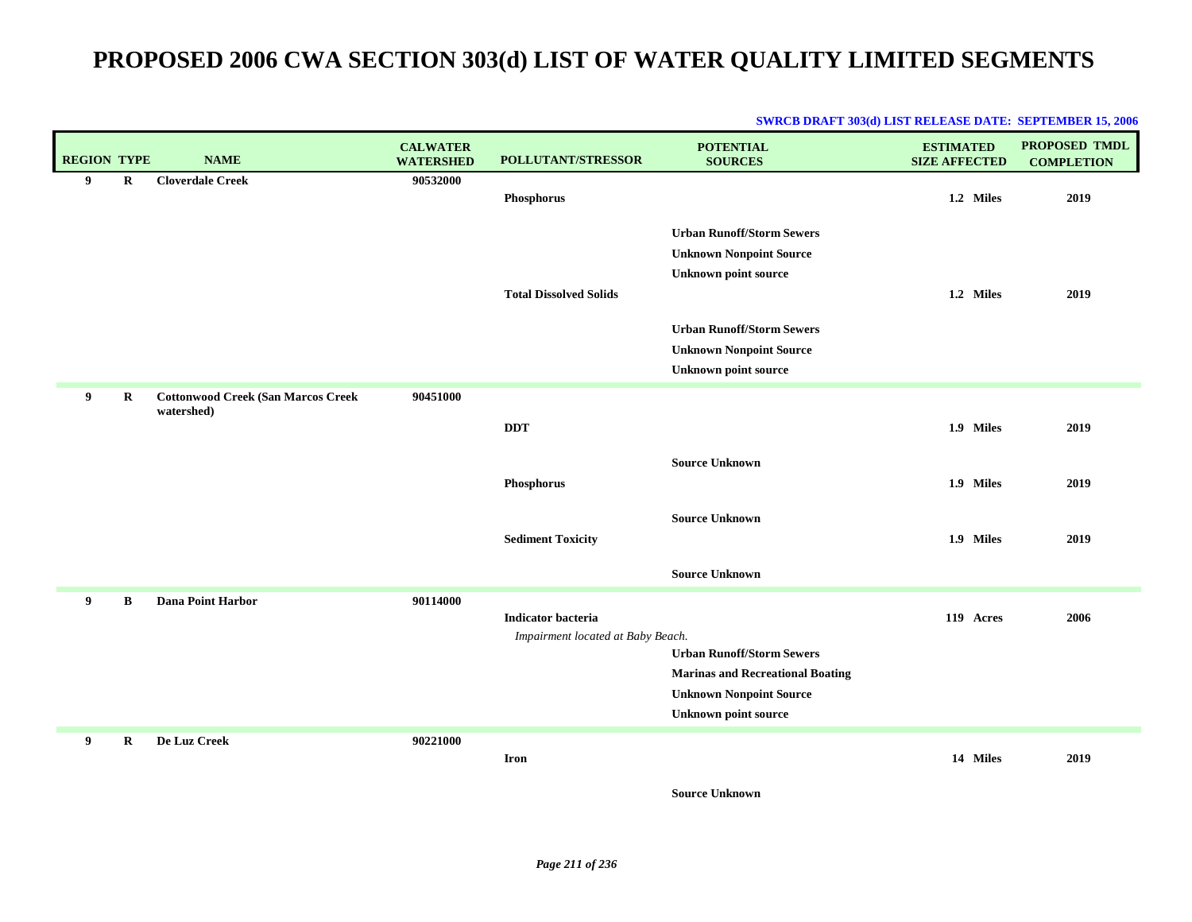# PROPOSED 2006 CWA SECTION 303(d) LIST OF WATER QUALITY LIMITED SEGMENTS

**SWRCB DRAFT 303(d) LIST RELEASE DATE: SEPTEMBER 15, 2006**

| REGION | TYPE | NAME | CALWATER WATERSHED | POLLUTANT/STRESSOR | POTENTIAL SOURCES | ESTIMATED SIZE AFFECTED | PROPOSED TMDL COMPLETION |
|---|---|---|---|---|---|---|---|
| 9 | R | Cloverdale Creek | 90532000 | | | | |
| | | | | Phosphorus | | 1.2 Miles | 2019 |
| | | | | | Urban Runoff/Storm Sewers | | |
| | | | | | Unknown Nonpoint Source | | |
| | | | | | Unknown point source | | |
| | | | | Total Dissolved Solids | | 1.2 Miles | 2019 |
| | | | | | Urban Runoff/Storm Sewers | | |
| | | | | | Unknown Nonpoint Source | | |
| | | | | | Unknown point source | | |
| 9 | R | Cottonwood Creek (San Marcos Creek watershed) | 90451000 | | | | |
| | | | | DDT | | 1.9 Miles | 2019 |
| | | | | | Source Unknown | | |
| | | | | Phosphorus | | 1.9 Miles | 2019 |
| | | | | | Source Unknown | | |
| | | | | Sediment Toxicity | | 1.9 Miles | 2019 |
| | | | | | Source Unknown | | |
| 9 | B | Dana Point Harbor | 90114000 | | | | |
| | | | | Indicator bacteria<br>*Impairment located at Baby Beach.* | | 119 Acres | 2006 |
| | | | | | Urban Runoff/Storm Sewers | | |
| | | | | | Marinas and Recreational Boating | | |
| | | | | | Unknown Nonpoint Source | | |
| | | | | | Unknown point source | | |
| 9 | R | De Luz Creek | 90221000 | | | | |
| | | | | Iron | | 14 Miles | 2019 |
| | | | | | Source Unknown | | |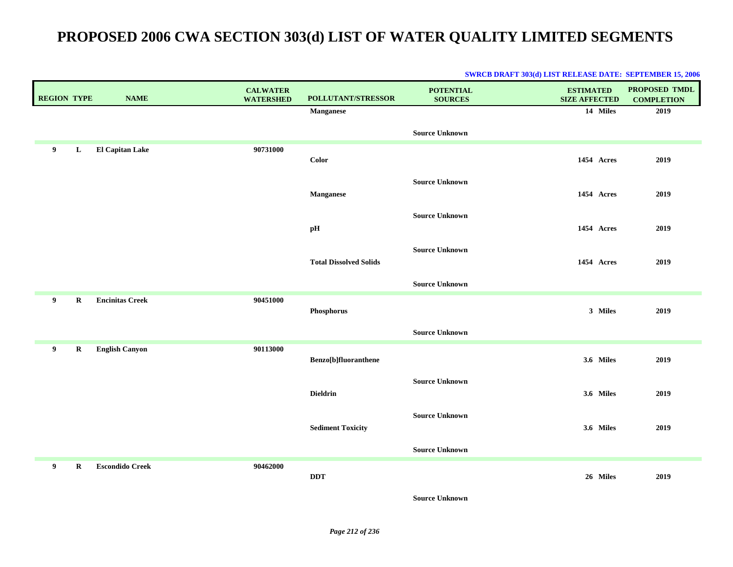# PROPOSED 2006 CWA SECTION 303(d) LIST OF WATER QUALITY LIMITED SEGMENTS

**SWRCB DRAFT 303(d) LIST RELEASE DATE: SEPTEMBER 15, 2006**

| REGION | TYPE | NAME | CALWATER WATERSHED | POLLUTANT/STRESSOR | POTENTIAL SOURCES | ESTIMATED SIZE AFFECTED | PROPOSED TMDL COMPLETION |
|---|---|---|---|---|---|---|---|
| | | | | Manganese | | 14 Miles | 2019 |
| | | | | | Source Unknown | | |
| 9 | L | El Capitan Lake | 90731000 | | | | |
| | | | | Color | | 1454 Acres | 2019 |
| | | | | | Source Unknown | | |
| | | | | Manganese | | 1454 Acres | 2019 |
| | | | | | Source Unknown | | |
| | | | | pH | | 1454 Acres | 2019 |
| | | | | | Source Unknown | | |
| | | | | Total Dissolved Solids | | 1454 Acres | 2019 |
| | | | | | Source Unknown | | |
| 9 | R | Encinitas Creek | 90451000 | | | | |
| | | | | Phosphorus | | 3 Miles | 2019 |
| | | | | | Source Unknown | | |
| 9 | R | English Canyon | 90113000 | | | | |
| | | | | Benzo[b]fluoranthene | | 3.6 Miles | 2019 |
| | | | | | Source Unknown | | |
| | | | | Dieldrin | | 3.6 Miles | 2019 |
| | | | | | Source Unknown | | |
| | | | | Sediment Toxicity | | 3.6 Miles | 2019 |
| | | | | | Source Unknown | | |
| 9 | R | Escondido Creek | 90462000 | | | | |
| | | | | DDT | | 26 Miles | 2019 |
| | | | | | Source Unknown | | |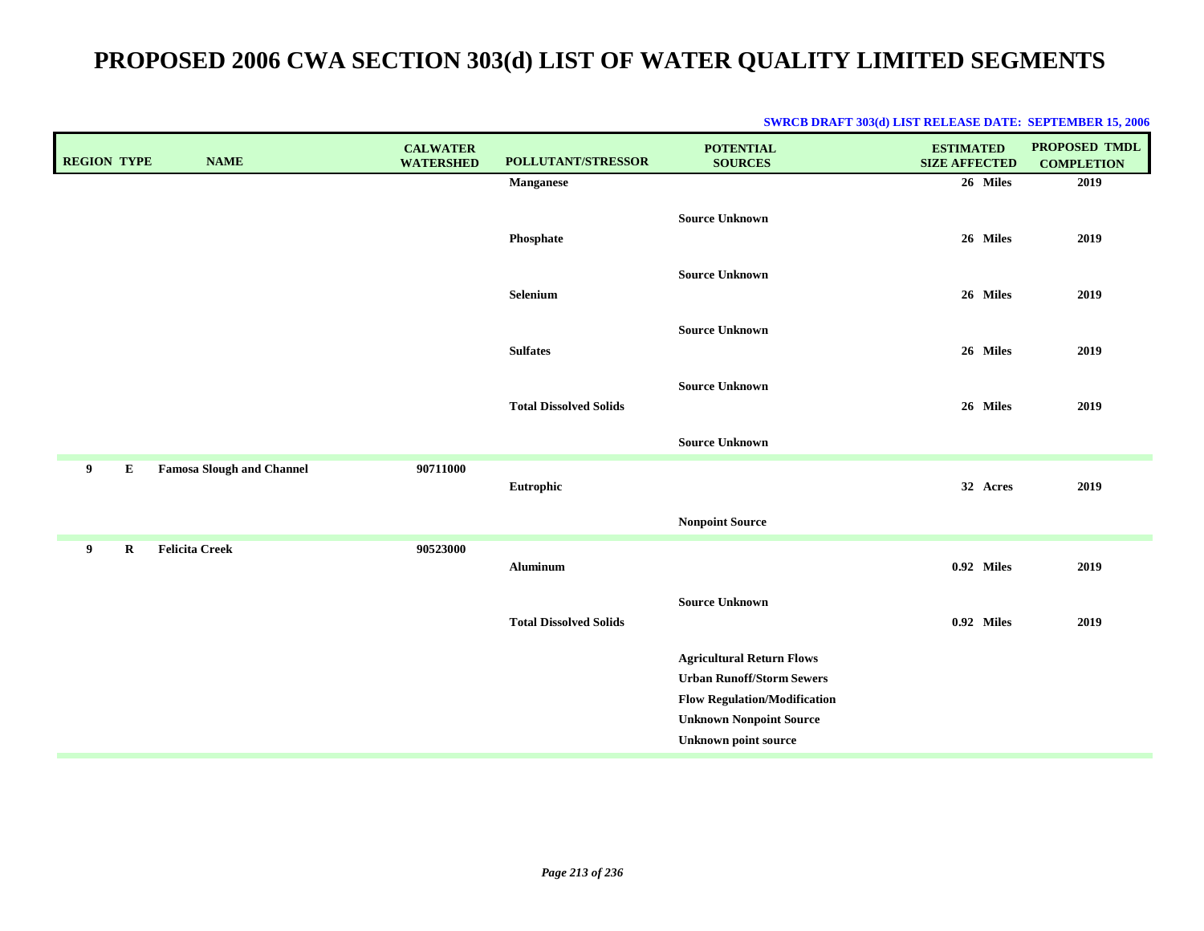# PROPOSED 2006 CWA SECTION 303(d) LIST OF WATER QUALITY LIMITED SEGMENTS

**SWRCB DRAFT 303(d) LIST RELEASE DATE: SEPTEMBER 15, 2006**

| REGION | TYPE | NAME | CALWATER WATERSHED | POLLUTANT/STRESSOR | POTENTIAL SOURCES | ESTIMATED SIZE AFFECTED | PROPOSED TMDL COMPLETION |
|---|---|---|---|---|---|---|---|
| | | | | Manganese | | 26 Miles | 2019 |
| | | | | | Source Unknown | | |
| | | | | Phosphate | | 26 Miles | 2019 |
| | | | | | Source Unknown | | |
| | | | | Selenium | | 26 Miles | 2019 |
| | | | | | Source Unknown | | |
| | | | | Sulfates | | 26 Miles | 2019 |
| | | | | | Source Unknown | | |
| | | | | Total Dissolved Solids | | 26 Miles | 2019 |
| | | | | | Source Unknown | | |
| 9 | E | Famosa Slough and Channel | 90711000 | | | | |
| | | | | Eutrophic | | 32 Acres | 2019 |
| | | | | | Nonpoint Source | | |
| 9 | R | Felicita Creek | 90523000 | | | | |
| | | | | Aluminum | | 0.92 Miles | 2019 |
| | | | | | Source Unknown | | |
| | | | | Total Dissolved Solids | | 0.92 Miles | 2019 |
| | | | | | Agricultural Return Flows | | |
| | | | | | Urban Runoff/Storm Sewers | | |
| | | | | | Flow Regulation/Modification | | |
| | | | | | Unknown Nonpoint Source | | |
| | | | | | Unknown point source | | |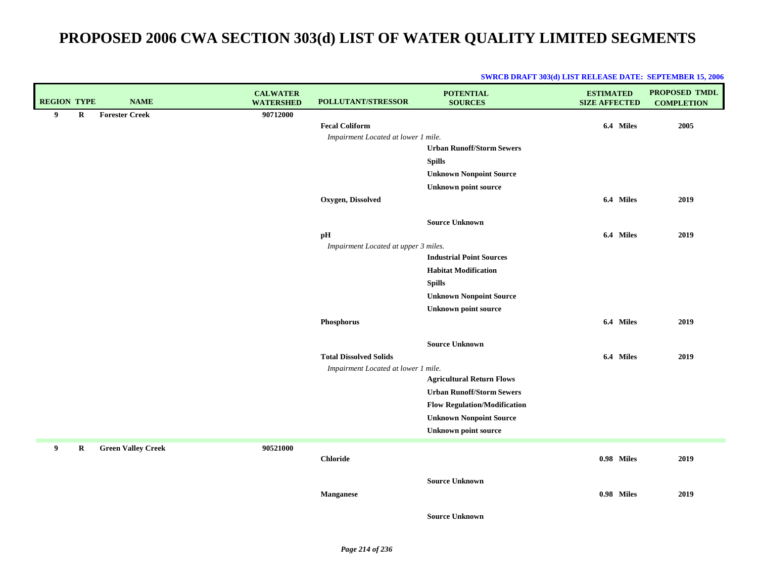# PROPOSED 2006 CWA SECTION 303(d) LIST OF WATER QUALITY LIMITED SEGMENTS

**SWRCB DRAFT 303(d) LIST RELEASE DATE: SEPTEMBER 15, 2006**

| REGION | TYPE | NAME | CALWATER WATERSHED | POLLUTANT/STRESSOR | POTENTIAL SOURCES | ESTIMATED SIZE AFFECTED | PROPOSED TMDL COMPLETION |
|---|---|---|---|---|---|---|---|
| 9 | R | **Forester Creek** | 90712000 | | | | |
| | | | | **Fecal Coliform** | | 6.4 Miles | 2005 |
| | | | | *Impairment Located at lower 1 mile.* | | | |
| | | | | | Urban Runoff/Storm Sewers | | |
| | | | | | Spills | | |
| | | | | | Unknown Nonpoint Source | | |
| | | | | | Unknown point source | | |
| | | | | **Oxygen, Dissolved** | | 6.4 Miles | 2019 |
| | | | | | Source Unknown | | |
| | | | | **pH** | | 6.4 Miles | 2019 |
| | | | | *Impairment Located at upper 3 miles.* | | | |
| | | | | | Industrial Point Sources | | |
| | | | | | Habitat Modification | | |
| | | | | | Spills | | |
| | | | | | Unknown Nonpoint Source | | |
| | | | | | Unknown point source | | |
| | | | | **Phosphorus** | | 6.4 Miles | 2019 |
| | | | | | Source Unknown | | |
| | | | | **Total Dissolved Solids** | | 6.4 Miles | 2019 |
| | | | | *Impairment Located at lower 1 mile.* | | | |
| | | | | | Agricultural Return Flows | | |
| | | | | | Urban Runoff/Storm Sewers | | |
| | | | | | Flow Regulation/Modification | | |
| | | | | | Unknown Nonpoint Source | | |
| | | | | | Unknown point source | | |
| 9 | R | **Green Valley Creek** | 90521000 | | | | |
| | | | | **Chloride** | | 0.98 Miles | 2019 |
| | | | | | Source Unknown | | |
| | | | | **Manganese** | | 0.98 Miles | 2019 |
| | | | | | Source Unknown | | |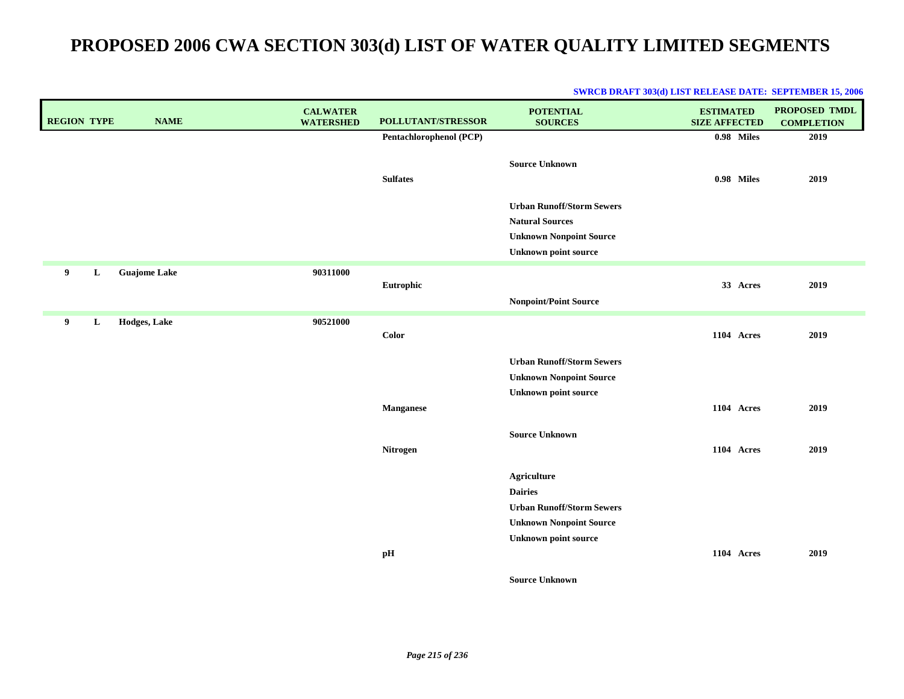# PROPOSED 2006 CWA SECTION 303(d) LIST OF WATER QUALITY LIMITED SEGMENTS

**SWRCB DRAFT 303(d) LIST RELEASE DATE: SEPTEMBER 15, 2006**

| REGION | TYPE | NAME | CALWATER WATERSHED | POLLUTANT/STRESSOR | POTENTIAL SOURCES | ESTIMATED SIZE AFFECTED | PROPOSED TMDL COMPLETION |
|---|---|---|---|---|---|---|---|
| | | | | Pentachlorophenol (PCP) | | 0.98 Miles | 2019 |
| | | | | | Source Unknown | | |
| | | | | Sulfates | | 0.98 Miles | 2019 |
| | | | | | Urban Runoff/Storm Sewers | | |
| | | | | | Natural Sources | | |
| | | | | | Unknown Nonpoint Source | | |
| | | | | | Unknown point source | | |
| 9 | L | Guajome Lake | 90311000 | | | | |
| | | | | Eutrophic | | 33 Acres | 2019 |
| | | | | | Nonpoint/Point Source | | |
| 9 | L | Hodges, Lake | 90521000 | | | | |
| | | | | Color | | 1104 Acres | 2019 |
| | | | | | Urban Runoff/Storm Sewers | | |
| | | | | | Unknown Nonpoint Source | | |
| | | | | | Unknown point source | | |
| | | | | Manganese | | 1104 Acres | 2019 |
| | | | | | Source Unknown | | |
| | | | | Nitrogen | | 1104 Acres | 2019 |
| | | | | | Agriculture | | |
| | | | | | Dairies | | |
| | | | | | Urban Runoff/Storm Sewers | | |
| | | | | | Unknown Nonpoint Source | | |
| | | | | | Unknown point source | | |
| | | | | pH | | 1104 Acres | 2019 |
| | | | | | Source Unknown | | |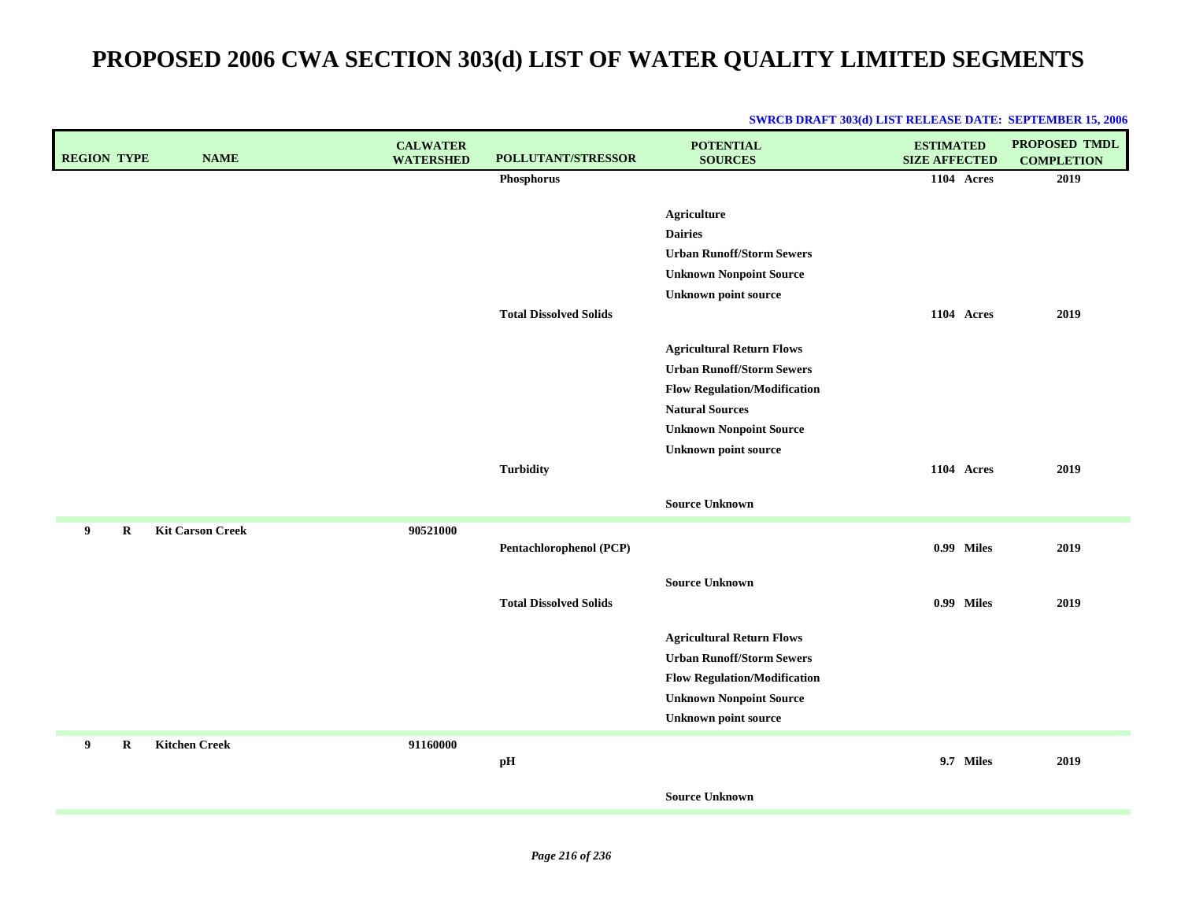# PROPOSED 2006 CWA SECTION 303(d) LIST OF WATER QUALITY LIMITED SEGMENTS

**SWRCB DRAFT 303(d) LIST RELEASE DATE: SEPTEMBER 15, 2006**

| REGION | TYPE | NAME | CALWATER WATERSHED | POLLUTANT/STRESSOR | POTENTIAL SOURCES | ESTIMATED SIZE AFFECTED | PROPOSED TMDL COMPLETION |
|---|---|---|---|---|---|---|---|
| | | | | Phosphorus | | 1104 Acres | 2019 |
| | | | | | Agriculture | | |
| | | | | | Dairies | | |
| | | | | | Urban Runoff/Storm Sewers | | |
| | | | | | Unknown Nonpoint Source | | |
| | | | | | Unknown point source | | |
| | | | | Total Dissolved Solids | | 1104 Acres | 2019 |
| | | | | | Agricultural Return Flows | | |
| | | | | | Urban Runoff/Storm Sewers | | |
| | | | | | Flow Regulation/Modification | | |
| | | | | | Natural Sources | | |
| | | | | | Unknown Nonpoint Source | | |
| | | | | | Unknown point source | | |
| | | | | Turbidity | | 1104 Acres | 2019 |
| | | | | | Source Unknown | | |
| 9 | R | Kit Carson Creek | 90521000 | | | | |
| | | | | Pentachlorophenol (PCP) | | 0.99 Miles | 2019 |
| | | | | | Source Unknown | | |
| | | | | Total Dissolved Solids | | 0.99 Miles | 2019 |
| | | | | | Agricultural Return Flows | | |
| | | | | | Urban Runoff/Storm Sewers | | |
| | | | | | Flow Regulation/Modification | | |
| | | | | | Unknown Nonpoint Source | | |
| | | | | | Unknown point source | | |
| 9 | R | Kitchen Creek | 91160000 | | | | |
| | | | | pH | | 9.7 Miles | 2019 |
| | | | | | Source Unknown | | |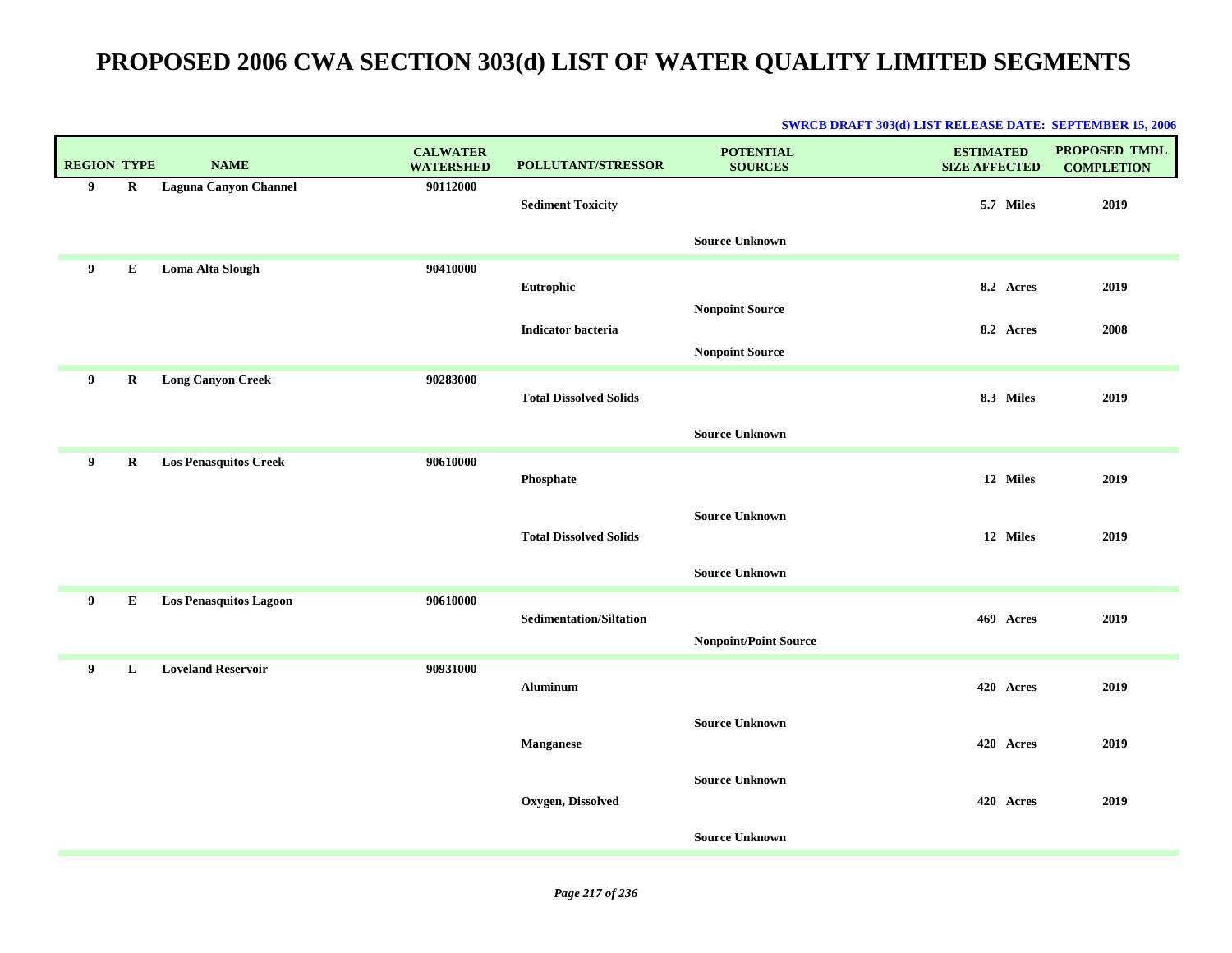# PROPOSED 2006 CWA SECTION 303(d) LIST OF WATER QUALITY LIMITED SEGMENTS

**SWRCB DRAFT 303(d) LIST RELEASE DATE: SEPTEMBER 15, 2006**

| REGION | TYPE | NAME | CALWATER WATERSHED | POLLUTANT/STRESSOR | POTENTIAL SOURCES | ESTIMATED SIZE AFFECTED | PROPOSED TMDL COMPLETION |
|---|---|---|---|---|---|---|---|
| 9 | R | Laguna Canyon Channel | 90112000 | | | | |
| | | | | Sediment Toxicity | | 5.7 Miles | 2019 |
| | | | | | Source Unknown | | |
| 9 | E | Loma Alta Slough | 90410000 | | | | |
| | | | | Eutrophic | | 8.2 Acres | 2019 |
| | | | | | Nonpoint Source | | |
| | | | | Indicator bacteria | | 8.2 Acres | 2008 |
| | | | | | Nonpoint Source | | |
| 9 | R | Long Canyon Creek | 90283000 | | | | |
| | | | | Total Dissolved Solids | | 8.3 Miles | 2019 |
| | | | | | Source Unknown | | |
| 9 | R | Los Penasquitos Creek | 90610000 | | | | |
| | | | | Phosphate | | 12 Miles | 2019 |
| | | | | | Source Unknown | | |
| | | | | Total Dissolved Solids | | 12 Miles | 2019 |
| | | | | | Source Unknown | | |
| 9 | E | Los Penasquitos Lagoon | 90610000 | | | | |
| | | | | Sedimentation/Siltation | | 469 Acres | 2019 |
| | | | | | Nonpoint/Point Source | | |
| 9 | L | Loveland Reservoir | 90931000 | | | | |
| | | | | Aluminum | | 420 Acres | 2019 |
| | | | | | Source Unknown | | |
| | | | | Manganese | | 420 Acres | 2019 |
| | | | | | Source Unknown | | |
| | | | | Oxygen, Dissolved | | 420 Acres | 2019 |
| | | | | | Source Unknown | | |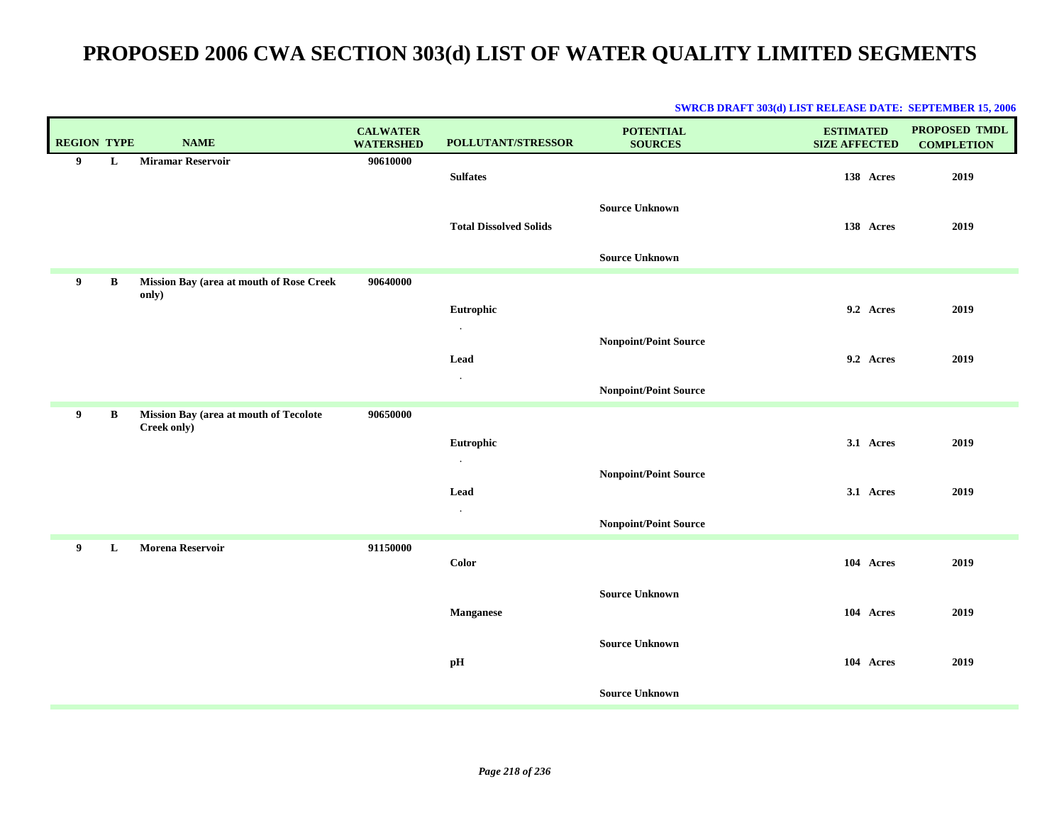# PROPOSED 2006 CWA SECTION 303(d) LIST OF WATER QUALITY LIMITED SEGMENTS

**SWRCB DRAFT 303(d) LIST RELEASE DATE: SEPTEMBER 15, 2006**

| REGION | TYPE | NAME | CALWATER WATERSHED | POLLUTANT/STRESSOR | POTENTIAL SOURCES | ESTIMATED SIZE AFFECTED | PROPOSED TMDL COMPLETION |
|---|---|---|---|---|---|---|---|
| 9 | L | Miramar Reservoir | 90610000 | | | | |
| | | | | Sulfates | | 138 Acres | 2019 |
| | | | | | Source Unknown | | |
| | | | | Total Dissolved Solids | | 138 Acres | 2019 |
| | | | | | Source Unknown | | |
| 9 | B | Mission Bay (area at mouth of Rose Creek only) | 90640000 | | | | |
| | | | | Eutrophic | | 9.2 Acres | 2019 |
| | | | | . | Nonpoint/Point Source | | |
| | | | | Lead | | 9.2 Acres | 2019 |
| | | | | . | Nonpoint/Point Source | | |
| 9 | B | Mission Bay (area at mouth of Tecolote Creek only) | 90650000 | | | | |
| | | | | Eutrophic | | 3.1 Acres | 2019 |
| | | | | . | Nonpoint/Point Source | | |
| | | | | Lead | | 3.1 Acres | 2019 |
| | | | | . | Nonpoint/Point Source | | |
| 9 | L | Morena Reservoir | 91150000 | | | | |
| | | | | Color | | 104 Acres | 2019 |
| | | | | | Source Unknown | | |
| | | | | Manganese | | 104 Acres | 2019 |
| | | | | | Source Unknown | | |
| | | | | pH | | 104 Acres | 2019 |
| | | | | | Source Unknown | | |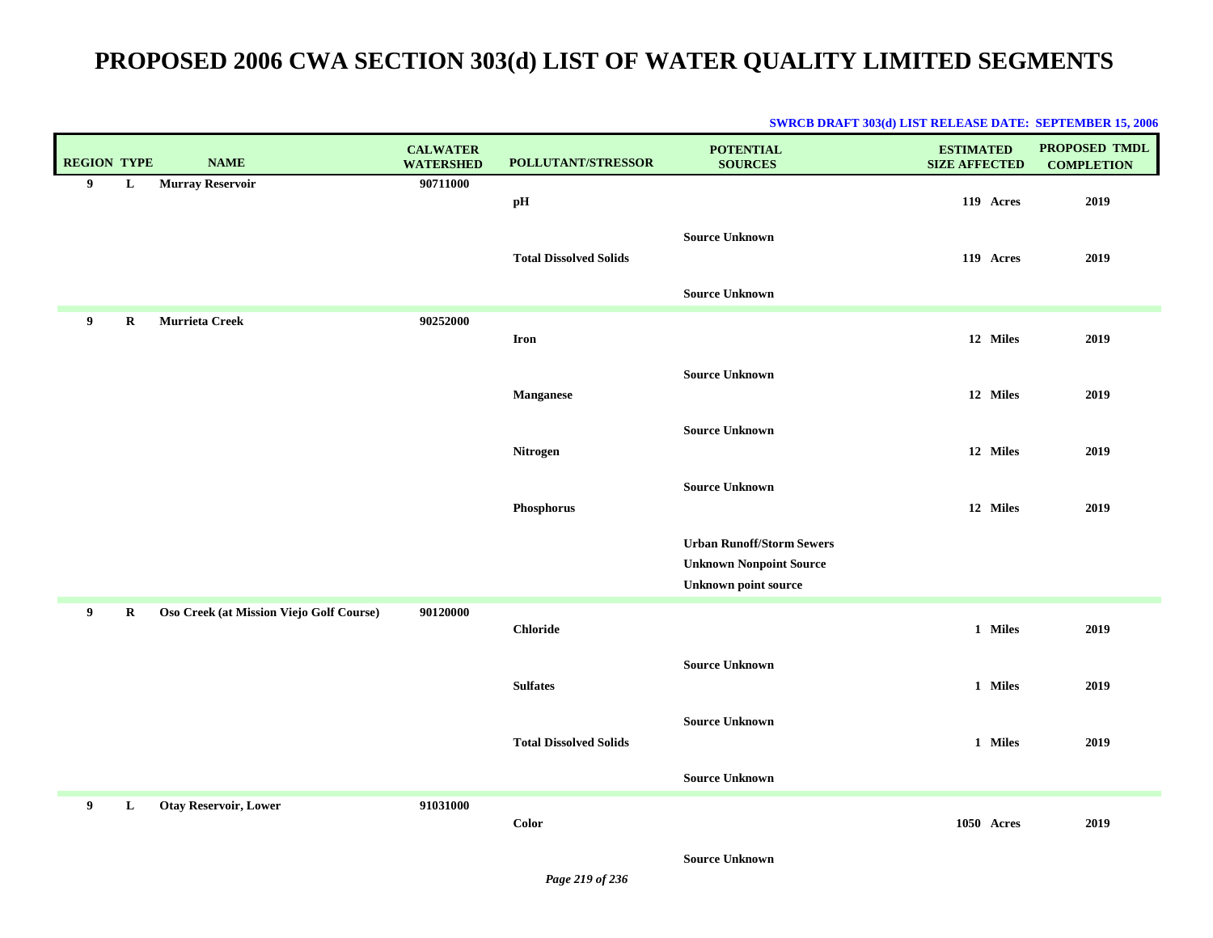# PROPOSED 2006 CWA SECTION 303(d) LIST OF WATER QUALITY LIMITED SEGMENTS

**SWRCB DRAFT 303(d) LIST RELEASE DATE: SEPTEMBER 15, 2006**

| REGION | TYPE | NAME | CALWATER WATERSHED | POLLUTANT/STRESSOR | POTENTIAL SOURCES | ESTIMATED SIZE AFFECTED | PROPOSED TMDL COMPLETION |
|---|---|---|---|---|---|---|---|
| 9 | L | Murray Reservoir | 90711000 | | | | |
| | | | | pH | | 119 Acres | 2019 |
| | | | | | Source Unknown | | |
| | | | | Total Dissolved Solids | | 119 Acres | 2019 |
| | | | | | Source Unknown | | |
| 9 | R | Murrieta Creek | 90252000 | | | | |
| | | | | Iron | | 12 Miles | 2019 |
| | | | | | Source Unknown | | |
| | | | | Manganese | | 12 Miles | 2019 |
| | | | | | Source Unknown | | |
| | | | | Nitrogen | | 12 Miles | 2019 |
| | | | | | Source Unknown | | |
| | | | | Phosphorus | | 12 Miles | 2019 |
| | | | | | Urban Runoff/Storm Sewers | | |
| | | | | | Unknown Nonpoint Source | | |
| | | | | | Unknown point source | | |
| 9 | R | Oso Creek (at Mission Viejo Golf Course) | 90120000 | | | | |
| | | | | Chloride | | 1 Miles | 2019 |
| | | | | | Source Unknown | | |
| | | | | Sulfates | | 1 Miles | 2019 |
| | | | | | Source Unknown | | |
| | | | | Total Dissolved Solids | | 1 Miles | 2019 |
| | | | | | Source Unknown | | |
| 9 | L | Otay Reservoir, Lower | 91031000 | | | | |
| | | | | Color | | 1050 Acres | 2019 |
| | | | | | Source Unknown | | |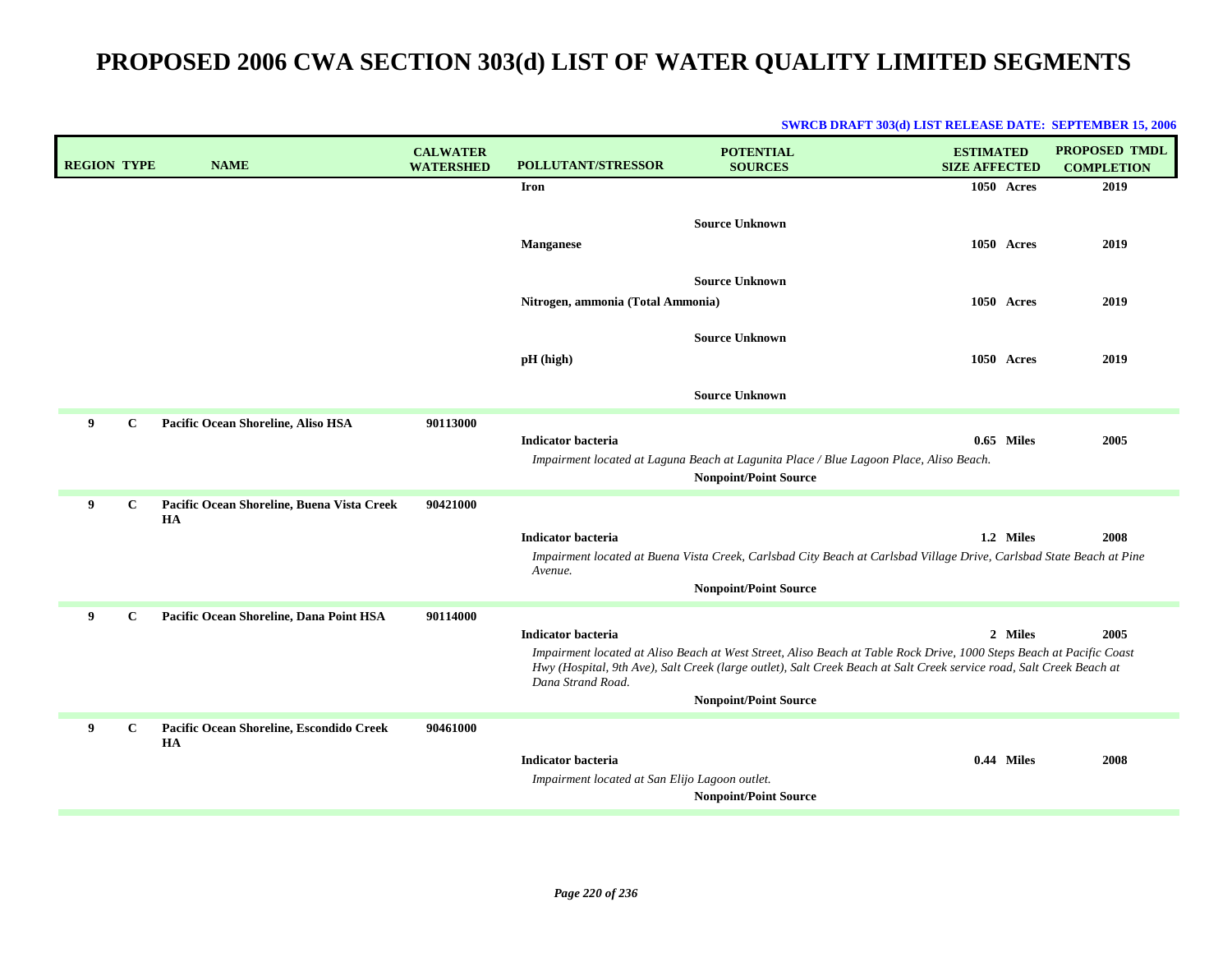# PROPOSED 2006 CWA SECTION 303(d) LIST OF WATER QUALITY LIMITED SEGMENTS

**SWRCB DRAFT 303(d) LIST RELEASE DATE: SEPTEMBER 15, 2006**

| REGION | TYPE | NAME | CALWATER WATERSHED | POLLUTANT/STRESSOR | POTENTIAL SOURCES | ESTIMATED SIZE AFFECTED | PROPOSED TMDL COMPLETION |
|---|---|---|---|---|---|---|---|
| | | | | **Iron** | | **1050 Acres** | **2019** |
| | | | | | **Source Unknown** | | |
| | | | | **Manganese** | | **1050 Acres** | **2019** |
| | | | | | **Source Unknown** | | |
| | | | | **Nitrogen, ammonia (Total Ammonia)** | | **1050 Acres** | **2019** |
| | | | | | **Source Unknown** | | |
| | | | | **pH (high)** | | **1050 Acres** | **2019** |
| | | | | | **Source Unknown** | | |
| **9** | **C** | **Pacific Ocean Shoreline, Aliso HSA** | **90113000** | | | | |
| | | | | **Indicator bacteria** | | **0.65 Miles** | **2005** |
| | | | | *Impairment located at Laguna Beach at Lagunita Place / Blue Lagoon Place, Aliso Beach.* | | | |
| | | | | | **Nonpoint/Point Source** | | |
| **9** | **C** | **Pacific Ocean Shoreline, Buena Vista Creek HA** | **90421000** | | | | |
| | | | | **Indicator bacteria** | | **1.2 Miles** | **2008** |
| | | | | *Impairment located at Buena Vista Creek, Carlsbad City Beach at Carlsbad Village Drive, Carlsbad State Beach at Pine Avenue.* | | | |
| | | | | | **Nonpoint/Point Source** | | |
| **9** | **C** | **Pacific Ocean Shoreline, Dana Point HSA** | **90114000** | | | | |
| | | | | **Indicator bacteria** | | **2 Miles** | **2005** |
| | | | | *Impairment located at Aliso Beach at West Street, Aliso Beach at Table Rock Drive, 1000 Steps Beach at Pacific Coast Hwy (Hospital, 9th Ave), Salt Creek (large outlet), Salt Creek Beach at Salt Creek service road, Salt Creek Beach at Dana Strand Road.* | | | |
| | | | | | **Nonpoint/Point Source** | | |
| **9** | **C** | **Pacific Ocean Shoreline, Escondido Creek HA** | **90461000** | | | | |
| | | | | **Indicator bacteria** | | **0.44 Miles** | **2008** |
| | | | | *Impairment located at San Elijo Lagoon outlet.* | | | |
| | | | | | **Nonpoint/Point Source** | | |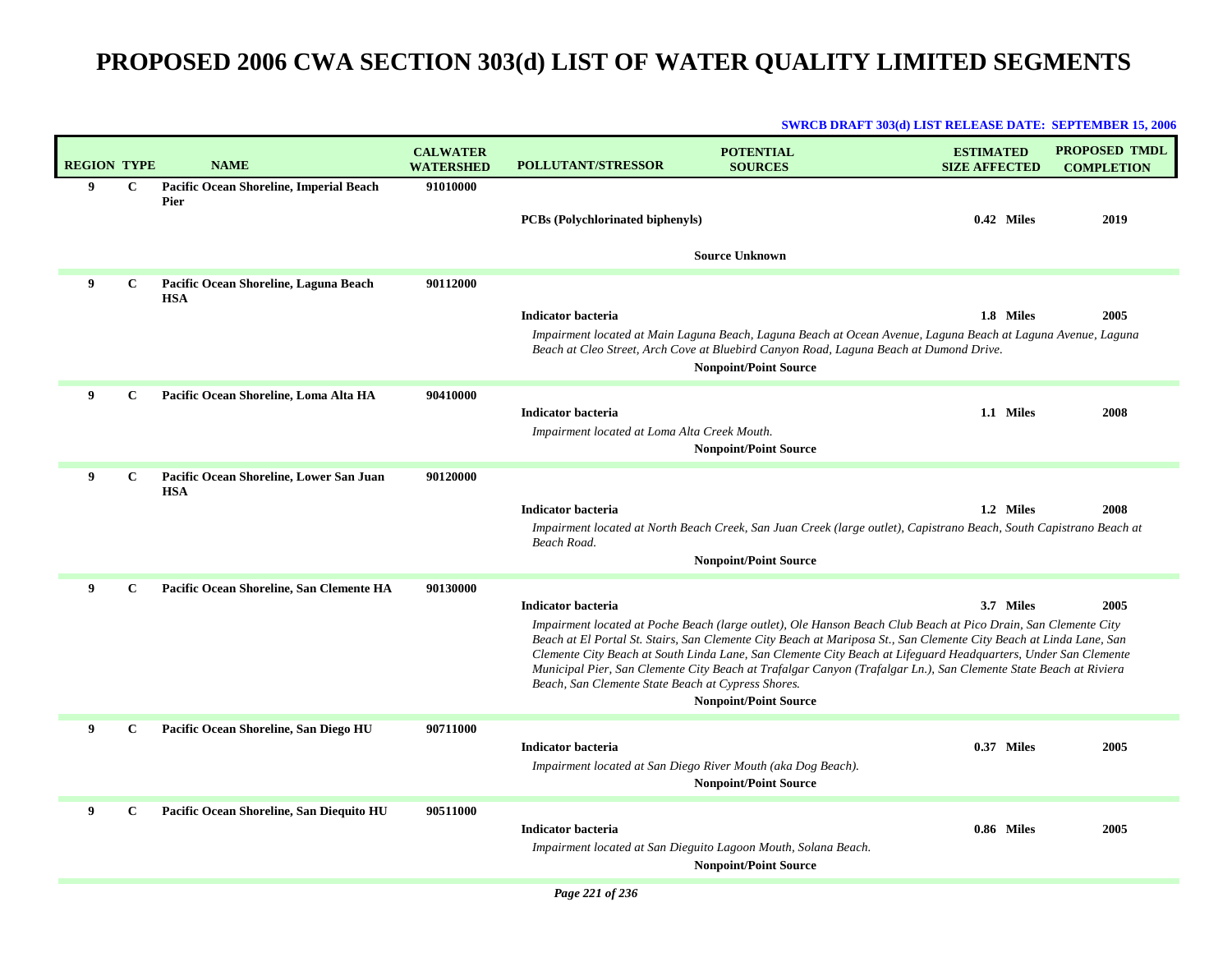# PROPOSED 2006 CWA SECTION 303(d) LIST OF WATER QUALITY LIMITED SEGMENTS

**SWRCB DRAFT 303(d) LIST RELEASE DATE: SEPTEMBER 15, 2006**

| REGION | TYPE | NAME | CALWATER WATERSHED | POLLUTANT/STRESSOR | POTENTIAL SOURCES | ESTIMATED SIZE AFFECTED | PROPOSED TMDL COMPLETION |
|---|---|---|---|---|---|---|---|
| **9** | **C** | **Pacific Ocean Shoreline, Imperial Beach Pier** | **91010000** | | | | |
| | | | | **PCBs (Polychlorinated biphenyls)** | | **0.42 Miles** | **2019** |
| | | | | | **Source Unknown** | | |
| **9** | **C** | **Pacific Ocean Shoreline, Laguna Beach HSA** | **90112000** | | | | |
| | | | | **Indicator bacteria** | | **1.8 Miles** | **2005** |
| | | | | *Impairment located at Main Laguna Beach, Laguna Beach at Ocean Avenue, Laguna Beach at Laguna Avenue, Laguna Beach at Cleo Street, Arch Cove at Bluebird Canyon Road, Laguna Beach at Dumond Drive.* | | | |
| | | | | | **Nonpoint/Point Source** | | |
| **9** | **C** | **Pacific Ocean Shoreline, Loma Alta HA** | **90410000** | | | | |
| | | | | **Indicator bacteria** | | **1.1 Miles** | **2008** |
| | | | | *Impairment located at Loma Alta Creek Mouth.* | | | |
| | | | | | **Nonpoint/Point Source** | | |
| **9** | **C** | **Pacific Ocean Shoreline, Lower San Juan HSA** | **90120000** | | | | |
| | | | | **Indicator bacteria** | | **1.2 Miles** | **2008** |
| | | | | *Impairment located at North Beach Creek, San Juan Creek (large outlet), Capistrano Beach, South Capistrano Beach at Beach Road.* | | | |
| | | | | | **Nonpoint/Point Source** | | |
| **9** | **C** | **Pacific Ocean Shoreline, San Clemente HA** | **90130000** | | | | |
| | | | | **Indicator bacteria** | | **3.7 Miles** | **2005** |
| | | | | *Impairment located at Poche Beach (large outlet), Ole Hanson Beach Club Beach at Pico Drain, San Clemente City Beach at El Portal St. Stairs, San Clemente City Beach at Mariposa St., San Clemente City Beach at Linda Lane, San Clemente City Beach at South Linda Lane, San Clemente City Beach at Lifeguard Headquarters, Under San Clemente Municipal Pier, San Clemente City Beach at Trafalgar Canyon (Trafalgar Ln.), San Clemente State Beach at Riviera Beach, San Clemente State Beach at Cypress Shores.* | | | |
| | | | | | **Nonpoint/Point Source** | | |
| **9** | **C** | **Pacific Ocean Shoreline, San Diego HU** | **90711000** | | | | |
| | | | | **Indicator bacteria** | | **0.37 Miles** | **2005** |
| | | | | *Impairment located at San Diego River Mouth (aka Dog Beach).* | | | |
| | | | | | **Nonpoint/Point Source** | | |
| **9** | **C** | **Pacific Ocean Shoreline, San Diequito HU** | **90511000** | | | | |
| | | | | **Indicator bacteria** | | **0.86 Miles** | **2005** |
| | | | | *Impairment located at San Dieguito Lagoon Mouth, Solana Beach.* | | | |
| | | | | | **Nonpoint/Point Source** | | |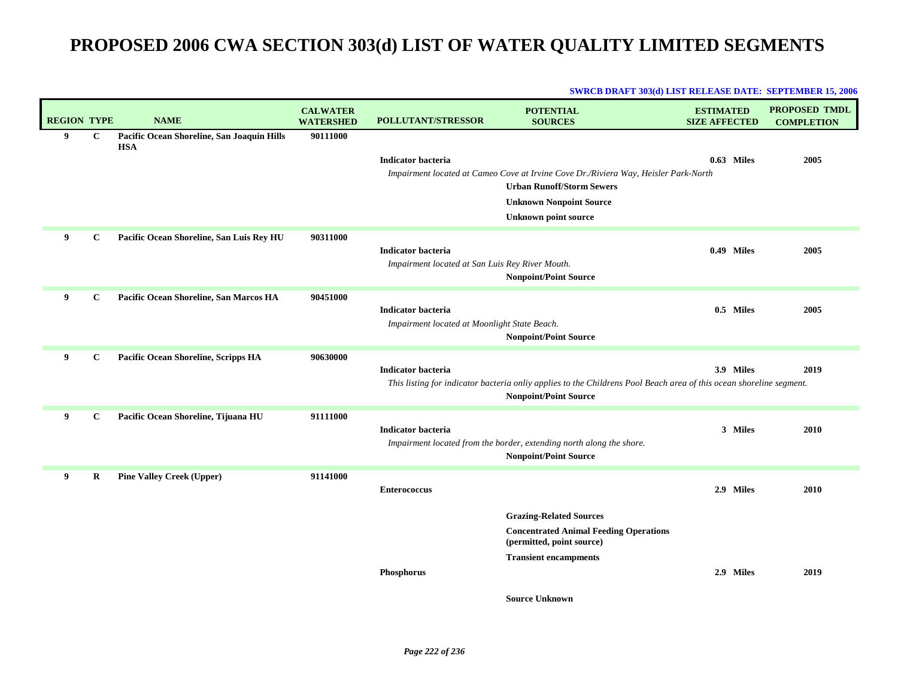# PROPOSED 2006 CWA SECTION 303(d) LIST OF WATER QUALITY LIMITED SEGMENTS

**SWRCB DRAFT 303(d) LIST RELEASE DATE: SEPTEMBER 15, 2006**

| REGION | TYPE | NAME | CALWATER WATERSHED | POLLUTANT/STRESSOR | POTENTIAL SOURCES | ESTIMATED SIZE AFFECTED | PROPOSED TMDL COMPLETION |
|---|---|---|---|---|---|---|---|
| **9** | **C** | **Pacific Ocean Shoreline, San Joaquin Hills HSA** | **90111000** | | | | |
| | | | | **Indicator bacteria** | | **0.63 Miles** | **2005** |
| | | | | *Impairment located at Cameo Cove at Irvine Cove Dr./Riviera Way, Heisler Park-North* | | | |
| | | | | | **Urban Runoff/Storm Sewers** | | |
| | | | | | **Unknown Nonpoint Source** | | |
| | | | | | **Unknown point source** | | |
| **9** | **C** | **Pacific Ocean Shoreline, San Luis Rey HU** | **90311000** | | | | |
| | | | | **Indicator bacteria** | | **0.49 Miles** | **2005** |
| | | | | *Impairment located at San Luis Rey River Mouth.* | | | |
| | | | | | **Nonpoint/Point Source** | | |
| **9** | **C** | **Pacific Ocean Shoreline, San Marcos HA** | **90451000** | | | | |
| | | | | **Indicator bacteria** | | **0.5 Miles** | **2005** |
| | | | | *Impairment located at Moonlight State Beach.* | | | |
| | | | | | **Nonpoint/Point Source** | | |
| **9** | **C** | **Pacific Ocean Shoreline, Scripps HA** | **90630000** | | | | |
| | | | | **Indicator bacteria** | | **3.9 Miles** | **2019** |
| | | | | *This listing for indicator bacteria onliy applies to the Childrens Pool Beach area of this ocean shoreline segment.* | | | |
| | | | | | **Nonpoint/Point Source** | | |
| **9** | **C** | **Pacific Ocean Shoreline, Tijuana HU** | **91111000** | | | | |
| | | | | **Indicator bacteria** | | **3 Miles** | **2010** |
| | | | | *Impairment located from the border, extending north along the shore.* | | | |
| | | | | | **Nonpoint/Point Source** | | |
| **9** | **R** | **Pine Valley Creek (Upper)** | **91141000** | | | | |
| | | | | **Enterococcus** | | **2.9 Miles** | **2010** |
| | | | | | **Grazing-Related Sources** | | |
| | | | | | **Concentrated Animal Feeding Operations (permitted, point source)** | | |
| | | | | | **Transient encampments** | | |
| | | | | **Phosphorus** | | **2.9 Miles** | **2019** |
| | | | | | **Source Unknown** | | |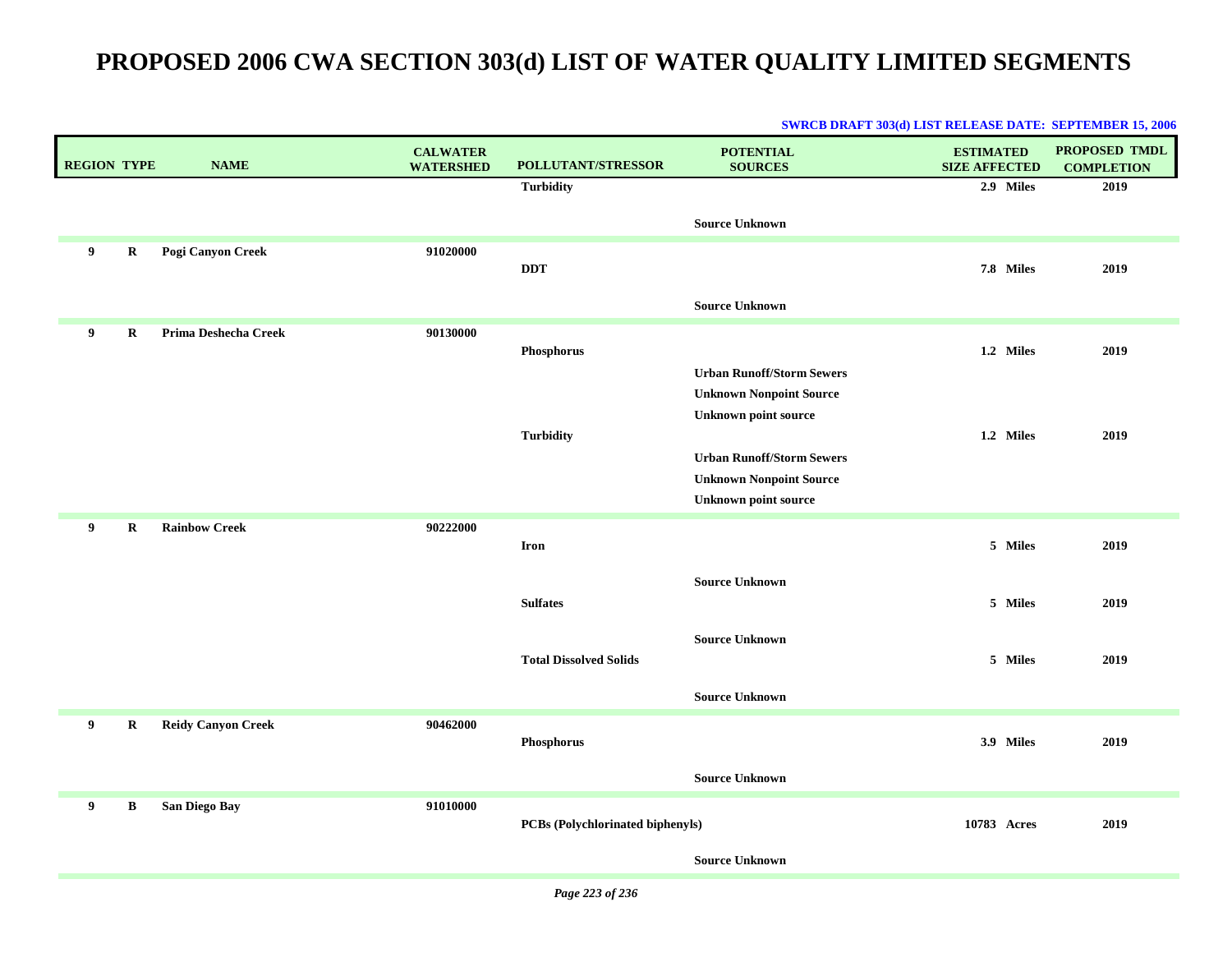# PROPOSED 2006 CWA SECTION 303(d) LIST OF WATER QUALITY LIMITED SEGMENTS

**SWRCB DRAFT 303(d) LIST RELEASE DATE: SEPTEMBER 15, 2006**

| REGION | TYPE | NAME | CALWATER WATERSHED | POLLUTANT/STRESSOR | POTENTIAL SOURCES | ESTIMATED SIZE AFFECTED | PROPOSED TMDL COMPLETION |
|---|---|---|---|---|---|---|---|
| | | | | Turbidity | | 2.9 Miles | 2019 |
| | | | | | Source Unknown | | |
| 9 | R | Pogi Canyon Creek | 91020000 | | | | |
| | | | | DDT | | 7.8 Miles | 2019 |
| | | | | | Source Unknown | | |
| 9 | R | Prima Deshecha Creek | 90130000 | | | | |
| | | | | Phosphorus | | 1.2 Miles | 2019 |
| | | | | | Urban Runoff/Storm Sewers | | |
| | | | | | Unknown Nonpoint Source | | |
| | | | | | Unknown point source | | |
| | | | | Turbidity | | 1.2 Miles | 2019 |
| | | | | | Urban Runoff/Storm Sewers | | |
| | | | | | Unknown Nonpoint Source | | |
| | | | | | Unknown point source | | |
| 9 | R | Rainbow Creek | 90222000 | | | | |
| | | | | Iron | | 5 Miles | 2019 |
| | | | | | Source Unknown | | |
| | | | | Sulfates | | 5 Miles | 2019 |
| | | | | | Source Unknown | | |
| | | | | Total Dissolved Solids | | 5 Miles | 2019 |
| | | | | | Source Unknown | | |
| 9 | R | Reidy Canyon Creek | 90462000 | | | | |
| | | | | Phosphorus | | 3.9 Miles | 2019 |
| | | | | | Source Unknown | | |
| 9 | B | San Diego Bay | 91010000 | | | | |
| | | | | PCBs (Polychlorinated biphenyls) | | 10783 Acres | 2019 |
| | | | | | Source Unknown | | |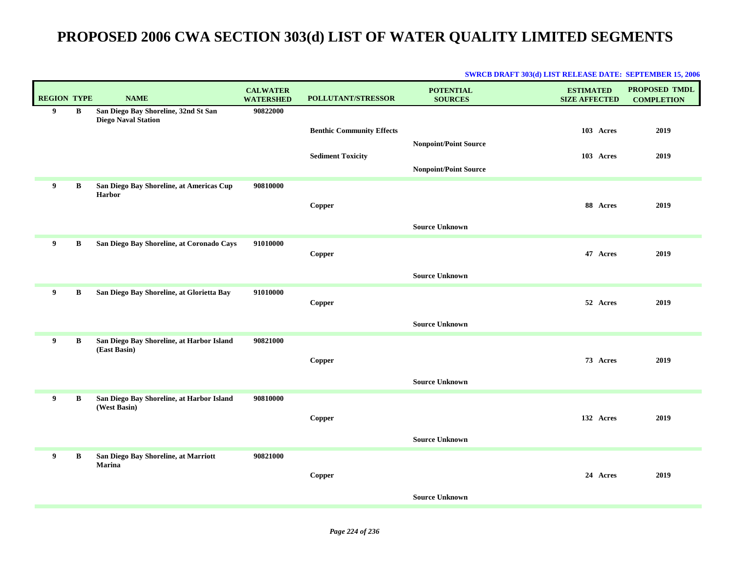# PROPOSED 2006 CWA SECTION 303(d) LIST OF WATER QUALITY LIMITED SEGMENTS

**SWRCB DRAFT 303(d) LIST RELEASE DATE: SEPTEMBER 15, 2006**

| REGION | TYPE | NAME | CALWATER WATERSHED | POLLUTANT/STRESSOR | POTENTIAL SOURCES | ESTIMATED SIZE AFFECTED | PROPOSED TMDL COMPLETION |
|---|---|---|---|---|---|---|---|
| 9 | B | San Diego Bay Shoreline, 32nd St San Diego Naval Station | 90822000 | | | | |
| | | | | Benthic Community Effects | | 103 Acres | 2019 |
| | | | | | Nonpoint/Point Source | | |
| | | | | Sediment Toxicity | | 103 Acres | 2019 |
| | | | | | Nonpoint/Point Source | | |
| 9 | B | San Diego Bay Shoreline, at Americas Cup Harbor | 90810000 | | | | |
| | | | | Copper | | 88 Acres | 2019 |
| | | | | | Source Unknown | | |
| 9 | B | San Diego Bay Shoreline, at Coronado Cays | 91010000 | | | | |
| | | | | Copper | | 47 Acres | 2019 |
| | | | | | Source Unknown | | |
| 9 | B | San Diego Bay Shoreline, at Glorietta Bay | 91010000 | | | | |
| | | | | Copper | | 52 Acres | 2019 |
| | | | | | Source Unknown | | |
| 9 | B | San Diego Bay Shoreline, at Harbor Island (East Basin) | 90821000 | | | | |
| | | | | Copper | | 73 Acres | 2019 |
| | | | | | Source Unknown | | |
| 9 | B | San Diego Bay Shoreline, at Harbor Island (West Basin) | 90810000 | | | | |
| | | | | Copper | | 132 Acres | 2019 |
| | | | | | Source Unknown | | |
| 9 | B | San Diego Bay Shoreline, at Marriott Marina | 90821000 | | | | |
| | | | | Copper | | 24 Acres | 2019 |
| | | | | | Source Unknown | | |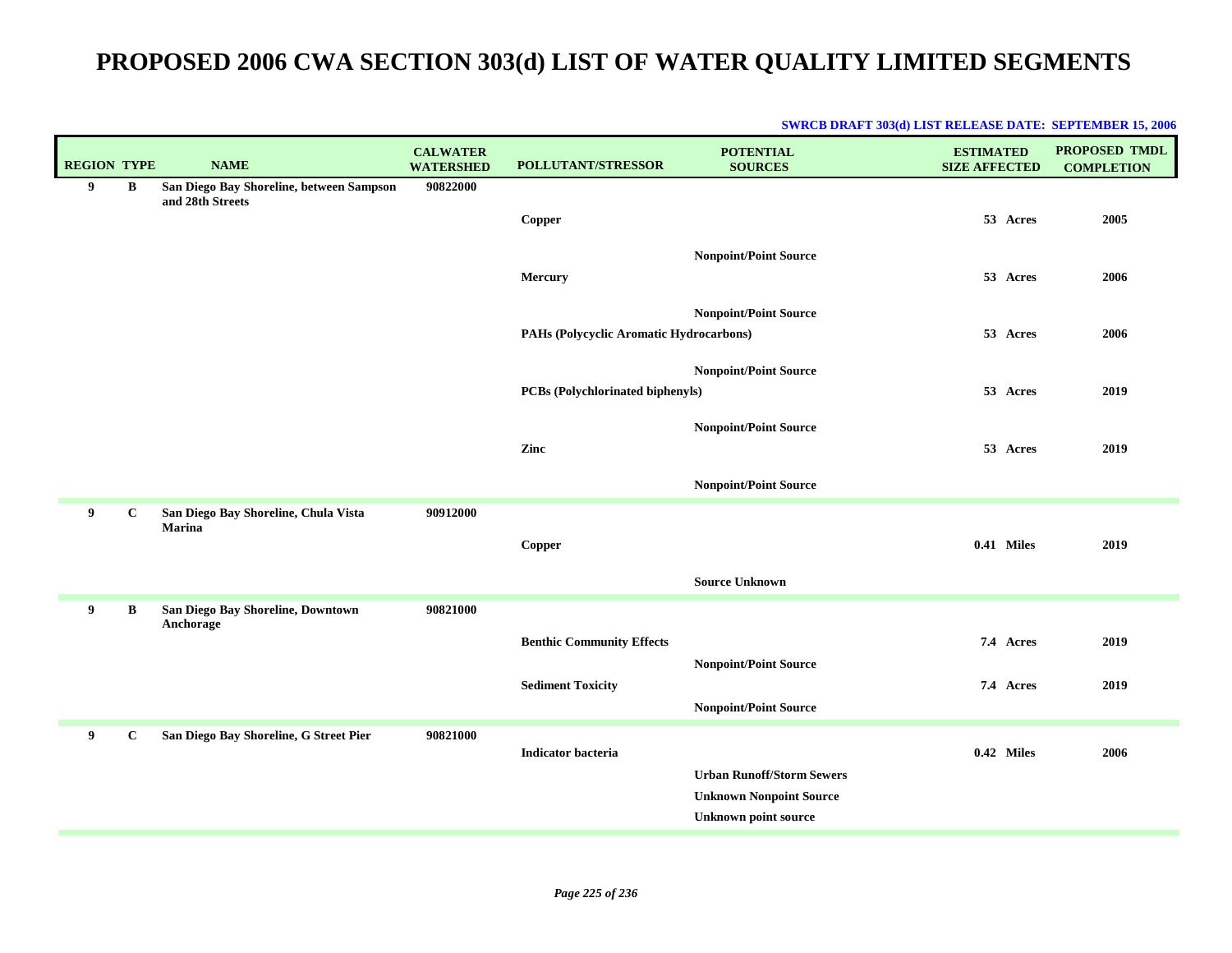# PROPOSED 2006 CWA SECTION 303(d) LIST OF WATER QUALITY LIMITED SEGMENTS

**SWRCB DRAFT 303(d) LIST RELEASE DATE: SEPTEMBER 15, 2006**

| REGION | TYPE | NAME | CALWATER WATERSHED | POLLUTANT/STRESSOR | POTENTIAL SOURCES | ESTIMATED SIZE AFFECTED | PROPOSED TMDL COMPLETION |
|---|---|---|---|---|---|---|---|
| 9 | B | San Diego Bay Shoreline, between Sampson and 28th Streets | 90822000 | | | | |
| | | | | Copper | | 53 Acres | 2005 |
| | | | | | Nonpoint/Point Source | | |
| | | | | Mercury | | 53 Acres | 2006 |
| | | | | | Nonpoint/Point Source | | |
| | | | | PAHs (Polycyclic Aromatic Hydrocarbons) | | 53 Acres | 2006 |
| | | | | | Nonpoint/Point Source | | |
| | | | | PCBs (Polychlorinated biphenyls) | | 53 Acres | 2019 |
| | | | | | Nonpoint/Point Source | | |
| | | | | Zinc | | 53 Acres | 2019 |
| | | | | | Nonpoint/Point Source | | |
| 9 | C | San Diego Bay Shoreline, Chula Vista Marina | 90912000 | | | | |
| | | | | Copper | | 0.41 Miles | 2019 |
| | | | | | Source Unknown | | |
| 9 | B | San Diego Bay Shoreline, Downtown Anchorage | 90821000 | | | | |
| | | | | Benthic Community Effects | | 7.4 Acres | 2019 |
| | | | | | Nonpoint/Point Source | | |
| | | | | Sediment Toxicity | | 7.4 Acres | 2019 |
| | | | | | Nonpoint/Point Source | | |
| 9 | C | San Diego Bay Shoreline, G Street Pier | 90821000 | | | | |
| | | | | Indicator bacteria | | 0.42 Miles | 2006 |
| | | | | | Urban Runoff/Storm Sewers | | |
| | | | | | Unknown Nonpoint Source | | |
| | | | | | Unknown point source | | |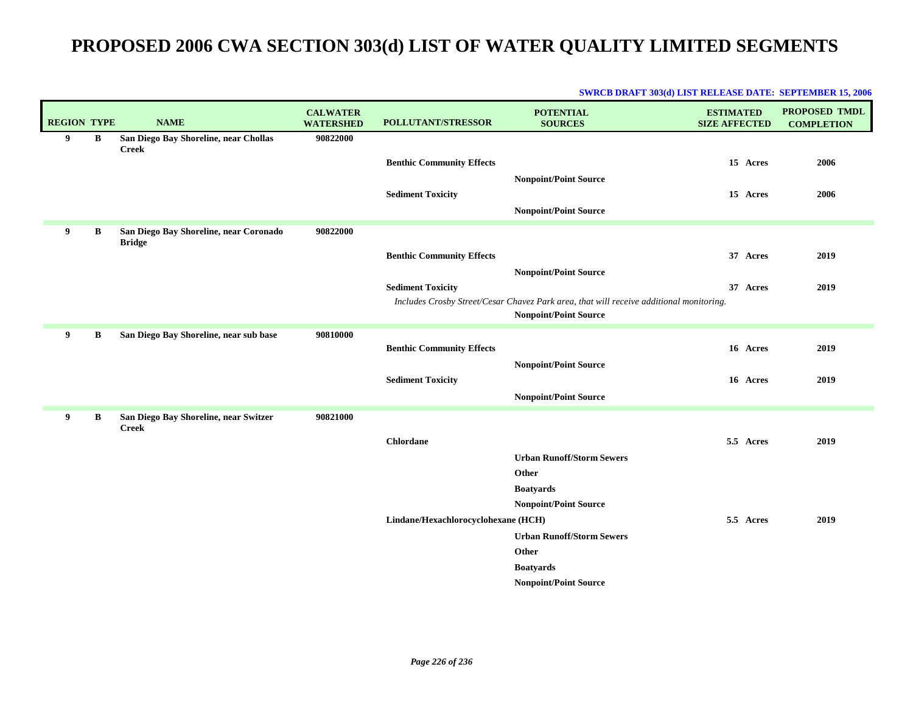# PROPOSED 2006 CWA SECTION 303(d) LIST OF WATER QUALITY LIMITED SEGMENTS

**SWRCB DRAFT 303(d) LIST RELEASE DATE: SEPTEMBER 15, 2006**

| REGION | TYPE | NAME | CALWATER WATERSHED | POLLUTANT/STRESSOR | POTENTIAL SOURCES | ESTIMATED SIZE AFFECTED | PROPOSED TMDL COMPLETION |
|---|---|---|---|---|---|---|---|
| **9** | **B** | **San Diego Bay Shoreline, near Chollas Creek** | **90822000** | | | | |
| | | | | **Benthic Community Effects** | | **15 Acres** | **2006** |
| | | | | | **Nonpoint/Point Source** | | |
| | | | | **Sediment Toxicity** | | **15 Acres** | **2006** |
| | | | | | **Nonpoint/Point Source** | | |
| **9** | **B** | **San Diego Bay Shoreline, near Coronado Bridge** | **90822000** | | | | |
| | | | | **Benthic Community Effects** | | **37 Acres** | **2019** |
| | | | | | **Nonpoint/Point Source** | | |
| | | | | **Sediment Toxicity** | | **37 Acres** | **2019** |
| | | | | *Includes Crosby Street/Cesar Chavez Park area, that will receive additional monitoring.* | | | |
| | | | | | **Nonpoint/Point Source** | | |
| **9** | **B** | **San Diego Bay Shoreline, near sub base** | **90810000** | | | | |
| | | | | **Benthic Community Effects** | | **16 Acres** | **2019** |
| | | | | | **Nonpoint/Point Source** | | |
| | | | | **Sediment Toxicity** | | **16 Acres** | **2019** |
| | | | | | **Nonpoint/Point Source** | | |
| **9** | **B** | **San Diego Bay Shoreline, near Switzer Creek** | **90821000** | | | | |
| | | | | **Chlordane** | | **5.5 Acres** | **2019** |
| | | | | | **Urban Runoff/Storm Sewers** | | |
| | | | | | **Other** | | |
| | | | | | **Boatyards** | | |
| | | | | | **Nonpoint/Point Source** | | |
| | | | | **Lindane/Hexachlorocyclohexane (HCH)** | | **5.5 Acres** | **2019** |
| | | | | | **Urban Runoff/Storm Sewers** | | |
| | | | | | **Other** | | |
| | | | | | **Boatyards** | | |
| | | | | | **Nonpoint/Point Source** | | |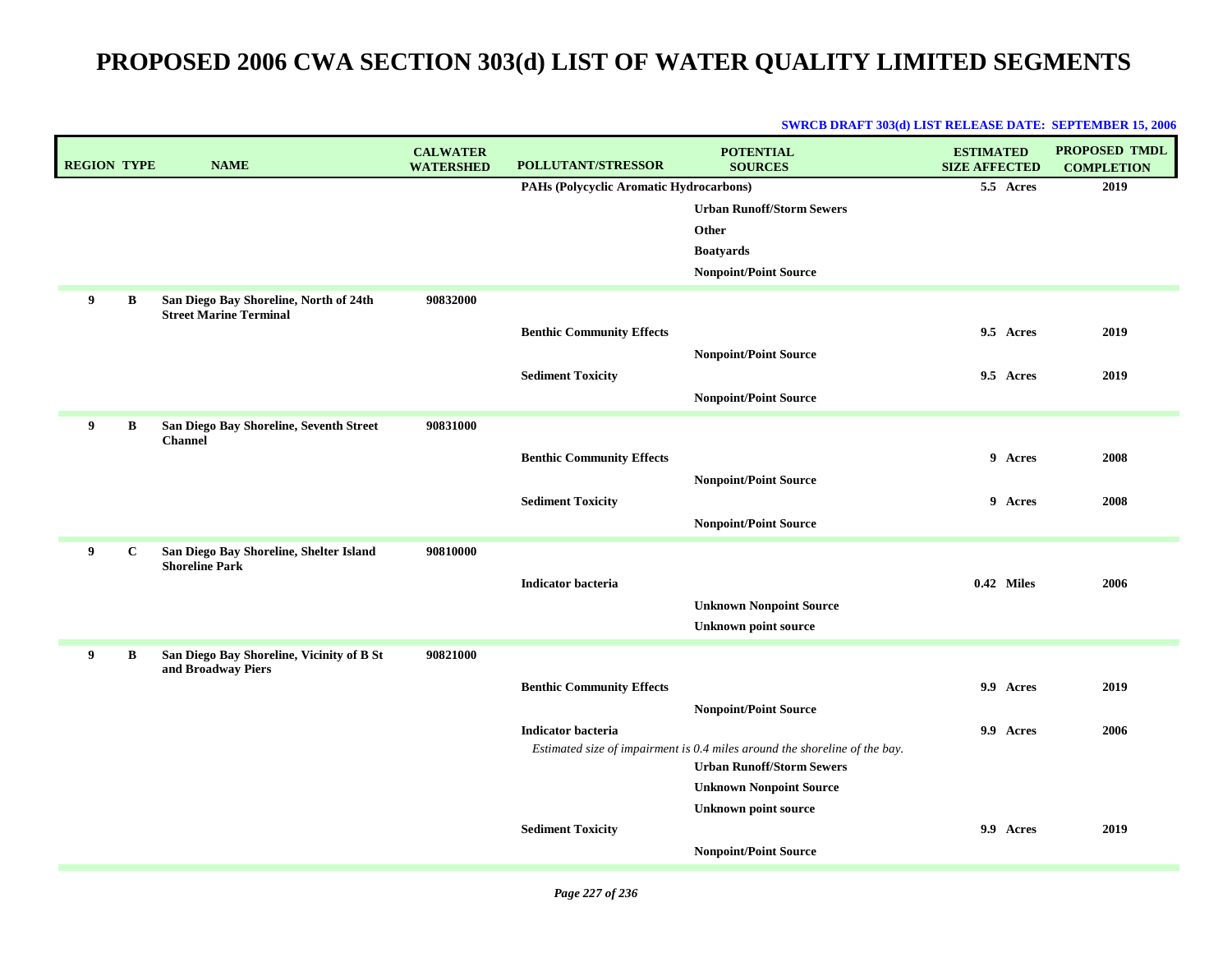# PROPOSED 2006 CWA SECTION 303(d) LIST OF WATER QUALITY LIMITED SEGMENTS

**SWRCB DRAFT 303(d) LIST RELEASE DATE: SEPTEMBER 15, 2006**

| REGION | TYPE | NAME | CALWATER WATERSHED | POLLUTANT/STRESSOR | POTENTIAL SOURCES | ESTIMATED SIZE AFFECTED | PROPOSED TMDL COMPLETION |
|---|---|---|---|---|---|---|---|
| | | | | PAHs (Polycyclic Aromatic Hydrocarbons) | | 5.5 Acres | 2019 |
| | | | | | Urban Runoff/Storm Sewers | | |
| | | | | | Other | | |
| | | | | | Boatyards | | |
| | | | | | Nonpoint/Point Source | | |
| 9 | B | San Diego Bay Shoreline, North of 24th Street Marine Terminal | 90832000 | | | | |
| | | | | Benthic Community Effects | | 9.5 Acres | 2019 |
| | | | | | Nonpoint/Point Source | | |
| | | | | Sediment Toxicity | | 9.5 Acres | 2019 |
| | | | | | Nonpoint/Point Source | | |
| 9 | B | San Diego Bay Shoreline, Seventh Street Channel | 90831000 | | | | |
| | | | | Benthic Community Effects | | 9 Acres | 2008 |
| | | | | | Nonpoint/Point Source | | |
| | | | | Sediment Toxicity | | 9 Acres | 2008 |
| | | | | | Nonpoint/Point Source | | |
| 9 | C | San Diego Bay Shoreline, Shelter Island Shoreline Park | 90810000 | | | | |
| | | | | Indicator bacteria | | 0.42 Miles | 2006 |
| | | | | | Unknown Nonpoint Source | | |
| | | | | | Unknown point source | | |
| 9 | B | San Diego Bay Shoreline, Vicinity of B St and Broadway Piers | 90821000 | | | | |
| | | | | Benthic Community Effects | | 9.9 Acres | 2019 |
| | | | | | Nonpoint/Point Source | | |
| | | | | Indicator bacteria *Estimated size of impairment is 0.4 miles around the shoreline of the bay.* | | 9.9 Acres | 2006 |
| | | | | | Urban Runoff/Storm Sewers | | |
| | | | | | Unknown Nonpoint Source | | |
| | | | | | Unknown point source | | |
| | | | | Sediment Toxicity | | 9.9 Acres | 2019 |
| | | | | | Nonpoint/Point Source | | |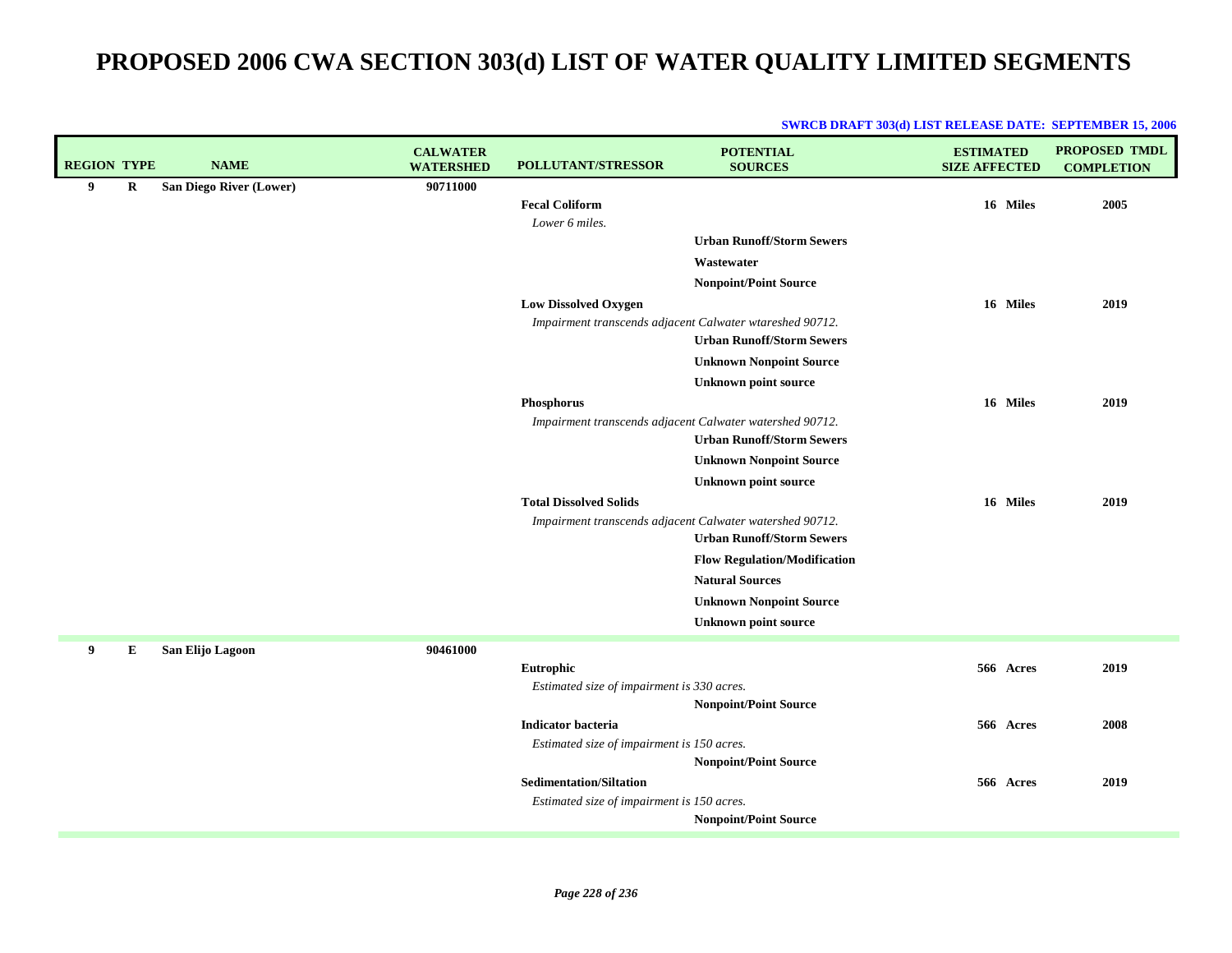# PROPOSED 2006 CWA SECTION 303(d) LIST OF WATER QUALITY LIMITED SEGMENTS

**SWRCB DRAFT 303(d) LIST RELEASE DATE: SEPTEMBER 15, 2006**

| REGION | TYPE | NAME | CALWATER WATERSHED | POLLUTANT/STRESSOR | POTENTIAL SOURCES | ESTIMATED SIZE AFFECTED | PROPOSED TMDL COMPLETION |
|---|---|---|---|---|---|---|---|
| **9** | **R** | **San Diego River (Lower)** | **90711000** | | | | |
| | | | | **Fecal Coliform** | | **16 Miles** | **2005** |
| | | | | *Lower 6 miles.* | | | |
| | | | | | **Urban Runoff/Storm Sewers** | | |
| | | | | | **Wastewater** | | |
| | | | | | **Nonpoint/Point Source** | | |
| | | | | **Low Dissolved Oxygen** | | **16 Miles** | **2019** |
| | | | | *Impairment transcends adjacent Calwater wtareshed 90712.* | | | |
| | | | | | **Urban Runoff/Storm Sewers** | | |
| | | | | | **Unknown Nonpoint Source** | | |
| | | | | | **Unknown point source** | | |
| | | | | **Phosphorus** | | **16 Miles** | **2019** |
| | | | | *Impairment transcends adjacent Calwater watershed 90712.* | | | |
| | | | | | **Urban Runoff/Storm Sewers** | | |
| | | | | | **Unknown Nonpoint Source** | | |
| | | | | | **Unknown point source** | | |
| | | | | **Total Dissolved Solids** | | **16 Miles** | **2019** |
| | | | | *Impairment transcends adjacent Calwater watershed 90712.* | | | |
| | | | | | **Urban Runoff/Storm Sewers** | | |
| | | | | | **Flow Regulation/Modification** | | |
| | | | | | **Natural Sources** | | |
| | | | | | **Unknown Nonpoint Source** | | |
| | | | | | **Unknown point source** | | |
| **9** | **E** | **San Elijo Lagoon** | **90461000** | | | | |
| | | | | **Eutrophic** | | **566 Acres** | **2019** |
| | | | | *Estimated size of impairment is 330 acres.* | | | |
| | | | | | **Nonpoint/Point Source** | | |
| | | | | **Indicator bacteria** | | **566 Acres** | **2008** |
| | | | | *Estimated size of impairment is 150 acres.* | | | |
| | | | | | **Nonpoint/Point Source** | | |
| | | | | **Sedimentation/Siltation** | | **566 Acres** | **2019** |
| | | | | *Estimated size of impairment is 150 acres.* | | | |
| | | | | | **Nonpoint/Point Source** | | |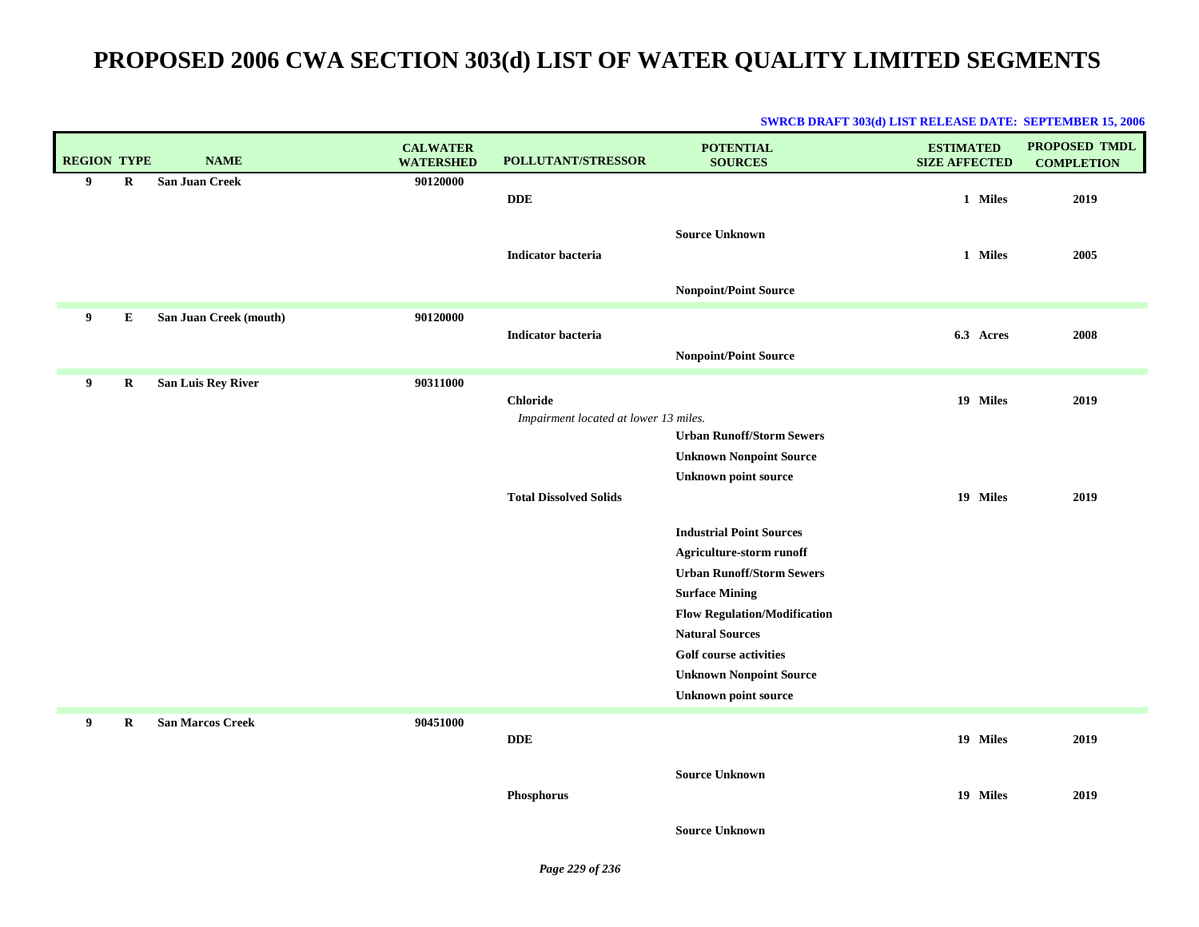# PROPOSED 2006 CWA SECTION 303(d) LIST OF WATER QUALITY LIMITED SEGMENTS

**SWRCB DRAFT 303(d) LIST RELEASE DATE: SEPTEMBER 15, 2006**

| REGION | TYPE | NAME | CALWATER WATERSHED | POLLUTANT/STRESSOR | POTENTIAL SOURCES | ESTIMATED SIZE AFFECTED | PROPOSED TMDL COMPLETION |
|---|---|---|---|---|---|---|---|
| 9 | R | San Juan Creek | 90120000 | | | | |
| | | | | DDE | | 1 Miles | 2019 |
| | | | | | Source Unknown | | |
| | | | | Indicator bacteria | | 1 Miles | 2005 |
| | | | | | Nonpoint/Point Source | | |
| 9 | E | San Juan Creek (mouth) | 90120000 | | | | |
| | | | | Indicator bacteria | | 6.3 Acres | 2008 |
| | | | | | Nonpoint/Point Source | | |
| 9 | R | San Luis Rey River | 90311000 | | | | |
| | | | | Chloride | | 19 Miles | 2019 |
| | | | | *Impairment located at lower 13 miles.* | | | |
| | | | | | Urban Runoff/Storm Sewers | | |
| | | | | | Unknown Nonpoint Source | | |
| | | | | | Unknown point source | | |
| | | | | Total Dissolved Solids | | 19 Miles | 2019 |
| | | | | | Industrial Point Sources | | |
| | | | | | Agriculture-storm runoff | | |
| | | | | | Urban Runoff/Storm Sewers | | |
| | | | | | Surface Mining | | |
| | | | | | Flow Regulation/Modification | | |
| | | | | | Natural Sources | | |
| | | | | | Golf course activities | | |
| | | | | | Unknown Nonpoint Source | | |
| | | | | | Unknown point source | | |
| 9 | R | San Marcos Creek | 90451000 | | | | |
| | | | | DDE | | 19 Miles | 2019 |
| | | | | | Source Unknown | | |
| | | | | Phosphorus | | 19 Miles | 2019 |
| | | | | | Source Unknown | | |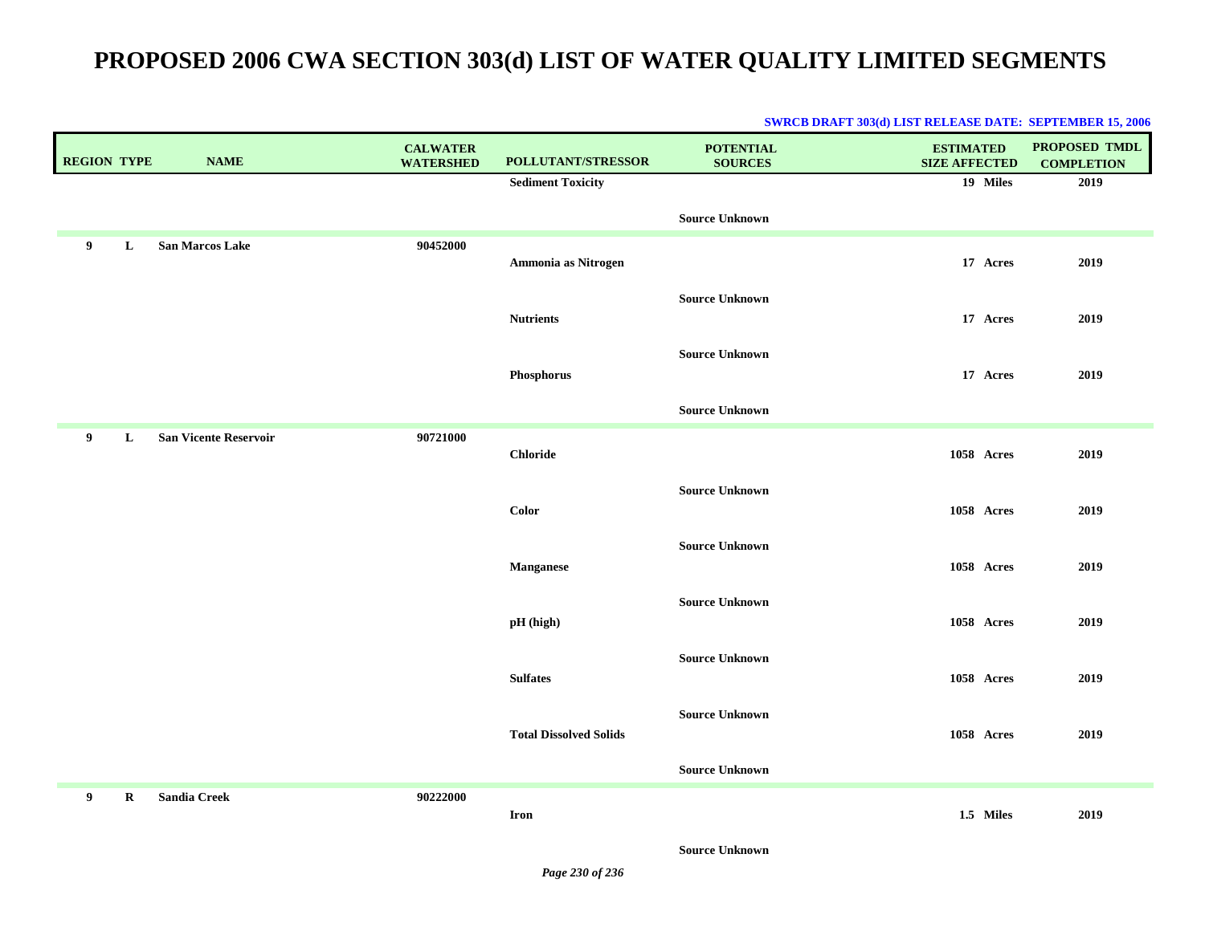# PROPOSED 2006 CWA SECTION 303(d) LIST OF WATER QUALITY LIMITED SEGMENTS

**SWRCB DRAFT 303(d) LIST RELEASE DATE: SEPTEMBER 15, 2006**

| REGION | TYPE | NAME | CALWATER WATERSHED | POLLUTANT/STRESSOR | POTENTIAL SOURCES | ESTIMATED SIZE AFFECTED | PROPOSED TMDL COMPLETION |
|---|---|---|---|---|---|---|---|
| | | | | Sediment Toxicity | | 19 Miles | 2019 |
| | | | | | Source Unknown | | |
| 9 | L | San Marcos Lake | 90452000 | | | | |
| | | | | Ammonia as Nitrogen | | 17 Acres | 2019 |
| | | | | | Source Unknown | | |
| | | | | Nutrients | | 17 Acres | 2019 |
| | | | | | Source Unknown | | |
| | | | | Phosphorus | | 17 Acres | 2019 |
| | | | | | Source Unknown | | |
| 9 | L | San Vicente Reservoir | 90721000 | | | | |
| | | | | Chloride | | 1058 Acres | 2019 |
| | | | | | Source Unknown | | |
| | | | | Color | | 1058 Acres | 2019 |
| | | | | | Source Unknown | | |
| | | | | Manganese | | 1058 Acres | 2019 |
| | | | | | Source Unknown | | |
| | | | | pH (high) | | 1058 Acres | 2019 |
| | | | | | Source Unknown | | |
| | | | | Sulfates | | 1058 Acres | 2019 |
| | | | | | Source Unknown | | |
| | | | | Total Dissolved Solids | | 1058 Acres | 2019 |
| | | | | | Source Unknown | | |
| 9 | R | Sandia Creek | 90222000 | | | | |
| | | | | Iron | | 1.5 Miles | 2019 |
| | | | | | Source Unknown | | |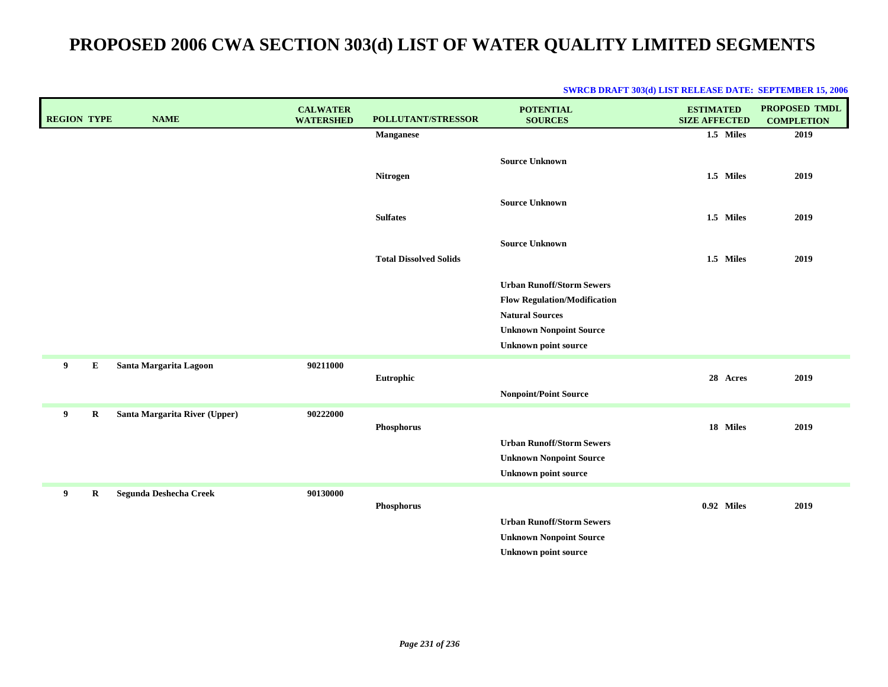# PROPOSED 2006 CWA SECTION 303(d) LIST OF WATER QUALITY LIMITED SEGMENTS

**SWRCB DRAFT 303(d) LIST RELEASE DATE: SEPTEMBER 15, 2006**

| REGION | TYPE | NAME | CALWATER WATERSHED | POLLUTANT/STRESSOR | POTENTIAL SOURCES | ESTIMATED SIZE AFFECTED | PROPOSED TMDL COMPLETION |
|---|---|---|---|---|---|---|---|
| | | | | **Manganese** | | **1.5 Miles** | **2019** |
| | | | | | **Source Unknown** | | |
| | | | | **Nitrogen** | | **1.5 Miles** | **2019** |
| | | | | | **Source Unknown** | | |
| | | | | **Sulfates** | | **1.5 Miles** | **2019** |
| | | | | | **Source Unknown** | | |
| | | | | **Total Dissolved Solids** | | **1.5 Miles** | **2019** |
| | | | | | **Urban Runoff/Storm Sewers** | | |
| | | | | | **Flow Regulation/Modification** | | |
| | | | | | **Natural Sources** | | |
| | | | | | **Unknown Nonpoint Source** | | |
| | | | | | **Unknown point source** | | |
| **9** | **E** | **Santa Margarita Lagoon** | **90211000** | | | | |
| | | | | **Eutrophic** | | **28 Acres** | **2019** |
| | | | | | **Nonpoint/Point Source** | | |
| **9** | **R** | **Santa Margarita River (Upper)** | **90222000** | | | | |
| | | | | **Phosphorus** | | **18 Miles** | **2019** |
| | | | | | **Urban Runoff/Storm Sewers** | | |
| | | | | | **Unknown Nonpoint Source** | | |
| | | | | | **Unknown point source** | | |
| **9** | **R** | **Segunda Deshecha Creek** | **90130000** | | | | |
| | | | | **Phosphorus** | | **0.92 Miles** | **2019** |
| | | | | | **Urban Runoff/Storm Sewers** | | |
| | | | | | **Unknown Nonpoint Source** | | |
| | | | | | **Unknown point source** | | |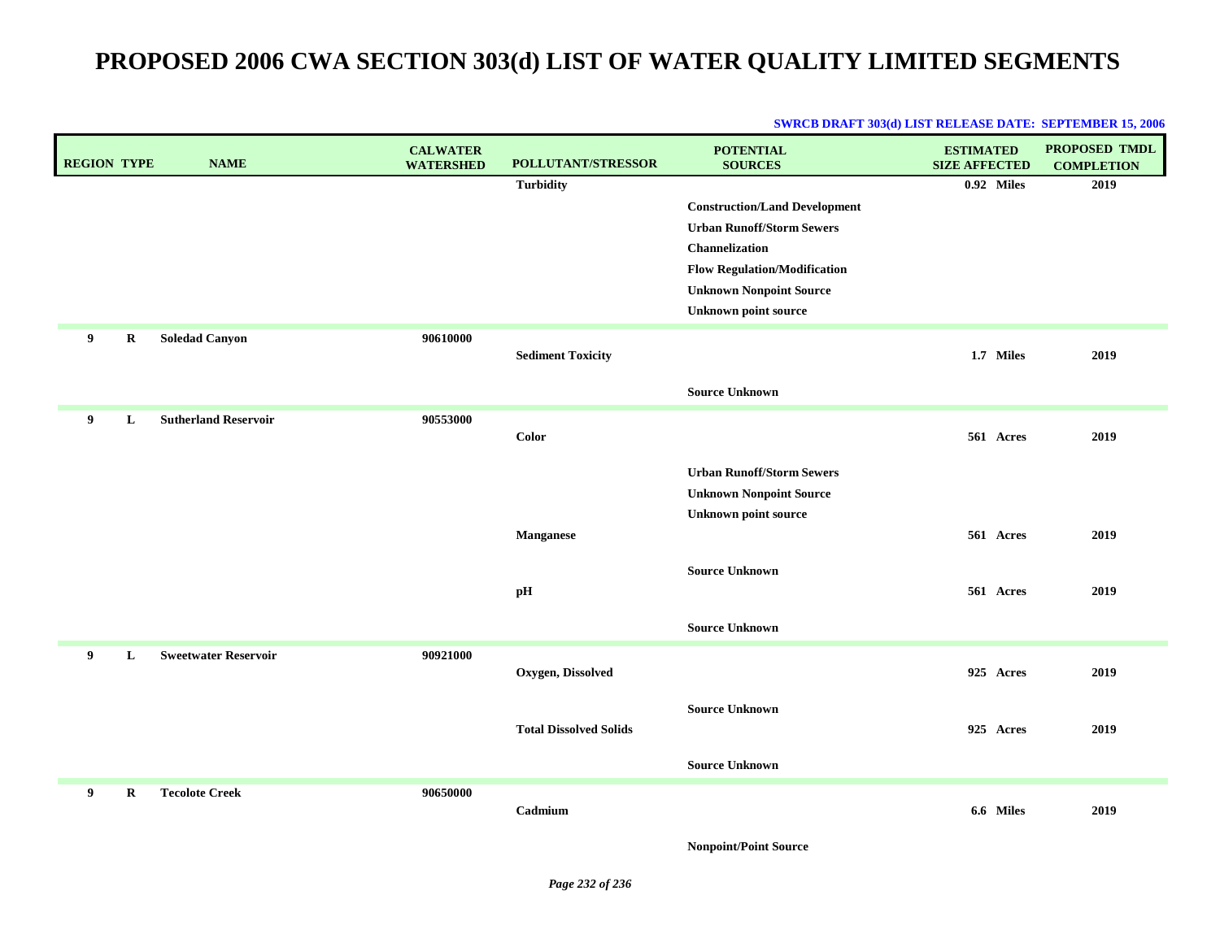# PROPOSED 2006 CWA SECTION 303(d) LIST OF WATER QUALITY LIMITED SEGMENTS

**SWRCB DRAFT 303(d) LIST RELEASE DATE: SEPTEMBER 15, 2006**

| REGION | TYPE | NAME | CALWATER WATERSHED | POLLUTANT/STRESSOR | POTENTIAL SOURCES | ESTIMATED SIZE AFFECTED | PROPOSED TMDL COMPLETION |
|---|---|---|---|---|---|---|---|
| | | | | Turbidity | | 0.92 Miles | 2019 |
| | | | | | Construction/Land Development | | |
| | | | | | Urban Runoff/Storm Sewers | | |
| | | | | | Channelization | | |
| | | | | | Flow Regulation/Modification | | |
| | | | | | Unknown Nonpoint Source | | |
| | | | | | Unknown point source | | |
| 9 | R | Soledad Canyon | 90610000 | | | | |
| | | | | Sediment Toxicity | | 1.7 Miles | 2019 |
| | | | | | Source Unknown | | |
| 9 | L | Sutherland Reservoir | 90553000 | | | | |
| | | | | Color | | 561 Acres | 2019 |
| | | | | | Urban Runoff/Storm Sewers | | |
| | | | | | Unknown Nonpoint Source | | |
| | | | | | Unknown point source | | |
| | | | | Manganese | | 561 Acres | 2019 |
| | | | | | Source Unknown | | |
| | | | | pH | | 561 Acres | 2019 |
| | | | | | Source Unknown | | |
| 9 | L | Sweetwater Reservoir | 90921000 | | | | |
| | | | | Oxygen, Dissolved | | 925 Acres | 2019 |
| | | | | | Source Unknown | | |
| | | | | Total Dissolved Solids | | 925 Acres | 2019 |
| | | | | | Source Unknown | | |
| 9 | R | Tecolote Creek | 90650000 | | | | |
| | | | | Cadmium | | 6.6 Miles | 2019 |
| | | | | | Nonpoint/Point Source | | |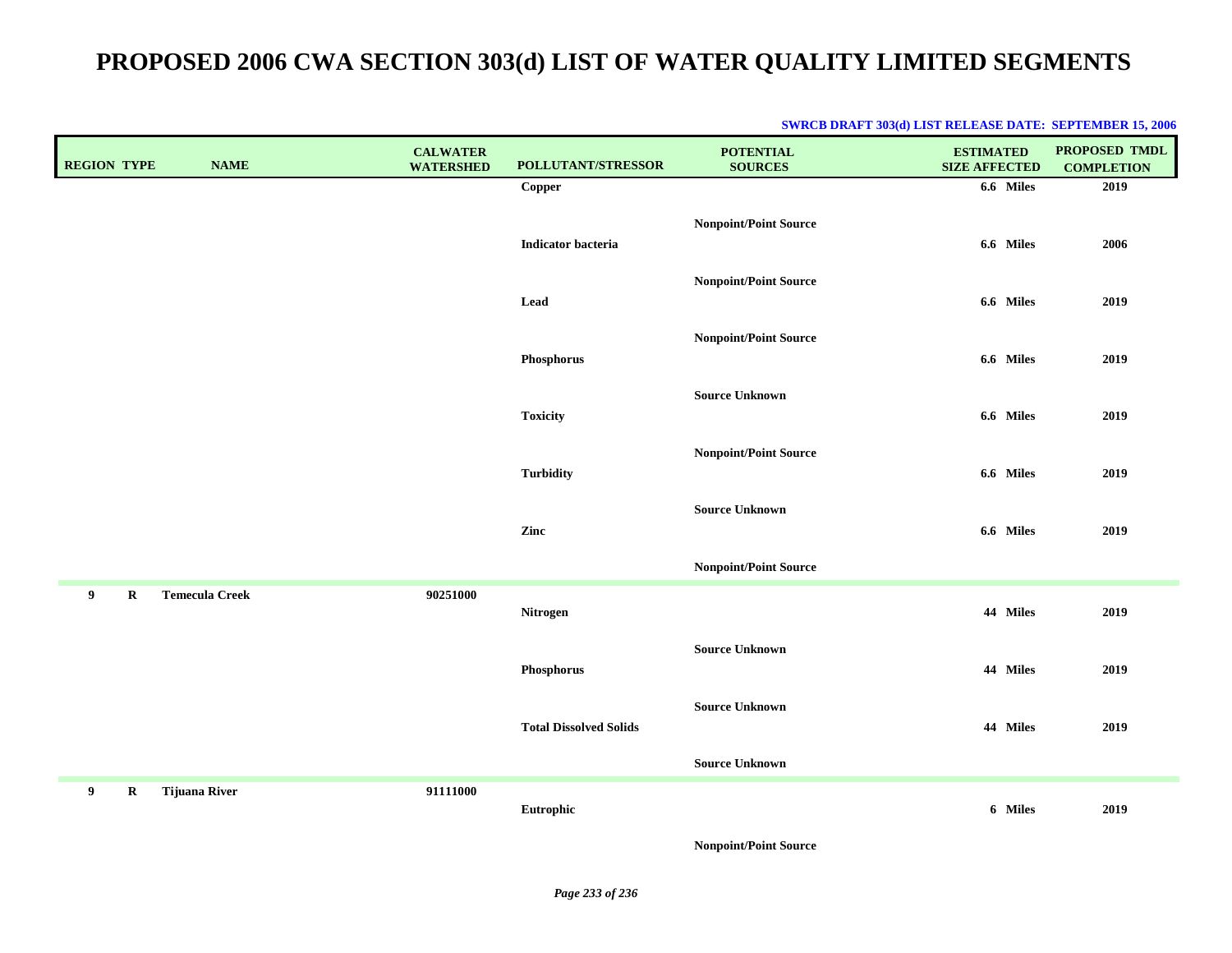# PROPOSED 2006 CWA SECTION 303(d) LIST OF WATER QUALITY LIMITED SEGMENTS

**SWRCB DRAFT 303(d) LIST RELEASE DATE: SEPTEMBER 15, 2006**

| REGION | TYPE | NAME | CALWATER WATERSHED | POLLUTANT/STRESSOR | POTENTIAL SOURCES | ESTIMATED SIZE AFFECTED | PROPOSED TMDL COMPLETION |
|---|---|---|---|---|---|---|---|
| | | | | Copper | | 6.6 Miles | 2019 |
| | | | | | Nonpoint/Point Source | | |
| | | | | Indicator bacteria | | 6.6 Miles | 2006 |
| | | | | | Nonpoint/Point Source | | |
| | | | | Lead | | 6.6 Miles | 2019 |
| | | | | | Nonpoint/Point Source | | |
| | | | | Phosphorus | | 6.6 Miles | 2019 |
| | | | | | Source Unknown | | |
| | | | | Toxicity | | 6.6 Miles | 2019 |
| | | | | | Nonpoint/Point Source | | |
| | | | | Turbidity | | 6.6 Miles | 2019 |
| | | | | | Source Unknown | | |
| | | | | Zinc | | 6.6 Miles | 2019 |
| | | | | | Nonpoint/Point Source | | |
| 9 | R | Temecula Creek | 90251000 | | | | |
| | | | | Nitrogen | | 44 Miles | 2019 |
| | | | | | Source Unknown | | |
| | | | | Phosphorus | | 44 Miles | 2019 |
| | | | | | Source Unknown | | |
| | | | | Total Dissolved Solids | | 44 Miles | 2019 |
| | | | | | Source Unknown | | |
| 9 | R | Tijuana River | 91111000 | | | | |
| | | | | Eutrophic | | 6 Miles | 2019 |
| | | | | | Nonpoint/Point Source | | |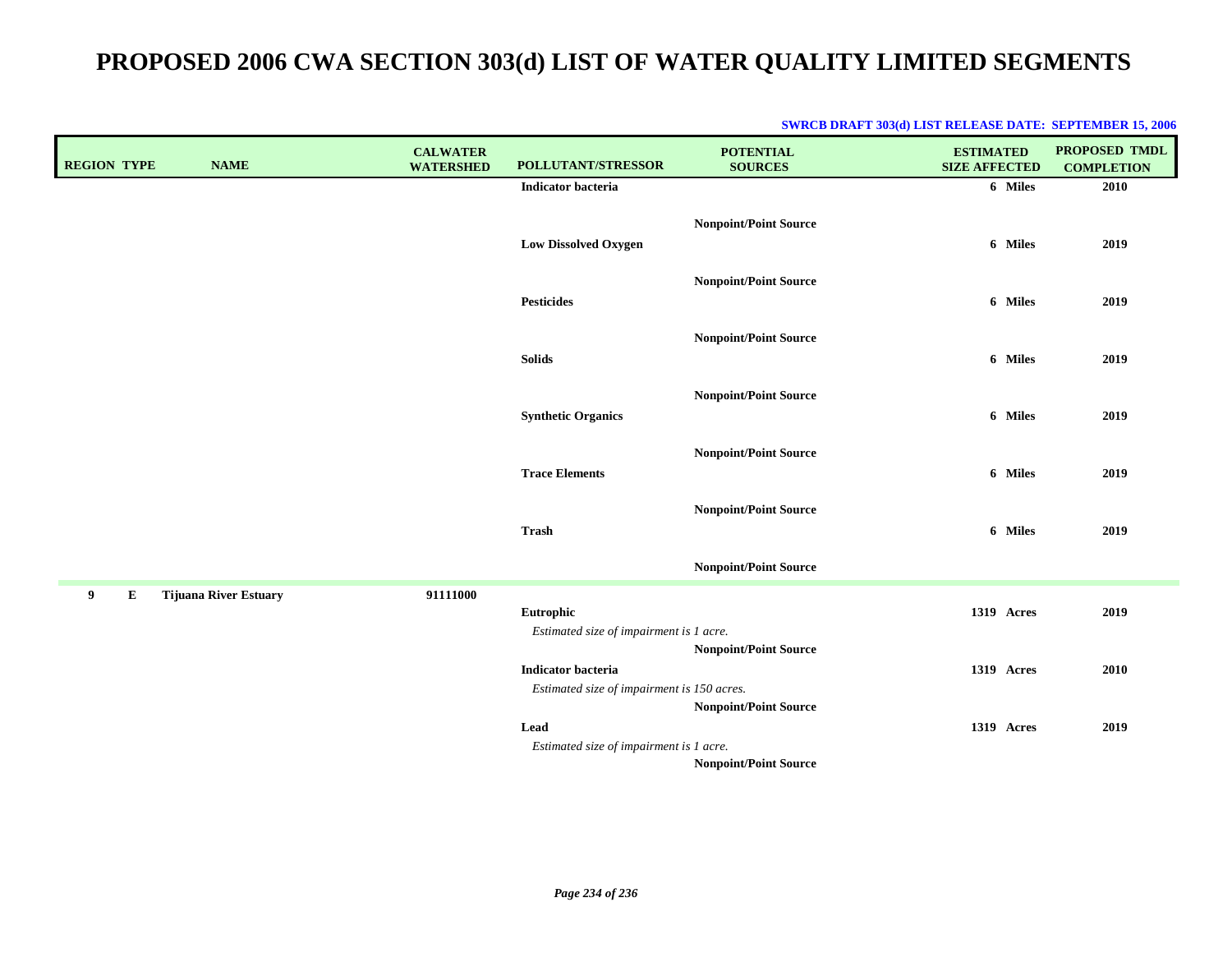# PROPOSED 2006 CWA SECTION 303(d) LIST OF WATER QUALITY LIMITED SEGMENTS

**SWRCB DRAFT 303(d) LIST RELEASE DATE: SEPTEMBER 15, 2006**

| REGION | TYPE | NAME | CALWATER WATERSHED | POLLUTANT/STRESSOR | POTENTIAL SOURCES | ESTIMATED SIZE AFFECTED | PROPOSED TMDL COMPLETION |
|---|---|---|---|---|---|---|---|
| | | | | **Indicator bacteria** | | 6 Miles | 2010 |
| | | | | | Nonpoint/Point Source | | |
| | | | | **Low Dissolved Oxygen** | | 6 Miles | 2019 |
| | | | | | Nonpoint/Point Source | | |
| | | | | **Pesticides** | | 6 Miles | 2019 |
| | | | | | Nonpoint/Point Source | | |
| | | | | **Solids** | | 6 Miles | 2019 |
| | | | | | Nonpoint/Point Source | | |
| | | | | **Synthetic Organics** | | 6 Miles | 2019 |
| | | | | | Nonpoint/Point Source | | |
| | | | | **Trace Elements** | | 6 Miles | 2019 |
| | | | | | Nonpoint/Point Source | | |
| | | | | **Trash** | | 6 Miles | 2019 |
| | | | | | Nonpoint/Point Source | | |
| 9 | E | Tijuana River Estuary | 91111000 | | | | |
| | | | | **Eutrophic** | | 1319 Acres | 2019 |
| | | | | *Estimated size of impairment is 1 acre.* | | | |
| | | | | | Nonpoint/Point Source | | |
| | | | | **Indicator bacteria** | | 1319 Acres | 2010 |
| | | | | *Estimated size of impairment is 150 acres.* | | | |
| | | | | | Nonpoint/Point Source | | |
| | | | | **Lead** | | 1319 Acres | 2019 |
| | | | | *Estimated size of impairment is 1 acre.* | | | |
| | | | | | Nonpoint/Point Source | | |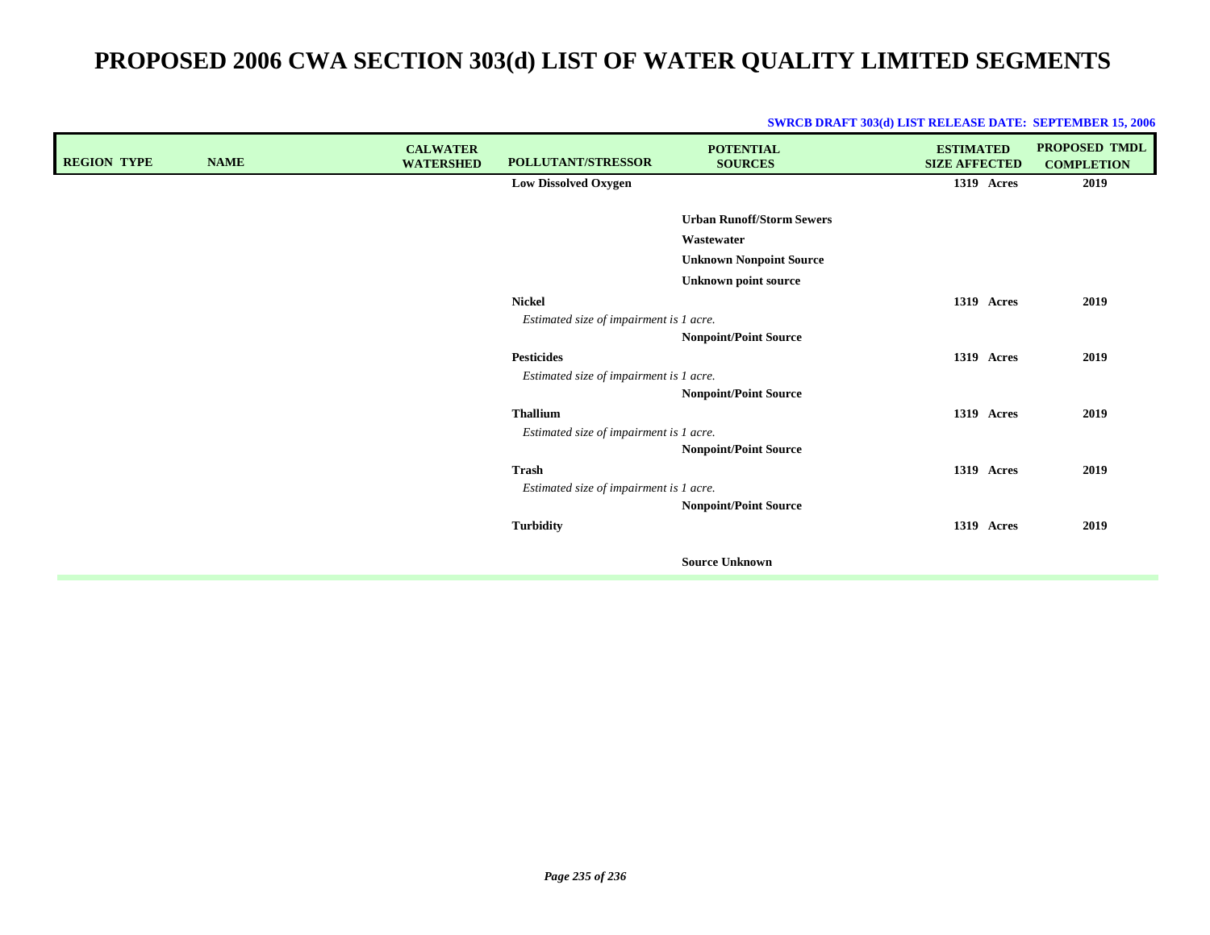# PROPOSED 2006 CWA SECTION 303(d) LIST OF WATER QUALITY LIMITED SEGMENTS

**SWRCB DRAFT 303(d) LIST RELEASE DATE: SEPTEMBER 15, 2006**

| REGION | TYPE | NAME | CALWATER WATERSHED | POLLUTANT/STRESSOR | POTENTIAL SOURCES | ESTIMATED SIZE AFFECTED | PROPOSED TMDL COMPLETION |
|---|---|---|---|---|---|---|---|
| | | | | **Low Dissolved Oxygen** | | **1319 Acres** | **2019** |
| | | | | | **Urban Runoff/Storm Sewers** | | |
| | | | | | **Wastewater** | | |
| | | | | | **Unknown Nonpoint Source** | | |
| | | | | | **Unknown point source** | | |
| | | | | **Nickel** | | **1319 Acres** | **2019** |
| | | | | *Estimated size of impairment is 1 acre.* | | | |
| | | | | | **Nonpoint/Point Source** | | |
| | | | | **Pesticides** | | **1319 Acres** | **2019** |
| | | | | *Estimated size of impairment is 1 acre.* | | | |
| | | | | | **Nonpoint/Point Source** | | |
| | | | | **Thallium** | | **1319 Acres** | **2019** |
| | | | | *Estimated size of impairment is 1 acre.* | | | |
| | | | | | **Nonpoint/Point Source** | | |
| | | | | **Trash** | | **1319 Acres** | **2019** |
| | | | | *Estimated size of impairment is 1 acre.* | | | |
| | | | | | **Nonpoint/Point Source** | | |
| | | | | **Turbidity** | | **1319 Acres** | **2019** |
| | | | | | **Source Unknown** | | |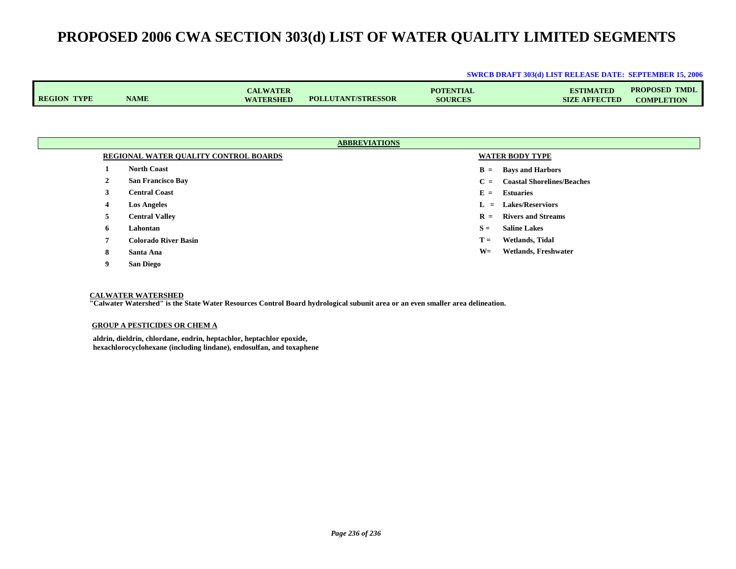# PROPOSED 2006 CWA SECTION 303(d) LIST OF WATER QUALITY LIMITED SEGMENTS

**SWRCB DRAFT 303(d) LIST RELEASE DATE: SEPTEMBER 15, 2006**

| REGION | TYPE | NAME | CALWATER WATERSHED | POLLUTANT/STRESSOR | POTENTIAL SOURCES | ESTIMATED SIZE AFFECTED | PROPOSED TMDL COMPLETION |
|---|---|---|---|---|---|---|---|

## ABBREVIATIONS

### REGIONAL WATER QUALITY CONTROL BOARDS

| | |
|---|---|
| 1 | North Coast |
| 2 | San Francisco Bay |
| 3 | Central Coast |
| 4 | Los Angeles |
| 5 | Central Valley |
| 6 | Lahontan |
| 7 | Colorado River Basin |
| 8 | Santa Ana |
| 9 | San Diego |

### WATER BODY TYPE

| | |
|---|---|
| B = | Bays and Harbors |
| C = | Coastal Shorelines/Beaches |
| E = | Estuaries |
| L = | Lakes/Reserviors |
| R = | Rivers and Streams |
| S = | Saline Lakes |
| T = | Wetlands, Tidal |
| W= | Wetlands, Freshwater |

### CALWATER WATERSHED

**"Calwater Watershed" is the State Water Resources Control Board hydrological subunit area or an even smaller area delineation.**

### GROUP A PESTICIDES OR CHEM A

**aldrin, dieldrin, chlordane, endrin, heptachlor, heptachlor epoxide, hexachlorocyclohexane (including lindane), endosulfan, and toxaphene**